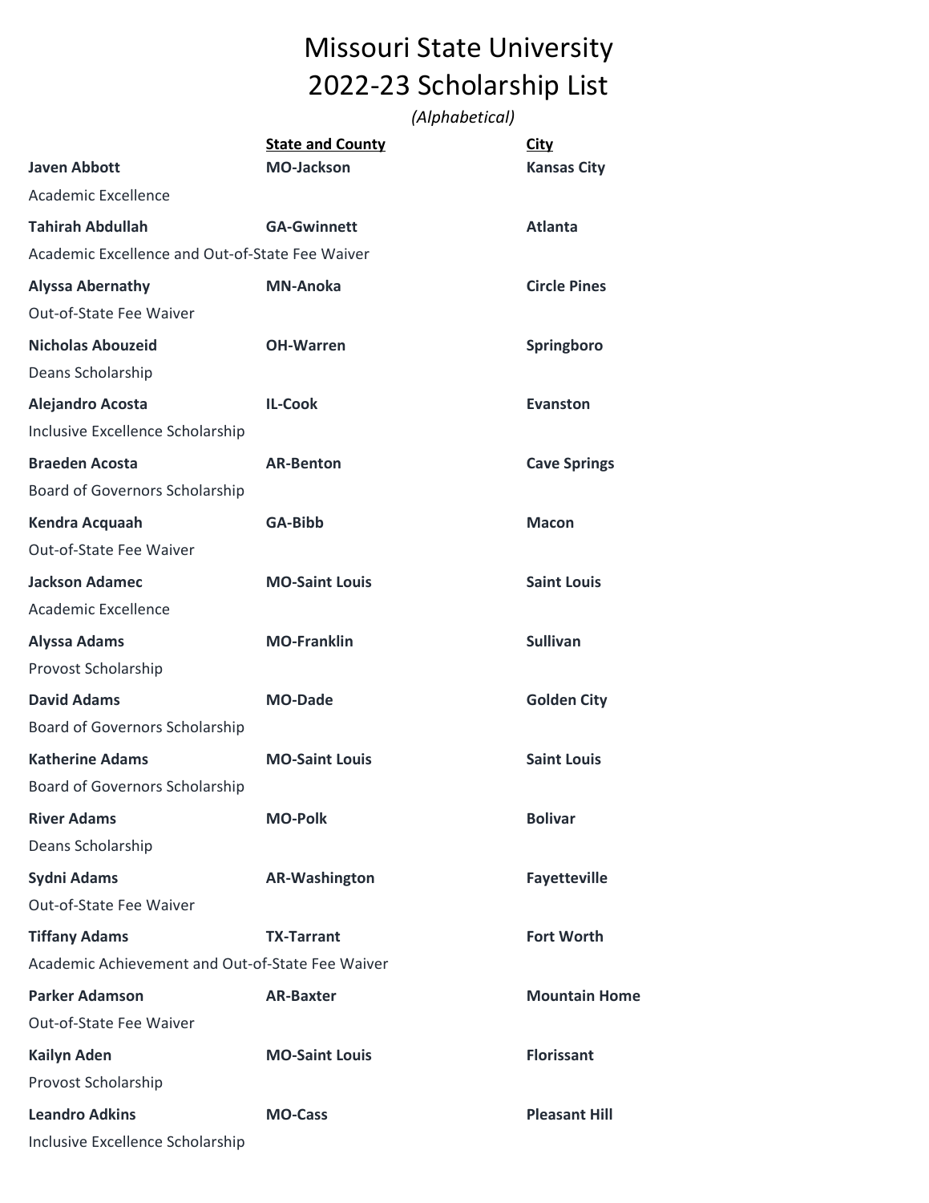# Missouri State University
# 2022-23 Scholarship List

*(Alphabetical)*

| Name / Scholarship | State and County | City |
|---|---|---|
| **Javen Abbott** | **MO-Jackson** | **Kansas City** |
| Academic Excellence | | |
| **Tahirah Abdullah** | **GA-Gwinnett** | **Atlanta** |
| Academic Excellence and Out-of-State Fee Waiver | | |
| **Alyssa Abernathy** | **MN-Anoka** | **Circle Pines** |
| Out-of-State Fee Waiver | | |
| **Nicholas Abouzeid** | **OH-Warren** | **Springboro** |
| Deans Scholarship | | |
| **Alejandro Acosta** | **IL-Cook** | **Evanston** |
| Inclusive Excellence Scholarship | | |
| **Braeden Acosta** | **AR-Benton** | **Cave Springs** |
| Board of Governors Scholarship | | |
| **Kendra Acquaah** | **GA-Bibb** | **Macon** |
| Out-of-State Fee Waiver | | |
| **Jackson Adamec** | **MO-Saint Louis** | **Saint Louis** |
| Academic Excellence | | |
| **Alyssa Adams** | **MO-Franklin** | **Sullivan** |
| Provost Scholarship | | |
| **David Adams** | **MO-Dade** | **Golden City** |
| Board of Governors Scholarship | | |
| **Katherine Adams** | **MO-Saint Louis** | **Saint Louis** |
| Board of Governors Scholarship | | |
| **River Adams** | **MO-Polk** | **Bolivar** |
| Deans Scholarship | | |
| **Sydni Adams** | **AR-Washington** | **Fayetteville** |
| Out-of-State Fee Waiver | | |
| **Tiffany Adams** | **TX-Tarrant** | **Fort Worth** |
| Academic Achievement and Out-of-State Fee Waiver | | |
| **Parker Adamson** | **AR-Baxter** | **Mountain Home** |
| Out-of-State Fee Waiver | | |
| **Kailyn Aden** | **MO-Saint Louis** | **Florissant** |
| Provost Scholarship | | |
| **Leandro Adkins** | **MO-Cass** | **Pleasant Hill** |
| Inclusive Excellence Scholarship | | |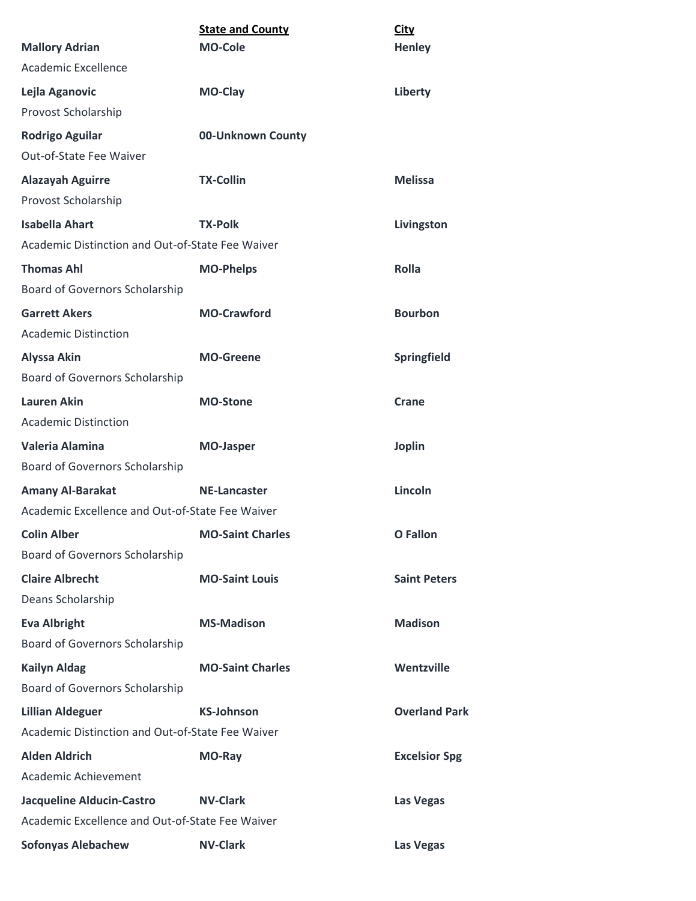| | State and County | City |
|---|---|---|
| **Mallory Adrian** | **MO-Cole** | **Henley** |
| Academic Excellence | | |
| **Lejla Aganovic** | **MO-Clay** | **Liberty** |
| Provost Scholarship | | |
| **Rodrigo Aguilar** | **00-Unknown County** | |
| Out-of-State Fee Waiver | | |
| **Alazayah Aguirre** | **TX-Collin** | **Melissa** |
| Provost Scholarship | | |
| **Isabella Ahart** | **TX-Polk** | **Livingston** |
| Academic Distinction and Out-of-State Fee Waiver | | |
| **Thomas Ahl** | **MO-Phelps** | **Rolla** |
| Board of Governors Scholarship | | |
| **Garrett Akers** | **MO-Crawford** | **Bourbon** |
| Academic Distinction | | |
| **Alyssa Akin** | **MO-Greene** | **Springfield** |
| Board of Governors Scholarship | | |
| **Lauren Akin** | **MO-Stone** | **Crane** |
| Academic Distinction | | |
| **Valeria Alamina** | **MO-Jasper** | **Joplin** |
| Board of Governors Scholarship | | |
| **Amany Al-Barakat** | **NE-Lancaster** | **Lincoln** |
| Academic Excellence and Out-of-State Fee Waiver | | |
| **Colin Alber** | **MO-Saint Charles** | **O Fallon** |
| Board of Governors Scholarship | | |
| **Claire Albrecht** | **MO-Saint Louis** | **Saint Peters** |
| Deans Scholarship | | |
| **Eva Albright** | **MS-Madison** | **Madison** |
| Board of Governors Scholarship | | |
| **Kailyn Aldag** | **MO-Saint Charles** | **Wentzville** |
| Board of Governors Scholarship | | |
| **Lillian Aldeguer** | **KS-Johnson** | **Overland Park** |
| Academic Distinction and Out-of-State Fee Waiver | | |
| **Alden Aldrich** | **MO-Ray** | **Excelsior Spg** |
| Academic Achievement | | |
| **Jacqueline Alducin-Castro** | **NV-Clark** | **Las Vegas** |
| Academic Excellence and Out-of-State Fee Waiver | | |
| **Sofonyas Alebachew** | **NV-Clark** | **Las Vegas** |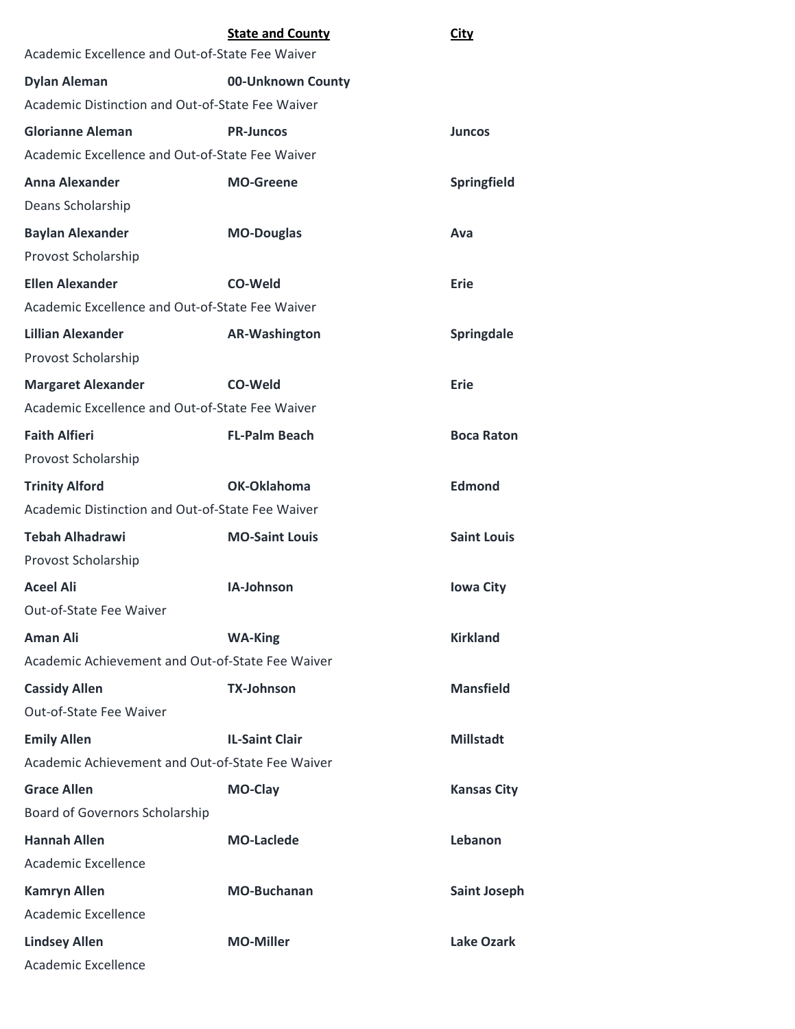| | State and County | City |
|---|---|---|
| Academic Excellence and Out-of-State Fee Waiver | | |
| **Dylan Aleman** | **00-Unknown County** | |
| Academic Distinction and Out-of-State Fee Waiver | | |
| **Glorianne Aleman** | **PR-Juncos** | **Juncos** |
| Academic Excellence and Out-of-State Fee Waiver | | |
| **Anna Alexander** | **MO-Greene** | **Springfield** |
| Deans Scholarship | | |
| **Baylan Alexander** | **MO-Douglas** | **Ava** |
| Provost Scholarship | | |
| **Ellen Alexander** | **CO-Weld** | **Erie** |
| Academic Excellence and Out-of-State Fee Waiver | | |
| **Lillian Alexander** | **AR-Washington** | **Springdale** |
| Provost Scholarship | | |
| **Margaret Alexander** | **CO-Weld** | **Erie** |
| Academic Excellence and Out-of-State Fee Waiver | | |
| **Faith Alfieri** | **FL-Palm Beach** | **Boca Raton** |
| Provost Scholarship | | |
| **Trinity Alford** | **OK-Oklahoma** | **Edmond** |
| Academic Distinction and Out-of-State Fee Waiver | | |
| **Tebah Alhadrawi** | **MO-Saint Louis** | **Saint Louis** |
| Provost Scholarship | | |
| **Aceel Ali** | **IA-Johnson** | **Iowa City** |
| Out-of-State Fee Waiver | | |
| **Aman Ali** | **WA-King** | **Kirkland** |
| Academic Achievement and Out-of-State Fee Waiver | | |
| **Cassidy Allen** | **TX-Johnson** | **Mansfield** |
| Out-of-State Fee Waiver | | |
| **Emily Allen** | **IL-Saint Clair** | **Millstadt** |
| Academic Achievement and Out-of-State Fee Waiver | | |
| **Grace Allen** | **MO-Clay** | **Kansas City** |
| Board of Governors Scholarship | | |
| **Hannah Allen** | **MO-Laclede** | **Lebanon** |
| Academic Excellence | | |
| **Kamryn Allen** | **MO-Buchanan** | **Saint Joseph** |
| Academic Excellence | | |
| **Lindsey Allen** | **MO-Miller** | **Lake Ozark** |
| Academic Excellence | | |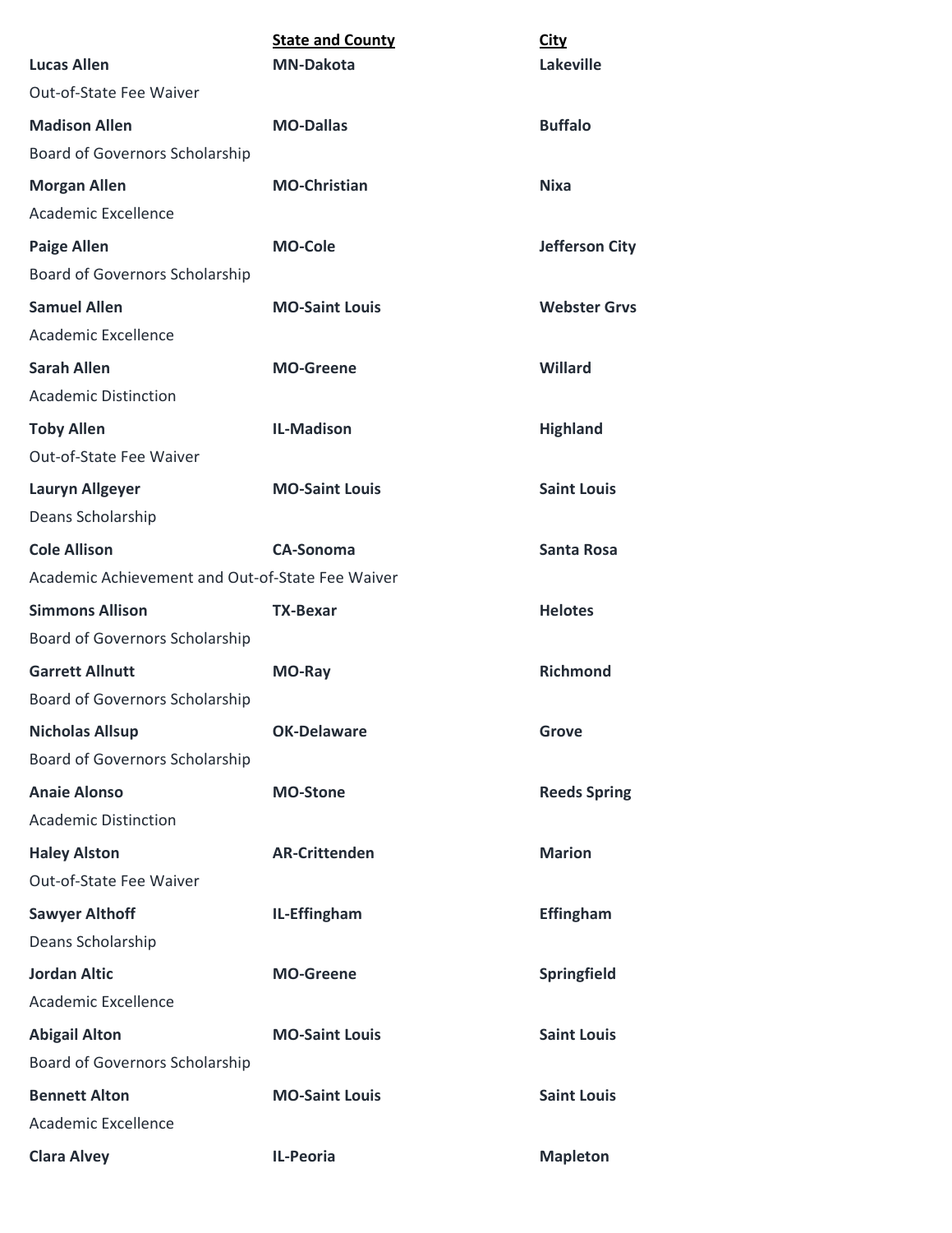| | **State and County** | **City** |
|---|---|---|
| **Lucas Allen** | **MN-Dakota** | **Lakeville** |
| Out-of-State Fee Waiver | | |
| **Madison Allen** | **MO-Dallas** | **Buffalo** |
| Board of Governors Scholarship | | |
| **Morgan Allen** | **MO-Christian** | **Nixa** |
| Academic Excellence | | |
| **Paige Allen** | **MO-Cole** | **Jefferson City** |
| Board of Governors Scholarship | | |
| **Samuel Allen** | **MO-Saint Louis** | **Webster Grvs** |
| Academic Excellence | | |
| **Sarah Allen** | **MO-Greene** | **Willard** |
| Academic Distinction | | |
| **Toby Allen** | **IL-Madison** | **Highland** |
| Out-of-State Fee Waiver | | |
| **Lauryn Allgeyer** | **MO-Saint Louis** | **Saint Louis** |
| Deans Scholarship | | |
| **Cole Allison** | **CA-Sonoma** | **Santa Rosa** |
| Academic Achievement and Out-of-State Fee Waiver | | |
| **Simmons Allison** | **TX-Bexar** | **Helotes** |
| Board of Governors Scholarship | | |
| **Garrett Allnutt** | **MO-Ray** | **Richmond** |
| Board of Governors Scholarship | | |
| **Nicholas Allsup** | **OK-Delaware** | **Grove** |
| Board of Governors Scholarship | | |
| **Anaie Alonso** | **MO-Stone** | **Reeds Spring** |
| Academic Distinction | | |
| **Haley Alston** | **AR-Crittenden** | **Marion** |
| Out-of-State Fee Waiver | | |
| **Sawyer Althoff** | **IL-Effingham** | **Effingham** |
| Deans Scholarship | | |
| **Jordan Altic** | **MO-Greene** | **Springfield** |
| Academic Excellence | | |
| **Abigail Alton** | **MO-Saint Louis** | **Saint Louis** |
| Board of Governors Scholarship | | |
| **Bennett Alton** | **MO-Saint Louis** | **Saint Louis** |
| Academic Excellence | | |
| **Clara Alvey** | **IL-Peoria** | **Mapleton** |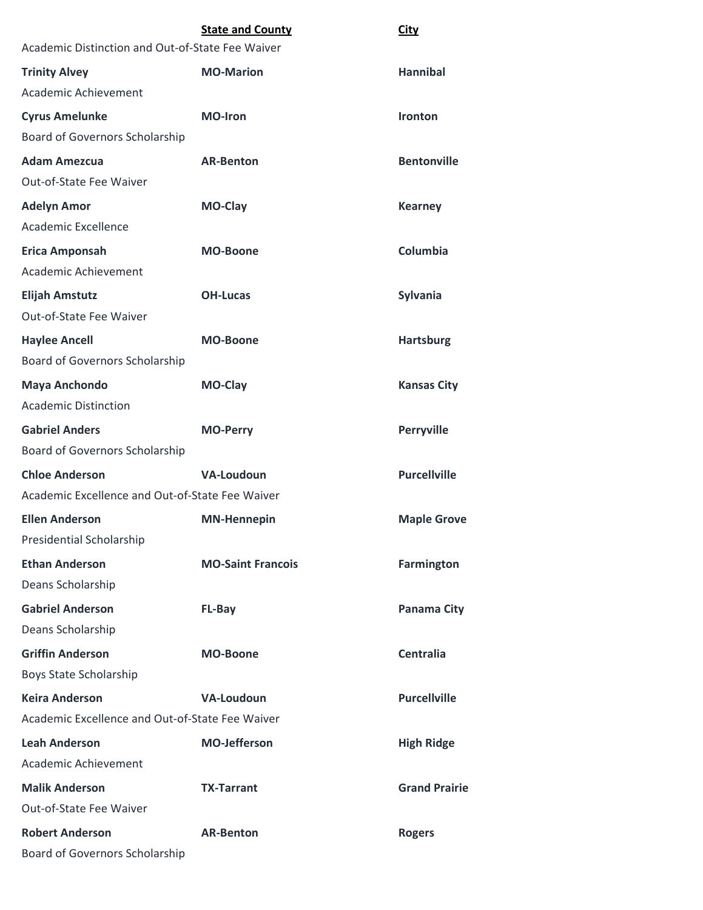| | State and County | City |
|---|---|---|
| Academic Distinction and Out-of-State Fee Waiver | | |
| **Trinity Alvey** | **MO-Marion** | **Hannibal** |
| Academic Achievement | | |
| **Cyrus Amelunke** | **MO-Iron** | **Ironton** |
| Board of Governors Scholarship | | |
| **Adam Amezcua** | **AR-Benton** | **Bentonville** |
| Out-of-State Fee Waiver | | |
| **Adelyn Amor** | **MO-Clay** | **Kearney** |
| Academic Excellence | | |
| **Erica Amponsah** | **MO-Boone** | **Columbia** |
| Academic Achievement | | |
| **Elijah Amstutz** | **OH-Lucas** | **Sylvania** |
| Out-of-State Fee Waiver | | |
| **Haylee Ancell** | **MO-Boone** | **Hartsburg** |
| Board of Governors Scholarship | | |
| **Maya Anchondo** | **MO-Clay** | **Kansas City** |
| Academic Distinction | | |
| **Gabriel Anders** | **MO-Perry** | **Perryville** |
| Board of Governors Scholarship | | |
| **Chloe Anderson** | **VA-Loudoun** | **Purcellville** |
| Academic Excellence and Out-of-State Fee Waiver | | |
| **Ellen Anderson** | **MN-Hennepin** | **Maple Grove** |
| Presidential Scholarship | | |
| **Ethan Anderson** | **MO-Saint Francois** | **Farmington** |
| Deans Scholarship | | |
| **Gabriel Anderson** | **FL-Bay** | **Panama City** |
| Deans Scholarship | | |
| **Griffin Anderson** | **MO-Boone** | **Centralia** |
| Boys State Scholarship | | |
| **Keira Anderson** | **VA-Loudoun** | **Purcellville** |
| Academic Excellence and Out-of-State Fee Waiver | | |
| **Leah Anderson** | **MO-Jefferson** | **High Ridge** |
| Academic Achievement | | |
| **Malik Anderson** | **TX-Tarrant** | **Grand Prairie** |
| Out-of-State Fee Waiver | | |
| **Robert Anderson** | **AR-Benton** | **Rogers** |
| Board of Governors Scholarship | | |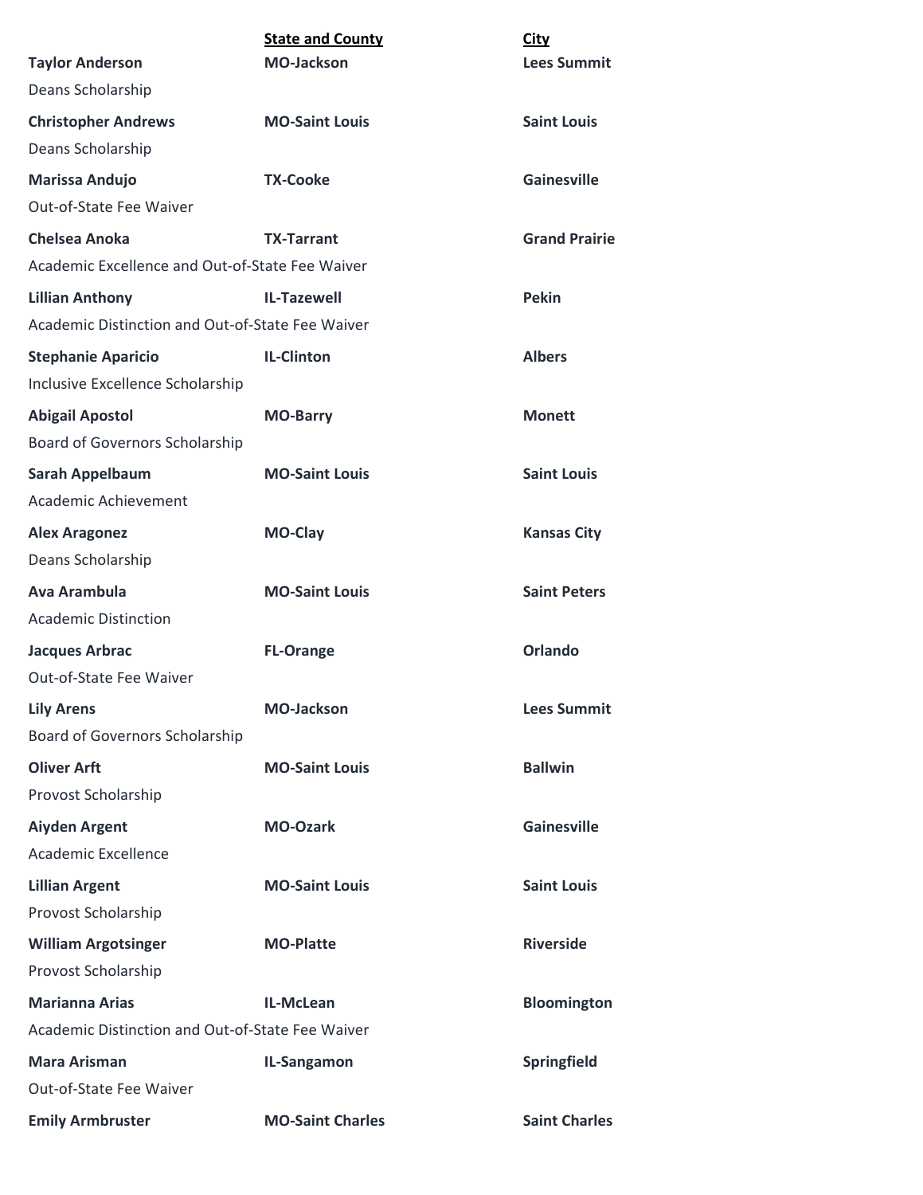| | State and County | City |
|---|---|---|
| **Taylor Anderson** | **MO-Jackson** | **Lees Summit** |
| Deans Scholarship | | |
| **Christopher Andrews** | **MO-Saint Louis** | **Saint Louis** |
| Deans Scholarship | | |
| **Marissa Andujo** | **TX-Cooke** | **Gainesville** |
| Out-of-State Fee Waiver | | |
| **Chelsea Anoka** | **TX-Tarrant** | **Grand Prairie** |
| Academic Excellence and Out-of-State Fee Waiver | | |
| **Lillian Anthony** | **IL-Tazewell** | **Pekin** |
| Academic Distinction and Out-of-State Fee Waiver | | |
| **Stephanie Aparicio** | **IL-Clinton** | **Albers** |
| Inclusive Excellence Scholarship | | |
| **Abigail Apostol** | **MO-Barry** | **Monett** |
| Board of Governors Scholarship | | |
| **Sarah Appelbaum** | **MO-Saint Louis** | **Saint Louis** |
| Academic Achievement | | |
| **Alex Aragonez** | **MO-Clay** | **Kansas City** |
| Deans Scholarship | | |
| **Ava Arambula** | **MO-Saint Louis** | **Saint Peters** |
| Academic Distinction | | |
| **Jacques Arbrac** | **FL-Orange** | **Orlando** |
| Out-of-State Fee Waiver | | |
| **Lily Arens** | **MO-Jackson** | **Lees Summit** |
| Board of Governors Scholarship | | |
| **Oliver Arft** | **MO-Saint Louis** | **Ballwin** |
| Provost Scholarship | | |
| **Aiyden Argent** | **MO-Ozark** | **Gainesville** |
| Academic Excellence | | |
| **Lillian Argent** | **MO-Saint Louis** | **Saint Louis** |
| Provost Scholarship | | |
| **William Argotsinger** | **MO-Platte** | **Riverside** |
| Provost Scholarship | | |
| **Marianna Arias** | **IL-McLean** | **Bloomington** |
| Academic Distinction and Out-of-State Fee Waiver | | |
| **Mara Arisman** | **IL-Sangamon** | **Springfield** |
| Out-of-State Fee Waiver | | |
| **Emily Armbruster** | **MO-Saint Charles** | **Saint Charles** |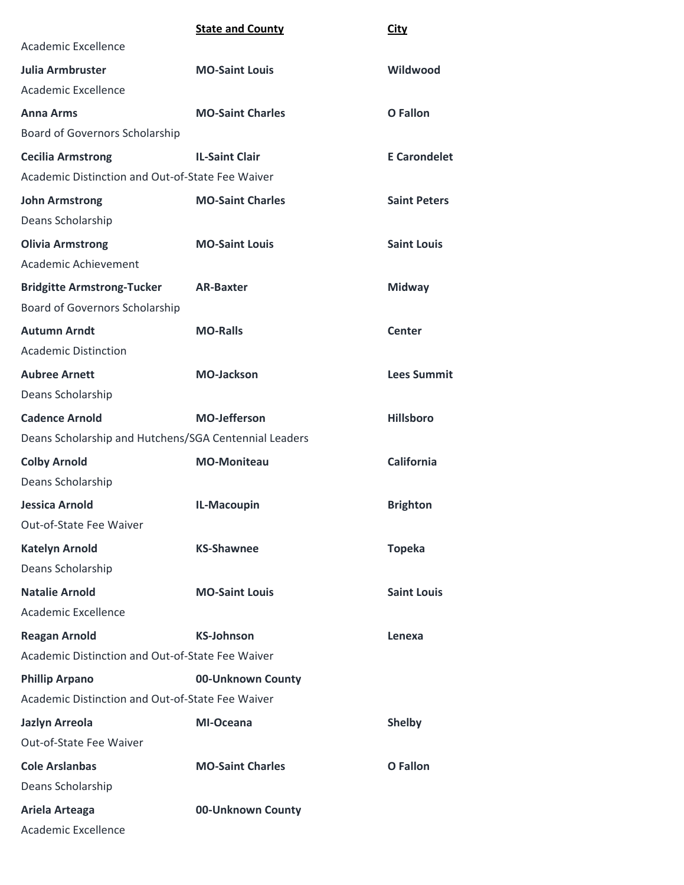| | State and County | City |
|---|---|---|
| Academic Excellence | | |
| **Julia Armbruster** | **MO-Saint Louis** | **Wildwood** |
| Academic Excellence | | |
| **Anna Arms** | **MO-Saint Charles** | **O Fallon** |
| Board of Governors Scholarship | | |
| **Cecilia Armstrong** | **IL-Saint Clair** | **E Carondelet** |
| Academic Distinction and Out-of-State Fee Waiver | | |
| **John Armstrong** | **MO-Saint Charles** | **Saint Peters** |
| Deans Scholarship | | |
| **Olivia Armstrong** | **MO-Saint Louis** | **Saint Louis** |
| Academic Achievement | | |
| **Bridgitte Armstrong-Tucker** | **AR-Baxter** | **Midway** |
| Board of Governors Scholarship | | |
| **Autumn Arndt** | **MO-Ralls** | **Center** |
| Academic Distinction | | |
| **Aubree Arnett** | **MO-Jackson** | **Lees Summit** |
| Deans Scholarship | | |
| **Cadence Arnold** | **MO-Jefferson** | **Hillsboro** |
| Deans Scholarship and Hutchens/SGA Centennial Leaders | | |
| **Colby Arnold** | **MO-Moniteau** | **California** |
| Deans Scholarship | | |
| **Jessica Arnold** | **IL-Macoupin** | **Brighton** |
| Out-of-State Fee Waiver | | |
| **Katelyn Arnold** | **KS-Shawnee** | **Topeka** |
| Deans Scholarship | | |
| **Natalie Arnold** | **MO-Saint Louis** | **Saint Louis** |
| Academic Excellence | | |
| **Reagan Arnold** | **KS-Johnson** | **Lenexa** |
| Academic Distinction and Out-of-State Fee Waiver | | |
| **Phillip Arpano** | **00-Unknown County** | |
| Academic Distinction and Out-of-State Fee Waiver | | |
| **Jazlyn Arreola** | **MI-Oceana** | **Shelby** |
| Out-of-State Fee Waiver | | |
| **Cole Arslanbas** | **MO-Saint Charles** | **O Fallon** |
| Deans Scholarship | | |
| **Ariela Arteaga** | **00-Unknown County** | |
| Academic Excellence | | |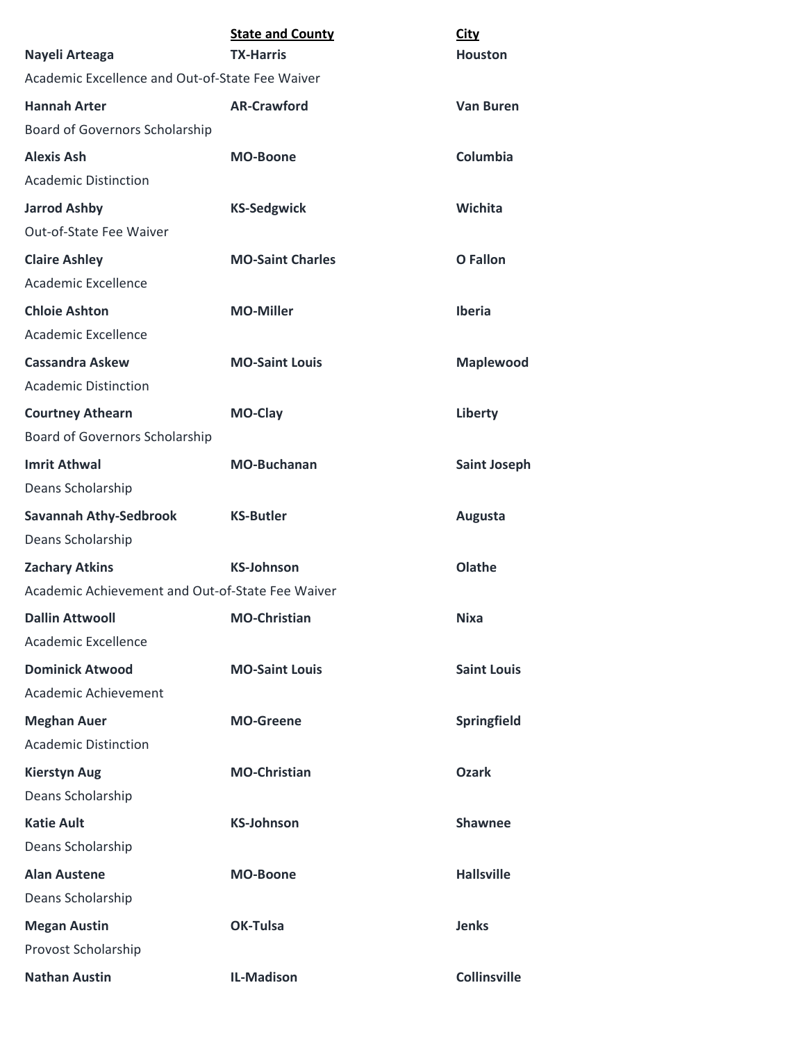| | State and County | City |
|---|---|---|
| **Nayeli Arteaga** | **TX-Harris** | **Houston** |
| Academic Excellence and Out-of-State Fee Waiver | | |
| **Hannah Arter** | **AR-Crawford** | **Van Buren** |
| Board of Governors Scholarship | | |
| **Alexis Ash** | **MO-Boone** | **Columbia** |
| Academic Distinction | | |
| **Jarrod Ashby** | **KS-Sedgwick** | **Wichita** |
| Out-of-State Fee Waiver | | |
| **Claire Ashley** | **MO-Saint Charles** | **O Fallon** |
| Academic Excellence | | |
| **Chloie Ashton** | **MO-Miller** | **Iberia** |
| Academic Excellence | | |
| **Cassandra Askew** | **MO-Saint Louis** | **Maplewood** |
| Academic Distinction | | |
| **Courtney Athearn** | **MO-Clay** | **Liberty** |
| Board of Governors Scholarship | | |
| **Imrit Athwal** | **MO-Buchanan** | **Saint Joseph** |
| Deans Scholarship | | |
| **Savannah Athy-Sedbrook** | **KS-Butler** | **Augusta** |
| Deans Scholarship | | |
| **Zachary Atkins** | **KS-Johnson** | **Olathe** |
| Academic Achievement and Out-of-State Fee Waiver | | |
| **Dallin Attwooll** | **MO-Christian** | **Nixa** |
| Academic Excellence | | |
| **Dominick Atwood** | **MO-Saint Louis** | **Saint Louis** |
| Academic Achievement | | |
| **Meghan Auer** | **MO-Greene** | **Springfield** |
| Academic Distinction | | |
| **Kierstyn Aug** | **MO-Christian** | **Ozark** |
| Deans Scholarship | | |
| **Katie Ault** | **KS-Johnson** | **Shawnee** |
| Deans Scholarship | | |
| **Alan Austene** | **MO-Boone** | **Hallsville** |
| Deans Scholarship | | |
| **Megan Austin** | **OK-Tulsa** | **Jenks** |
| Provost Scholarship | | |
| **Nathan Austin** | **IL-Madison** | **Collinsville** |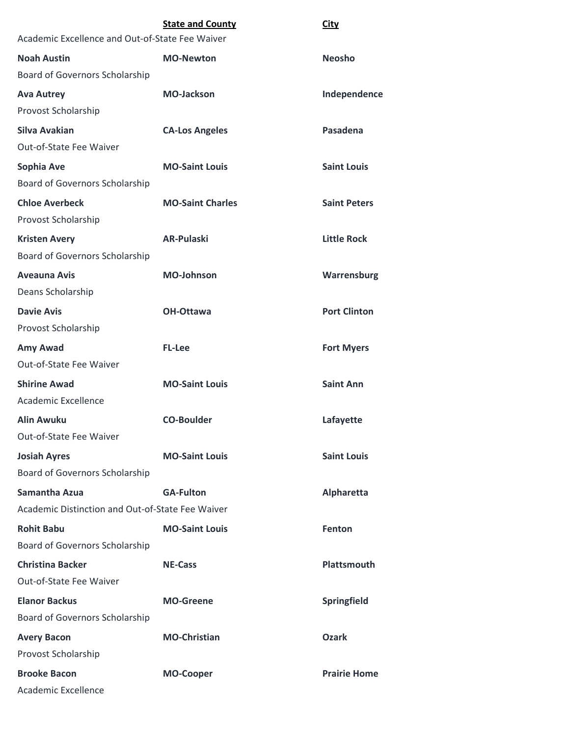| | State and County | City |
|---|---|---|
| Academic Excellence and Out-of-State Fee Waiver | | |
| **Noah Austin** | **MO-Newton** | **Neosho** |
| Board of Governors Scholarship | | |
| **Ava Autrey** | **MO-Jackson** | **Independence** |
| Provost Scholarship | | |
| **Silva Avakian** | **CA-Los Angeles** | **Pasadena** |
| Out-of-State Fee Waiver | | |
| **Sophia Ave** | **MO-Saint Louis** | **Saint Louis** |
| Board of Governors Scholarship | | |
| **Chloe Averbeck** | **MO-Saint Charles** | **Saint Peters** |
| Provost Scholarship | | |
| **Kristen Avery** | **AR-Pulaski** | **Little Rock** |
| Board of Governors Scholarship | | |
| **Aveauna Avis** | **MO-Johnson** | **Warrensburg** |
| Deans Scholarship | | |
| **Davie Avis** | **OH-Ottawa** | **Port Clinton** |
| Provost Scholarship | | |
| **Amy Awad** | **FL-Lee** | **Fort Myers** |
| Out-of-State Fee Waiver | | |
| **Shirine Awad** | **MO-Saint Louis** | **Saint Ann** |
| Academic Excellence | | |
| **Alin Awuku** | **CO-Boulder** | **Lafayette** |
| Out-of-State Fee Waiver | | |
| **Josiah Ayres** | **MO-Saint Louis** | **Saint Louis** |
| Board of Governors Scholarship | | |
| **Samantha Azua** | **GA-Fulton** | **Alpharetta** |
| Academic Distinction and Out-of-State Fee Waiver | | |
| **Rohit Babu** | **MO-Saint Louis** | **Fenton** |
| Board of Governors Scholarship | | |
| **Christina Backer** | **NE-Cass** | **Plattsmouth** |
| Out-of-State Fee Waiver | | |
| **Elanor Backus** | **MO-Greene** | **Springfield** |
| Board of Governors Scholarship | | |
| **Avery Bacon** | **MO-Christian** | **Ozark** |
| Provost Scholarship | | |
| **Brooke Bacon** | **MO-Cooper** | **Prairie Home** |
| Academic Excellence | | |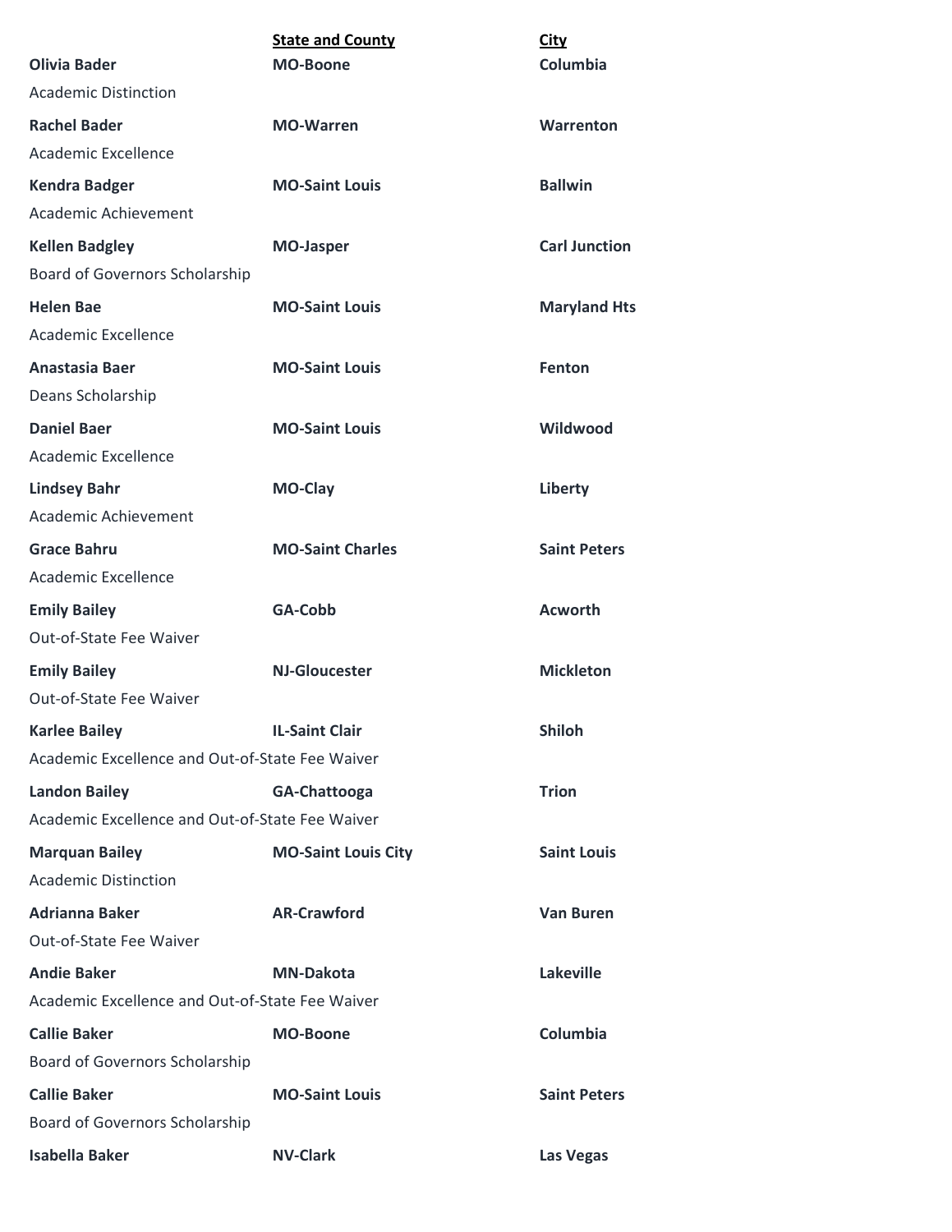| | State and County | City |
|---|---|---|
| **Olivia Bader** | **MO-Boone** | **Columbia** |
| Academic Distinction | | |
| **Rachel Bader** | **MO-Warren** | **Warrenton** |
| Academic Excellence | | |
| **Kendra Badger** | **MO-Saint Louis** | **Ballwin** |
| Academic Achievement | | |
| **Kellen Badgley** | **MO-Jasper** | **Carl Junction** |
| Board of Governors Scholarship | | |
| **Helen Bae** | **MO-Saint Louis** | **Maryland Hts** |
| Academic Excellence | | |
| **Anastasia Baer** | **MO-Saint Louis** | **Fenton** |
| Deans Scholarship | | |
| **Daniel Baer** | **MO-Saint Louis** | **Wildwood** |
| Academic Excellence | | |
| **Lindsey Bahr** | **MO-Clay** | **Liberty** |
| Academic Achievement | | |
| **Grace Bahru** | **MO-Saint Charles** | **Saint Peters** |
| Academic Excellence | | |
| **Emily Bailey** | **GA-Cobb** | **Acworth** |
| Out-of-State Fee Waiver | | |
| **Emily Bailey** | **NJ-Gloucester** | **Mickleton** |
| Out-of-State Fee Waiver | | |
| **Karlee Bailey** | **IL-Saint Clair** | **Shiloh** |
| Academic Excellence and Out-of-State Fee Waiver | | |
| **Landon Bailey** | **GA-Chattooga** | **Trion** |
| Academic Excellence and Out-of-State Fee Waiver | | |
| **Marquan Bailey** | **MO-Saint Louis City** | **Saint Louis** |
| Academic Distinction | | |
| **Adrianna Baker** | **AR-Crawford** | **Van Buren** |
| Out-of-State Fee Waiver | | |
| **Andie Baker** | **MN-Dakota** | **Lakeville** |
| Academic Excellence and Out-of-State Fee Waiver | | |
| **Callie Baker** | **MO-Boone** | **Columbia** |
| Board of Governors Scholarship | | |
| **Callie Baker** | **MO-Saint Louis** | **Saint Peters** |
| Board of Governors Scholarship | | |
| **Isabella Baker** | **NV-Clark** | **Las Vegas** |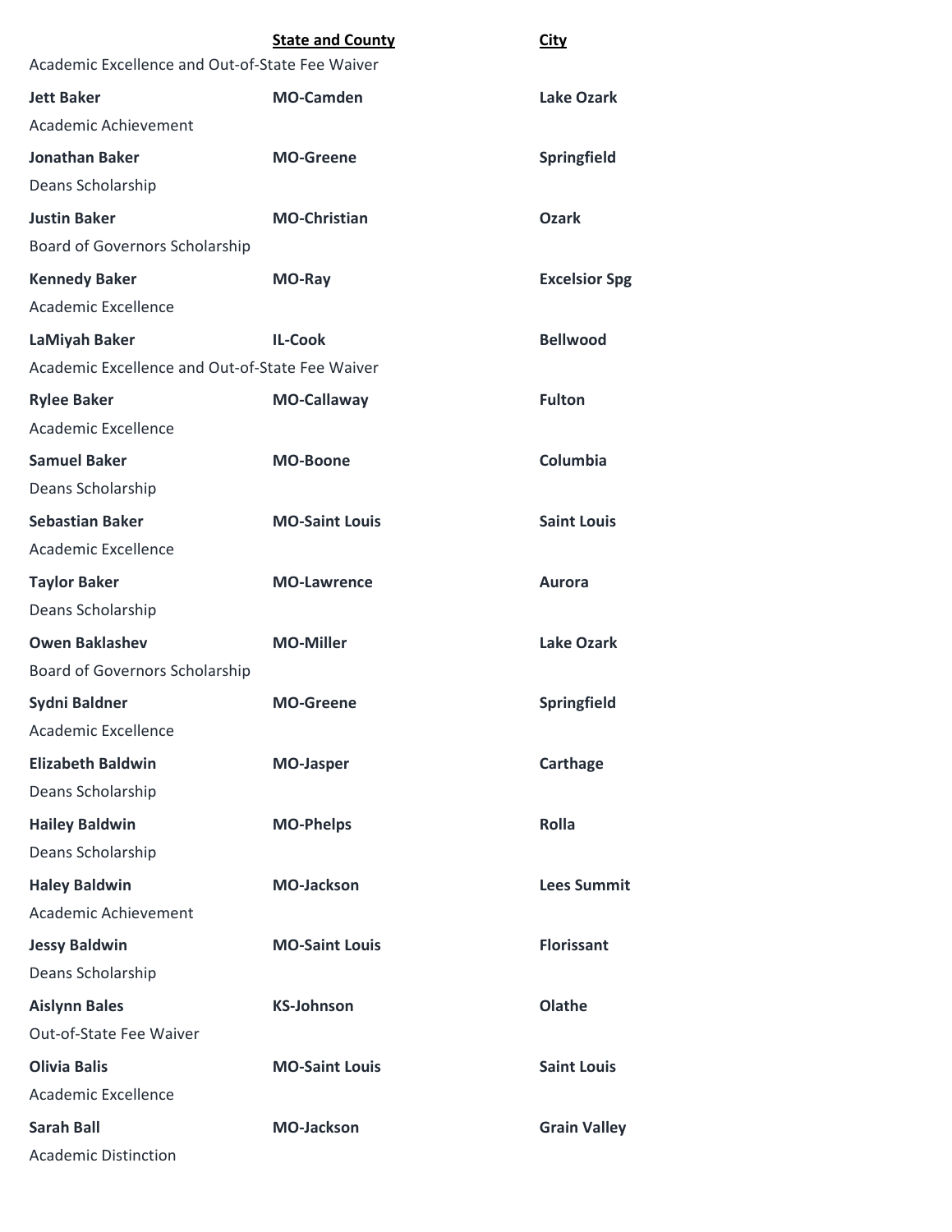| | State and County | City |
|---|---|---|
| Academic Excellence and Out-of-State Fee Waiver | | |
| **Jett Baker** | **MO-Camden** | **Lake Ozark** |
| Academic Achievement | | |
| **Jonathan Baker** | **MO-Greene** | **Springfield** |
| Deans Scholarship | | |
| **Justin Baker** | **MO-Christian** | **Ozark** |
| Board of Governors Scholarship | | |
| **Kennedy Baker** | **MO-Ray** | **Excelsior Spg** |
| Academic Excellence | | |
| **LaMiyah Baker** | **IL-Cook** | **Bellwood** |
| Academic Excellence and Out-of-State Fee Waiver | | |
| **Rylee Baker** | **MO-Callaway** | **Fulton** |
| Academic Excellence | | |
| **Samuel Baker** | **MO-Boone** | **Columbia** |
| Deans Scholarship | | |
| **Sebastian Baker** | **MO-Saint Louis** | **Saint Louis** |
| Academic Excellence | | |
| **Taylor Baker** | **MO-Lawrence** | **Aurora** |
| Deans Scholarship | | |
| **Owen Baklashev** | **MO-Miller** | **Lake Ozark** |
| Board of Governors Scholarship | | |
| **Sydni Baldner** | **MO-Greene** | **Springfield** |
| Academic Excellence | | |
| **Elizabeth Baldwin** | **MO-Jasper** | **Carthage** |
| Deans Scholarship | | |
| **Hailey Baldwin** | **MO-Phelps** | **Rolla** |
| Deans Scholarship | | |
| **Haley Baldwin** | **MO-Jackson** | **Lees Summit** |
| Academic Achievement | | |
| **Jessy Baldwin** | **MO-Saint Louis** | **Florissant** |
| Deans Scholarship | | |
| **Aislynn Bales** | **KS-Johnson** | **Olathe** |
| Out-of-State Fee Waiver | | |
| **Olivia Balis** | **MO-Saint Louis** | **Saint Louis** |
| Academic Excellence | | |
| **Sarah Ball** | **MO-Jackson** | **Grain Valley** |
| Academic Distinction | | |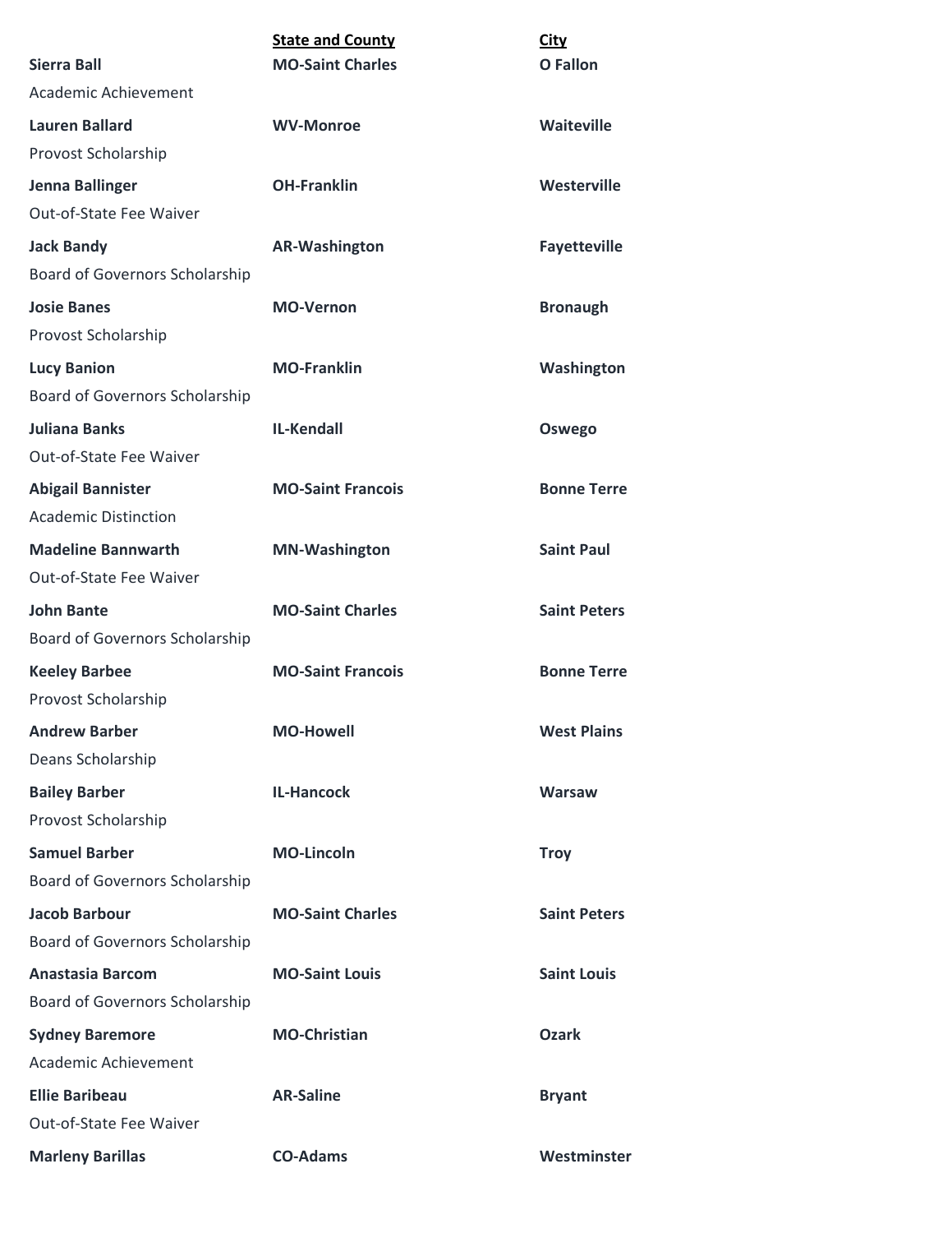| | State and County | City |
|---|---|---|
| **Sierra Ball**<br>Academic Achievement | **MO-Saint Charles** | **O Fallon** |
| **Lauren Ballard**<br>Provost Scholarship | **WV-Monroe** | **Waiteville** |
| **Jenna Ballinger**<br>Out-of-State Fee Waiver | **OH-Franklin** | **Westerville** |
| **Jack Bandy**<br>Board of Governors Scholarship | **AR-Washington** | **Fayetteville** |
| **Josie Banes**<br>Provost Scholarship | **MO-Vernon** | **Bronaugh** |
| **Lucy Banion**<br>Board of Governors Scholarship | **MO-Franklin** | **Washington** |
| **Juliana Banks**<br>Out-of-State Fee Waiver | **IL-Kendall** | **Oswego** |
| **Abigail Bannister**<br>Academic Distinction | **MO-Saint Francois** | **Bonne Terre** |
| **Madeline Bannwarth**<br>Out-of-State Fee Waiver | **MN-Washington** | **Saint Paul** |
| **John Bante**<br>Board of Governors Scholarship | **MO-Saint Charles** | **Saint Peters** |
| **Keeley Barbee**<br>Provost Scholarship | **MO-Saint Francois** | **Bonne Terre** |
| **Andrew Barber**<br>Deans Scholarship | **MO-Howell** | **West Plains** |
| **Bailey Barber**<br>Provost Scholarship | **IL-Hancock** | **Warsaw** |
| **Samuel Barber**<br>Board of Governors Scholarship | **MO-Lincoln** | **Troy** |
| **Jacob Barbour**<br>Board of Governors Scholarship | **MO-Saint Charles** | **Saint Peters** |
| **Anastasia Barcom**<br>Board of Governors Scholarship | **MO-Saint Louis** | **Saint Louis** |
| **Sydney Baremore**<br>Academic Achievement | **MO-Christian** | **Ozark** |
| **Ellie Baribeau**<br>Out-of-State Fee Waiver | **AR-Saline** | **Bryant** |
| **Marleny Barillas** | **CO-Adams** | **Westminster** |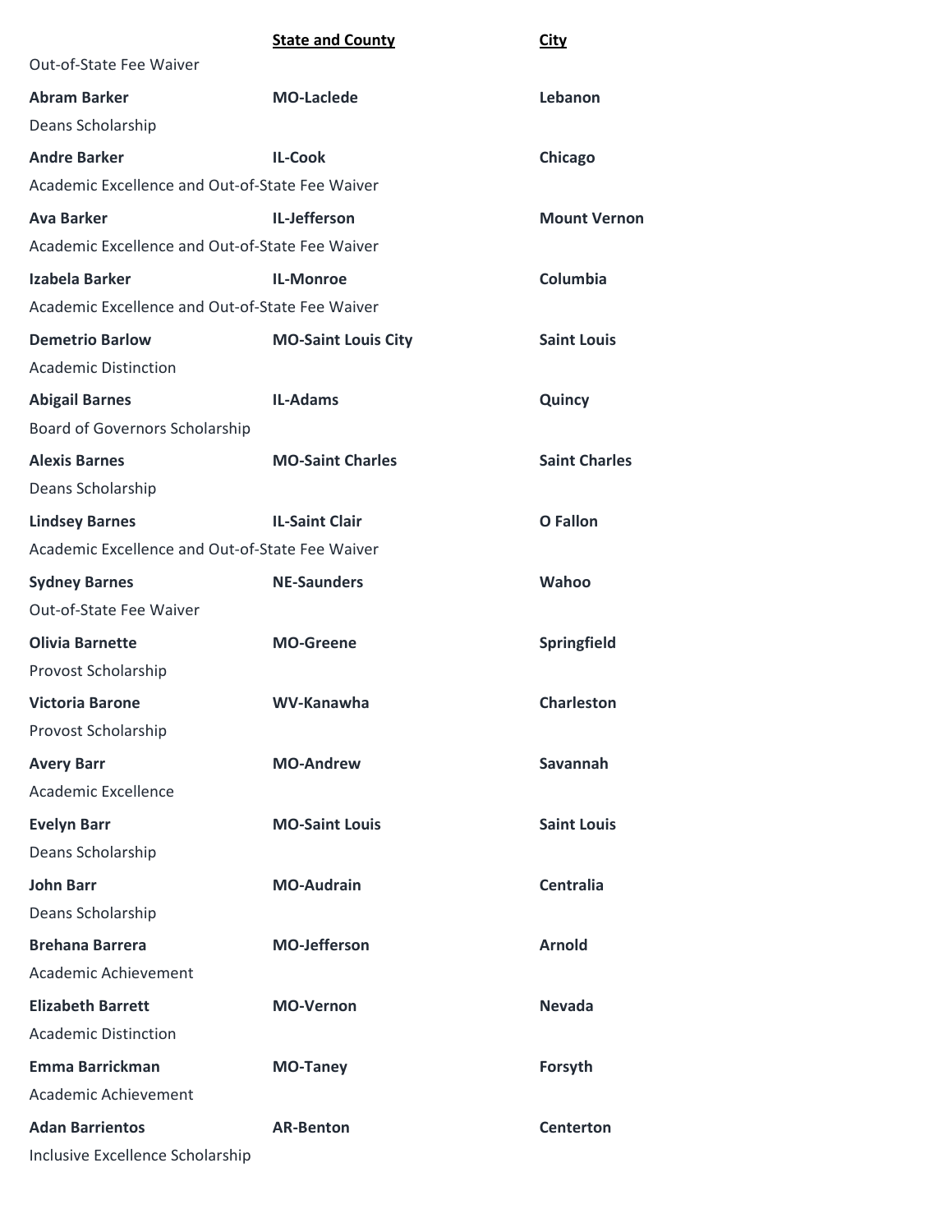| | **State and County** | **City** |
|---|---|---|
| Out-of-State Fee Waiver | | |
| **Abram Barker** | **MO-Laclede** | **Lebanon** |
| Deans Scholarship | | |
| **Andre Barker** | **IL-Cook** | **Chicago** |
| Academic Excellence and Out-of-State Fee Waiver | | |
| **Ava Barker** | **IL-Jefferson** | **Mount Vernon** |
| Academic Excellence and Out-of-State Fee Waiver | | |
| **Izabela Barker** | **IL-Monroe** | **Columbia** |
| Academic Excellence and Out-of-State Fee Waiver | | |
| **Demetrio Barlow** | **MO-Saint Louis City** | **Saint Louis** |
| Academic Distinction | | |
| **Abigail Barnes** | **IL-Adams** | **Quincy** |
| Board of Governors Scholarship | | |
| **Alexis Barnes** | **MO-Saint Charles** | **Saint Charles** |
| Deans Scholarship | | |
| **Lindsey Barnes** | **IL-Saint Clair** | **O Fallon** |
| Academic Excellence and Out-of-State Fee Waiver | | |
| **Sydney Barnes** | **NE-Saunders** | **Wahoo** |
| Out-of-State Fee Waiver | | |
| **Olivia Barnette** | **MO-Greene** | **Springfield** |
| Provost Scholarship | | |
| **Victoria Barone** | **WV-Kanawha** | **Charleston** |
| Provost Scholarship | | |
| **Avery Barr** | **MO-Andrew** | **Savannah** |
| Academic Excellence | | |
| **Evelyn Barr** | **MO-Saint Louis** | **Saint Louis** |
| Deans Scholarship | | |
| **John Barr** | **MO-Audrain** | **Centralia** |
| Deans Scholarship | | |
| **Brehana Barrera** | **MO-Jefferson** | **Arnold** |
| Academic Achievement | | |
| **Elizabeth Barrett** | **MO-Vernon** | **Nevada** |
| Academic Distinction | | |
| **Emma Barrickman** | **MO-Taney** | **Forsyth** |
| Academic Achievement | | |
| **Adan Barrientos** | **AR-Benton** | **Centerton** |
| Inclusive Excellence Scholarship | | |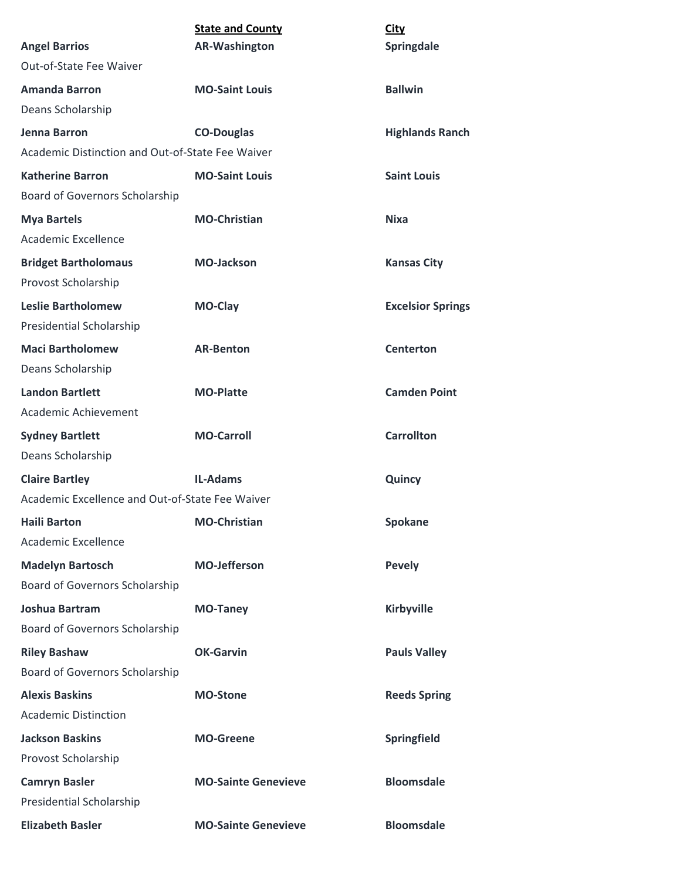| | **State and County** | **City** |
|---|---|---|
| **Angel Barrios** | **AR-Washington** | **Springdale** |
| Out-of-State Fee Waiver | | |
| **Amanda Barron** | **MO-Saint Louis** | **Ballwin** |
| Deans Scholarship | | |
| **Jenna Barron** | **CO-Douglas** | **Highlands Ranch** |
| Academic Distinction and Out-of-State Fee Waiver | | |
| **Katherine Barron** | **MO-Saint Louis** | **Saint Louis** |
| Board of Governors Scholarship | | |
| **Mya Bartels** | **MO-Christian** | **Nixa** |
| Academic Excellence | | |
| **Bridget Bartholomaus** | **MO-Jackson** | **Kansas City** |
| Provost Scholarship | | |
| **Leslie Bartholomew** | **MO-Clay** | **Excelsior Springs** |
| Presidential Scholarship | | |
| **Maci Bartholomew** | **AR-Benton** | **Centerton** |
| Deans Scholarship | | |
| **Landon Bartlett** | **MO-Platte** | **Camden Point** |
| Academic Achievement | | |
| **Sydney Bartlett** | **MO-Carroll** | **Carrollton** |
| Deans Scholarship | | |
| **Claire Bartley** | **IL-Adams** | **Quincy** |
| Academic Excellence and Out-of-State Fee Waiver | | |
| **Haili Barton** | **MO-Christian** | **Spokane** |
| Academic Excellence | | |
| **Madelyn Bartosch** | **MO-Jefferson** | **Pevely** |
| Board of Governors Scholarship | | |
| **Joshua Bartram** | **MO-Taney** | **Kirbyville** |
| Board of Governors Scholarship | | |
| **Riley Bashaw** | **OK-Garvin** | **Pauls Valley** |
| Board of Governors Scholarship | | |
| **Alexis Baskins** | **MO-Stone** | **Reeds Spring** |
| Academic Distinction | | |
| **Jackson Baskins** | **MO-Greene** | **Springfield** |
| Provost Scholarship | | |
| **Camryn Basler** | **MO-Sainte Genevieve** | **Bloomsdale** |
| Presidential Scholarship | | |
| **Elizabeth Basler** | **MO-Sainte Genevieve** | **Bloomsdale** |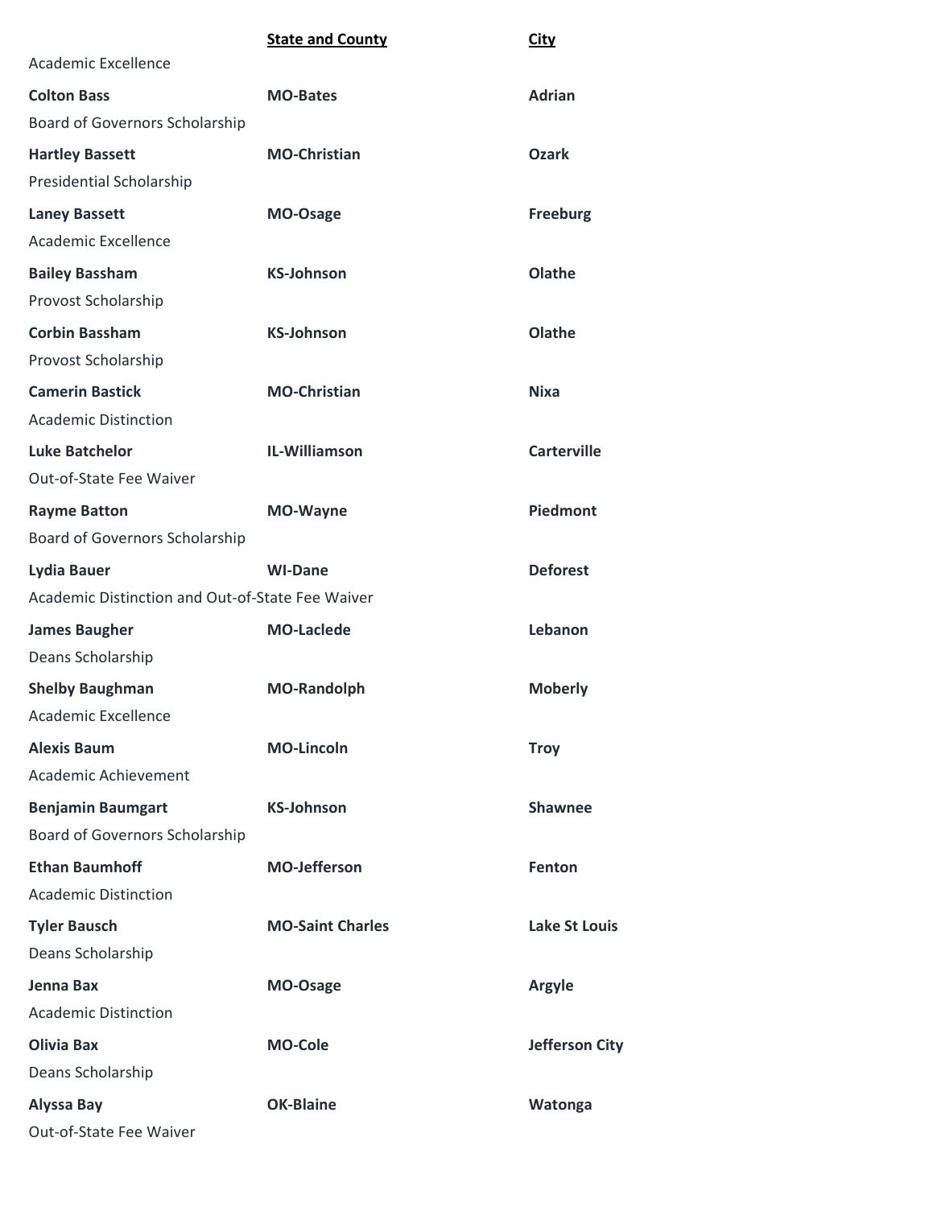| | State and County | City |
|---|---|---|
| Academic Excellence | | |
| **Colton Bass** | **MO-Bates** | **Adrian** |
| Board of Governors Scholarship | | |
| **Hartley Bassett** | **MO-Christian** | **Ozark** |
| Presidential Scholarship | | |
| **Laney Bassett** | **MO-Osage** | **Freeburg** |
| Academic Excellence | | |
| **Bailey Bassham** | **KS-Johnson** | **Olathe** |
| Provost Scholarship | | |
| **Corbin Bassham** | **KS-Johnson** | **Olathe** |
| Provost Scholarship | | |
| **Camerin Bastick** | **MO-Christian** | **Nixa** |
| Academic Distinction | | |
| **Luke Batchelor** | **IL-Williamson** | **Carterville** |
| Out-of-State Fee Waiver | | |
| **Rayme Batton** | **MO-Wayne** | **Piedmont** |
| Board of Governors Scholarship | | |
| **Lydia Bauer** | **WI-Dane** | **Deforest** |
| Academic Distinction and Out-of-State Fee Waiver | | |
| **James Baugher** | **MO-Laclede** | **Lebanon** |
| Deans Scholarship | | |
| **Shelby Baughman** | **MO-Randolph** | **Moberly** |
| Academic Excellence | | |
| **Alexis Baum** | **MO-Lincoln** | **Troy** |
| Academic Achievement | | |
| **Benjamin Baumgart** | **KS-Johnson** | **Shawnee** |
| Board of Governors Scholarship | | |
| **Ethan Baumhoff** | **MO-Jefferson** | **Fenton** |
| Academic Distinction | | |
| **Tyler Bausch** | **MO-Saint Charles** | **Lake St Louis** |
| Deans Scholarship | | |
| **Jenna Bax** | **MO-Osage** | **Argyle** |
| Academic Distinction | | |
| **Olivia Bax** | **MO-Cole** | **Jefferson City** |
| Deans Scholarship | | |
| **Alyssa Bay** | **OK-Blaine** | **Watonga** |
| Out-of-State Fee Waiver | | |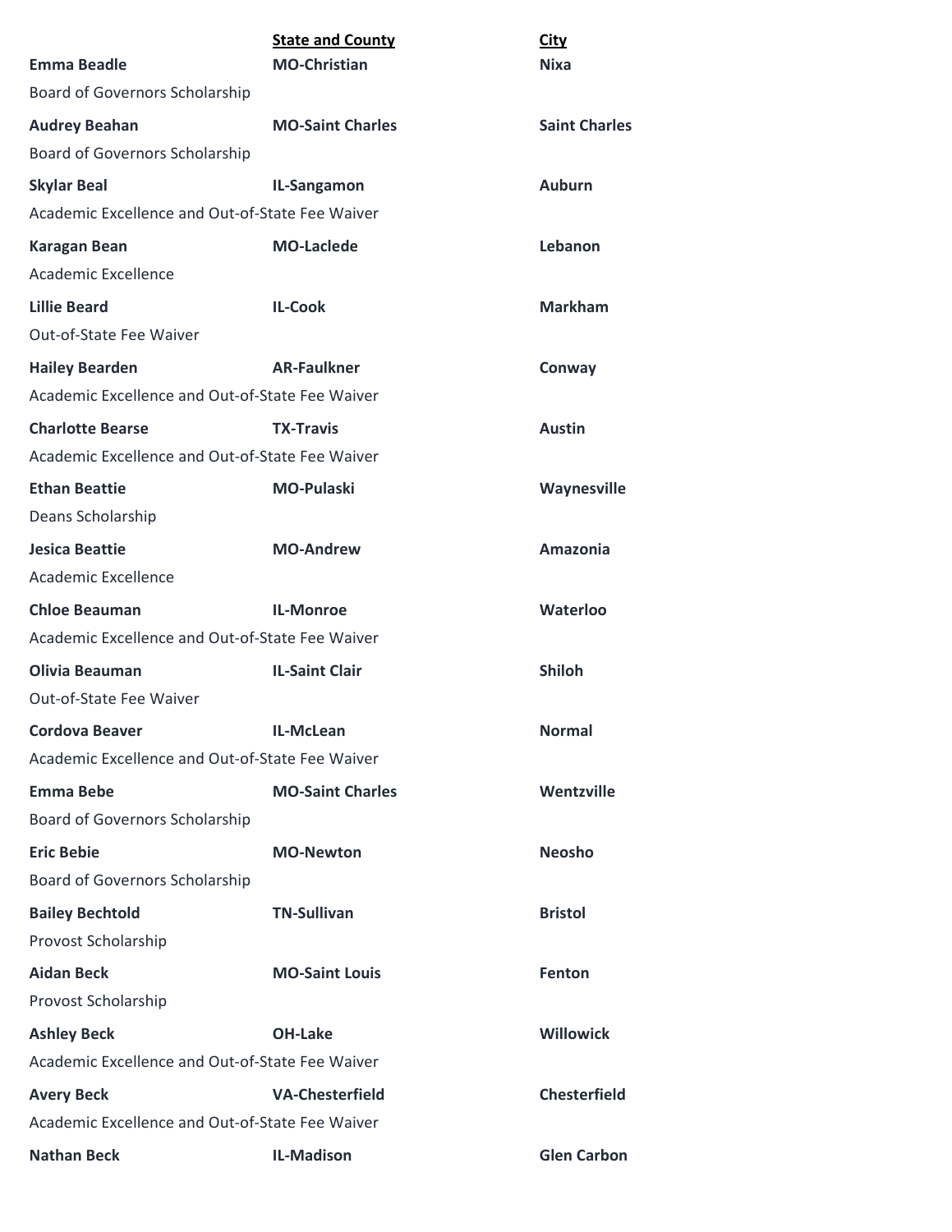| | State and County | City |
|---|---|---|
| **Emma Beadle** | **MO-Christian** | **Nixa** |
| Board of Governors Scholarship | | |
| **Audrey Beahan** | **MO-Saint Charles** | **Saint Charles** |
| Board of Governors Scholarship | | |
| **Skylar Beal** | **IL-Sangamon** | **Auburn** |
| Academic Excellence and Out-of-State Fee Waiver | | |
| **Karagan Bean** | **MO-Laclede** | **Lebanon** |
| Academic Excellence | | |
| **Lillie Beard** | **IL-Cook** | **Markham** |
| Out-of-State Fee Waiver | | |
| **Hailey Bearden** | **AR-Faulkner** | **Conway** |
| Academic Excellence and Out-of-State Fee Waiver | | |
| **Charlotte Bearse** | **TX-Travis** | **Austin** |
| Academic Excellence and Out-of-State Fee Waiver | | |
| **Ethan Beattie** | **MO-Pulaski** | **Waynesville** |
| Deans Scholarship | | |
| **Jesica Beattie** | **MO-Andrew** | **Amazonia** |
| Academic Excellence | | |
| **Chloe Beauman** | **IL-Monroe** | **Waterloo** |
| Academic Excellence and Out-of-State Fee Waiver | | |
| **Olivia Beauman** | **IL-Saint Clair** | **Shiloh** |
| Out-of-State Fee Waiver | | |
| **Cordova Beaver** | **IL-McLean** | **Normal** |
| Academic Excellence and Out-of-State Fee Waiver | | |
| **Emma Bebe** | **MO-Saint Charles** | **Wentzville** |
| Board of Governors Scholarship | | |
| **Eric Bebie** | **MO-Newton** | **Neosho** |
| Board of Governors Scholarship | | |
| **Bailey Bechtold** | **TN-Sullivan** | **Bristol** |
| Provost Scholarship | | |
| **Aidan Beck** | **MO-Saint Louis** | **Fenton** |
| Provost Scholarship | | |
| **Ashley Beck** | **OH-Lake** | **Willowick** |
| Academic Excellence and Out-of-State Fee Waiver | | |
| **Avery Beck** | **VA-Chesterfield** | **Chesterfield** |
| Academic Excellence and Out-of-State Fee Waiver | | |
| **Nathan Beck** | **IL-Madison** | **Glen Carbon** |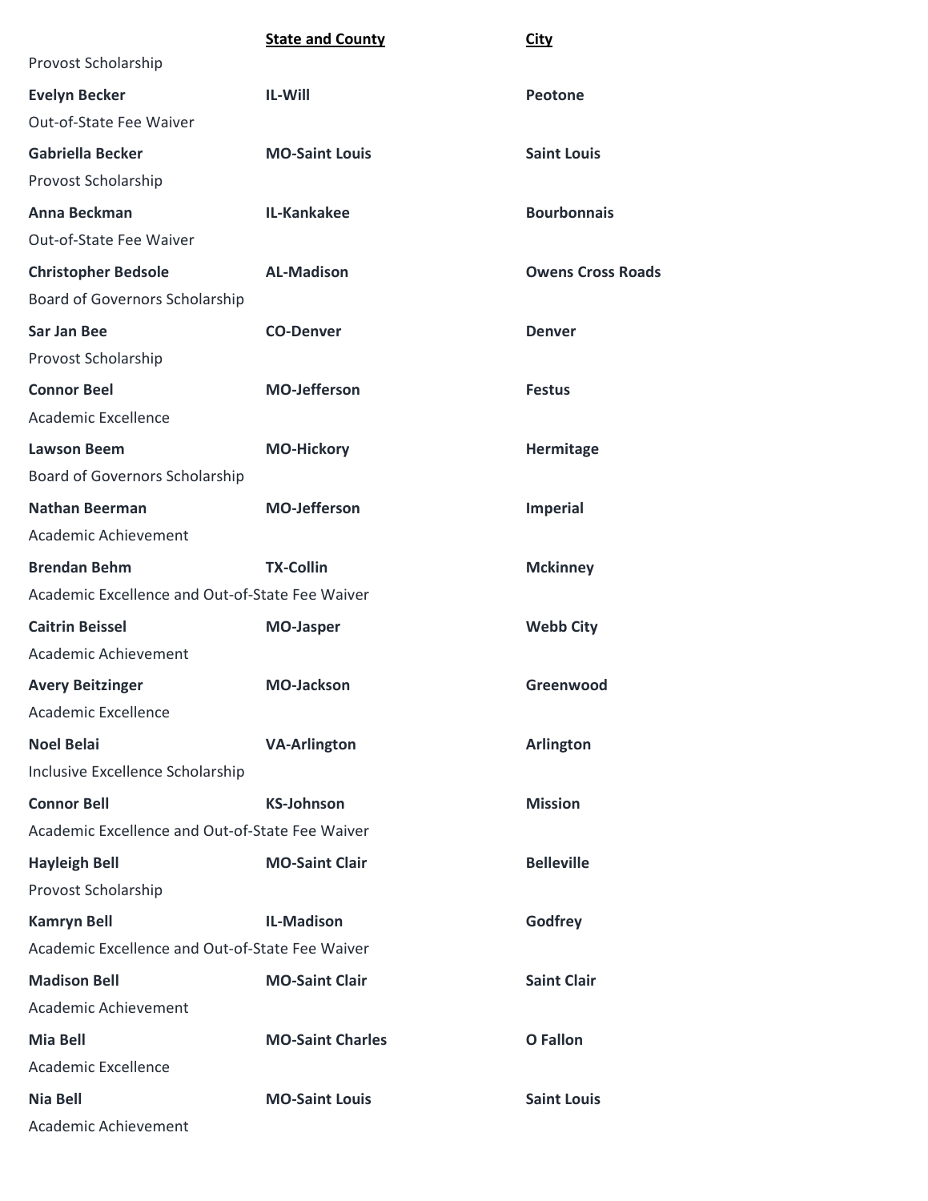| | **State and County** | **City** |
|---|---|---|
| Provost Scholarship | | |
| **Evelyn Becker** | **IL-Will** | **Peotone** |
| Out-of-State Fee Waiver | | |
| **Gabriella Becker** | **MO-Saint Louis** | **Saint Louis** |
| Provost Scholarship | | |
| **Anna Beckman** | **IL-Kankakee** | **Bourbonnais** |
| Out-of-State Fee Waiver | | |
| **Christopher Bedsole** | **AL-Madison** | **Owens Cross Roads** |
| Board of Governors Scholarship | | |
| **Sar Jan Bee** | **CO-Denver** | **Denver** |
| Provost Scholarship | | |
| **Connor Beel** | **MO-Jefferson** | **Festus** |
| Academic Excellence | | |
| **Lawson Beem** | **MO-Hickory** | **Hermitage** |
| Board of Governors Scholarship | | |
| **Nathan Beerman** | **MO-Jefferson** | **Imperial** |
| Academic Achievement | | |
| **Brendan Behm** | **TX-Collin** | **Mckinney** |
| Academic Excellence and Out-of-State Fee Waiver | | |
| **Caitrin Beissel** | **MO-Jasper** | **Webb City** |
| Academic Achievement | | |
| **Avery Beitzinger** | **MO-Jackson** | **Greenwood** |
| Academic Excellence | | |
| **Noel Belai** | **VA-Arlington** | **Arlington** |
| Inclusive Excellence Scholarship | | |
| **Connor Bell** | **KS-Johnson** | **Mission** |
| Academic Excellence and Out-of-State Fee Waiver | | |
| **Hayleigh Bell** | **MO-Saint Clair** | **Belleville** |
| Provost Scholarship | | |
| **Kamryn Bell** | **IL-Madison** | **Godfrey** |
| Academic Excellence and Out-of-State Fee Waiver | | |
| **Madison Bell** | **MO-Saint Clair** | **Saint Clair** |
| Academic Achievement | | |
| **Mia Bell** | **MO-Saint Charles** | **O Fallon** |
| Academic Excellence | | |
| **Nia Bell** | **MO-Saint Louis** | **Saint Louis** |
| Academic Achievement | | |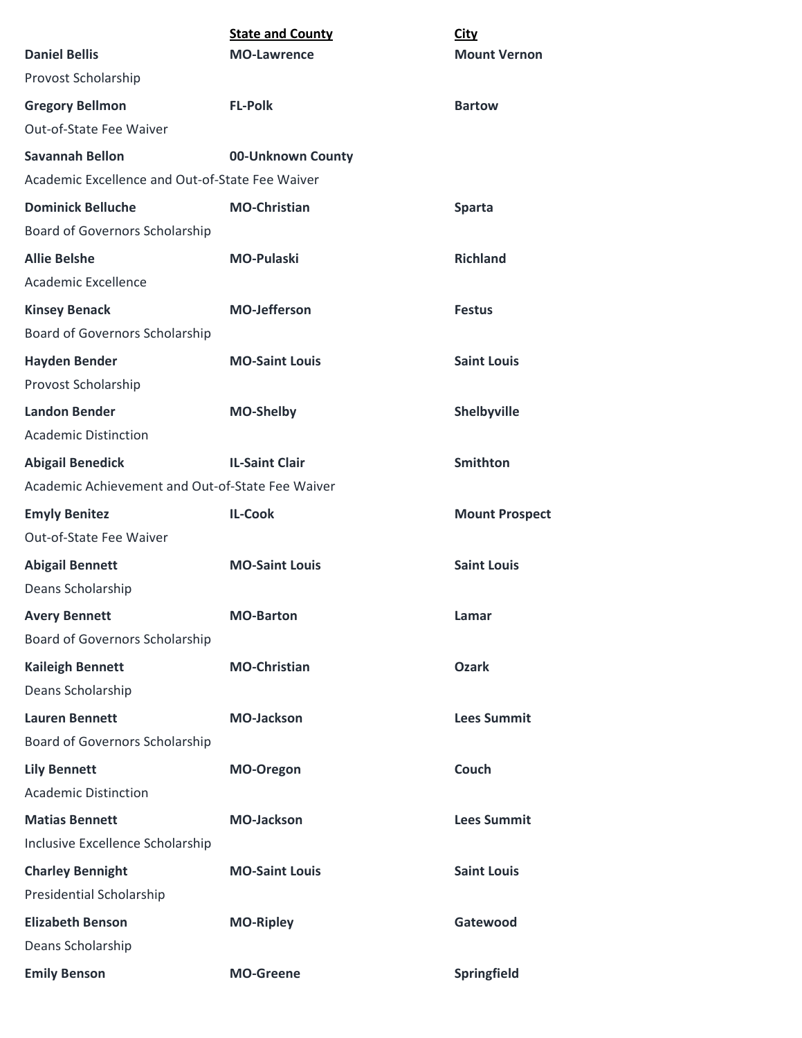| | State and County | City |
|---|---|---|
| **Daniel Bellis** | **MO-Lawrence** | **Mount Vernon** |
| Provost Scholarship | | |
| **Gregory Bellmon** | **FL-Polk** | **Bartow** |
| Out-of-State Fee Waiver | | |
| **Savannah Bellon** | **00-Unknown County** | |
| Academic Excellence and Out-of-State Fee Waiver | | |
| **Dominick Belluche** | **MO-Christian** | **Sparta** |
| Board of Governors Scholarship | | |
| **Allie Belshe** | **MO-Pulaski** | **Richland** |
| Academic Excellence | | |
| **Kinsey Benack** | **MO-Jefferson** | **Festus** |
| Board of Governors Scholarship | | |
| **Hayden Bender** | **MO-Saint Louis** | **Saint Louis** |
| Provost Scholarship | | |
| **Landon Bender** | **MO-Shelby** | **Shelbyville** |
| Academic Distinction | | |
| **Abigail Benedick** | **IL-Saint Clair** | **Smithton** |
| Academic Achievement and Out-of-State Fee Waiver | | |
| **Emyly Benitez** | **IL-Cook** | **Mount Prospect** |
| Out-of-State Fee Waiver | | |
| **Abigail Bennett** | **MO-Saint Louis** | **Saint Louis** |
| Deans Scholarship | | |
| **Avery Bennett** | **MO-Barton** | **Lamar** |
| Board of Governors Scholarship | | |
| **Kaileigh Bennett** | **MO-Christian** | **Ozark** |
| Deans Scholarship | | |
| **Lauren Bennett** | **MO-Jackson** | **Lees Summit** |
| Board of Governors Scholarship | | |
| **Lily Bennett** | **MO-Oregon** | **Couch** |
| Academic Distinction | | |
| **Matias Bennett** | **MO-Jackson** | **Lees Summit** |
| Inclusive Excellence Scholarship | | |
| **Charley Bennight** | **MO-Saint Louis** | **Saint Louis** |
| Presidential Scholarship | | |
| **Elizabeth Benson** | **MO-Ripley** | **Gatewood** |
| Deans Scholarship | | |
| **Emily Benson** | **MO-Greene** | **Springfield** |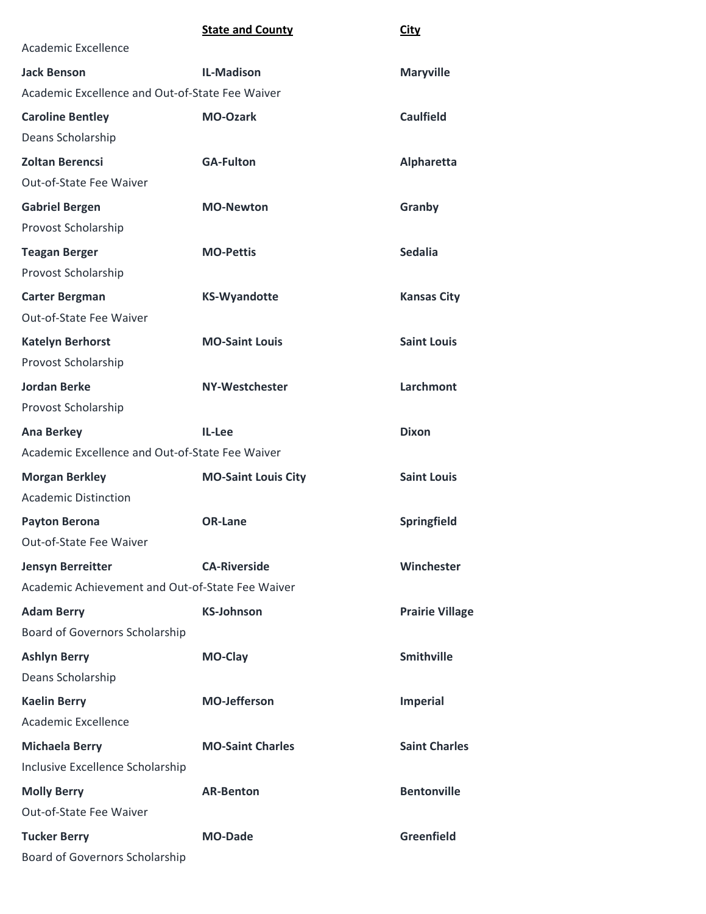| | State and County | City |
|---|---|---|
| Academic Excellence | | |
| **Jack Benson** | **IL-Madison** | **Maryville** |
| Academic Excellence and Out-of-State Fee Waiver | | |
| **Caroline Bentley** | **MO-Ozark** | **Caulfield** |
| Deans Scholarship | | |
| **Zoltan Berencsi** | **GA-Fulton** | **Alpharetta** |
| Out-of-State Fee Waiver | | |
| **Gabriel Bergen** | **MO-Newton** | **Granby** |
| Provost Scholarship | | |
| **Teagan Berger** | **MO-Pettis** | **Sedalia** |
| Provost Scholarship | | |
| **Carter Bergman** | **KS-Wyandotte** | **Kansas City** |
| Out-of-State Fee Waiver | | |
| **Katelyn Berhorst** | **MO-Saint Louis** | **Saint Louis** |
| Provost Scholarship | | |
| **Jordan Berke** | **NY-Westchester** | **Larchmont** |
| Provost Scholarship | | |
| **Ana Berkey** | **IL-Lee** | **Dixon** |
| Academic Excellence and Out-of-State Fee Waiver | | |
| **Morgan Berkley** | **MO-Saint Louis City** | **Saint Louis** |
| Academic Distinction | | |
| **Payton Berona** | **OR-Lane** | **Springfield** |
| Out-of-State Fee Waiver | | |
| **Jensyn Berreitter** | **CA-Riverside** | **Winchester** |
| Academic Achievement and Out-of-State Fee Waiver | | |
| **Adam Berry** | **KS-Johnson** | **Prairie Village** |
| Board of Governors Scholarship | | |
| **Ashlyn Berry** | **MO-Clay** | **Smithville** |
| Deans Scholarship | | |
| **Kaelin Berry** | **MO-Jefferson** | **Imperial** |
| Academic Excellence | | |
| **Michaela Berry** | **MO-Saint Charles** | **Saint Charles** |
| Inclusive Excellence Scholarship | | |
| **Molly Berry** | **AR-Benton** | **Bentonville** |
| Out-of-State Fee Waiver | | |
| **Tucker Berry** | **MO-Dade** | **Greenfield** |
| Board of Governors Scholarship | | |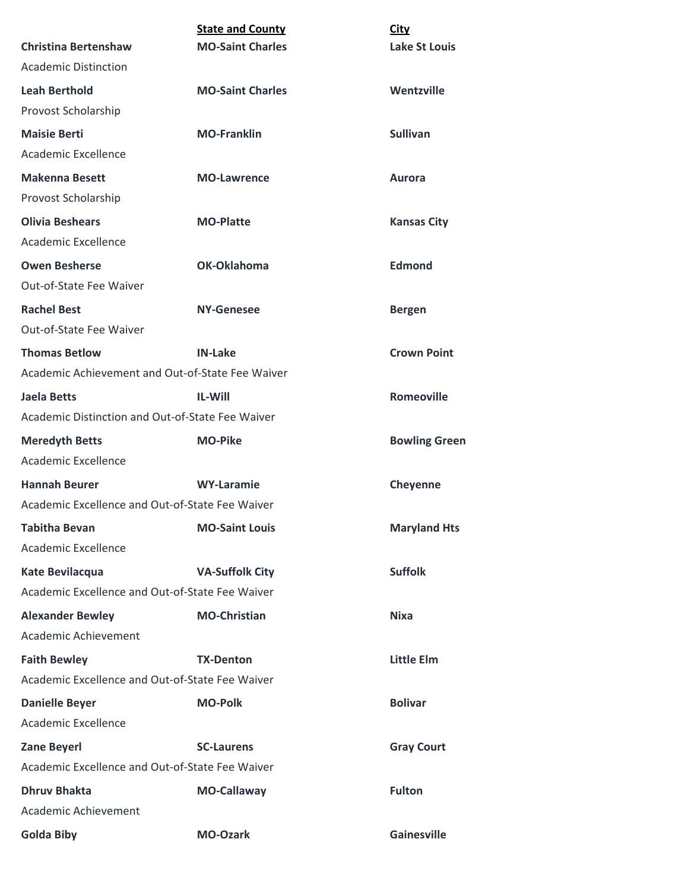| | State and County | City |
|---|---|---|
| **Christina Bertenshaw** | **MO-Saint Charles** | **Lake St Louis** |
| Academic Distinction | | |
| **Leah Berthold** | **MO-Saint Charles** | **Wentzville** |
| Provost Scholarship | | |
| **Maisie Berti** | **MO-Franklin** | **Sullivan** |
| Academic Excellence | | |
| **Makenna Besett** | **MO-Lawrence** | **Aurora** |
| Provost Scholarship | | |
| **Olivia Beshears** | **MO-Platte** | **Kansas City** |
| Academic Excellence | | |
| **Owen Besherse** | **OK-Oklahoma** | **Edmond** |
| Out-of-State Fee Waiver | | |
| **Rachel Best** | **NY-Genesee** | **Bergen** |
| Out-of-State Fee Waiver | | |
| **Thomas Betlow** | **IN-Lake** | **Crown Point** |
| Academic Achievement and Out-of-State Fee Waiver | | |
| **Jaela Betts** | **IL-Will** | **Romeoville** |
| Academic Distinction and Out-of-State Fee Waiver | | |
| **Meredyth Betts** | **MO-Pike** | **Bowling Green** |
| Academic Excellence | | |
| **Hannah Beurer** | **WY-Laramie** | **Cheyenne** |
| Academic Excellence and Out-of-State Fee Waiver | | |
| **Tabitha Bevan** | **MO-Saint Louis** | **Maryland Hts** |
| Academic Excellence | | |
| **Kate Bevilacqua** | **VA-Suffolk City** | **Suffolk** |
| Academic Excellence and Out-of-State Fee Waiver | | |
| **Alexander Bewley** | **MO-Christian** | **Nixa** |
| Academic Achievement | | |
| **Faith Bewley** | **TX-Denton** | **Little Elm** |
| Academic Excellence and Out-of-State Fee Waiver | | |
| **Danielle Beyer** | **MO-Polk** | **Bolivar** |
| Academic Excellence | | |
| **Zane Beyerl** | **SC-Laurens** | **Gray Court** |
| Academic Excellence and Out-of-State Fee Waiver | | |
| **Dhruv Bhakta** | **MO-Callaway** | **Fulton** |
| Academic Achievement | | |
| **Golda Biby** | **MO-Ozark** | **Gainesville** |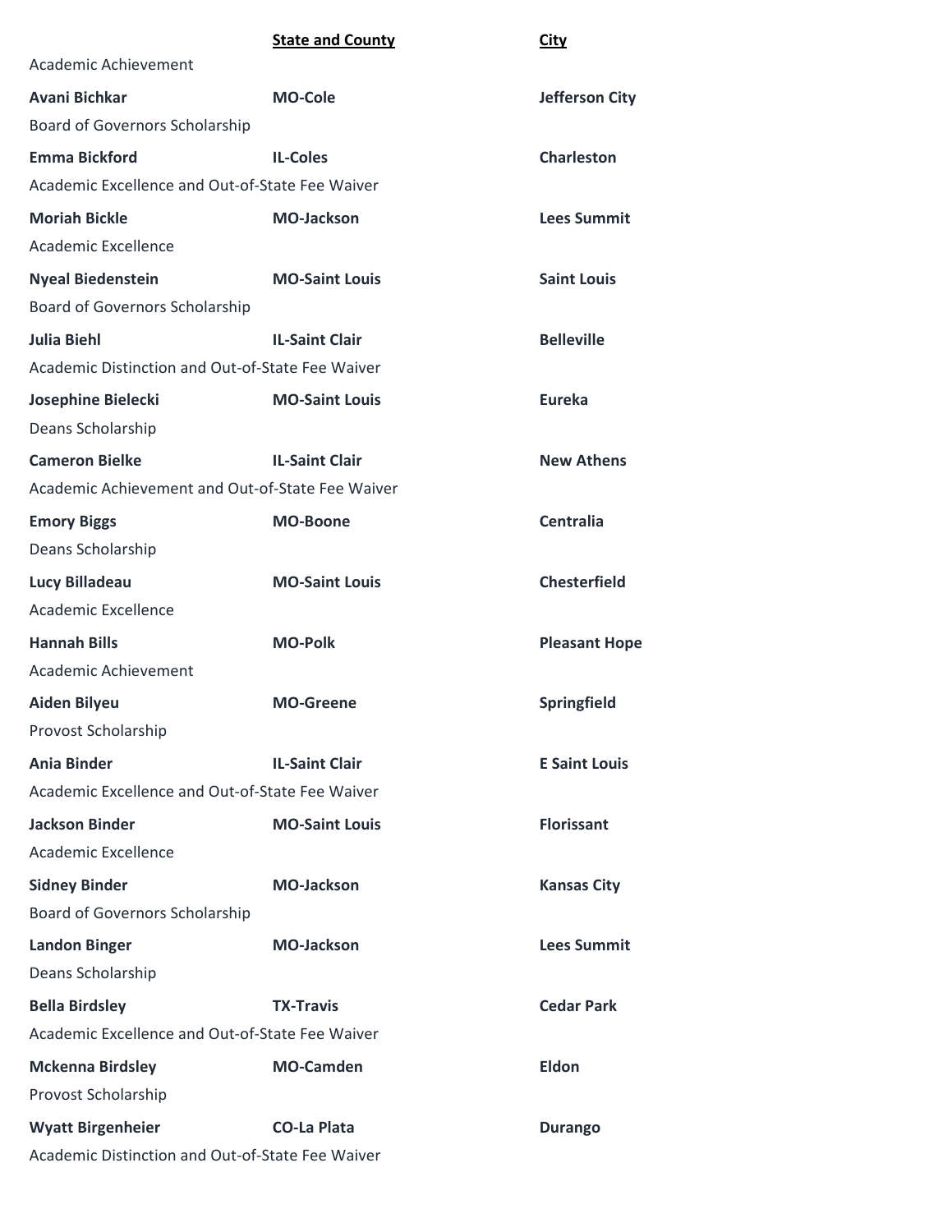| | **State and County** | **City** |
|---|---|---|
| Academic Achievement | | |
| **Avani Bichkar** | **MO-Cole** | **Jefferson City** |
| Board of Governors Scholarship | | |
| **Emma Bickford** | **IL-Coles** | **Charleston** |
| Academic Excellence and Out-of-State Fee Waiver | | |
| **Moriah Bickle** | **MO-Jackson** | **Lees Summit** |
| Academic Excellence | | |
| **Nyeal Biedenstein** | **MO-Saint Louis** | **Saint Louis** |
| Board of Governors Scholarship | | |
| **Julia Biehl** | **IL-Saint Clair** | **Belleville** |
| Academic Distinction and Out-of-State Fee Waiver | | |
| **Josephine Bielecki** | **MO-Saint Louis** | **Eureka** |
| Deans Scholarship | | |
| **Cameron Bielke** | **IL-Saint Clair** | **New Athens** |
| Academic Achievement and Out-of-State Fee Waiver | | |
| **Emory Biggs** | **MO-Boone** | **Centralia** |
| Deans Scholarship | | |
| **Lucy Billadeau** | **MO-Saint Louis** | **Chesterfield** |
| Academic Excellence | | |
| **Hannah Bills** | **MO-Polk** | **Pleasant Hope** |
| Academic Achievement | | |
| **Aiden Bilyeu** | **MO-Greene** | **Springfield** |
| Provost Scholarship | | |
| **Ania Binder** | **IL-Saint Clair** | **E Saint Louis** |
| Academic Excellence and Out-of-State Fee Waiver | | |
| **Jackson Binder** | **MO-Saint Louis** | **Florissant** |
| Academic Excellence | | |
| **Sidney Binder** | **MO-Jackson** | **Kansas City** |
| Board of Governors Scholarship | | |
| **Landon Binger** | **MO-Jackson** | **Lees Summit** |
| Deans Scholarship | | |
| **Bella Birdsley** | **TX-Travis** | **Cedar Park** |
| Academic Excellence and Out-of-State Fee Waiver | | |
| **Mckenna Birdsley** | **MO-Camden** | **Eldon** |
| Provost Scholarship | | |
| **Wyatt Birgenheier** | **CO-La Plata** | **Durango** |
| Academic Distinction and Out-of-State Fee Waiver | | |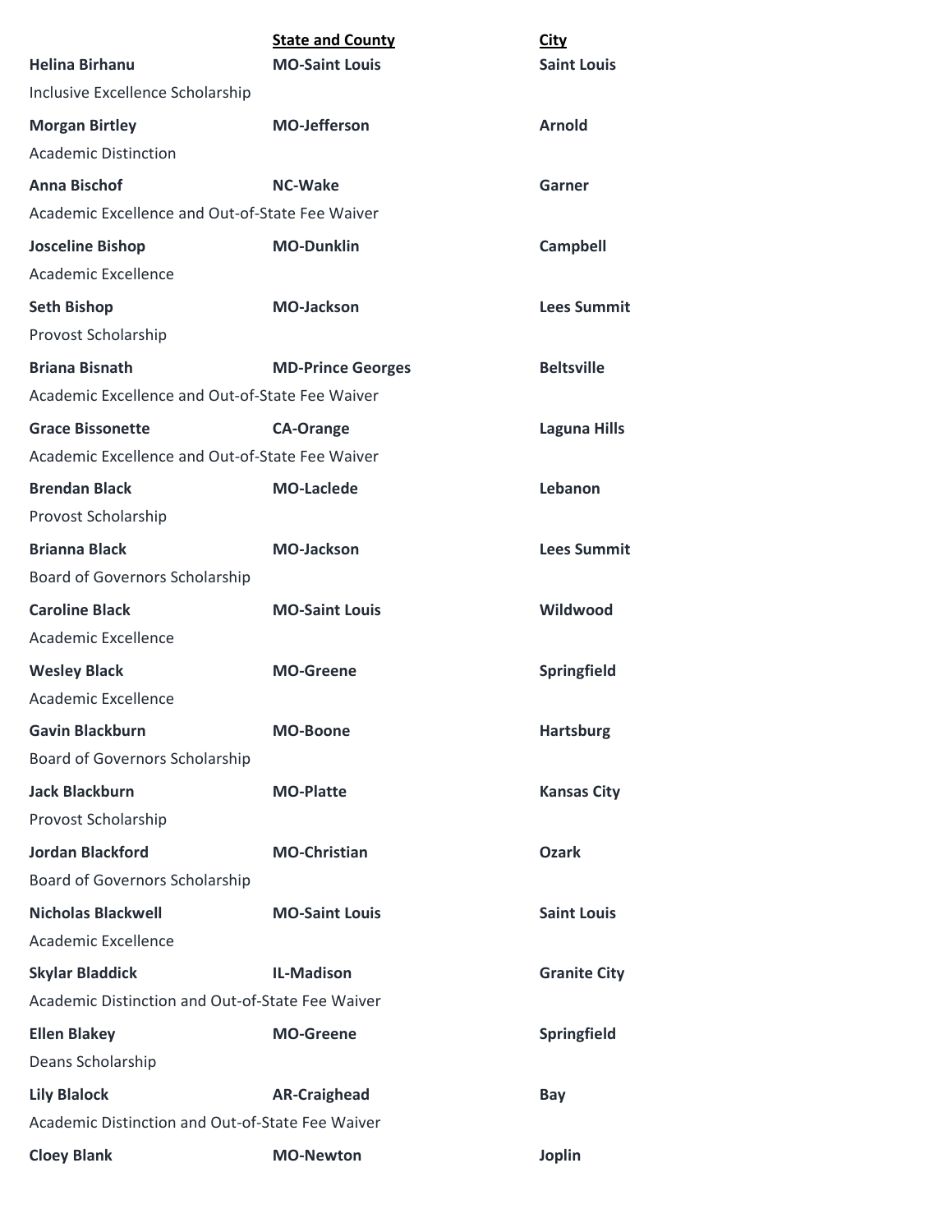| | State and County | City |
|---|---|---|
| **Helina Birhanu** | **MO-Saint Louis** | **Saint Louis** |
| Inclusive Excellence Scholarship | | |
| **Morgan Birtley** | **MO-Jefferson** | **Arnold** |
| Academic Distinction | | |
| **Anna Bischof** | **NC-Wake** | **Garner** |
| Academic Excellence and Out-of-State Fee Waiver | | |
| **Josceline Bishop** | **MO-Dunklin** | **Campbell** |
| Academic Excellence | | |
| **Seth Bishop** | **MO-Jackson** | **Lees Summit** |
| Provost Scholarship | | |
| **Briana Bisnath** | **MD-Prince Georges** | **Beltsville** |
| Academic Excellence and Out-of-State Fee Waiver | | |
| **Grace Bissonette** | **CA-Orange** | **Laguna Hills** |
| Academic Excellence and Out-of-State Fee Waiver | | |
| **Brendan Black** | **MO-Laclede** | **Lebanon** |
| Provost Scholarship | | |
| **Brianna Black** | **MO-Jackson** | **Lees Summit** |
| Board of Governors Scholarship | | |
| **Caroline Black** | **MO-Saint Louis** | **Wildwood** |
| Academic Excellence | | |
| **Wesley Black** | **MO-Greene** | **Springfield** |
| Academic Excellence | | |
| **Gavin Blackburn** | **MO-Boone** | **Hartsburg** |
| Board of Governors Scholarship | | |
| **Jack Blackburn** | **MO-Platte** | **Kansas City** |
| Provost Scholarship | | |
| **Jordan Blackford** | **MO-Christian** | **Ozark** |
| Board of Governors Scholarship | | |
| **Nicholas Blackwell** | **MO-Saint Louis** | **Saint Louis** |
| Academic Excellence | | |
| **Skylar Bladdick** | **IL-Madison** | **Granite City** |
| Academic Distinction and Out-of-State Fee Waiver | | |
| **Ellen Blakey** | **MO-Greene** | **Springfield** |
| Deans Scholarship | | |
| **Lily Blalock** | **AR-Craighead** | **Bay** |
| Academic Distinction and Out-of-State Fee Waiver | | |
| **Cloey Blank** | **MO-Newton** | **Joplin** |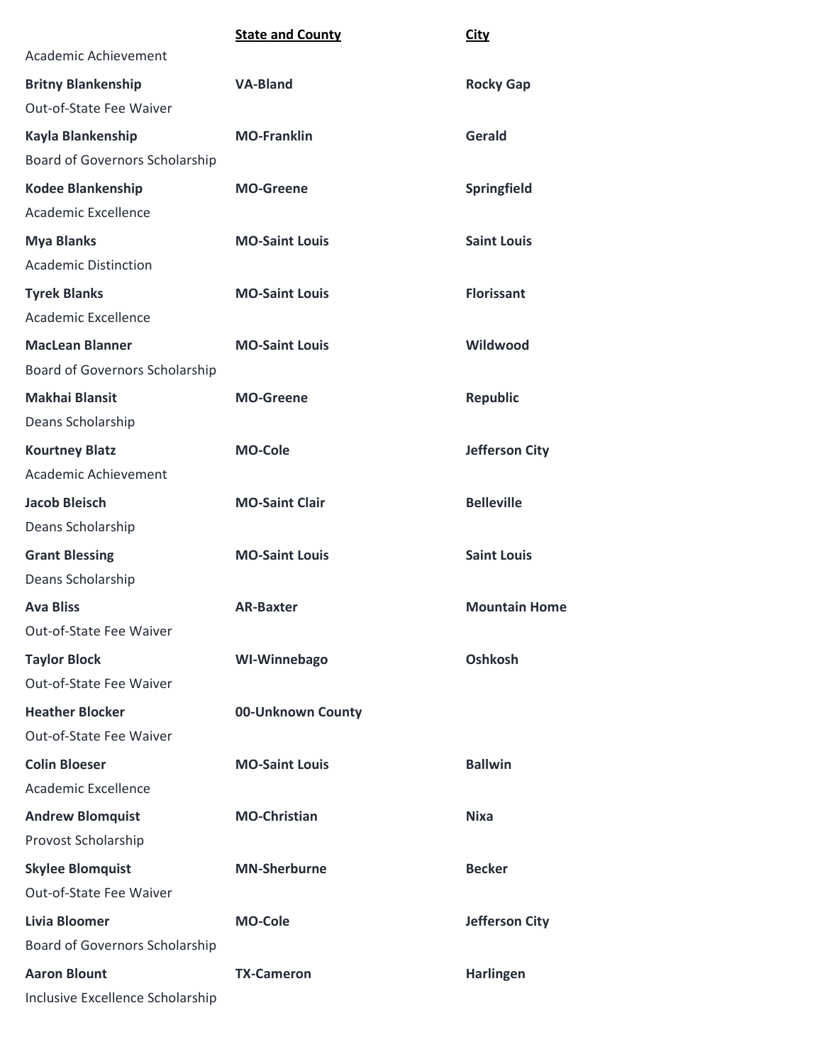| | State and County | City |
| --- | --- | --- |
| Academic Achievement | | |
| **Britny Blankenship** | **VA-Bland** | **Rocky Gap** |
| Out-of-State Fee Waiver | | |
| **Kayla Blankenship** | **MO-Franklin** | **Gerald** |
| Board of Governors Scholarship | | |
| **Kodee Blankenship** | **MO-Greene** | **Springfield** |
| Academic Excellence | | |
| **Mya Blanks** | **MO-Saint Louis** | **Saint Louis** |
| Academic Distinction | | |
| **Tyrek Blanks** | **MO-Saint Louis** | **Florissant** |
| Academic Excellence | | |
| **MacLean Blanner** | **MO-Saint Louis** | **Wildwood** |
| Board of Governors Scholarship | | |
| **Makhai Blansit** | **MO-Greene** | **Republic** |
| Deans Scholarship | | |
| **Kourtney Blatz** | **MO-Cole** | **Jefferson City** |
| Academic Achievement | | |
| **Jacob Bleisch** | **MO-Saint Clair** | **Belleville** |
| Deans Scholarship | | |
| **Grant Blessing** | **MO-Saint Louis** | **Saint Louis** |
| Deans Scholarship | | |
| **Ava Bliss** | **AR-Baxter** | **Mountain Home** |
| Out-of-State Fee Waiver | | |
| **Taylor Block** | **WI-Winnebago** | **Oshkosh** |
| Out-of-State Fee Waiver | | |
| **Heather Blocker** | **00-Unknown County** | |
| Out-of-State Fee Waiver | | |
| **Colin Bloeser** | **MO-Saint Louis** | **Ballwin** |
| Academic Excellence | | |
| **Andrew Blomquist** | **MO-Christian** | **Nixa** |
| Provost Scholarship | | |
| **Skylee Blomquist** | **MN-Sherburne** | **Becker** |
| Out-of-State Fee Waiver | | |
| **Livia Bloomer** | **MO-Cole** | **Jefferson City** |
| Board of Governors Scholarship | | |
| **Aaron Blount** | **TX-Cameron** | **Harlingen** |
| Inclusive Excellence Scholarship | | |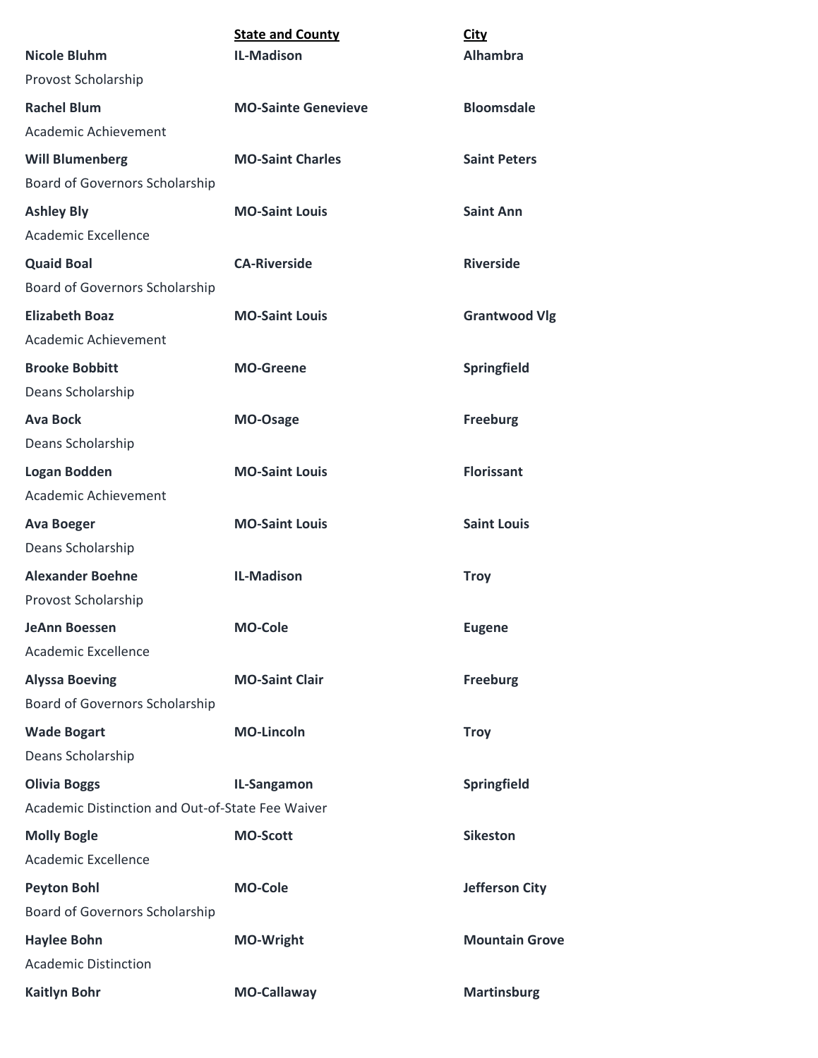| | State and County | City |
|---|---|---|
| **Nicole Bluhm** | **IL-Madison** | **Alhambra** |
| Provost Scholarship | | |
| **Rachel Blum** | **MO-Sainte Genevieve** | **Bloomsdale** |
| Academic Achievement | | |
| **Will Blumenberg** | **MO-Saint Charles** | **Saint Peters** |
| Board of Governors Scholarship | | |
| **Ashley Bly** | **MO-Saint Louis** | **Saint Ann** |
| Academic Excellence | | |
| **Quaid Boal** | **CA-Riverside** | **Riverside** |
| Board of Governors Scholarship | | |
| **Elizabeth Boaz** | **MO-Saint Louis** | **Grantwood Vlg** |
| Academic Achievement | | |
| **Brooke Bobbitt** | **MO-Greene** | **Springfield** |
| Deans Scholarship | | |
| **Ava Bock** | **MO-Osage** | **Freeburg** |
| Deans Scholarship | | |
| **Logan Bodden** | **MO-Saint Louis** | **Florissant** |
| Academic Achievement | | |
| **Ava Boeger** | **MO-Saint Louis** | **Saint Louis** |
| Deans Scholarship | | |
| **Alexander Boehne** | **IL-Madison** | **Troy** |
| Provost Scholarship | | |
| **JeAnn Boessen** | **MO-Cole** | **Eugene** |
| Academic Excellence | | |
| **Alyssa Boeving** | **MO-Saint Clair** | **Freeburg** |
| Board of Governors Scholarship | | |
| **Wade Bogart** | **MO-Lincoln** | **Troy** |
| Deans Scholarship | | |
| **Olivia Boggs** | **IL-Sangamon** | **Springfield** |
| Academic Distinction and Out-of-State Fee Waiver | | |
| **Molly Bogle** | **MO-Scott** | **Sikeston** |
| Academic Excellence | | |
| **Peyton Bohl** | **MO-Cole** | **Jefferson City** |
| Board of Governors Scholarship | | |
| **Haylee Bohn** | **MO-Wright** | **Mountain Grove** |
| Academic Distinction | | |
| **Kaitlyn Bohr** | **MO-Callaway** | **Martinsburg** |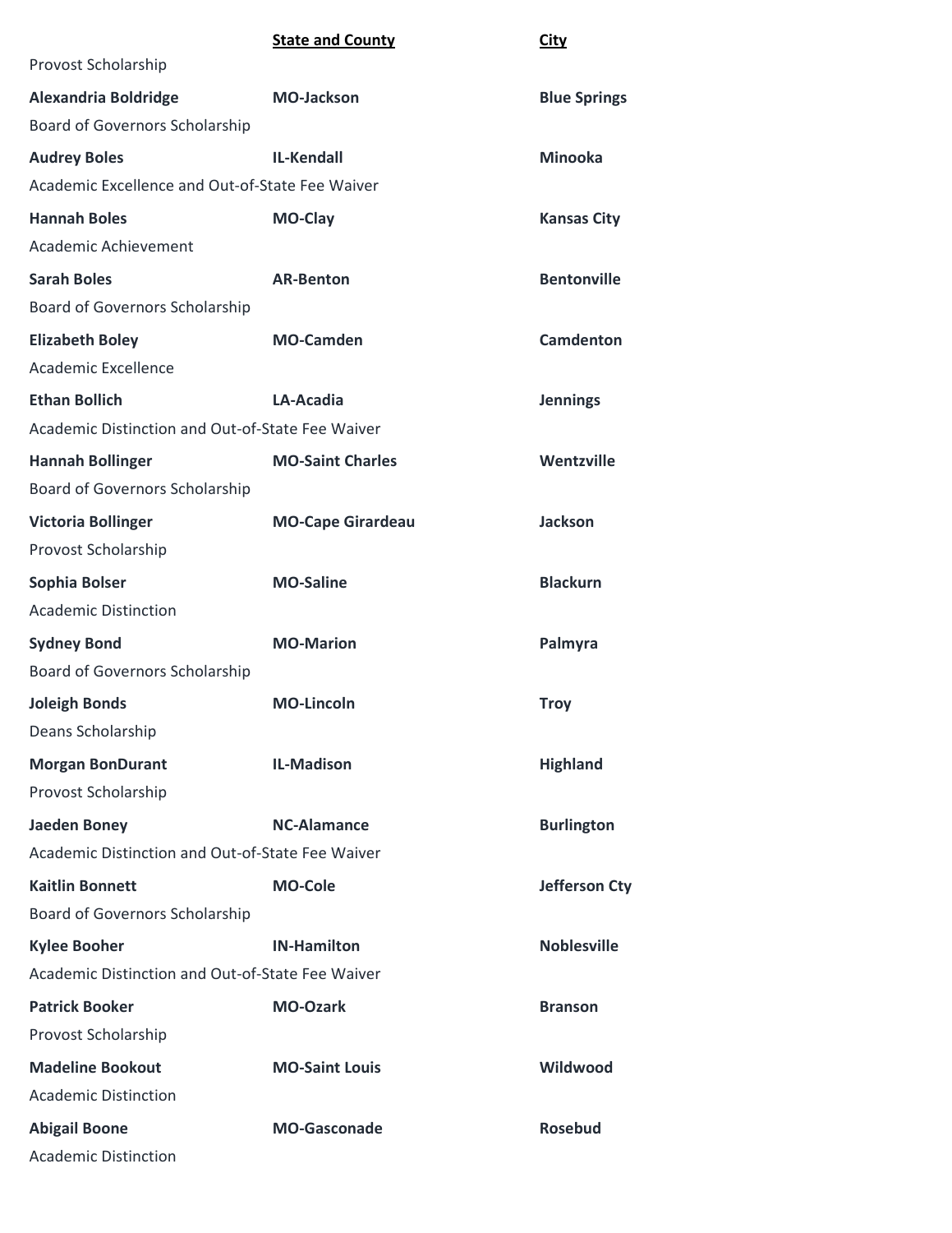| | State and County | City |
|---|---|---|
| Provost Scholarship | | |
| **Alexandria Boldridge** | **MO-Jackson** | **Blue Springs** |
| Board of Governors Scholarship | | |
| **Audrey Boles** | **IL-Kendall** | **Minooka** |
| Academic Excellence and Out-of-State Fee Waiver | | |
| **Hannah Boles** | **MO-Clay** | **Kansas City** |
| Academic Achievement | | |
| **Sarah Boles** | **AR-Benton** | **Bentonville** |
| Board of Governors Scholarship | | |
| **Elizabeth Boley** | **MO-Camden** | **Camdenton** |
| Academic Excellence | | |
| **Ethan Bollich** | **LA-Acadia** | **Jennings** |
| Academic Distinction and Out-of-State Fee Waiver | | |
| **Hannah Bollinger** | **MO-Saint Charles** | **Wentzville** |
| Board of Governors Scholarship | | |
| **Victoria Bollinger** | **MO-Cape Girardeau** | **Jackson** |
| Provost Scholarship | | |
| **Sophia Bolser** | **MO-Saline** | **Blackurn** |
| Academic Distinction | | |
| **Sydney Bond** | **MO-Marion** | **Palmyra** |
| Board of Governors Scholarship | | |
| **Joleigh Bonds** | **MO-Lincoln** | **Troy** |
| Deans Scholarship | | |
| **Morgan BonDurant** | **IL-Madison** | **Highland** |
| Provost Scholarship | | |
| **Jaeden Boney** | **NC-Alamance** | **Burlington** |
| Academic Distinction and Out-of-State Fee Waiver | | |
| **Kaitlin Bonnett** | **MO-Cole** | **Jefferson Cty** |
| Board of Governors Scholarship | | |
| **Kylee Booher** | **IN-Hamilton** | **Noblesville** |
| Academic Distinction and Out-of-State Fee Waiver | | |
| **Patrick Booker** | **MO-Ozark** | **Branson** |
| Provost Scholarship | | |
| **Madeline Bookout** | **MO-Saint Louis** | **Wildwood** |
| Academic Distinction | | |
| **Abigail Boone** | **MO-Gasconade** | **Rosebud** |
| Academic Distinction | | |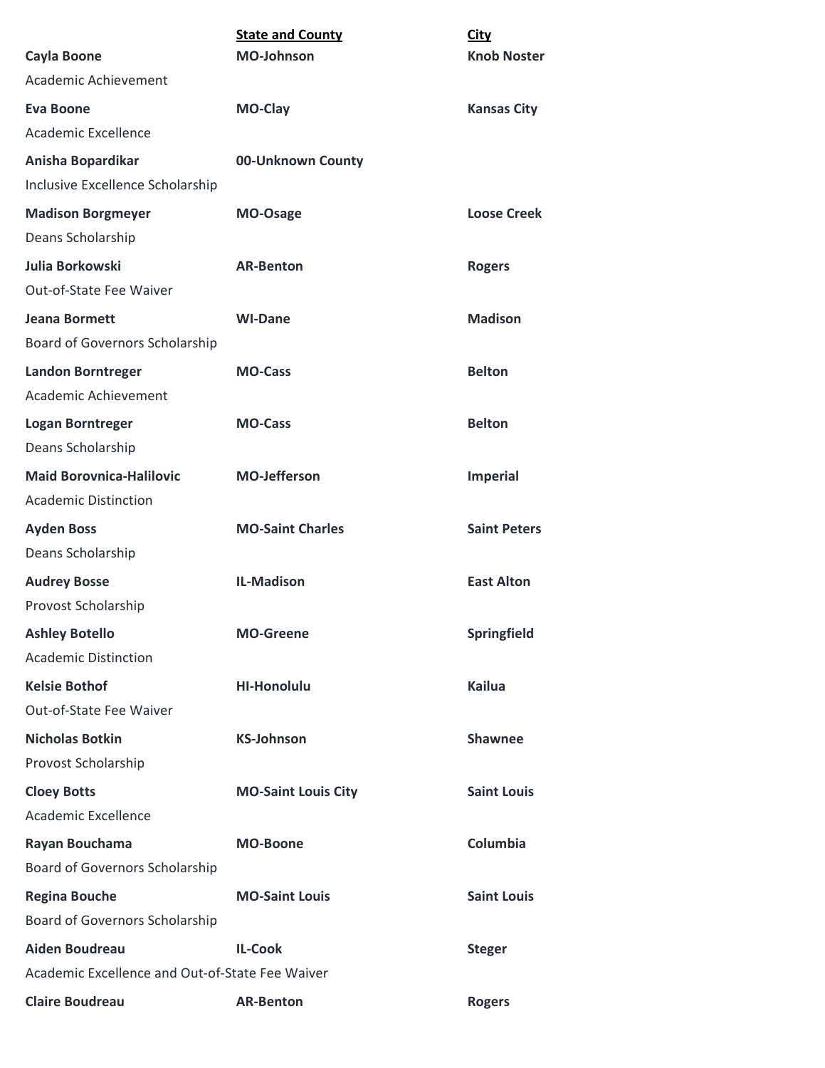| | **State and County** | **City** |
|---|---|---|
| **Cayla Boone** | **MO-Johnson** | **Knob Noster** |
| Academic Achievement | | |
| **Eva Boone** | **MO-Clay** | **Kansas City** |
| Academic Excellence | | |
| **Anisha Bopardikar** | **00-Unknown County** | |
| Inclusive Excellence Scholarship | | |
| **Madison Borgmeyer** | **MO-Osage** | **Loose Creek** |
| Deans Scholarship | | |
| **Julia Borkowski** | **AR-Benton** | **Rogers** |
| Out-of-State Fee Waiver | | |
| **Jeana Bormett** | **WI-Dane** | **Madison** |
| Board of Governors Scholarship | | |
| **Landon Borntreger** | **MO-Cass** | **Belton** |
| Academic Achievement | | |
| **Logan Borntreger** | **MO-Cass** | **Belton** |
| Deans Scholarship | | |
| **Maid Borovnica-Halilovic** | **MO-Jefferson** | **Imperial** |
| Academic Distinction | | |
| **Ayden Boss** | **MO-Saint Charles** | **Saint Peters** |
| Deans Scholarship | | |
| **Audrey Bosse** | **IL-Madison** | **East Alton** |
| Provost Scholarship | | |
| **Ashley Botello** | **MO-Greene** | **Springfield** |
| Academic Distinction | | |
| **Kelsie Bothof** | **HI-Honolulu** | **Kailua** |
| Out-of-State Fee Waiver | | |
| **Nicholas Botkin** | **KS-Johnson** | **Shawnee** |
| Provost Scholarship | | |
| **Cloey Botts** | **MO-Saint Louis City** | **Saint Louis** |
| Academic Excellence | | |
| **Rayan Bouchama** | **MO-Boone** | **Columbia** |
| Board of Governors Scholarship | | |
| **Regina Bouche** | **MO-Saint Louis** | **Saint Louis** |
| Board of Governors Scholarship | | |
| **Aiden Boudreau** | **IL-Cook** | **Steger** |
| Academic Excellence and Out-of-State Fee Waiver | | |
| **Claire Boudreau** | **AR-Benton** | **Rogers** |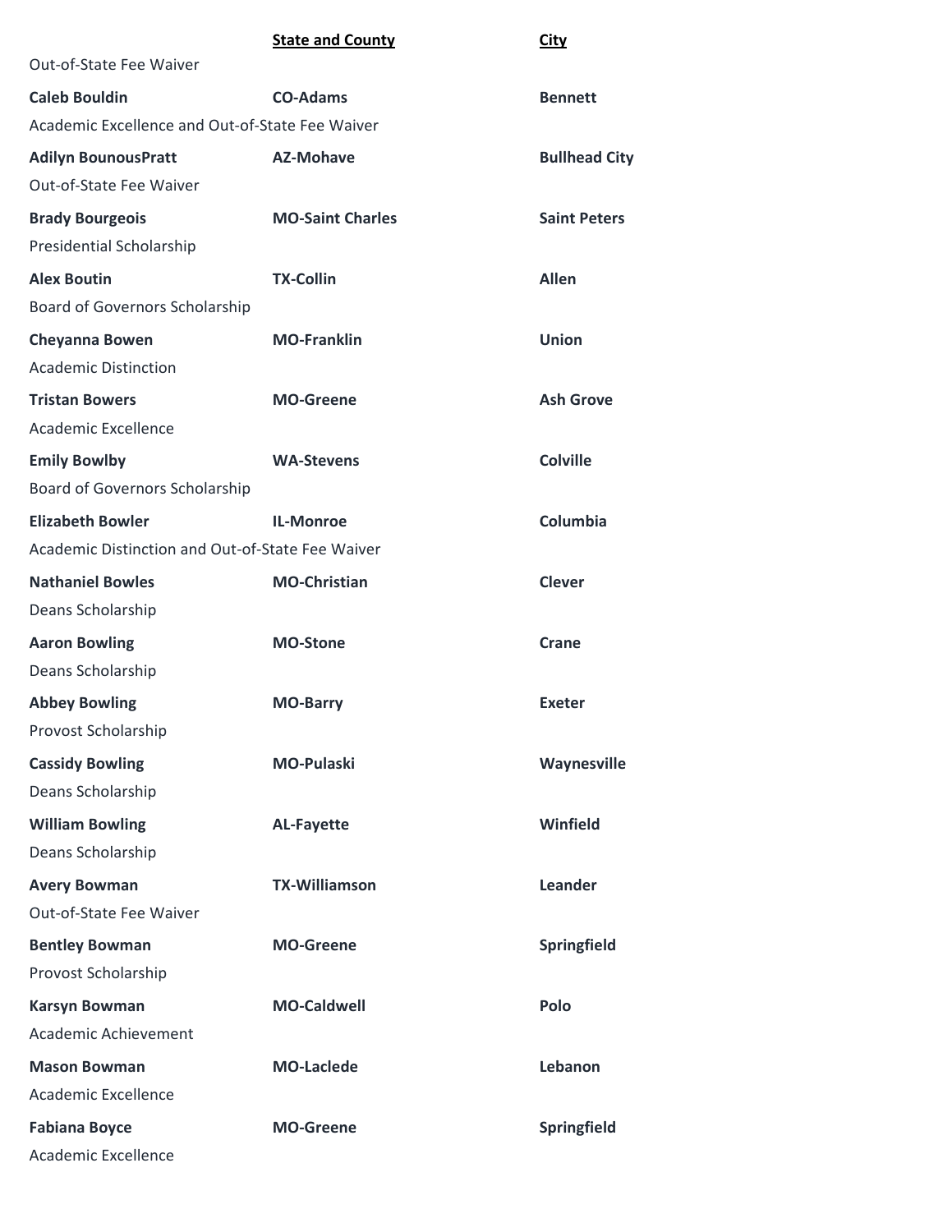| | State and County | City |
|---|---|---|
| Out-of-State Fee Waiver | | |
| **Caleb Bouldin** | **CO-Adams** | **Bennett** |
| Academic Excellence and Out-of-State Fee Waiver | | |
| **Adilyn BounousPratt** | **AZ-Mohave** | **Bullhead City** |
| Out-of-State Fee Waiver | | |
| **Brady Bourgeois** | **MO-Saint Charles** | **Saint Peters** |
| Presidential Scholarship | | |
| **Alex Boutin** | **TX-Collin** | **Allen** |
| Board of Governors Scholarship | | |
| **Cheyanna Bowen** | **MO-Franklin** | **Union** |
| Academic Distinction | | |
| **Tristan Bowers** | **MO-Greene** | **Ash Grove** |
| Academic Excellence | | |
| **Emily Bowlby** | **WA-Stevens** | **Colville** |
| Board of Governors Scholarship | | |
| **Elizabeth Bowler** | **IL-Monroe** | **Columbia** |
| Academic Distinction and Out-of-State Fee Waiver | | |
| **Nathaniel Bowles** | **MO-Christian** | **Clever** |
| Deans Scholarship | | |
| **Aaron Bowling** | **MO-Stone** | **Crane** |
| Deans Scholarship | | |
| **Abbey Bowling** | **MO-Barry** | **Exeter** |
| Provost Scholarship | | |
| **Cassidy Bowling** | **MO-Pulaski** | **Waynesville** |
| Deans Scholarship | | |
| **William Bowling** | **AL-Fayette** | **Winfield** |
| Deans Scholarship | | |
| **Avery Bowman** | **TX-Williamson** | **Leander** |
| Out-of-State Fee Waiver | | |
| **Bentley Bowman** | **MO-Greene** | **Springfield** |
| Provost Scholarship | | |
| **Karsyn Bowman** | **MO-Caldwell** | **Polo** |
| Academic Achievement | | |
| **Mason Bowman** | **MO-Laclede** | **Lebanon** |
| Academic Excellence | | |
| **Fabiana Boyce** | **MO-Greene** | **Springfield** |
| Academic Excellence | | |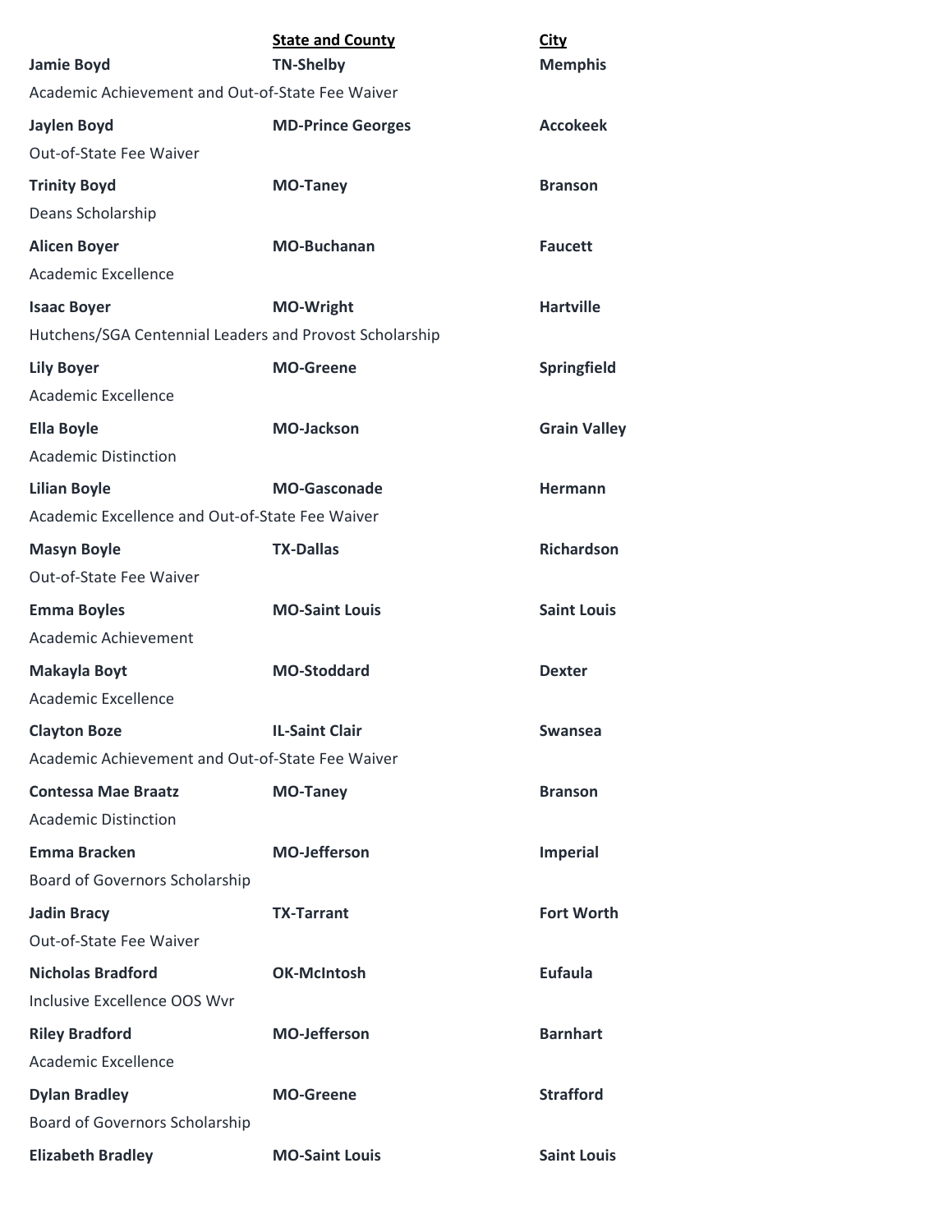| | State and County | City |
|---|---|---|
| **Jamie Boyd** | **TN-Shelby** | **Memphis** |
| Academic Achievement and Out-of-State Fee Waiver | | |
| **Jaylen Boyd** | **MD-Prince Georges** | **Accokeek** |
| Out-of-State Fee Waiver | | |
| **Trinity Boyd** | **MO-Taney** | **Branson** |
| Deans Scholarship | | |
| **Alicen Boyer** | **MO-Buchanan** | **Faucett** |
| Academic Excellence | | |
| **Isaac Boyer** | **MO-Wright** | **Hartville** |
| Hutchens/SGA Centennial Leaders and Provost Scholarship | | |
| **Lily Boyer** | **MO-Greene** | **Springfield** |
| Academic Excellence | | |
| **Ella Boyle** | **MO-Jackson** | **Grain Valley** |
| Academic Distinction | | |
| **Lilian Boyle** | **MO-Gasconade** | **Hermann** |
| Academic Excellence and Out-of-State Fee Waiver | | |
| **Masyn Boyle** | **TX-Dallas** | **Richardson** |
| Out-of-State Fee Waiver | | |
| **Emma Boyles** | **MO-Saint Louis** | **Saint Louis** |
| Academic Achievement | | |
| **Makayla Boyt** | **MO-Stoddard** | **Dexter** |
| Academic Excellence | | |
| **Clayton Boze** | **IL-Saint Clair** | **Swansea** |
| Academic Achievement and Out-of-State Fee Waiver | | |
| **Contessa Mae Braatz** | **MO-Taney** | **Branson** |
| Academic Distinction | | |
| **Emma Bracken** | **MO-Jefferson** | **Imperial** |
| Board of Governors Scholarship | | |
| **Jadin Bracy** | **TX-Tarrant** | **Fort Worth** |
| Out-of-State Fee Waiver | | |
| **Nicholas Bradford** | **OK-McIntosh** | **Eufaula** |
| Inclusive Excellence OOS Wvr | | |
| **Riley Bradford** | **MO-Jefferson** | **Barnhart** |
| Academic Excellence | | |
| **Dylan Bradley** | **MO-Greene** | **Strafford** |
| Board of Governors Scholarship | | |
| **Elizabeth Bradley** | **MO-Saint Louis** | **Saint Louis** |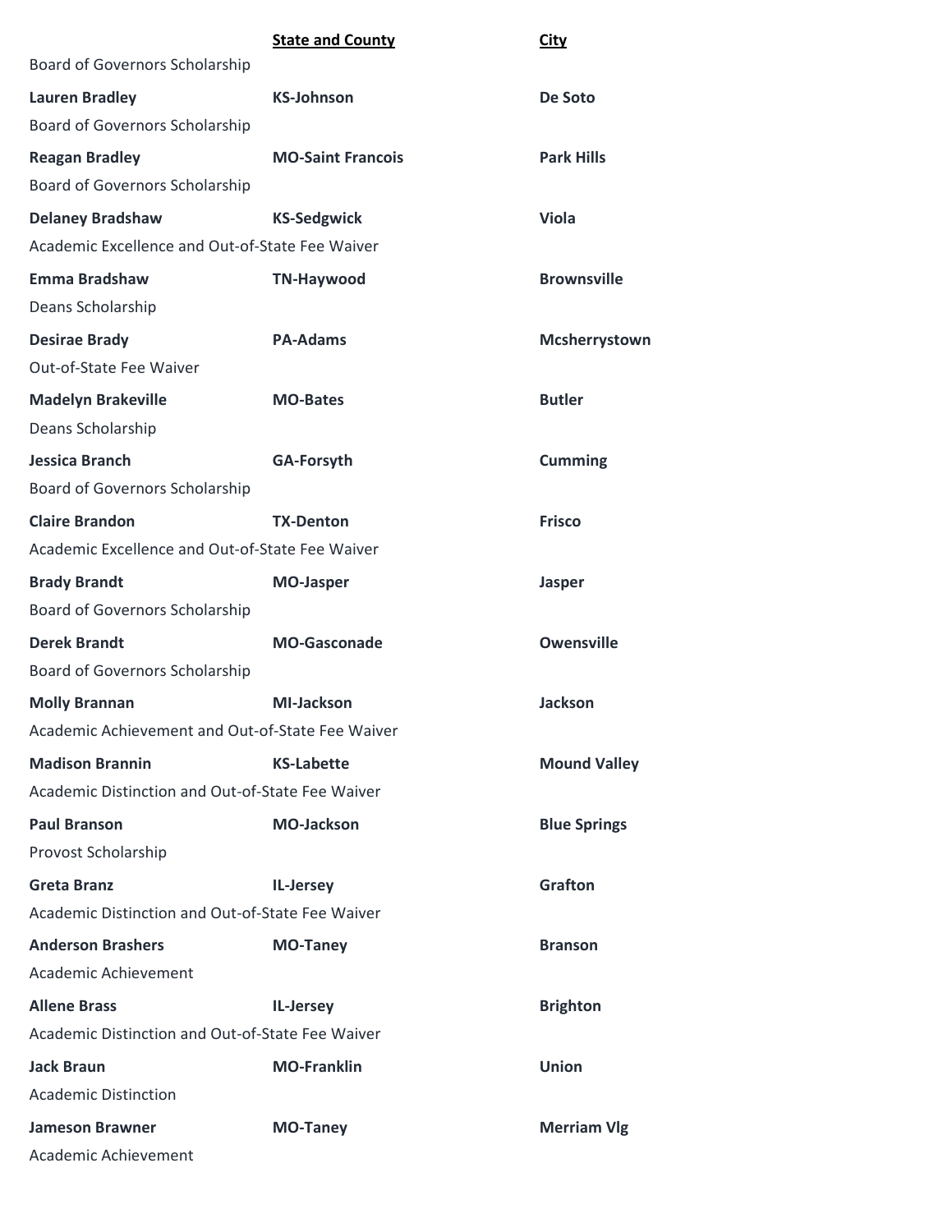| | State and County | City |
|---|---|---|
| Board of Governors Scholarship | | |
| **Lauren Bradley** | **KS-Johnson** | **De Soto** |
| Board of Governors Scholarship | | |
| **Reagan Bradley** | **MO-Saint Francois** | **Park Hills** |
| Board of Governors Scholarship | | |
| **Delaney Bradshaw** | **KS-Sedgwick** | **Viola** |
| Academic Excellence and Out-of-State Fee Waiver | | |
| **Emma Bradshaw** | **TN-Haywood** | **Brownsville** |
| Deans Scholarship | | |
| **Desirae Brady** | **PA-Adams** | **Mcsherrystown** |
| Out-of-State Fee Waiver | | |
| **Madelyn Brakeville** | **MO-Bates** | **Butler** |
| Deans Scholarship | | |
| **Jessica Branch** | **GA-Forsyth** | **Cumming** |
| Board of Governors Scholarship | | |
| **Claire Brandon** | **TX-Denton** | **Frisco** |
| Academic Excellence and Out-of-State Fee Waiver | | |
| **Brady Brandt** | **MO-Jasper** | **Jasper** |
| Board of Governors Scholarship | | |
| **Derek Brandt** | **MO-Gasconade** | **Owensville** |
| Board of Governors Scholarship | | |
| **Molly Brannan** | **MI-Jackson** | **Jackson** |
| Academic Achievement and Out-of-State Fee Waiver | | |
| **Madison Brannin** | **KS-Labette** | **Mound Valley** |
| Academic Distinction and Out-of-State Fee Waiver | | |
| **Paul Branson** | **MO-Jackson** | **Blue Springs** |
| Provost Scholarship | | |
| **Greta Branz** | **IL-Jersey** | **Grafton** |
| Academic Distinction and Out-of-State Fee Waiver | | |
| **Anderson Brashers** | **MO-Taney** | **Branson** |
| Academic Achievement | | |
| **Allene Brass** | **IL-Jersey** | **Brighton** |
| Academic Distinction and Out-of-State Fee Waiver | | |
| **Jack Braun** | **MO-Franklin** | **Union** |
| Academic Distinction | | |
| **Jameson Brawner** | **MO-Taney** | **Merriam Vlg** |
| Academic Achievement | | |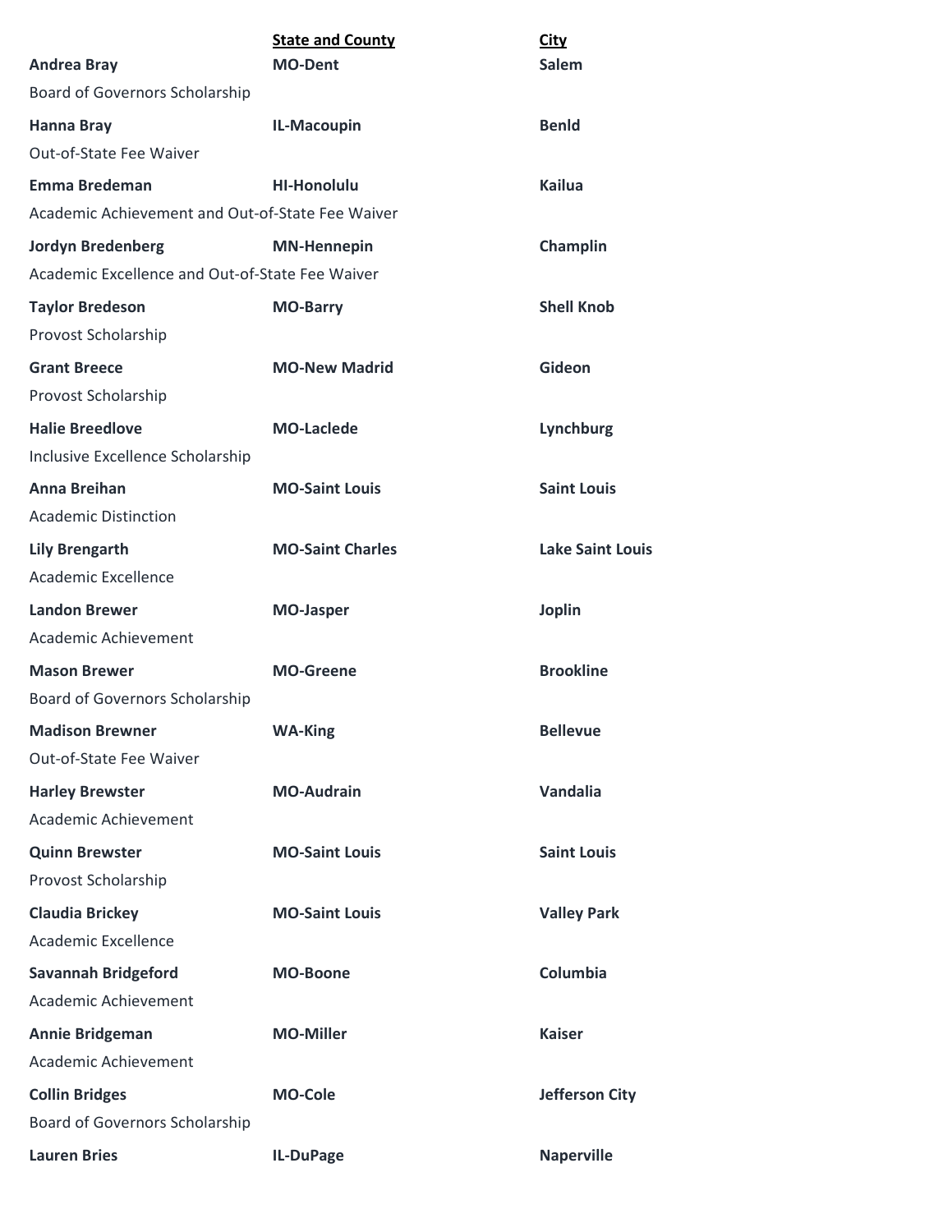| | **State and County** | **City** |
|---|---|---|
| **Andrea Bray** | **MO-Dent** | **Salem** |
| Board of Governors Scholarship | | |
| **Hanna Bray** | **IL-Macoupin** | **Benld** |
| Out-of-State Fee Waiver | | |
| **Emma Bredeman** | **HI-Honolulu** | **Kailua** |
| Academic Achievement and Out-of-State Fee Waiver | | |
| **Jordyn Bredenberg** | **MN-Hennepin** | **Champlin** |
| Academic Excellence and Out-of-State Fee Waiver | | |
| **Taylor Bredeson** | **MO-Barry** | **Shell Knob** |
| Provost Scholarship | | |
| **Grant Breece** | **MO-New Madrid** | **Gideon** |
| Provost Scholarship | | |
| **Halie Breedlove** | **MO-Laclede** | **Lynchburg** |
| Inclusive Excellence Scholarship | | |
| **Anna Breihan** | **MO-Saint Louis** | **Saint Louis** |
| Academic Distinction | | |
| **Lily Brengarth** | **MO-Saint Charles** | **Lake Saint Louis** |
| Academic Excellence | | |
| **Landon Brewer** | **MO-Jasper** | **Joplin** |
| Academic Achievement | | |
| **Mason Brewer** | **MO-Greene** | **Brookline** |
| Board of Governors Scholarship | | |
| **Madison Brewner** | **WA-King** | **Bellevue** |
| Out-of-State Fee Waiver | | |
| **Harley Brewster** | **MO-Audrain** | **Vandalia** |
| Academic Achievement | | |
| **Quinn Brewster** | **MO-Saint Louis** | **Saint Louis** |
| Provost Scholarship | | |
| **Claudia Brickey** | **MO-Saint Louis** | **Valley Park** |
| Academic Excellence | | |
| **Savannah Bridgeford** | **MO-Boone** | **Columbia** |
| Academic Achievement | | |
| **Annie Bridgeman** | **MO-Miller** | **Kaiser** |
| Academic Achievement | | |
| **Collin Bridges** | **MO-Cole** | **Jefferson City** |
| Board of Governors Scholarship | | |
| **Lauren Bries** | **IL-DuPage** | **Naperville** |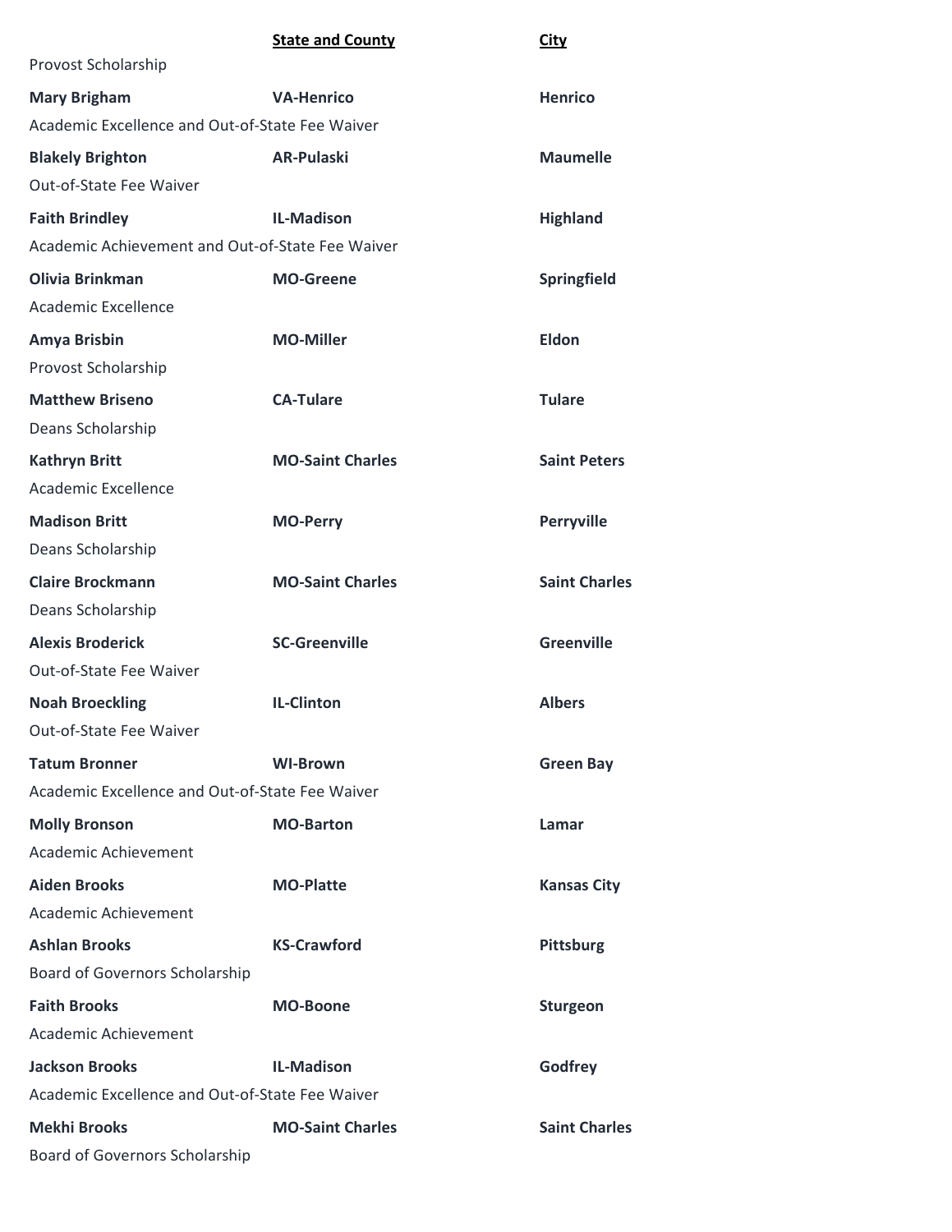| | State and County | City |
|---|---|---|
| Provost Scholarship | | |
| **Mary Brigham** | **VA-Henrico** | **Henrico** |
| Academic Excellence and Out-of-State Fee Waiver | | |
| **Blakely Brighton** | **AR-Pulaski** | **Maumelle** |
| Out-of-State Fee Waiver | | |
| **Faith Brindley** | **IL-Madison** | **Highland** |
| Academic Achievement and Out-of-State Fee Waiver | | |
| **Olivia Brinkman** | **MO-Greene** | **Springfield** |
| Academic Excellence | | |
| **Amya Brisbin** | **MO-Miller** | **Eldon** |
| Provost Scholarship | | |
| **Matthew Briseno** | **CA-Tulare** | **Tulare** |
| Deans Scholarship | | |
| **Kathryn Britt** | **MO-Saint Charles** | **Saint Peters** |
| Academic Excellence | | |
| **Madison Britt** | **MO-Perry** | **Perryville** |
| Deans Scholarship | | |
| **Claire Brockmann** | **MO-Saint Charles** | **Saint Charles** |
| Deans Scholarship | | |
| **Alexis Broderick** | **SC-Greenville** | **Greenville** |
| Out-of-State Fee Waiver | | |
| **Noah Broeckling** | **IL-Clinton** | **Albers** |
| Out-of-State Fee Waiver | | |
| **Tatum Bronner** | **WI-Brown** | **Green Bay** |
| Academic Excellence and Out-of-State Fee Waiver | | |
| **Molly Bronson** | **MO-Barton** | **Lamar** |
| Academic Achievement | | |
| **Aiden Brooks** | **MO-Platte** | **Kansas City** |
| Academic Achievement | | |
| **Ashlan Brooks** | **KS-Crawford** | **Pittsburg** |
| Board of Governors Scholarship | | |
| **Faith Brooks** | **MO-Boone** | **Sturgeon** |
| Academic Achievement | | |
| **Jackson Brooks** | **IL-Madison** | **Godfrey** |
| Academic Excellence and Out-of-State Fee Waiver | | |
| **Mekhi Brooks** | **MO-Saint Charles** | **Saint Charles** |
| Board of Governors Scholarship | | |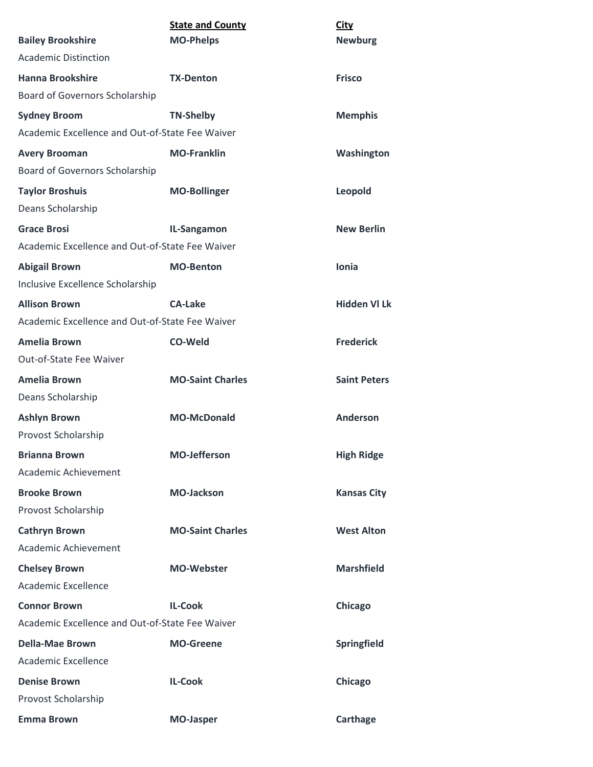| | **State and County** | **City** |
|---|---|---|
| **Bailey Brookshire** | **MO-Phelps** | **Newburg** |
| Academic Distinction | | |
| **Hanna Brookshire** | **TX-Denton** | **Frisco** |
| Board of Governors Scholarship | | |
| **Sydney Broom** | **TN-Shelby** | **Memphis** |
| Academic Excellence and Out-of-State Fee Waiver | | |
| **Avery Brooman** | **MO-Franklin** | **Washington** |
| Board of Governors Scholarship | | |
| **Taylor Broshuis** | **MO-Bollinger** | **Leopold** |
| Deans Scholarship | | |
| **Grace Brosi** | **IL-Sangamon** | **New Berlin** |
| Academic Excellence and Out-of-State Fee Waiver | | |
| **Abigail Brown** | **MO-Benton** | **Ionia** |
| Inclusive Excellence Scholarship | | |
| **Allison Brown** | **CA-Lake** | **Hidden Vl Lk** |
| Academic Excellence and Out-of-State Fee Waiver | | |
| **Amelia Brown** | **CO-Weld** | **Frederick** |
| Out-of-State Fee Waiver | | |
| **Amelia Brown** | **MO-Saint Charles** | **Saint Peters** |
| Deans Scholarship | | |
| **Ashlyn Brown** | **MO-McDonald** | **Anderson** |
| Provost Scholarship | | |
| **Brianna Brown** | **MO-Jefferson** | **High Ridge** |
| Academic Achievement | | |
| **Brooke Brown** | **MO-Jackson** | **Kansas City** |
| Provost Scholarship | | |
| **Cathryn Brown** | **MO-Saint Charles** | **West Alton** |
| Academic Achievement | | |
| **Chelsey Brown** | **MO-Webster** | **Marshfield** |
| Academic Excellence | | |
| **Connor Brown** | **IL-Cook** | **Chicago** |
| Academic Excellence and Out-of-State Fee Waiver | | |
| **Della-Mae Brown** | **MO-Greene** | **Springfield** |
| Academic Excellence | | |
| **Denise Brown** | **IL-Cook** | **Chicago** |
| Provost Scholarship | | |
| **Emma Brown** | **MO-Jasper** | **Carthage** |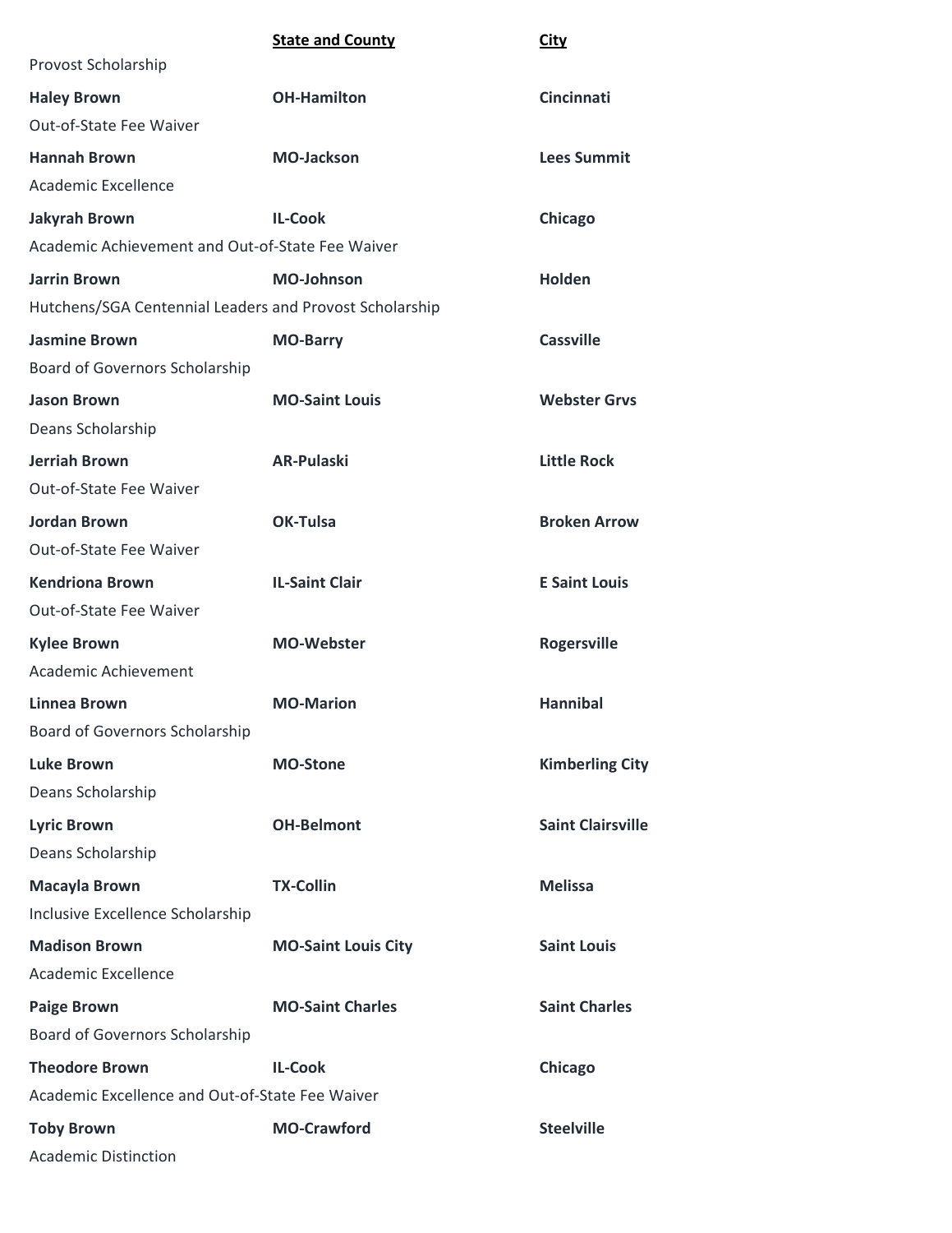| | **State and County** | **City** |
|---|---|---|
| Provost Scholarship | | |
| **Haley Brown** | **OH-Hamilton** | **Cincinnati** |
| Out-of-State Fee Waiver | | |
| **Hannah Brown** | **MO-Jackson** | **Lees Summit** |
| Academic Excellence | | |
| **Jakyrah Brown** | **IL-Cook** | **Chicago** |
| Academic Achievement and Out-of-State Fee Waiver | | |
| **Jarrin Brown** | **MO-Johnson** | **Holden** |
| Hutchens/SGA Centennial Leaders and Provost Scholarship | | |
| **Jasmine Brown** | **MO-Barry** | **Cassville** |
| Board of Governors Scholarship | | |
| **Jason Brown** | **MO-Saint Louis** | **Webster Grvs** |
| Deans Scholarship | | |
| **Jerriah Brown** | **AR-Pulaski** | **Little Rock** |
| Out-of-State Fee Waiver | | |
| **Jordan Brown** | **OK-Tulsa** | **Broken Arrow** |
| Out-of-State Fee Waiver | | |
| **Kendriona Brown** | **IL-Saint Clair** | **E Saint Louis** |
| Out-of-State Fee Waiver | | |
| **Kylee Brown** | **MO-Webster** | **Rogersville** |
| Academic Achievement | | |
| **Linnea Brown** | **MO-Marion** | **Hannibal** |
| Board of Governors Scholarship | | |
| **Luke Brown** | **MO-Stone** | **Kimberling City** |
| Deans Scholarship | | |
| **Lyric Brown** | **OH-Belmont** | **Saint Clairsville** |
| Deans Scholarship | | |
| **Macayla Brown** | **TX-Collin** | **Melissa** |
| Inclusive Excellence Scholarship | | |
| **Madison Brown** | **MO-Saint Louis City** | **Saint Louis** |
| Academic Excellence | | |
| **Paige Brown** | **MO-Saint Charles** | **Saint Charles** |
| Board of Governors Scholarship | | |
| **Theodore Brown** | **IL-Cook** | **Chicago** |
| Academic Excellence and Out-of-State Fee Waiver | | |
| **Toby Brown** | **MO-Crawford** | **Steelville** |
| Academic Distinction | | |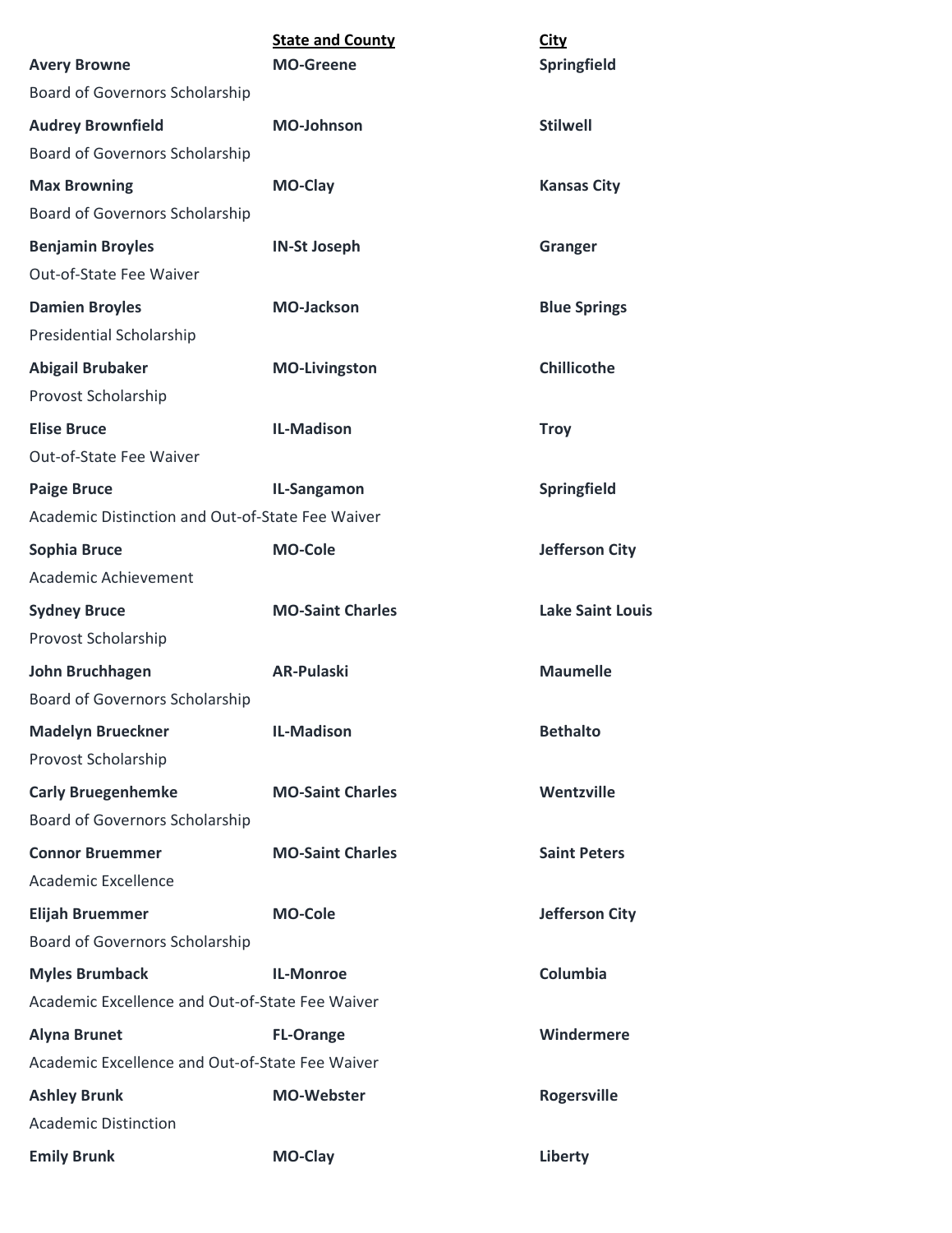| | State and County | City |
|---|---|---|
| **Avery Browne** | **MO-Greene** | **Springfield** |
| Board of Governors Scholarship | | |
| **Audrey Brownfield** | **MO-Johnson** | **Stilwell** |
| Board of Governors Scholarship | | |
| **Max Browning** | **MO-Clay** | **Kansas City** |
| Board of Governors Scholarship | | |
| **Benjamin Broyles** | **IN-St Joseph** | **Granger** |
| Out-of-State Fee Waiver | | |
| **Damien Broyles** | **MO-Jackson** | **Blue Springs** |
| Presidential Scholarship | | |
| **Abigail Brubaker** | **MO-Livingston** | **Chillicothe** |
| Provost Scholarship | | |
| **Elise Bruce** | **IL-Madison** | **Troy** |
| Out-of-State Fee Waiver | | |
| **Paige Bruce** | **IL-Sangamon** | **Springfield** |
| Academic Distinction and Out-of-State Fee Waiver | | |
| **Sophia Bruce** | **MO-Cole** | **Jefferson City** |
| Academic Achievement | | |
| **Sydney Bruce** | **MO-Saint Charles** | **Lake Saint Louis** |
| Provost Scholarship | | |
| **John Bruchhagen** | **AR-Pulaski** | **Maumelle** |
| Board of Governors Scholarship | | |
| **Madelyn Brueckner** | **IL-Madison** | **Bethalto** |
| Provost Scholarship | | |
| **Carly Bruegenhemke** | **MO-Saint Charles** | **Wentzville** |
| Board of Governors Scholarship | | |
| **Connor Bruemmer** | **MO-Saint Charles** | **Saint Peters** |
| Academic Excellence | | |
| **Elijah Bruemmer** | **MO-Cole** | **Jefferson City** |
| Board of Governors Scholarship | | |
| **Myles Brumback** | **IL-Monroe** | **Columbia** |
| Academic Excellence and Out-of-State Fee Waiver | | |
| **Alyna Brunet** | **FL-Orange** | **Windermere** |
| Academic Excellence and Out-of-State Fee Waiver | | |
| **Ashley Brunk** | **MO-Webster** | **Rogersville** |
| Academic Distinction | | |
| **Emily Brunk** | **MO-Clay** | **Liberty** |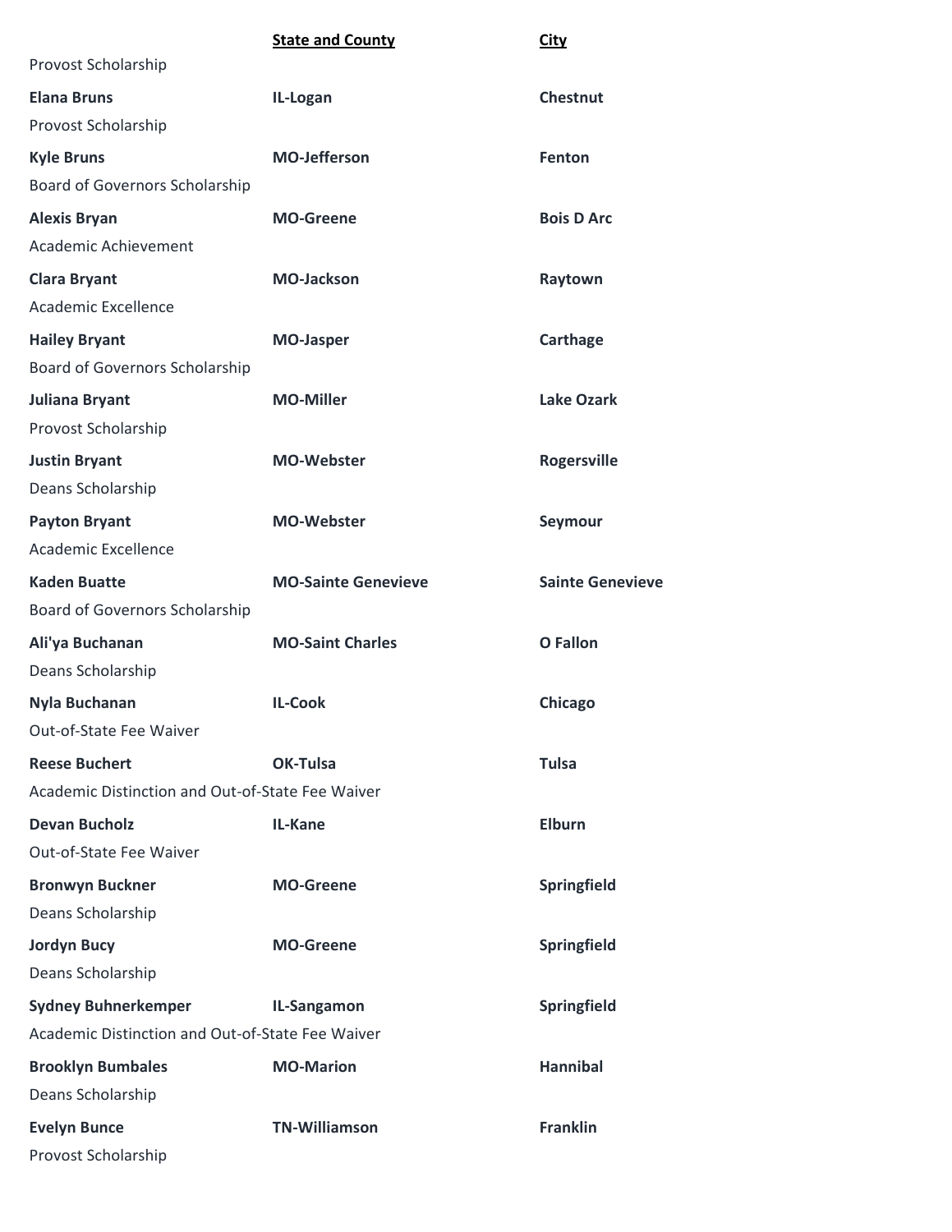| | **State and County** | **City** |
|---|---|---|
| Provost Scholarship | | |
| **Elana Bruns** | **IL-Logan** | **Chestnut** |
| Provost Scholarship | | |
| **Kyle Bruns** | **MO-Jefferson** | **Fenton** |
| Board of Governors Scholarship | | |
| **Alexis Bryan** | **MO-Greene** | **Bois D Arc** |
| Academic Achievement | | |
| **Clara Bryant** | **MO-Jackson** | **Raytown** |
| Academic Excellence | | |
| **Hailey Bryant** | **MO-Jasper** | **Carthage** |
| Board of Governors Scholarship | | |
| **Juliana Bryant** | **MO-Miller** | **Lake Ozark** |
| Provost Scholarship | | |
| **Justin Bryant** | **MO-Webster** | **Rogersville** |
| Deans Scholarship | | |
| **Payton Bryant** | **MO-Webster** | **Seymour** |
| Academic Excellence | | |
| **Kaden Buatte** | **MO-Sainte Genevieve** | **Sainte Genevieve** |
| Board of Governors Scholarship | | |
| **Ali'ya Buchanan** | **MO-Saint Charles** | **O Fallon** |
| Deans Scholarship | | |
| **Nyla Buchanan** | **IL-Cook** | **Chicago** |
| Out-of-State Fee Waiver | | |
| **Reese Buchert** | **OK-Tulsa** | **Tulsa** |
| Academic Distinction and Out-of-State Fee Waiver | | |
| **Devan Bucholz** | **IL-Kane** | **Elburn** |
| Out-of-State Fee Waiver | | |
| **Bronwyn Buckner** | **MO-Greene** | **Springfield** |
| Deans Scholarship | | |
| **Jordyn Bucy** | **MO-Greene** | **Springfield** |
| Deans Scholarship | | |
| **Sydney Buhnerkemper** | **IL-Sangamon** | **Springfield** |
| Academic Distinction and Out-of-State Fee Waiver | | |
| **Brooklyn Bumbales** | **MO-Marion** | **Hannibal** |
| Deans Scholarship | | |
| **Evelyn Bunce** | **TN-Williamson** | **Franklin** |
| Provost Scholarship | | |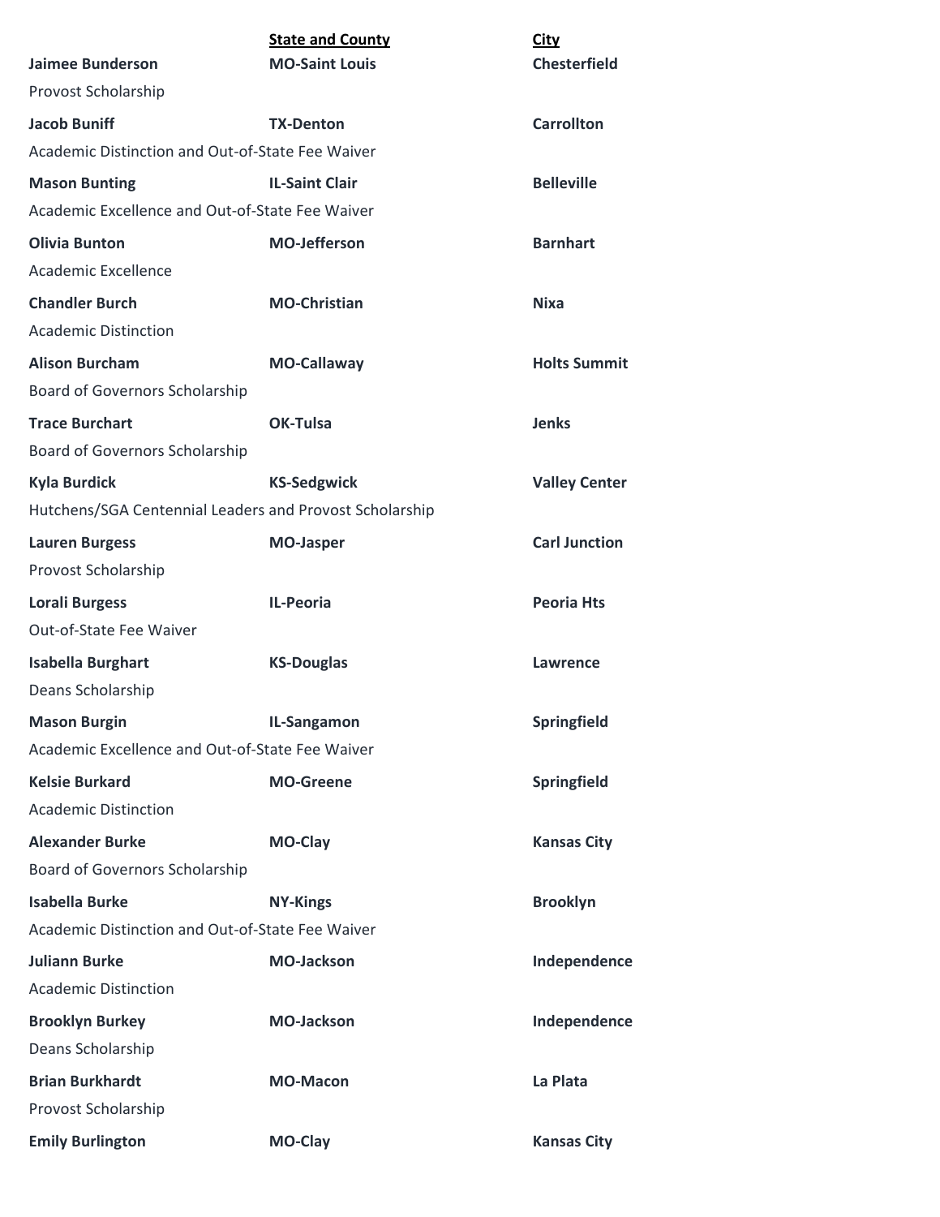| | **State and County** | **City** |
|---|---|---|
| **Jaimee Bunderson** | **MO-Saint Louis** | **Chesterfield** |
| Provost Scholarship | | |
| **Jacob Buniff** | **TX-Denton** | **Carrollton** |
| Academic Distinction and Out-of-State Fee Waiver | | |
| **Mason Bunting** | **IL-Saint Clair** | **Belleville** |
| Academic Excellence and Out-of-State Fee Waiver | | |
| **Olivia Bunton** | **MO-Jefferson** | **Barnhart** |
| Academic Excellence | | |
| **Chandler Burch** | **MO-Christian** | **Nixa** |
| Academic Distinction | | |
| **Alison Burcham** | **MO-Callaway** | **Holts Summit** |
| Board of Governors Scholarship | | |
| **Trace Burchart** | **OK-Tulsa** | **Jenks** |
| Board of Governors Scholarship | | |
| **Kyla Burdick** | **KS-Sedgwick** | **Valley Center** |
| Hutchens/SGA Centennial Leaders and Provost Scholarship | | |
| **Lauren Burgess** | **MO-Jasper** | **Carl Junction** |
| Provost Scholarship | | |
| **Lorali Burgess** | **IL-Peoria** | **Peoria Hts** |
| Out-of-State Fee Waiver | | |
| **Isabella Burghart** | **KS-Douglas** | **Lawrence** |
| Deans Scholarship | | |
| **Mason Burgin** | **IL-Sangamon** | **Springfield** |
| Academic Excellence and Out-of-State Fee Waiver | | |
| **Kelsie Burkard** | **MO-Greene** | **Springfield** |
| Academic Distinction | | |
| **Alexander Burke** | **MO-Clay** | **Kansas City** |
| Board of Governors Scholarship | | |
| **Isabella Burke** | **NY-Kings** | **Brooklyn** |
| Academic Distinction and Out-of-State Fee Waiver | | |
| **Juliann Burke** | **MO-Jackson** | **Independence** |
| Academic Distinction | | |
| **Brooklyn Burkey** | **MO-Jackson** | **Independence** |
| Deans Scholarship | | |
| **Brian Burkhardt** | **MO-Macon** | **La Plata** |
| Provost Scholarship | | |
| **Emily Burlington** | **MO-Clay** | **Kansas City** |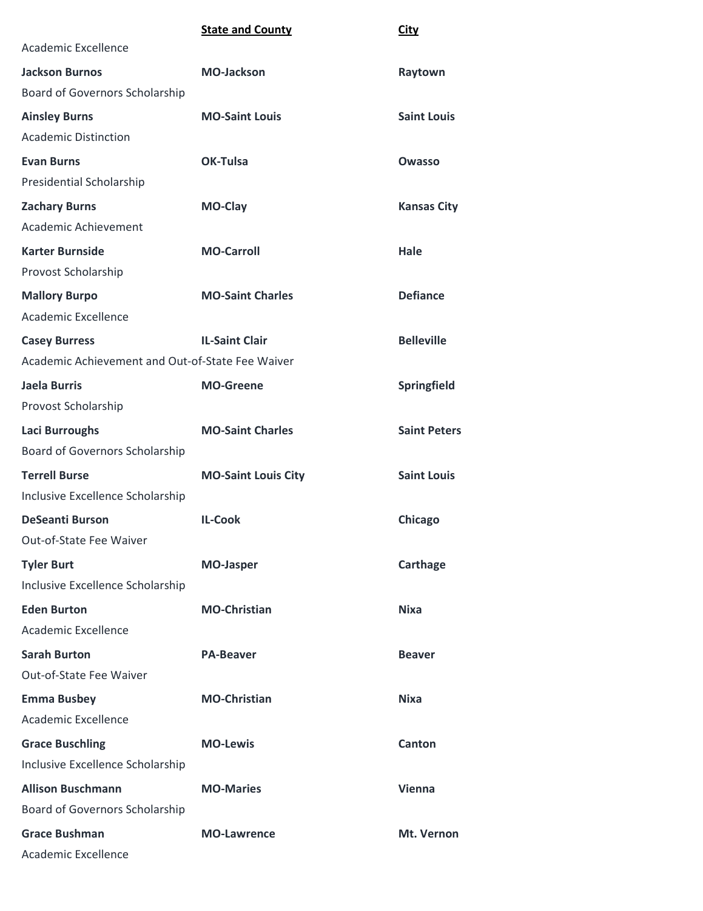| | State and County | City |
|---|---|---|
| Academic Excellence | | |
| **Jackson Burnos** | **MO-Jackson** | **Raytown** |
| Board of Governors Scholarship | | |
| **Ainsley Burns** | **MO-Saint Louis** | **Saint Louis** |
| Academic Distinction | | |
| **Evan Burns** | **OK-Tulsa** | **Owasso** |
| Presidential Scholarship | | |
| **Zachary Burns** | **MO-Clay** | **Kansas City** |
| Academic Achievement | | |
| **Karter Burnside** | **MO-Carroll** | **Hale** |
| Provost Scholarship | | |
| **Mallory Burpo** | **MO-Saint Charles** | **Defiance** |
| Academic Excellence | | |
| **Casey Burress** | **IL-Saint Clair** | **Belleville** |
| Academic Achievement and Out-of-State Fee Waiver | | |
| **Jaela Burris** | **MO-Greene** | **Springfield** |
| Provost Scholarship | | |
| **Laci Burroughs** | **MO-Saint Charles** | **Saint Peters** |
| Board of Governors Scholarship | | |
| **Terrell Burse** | **MO-Saint Louis City** | **Saint Louis** |
| Inclusive Excellence Scholarship | | |
| **DeSeanti Burson** | **IL-Cook** | **Chicago** |
| Out-of-State Fee Waiver | | |
| **Tyler Burt** | **MO-Jasper** | **Carthage** |
| Inclusive Excellence Scholarship | | |
| **Eden Burton** | **MO-Christian** | **Nixa** |
| Academic Excellence | | |
| **Sarah Burton** | **PA-Beaver** | **Beaver** |
| Out-of-State Fee Waiver | | |
| **Emma Busbey** | **MO-Christian** | **Nixa** |
| Academic Excellence | | |
| **Grace Buschling** | **MO-Lewis** | **Canton** |
| Inclusive Excellence Scholarship | | |
| **Allison Buschmann** | **MO-Maries** | **Vienna** |
| Board of Governors Scholarship | | |
| **Grace Bushman** | **MO-Lawrence** | **Mt. Vernon** |
| Academic Excellence | | |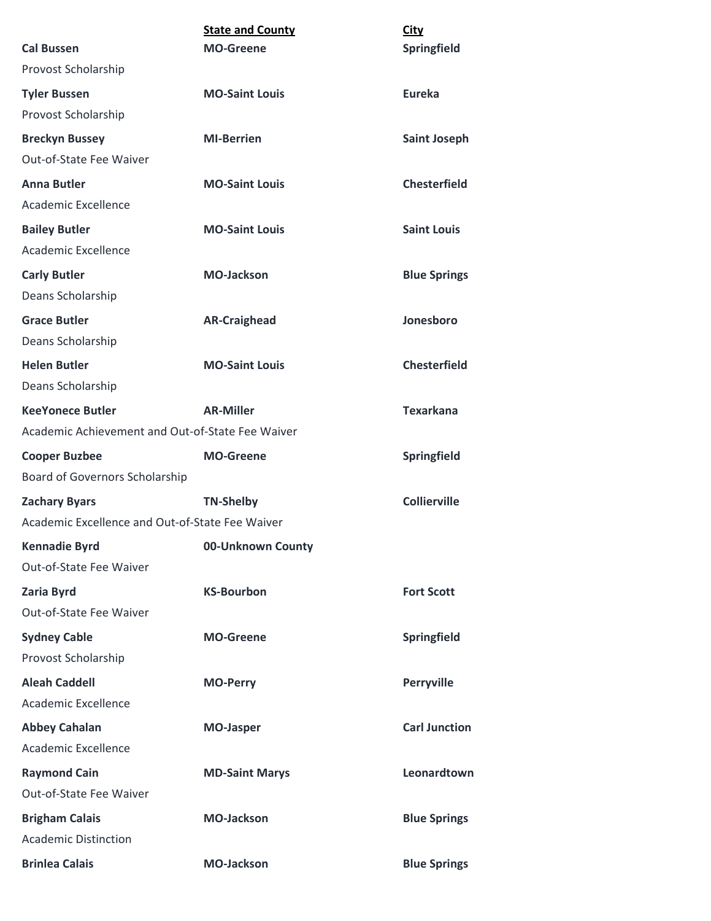| | State and County | City |
|---|---|---|
| **Cal Bussen** | **MO-Greene** | **Springfield** |
| Provost Scholarship | | |
| **Tyler Bussen** | **MO-Saint Louis** | **Eureka** |
| Provost Scholarship | | |
| **Breckyn Bussey** | **MI-Berrien** | **Saint Joseph** |
| Out-of-State Fee Waiver | | |
| **Anna Butler** | **MO-Saint Louis** | **Chesterfield** |
| Academic Excellence | | |
| **Bailey Butler** | **MO-Saint Louis** | **Saint Louis** |
| Academic Excellence | | |
| **Carly Butler** | **MO-Jackson** | **Blue Springs** |
| Deans Scholarship | | |
| **Grace Butler** | **AR-Craighead** | **Jonesboro** |
| Deans Scholarship | | |
| **Helen Butler** | **MO-Saint Louis** | **Chesterfield** |
| Deans Scholarship | | |
| **KeeYonece Butler** | **AR-Miller** | **Texarkana** |
| Academic Achievement and Out-of-State Fee Waiver | | |
| **Cooper Buzbee** | **MO-Greene** | **Springfield** |
| Board of Governors Scholarship | | |
| **Zachary Byars** | **TN-Shelby** | **Collierville** |
| Academic Excellence and Out-of-State Fee Waiver | | |
| **Kennadie Byrd** | **00-Unknown County** | |
| Out-of-State Fee Waiver | | |
| **Zaria Byrd** | **KS-Bourbon** | **Fort Scott** |
| Out-of-State Fee Waiver | | |
| **Sydney Cable** | **MO-Greene** | **Springfield** |
| Provost Scholarship | | |
| **Aleah Caddell** | **MO-Perry** | **Perryville** |
| Academic Excellence | | |
| **Abbey Cahalan** | **MO-Jasper** | **Carl Junction** |
| Academic Excellence | | |
| **Raymond Cain** | **MD-Saint Marys** | **Leonardtown** |
| Out-of-State Fee Waiver | | |
| **Brigham Calais** | **MO-Jackson** | **Blue Springs** |
| Academic Distinction | | |
| **Brinlea Calais** | **MO-Jackson** | **Blue Springs** |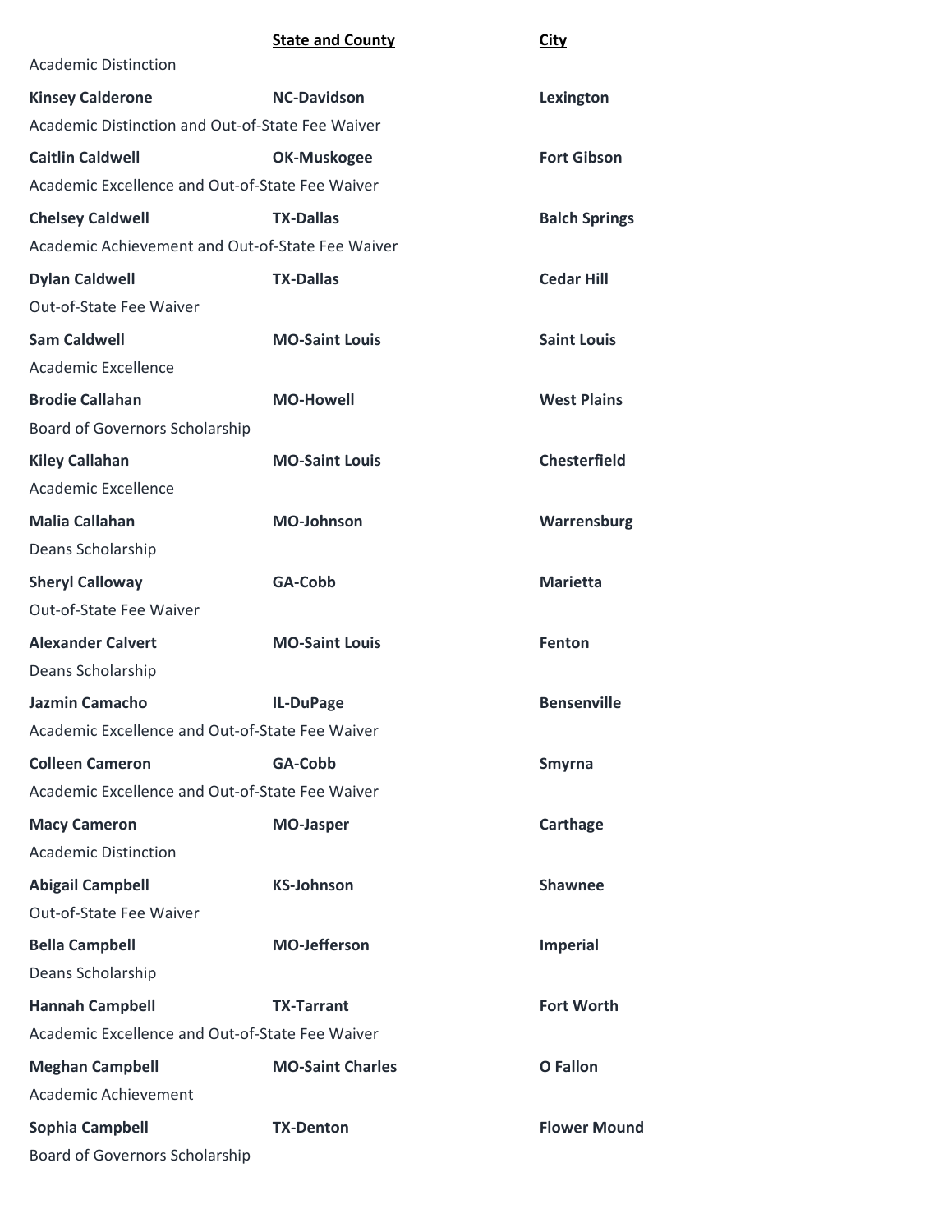| | State and County | City |
|---|---|---|
| Academic Distinction | | |
| **Kinsey Calderone** | **NC-Davidson** | **Lexington** |
| Academic Distinction and Out-of-State Fee Waiver | | |
| **Caitlin Caldwell** | **OK-Muskogee** | **Fort Gibson** |
| Academic Excellence and Out-of-State Fee Waiver | | |
| **Chelsey Caldwell** | **TX-Dallas** | **Balch Springs** |
| Academic Achievement and Out-of-State Fee Waiver | | |
| **Dylan Caldwell** | **TX-Dallas** | **Cedar Hill** |
| Out-of-State Fee Waiver | | |
| **Sam Caldwell** | **MO-Saint Louis** | **Saint Louis** |
| Academic Excellence | | |
| **Brodie Callahan** | **MO-Howell** | **West Plains** |
| Board of Governors Scholarship | | |
| **Kiley Callahan** | **MO-Saint Louis** | **Chesterfield** |
| Academic Excellence | | |
| **Malia Callahan** | **MO-Johnson** | **Warrensburg** |
| Deans Scholarship | | |
| **Sheryl Calloway** | **GA-Cobb** | **Marietta** |
| Out-of-State Fee Waiver | | |
| **Alexander Calvert** | **MO-Saint Louis** | **Fenton** |
| Deans Scholarship | | |
| **Jazmin Camacho** | **IL-DuPage** | **Bensenville** |
| Academic Excellence and Out-of-State Fee Waiver | | |
| **Colleen Cameron** | **GA-Cobb** | **Smyrna** |
| Academic Excellence and Out-of-State Fee Waiver | | |
| **Macy Cameron** | **MO-Jasper** | **Carthage** |
| Academic Distinction | | |
| **Abigail Campbell** | **KS-Johnson** | **Shawnee** |
| Out-of-State Fee Waiver | | |
| **Bella Campbell** | **MO-Jefferson** | **Imperial** |
| Deans Scholarship | | |
| **Hannah Campbell** | **TX-Tarrant** | **Fort Worth** |
| Academic Excellence and Out-of-State Fee Waiver | | |
| **Meghan Campbell** | **MO-Saint Charles** | **O Fallon** |
| Academic Achievement | | |
| **Sophia Campbell** | **TX-Denton** | **Flower Mound** |
| Board of Governors Scholarship | | |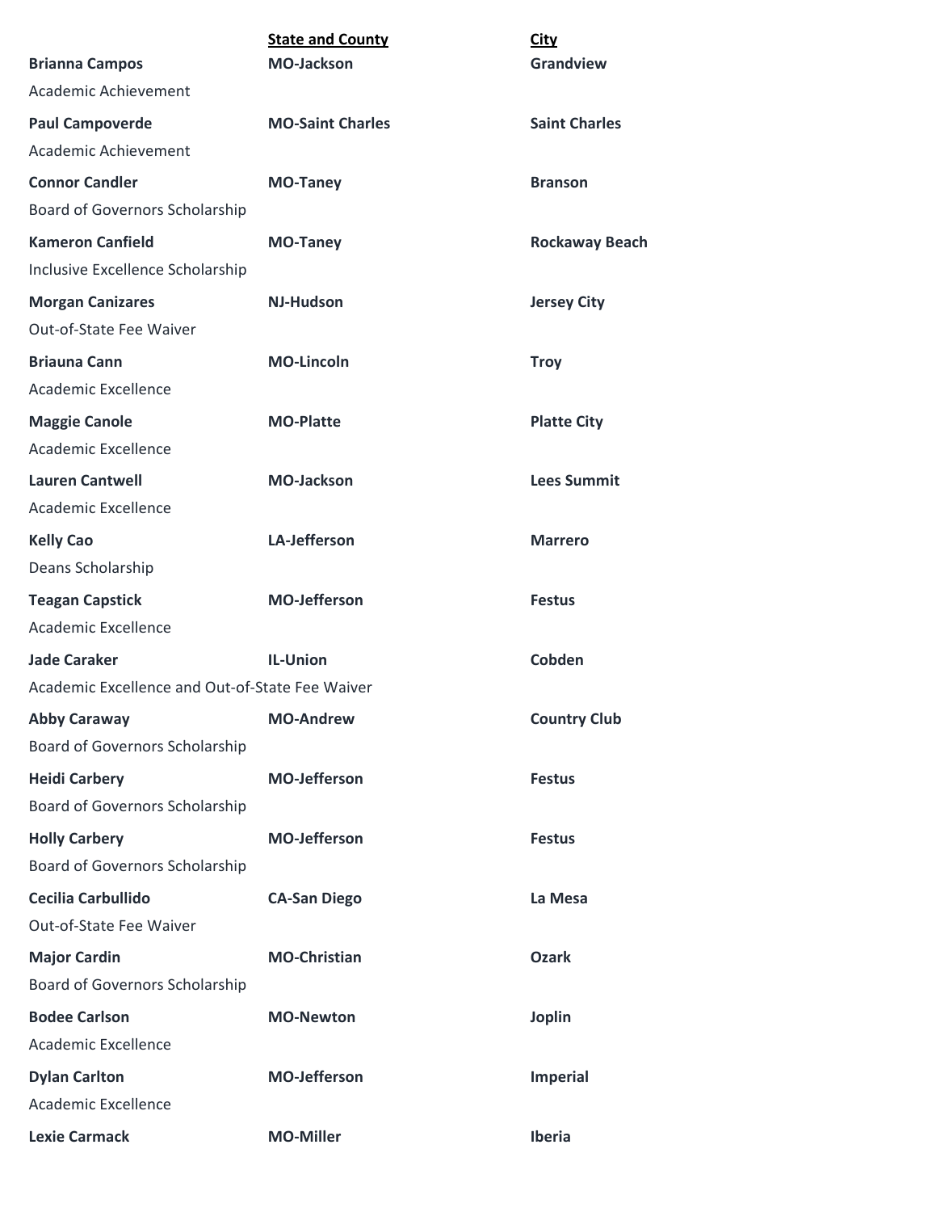| | State and County | City |
|---|---|---|
| **Brianna Campos** | **MO-Jackson** | **Grandview** |
| Academic Achievement | | |
| **Paul Campoverde** | **MO-Saint Charles** | **Saint Charles** |
| Academic Achievement | | |
| **Connor Candler** | **MO-Taney** | **Branson** |
| Board of Governors Scholarship | | |
| **Kameron Canfield** | **MO-Taney** | **Rockaway Beach** |
| Inclusive Excellence Scholarship | | |
| **Morgan Canizares** | **NJ-Hudson** | **Jersey City** |
| Out-of-State Fee Waiver | | |
| **Briauna Cann** | **MO-Lincoln** | **Troy** |
| Academic Excellence | | |
| **Maggie Canole** | **MO-Platte** | **Platte City** |
| Academic Excellence | | |
| **Lauren Cantwell** | **MO-Jackson** | **Lees Summit** |
| Academic Excellence | | |
| **Kelly Cao** | **LA-Jefferson** | **Marrero** |
| Deans Scholarship | | |
| **Teagan Capstick** | **MO-Jefferson** | **Festus** |
| Academic Excellence | | |
| **Jade Caraker** | **IL-Union** | **Cobden** |
| Academic Excellence and Out-of-State Fee Waiver | | |
| **Abby Caraway** | **MO-Andrew** | **Country Club** |
| Board of Governors Scholarship | | |
| **Heidi Carbery** | **MO-Jefferson** | **Festus** |
| Board of Governors Scholarship | | |
| **Holly Carbery** | **MO-Jefferson** | **Festus** |
| Board of Governors Scholarship | | |
| **Cecilia Carbullido** | **CA-San Diego** | **La Mesa** |
| Out-of-State Fee Waiver | | |
| **Major Cardin** | **MO-Christian** | **Ozark** |
| Board of Governors Scholarship | | |
| **Bodee Carlson** | **MO-Newton** | **Joplin** |
| Academic Excellence | | |
| **Dylan Carlton** | **MO-Jefferson** | **Imperial** |
| Academic Excellence | | |
| **Lexie Carmack** | **MO-Miller** | **Iberia** |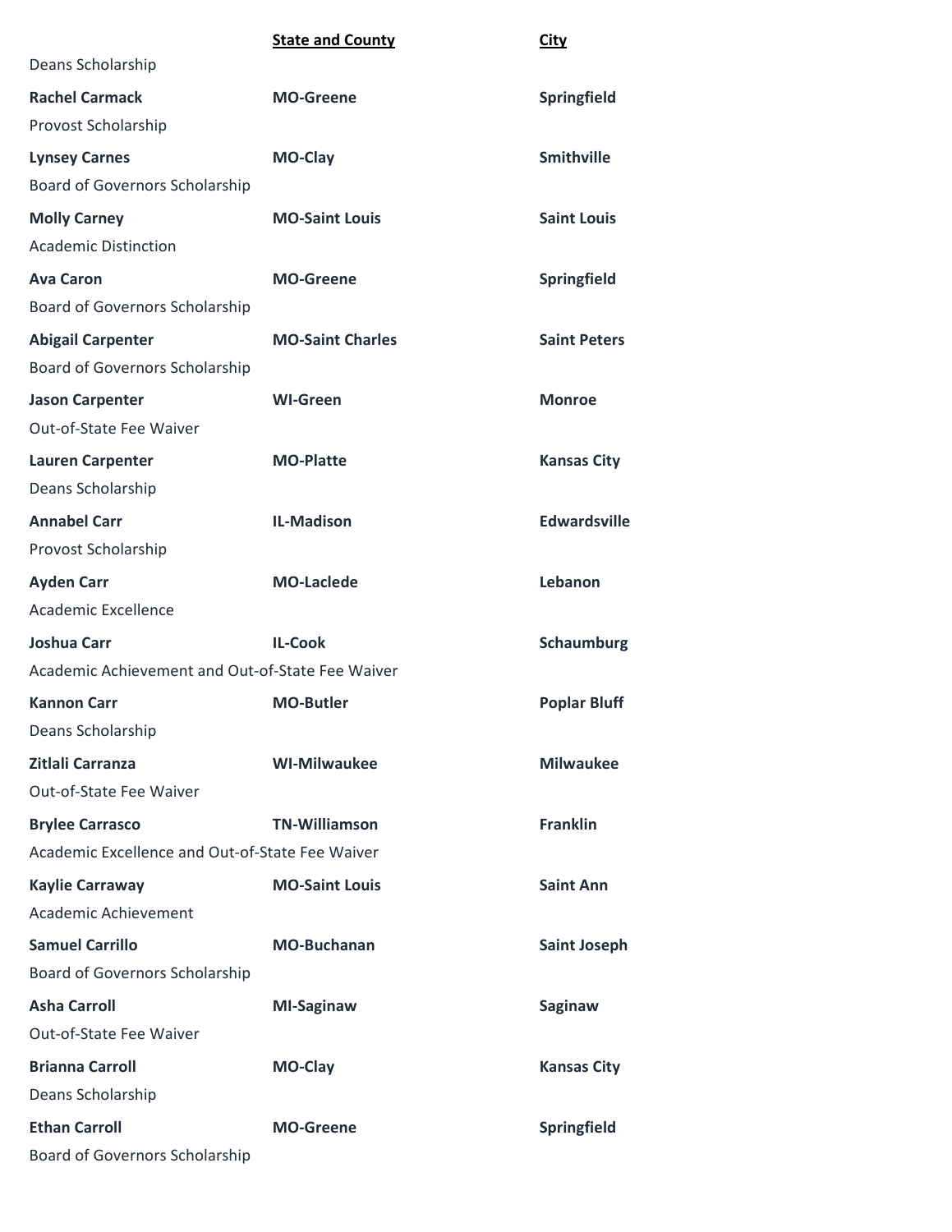| | State and County | City |
|---|---|---|
| Deans Scholarship | | |
| **Rachel Carmack** | **MO-Greene** | **Springfield** |
| Provost Scholarship | | |
| **Lynsey Carnes** | **MO-Clay** | **Smithville** |
| Board of Governors Scholarship | | |
| **Molly Carney** | **MO-Saint Louis** | **Saint Louis** |
| Academic Distinction | | |
| **Ava Caron** | **MO-Greene** | **Springfield** |
| Board of Governors Scholarship | | |
| **Abigail Carpenter** | **MO-Saint Charles** | **Saint Peters** |
| Board of Governors Scholarship | | |
| **Jason Carpenter** | **WI-Green** | **Monroe** |
| Out-of-State Fee Waiver | | |
| **Lauren Carpenter** | **MO-Platte** | **Kansas City** |
| Deans Scholarship | | |
| **Annabel Carr** | **IL-Madison** | **Edwardsville** |
| Provost Scholarship | | |
| **Ayden Carr** | **MO-Laclede** | **Lebanon** |
| Academic Excellence | | |
| **Joshua Carr** | **IL-Cook** | **Schaumburg** |
| Academic Achievement and Out-of-State Fee Waiver | | |
| **Kannon Carr** | **MO-Butler** | **Poplar Bluff** |
| Deans Scholarship | | |
| **Zitlali Carranza** | **WI-Milwaukee** | **Milwaukee** |
| Out-of-State Fee Waiver | | |
| **Brylee Carrasco** | **TN-Williamson** | **Franklin** |
| Academic Excellence and Out-of-State Fee Waiver | | |
| **Kaylie Carraway** | **MO-Saint Louis** | **Saint Ann** |
| Academic Achievement | | |
| **Samuel Carrillo** | **MO-Buchanan** | **Saint Joseph** |
| Board of Governors Scholarship | | |
| **Asha Carroll** | **MI-Saginaw** | **Saginaw** |
| Out-of-State Fee Waiver | | |
| **Brianna Carroll** | **MO-Clay** | **Kansas City** |
| Deans Scholarship | | |
| **Ethan Carroll** | **MO-Greene** | **Springfield** |
| Board of Governors Scholarship | | |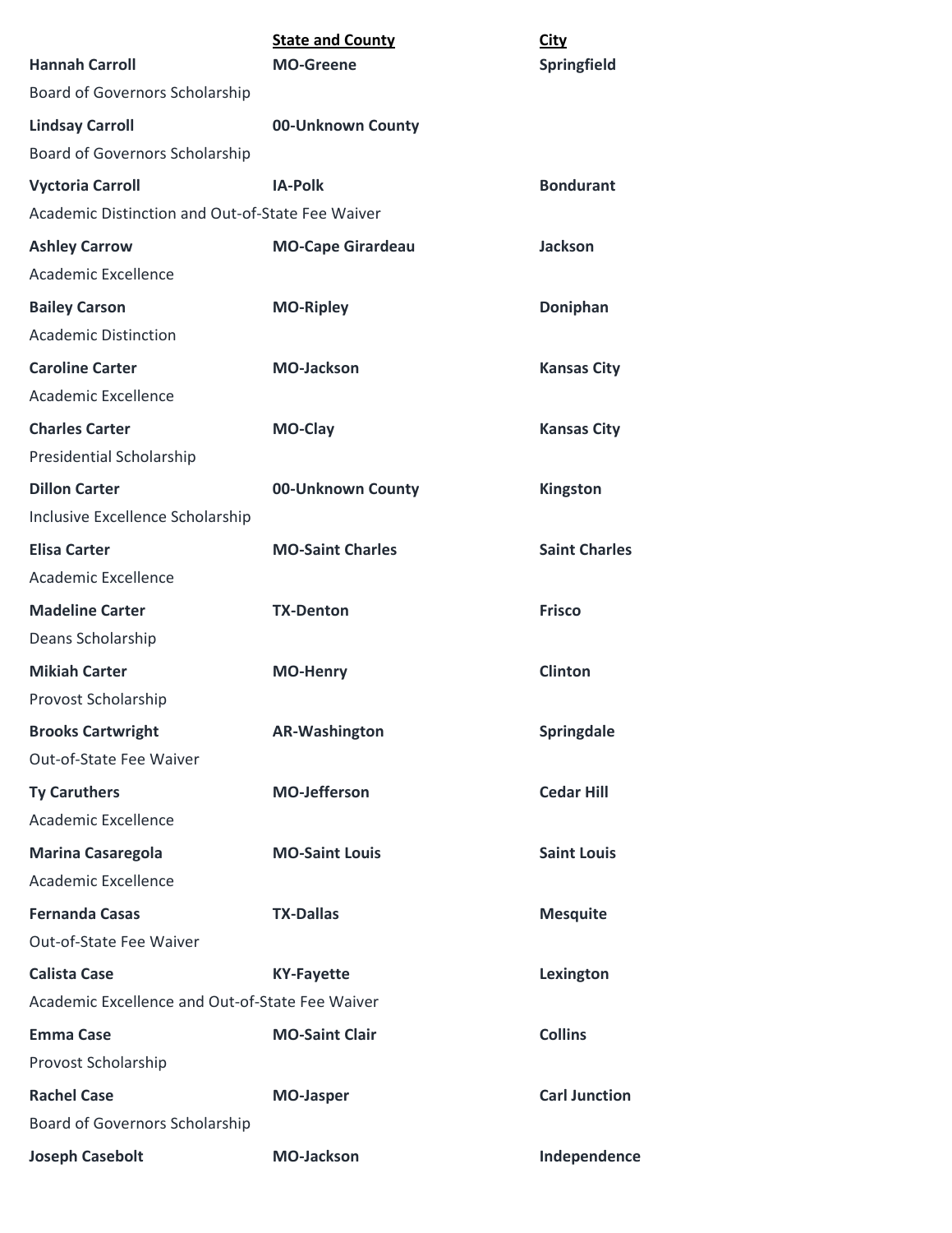| | **State and County** | **City** |
|---|---|---|
| **Hannah Carroll** | **MO-Greene** | **Springfield** |
| Board of Governors Scholarship | | |
| **Lindsay Carroll** | **00-Unknown County** | |
| Board of Governors Scholarship | | |
| **Vyctoria Carroll** | **IA-Polk** | **Bondurant** |
| Academic Distinction and Out-of-State Fee Waiver | | |
| **Ashley Carrow** | **MO-Cape Girardeau** | **Jackson** |
| Academic Excellence | | |
| **Bailey Carson** | **MO-Ripley** | **Doniphan** |
| Academic Distinction | | |
| **Caroline Carter** | **MO-Jackson** | **Kansas City** |
| Academic Excellence | | |
| **Charles Carter** | **MO-Clay** | **Kansas City** |
| Presidential Scholarship | | |
| **Dillon Carter** | **00-Unknown County** | **Kingston** |
| Inclusive Excellence Scholarship | | |
| **Elisa Carter** | **MO-Saint Charles** | **Saint Charles** |
| Academic Excellence | | |
| **Madeline Carter** | **TX-Denton** | **Frisco** |
| Deans Scholarship | | |
| **Mikiah Carter** | **MO-Henry** | **Clinton** |
| Provost Scholarship | | |
| **Brooks Cartwright** | **AR-Washington** | **Springdale** |
| Out-of-State Fee Waiver | | |
| **Ty Caruthers** | **MO-Jefferson** | **Cedar Hill** |
| Academic Excellence | | |
| **Marina Casaregola** | **MO-Saint Louis** | **Saint Louis** |
| Academic Excellence | | |
| **Fernanda Casas** | **TX-Dallas** | **Mesquite** |
| Out-of-State Fee Waiver | | |
| **Calista Case** | **KY-Fayette** | **Lexington** |
| Academic Excellence and Out-of-State Fee Waiver | | |
| **Emma Case** | **MO-Saint Clair** | **Collins** |
| Provost Scholarship | | |
| **Rachel Case** | **MO-Jasper** | **Carl Junction** |
| Board of Governors Scholarship | | |
| **Joseph Casebolt** | **MO-Jackson** | **Independence** |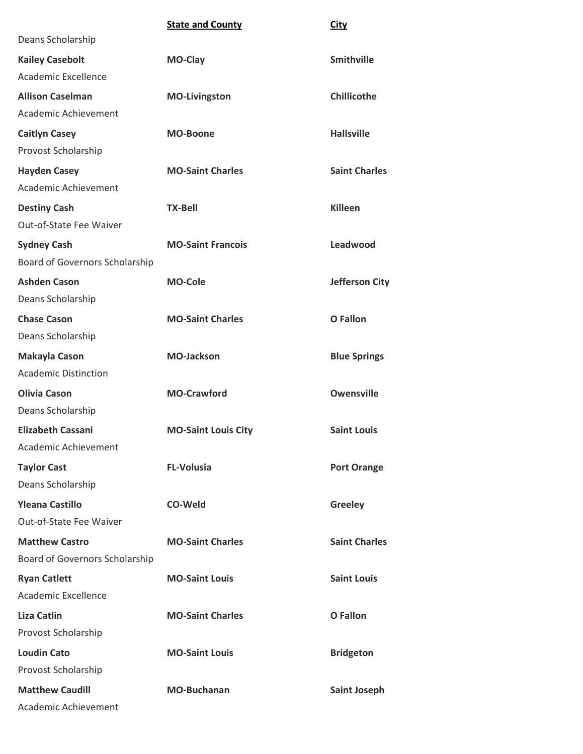| | State and County | City |
|---|---|---|
| Deans Scholarship | | |
| **Kailey Casebolt** | **MO-Clay** | **Smithville** |
| Academic Excellence | | |
| **Allison Caselman** | **MO-Livingston** | **Chillicothe** |
| Academic Achievement | | |
| **Caitlyn Casey** | **MO-Boone** | **Hallsville** |
| Provost Scholarship | | |
| **Hayden Casey** | **MO-Saint Charles** | **Saint Charles** |
| Academic Achievement | | |
| **Destiny Cash** | **TX-Bell** | **Killeen** |
| Out-of-State Fee Waiver | | |
| **Sydney Cash** | **MO-Saint Francois** | **Leadwood** |
| Board of Governors Scholarship | | |
| **Ashden Cason** | **MO-Cole** | **Jefferson City** |
| Deans Scholarship | | |
| **Chase Cason** | **MO-Saint Charles** | **O Fallon** |
| Deans Scholarship | | |
| **Makayla Cason** | **MO-Jackson** | **Blue Springs** |
| Academic Distinction | | |
| **Olivia Cason** | **MO-Crawford** | **Owensville** |
| Deans Scholarship | | |
| **Elizabeth Cassani** | **MO-Saint Louis City** | **Saint Louis** |
| Academic Achievement | | |
| **Taylor Cast** | **FL-Volusia** | **Port Orange** |
| Deans Scholarship | | |
| **Yleana Castillo** | **CO-Weld** | **Greeley** |
| Out-of-State Fee Waiver | | |
| **Matthew Castro** | **MO-Saint Charles** | **Saint Charles** |
| Board of Governors Scholarship | | |
| **Ryan Catlett** | **MO-Saint Louis** | **Saint Louis** |
| Academic Excellence | | |
| **Liza Catlin** | **MO-Saint Charles** | **O Fallon** |
| Provost Scholarship | | |
| **Loudin Cato** | **MO-Saint Louis** | **Bridgeton** |
| Provost Scholarship | | |
| **Matthew Caudill** | **MO-Buchanan** | **Saint Joseph** |
| Academic Achievement | | |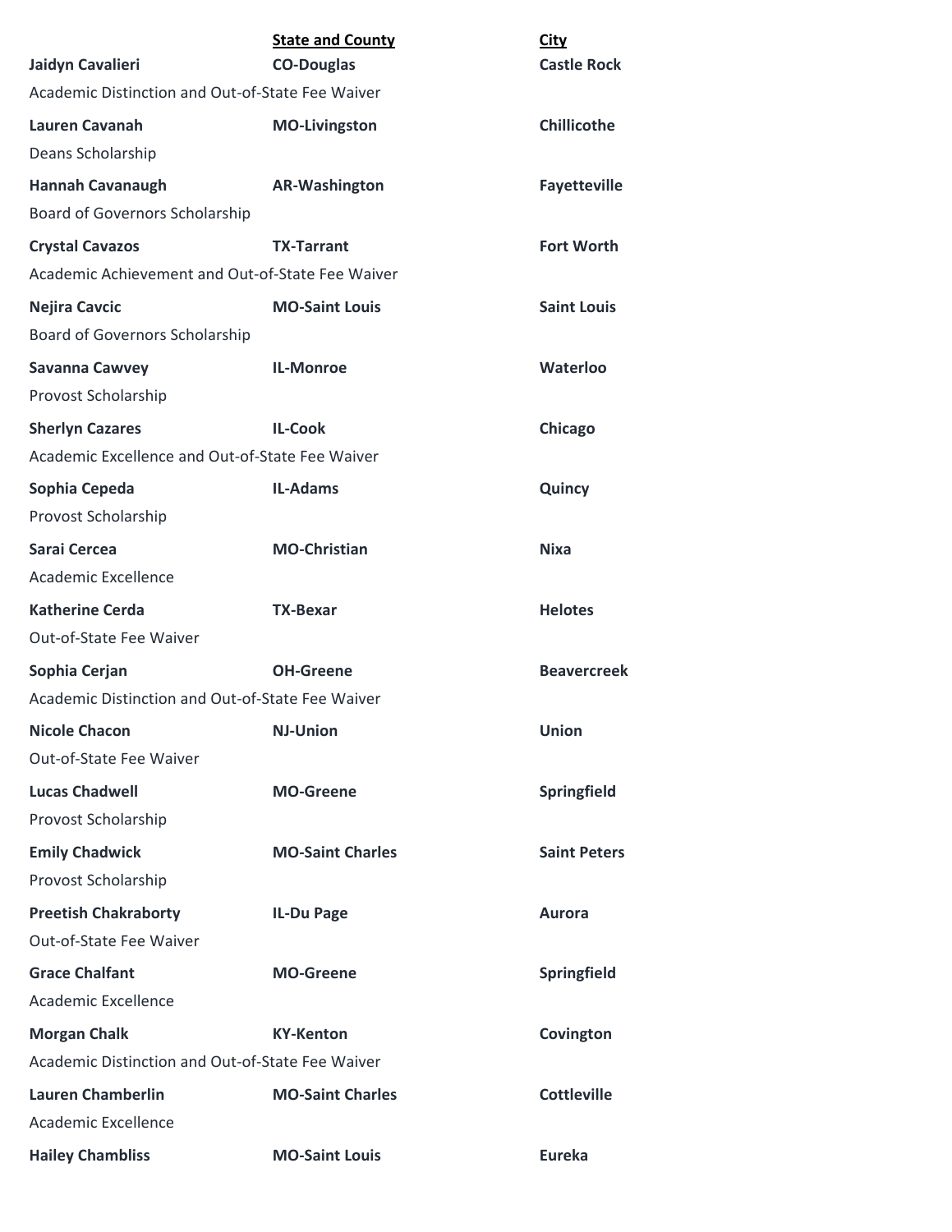| | State and County | City |
|---|---|---|
| **Jaidyn Cavalieri** | **CO-Douglas** | **Castle Rock** |
| Academic Distinction and Out-of-State Fee Waiver | | |
| **Lauren Cavanah** | **MO-Livingston** | **Chillicothe** |
| Deans Scholarship | | |
| **Hannah Cavanaugh** | **AR-Washington** | **Fayetteville** |
| Board of Governors Scholarship | | |
| **Crystal Cavazos** | **TX-Tarrant** | **Fort Worth** |
| Academic Achievement and Out-of-State Fee Waiver | | |
| **Nejira Cavcic** | **MO-Saint Louis** | **Saint Louis** |
| Board of Governors Scholarship | | |
| **Savanna Cawvey** | **IL-Monroe** | **Waterloo** |
| Provost Scholarship | | |
| **Sherlyn Cazares** | **IL-Cook** | **Chicago** |
| Academic Excellence and Out-of-State Fee Waiver | | |
| **Sophia Cepeda** | **IL-Adams** | **Quincy** |
| Provost Scholarship | | |
| **Sarai Cercea** | **MO-Christian** | **Nixa** |
| Academic Excellence | | |
| **Katherine Cerda** | **TX-Bexar** | **Helotes** |
| Out-of-State Fee Waiver | | |
| **Sophia Cerjan** | **OH-Greene** | **Beavercreek** |
| Academic Distinction and Out-of-State Fee Waiver | | |
| **Nicole Chacon** | **NJ-Union** | **Union** |
| Out-of-State Fee Waiver | | |
| **Lucas Chadwell** | **MO-Greene** | **Springfield** |
| Provost Scholarship | | |
| **Emily Chadwick** | **MO-Saint Charles** | **Saint Peters** |
| Provost Scholarship | | |
| **Preetish Chakraborty** | **IL-Du Page** | **Aurora** |
| Out-of-State Fee Waiver | | |
| **Grace Chalfant** | **MO-Greene** | **Springfield** |
| Academic Excellence | | |
| **Morgan Chalk** | **KY-Kenton** | **Covington** |
| Academic Distinction and Out-of-State Fee Waiver | | |
| **Lauren Chamberlin** | **MO-Saint Charles** | **Cottleville** |
| Academic Excellence | | |
| **Hailey Chambliss** | **MO-Saint Louis** | **Eureka** |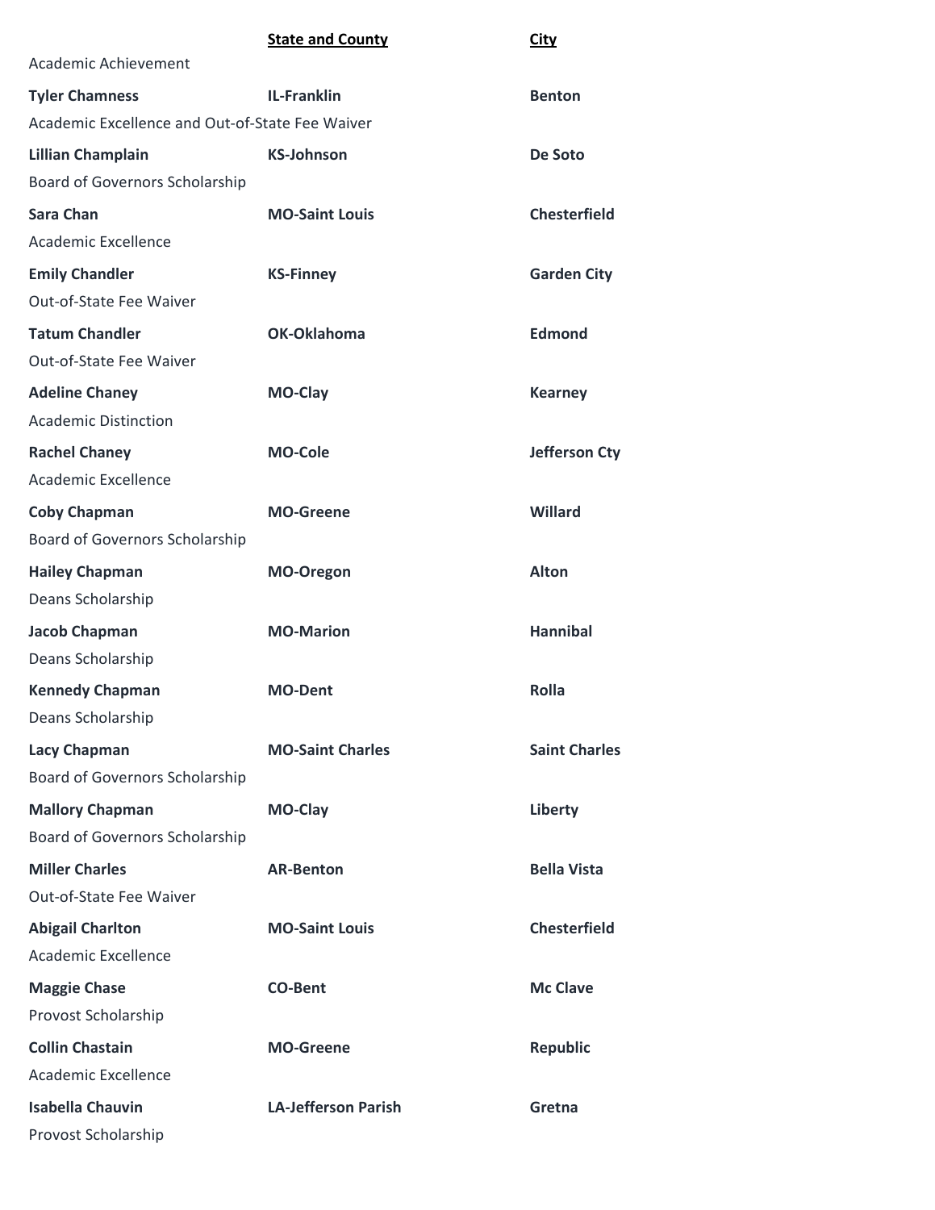| | State and County | City |
|---|---|---|
| Academic Achievement | | |
| **Tyler Chamness** | **IL-Franklin** | **Benton** |
| Academic Excellence and Out-of-State Fee Waiver | | |
| **Lillian Champlain** | **KS-Johnson** | **De Soto** |
| Board of Governors Scholarship | | |
| **Sara Chan** | **MO-Saint Louis** | **Chesterfield** |
| Academic Excellence | | |
| **Emily Chandler** | **KS-Finney** | **Garden City** |
| Out-of-State Fee Waiver | | |
| **Tatum Chandler** | **OK-Oklahoma** | **Edmond** |
| Out-of-State Fee Waiver | | |
| **Adeline Chaney** | **MO-Clay** | **Kearney** |
| Academic Distinction | | |
| **Rachel Chaney** | **MO-Cole** | **Jefferson Cty** |
| Academic Excellence | | |
| **Coby Chapman** | **MO-Greene** | **Willard** |
| Board of Governors Scholarship | | |
| **Hailey Chapman** | **MO-Oregon** | **Alton** |
| Deans Scholarship | | |
| **Jacob Chapman** | **MO-Marion** | **Hannibal** |
| Deans Scholarship | | |
| **Kennedy Chapman** | **MO-Dent** | **Rolla** |
| Deans Scholarship | | |
| **Lacy Chapman** | **MO-Saint Charles** | **Saint Charles** |
| Board of Governors Scholarship | | |
| **Mallory Chapman** | **MO-Clay** | **Liberty** |
| Board of Governors Scholarship | | |
| **Miller Charles** | **AR-Benton** | **Bella Vista** |
| Out-of-State Fee Waiver | | |
| **Abigail Charlton** | **MO-Saint Louis** | **Chesterfield** |
| Academic Excellence | | |
| **Maggie Chase** | **CO-Bent** | **Mc Clave** |
| Provost Scholarship | | |
| **Collin Chastain** | **MO-Greene** | **Republic** |
| Academic Excellence | | |
| **Isabella Chauvin** | **LA-Jefferson Parish** | **Gretna** |
| Provost Scholarship | | |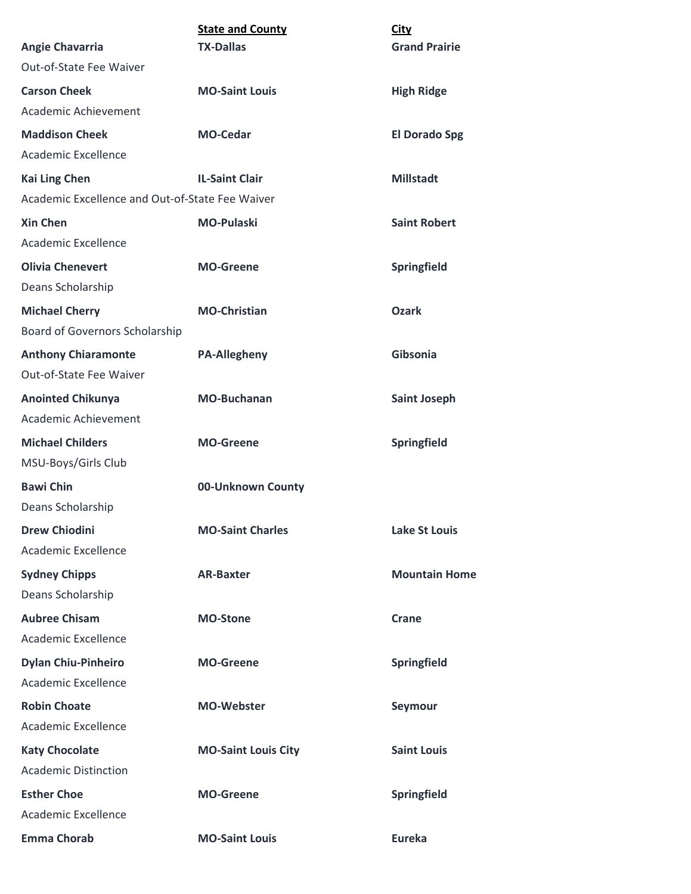| Name | State and County | City |
|---|---|---|
| **Angie Chavarria** | **TX-Dallas** | **Grand Prairie** |
| Out-of-State Fee Waiver | | |
| **Carson Cheek** | **MO-Saint Louis** | **High Ridge** |
| Academic Achievement | | |
| **Maddison Cheek** | **MO-Cedar** | **El Dorado Spg** |
| Academic Excellence | | |
| **Kai Ling Chen** | **IL-Saint Clair** | **Millstadt** |
| Academic Excellence and Out-of-State Fee Waiver | | |
| **Xin Chen** | **MO-Pulaski** | **Saint Robert** |
| Academic Excellence | | |
| **Olivia Chenevert** | **MO-Greene** | **Springfield** |
| Deans Scholarship | | |
| **Michael Cherry** | **MO-Christian** | **Ozark** |
| Board of Governors Scholarship | | |
| **Anthony Chiaramonte** | **PA-Allegheny** | **Gibsonia** |
| Out-of-State Fee Waiver | | |
| **Anointed Chikunya** | **MO-Buchanan** | **Saint Joseph** |
| Academic Achievement | | |
| **Michael Childers** | **MO-Greene** | **Springfield** |
| MSU-Boys/Girls Club | | |
| **Bawi Chin** | **00-Unknown County** | |
| Deans Scholarship | | |
| **Drew Chiodini** | **MO-Saint Charles** | **Lake St Louis** |
| Academic Excellence | | |
| **Sydney Chipps** | **AR-Baxter** | **Mountain Home** |
| Deans Scholarship | | |
| **Aubree Chisam** | **MO-Stone** | **Crane** |
| Academic Excellence | | |
| **Dylan Chiu-Pinheiro** | **MO-Greene** | **Springfield** |
| Academic Excellence | | |
| **Robin Choate** | **MO-Webster** | **Seymour** |
| Academic Excellence | | |
| **Katy Chocolate** | **MO-Saint Louis City** | **Saint Louis** |
| Academic Distinction | | |
| **Esther Choe** | **MO-Greene** | **Springfield** |
| Academic Excellence | | |
| **Emma Chorab** | **MO-Saint Louis** | **Eureka** |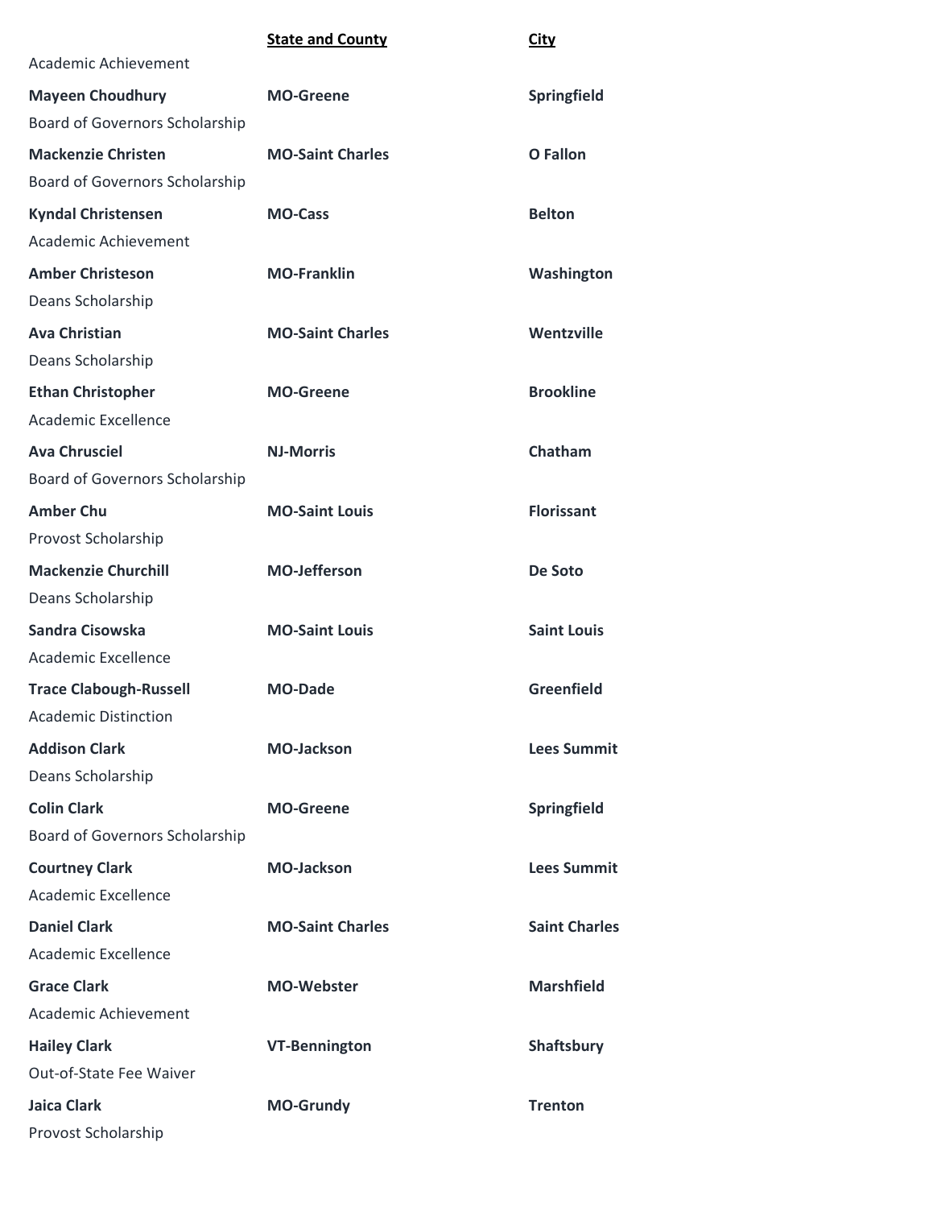| | State and County | City |
|---|---|---|
| Academic Achievement | | |
| **Mayeen Choudhury** | **MO-Greene** | **Springfield** |
| Board of Governors Scholarship | | |
| **Mackenzie Christen** | **MO-Saint Charles** | **O Fallon** |
| Board of Governors Scholarship | | |
| **Kyndal Christensen** | **MO-Cass** | **Belton** |
| Academic Achievement | | |
| **Amber Christeson** | **MO-Franklin** | **Washington** |
| Deans Scholarship | | |
| **Ava Christian** | **MO-Saint Charles** | **Wentzville** |
| Deans Scholarship | | |
| **Ethan Christopher** | **MO-Greene** | **Brookline** |
| Academic Excellence | | |
| **Ava Chrusciel** | **NJ-Morris** | **Chatham** |
| Board of Governors Scholarship | | |
| **Amber Chu** | **MO-Saint Louis** | **Florissant** |
| Provost Scholarship | | |
| **Mackenzie Churchill** | **MO-Jefferson** | **De Soto** |
| Deans Scholarship | | |
| **Sandra Cisowska** | **MO-Saint Louis** | **Saint Louis** |
| Academic Excellence | | |
| **Trace Clabough-Russell** | **MO-Dade** | **Greenfield** |
| Academic Distinction | | |
| **Addison Clark** | **MO-Jackson** | **Lees Summit** |
| Deans Scholarship | | |
| **Colin Clark** | **MO-Greene** | **Springfield** |
| Board of Governors Scholarship | | |
| **Courtney Clark** | **MO-Jackson** | **Lees Summit** |
| Academic Excellence | | |
| **Daniel Clark** | **MO-Saint Charles** | **Saint Charles** |
| Academic Excellence | | |
| **Grace Clark** | **MO-Webster** | **Marshfield** |
| Academic Achievement | | |
| **Hailey Clark** | **VT-Bennington** | **Shaftsbury** |
| Out-of-State Fee Waiver | | |
| **Jaica Clark** | **MO-Grundy** | **Trenton** |
| Provost Scholarship | | |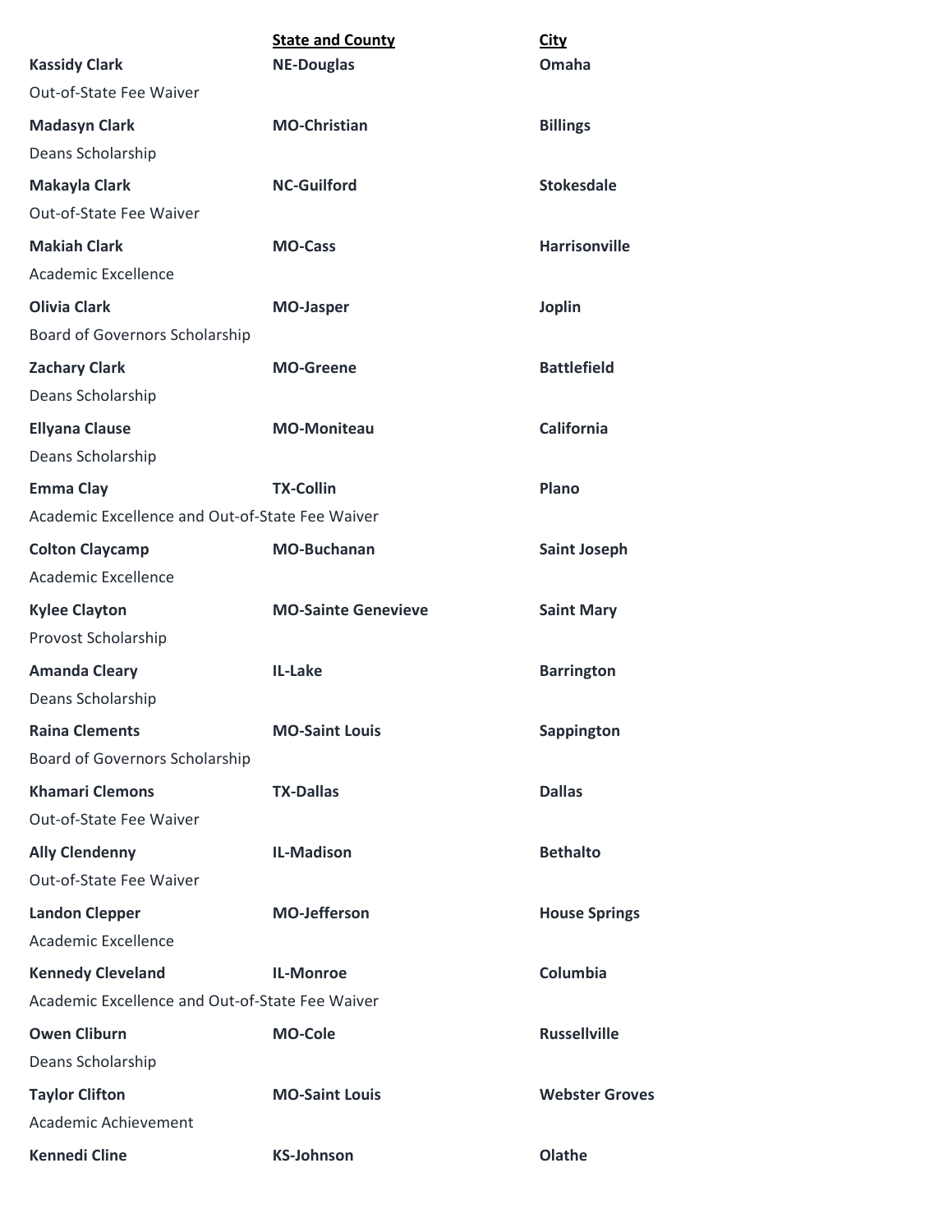| | State and County | City |
|---|---|---|
| **Kassidy Clark** | **NE-Douglas** | **Omaha** |
| Out-of-State Fee Waiver | | |
| **Madasyn Clark** | **MO-Christian** | **Billings** |
| Deans Scholarship | | |
| **Makayla Clark** | **NC-Guilford** | **Stokesdale** |
| Out-of-State Fee Waiver | | |
| **Makiah Clark** | **MO-Cass** | **Harrisonville** |
| Academic Excellence | | |
| **Olivia Clark** | **MO-Jasper** | **Joplin** |
| Board of Governors Scholarship | | |
| **Zachary Clark** | **MO-Greene** | **Battlefield** |
| Deans Scholarship | | |
| **Ellyana Clause** | **MO-Moniteau** | **California** |
| Deans Scholarship | | |
| **Emma Clay** | **TX-Collin** | **Plano** |
| Academic Excellence and Out-of-State Fee Waiver | | |
| **Colton Claycamp** | **MO-Buchanan** | **Saint Joseph** |
| Academic Excellence | | |
| **Kylee Clayton** | **MO-Sainte Genevieve** | **Saint Mary** |
| Provost Scholarship | | |
| **Amanda Cleary** | **IL-Lake** | **Barrington** |
| Deans Scholarship | | |
| **Raina Clements** | **MO-Saint Louis** | **Sappington** |
| Board of Governors Scholarship | | |
| **Khamari Clemons** | **TX-Dallas** | **Dallas** |
| Out-of-State Fee Waiver | | |
| **Ally Clendenny** | **IL-Madison** | **Bethalto** |
| Out-of-State Fee Waiver | | |
| **Landon Clepper** | **MO-Jefferson** | **House Springs** |
| Academic Excellence | | |
| **Kennedy Cleveland** | **IL-Monroe** | **Columbia** |
| Academic Excellence and Out-of-State Fee Waiver | | |
| **Owen Cliburn** | **MO-Cole** | **Russellville** |
| Deans Scholarship | | |
| **Taylor Clifton** | **MO-Saint Louis** | **Webster Groves** |
| Academic Achievement | | |
| **Kennedi Cline** | **KS-Johnson** | **Olathe** |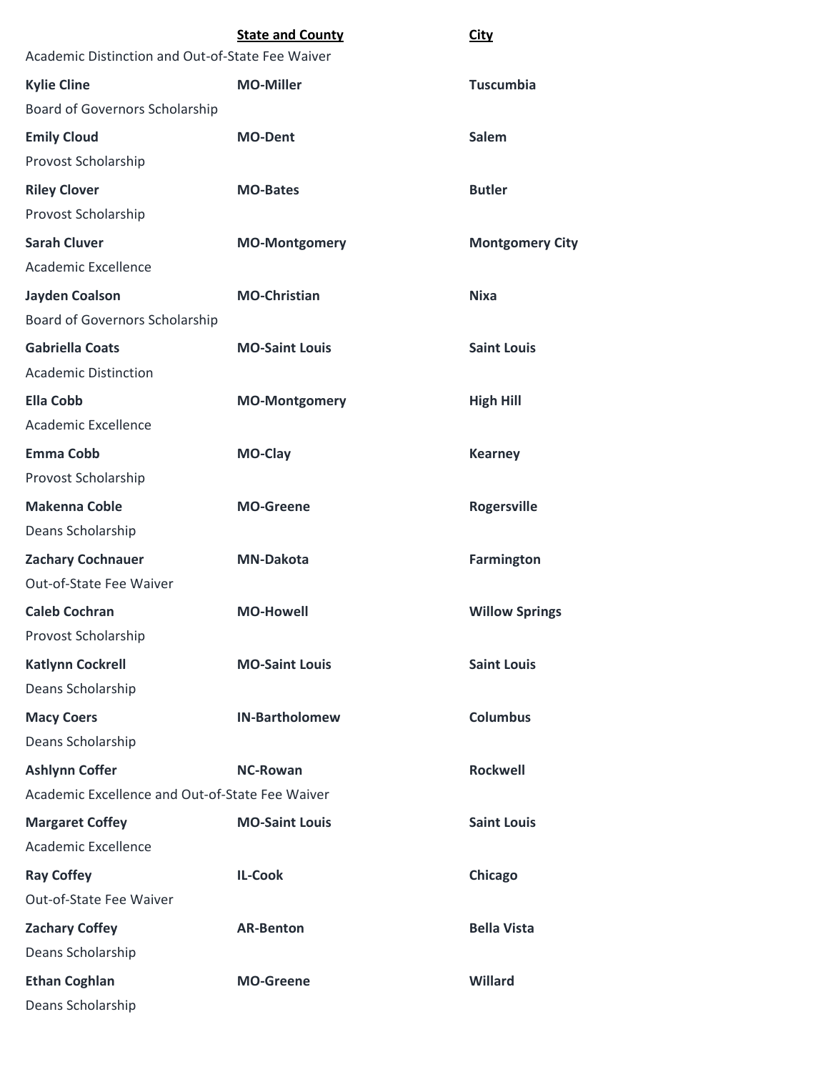| | State and County | City |
|---|---|---|
| Academic Distinction and Out-of-State Fee Waiver | | |
| **Kylie Cline** | **MO-Miller** | **Tuscumbia** |
| Board of Governors Scholarship | | |
| **Emily Cloud** | **MO-Dent** | **Salem** |
| Provost Scholarship | | |
| **Riley Clover** | **MO-Bates** | **Butler** |
| Provost Scholarship | | |
| **Sarah Cluver** | **MO-Montgomery** | **Montgomery City** |
| Academic Excellence | | |
| **Jayden Coalson** | **MO-Christian** | **Nixa** |
| Board of Governors Scholarship | | |
| **Gabriella Coats** | **MO-Saint Louis** | **Saint Louis** |
| Academic Distinction | | |
| **Ella Cobb** | **MO-Montgomery** | **High Hill** |
| Academic Excellence | | |
| **Emma Cobb** | **MO-Clay** | **Kearney** |
| Provost Scholarship | | |
| **Makenna Coble** | **MO-Greene** | **Rogersville** |
| Deans Scholarship | | |
| **Zachary Cochnauer** | **MN-Dakota** | **Farmington** |
| Out-of-State Fee Waiver | | |
| **Caleb Cochran** | **MO-Howell** | **Willow Springs** |
| Provost Scholarship | | |
| **Katlynn Cockrell** | **MO-Saint Louis** | **Saint Louis** |
| Deans Scholarship | | |
| **Macy Coers** | **IN-Bartholomew** | **Columbus** |
| Deans Scholarship | | |
| **Ashlynn Coffer** | **NC-Rowan** | **Rockwell** |
| Academic Excellence and Out-of-State Fee Waiver | | |
| **Margaret Coffey** | **MO-Saint Louis** | **Saint Louis** |
| Academic Excellence | | |
| **Ray Coffey** | **IL-Cook** | **Chicago** |
| Out-of-State Fee Waiver | | |
| **Zachary Coffey** | **AR-Benton** | **Bella Vista** |
| Deans Scholarship | | |
| **Ethan Coghlan** | **MO-Greene** | **Willard** |
| Deans Scholarship | | |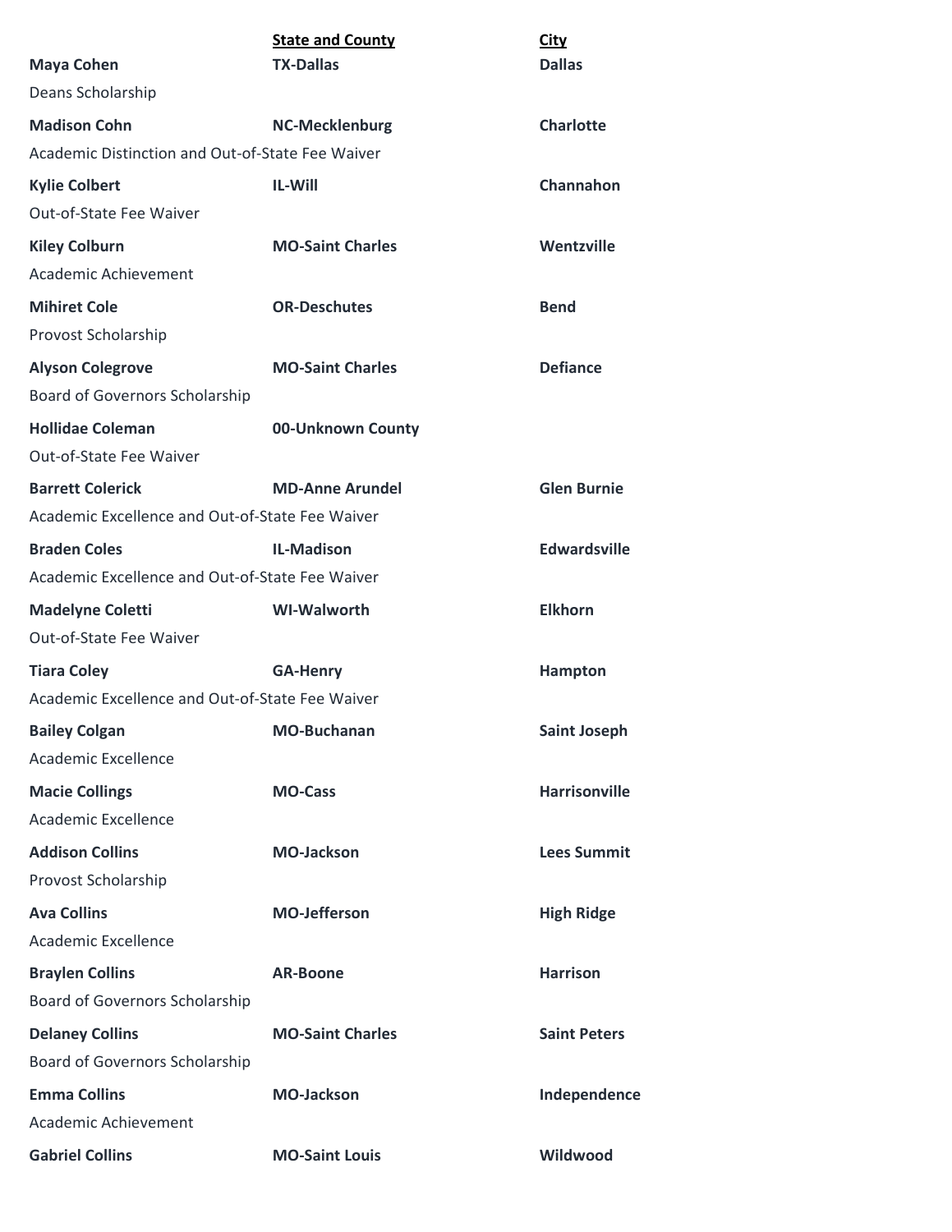| | **State and County** | **City** |
|---|---|---|
| **Maya Cohen** | **TX-Dallas** | **Dallas** |
| Deans Scholarship | | |
| **Madison Cohn** | **NC-Mecklenburg** | **Charlotte** |
| Academic Distinction and Out-of-State Fee Waiver | | |
| **Kylie Colbert** | **IL-Will** | **Channahon** |
| Out-of-State Fee Waiver | | |
| **Kiley Colburn** | **MO-Saint Charles** | **Wentzville** |
| Academic Achievement | | |
| **Mihiret Cole** | **OR-Deschutes** | **Bend** |
| Provost Scholarship | | |
| **Alyson Colegrove** | **MO-Saint Charles** | **Defiance** |
| Board of Governors Scholarship | | |
| **Hollidae Coleman** | **00-Unknown County** | |
| Out-of-State Fee Waiver | | |
| **Barrett Colerick** | **MD-Anne Arundel** | **Glen Burnie** |
| Academic Excellence and Out-of-State Fee Waiver | | |
| **Braden Coles** | **IL-Madison** | **Edwardsville** |
| Academic Excellence and Out-of-State Fee Waiver | | |
| **Madelyne Coletti** | **WI-Walworth** | **Elkhorn** |
| Out-of-State Fee Waiver | | |
| **Tiara Coley** | **GA-Henry** | **Hampton** |
| Academic Excellence and Out-of-State Fee Waiver | | |
| **Bailey Colgan** | **MO-Buchanan** | **Saint Joseph** |
| Academic Excellence | | |
| **Macie Collings** | **MO-Cass** | **Harrisonville** |
| Academic Excellence | | |
| **Addison Collins** | **MO-Jackson** | **Lees Summit** |
| Provost Scholarship | | |
| **Ava Collins** | **MO-Jefferson** | **High Ridge** |
| Academic Excellence | | |
| **Braylen Collins** | **AR-Boone** | **Harrison** |
| Board of Governors Scholarship | | |
| **Delaney Collins** | **MO-Saint Charles** | **Saint Peters** |
| Board of Governors Scholarship | | |
| **Emma Collins** | **MO-Jackson** | **Independence** |
| Academic Achievement | | |
| **Gabriel Collins** | **MO-Saint Louis** | **Wildwood** |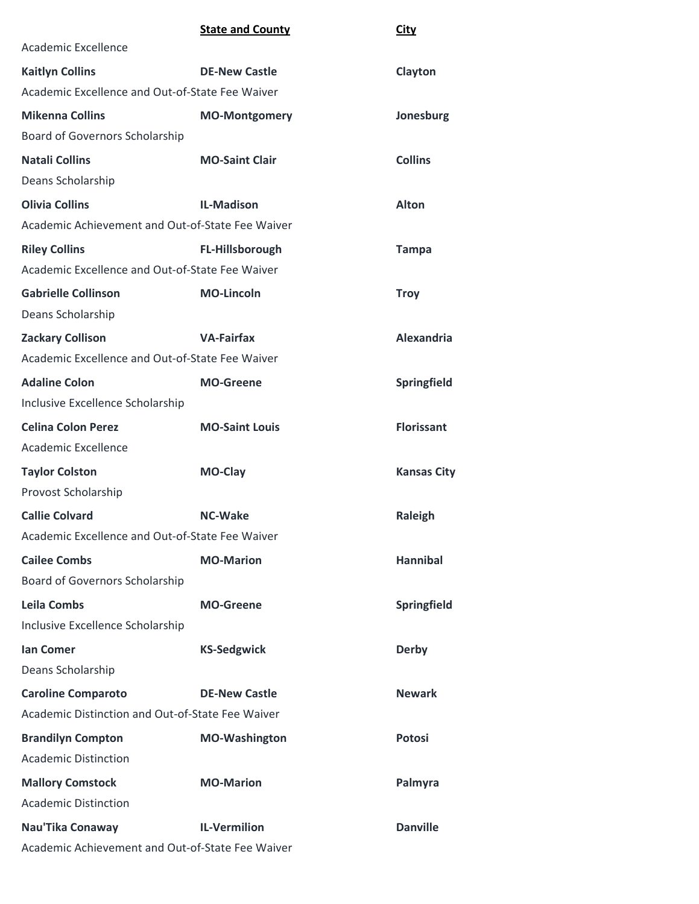| | State and County | City |
|---|---|---|
| Academic Excellence | | |
| **Kaitlyn Collins** | **DE-New Castle** | **Clayton** |
| Academic Excellence and Out-of-State Fee Waiver | | |
| **Mikenna Collins** | **MO-Montgomery** | **Jonesburg** |
| Board of Governors Scholarship | | |
| **Natali Collins** | **MO-Saint Clair** | **Collins** |
| Deans Scholarship | | |
| **Olivia Collins** | **IL-Madison** | **Alton** |
| Academic Achievement and Out-of-State Fee Waiver | | |
| **Riley Collins** | **FL-Hillsborough** | **Tampa** |
| Academic Excellence and Out-of-State Fee Waiver | | |
| **Gabrielle Collinson** | **MO-Lincoln** | **Troy** |
| Deans Scholarship | | |
| **Zackary Collison** | **VA-Fairfax** | **Alexandria** |
| Academic Excellence and Out-of-State Fee Waiver | | |
| **Adaline Colon** | **MO-Greene** | **Springfield** |
| Inclusive Excellence Scholarship | | |
| **Celina Colon Perez** | **MO-Saint Louis** | **Florissant** |
| Academic Excellence | | |
| **Taylor Colston** | **MO-Clay** | **Kansas City** |
| Provost Scholarship | | |
| **Callie Colvard** | **NC-Wake** | **Raleigh** |
| Academic Excellence and Out-of-State Fee Waiver | | |
| **Cailee Combs** | **MO-Marion** | **Hannibal** |
| Board of Governors Scholarship | | |
| **Leila Combs** | **MO-Greene** | **Springfield** |
| Inclusive Excellence Scholarship | | |
| **Ian Comer** | **KS-Sedgwick** | **Derby** |
| Deans Scholarship | | |
| **Caroline Comparoto** | **DE-New Castle** | **Newark** |
| Academic Distinction and Out-of-State Fee Waiver | | |
| **Brandilyn Compton** | **MO-Washington** | **Potosi** |
| Academic Distinction | | |
| **Mallory Comstock** | **MO-Marion** | **Palmyra** |
| Academic Distinction | | |
| **Nau'Tika Conaway** | **IL-Vermilion** | **Danville** |
| Academic Achievement and Out-of-State Fee Waiver | | |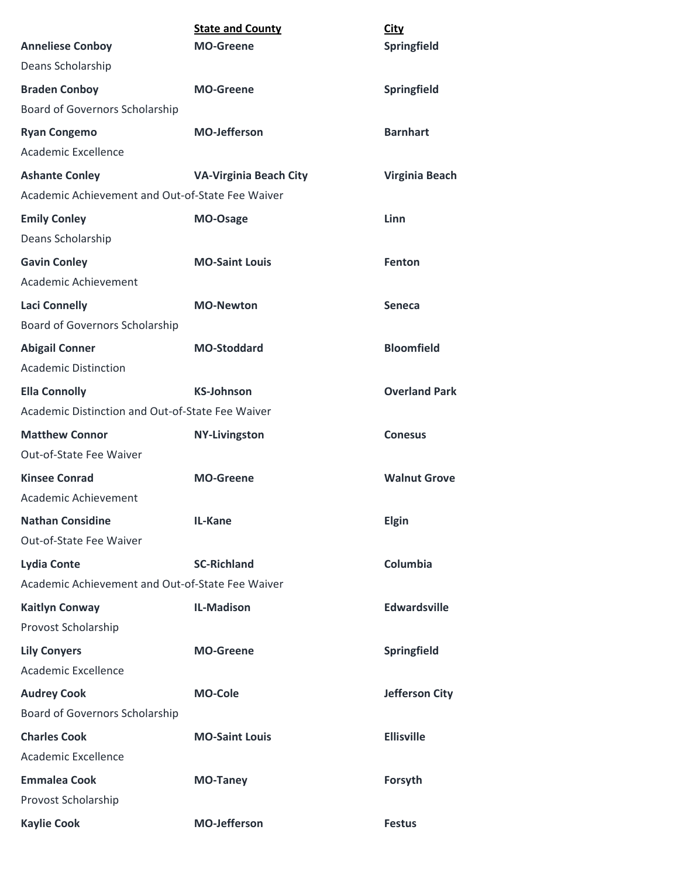| | State and County | City |
|---|---|---|
| **Anneliese Conboy** | **MO-Greene** | **Springfield** |
| Deans Scholarship | | |
| **Braden Conboy** | **MO-Greene** | **Springfield** |
| Board of Governors Scholarship | | |
| **Ryan Congemo** | **MO-Jefferson** | **Barnhart** |
| Academic Excellence | | |
| **Ashante Conley** | **VA-Virginia Beach City** | **Virginia Beach** |
| Academic Achievement and Out-of-State Fee Waiver | | |
| **Emily Conley** | **MO-Osage** | **Linn** |
| Deans Scholarship | | |
| **Gavin Conley** | **MO-Saint Louis** | **Fenton** |
| Academic Achievement | | |
| **Laci Connelly** | **MO-Newton** | **Seneca** |
| Board of Governors Scholarship | | |
| **Abigail Conner** | **MO-Stoddard** | **Bloomfield** |
| Academic Distinction | | |
| **Ella Connolly** | **KS-Johnson** | **Overland Park** |
| Academic Distinction and Out-of-State Fee Waiver | | |
| **Matthew Connor** | **NY-Livingston** | **Conesus** |
| Out-of-State Fee Waiver | | |
| **Kinsee Conrad** | **MO-Greene** | **Walnut Grove** |
| Academic Achievement | | |
| **Nathan Considine** | **IL-Kane** | **Elgin** |
| Out-of-State Fee Waiver | | |
| **Lydia Conte** | **SC-Richland** | **Columbia** |
| Academic Achievement and Out-of-State Fee Waiver | | |
| **Kaitlyn Conway** | **IL-Madison** | **Edwardsville** |
| Provost Scholarship | | |
| **Lily Conyers** | **MO-Greene** | **Springfield** |
| Academic Excellence | | |
| **Audrey Cook** | **MO-Cole** | **Jefferson City** |
| Board of Governors Scholarship | | |
| **Charles Cook** | **MO-Saint Louis** | **Ellisville** |
| Academic Excellence | | |
| **Emmalea Cook** | **MO-Taney** | **Forsyth** |
| Provost Scholarship | | |
| **Kaylie Cook** | **MO-Jefferson** | **Festus** |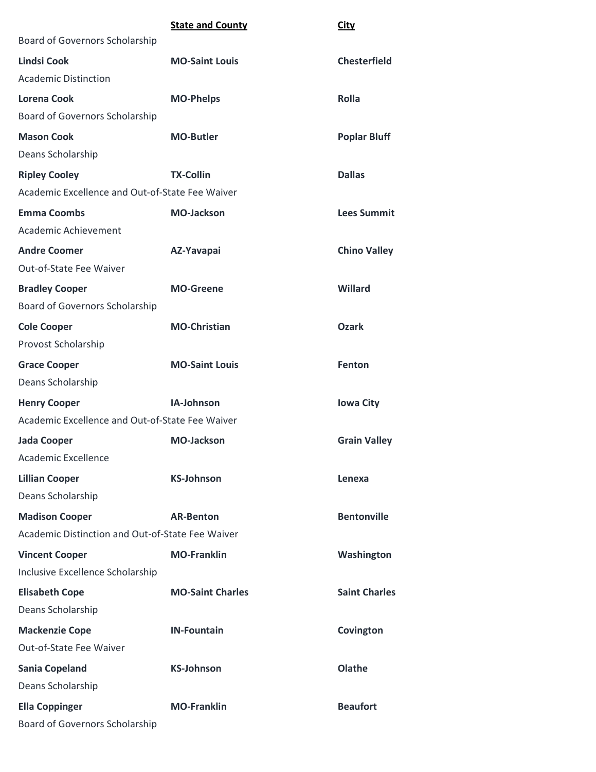| | **State and County** | **City** |
|---|---|---|
| Board of Governors Scholarship | | |
| **Lindsi Cook** | **MO-Saint Louis** | **Chesterfield** |
| Academic Distinction | | |
| **Lorena Cook** | **MO-Phelps** | **Rolla** |
| Board of Governors Scholarship | | |
| **Mason Cook** | **MO-Butler** | **Poplar Bluff** |
| Deans Scholarship | | |
| **Ripley Cooley** | **TX-Collin** | **Dallas** |
| Academic Excellence and Out-of-State Fee Waiver | | |
| **Emma Coombs** | **MO-Jackson** | **Lees Summit** |
| Academic Achievement | | |
| **Andre Coomer** | **AZ-Yavapai** | **Chino Valley** |
| Out-of-State Fee Waiver | | |
| **Bradley Cooper** | **MO-Greene** | **Willard** |
| Board of Governors Scholarship | | |
| **Cole Cooper** | **MO-Christian** | **Ozark** |
| Provost Scholarship | | |
| **Grace Cooper** | **MO-Saint Louis** | **Fenton** |
| Deans Scholarship | | |
| **Henry Cooper** | **IA-Johnson** | **Iowa City** |
| Academic Excellence and Out-of-State Fee Waiver | | |
| **Jada Cooper** | **MO-Jackson** | **Grain Valley** |
| Academic Excellence | | |
| **Lillian Cooper** | **KS-Johnson** | **Lenexa** |
| Deans Scholarship | | |
| **Madison Cooper** | **AR-Benton** | **Bentonville** |
| Academic Distinction and Out-of-State Fee Waiver | | |
| **Vincent Cooper** | **MO-Franklin** | **Washington** |
| Inclusive Excellence Scholarship | | |
| **Elisabeth Cope** | **MO-Saint Charles** | **Saint Charles** |
| Deans Scholarship | | |
| **Mackenzie Cope** | **IN-Fountain** | **Covington** |
| Out-of-State Fee Waiver | | |
| **Sania Copeland** | **KS-Johnson** | **Olathe** |
| Deans Scholarship | | |
| **Ella Coppinger** | **MO-Franklin** | **Beaufort** |
| Board of Governors Scholarship | | |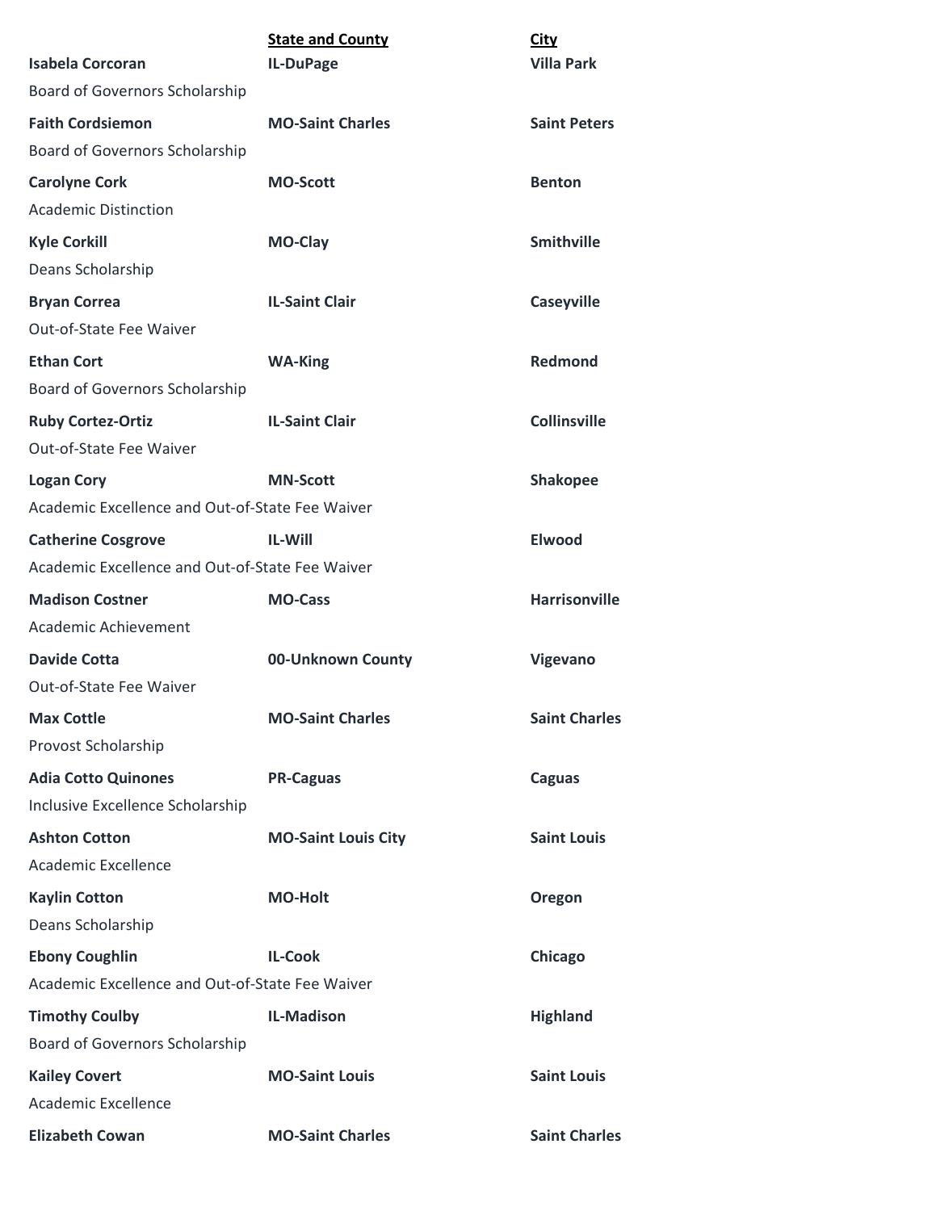| | **State and County** | **City** |
|---|---|---|
| **Isabela Corcoran** | **IL-DuPage** | **Villa Park** |
| Board of Governors Scholarship | | |
| **Faith Cordsiemon** | **MO-Saint Charles** | **Saint Peters** |
| Board of Governors Scholarship | | |
| **Carolyne Cork** | **MO-Scott** | **Benton** |
| Academic Distinction | | |
| **Kyle Corkill** | **MO-Clay** | **Smithville** |
| Deans Scholarship | | |
| **Bryan Correa** | **IL-Saint Clair** | **Caseyville** |
| Out-of-State Fee Waiver | | |
| **Ethan Cort** | **WA-King** | **Redmond** |
| Board of Governors Scholarship | | |
| **Ruby Cortez-Ortiz** | **IL-Saint Clair** | **Collinsville** |
| Out-of-State Fee Waiver | | |
| **Logan Cory** | **MN-Scott** | **Shakopee** |
| Academic Excellence and Out-of-State Fee Waiver | | |
| **Catherine Cosgrove** | **IL-Will** | **Elwood** |
| Academic Excellence and Out-of-State Fee Waiver | | |
| **Madison Costner** | **MO-Cass** | **Harrisonville** |
| Academic Achievement | | |
| **Davide Cotta** | **00-Unknown County** | **Vigevano** |
| Out-of-State Fee Waiver | | |
| **Max Cottle** | **MO-Saint Charles** | **Saint Charles** |
| Provost Scholarship | | |
| **Adia Cotto Quinones** | **PR-Caguas** | **Caguas** |
| Inclusive Excellence Scholarship | | |
| **Ashton Cotton** | **MO-Saint Louis City** | **Saint Louis** |
| Academic Excellence | | |
| **Kaylin Cotton** | **MO-Holt** | **Oregon** |
| Deans Scholarship | | |
| **Ebony Coughlin** | **IL-Cook** | **Chicago** |
| Academic Excellence and Out-of-State Fee Waiver | | |
| **Timothy Coulby** | **IL-Madison** | **Highland** |
| Board of Governors Scholarship | | |
| **Kailey Covert** | **MO-Saint Louis** | **Saint Louis** |
| Academic Excellence | | |
| **Elizabeth Cowan** | **MO-Saint Charles** | **Saint Charles** |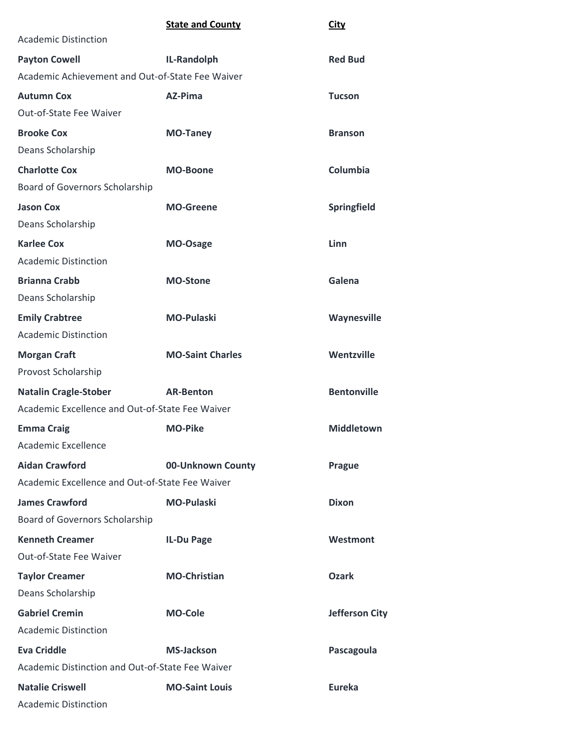| | **State and County** | **City** |
|---|---|---|
| Academic Distinction | | |
| **Payton Cowell** | **IL-Randolph** | **Red Bud** |
| Academic Achievement and Out-of-State Fee Waiver | | |
| **Autumn Cox** | **AZ-Pima** | **Tucson** |
| Out-of-State Fee Waiver | | |
| **Brooke Cox** | **MO-Taney** | **Branson** |
| Deans Scholarship | | |
| **Charlotte Cox** | **MO-Boone** | **Columbia** |
| Board of Governors Scholarship | | |
| **Jason Cox** | **MO-Greene** | **Springfield** |
| Deans Scholarship | | |
| **Karlee Cox** | **MO-Osage** | **Linn** |
| Academic Distinction | | |
| **Brianna Crabb** | **MO-Stone** | **Galena** |
| Deans Scholarship | | |
| **Emily Crabtree** | **MO-Pulaski** | **Waynesville** |
| Academic Distinction | | |
| **Morgan Craft** | **MO-Saint Charles** | **Wentzville** |
| Provost Scholarship | | |
| **Natalin Cragle-Stober** | **AR-Benton** | **Bentonville** |
| Academic Excellence and Out-of-State Fee Waiver | | |
| **Emma Craig** | **MO-Pike** | **Middletown** |
| Academic Excellence | | |
| **Aidan Crawford** | **00-Unknown County** | **Prague** |
| Academic Excellence and Out-of-State Fee Waiver | | |
| **James Crawford** | **MO-Pulaski** | **Dixon** |
| Board of Governors Scholarship | | |
| **Kenneth Creamer** | **IL-Du Page** | **Westmont** |
| Out-of-State Fee Waiver | | |
| **Taylor Creamer** | **MO-Christian** | **Ozark** |
| Deans Scholarship | | |
| **Gabriel Cremin** | **MO-Cole** | **Jefferson City** |
| Academic Distinction | | |
| **Eva Criddle** | **MS-Jackson** | **Pascagoula** |
| Academic Distinction and Out-of-State Fee Waiver | | |
| **Natalie Criswell** | **MO-Saint Louis** | **Eureka** |
| Academic Distinction | | |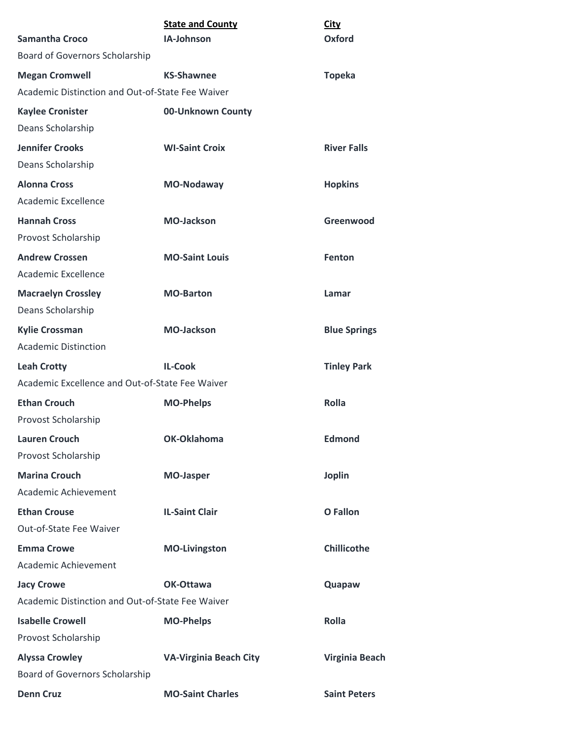| | State and County | City |
|---|---|---|
| **Samantha Croco** | **IA-Johnson** | **Oxford** |
| Board of Governors Scholarship | | |
| **Megan Cromwell** | **KS-Shawnee** | **Topeka** |
| Academic Distinction and Out-of-State Fee Waiver | | |
| **Kaylee Cronister** | **00-Unknown County** | |
| Deans Scholarship | | |
| **Jennifer Crooks** | **WI-Saint Croix** | **River Falls** |
| Deans Scholarship | | |
| **Alonna Cross** | **MO-Nodaway** | **Hopkins** |
| Academic Excellence | | |
| **Hannah Cross** | **MO-Jackson** | **Greenwood** |
| Provost Scholarship | | |
| **Andrew Crossen** | **MO-Saint Louis** | **Fenton** |
| Academic Excellence | | |
| **Macraelyn Crossley** | **MO-Barton** | **Lamar** |
| Deans Scholarship | | |
| **Kylie Crossman** | **MO-Jackson** | **Blue Springs** |
| Academic Distinction | | |
| **Leah Crotty** | **IL-Cook** | **Tinley Park** |
| Academic Excellence and Out-of-State Fee Waiver | | |
| **Ethan Crouch** | **MO-Phelps** | **Rolla** |
| Provost Scholarship | | |
| **Lauren Crouch** | **OK-Oklahoma** | **Edmond** |
| Provost Scholarship | | |
| **Marina Crouch** | **MO-Jasper** | **Joplin** |
| Academic Achievement | | |
| **Ethan Crouse** | **IL-Saint Clair** | **O Fallon** |
| Out-of-State Fee Waiver | | |
| **Emma Crowe** | **MO-Livingston** | **Chillicothe** |
| Academic Achievement | | |
| **Jacy Crowe** | **OK-Ottawa** | **Quapaw** |
| Academic Distinction and Out-of-State Fee Waiver | | |
| **Isabelle Crowell** | **MO-Phelps** | **Rolla** |
| Provost Scholarship | | |
| **Alyssa Crowley** | **VA-Virginia Beach City** | **Virginia Beach** |
| Board of Governors Scholarship | | |
| **Denn Cruz** | **MO-Saint Charles** | **Saint Peters** |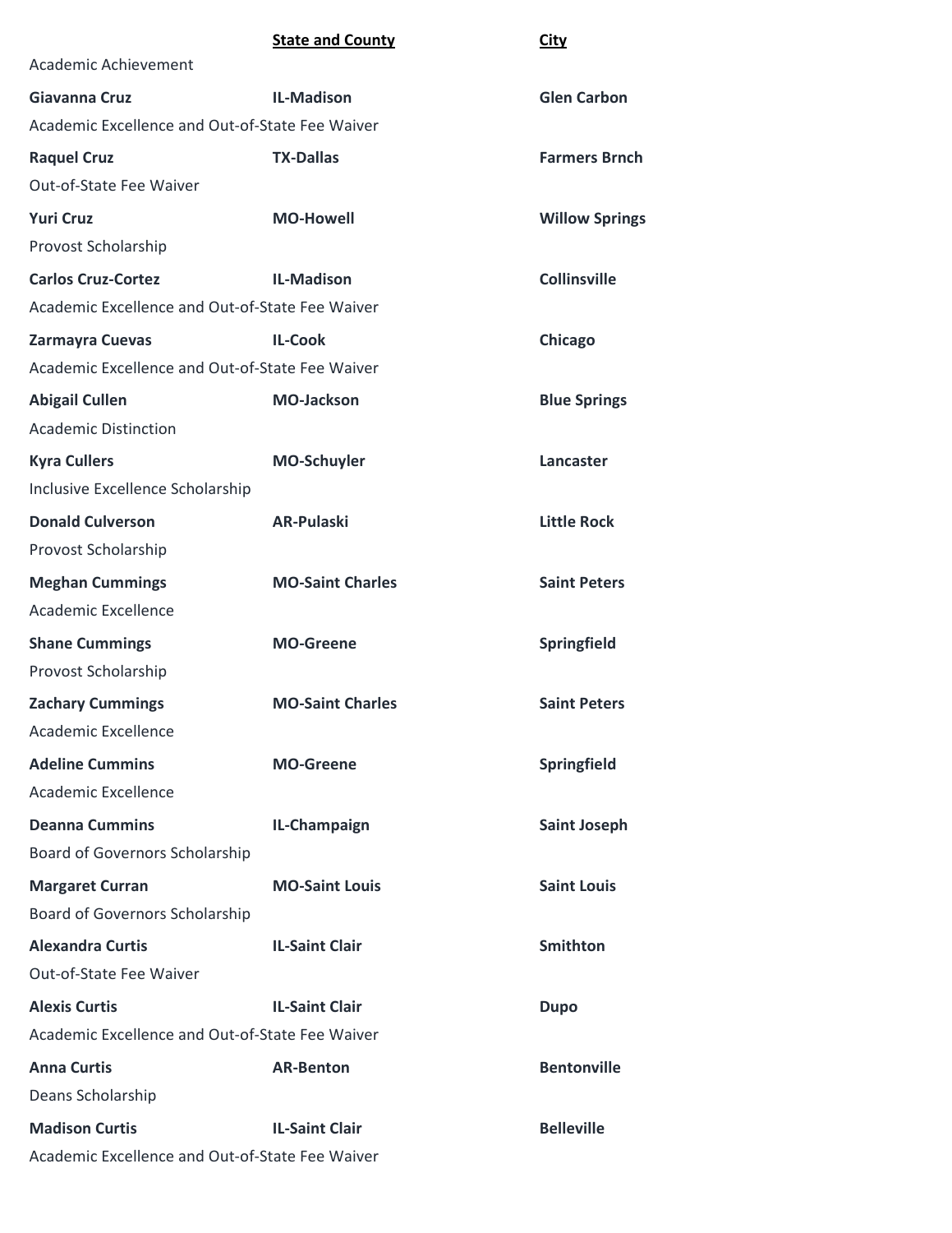| | **State and County** | **City** |
|---|---|---|
| Academic Achievement | | |
| **Giavanna Cruz** | **IL-Madison** | **Glen Carbon** |
| Academic Excellence and Out-of-State Fee Waiver | | |
| **Raquel Cruz** | **TX-Dallas** | **Farmers Brnch** |
| Out-of-State Fee Waiver | | |
| **Yuri Cruz** | **MO-Howell** | **Willow Springs** |
| Provost Scholarship | | |
| **Carlos Cruz-Cortez** | **IL-Madison** | **Collinsville** |
| Academic Excellence and Out-of-State Fee Waiver | | |
| **Zarmayra Cuevas** | **IL-Cook** | **Chicago** |
| Academic Excellence and Out-of-State Fee Waiver | | |
| **Abigail Cullen** | **MO-Jackson** | **Blue Springs** |
| Academic Distinction | | |
| **Kyra Cullers** | **MO-Schuyler** | **Lancaster** |
| Inclusive Excellence Scholarship | | |
| **Donald Culverson** | **AR-Pulaski** | **Little Rock** |
| Provost Scholarship | | |
| **Meghan Cummings** | **MO-Saint Charles** | **Saint Peters** |
| Academic Excellence | | |
| **Shane Cummings** | **MO-Greene** | **Springfield** |
| Provost Scholarship | | |
| **Zachary Cummings** | **MO-Saint Charles** | **Saint Peters** |
| Academic Excellence | | |
| **Adeline Cummins** | **MO-Greene** | **Springfield** |
| Academic Excellence | | |
| **Deanna Cummins** | **IL-Champaign** | **Saint Joseph** |
| Board of Governors Scholarship | | |
| **Margaret Curran** | **MO-Saint Louis** | **Saint Louis** |
| Board of Governors Scholarship | | |
| **Alexandra Curtis** | **IL-Saint Clair** | **Smithton** |
| Out-of-State Fee Waiver | | |
| **Alexis Curtis** | **IL-Saint Clair** | **Dupo** |
| Academic Excellence and Out-of-State Fee Waiver | | |
| **Anna Curtis** | **AR-Benton** | **Bentonville** |
| Deans Scholarship | | |
| **Madison Curtis** | **IL-Saint Clair** | **Belleville** |
| Academic Excellence and Out-of-State Fee Waiver | | |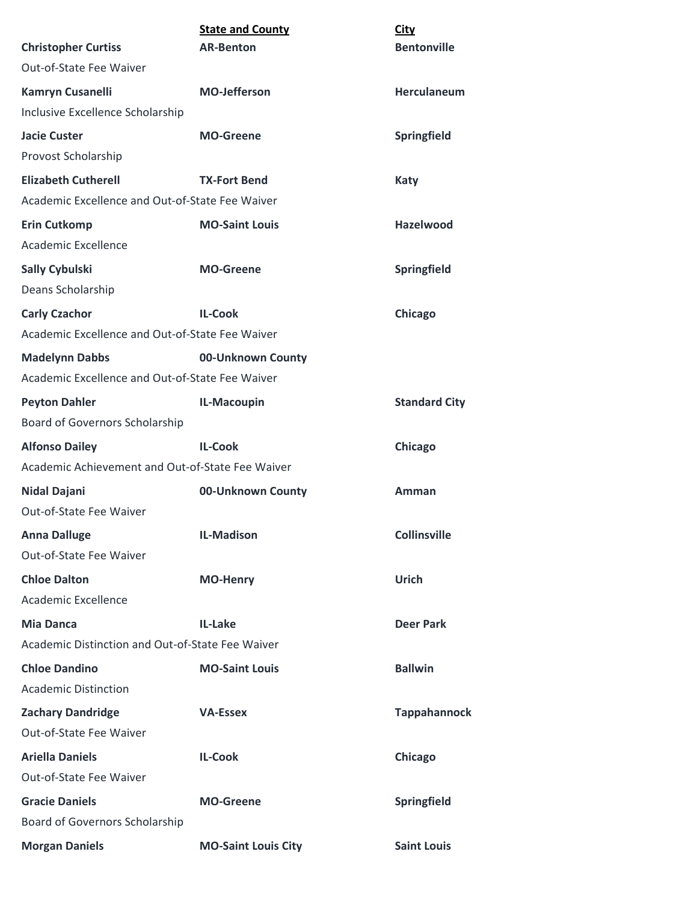| | State and County | City |
|---|---|---|
| **Christopher Curtiss** | **AR-Benton** | **Bentonville** |
| Out-of-State Fee Waiver | | |
| **Kamryn Cusanelli** | **MO-Jefferson** | **Herculaneum** |
| Inclusive Excellence Scholarship | | |
| **Jacie Custer** | **MO-Greene** | **Springfield** |
| Provost Scholarship | | |
| **Elizabeth Cutherell** | **TX-Fort Bend** | **Katy** |
| Academic Excellence and Out-of-State Fee Waiver | | |
| **Erin Cutkomp** | **MO-Saint Louis** | **Hazelwood** |
| Academic Excellence | | |
| **Sally Cybulski** | **MO-Greene** | **Springfield** |
| Deans Scholarship | | |
| **Carly Czachor** | **IL-Cook** | **Chicago** |
| Academic Excellence and Out-of-State Fee Waiver | | |
| **Madelynn Dabbs** | **00-Unknown County** | |
| Academic Excellence and Out-of-State Fee Waiver | | |
| **Peyton Dahler** | **IL-Macoupin** | **Standard City** |
| Board of Governors Scholarship | | |
| **Alfonso Dailey** | **IL-Cook** | **Chicago** |
| Academic Achievement and Out-of-State Fee Waiver | | |
| **Nidal Dajani** | **00-Unknown County** | **Amman** |
| Out-of-State Fee Waiver | | |
| **Anna Dalluge** | **IL-Madison** | **Collinsville** |
| Out-of-State Fee Waiver | | |
| **Chloe Dalton** | **MO-Henry** | **Urich** |
| Academic Excellence | | |
| **Mia Danca** | **IL-Lake** | **Deer Park** |
| Academic Distinction and Out-of-State Fee Waiver | | |
| **Chloe Dandino** | **MO-Saint Louis** | **Ballwin** |
| Academic Distinction | | |
| **Zachary Dandridge** | **VA-Essex** | **Tappahannock** |
| Out-of-State Fee Waiver | | |
| **Ariella Daniels** | **IL-Cook** | **Chicago** |
| Out-of-State Fee Waiver | | |
| **Gracie Daniels** | **MO-Greene** | **Springfield** |
| Board of Governors Scholarship | | |
| **Morgan Daniels** | **MO-Saint Louis City** | **Saint Louis** |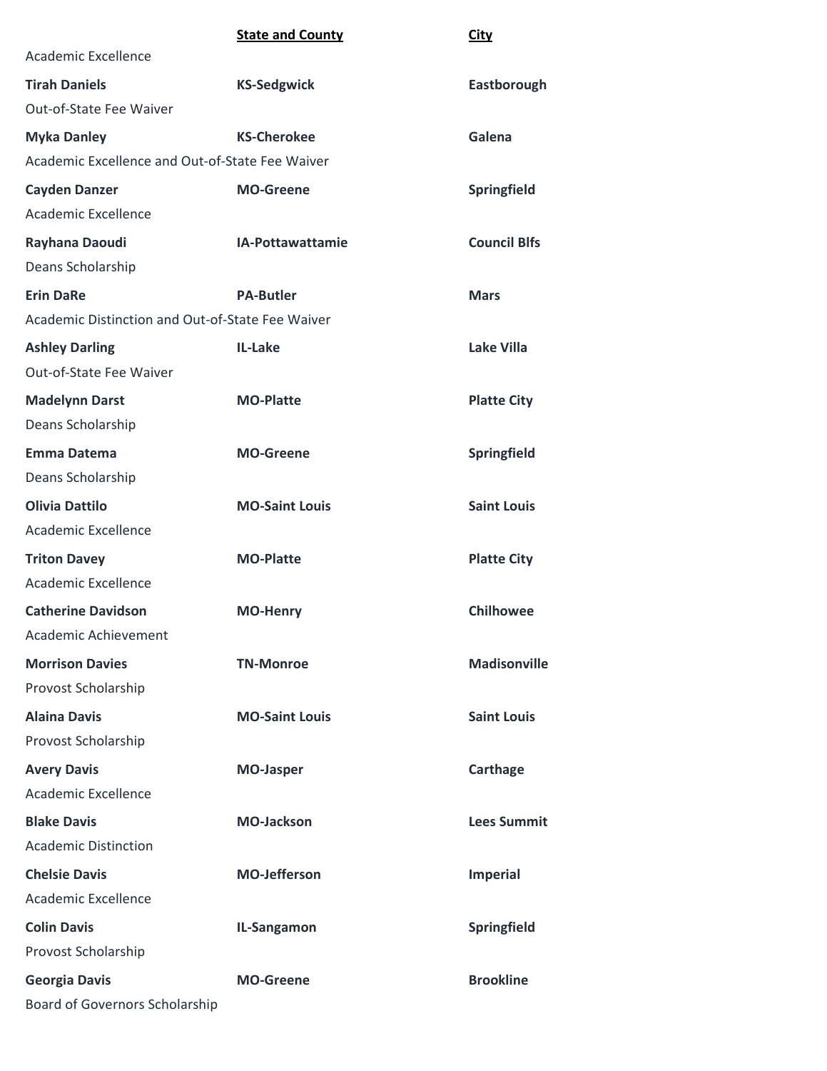| | **State and County** | **City** |
|---|---|---|
| Academic Excellence | | |
| **Tirah Daniels** | **KS-Sedgwick** | **Eastborough** |
| Out-of-State Fee Waiver | | |
| **Myka Danley** | **KS-Cherokee** | **Galena** |
| Academic Excellence and Out-of-State Fee Waiver | | |
| **Cayden Danzer** | **MO-Greene** | **Springfield** |
| Academic Excellence | | |
| **Rayhana Daoudi** | **IA-Pottawattamie** | **Council Blfs** |
| Deans Scholarship | | |
| **Erin DaRe** | **PA-Butler** | **Mars** |
| Academic Distinction and Out-of-State Fee Waiver | | |
| **Ashley Darling** | **IL-Lake** | **Lake Villa** |
| Out-of-State Fee Waiver | | |
| **Madelynn Darst** | **MO-Platte** | **Platte City** |
| Deans Scholarship | | |
| **Emma Datema** | **MO-Greene** | **Springfield** |
| Deans Scholarship | | |
| **Olivia Dattilo** | **MO-Saint Louis** | **Saint Louis** |
| Academic Excellence | | |
| **Triton Davey** | **MO-Platte** | **Platte City** |
| Academic Excellence | | |
| **Catherine Davidson** | **MO-Henry** | **Chilhowee** |
| Academic Achievement | | |
| **Morrison Davies** | **TN-Monroe** | **Madisonville** |
| Provost Scholarship | | |
| **Alaina Davis** | **MO-Saint Louis** | **Saint Louis** |
| Provost Scholarship | | |
| **Avery Davis** | **MO-Jasper** | **Carthage** |
| Academic Excellence | | |
| **Blake Davis** | **MO-Jackson** | **Lees Summit** |
| Academic Distinction | | |
| **Chelsie Davis** | **MO-Jefferson** | **Imperial** |
| Academic Excellence | | |
| **Colin Davis** | **IL-Sangamon** | **Springfield** |
| Provost Scholarship | | |
| **Georgia Davis** | **MO-Greene** | **Brookline** |
| Board of Governors Scholarship | | |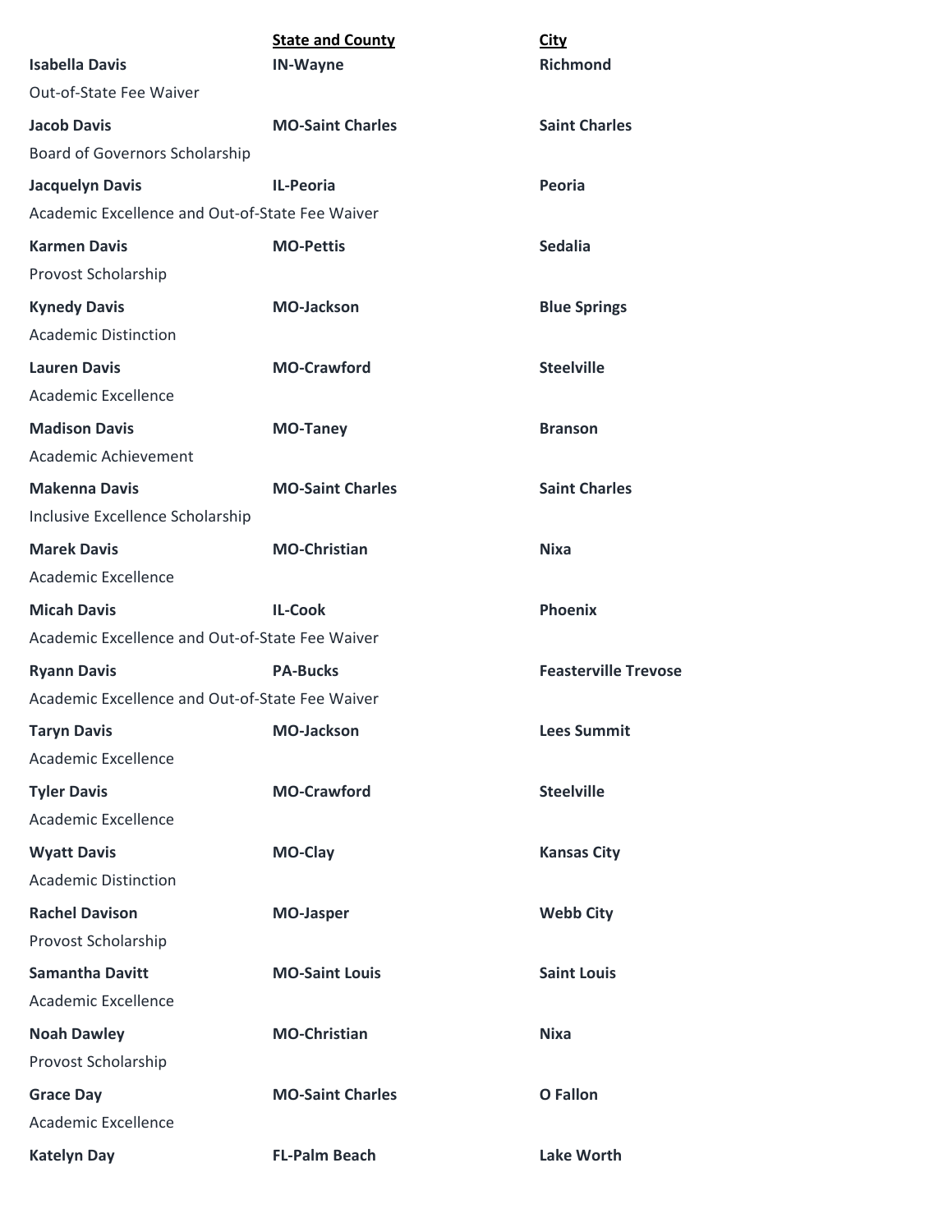| | **State and County** | **City** |
|---|---|---|
| **Isabella Davis** | **IN-Wayne** | **Richmond** |
| Out-of-State Fee Waiver | | |
| **Jacob Davis** | **MO-Saint Charles** | **Saint Charles** |
| Board of Governors Scholarship | | |
| **Jacquelyn Davis** | **IL-Peoria** | **Peoria** |
| Academic Excellence and Out-of-State Fee Waiver | | |
| **Karmen Davis** | **MO-Pettis** | **Sedalia** |
| Provost Scholarship | | |
| **Kynedy Davis** | **MO-Jackson** | **Blue Springs** |
| Academic Distinction | | |
| **Lauren Davis** | **MO-Crawford** | **Steelville** |
| Academic Excellence | | |
| **Madison Davis** | **MO-Taney** | **Branson** |
| Academic Achievement | | |
| **Makenna Davis** | **MO-Saint Charles** | **Saint Charles** |
| Inclusive Excellence Scholarship | | |
| **Marek Davis** | **MO-Christian** | **Nixa** |
| Academic Excellence | | |
| **Micah Davis** | **IL-Cook** | **Phoenix** |
| Academic Excellence and Out-of-State Fee Waiver | | |
| **Ryann Davis** | **PA-Bucks** | **Feasterville Trevose** |
| Academic Excellence and Out-of-State Fee Waiver | | |
| **Taryn Davis** | **MO-Jackson** | **Lees Summit** |
| Academic Excellence | | |
| **Tyler Davis** | **MO-Crawford** | **Steelville** |
| Academic Excellence | | |
| **Wyatt Davis** | **MO-Clay** | **Kansas City** |
| Academic Distinction | | |
| **Rachel Davison** | **MO-Jasper** | **Webb City** |
| Provost Scholarship | | |
| **Samantha Davitt** | **MO-Saint Louis** | **Saint Louis** |
| Academic Excellence | | |
| **Noah Dawley** | **MO-Christian** | **Nixa** |
| Provost Scholarship | | |
| **Grace Day** | **MO-Saint Charles** | **O Fallon** |
| Academic Excellence | | |
| **Katelyn Day** | **FL-Palm Beach** | **Lake Worth** |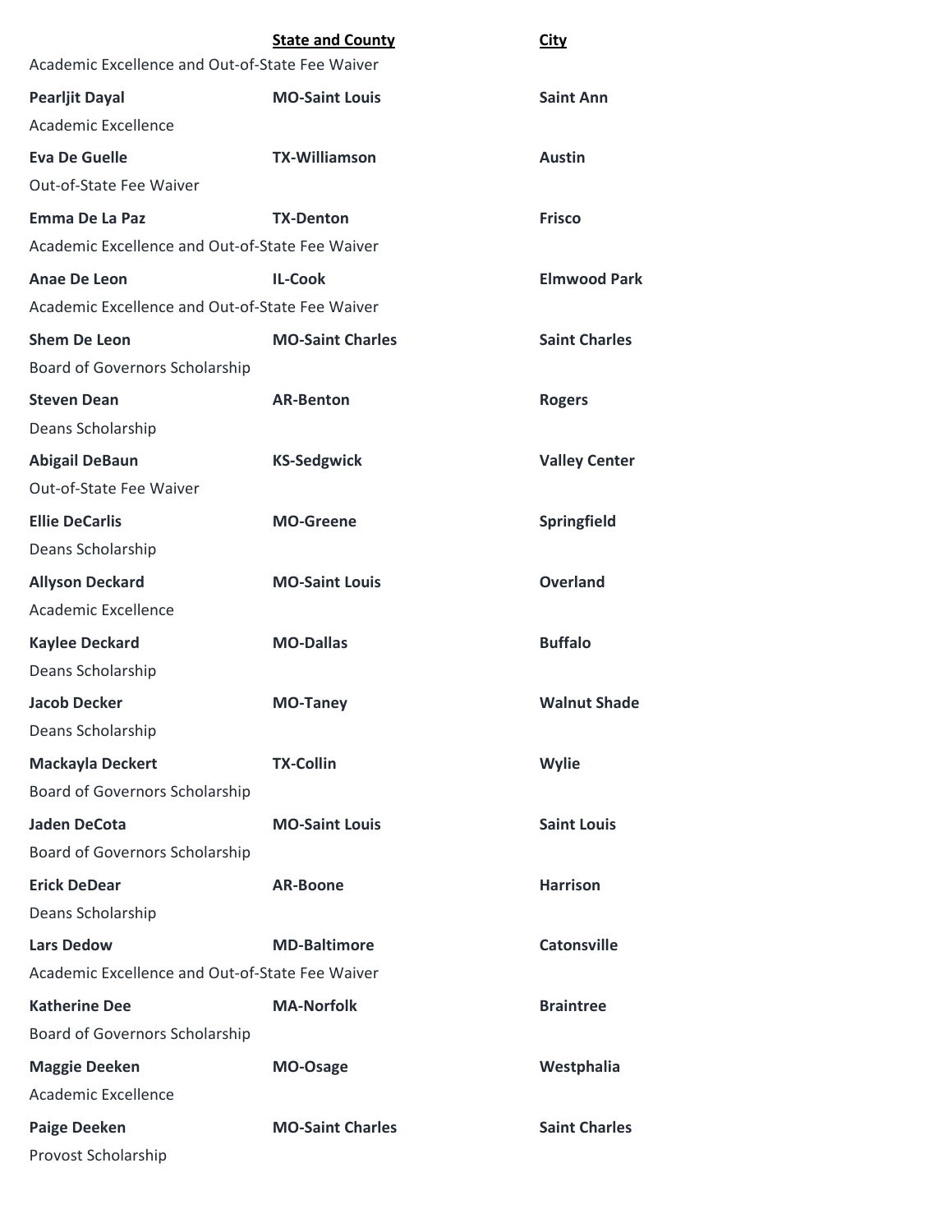| | State and County | City |
|---|---|---|

Academic Excellence and Out-of-State Fee Waiver

**Pearljit Dayal** | **MO-Saint Louis** | **Saint Ann**

Academic Excellence

**Eva De Guelle** | **TX-Williamson** | **Austin**

Out-of-State Fee Waiver

**Emma De La Paz** | **TX-Denton** | **Frisco**

Academic Excellence and Out-of-State Fee Waiver

**Anae De Leon** | **IL-Cook** | **Elmwood Park**

Academic Excellence and Out-of-State Fee Waiver

**Shem De Leon** | **MO-Saint Charles** | **Saint Charles**

Board of Governors Scholarship

**Steven Dean** | **AR-Benton** | **Rogers**

Deans Scholarship

**Abigail DeBaun** | **KS-Sedgwick** | **Valley Center**

Out-of-State Fee Waiver

**Ellie DeCarlis** | **MO-Greene** | **Springfield**

Deans Scholarship

**Allyson Deckard** | **MO-Saint Louis** | **Overland**

Academic Excellence

**Kaylee Deckard** | **MO-Dallas** | **Buffalo**

Deans Scholarship

**Jacob Decker** | **MO-Taney** | **Walnut Shade**

Deans Scholarship

**Mackayla Deckert** | **TX-Collin** | **Wylie**

Board of Governors Scholarship

**Jaden DeCota** | **MO-Saint Louis** | **Saint Louis**

Board of Governors Scholarship

**Erick DeDear** | **AR-Boone** | **Harrison**

Deans Scholarship

**Lars Dedow** | **MD-Baltimore** | **Catonsville**

Academic Excellence and Out-of-State Fee Waiver

**Katherine Dee** | **MA-Norfolk** | **Braintree**

Board of Governors Scholarship

**Maggie Deeken** | **MO-Osage** | **Westphalia**

Academic Excellence

**Paige Deeken** | **MO-Saint Charles** | **Saint Charles**

Provost Scholarship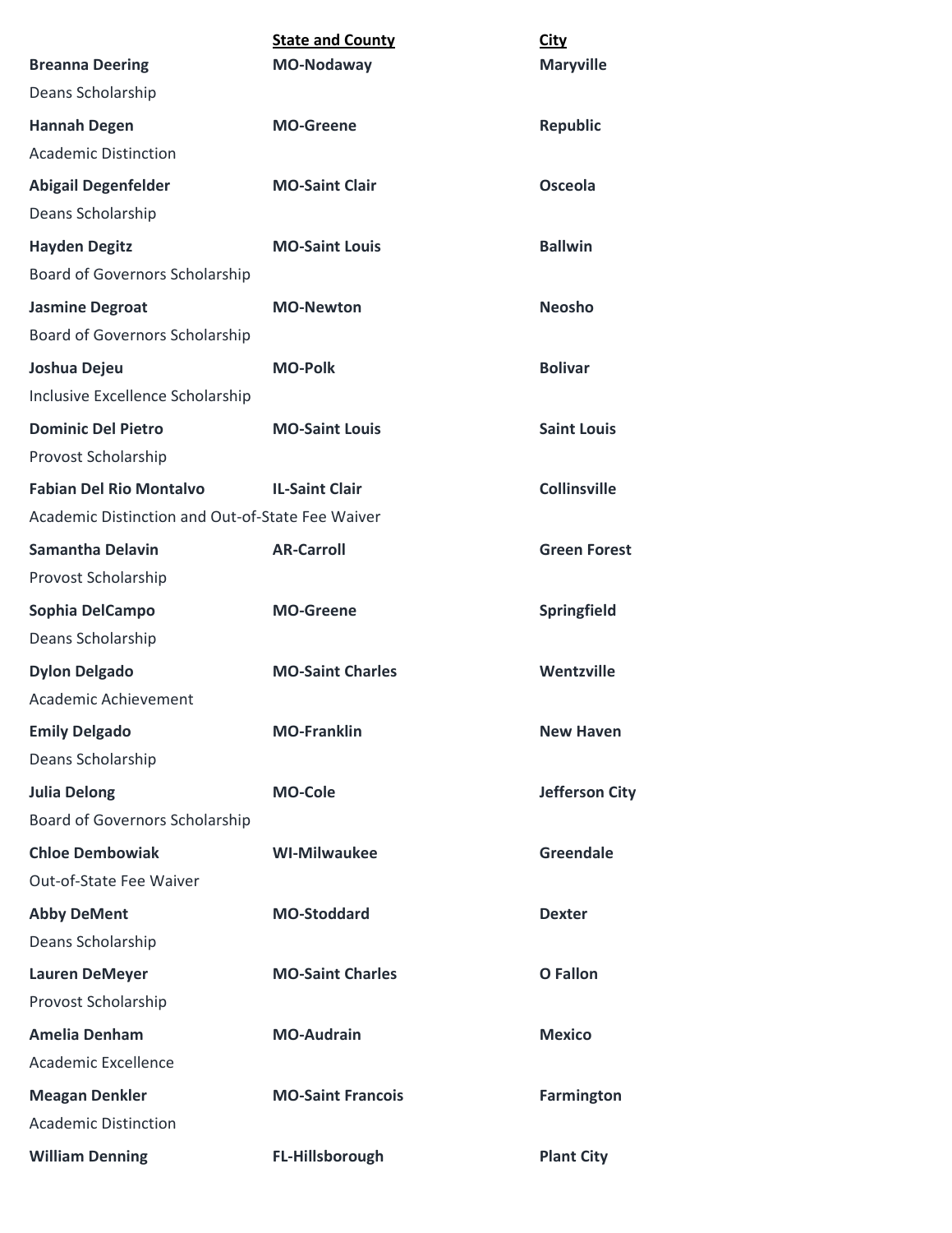| Name | State and County | City |
|---|---|---|
| **Breanna Deering**<br>Deans Scholarship | **MO-Nodaway** | **Maryville** |
| **Hannah Degen**<br>Academic Distinction | **MO-Greene** | **Republic** |
| **Abigail Degenfelder**<br>Deans Scholarship | **MO-Saint Clair** | **Osceola** |
| **Hayden Degitz**<br>Board of Governors Scholarship | **MO-Saint Louis** | **Ballwin** |
| **Jasmine Degroat**<br>Board of Governors Scholarship | **MO-Newton** | **Neosho** |
| **Joshua Dejeu**<br>Inclusive Excellence Scholarship | **MO-Polk** | **Bolivar** |
| **Dominic Del Pietro**<br>Provost Scholarship | **MO-Saint Louis** | **Saint Louis** |
| **Fabian Del Rio Montalvo**<br>Academic Distinction and Out-of-State Fee Waiver | **IL-Saint Clair** | **Collinsville** |
| **Samantha Delavin**<br>Provost Scholarship | **AR-Carroll** | **Green Forest** |
| **Sophia DelCampo**<br>Deans Scholarship | **MO-Greene** | **Springfield** |
| **Dylon Delgado**<br>Academic Achievement | **MO-Saint Charles** | **Wentzville** |
| **Emily Delgado**<br>Deans Scholarship | **MO-Franklin** | **New Haven** |
| **Julia Delong**<br>Board of Governors Scholarship | **MO-Cole** | **Jefferson City** |
| **Chloe Dembowiak**<br>Out-of-State Fee Waiver | **WI-Milwaukee** | **Greendale** |
| **Abby DeMent**<br>Deans Scholarship | **MO-Stoddard** | **Dexter** |
| **Lauren DeMeyer**<br>Provost Scholarship | **MO-Saint Charles** | **O Fallon** |
| **Amelia Denham**<br>Academic Excellence | **MO-Audrain** | **Mexico** |
| **Meagan Denkler**<br>Academic Distinction | **MO-Saint Francois** | **Farmington** |
| **William Denning** | **FL-Hillsborough** | **Plant City** |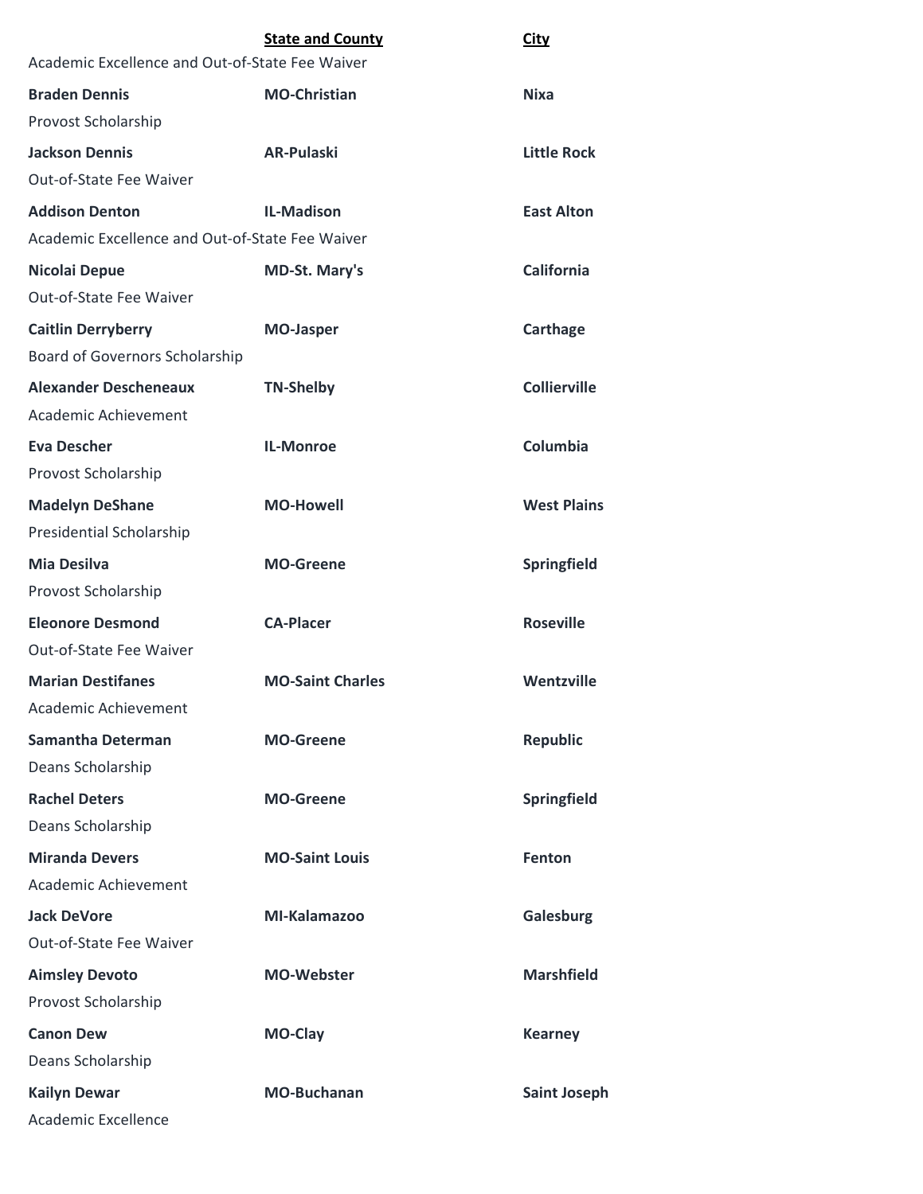| | State and County | City |
|---|---|---|
| Academic Excellence and Out-of-State Fee Waiver | | |
| **Braden Dennis** | **MO-Christian** | **Nixa** |
| Provost Scholarship | | |
| **Jackson Dennis** | **AR-Pulaski** | **Little Rock** |
| Out-of-State Fee Waiver | | |
| **Addison Denton** | **IL-Madison** | **East Alton** |
| Academic Excellence and Out-of-State Fee Waiver | | |
| **Nicolai Depue** | **MD-St. Mary's** | **California** |
| Out-of-State Fee Waiver | | |
| **Caitlin Derryberry** | **MO-Jasper** | **Carthage** |
| Board of Governors Scholarship | | |
| **Alexander Descheneaux** | **TN-Shelby** | **Collierville** |
| Academic Achievement | | |
| **Eva Descher** | **IL-Monroe** | **Columbia** |
| Provost Scholarship | | |
| **Madelyn DeShane** | **MO-Howell** | **West Plains** |
| Presidential Scholarship | | |
| **Mia Desilva** | **MO-Greene** | **Springfield** |
| Provost Scholarship | | |
| **Eleonore Desmond** | **CA-Placer** | **Roseville** |
| Out-of-State Fee Waiver | | |
| **Marian Destifanes** | **MO-Saint Charles** | **Wentzville** |
| Academic Achievement | | |
| **Samantha Determan** | **MO-Greene** | **Republic** |
| Deans Scholarship | | |
| **Rachel Deters** | **MO-Greene** | **Springfield** |
| Deans Scholarship | | |
| **Miranda Devers** | **MO-Saint Louis** | **Fenton** |
| Academic Achievement | | |
| **Jack DeVore** | **MI-Kalamazoo** | **Galesburg** |
| Out-of-State Fee Waiver | | |
| **Aimsley Devoto** | **MO-Webster** | **Marshfield** |
| Provost Scholarship | | |
| **Canon Dew** | **MO-Clay** | **Kearney** |
| Deans Scholarship | | |
| **Kailyn Dewar** | **MO-Buchanan** | **Saint Joseph** |
| Academic Excellence | | |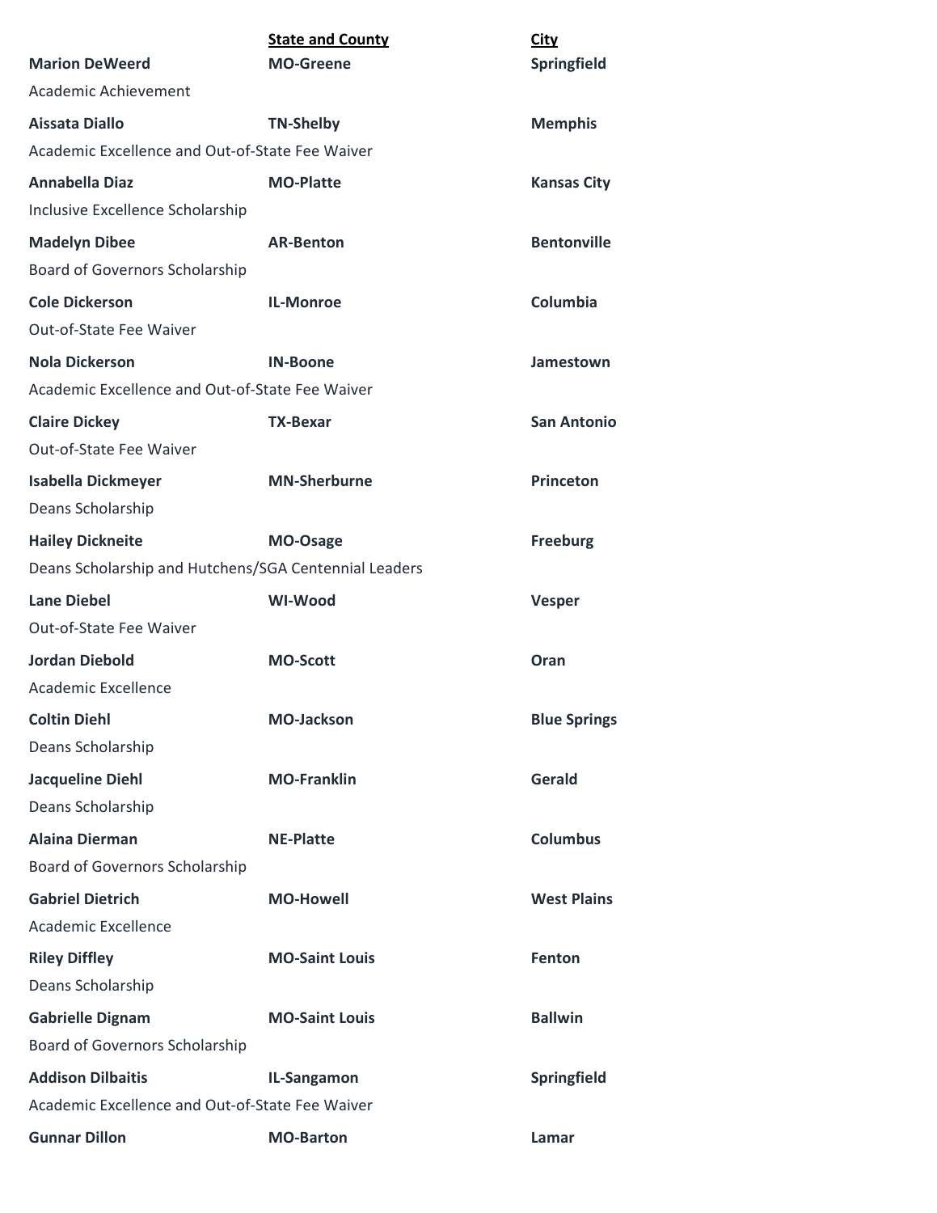| | State and County | City |
|---|---|---|
| **Marion DeWeerd** | **MO-Greene** | **Springfield** |
| Academic Achievement | | |
| **Aissata Diallo** | **TN-Shelby** | **Memphis** |
| Academic Excellence and Out-of-State Fee Waiver | | |
| **Annabella Diaz** | **MO-Platte** | **Kansas City** |
| Inclusive Excellence Scholarship | | |
| **Madelyn Dibee** | **AR-Benton** | **Bentonville** |
| Board of Governors Scholarship | | |
| **Cole Dickerson** | **IL-Monroe** | **Columbia** |
| Out-of-State Fee Waiver | | |
| **Nola Dickerson** | **IN-Boone** | **Jamestown** |
| Academic Excellence and Out-of-State Fee Waiver | | |
| **Claire Dickey** | **TX-Bexar** | **San Antonio** |
| Out-of-State Fee Waiver | | |
| **Isabella Dickmeyer** | **MN-Sherburne** | **Princeton** |
| Deans Scholarship | | |
| **Hailey Dickneite** | **MO-Osage** | **Freeburg** |
| Deans Scholarship and Hutchens/SGA Centennial Leaders | | |
| **Lane Diebel** | **WI-Wood** | **Vesper** |
| Out-of-State Fee Waiver | | |
| **Jordan Diebold** | **MO-Scott** | **Oran** |
| Academic Excellence | | |
| **Coltin Diehl** | **MO-Jackson** | **Blue Springs** |
| Deans Scholarship | | |
| **Jacqueline Diehl** | **MO-Franklin** | **Gerald** |
| Deans Scholarship | | |
| **Alaina Dierman** | **NE-Platte** | **Columbus** |
| Board of Governors Scholarship | | |
| **Gabriel Dietrich** | **MO-Howell** | **West Plains** |
| Academic Excellence | | |
| **Riley Diffley** | **MO-Saint Louis** | **Fenton** |
| Deans Scholarship | | |
| **Gabrielle Dignam** | **MO-Saint Louis** | **Ballwin** |
| Board of Governors Scholarship | | |
| **Addison Dilbaitis** | **IL-Sangamon** | **Springfield** |
| Academic Excellence and Out-of-State Fee Waiver | | |
| **Gunnar Dillon** | **MO-Barton** | **Lamar** |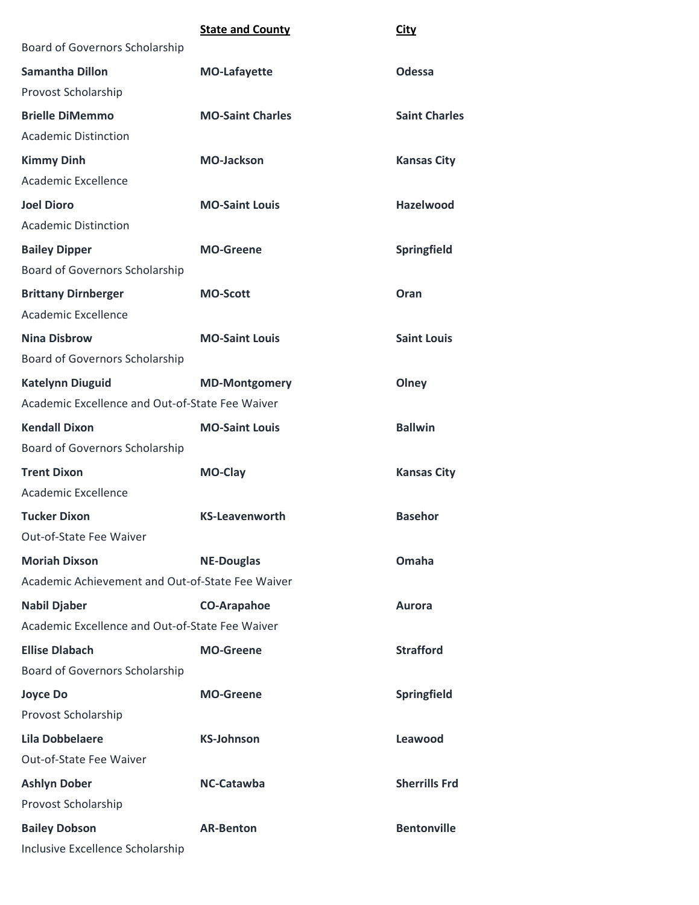| | State and County | City |
|---|---|---|
| Board of Governors Scholarship | | |
| **Samantha Dillon** | **MO-Lafayette** | **Odessa** |
| Provost Scholarship | | |
| **Brielle DiMemmo** | **MO-Saint Charles** | **Saint Charles** |
| Academic Distinction | | |
| **Kimmy Dinh** | **MO-Jackson** | **Kansas City** |
| Academic Excellence | | |
| **Joel Dioro** | **MO-Saint Louis** | **Hazelwood** |
| Academic Distinction | | |
| **Bailey Dipper** | **MO-Greene** | **Springfield** |
| Board of Governors Scholarship | | |
| **Brittany Dirnberger** | **MO-Scott** | **Oran** |
| Academic Excellence | | |
| **Nina Disbrow** | **MO-Saint Louis** | **Saint Louis** |
| Board of Governors Scholarship | | |
| **Katelynn Diuguid** | **MD-Montgomery** | **Olney** |
| Academic Excellence and Out-of-State Fee Waiver | | |
| **Kendall Dixon** | **MO-Saint Louis** | **Ballwin** |
| Board of Governors Scholarship | | |
| **Trent Dixon** | **MO-Clay** | **Kansas City** |
| Academic Excellence | | |
| **Tucker Dixon** | **KS-Leavenworth** | **Basehor** |
| Out-of-State Fee Waiver | | |
| **Moriah Dixson** | **NE-Douglas** | **Omaha** |
| Academic Achievement and Out-of-State Fee Waiver | | |
| **Nabil Djaber** | **CO-Arapahoe** | **Aurora** |
| Academic Excellence and Out-of-State Fee Waiver | | |
| **Ellise Dlabach** | **MO-Greene** | **Strafford** |
| Board of Governors Scholarship | | |
| **Joyce Do** | **MO-Greene** | **Springfield** |
| Provost Scholarship | | |
| **Lila Dobbelaere** | **KS-Johnson** | **Leawood** |
| Out-of-State Fee Waiver | | |
| **Ashlyn Dober** | **NC-Catawba** | **Sherrills Frd** |
| Provost Scholarship | | |
| **Bailey Dobson** | **AR-Benton** | **Bentonville** |
| Inclusive Excellence Scholarship | | |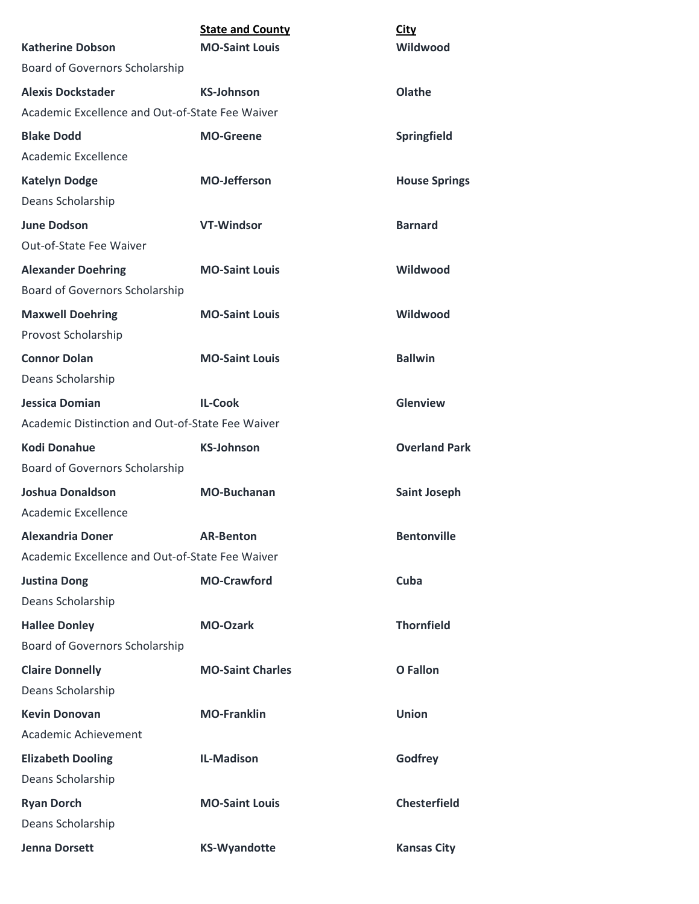| | **State and County** | **City** |
|---|---|---|
| **Katherine Dobson** | **MO-Saint Louis** | **Wildwood** |
| Board of Governors Scholarship | | |
| **Alexis Dockstader** | **KS-Johnson** | **Olathe** |
| Academic Excellence and Out-of-State Fee Waiver | | |
| **Blake Dodd** | **MO-Greene** | **Springfield** |
| Academic Excellence | | |
| **Katelyn Dodge** | **MO-Jefferson** | **House Springs** |
| Deans Scholarship | | |
| **June Dodson** | **VT-Windsor** | **Barnard** |
| Out-of-State Fee Waiver | | |
| **Alexander Doehring** | **MO-Saint Louis** | **Wildwood** |
| Board of Governors Scholarship | | |
| **Maxwell Doehring** | **MO-Saint Louis** | **Wildwood** |
| Provost Scholarship | | |
| **Connor Dolan** | **MO-Saint Louis** | **Ballwin** |
| Deans Scholarship | | |
| **Jessica Domian** | **IL-Cook** | **Glenview** |
| Academic Distinction and Out-of-State Fee Waiver | | |
| **Kodi Donahue** | **KS-Johnson** | **Overland Park** |
| Board of Governors Scholarship | | |
| **Joshua Donaldson** | **MO-Buchanan** | **Saint Joseph** |
| Academic Excellence | | |
| **Alexandria Doner** | **AR-Benton** | **Bentonville** |
| Academic Excellence and Out-of-State Fee Waiver | | |
| **Justina Dong** | **MO-Crawford** | **Cuba** |
| Deans Scholarship | | |
| **Hallee Donley** | **MO-Ozark** | **Thornfield** |
| Board of Governors Scholarship | | |
| **Claire Donnelly** | **MO-Saint Charles** | **O Fallon** |
| Deans Scholarship | | |
| **Kevin Donovan** | **MO-Franklin** | **Union** |
| Academic Achievement | | |
| **Elizabeth Dooling** | **IL-Madison** | **Godfrey** |
| Deans Scholarship | | |
| **Ryan Dorch** | **MO-Saint Louis** | **Chesterfield** |
| Deans Scholarship | | |
| **Jenna Dorsett** | **KS-Wyandotte** | **Kansas City** |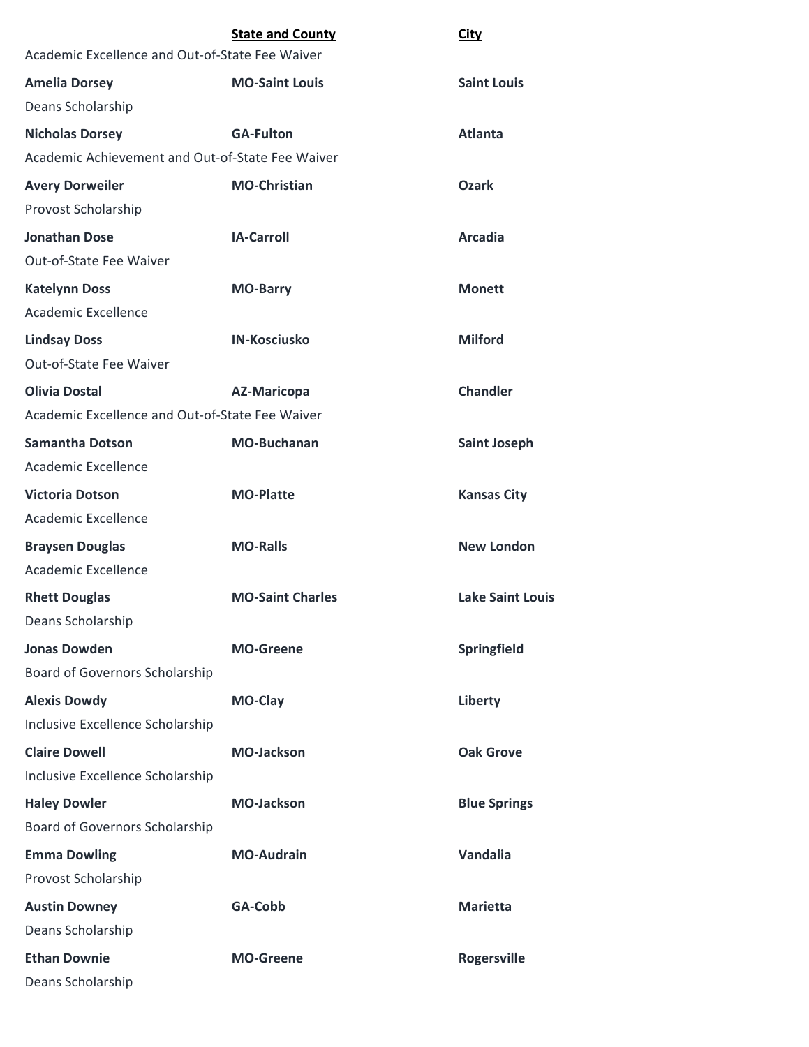| | State and County | City |
|---|---|---|
| Academic Excellence and Out-of-State Fee Waiver | | |
| **Amelia Dorsey** | **MO-Saint Louis** | **Saint Louis** |
| Deans Scholarship | | |
| **Nicholas Dorsey** | **GA-Fulton** | **Atlanta** |
| Academic Achievement and Out-of-State Fee Waiver | | |
| **Avery Dorweiler** | **MO-Christian** | **Ozark** |
| Provost Scholarship | | |
| **Jonathan Dose** | **IA-Carroll** | **Arcadia** |
| Out-of-State Fee Waiver | | |
| **Katelynn Doss** | **MO-Barry** | **Monett** |
| Academic Excellence | | |
| **Lindsay Doss** | **IN-Kosciusko** | **Milford** |
| Out-of-State Fee Waiver | | |
| **Olivia Dostal** | **AZ-Maricopa** | **Chandler** |
| Academic Excellence and Out-of-State Fee Waiver | | |
| **Samantha Dotson** | **MO-Buchanan** | **Saint Joseph** |
| Academic Excellence | | |
| **Victoria Dotson** | **MO-Platte** | **Kansas City** |
| Academic Excellence | | |
| **Braysen Douglas** | **MO-Ralls** | **New London** |
| Academic Excellence | | |
| **Rhett Douglas** | **MO-Saint Charles** | **Lake Saint Louis** |
| Deans Scholarship | | |
| **Jonas Dowden** | **MO-Greene** | **Springfield** |
| Board of Governors Scholarship | | |
| **Alexis Dowdy** | **MO-Clay** | **Liberty** |
| Inclusive Excellence Scholarship | | |
| **Claire Dowell** | **MO-Jackson** | **Oak Grove** |
| Inclusive Excellence Scholarship | | |
| **Haley Dowler** | **MO-Jackson** | **Blue Springs** |
| Board of Governors Scholarship | | |
| **Emma Dowling** | **MO-Audrain** | **Vandalia** |
| Provost Scholarship | | |
| **Austin Downey** | **GA-Cobb** | **Marietta** |
| Deans Scholarship | | |
| **Ethan Downie** | **MO-Greene** | **Rogersville** |
| Deans Scholarship | | |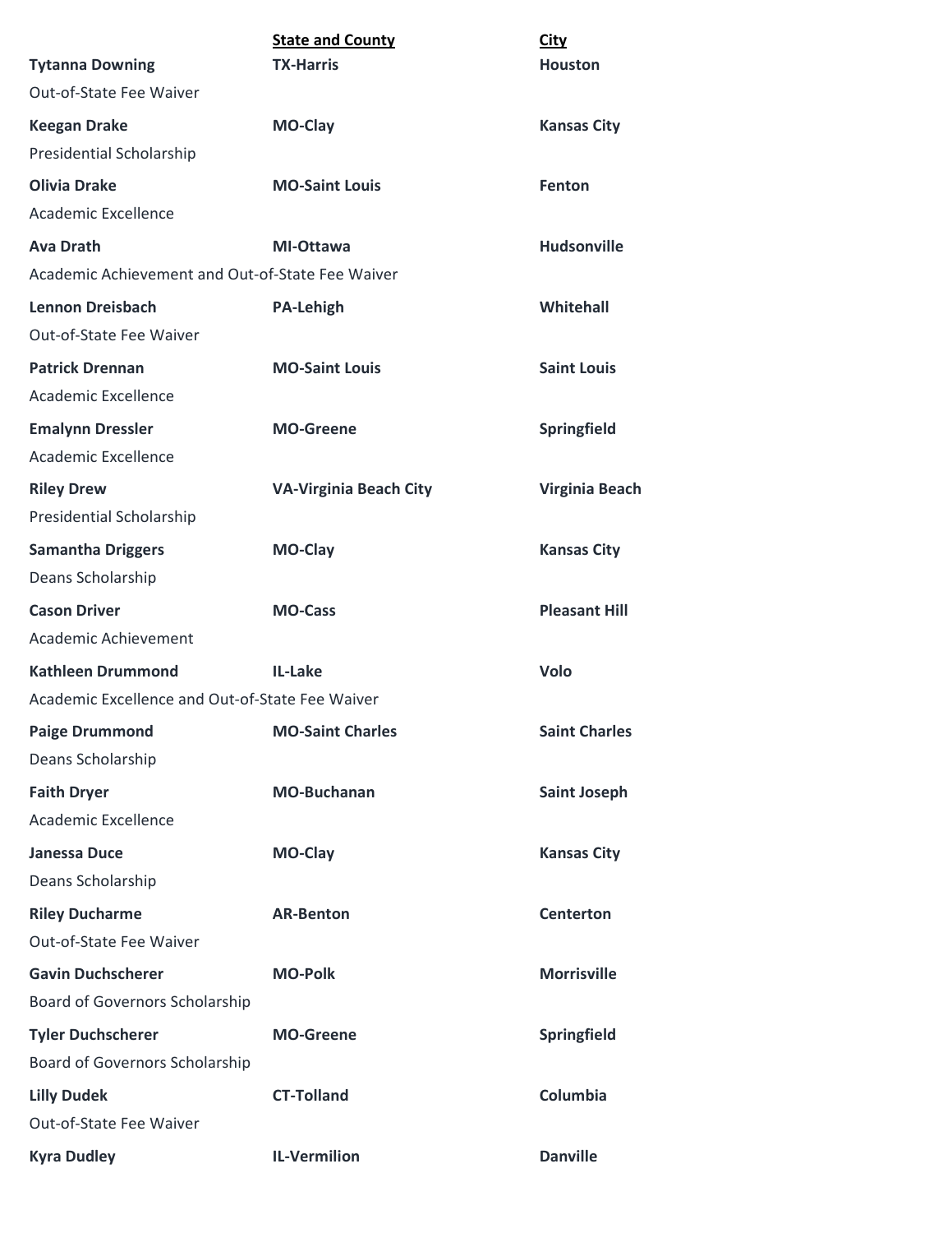| | State and County | City |
|---|---|---|
| **Tytanna Downing** | **TX-Harris** | **Houston** |
| Out-of-State Fee Waiver | | |
| **Keegan Drake** | **MO-Clay** | **Kansas City** |
| Presidential Scholarship | | |
| **Olivia Drake** | **MO-Saint Louis** | **Fenton** |
| Academic Excellence | | |
| **Ava Drath** | **MI-Ottawa** | **Hudsonville** |
| Academic Achievement and Out-of-State Fee Waiver | | |
| **Lennon Dreisbach** | **PA-Lehigh** | **Whitehall** |
| Out-of-State Fee Waiver | | |
| **Patrick Drennan** | **MO-Saint Louis** | **Saint Louis** |
| Academic Excellence | | |
| **Emalynn Dressler** | **MO-Greene** | **Springfield** |
| Academic Excellence | | |
| **Riley Drew** | **VA-Virginia Beach City** | **Virginia Beach** |
| Presidential Scholarship | | |
| **Samantha Driggers** | **MO-Clay** | **Kansas City** |
| Deans Scholarship | | |
| **Cason Driver** | **MO-Cass** | **Pleasant Hill** |
| Academic Achievement | | |
| **Kathleen Drummond** | **IL-Lake** | **Volo** |
| Academic Excellence and Out-of-State Fee Waiver | | |
| **Paige Drummond** | **MO-Saint Charles** | **Saint Charles** |
| Deans Scholarship | | |
| **Faith Dryer** | **MO-Buchanan** | **Saint Joseph** |
| Academic Excellence | | |
| **Janessa Duce** | **MO-Clay** | **Kansas City** |
| Deans Scholarship | | |
| **Riley Ducharme** | **AR-Benton** | **Centerton** |
| Out-of-State Fee Waiver | | |
| **Gavin Duchscherer** | **MO-Polk** | **Morrisville** |
| Board of Governors Scholarship | | |
| **Tyler Duchscherer** | **MO-Greene** | **Springfield** |
| Board of Governors Scholarship | | |
| **Lilly Dudek** | **CT-Tolland** | **Columbia** |
| Out-of-State Fee Waiver | | |
| **Kyra Dudley** | **IL-Vermilion** | **Danville** |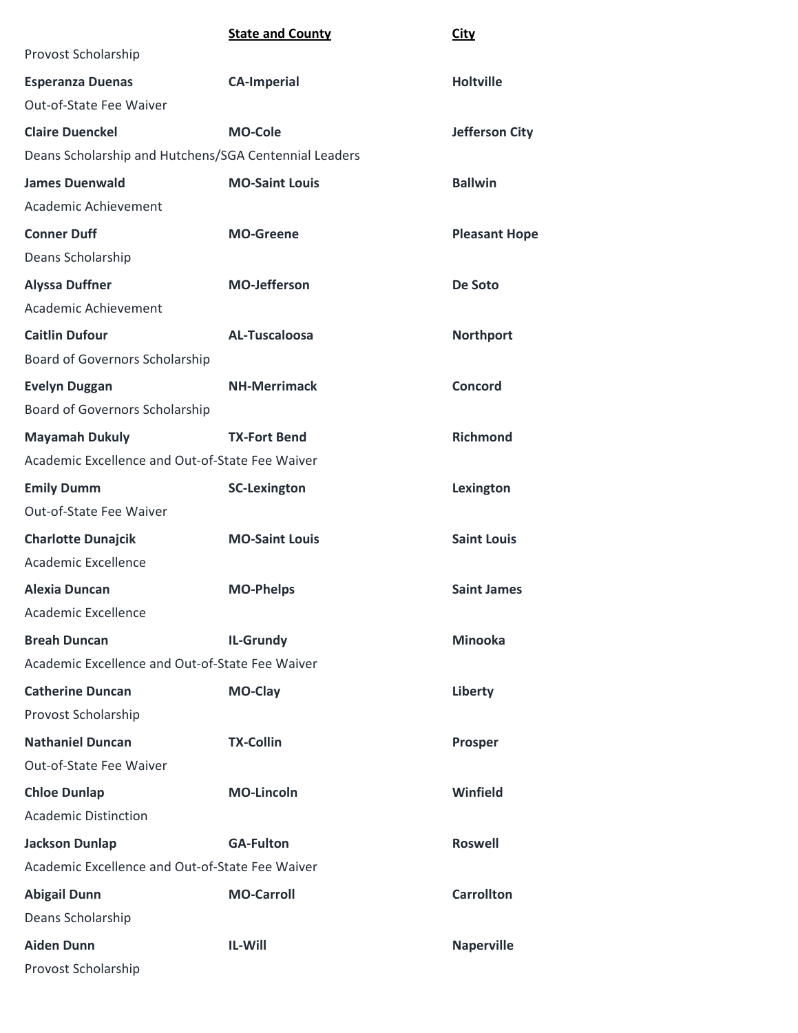| | **State and County** | **City** |
|---|---|---|
| Provost Scholarship | | |
| **Esperanza Duenas** | **CA-Imperial** | **Holtville** |
| Out-of-State Fee Waiver | | |
| **Claire Duenckel** | **MO-Cole** | **Jefferson City** |
| Deans Scholarship and Hutchens/SGA Centennial Leaders | | |
| **James Duenwald** | **MO-Saint Louis** | **Ballwin** |
| Academic Achievement | | |
| **Conner Duff** | **MO-Greene** | **Pleasant Hope** |
| Deans Scholarship | | |
| **Alyssa Duffner** | **MO-Jefferson** | **De Soto** |
| Academic Achievement | | |
| **Caitlin Dufour** | **AL-Tuscaloosa** | **Northport** |
| Board of Governors Scholarship | | |
| **Evelyn Duggan** | **NH-Merrimack** | **Concord** |
| Board of Governors Scholarship | | |
| **Mayamah Dukuly** | **TX-Fort Bend** | **Richmond** |
| Academic Excellence and Out-of-State Fee Waiver | | |
| **Emily Dumm** | **SC-Lexington** | **Lexington** |
| Out-of-State Fee Waiver | | |
| **Charlotte Dunajcik** | **MO-Saint Louis** | **Saint Louis** |
| Academic Excellence | | |
| **Alexia Duncan** | **MO-Phelps** | **Saint James** |
| Academic Excellence | | |
| **Breah Duncan** | **IL-Grundy** | **Minooka** |
| Academic Excellence and Out-of-State Fee Waiver | | |
| **Catherine Duncan** | **MO-Clay** | **Liberty** |
| Provost Scholarship | | |
| **Nathaniel Duncan** | **TX-Collin** | **Prosper** |
| Out-of-State Fee Waiver | | |
| **Chloe Dunlap** | **MO-Lincoln** | **Winfield** |
| Academic Distinction | | |
| **Jackson Dunlap** | **GA-Fulton** | **Roswell** |
| Academic Excellence and Out-of-State Fee Waiver | | |
| **Abigail Dunn** | **MO-Carroll** | **Carrollton** |
| Deans Scholarship | | |
| **Aiden Dunn** | **IL-Will** | **Naperville** |
| Provost Scholarship | | |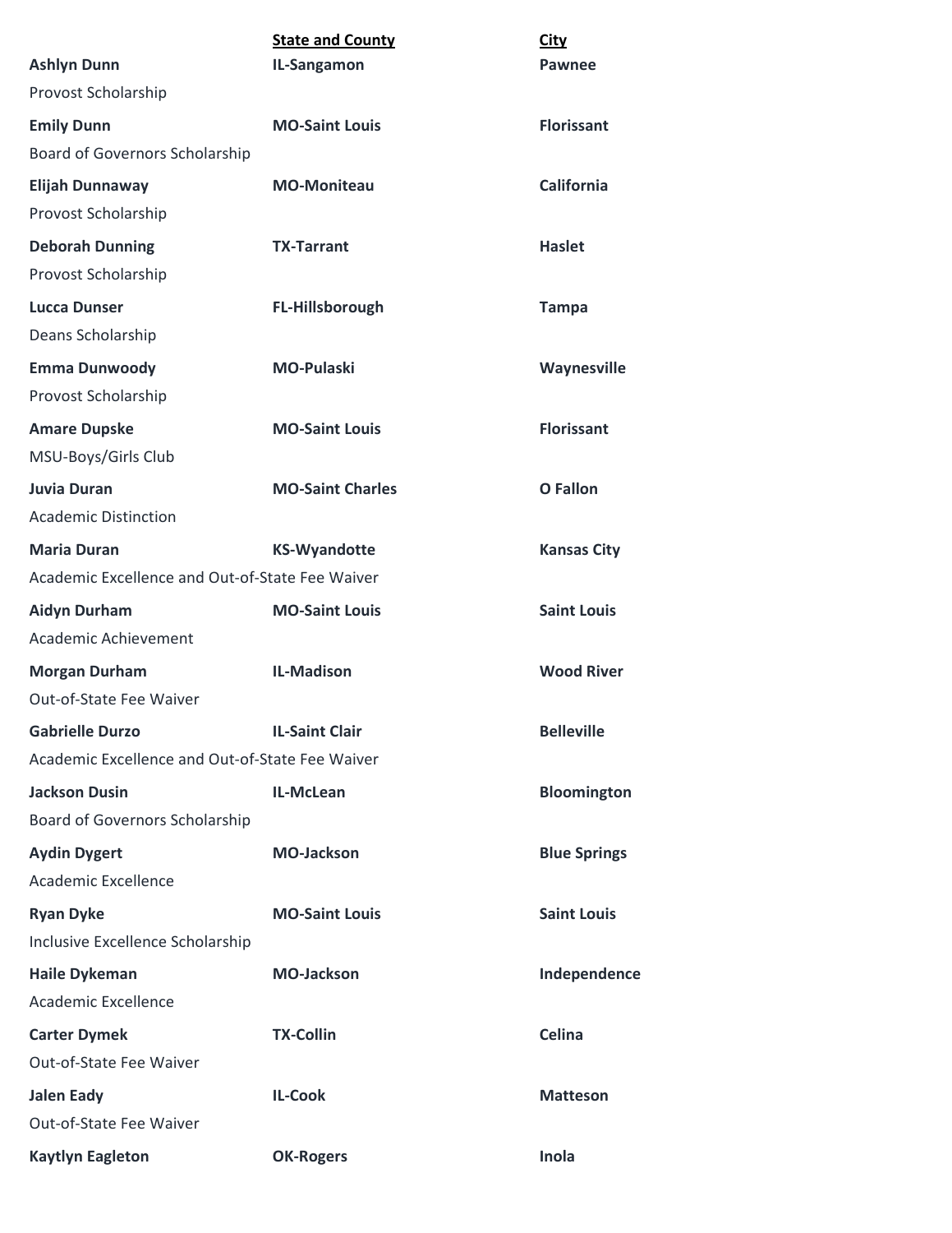| | State and County | City |
|---|---|---|
| **Ashlyn Dunn** | **IL-Sangamon** | **Pawnee** |
| Provost Scholarship | | |
| **Emily Dunn** | **MO-Saint Louis** | **Florissant** |
| Board of Governors Scholarship | | |
| **Elijah Dunnaway** | **MO-Moniteau** | **California** |
| Provost Scholarship | | |
| **Deborah Dunning** | **TX-Tarrant** | **Haslet** |
| Provost Scholarship | | |
| **Lucca Dunser** | **FL-Hillsborough** | **Tampa** |
| Deans Scholarship | | |
| **Emma Dunwoody** | **MO-Pulaski** | **Waynesville** |
| Provost Scholarship | | |
| **Amare Dupske** | **MO-Saint Louis** | **Florissant** |
| MSU-Boys/Girls Club | | |
| **Juvia Duran** | **MO-Saint Charles** | **O Fallon** |
| Academic Distinction | | |
| **Maria Duran** | **KS-Wyandotte** | **Kansas City** |
| Academic Excellence and Out-of-State Fee Waiver | | |
| **Aidyn Durham** | **MO-Saint Louis** | **Saint Louis** |
| Academic Achievement | | |
| **Morgan Durham** | **IL-Madison** | **Wood River** |
| Out-of-State Fee Waiver | | |
| **Gabrielle Durzo** | **IL-Saint Clair** | **Belleville** |
| Academic Excellence and Out-of-State Fee Waiver | | |
| **Jackson Dusin** | **IL-McLean** | **Bloomington** |
| Board of Governors Scholarship | | |
| **Aydin Dygert** | **MO-Jackson** | **Blue Springs** |
| Academic Excellence | | |
| **Ryan Dyke** | **MO-Saint Louis** | **Saint Louis** |
| Inclusive Excellence Scholarship | | |
| **Haile Dykeman** | **MO-Jackson** | **Independence** |
| Academic Excellence | | |
| **Carter Dymek** | **TX-Collin** | **Celina** |
| Out-of-State Fee Waiver | | |
| **Jalen Eady** | **IL-Cook** | **Matteson** |
| Out-of-State Fee Waiver | | |
| **Kaytlyn Eagleton** | **OK-Rogers** | **Inola** |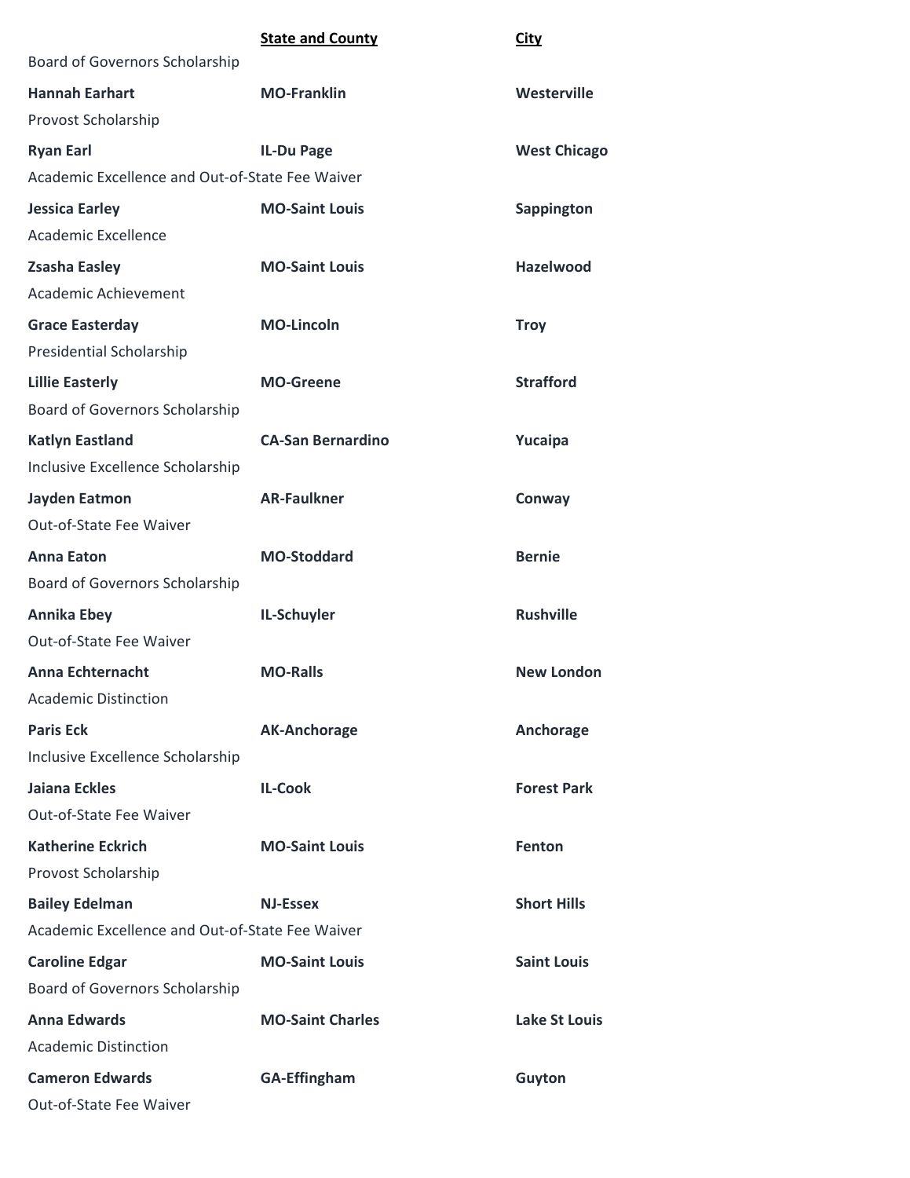| | **State and County** | **City** |
|---|---|---|
| Board of Governors Scholarship | | |
| **Hannah Earhart** | **MO-Franklin** | **Westerville** |
| Provost Scholarship | | |
| **Ryan Earl** | **IL-Du Page** | **West Chicago** |
| Academic Excellence and Out-of-State Fee Waiver | | |
| **Jessica Earley** | **MO-Saint Louis** | **Sappington** |
| Academic Excellence | | |
| **Zsasha Easley** | **MO-Saint Louis** | **Hazelwood** |
| Academic Achievement | | |
| **Grace Easterday** | **MO-Lincoln** | **Troy** |
| Presidential Scholarship | | |
| **Lillie Easterly** | **MO-Greene** | **Strafford** |
| Board of Governors Scholarship | | |
| **Katlyn Eastland** | **CA-San Bernardino** | **Yucaipa** |
| Inclusive Excellence Scholarship | | |
| **Jayden Eatmon** | **AR-Faulkner** | **Conway** |
| Out-of-State Fee Waiver | | |
| **Anna Eaton** | **MO-Stoddard** | **Bernie** |
| Board of Governors Scholarship | | |
| **Annika Ebey** | **IL-Schuyler** | **Rushville** |
| Out-of-State Fee Waiver | | |
| **Anna Echternacht** | **MO-Ralls** | **New London** |
| Academic Distinction | | |
| **Paris Eck** | **AK-Anchorage** | **Anchorage** |
| Inclusive Excellence Scholarship | | |
| **Jaiana Eckles** | **IL-Cook** | **Forest Park** |
| Out-of-State Fee Waiver | | |
| **Katherine Eckrich** | **MO-Saint Louis** | **Fenton** |
| Provost Scholarship | | |
| **Bailey Edelman** | **NJ-Essex** | **Short Hills** |
| Academic Excellence and Out-of-State Fee Waiver | | |
| **Caroline Edgar** | **MO-Saint Louis** | **Saint Louis** |
| Board of Governors Scholarship | | |
| **Anna Edwards** | **MO-Saint Charles** | **Lake St Louis** |
| Academic Distinction | | |
| **Cameron Edwards** | **GA-Effingham** | **Guyton** |
| Out-of-State Fee Waiver | | |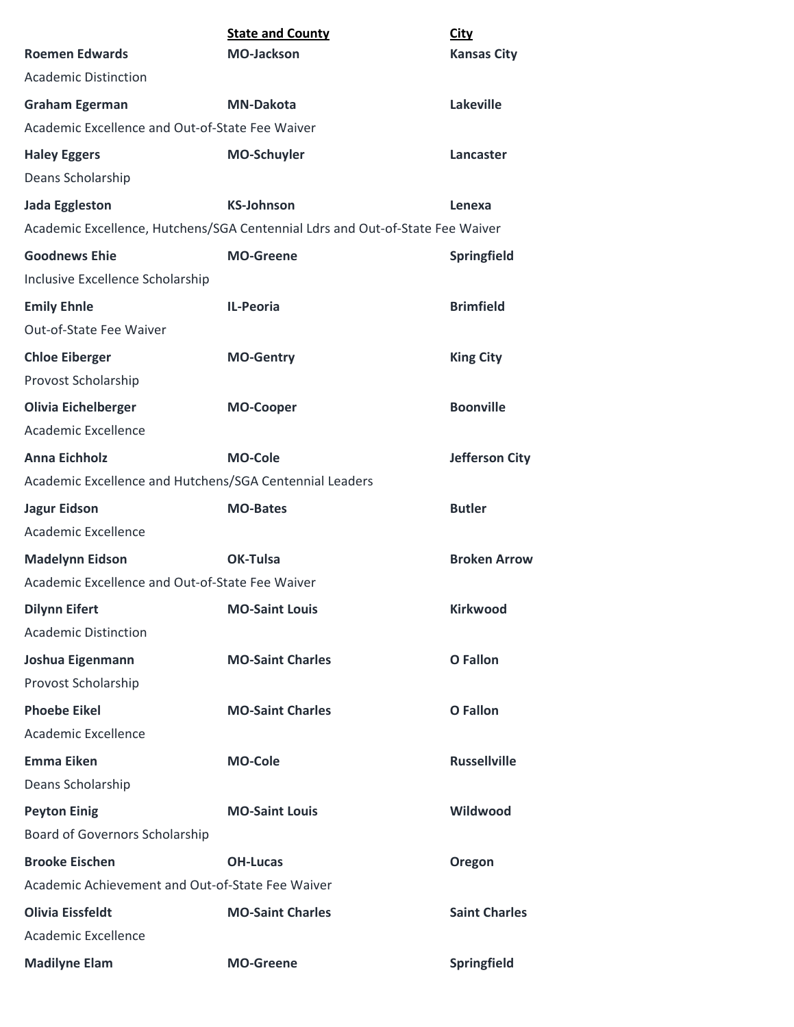| | State and County | City |
|---|---|---|
| **Roemen Edwards** | **MO-Jackson** | **Kansas City** |
| Academic Distinction | | |
| **Graham Egerman** | **MN-Dakota** | **Lakeville** |
| Academic Excellence and Out-of-State Fee Waiver | | |
| **Haley Eggers** | **MO-Schuyler** | **Lancaster** |
| Deans Scholarship | | |
| **Jada Eggleston** | **KS-Johnson** | **Lenexa** |
| Academic Excellence, Hutchens/SGA Centennial Ldrs and Out-of-State Fee Waiver | | |
| **Goodnews Ehie** | **MO-Greene** | **Springfield** |
| Inclusive Excellence Scholarship | | |
| **Emily Ehnle** | **IL-Peoria** | **Brimfield** |
| Out-of-State Fee Waiver | | |
| **Chloe Eiberger** | **MO-Gentry** | **King City** |
| Provost Scholarship | | |
| **Olivia Eichelberger** | **MO-Cooper** | **Boonville** |
| Academic Excellence | | |
| **Anna Eichholz** | **MO-Cole** | **Jefferson City** |
| Academic Excellence and Hutchens/SGA Centennial Leaders | | |
| **Jagur Eidson** | **MO-Bates** | **Butler** |
| Academic Excellence | | |
| **Madelynn Eidson** | **OK-Tulsa** | **Broken Arrow** |
| Academic Excellence and Out-of-State Fee Waiver | | |
| **Dilynn Eifert** | **MO-Saint Louis** | **Kirkwood** |
| Academic Distinction | | |
| **Joshua Eigenmann** | **MO-Saint Charles** | **O Fallon** |
| Provost Scholarship | | |
| **Phoebe Eikel** | **MO-Saint Charles** | **O Fallon** |
| Academic Excellence | | |
| **Emma Eiken** | **MO-Cole** | **Russellville** |
| Deans Scholarship | | |
| **Peyton Einig** | **MO-Saint Louis** | **Wildwood** |
| Board of Governors Scholarship | | |
| **Brooke Eischen** | **OH-Lucas** | **Oregon** |
| Academic Achievement and Out-of-State Fee Waiver | | |
| **Olivia Eissfeldt** | **MO-Saint Charles** | **Saint Charles** |
| Academic Excellence | | |
| **Madilyne Elam** | **MO-Greene** | **Springfield** |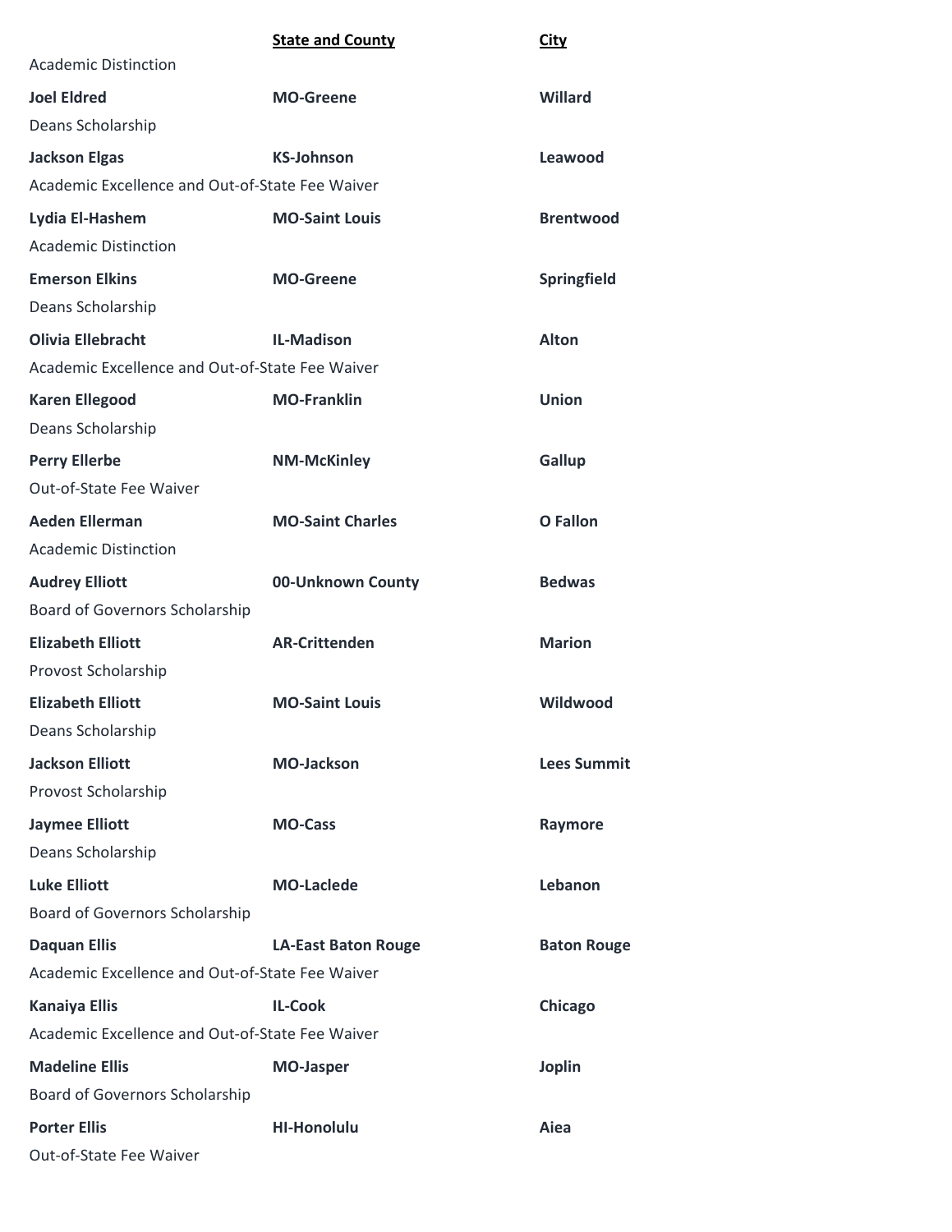| | **State and County** | **City** |
|---|---|---|
| Academic Distinction | | |
| **Joel Eldred** | **MO-Greene** | **Willard** |
| Deans Scholarship | | |
| **Jackson Elgas** | **KS-Johnson** | **Leawood** |
| Academic Excellence and Out-of-State Fee Waiver | | |
| **Lydia El-Hashem** | **MO-Saint Louis** | **Brentwood** |
| Academic Distinction | | |
| **Emerson Elkins** | **MO-Greene** | **Springfield** |
| Deans Scholarship | | |
| **Olivia Ellebracht** | **IL-Madison** | **Alton** |
| Academic Excellence and Out-of-State Fee Waiver | | |
| **Karen Ellegood** | **MO-Franklin** | **Union** |
| Deans Scholarship | | |
| **Perry Ellerbe** | **NM-McKinley** | **Gallup** |
| Out-of-State Fee Waiver | | |
| **Aeden Ellerman** | **MO-Saint Charles** | **O Fallon** |
| Academic Distinction | | |
| **Audrey Elliott** | **00-Unknown County** | **Bedwas** |
| Board of Governors Scholarship | | |
| **Elizabeth Elliott** | **AR-Crittenden** | **Marion** |
| Provost Scholarship | | |
| **Elizabeth Elliott** | **MO-Saint Louis** | **Wildwood** |
| Deans Scholarship | | |
| **Jackson Elliott** | **MO-Jackson** | **Lees Summit** |
| Provost Scholarship | | |
| **Jaymee Elliott** | **MO-Cass** | **Raymore** |
| Deans Scholarship | | |
| **Luke Elliott** | **MO-Laclede** | **Lebanon** |
| Board of Governors Scholarship | | |
| **Daquan Ellis** | **LA-East Baton Rouge** | **Baton Rouge** |
| Academic Excellence and Out-of-State Fee Waiver | | |
| **Kanaiya Ellis** | **IL-Cook** | **Chicago** |
| Academic Excellence and Out-of-State Fee Waiver | | |
| **Madeline Ellis** | **MO-Jasper** | **Joplin** |
| Board of Governors Scholarship | | |
| **Porter Ellis** | **HI-Honolulu** | **Aiea** |
| Out-of-State Fee Waiver | | |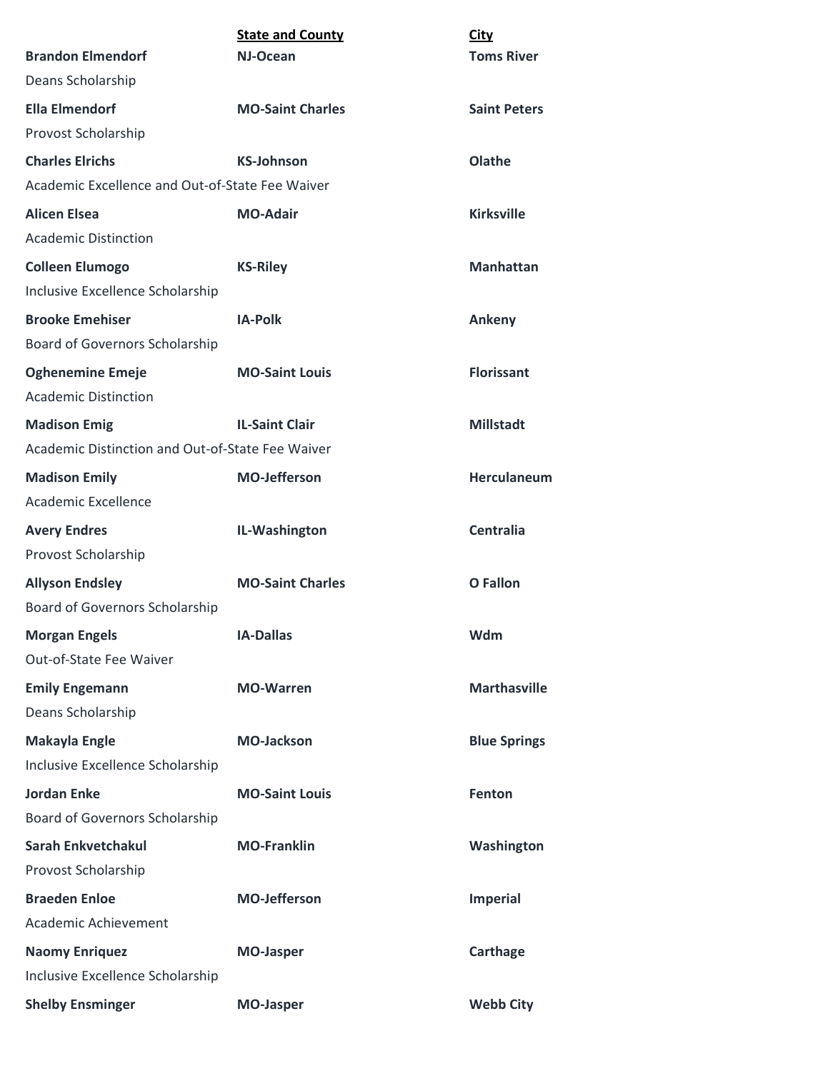| | State and County | City |
|---|---|---|
| **Brandon Elmendorf** | **NJ-Ocean** | **Toms River** |
| Deans Scholarship | | |
| **Ella Elmendorf** | **MO-Saint Charles** | **Saint Peters** |
| Provost Scholarship | | |
| **Charles Elrichs** | **KS-Johnson** | **Olathe** |
| Academic Excellence and Out-of-State Fee Waiver | | |
| **Alicen Elsea** | **MO-Adair** | **Kirksville** |
| Academic Distinction | | |
| **Colleen Elumogo** | **KS-Riley** | **Manhattan** |
| Inclusive Excellence Scholarship | | |
| **Brooke Emehiser** | **IA-Polk** | **Ankeny** |
| Board of Governors Scholarship | | |
| **Oghenemine Emeje** | **MO-Saint Louis** | **Florissant** |
| Academic Distinction | | |
| **Madison Emig** | **IL-Saint Clair** | **Millstadt** |
| Academic Distinction and Out-of-State Fee Waiver | | |
| **Madison Emily** | **MO-Jefferson** | **Herculaneum** |
| Academic Excellence | | |
| **Avery Endres** | **IL-Washington** | **Centralia** |
| Provost Scholarship | | |
| **Allyson Endsley** | **MO-Saint Charles** | **O Fallon** |
| Board of Governors Scholarship | | |
| **Morgan Engels** | **IA-Dallas** | **Wdm** |
| Out-of-State Fee Waiver | | |
| **Emily Engemann** | **MO-Warren** | **Marthasville** |
| Deans Scholarship | | |
| **Makayla Engle** | **MO-Jackson** | **Blue Springs** |
| Inclusive Excellence Scholarship | | |
| **Jordan Enke** | **MO-Saint Louis** | **Fenton** |
| Board of Governors Scholarship | | |
| **Sarah Enkvetchakul** | **MO-Franklin** | **Washington** |
| Provost Scholarship | | |
| **Braeden Enloe** | **MO-Jefferson** | **Imperial** |
| Academic Achievement | | |
| **Naomy Enriquez** | **MO-Jasper** | **Carthage** |
| Inclusive Excellence Scholarship | | |
| **Shelby Ensminger** | **MO-Jasper** | **Webb City** |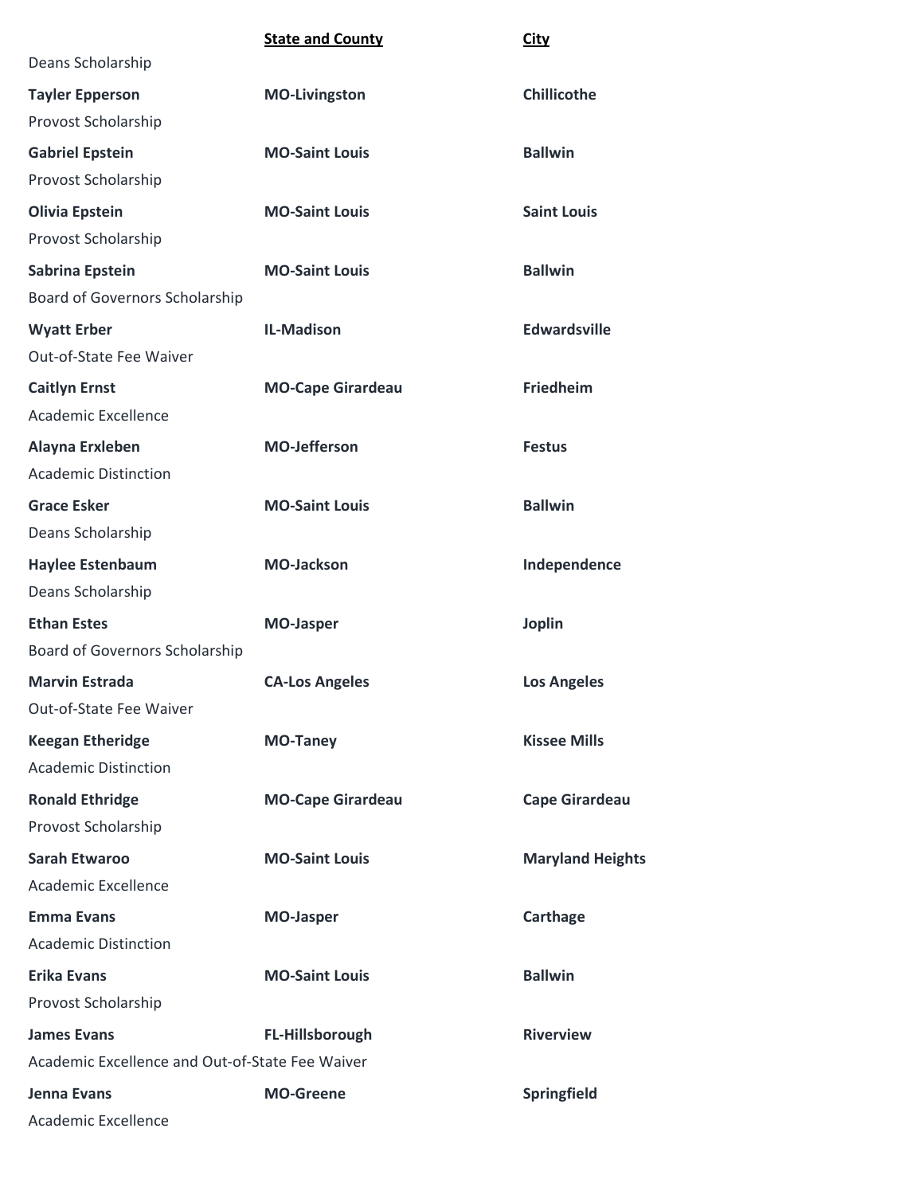| | State and County | City |
|---|---|---|
| Deans Scholarship | | |
| **Tayler Epperson** | **MO-Livingston** | **Chillicothe** |
| Provost Scholarship | | |
| **Gabriel Epstein** | **MO-Saint Louis** | **Ballwin** |
| Provost Scholarship | | |
| **Olivia Epstein** | **MO-Saint Louis** | **Saint Louis** |
| Provost Scholarship | | |
| **Sabrina Epstein** | **MO-Saint Louis** | **Ballwin** |
| Board of Governors Scholarship | | |
| **Wyatt Erber** | **IL-Madison** | **Edwardsville** |
| Out-of-State Fee Waiver | | |
| **Caitlyn Ernst** | **MO-Cape Girardeau** | **Friedheim** |
| Academic Excellence | | |
| **Alayna Erxleben** | **MO-Jefferson** | **Festus** |
| Academic Distinction | | |
| **Grace Esker** | **MO-Saint Louis** | **Ballwin** |
| Deans Scholarship | | |
| **Haylee Estenbaum** | **MO-Jackson** | **Independence** |
| Deans Scholarship | | |
| **Ethan Estes** | **MO-Jasper** | **Joplin** |
| Board of Governors Scholarship | | |
| **Marvin Estrada** | **CA-Los Angeles** | **Los Angeles** |
| Out-of-State Fee Waiver | | |
| **Keegan Etheridge** | **MO-Taney** | **Kissee Mills** |
| Academic Distinction | | |
| **Ronald Ethridge** | **MO-Cape Girardeau** | **Cape Girardeau** |
| Provost Scholarship | | |
| **Sarah Etwaroo** | **MO-Saint Louis** | **Maryland Heights** |
| Academic Excellence | | |
| **Emma Evans** | **MO-Jasper** | **Carthage** |
| Academic Distinction | | |
| **Erika Evans** | **MO-Saint Louis** | **Ballwin** |
| Provost Scholarship | | |
| **James Evans** | **FL-Hillsborough** | **Riverview** |
| Academic Excellence and Out-of-State Fee Waiver | | |
| **Jenna Evans** | **MO-Greene** | **Springfield** |
| Academic Excellence | | |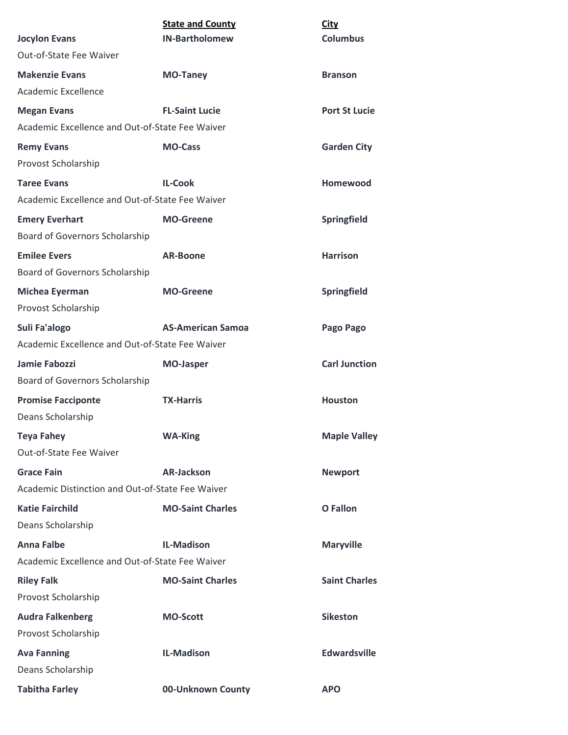| | State and County | City |
|---|---|---|
| **Jocylon Evans** | **IN-Bartholomew** | **Columbus** |
| Out-of-State Fee Waiver | | |
| **Makenzie Evans** | **MO-Taney** | **Branson** |
| Academic Excellence | | |
| **Megan Evans** | **FL-Saint Lucie** | **Port St Lucie** |
| Academic Excellence and Out-of-State Fee Waiver | | |
| **Remy Evans** | **MO-Cass** | **Garden City** |
| Provost Scholarship | | |
| **Taree Evans** | **IL-Cook** | **Homewood** |
| Academic Excellence and Out-of-State Fee Waiver | | |
| **Emery Everhart** | **MO-Greene** | **Springfield** |
| Board of Governors Scholarship | | |
| **Emilee Evers** | **AR-Boone** | **Harrison** |
| Board of Governors Scholarship | | |
| **Michea Eyerman** | **MO-Greene** | **Springfield** |
| Provost Scholarship | | |
| **Suli Fa'alogo** | **AS-American Samoa** | **Pago Pago** |
| Academic Excellence and Out-of-State Fee Waiver | | |
| **Jamie Fabozzi** | **MO-Jasper** | **Carl Junction** |
| Board of Governors Scholarship | | |
| **Promise Facciponte** | **TX-Harris** | **Houston** |
| Deans Scholarship | | |
| **Teya Fahey** | **WA-King** | **Maple Valley** |
| Out-of-State Fee Waiver | | |
| **Grace Fain** | **AR-Jackson** | **Newport** |
| Academic Distinction and Out-of-State Fee Waiver | | |
| **Katie Fairchild** | **MO-Saint Charles** | **O Fallon** |
| Deans Scholarship | | |
| **Anna Falbe** | **IL-Madison** | **Maryville** |
| Academic Excellence and Out-of-State Fee Waiver | | |
| **Riley Falk** | **MO-Saint Charles** | **Saint Charles** |
| Provost Scholarship | | |
| **Audra Falkenberg** | **MO-Scott** | **Sikeston** |
| Provost Scholarship | | |
| **Ava Fanning** | **IL-Madison** | **Edwardsville** |
| Deans Scholarship | | |
| **Tabitha Farley** | **00-Unknown County** | **APO** |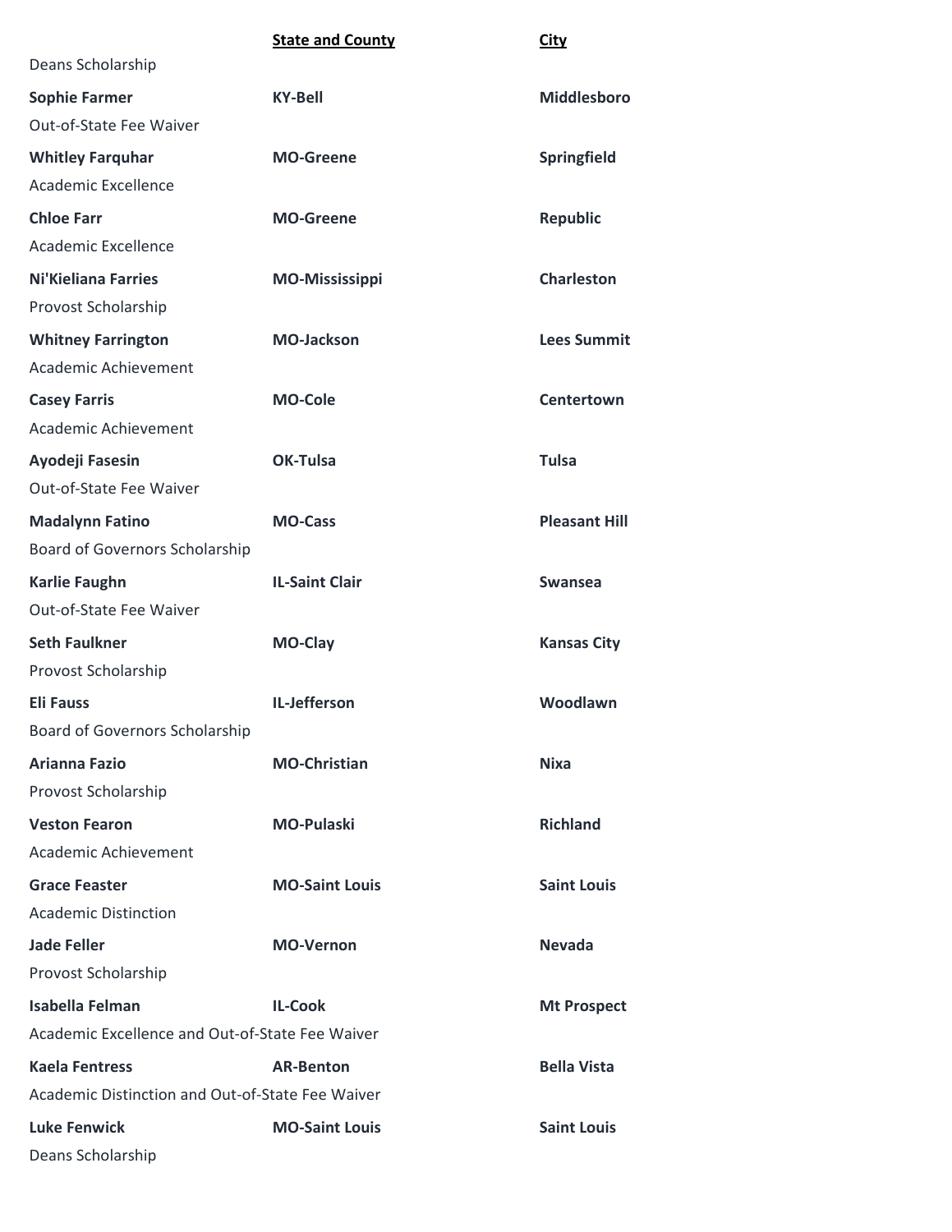| | State and County | City |
|---|---|---|
| Deans Scholarship | | |
| **Sophie Farmer** | **KY-Bell** | **Middlesboro** |
| Out-of-State Fee Waiver | | |
| **Whitley Farquhar** | **MO-Greene** | **Springfield** |
| Academic Excellence | | |
| **Chloe Farr** | **MO-Greene** | **Republic** |
| Academic Excellence | | |
| **Ni'Kieliana Farries** | **MO-Mississippi** | **Charleston** |
| Provost Scholarship | | |
| **Whitney Farrington** | **MO-Jackson** | **Lees Summit** |
| Academic Achievement | | |
| **Casey Farris** | **MO-Cole** | **Centertown** |
| Academic Achievement | | |
| **Ayodeji Fasesin** | **OK-Tulsa** | **Tulsa** |
| Out-of-State Fee Waiver | | |
| **Madalynn Fatino** | **MO-Cass** | **Pleasant Hill** |
| Board of Governors Scholarship | | |
| **Karlie Faughn** | **IL-Saint Clair** | **Swansea** |
| Out-of-State Fee Waiver | | |
| **Seth Faulkner** | **MO-Clay** | **Kansas City** |
| Provost Scholarship | | |
| **Eli Fauss** | **IL-Jefferson** | **Woodlawn** |
| Board of Governors Scholarship | | |
| **Arianna Fazio** | **MO-Christian** | **Nixa** |
| Provost Scholarship | | |
| **Veston Fearon** | **MO-Pulaski** | **Richland** |
| Academic Achievement | | |
| **Grace Feaster** | **MO-Saint Louis** | **Saint Louis** |
| Academic Distinction | | |
| **Jade Feller** | **MO-Vernon** | **Nevada** |
| Provost Scholarship | | |
| **Isabella Felman** | **IL-Cook** | **Mt Prospect** |
| Academic Excellence and Out-of-State Fee Waiver | | |
| **Kaela Fentress** | **AR-Benton** | **Bella Vista** |
| Academic Distinction and Out-of-State Fee Waiver | | |
| **Luke Fenwick** | **MO-Saint Louis** | **Saint Louis** |
| Deans Scholarship | | |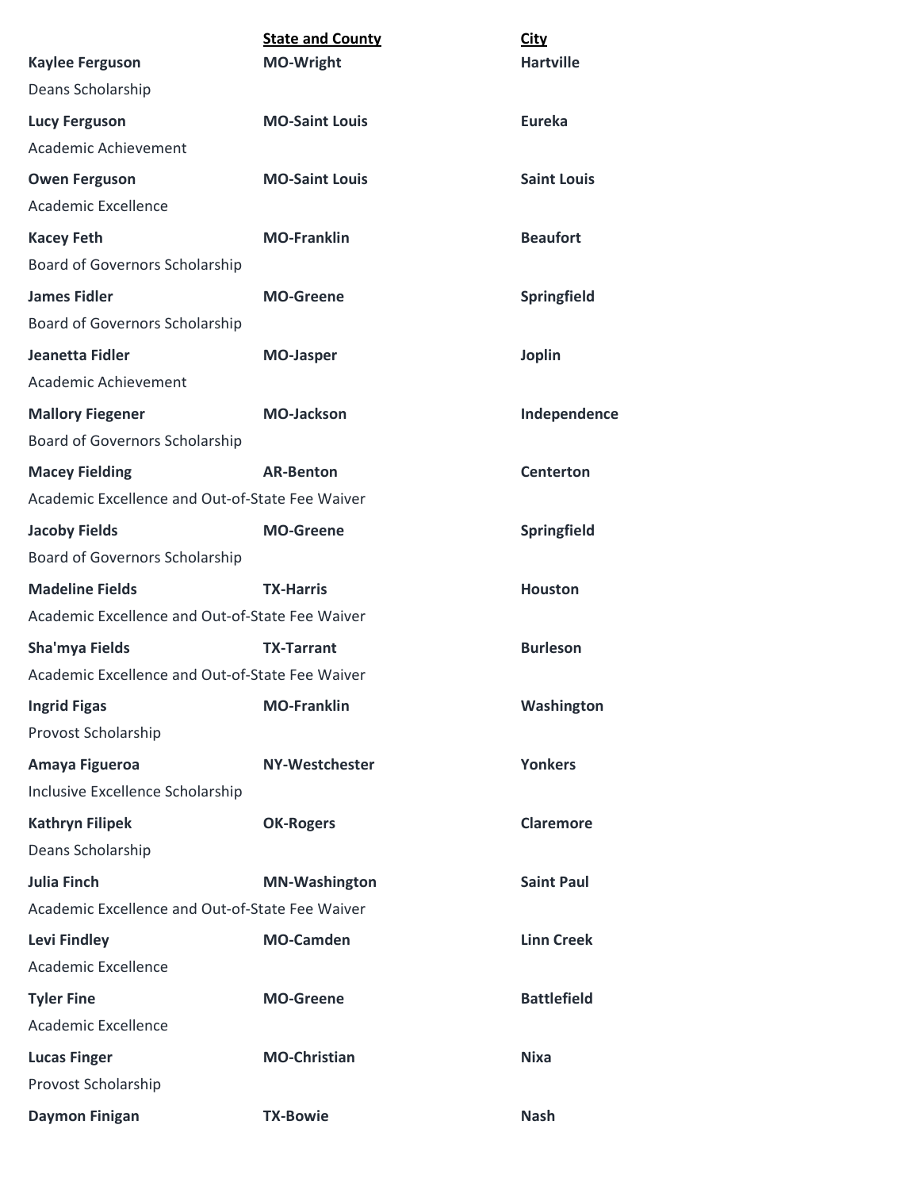| | State and County | City |
|---|---|---|
| **Kaylee Ferguson** | **MO-Wright** | **Hartville** |
| Deans Scholarship | | |
| **Lucy Ferguson** | **MO-Saint Louis** | **Eureka** |
| Academic Achievement | | |
| **Owen Ferguson** | **MO-Saint Louis** | **Saint Louis** |
| Academic Excellence | | |
| **Kacey Feth** | **MO-Franklin** | **Beaufort** |
| Board of Governors Scholarship | | |
| **James Fidler** | **MO-Greene** | **Springfield** |
| Board of Governors Scholarship | | |
| **Jeanetta Fidler** | **MO-Jasper** | **Joplin** |
| Academic Achievement | | |
| **Mallory Fiegener** | **MO-Jackson** | **Independence** |
| Board of Governors Scholarship | | |
| **Macey Fielding** | **AR-Benton** | **Centerton** |
| Academic Excellence and Out-of-State Fee Waiver | | |
| **Jacoby Fields** | **MO-Greene** | **Springfield** |
| Board of Governors Scholarship | | |
| **Madeline Fields** | **TX-Harris** | **Houston** |
| Academic Excellence and Out-of-State Fee Waiver | | |
| **Sha'mya Fields** | **TX-Tarrant** | **Burleson** |
| Academic Excellence and Out-of-State Fee Waiver | | |
| **Ingrid Figas** | **MO-Franklin** | **Washington** |
| Provost Scholarship | | |
| **Amaya Figueroa** | **NY-Westchester** | **Yonkers** |
| Inclusive Excellence Scholarship | | |
| **Kathryn Filipek** | **OK-Rogers** | **Claremore** |
| Deans Scholarship | | |
| **Julia Finch** | **MN-Washington** | **Saint Paul** |
| Academic Excellence and Out-of-State Fee Waiver | | |
| **Levi Findley** | **MO-Camden** | **Linn Creek** |
| Academic Excellence | | |
| **Tyler Fine** | **MO-Greene** | **Battlefield** |
| Academic Excellence | | |
| **Lucas Finger** | **MO-Christian** | **Nixa** |
| Provost Scholarship | | |
| **Daymon Finigan** | **TX-Bowie** | **Nash** |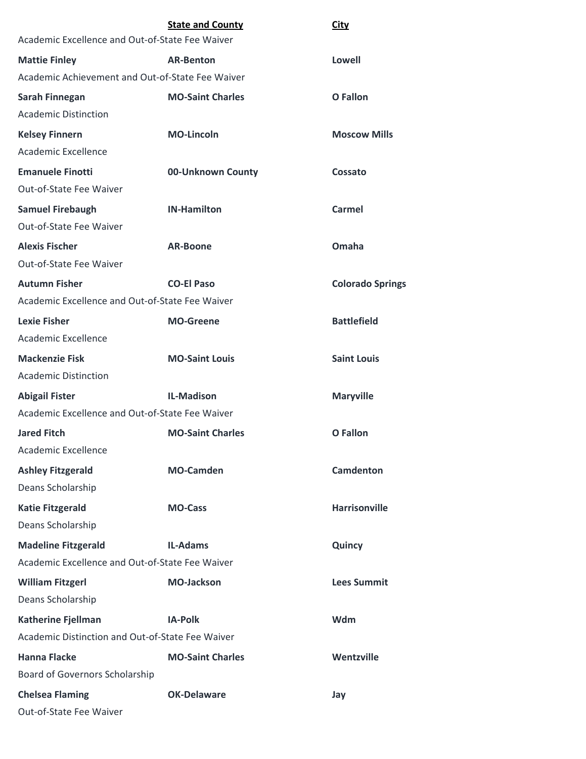| | **State and County** | **City** |
|---|---|---|
| Academic Excellence and Out-of-State Fee Waiver | | |
| **Mattie Finley** | **AR-Benton** | **Lowell** |
| Academic Achievement and Out-of-State Fee Waiver | | |
| **Sarah Finnegan** | **MO-Saint Charles** | **O Fallon** |
| Academic Distinction | | |
| **Kelsey Finnern** | **MO-Lincoln** | **Moscow Mills** |
| Academic Excellence | | |
| **Emanuele Finotti** | **00-Unknown County** | **Cossato** |
| Out-of-State Fee Waiver | | |
| **Samuel Firebaugh** | **IN-Hamilton** | **Carmel** |
| Out-of-State Fee Waiver | | |
| **Alexis Fischer** | **AR-Boone** | **Omaha** |
| Out-of-State Fee Waiver | | |
| **Autumn Fisher** | **CO-El Paso** | **Colorado Springs** |
| Academic Excellence and Out-of-State Fee Waiver | | |
| **Lexie Fisher** | **MO-Greene** | **Battlefield** |
| Academic Excellence | | |
| **Mackenzie Fisk** | **MO-Saint Louis** | **Saint Louis** |
| Academic Distinction | | |
| **Abigail Fister** | **IL-Madison** | **Maryville** |
| Academic Excellence and Out-of-State Fee Waiver | | |
| **Jared Fitch** | **MO-Saint Charles** | **O Fallon** |
| Academic Excellence | | |
| **Ashley Fitzgerald** | **MO-Camden** | **Camdenton** |
| Deans Scholarship | | |
| **Katie Fitzgerald** | **MO-Cass** | **Harrisonville** |
| Deans Scholarship | | |
| **Madeline Fitzgerald** | **IL-Adams** | **Quincy** |
| Academic Excellence and Out-of-State Fee Waiver | | |
| **William Fitzgerl** | **MO-Jackson** | **Lees Summit** |
| Deans Scholarship | | |
| **Katherine Fjellman** | **IA-Polk** | **Wdm** |
| Academic Distinction and Out-of-State Fee Waiver | | |
| **Hanna Flacke** | **MO-Saint Charles** | **Wentzville** |
| Board of Governors Scholarship | | |
| **Chelsea Flaming** | **OK-Delaware** | **Jay** |
| Out-of-State Fee Waiver | | |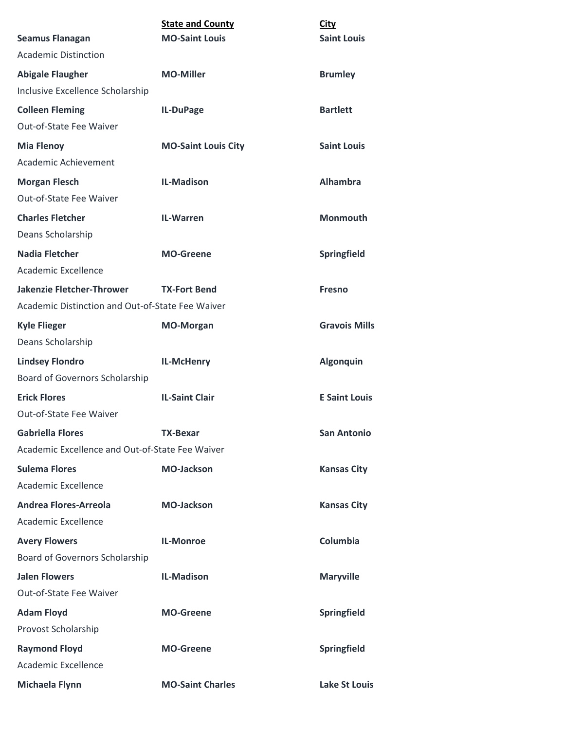| | State and County | City |
|---|---|---|
| **Seamus Flanagan** | **MO-Saint Louis** | **Saint Louis** |
| Academic Distinction | | |
| **Abigale Flaugher** | **MO-Miller** | **Brumley** |
| Inclusive Excellence Scholarship | | |
| **Colleen Fleming** | **IL-DuPage** | **Bartlett** |
| Out-of-State Fee Waiver | | |
| **Mia Flenoy** | **MO-Saint Louis City** | **Saint Louis** |
| Academic Achievement | | |
| **Morgan Flesch** | **IL-Madison** | **Alhambra** |
| Out-of-State Fee Waiver | | |
| **Charles Fletcher** | **IL-Warren** | **Monmouth** |
| Deans Scholarship | | |
| **Nadia Fletcher** | **MO-Greene** | **Springfield** |
| Academic Excellence | | |
| **Jakenzie Fletcher-Thrower** | **TX-Fort Bend** | **Fresno** |
| Academic Distinction and Out-of-State Fee Waiver | | |
| **Kyle Flieger** | **MO-Morgan** | **Gravois Mills** |
| Deans Scholarship | | |
| **Lindsey Flondro** | **IL-McHenry** | **Algonquin** |
| Board of Governors Scholarship | | |
| **Erick Flores** | **IL-Saint Clair** | **E Saint Louis** |
| Out-of-State Fee Waiver | | |
| **Gabriella Flores** | **TX-Bexar** | **San Antonio** |
| Academic Excellence and Out-of-State Fee Waiver | | |
| **Sulema Flores** | **MO-Jackson** | **Kansas City** |
| Academic Excellence | | |
| **Andrea Flores-Arreola** | **MO-Jackson** | **Kansas City** |
| Academic Excellence | | |
| **Avery Flowers** | **IL-Monroe** | **Columbia** |
| Board of Governors Scholarship | | |
| **Jalen Flowers** | **IL-Madison** | **Maryville** |
| Out-of-State Fee Waiver | | |
| **Adam Floyd** | **MO-Greene** | **Springfield** |
| Provost Scholarship | | |
| **Raymond Floyd** | **MO-Greene** | **Springfield** |
| Academic Excellence | | |
| **Michaela Flynn** | **MO-Saint Charles** | **Lake St Louis** |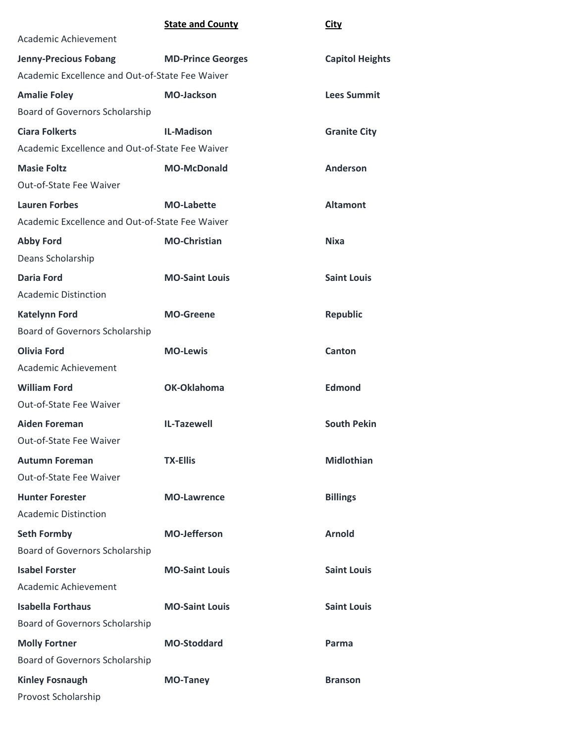| | State and County | City |
|---|---|---|
| Academic Achievement | | |
| **Jenny-Precious Fobang** | **MD-Prince Georges** | **Capitol Heights** |
| Academic Excellence and Out-of-State Fee Waiver | | |
| **Amalie Foley** | **MO-Jackson** | **Lees Summit** |
| Board of Governors Scholarship | | |
| **Ciara Folkerts** | **IL-Madison** | **Granite City** |
| Academic Excellence and Out-of-State Fee Waiver | | |
| **Masie Foltz** | **MO-McDonald** | **Anderson** |
| Out-of-State Fee Waiver | | |
| **Lauren Forbes** | **MO-Labette** | **Altamont** |
| Academic Excellence and Out-of-State Fee Waiver | | |
| **Abby Ford** | **MO-Christian** | **Nixa** |
| Deans Scholarship | | |
| **Daria Ford** | **MO-Saint Louis** | **Saint Louis** |
| Academic Distinction | | |
| **Katelynn Ford** | **MO-Greene** | **Republic** |
| Board of Governors Scholarship | | |
| **Olivia Ford** | **MO-Lewis** | **Canton** |
| Academic Achievement | | |
| **William Ford** | **OK-Oklahoma** | **Edmond** |
| Out-of-State Fee Waiver | | |
| **Aiden Foreman** | **IL-Tazewell** | **South Pekin** |
| Out-of-State Fee Waiver | | |
| **Autumn Foreman** | **TX-Ellis** | **Midlothian** |
| Out-of-State Fee Waiver | | |
| **Hunter Forester** | **MO-Lawrence** | **Billings** |
| Academic Distinction | | |
| **Seth Formby** | **MO-Jefferson** | **Arnold** |
| Board of Governors Scholarship | | |
| **Isabel Forster** | **MO-Saint Louis** | **Saint Louis** |
| Academic Achievement | | |
| **Isabella Forthaus** | **MO-Saint Louis** | **Saint Louis** |
| Board of Governors Scholarship | | |
| **Molly Fortner** | **MO-Stoddard** | **Parma** |
| Board of Governors Scholarship | | |
| **Kinley Fosnaugh** | **MO-Taney** | **Branson** |
| Provost Scholarship | | |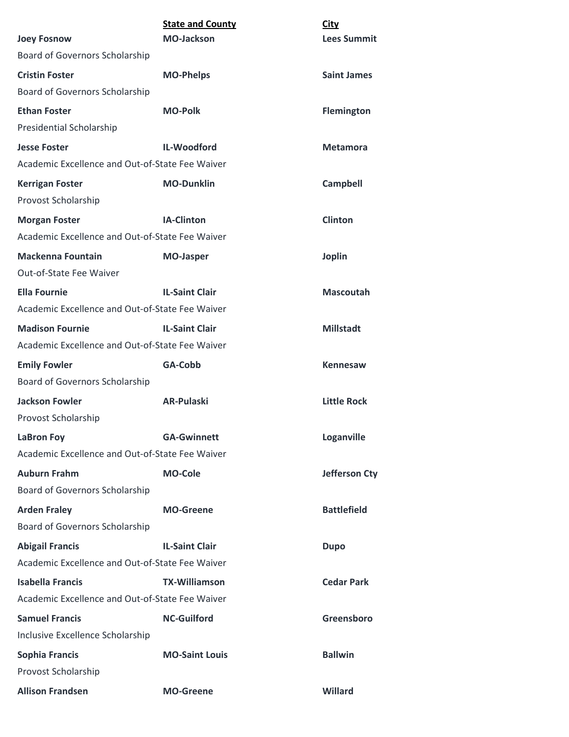| | State and County | City |
|---|---|---|
| **Joey Fosnow** | **MO-Jackson** | **Lees Summit** |
| Board of Governors Scholarship | | |
| **Cristin Foster** | **MO-Phelps** | **Saint James** |
| Board of Governors Scholarship | | |
| **Ethan Foster** | **MO-Polk** | **Flemington** |
| Presidential Scholarship | | |
| **Jesse Foster** | **IL-Woodford** | **Metamora** |
| Academic Excellence and Out-of-State Fee Waiver | | |
| **Kerrigan Foster** | **MO-Dunklin** | **Campbell** |
| Provost Scholarship | | |
| **Morgan Foster** | **IA-Clinton** | **Clinton** |
| Academic Excellence and Out-of-State Fee Waiver | | |
| **Mackenna Fountain** | **MO-Jasper** | **Joplin** |
| Out-of-State Fee Waiver | | |
| **Ella Fournie** | **IL-Saint Clair** | **Mascoutah** |
| Academic Excellence and Out-of-State Fee Waiver | | |
| **Madison Fournie** | **IL-Saint Clair** | **Millstadt** |
| Academic Excellence and Out-of-State Fee Waiver | | |
| **Emily Fowler** | **GA-Cobb** | **Kennesaw** |
| Board of Governors Scholarship | | |
| **Jackson Fowler** | **AR-Pulaski** | **Little Rock** |
| Provost Scholarship | | |
| **LaBron Foy** | **GA-Gwinnett** | **Loganville** |
| Academic Excellence and Out-of-State Fee Waiver | | |
| **Auburn Frahm** | **MO-Cole** | **Jefferson Cty** |
| Board of Governors Scholarship | | |
| **Arden Fraley** | **MO-Greene** | **Battlefield** |
| Board of Governors Scholarship | | |
| **Abigail Francis** | **IL-Saint Clair** | **Dupo** |
| Academic Excellence and Out-of-State Fee Waiver | | |
| **Isabella Francis** | **TX-Williamson** | **Cedar Park** |
| Academic Excellence and Out-of-State Fee Waiver | | |
| **Samuel Francis** | **NC-Guilford** | **Greensboro** |
| Inclusive Excellence Scholarship | | |
| **Sophia Francis** | **MO-Saint Louis** | **Ballwin** |
| Provost Scholarship | | |
| **Allison Frandsen** | **MO-Greene** | **Willard** |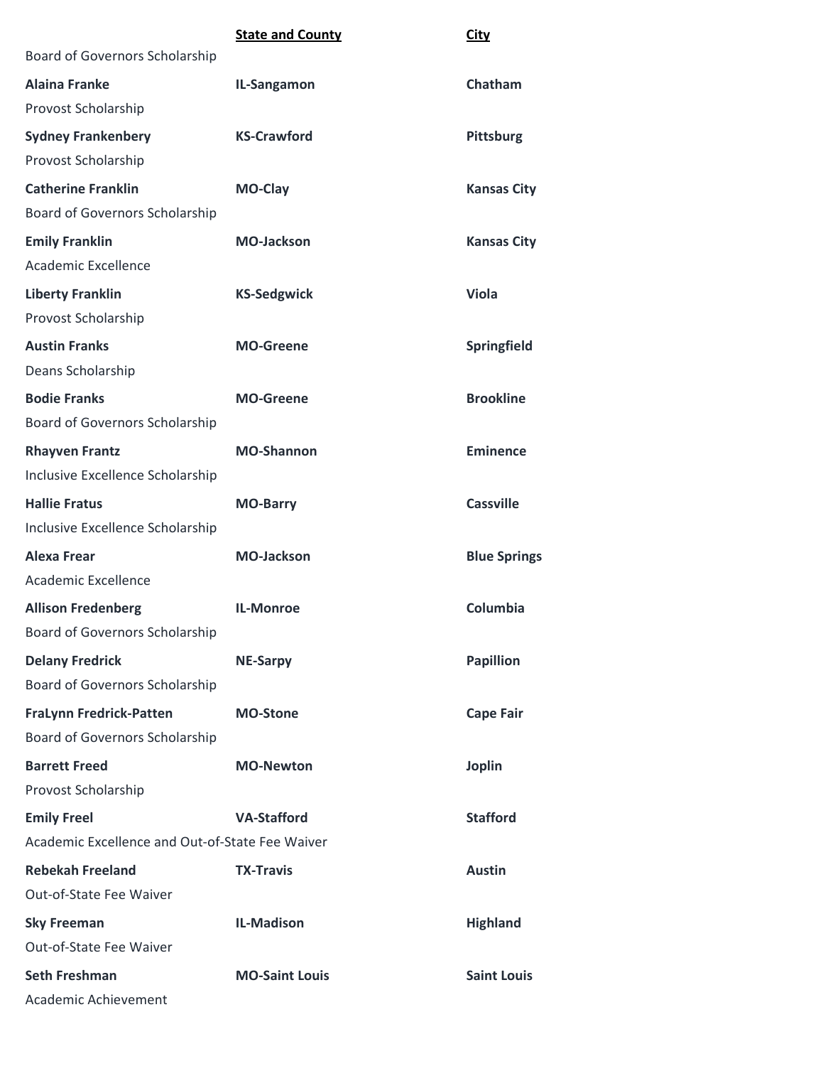| | State and County | City |
|---|---|---|
| Board of Governors Scholarship | | |
| **Alaina Franke** | **IL-Sangamon** | **Chatham** |
| Provost Scholarship | | |
| **Sydney Frankenbery** | **KS-Crawford** | **Pittsburg** |
| Provost Scholarship | | |
| **Catherine Franklin** | **MO-Clay** | **Kansas City** |
| Board of Governors Scholarship | | |
| **Emily Franklin** | **MO-Jackson** | **Kansas City** |
| Academic Excellence | | |
| **Liberty Franklin** | **KS-Sedgwick** | **Viola** |
| Provost Scholarship | | |
| **Austin Franks** | **MO-Greene** | **Springfield** |
| Deans Scholarship | | |
| **Bodie Franks** | **MO-Greene** | **Brookline** |
| Board of Governors Scholarship | | |
| **Rhayven Frantz** | **MO-Shannon** | **Eminence** |
| Inclusive Excellence Scholarship | | |
| **Hallie Fratus** | **MO-Barry** | **Cassville** |
| Inclusive Excellence Scholarship | | |
| **Alexa Frear** | **MO-Jackson** | **Blue Springs** |
| Academic Excellence | | |
| **Allison Fredenberg** | **IL-Monroe** | **Columbia** |
| Board of Governors Scholarship | | |
| **Delany Fredrick** | **NE-Sarpy** | **Papillion** |
| Board of Governors Scholarship | | |
| **FraLynn Fredrick-Patten** | **MO-Stone** | **Cape Fair** |
| Board of Governors Scholarship | | |
| **Barrett Freed** | **MO-Newton** | **Joplin** |
| Provost Scholarship | | |
| **Emily Freel** | **VA-Stafford** | **Stafford** |
| Academic Excellence and Out-of-State Fee Waiver | | |
| **Rebekah Freeland** | **TX-Travis** | **Austin** |
| Out-of-State Fee Waiver | | |
| **Sky Freeman** | **IL-Madison** | **Highland** |
| Out-of-State Fee Waiver | | |
| **Seth Freshman** | **MO-Saint Louis** | **Saint Louis** |
| Academic Achievement | | |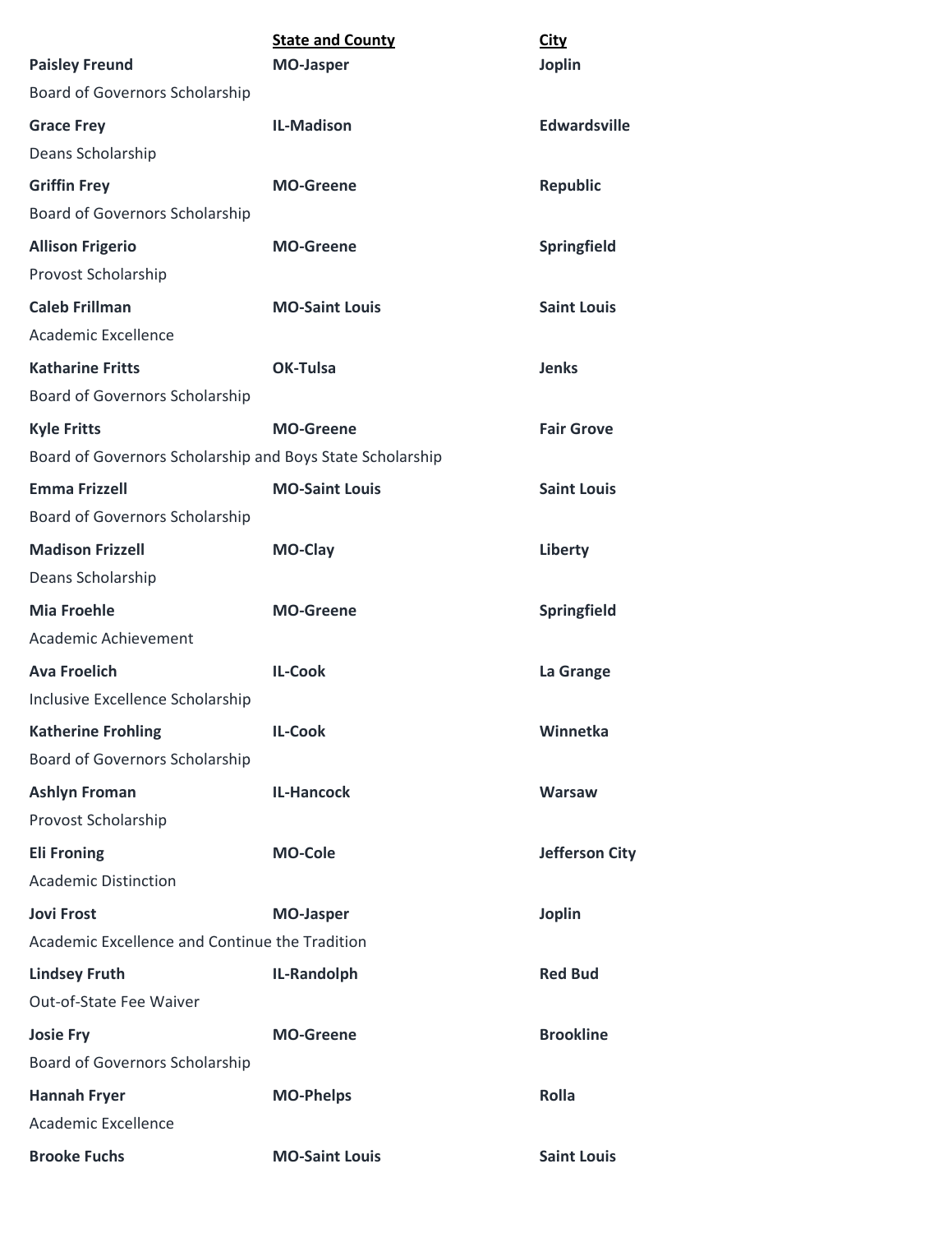| | State and County | City |
|---|---|---|
| **Paisley Freund** | **MO-Jasper** | **Joplin** |
| Board of Governors Scholarship | | |
| **Grace Frey** | **IL-Madison** | **Edwardsville** |
| Deans Scholarship | | |
| **Griffin Frey** | **MO-Greene** | **Republic** |
| Board of Governors Scholarship | | |
| **Allison Frigerio** | **MO-Greene** | **Springfield** |
| Provost Scholarship | | |
| **Caleb Frillman** | **MO-Saint Louis** | **Saint Louis** |
| Academic Excellence | | |
| **Katharine Fritts** | **OK-Tulsa** | **Jenks** |
| Board of Governors Scholarship | | |
| **Kyle Fritts** | **MO-Greene** | **Fair Grove** |
| Board of Governors Scholarship and Boys State Scholarship | | |
| **Emma Frizzell** | **MO-Saint Louis** | **Saint Louis** |
| Board of Governors Scholarship | | |
| **Madison Frizzell** | **MO-Clay** | **Liberty** |
| Deans Scholarship | | |
| **Mia Froehle** | **MO-Greene** | **Springfield** |
| Academic Achievement | | |
| **Ava Froelich** | **IL-Cook** | **La Grange** |
| Inclusive Excellence Scholarship | | |
| **Katherine Frohling** | **IL-Cook** | **Winnetka** |
| Board of Governors Scholarship | | |
| **Ashlyn Froman** | **IL-Hancock** | **Warsaw** |
| Provost Scholarship | | |
| **Eli Froning** | **MO-Cole** | **Jefferson City** |
| Academic Distinction | | |
| **Jovi Frost** | **MO-Jasper** | **Joplin** |
| Academic Excellence and Continue the Tradition | | |
| **Lindsey Fruth** | **IL-Randolph** | **Red Bud** |
| Out-of-State Fee Waiver | | |
| **Josie Fry** | **MO-Greene** | **Brookline** |
| Board of Governors Scholarship | | |
| **Hannah Fryer** | **MO-Phelps** | **Rolla** |
| Academic Excellence | | |
| **Brooke Fuchs** | **MO-Saint Louis** | **Saint Louis** |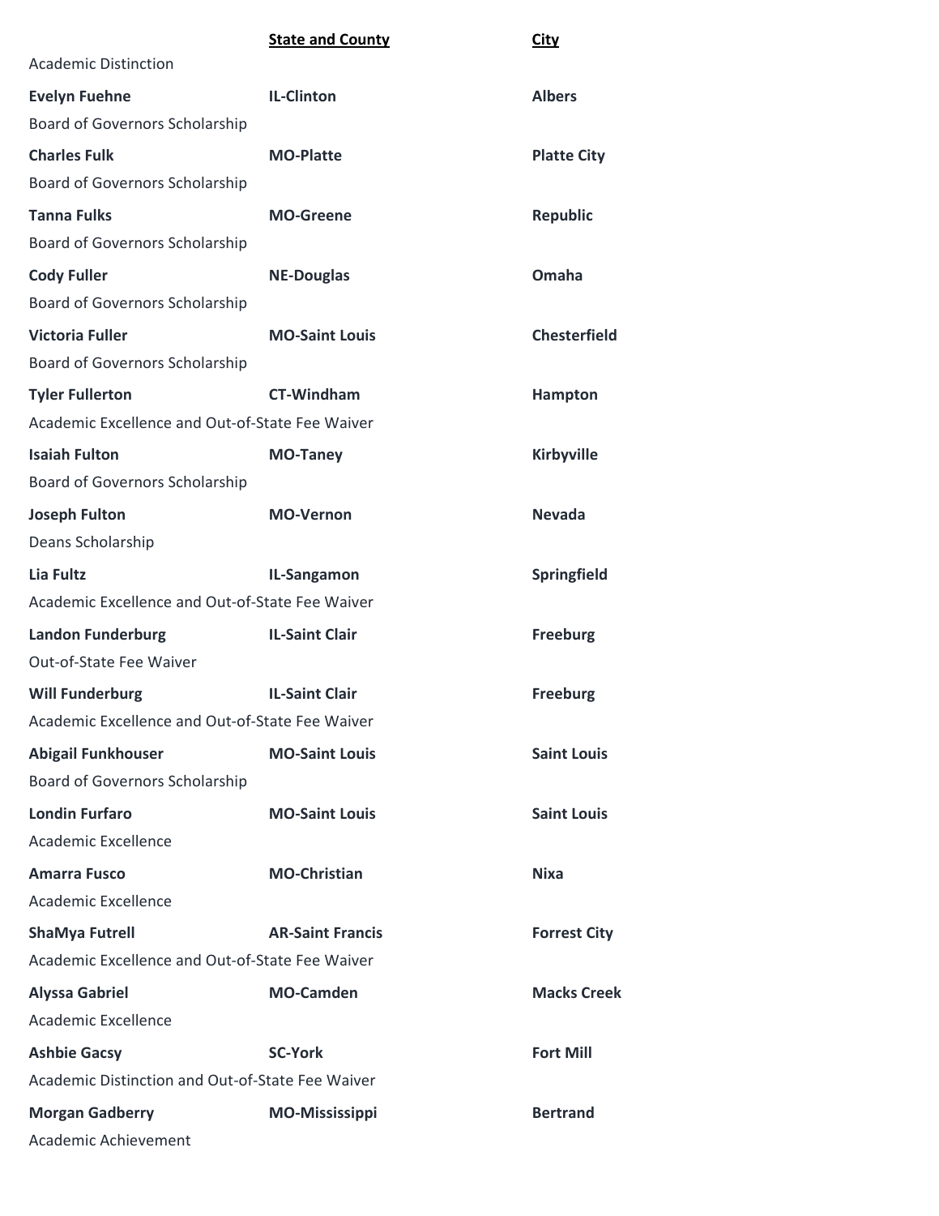| | State and County | City |
|---|---|---|
| Academic Distinction | | |
| **Evelyn Fuehne** | **IL-Clinton** | **Albers** |
| Board of Governors Scholarship | | |
| **Charles Fulk** | **MO-Platte** | **Platte City** |
| Board of Governors Scholarship | | |
| **Tanna Fulks** | **MO-Greene** | **Republic** |
| Board of Governors Scholarship | | |
| **Cody Fuller** | **NE-Douglas** | **Omaha** |
| Board of Governors Scholarship | | |
| **Victoria Fuller** | **MO-Saint Louis** | **Chesterfield** |
| Board of Governors Scholarship | | |
| **Tyler Fullerton** | **CT-Windham** | **Hampton** |
| Academic Excellence and Out-of-State Fee Waiver | | |
| **Isaiah Fulton** | **MO-Taney** | **Kirbyville** |
| Board of Governors Scholarship | | |
| **Joseph Fulton** | **MO-Vernon** | **Nevada** |
| Deans Scholarship | | |
| **Lia Fultz** | **IL-Sangamon** | **Springfield** |
| Academic Excellence and Out-of-State Fee Waiver | | |
| **Landon Funderburg** | **IL-Saint Clair** | **Freeburg** |
| Out-of-State Fee Waiver | | |
| **Will Funderburg** | **IL-Saint Clair** | **Freeburg** |
| Academic Excellence and Out-of-State Fee Waiver | | |
| **Abigail Funkhouser** | **MO-Saint Louis** | **Saint Louis** |
| Board of Governors Scholarship | | |
| **Londin Furfaro** | **MO-Saint Louis** | **Saint Louis** |
| Academic Excellence | | |
| **Amarra Fusco** | **MO-Christian** | **Nixa** |
| Academic Excellence | | |
| **ShaMya Futrell** | **AR-Saint Francis** | **Forrest City** |
| Academic Excellence and Out-of-State Fee Waiver | | |
| **Alyssa Gabriel** | **MO-Camden** | **Macks Creek** |
| Academic Excellence | | |
| **Ashbie Gacsy** | **SC-York** | **Fort Mill** |
| Academic Distinction and Out-of-State Fee Waiver | | |
| **Morgan Gadberry** | **MO-Mississippi** | **Bertrand** |
| Academic Achievement | | |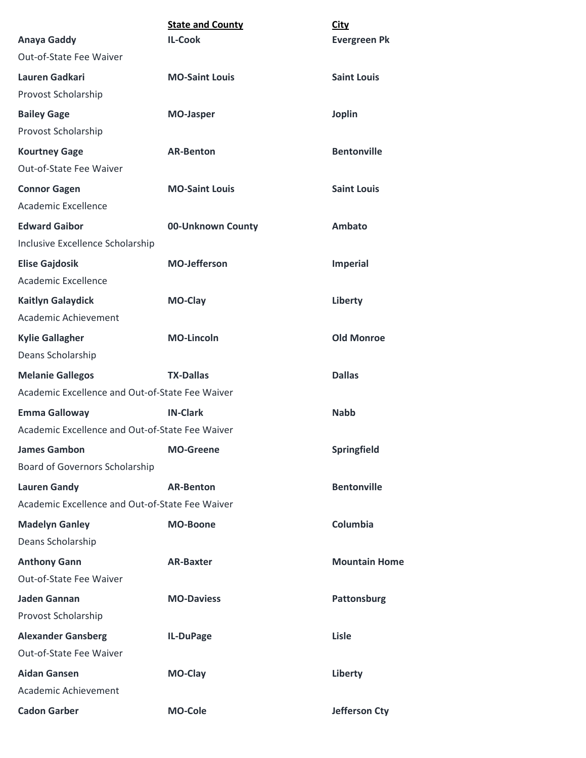| | State and County | City |
|---|---|---|
| **Anaya Gaddy** | **IL-Cook** | **Evergreen Pk** |
| Out-of-State Fee Waiver | | |
| **Lauren Gadkari** | **MO-Saint Louis** | **Saint Louis** |
| Provost Scholarship | | |
| **Bailey Gage** | **MO-Jasper** | **Joplin** |
| Provost Scholarship | | |
| **Kourtney Gage** | **AR-Benton** | **Bentonville** |
| Out-of-State Fee Waiver | | |
| **Connor Gagen** | **MO-Saint Louis** | **Saint Louis** |
| Academic Excellence | | |
| **Edward Gaibor** | **00-Unknown County** | **Ambato** |
| Inclusive Excellence Scholarship | | |
| **Elise Gajdosik** | **MO-Jefferson** | **Imperial** |
| Academic Excellence | | |
| **Kaitlyn Galaydick** | **MO-Clay** | **Liberty** |
| Academic Achievement | | |
| **Kylie Gallagher** | **MO-Lincoln** | **Old Monroe** |
| Deans Scholarship | | |
| **Melanie Gallegos** | **TX-Dallas** | **Dallas** |
| Academic Excellence and Out-of-State Fee Waiver | | |
| **Emma Galloway** | **IN-Clark** | **Nabb** |
| Academic Excellence and Out-of-State Fee Waiver | | |
| **James Gambon** | **MO-Greene** | **Springfield** |
| Board of Governors Scholarship | | |
| **Lauren Gandy** | **AR-Benton** | **Bentonville** |
| Academic Excellence and Out-of-State Fee Waiver | | |
| **Madelyn Ganley** | **MO-Boone** | **Columbia** |
| Deans Scholarship | | |
| **Anthony Gann** | **AR-Baxter** | **Mountain Home** |
| Out-of-State Fee Waiver | | |
| **Jaden Gannan** | **MO-Daviess** | **Pattonsburg** |
| Provost Scholarship | | |
| **Alexander Gansberg** | **IL-DuPage** | **Lisle** |
| Out-of-State Fee Waiver | | |
| **Aidan Gansen** | **MO-Clay** | **Liberty** |
| Academic Achievement | | |
| **Cadon Garber** | **MO-Cole** | **Jefferson Cty** |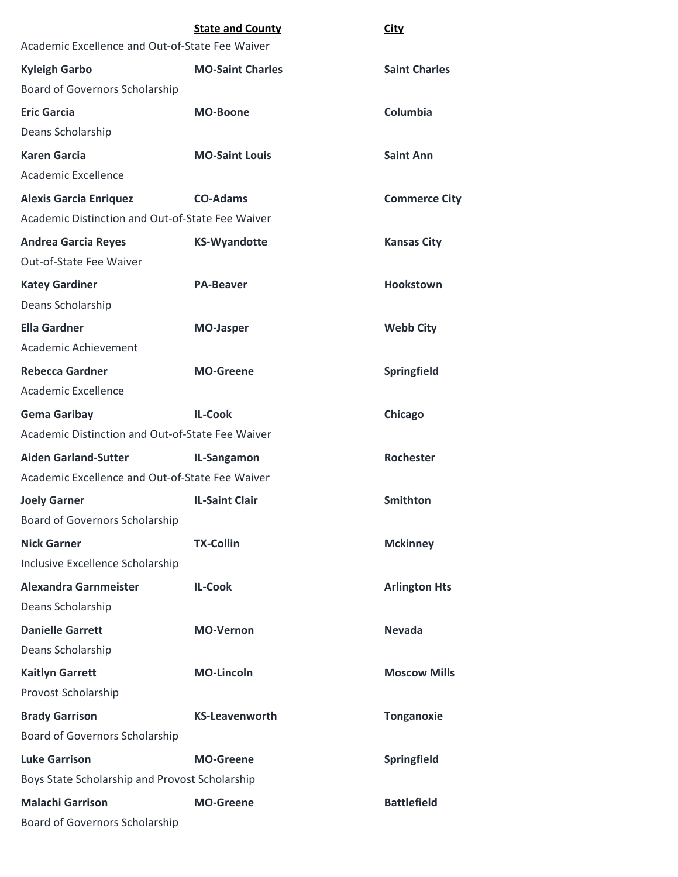| | **State and County** | **City** |
|---|---|---|
| Academic Excellence and Out-of-State Fee Waiver | | |
| **Kyleigh Garbo** | **MO-Saint Charles** | **Saint Charles** |
| Board of Governors Scholarship | | |
| **Eric Garcia** | **MO-Boone** | **Columbia** |
| Deans Scholarship | | |
| **Karen Garcia** | **MO-Saint Louis** | **Saint Ann** |
| Academic Excellence | | |
| **Alexis Garcia Enriquez** | **CO-Adams** | **Commerce City** |
| Academic Distinction and Out-of-State Fee Waiver | | |
| **Andrea Garcia Reyes** | **KS-Wyandotte** | **Kansas City** |
| Out-of-State Fee Waiver | | |
| **Katey Gardiner** | **PA-Beaver** | **Hookstown** |
| Deans Scholarship | | |
| **Ella Gardner** | **MO-Jasper** | **Webb City** |
| Academic Achievement | | |
| **Rebecca Gardner** | **MO-Greene** | **Springfield** |
| Academic Excellence | | |
| **Gema Garibay** | **IL-Cook** | **Chicago** |
| Academic Distinction and Out-of-State Fee Waiver | | |
| **Aiden Garland-Sutter** | **IL-Sangamon** | **Rochester** |
| Academic Excellence and Out-of-State Fee Waiver | | |
| **Joely Garner** | **IL-Saint Clair** | **Smithton** |
| Board of Governors Scholarship | | |
| **Nick Garner** | **TX-Collin** | **Mckinney** |
| Inclusive Excellence Scholarship | | |
| **Alexandra Garnmeister** | **IL-Cook** | **Arlington Hts** |
| Deans Scholarship | | |
| **Danielle Garrett** | **MO-Vernon** | **Nevada** |
| Deans Scholarship | | |
| **Kaitlyn Garrett** | **MO-Lincoln** | **Moscow Mills** |
| Provost Scholarship | | |
| **Brady Garrison** | **KS-Leavenworth** | **Tonganoxie** |
| Board of Governors Scholarship | | |
| **Luke Garrison** | **MO-Greene** | **Springfield** |
| Boys State Scholarship and Provost Scholarship | | |
| **Malachi Garrison** | **MO-Greene** | **Battlefield** |
| Board of Governors Scholarship | | |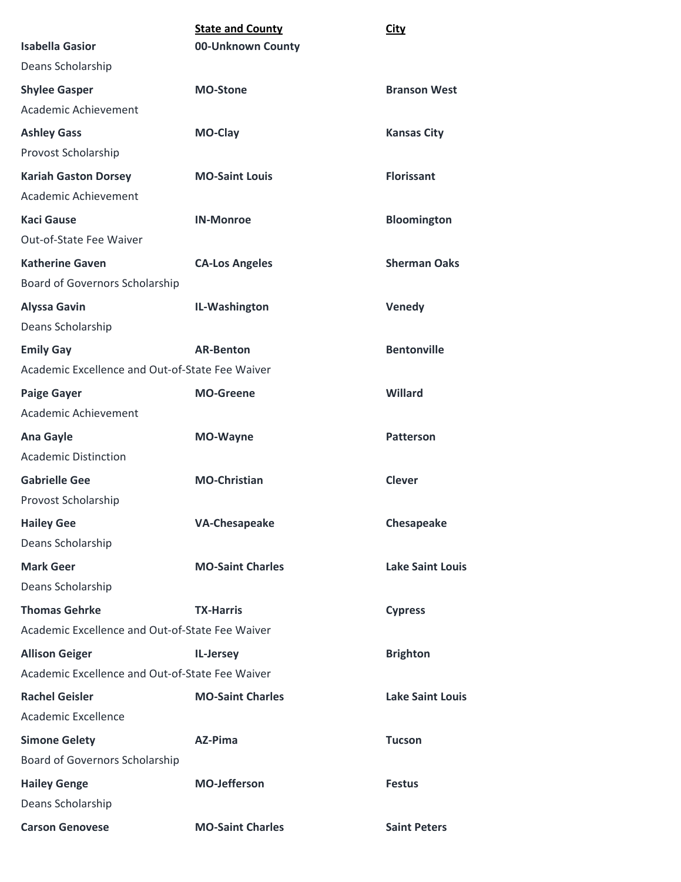| | State and County | City |
|---|---|---|
| **Isabella Gasior** | **00-Unknown County** | |
| Deans Scholarship | | |
| **Shylee Gasper** | **MO-Stone** | **Branson West** |
| Academic Achievement | | |
| **Ashley Gass** | **MO-Clay** | **Kansas City** |
| Provost Scholarship | | |
| **Kariah Gaston Dorsey** | **MO-Saint Louis** | **Florissant** |
| Academic Achievement | | |
| **Kaci Gause** | **IN-Monroe** | **Bloomington** |
| Out-of-State Fee Waiver | | |
| **Katherine Gaven** | **CA-Los Angeles** | **Sherman Oaks** |
| Board of Governors Scholarship | | |
| **Alyssa Gavin** | **IL-Washington** | **Venedy** |
| Deans Scholarship | | |
| **Emily Gay** | **AR-Benton** | **Bentonville** |
| Academic Excellence and Out-of-State Fee Waiver | | |
| **Paige Gayer** | **MO-Greene** | **Willard** |
| Academic Achievement | | |
| **Ana Gayle** | **MO-Wayne** | **Patterson** |
| Academic Distinction | | |
| **Gabrielle Gee** | **MO-Christian** | **Clever** |
| Provost Scholarship | | |
| **Hailey Gee** | **VA-Chesapeake** | **Chesapeake** |
| Deans Scholarship | | |
| **Mark Geer** | **MO-Saint Charles** | **Lake Saint Louis** |
| Deans Scholarship | | |
| **Thomas Gehrke** | **TX-Harris** | **Cypress** |
| Academic Excellence and Out-of-State Fee Waiver | | |
| **Allison Geiger** | **IL-Jersey** | **Brighton** |
| Academic Excellence and Out-of-State Fee Waiver | | |
| **Rachel Geisler** | **MO-Saint Charles** | **Lake Saint Louis** |
| Academic Excellence | | |
| **Simone Gelety** | **AZ-Pima** | **Tucson** |
| Board of Governors Scholarship | | |
| **Hailey Genge** | **MO-Jefferson** | **Festus** |
| Deans Scholarship | | |
| **Carson Genovese** | **MO-Saint Charles** | **Saint Peters** |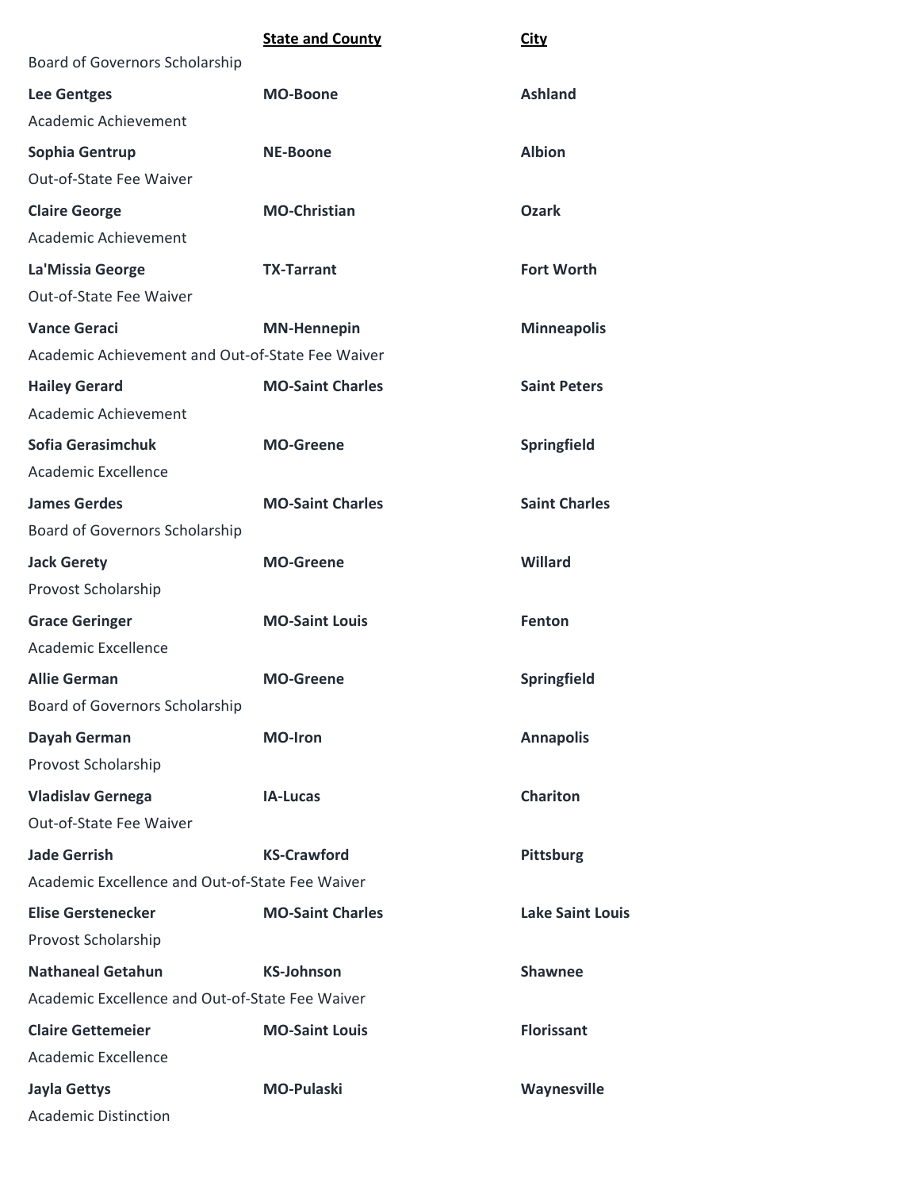| | State and County | City |
|---|---|---|
| Board of Governors Scholarship | | |
| **Lee Gentges** | **MO-Boone** | **Ashland** |
| Academic Achievement | | |
| **Sophia Gentrup** | **NE-Boone** | **Albion** |
| Out-of-State Fee Waiver | | |
| **Claire George** | **MO-Christian** | **Ozark** |
| Academic Achievement | | |
| **La'Missia George** | **TX-Tarrant** | **Fort Worth** |
| Out-of-State Fee Waiver | | |
| **Vance Geraci** | **MN-Hennepin** | **Minneapolis** |
| Academic Achievement and Out-of-State Fee Waiver | | |
| **Hailey Gerard** | **MO-Saint Charles** | **Saint Peters** |
| Academic Achievement | | |
| **Sofia Gerasimchuk** | **MO-Greene** | **Springfield** |
| Academic Excellence | | |
| **James Gerdes** | **MO-Saint Charles** | **Saint Charles** |
| Board of Governors Scholarship | | |
| **Jack Gerety** | **MO-Greene** | **Willard** |
| Provost Scholarship | | |
| **Grace Geringer** | **MO-Saint Louis** | **Fenton** |
| Academic Excellence | | |
| **Allie German** | **MO-Greene** | **Springfield** |
| Board of Governors Scholarship | | |
| **Dayah German** | **MO-Iron** | **Annapolis** |
| Provost Scholarship | | |
| **Vladislav Gernega** | **IA-Lucas** | **Chariton** |
| Out-of-State Fee Waiver | | |
| **Jade Gerrish** | **KS-Crawford** | **Pittsburg** |
| Academic Excellence and Out-of-State Fee Waiver | | |
| **Elise Gerstenecker** | **MO-Saint Charles** | **Lake Saint Louis** |
| Provost Scholarship | | |
| **Nathaneal Getahun** | **KS-Johnson** | **Shawnee** |
| Academic Excellence and Out-of-State Fee Waiver | | |
| **Claire Gettemeier** | **MO-Saint Louis** | **Florissant** |
| Academic Excellence | | |
| **Jayla Gettys** | **MO-Pulaski** | **Waynesville** |
| Academic Distinction | | |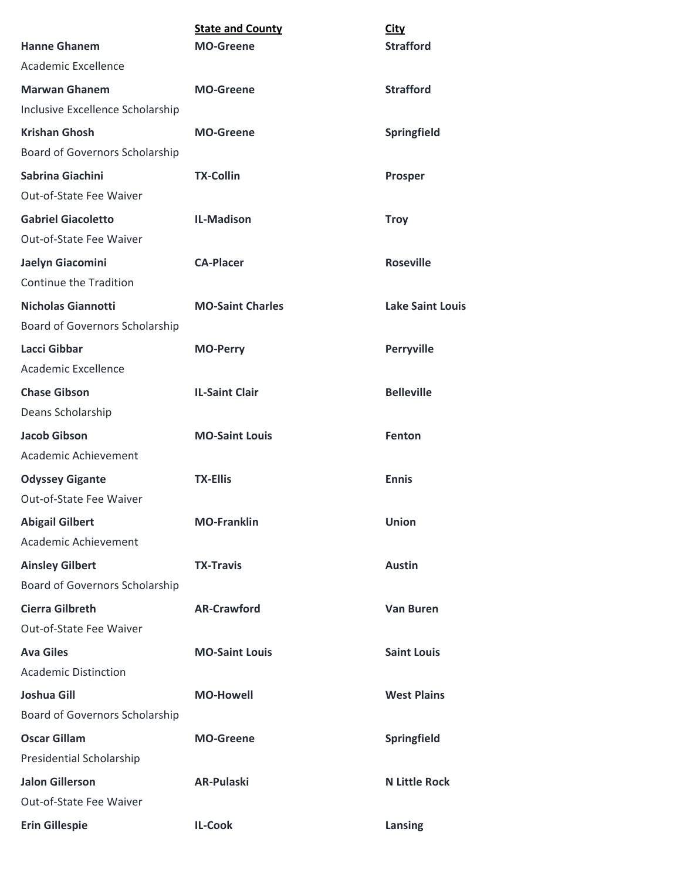| | State and County | City |
|---|---|---|
| **Hanne Ghanem**<br>Academic Excellence | **MO-Greene** | **Strafford** |
| **Marwan Ghanem**<br>Inclusive Excellence Scholarship | **MO-Greene** | **Strafford** |
| **Krishan Ghosh**<br>Board of Governors Scholarship | **MO-Greene** | **Springfield** |
| **Sabrina Giachini**<br>Out-of-State Fee Waiver | **TX-Collin** | **Prosper** |
| **Gabriel Giacoletto**<br>Out-of-State Fee Waiver | **IL-Madison** | **Troy** |
| **Jaelyn Giacomini**<br>Continue the Tradition | **CA-Placer** | **Roseville** |
| **Nicholas Giannotti**<br>Board of Governors Scholarship | **MO-Saint Charles** | **Lake Saint Louis** |
| **Lacci Gibbar**<br>Academic Excellence | **MO-Perry** | **Perryville** |
| **Chase Gibson**<br>Deans Scholarship | **IL-Saint Clair** | **Belleville** |
| **Jacob Gibson**<br>Academic Achievement | **MO-Saint Louis** | **Fenton** |
| **Odyssey Gigante**<br>Out-of-State Fee Waiver | **TX-Ellis** | **Ennis** |
| **Abigail Gilbert**<br>Academic Achievement | **MO-Franklin** | **Union** |
| **Ainsley Gilbert**<br>Board of Governors Scholarship | **TX-Travis** | **Austin** |
| **Cierra Gilbreth**<br>Out-of-State Fee Waiver | **AR-Crawford** | **Van Buren** |
| **Ava Giles**<br>Academic Distinction | **MO-Saint Louis** | **Saint Louis** |
| **Joshua Gill**<br>Board of Governors Scholarship | **MO-Howell** | **West Plains** |
| **Oscar Gillam**<br>Presidential Scholarship | **MO-Greene** | **Springfield** |
| **Jalon Gillerson**<br>Out-of-State Fee Waiver | **AR-Pulaski** | **N Little Rock** |
| **Erin Gillespie** | **IL-Cook** | **Lansing** |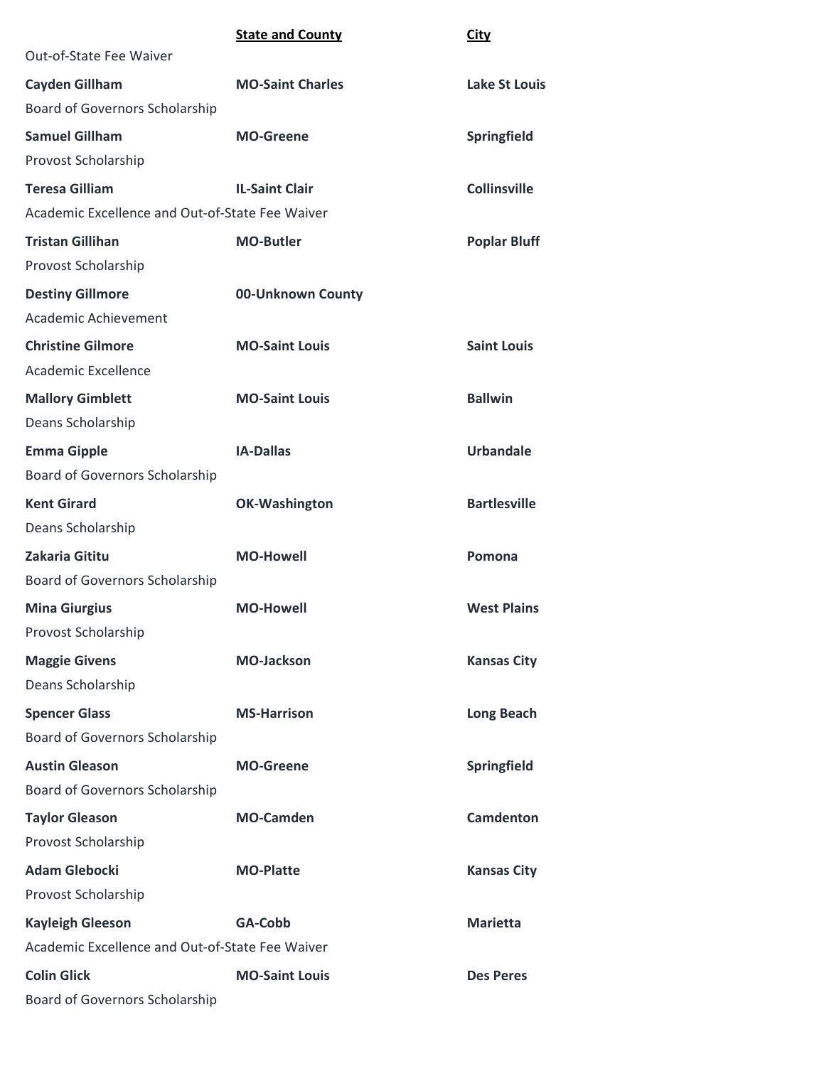| | **State and County** | **City** |
|---|---|---|
| Out-of-State Fee Waiver | | |
| **Cayden Gillham** | **MO-Saint Charles** | **Lake St Louis** |
| Board of Governors Scholarship | | |
| **Samuel Gillham** | **MO-Greene** | **Springfield** |
| Provost Scholarship | | |
| **Teresa Gilliam** | **IL-Saint Clair** | **Collinsville** |
| Academic Excellence and Out-of-State Fee Waiver | | |
| **Tristan Gillihan** | **MO-Butler** | **Poplar Bluff** |
| Provost Scholarship | | |
| **Destiny Gillmore** | **00-Unknown County** | |
| Academic Achievement | | |
| **Christine Gilmore** | **MO-Saint Louis** | **Saint Louis** |
| Academic Excellence | | |
| **Mallory Gimblett** | **MO-Saint Louis** | **Ballwin** |
| Deans Scholarship | | |
| **Emma Gipple** | **IA-Dallas** | **Urbandale** |
| Board of Governors Scholarship | | |
| **Kent Girard** | **OK-Washington** | **Bartlesville** |
| Deans Scholarship | | |
| **Zakaria Gititu** | **MO-Howell** | **Pomona** |
| Board of Governors Scholarship | | |
| **Mina Giurgius** | **MO-Howell** | **West Plains** |
| Provost Scholarship | | |
| **Maggie Givens** | **MO-Jackson** | **Kansas City** |
| Deans Scholarship | | |
| **Spencer Glass** | **MS-Harrison** | **Long Beach** |
| Board of Governors Scholarship | | |
| **Austin Gleason** | **MO-Greene** | **Springfield** |
| Board of Governors Scholarship | | |
| **Taylor Gleason** | **MO-Camden** | **Camdenton** |
| Provost Scholarship | | |
| **Adam Glebocki** | **MO-Platte** | **Kansas City** |
| Provost Scholarship | | |
| **Kayleigh Gleeson** | **GA-Cobb** | **Marietta** |
| Academic Excellence and Out-of-State Fee Waiver | | |
| **Colin Glick** | **MO-Saint Louis** | **Des Peres** |
| Board of Governors Scholarship | | |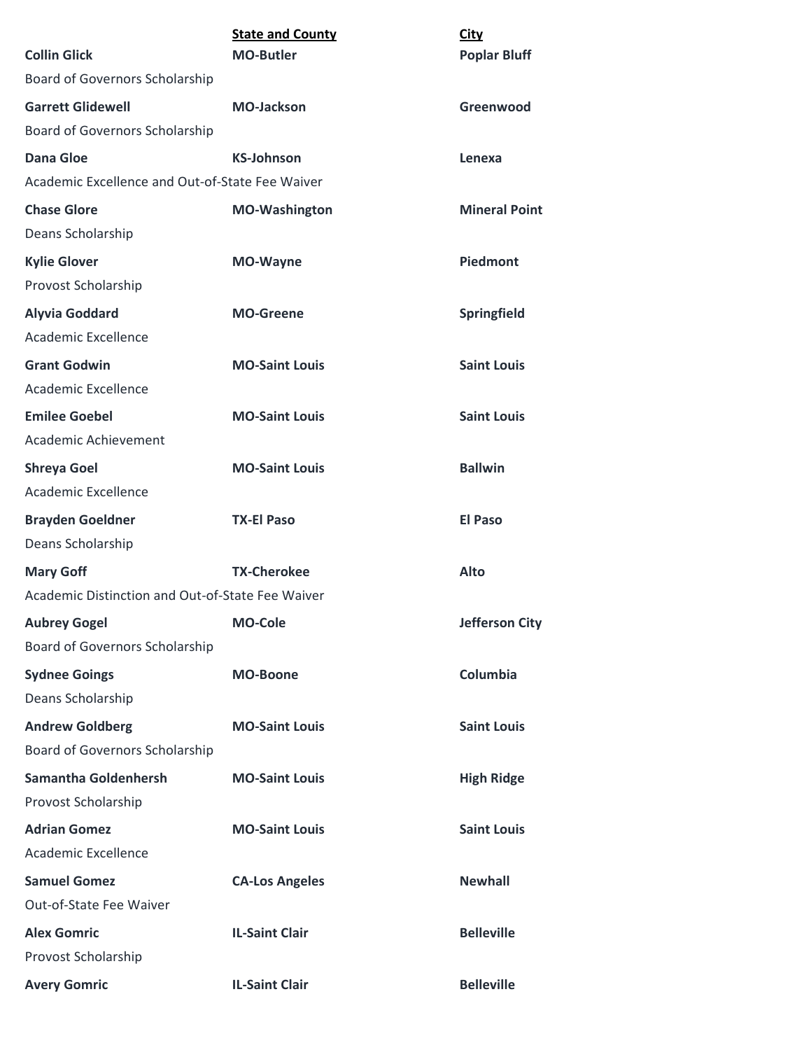| | **State and County** | **City** |
|---|---|---|
| **Collin Glick** | **MO-Butler** | **Poplar Bluff** |
| Board of Governors Scholarship | | |
| **Garrett Glidewell** | **MO-Jackson** | **Greenwood** |
| Board of Governors Scholarship | | |
| **Dana Gloe** | **KS-Johnson** | **Lenexa** |
| Academic Excellence and Out-of-State Fee Waiver | | |
| **Chase Glore** | **MO-Washington** | **Mineral Point** |
| Deans Scholarship | | |
| **Kylie Glover** | **MO-Wayne** | **Piedmont** |
| Provost Scholarship | | |
| **Alyvia Goddard** | **MO-Greene** | **Springfield** |
| Academic Excellence | | |
| **Grant Godwin** | **MO-Saint Louis** | **Saint Louis** |
| Academic Excellence | | |
| **Emilee Goebel** | **MO-Saint Louis** | **Saint Louis** |
| Academic Achievement | | |
| **Shreya Goel** | **MO-Saint Louis** | **Ballwin** |
| Academic Excellence | | |
| **Brayden Goeldner** | **TX-El Paso** | **El Paso** |
| Deans Scholarship | | |
| **Mary Goff** | **TX-Cherokee** | **Alto** |
| Academic Distinction and Out-of-State Fee Waiver | | |
| **Aubrey Gogel** | **MO-Cole** | **Jefferson City** |
| Board of Governors Scholarship | | |
| **Sydnee Goings** | **MO-Boone** | **Columbia** |
| Deans Scholarship | | |
| **Andrew Goldberg** | **MO-Saint Louis** | **Saint Louis** |
| Board of Governors Scholarship | | |
| **Samantha Goldenhersh** | **MO-Saint Louis** | **High Ridge** |
| Provost Scholarship | | |
| **Adrian Gomez** | **MO-Saint Louis** | **Saint Louis** |
| Academic Excellence | | |
| **Samuel Gomez** | **CA-Los Angeles** | **Newhall** |
| Out-of-State Fee Waiver | | |
| **Alex Gomric** | **IL-Saint Clair** | **Belleville** |
| Provost Scholarship | | |
| **Avery Gomric** | **IL-Saint Clair** | **Belleville** |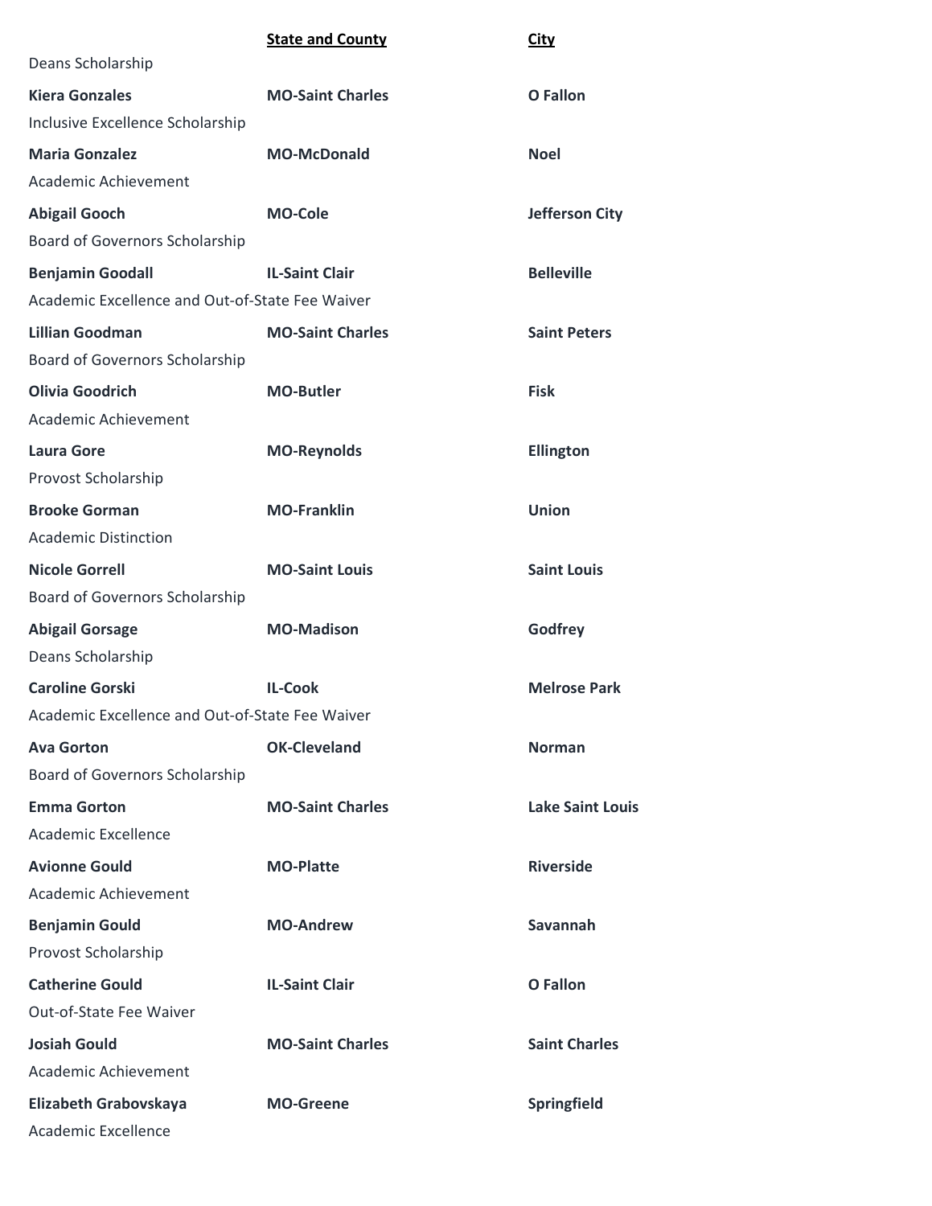| | State and County | City |
|---|---|---|
| Deans Scholarship | | |
| **Kiera Gonzales** | **MO-Saint Charles** | **O Fallon** |
| Inclusive Excellence Scholarship | | |
| **Maria Gonzalez** | **MO-McDonald** | **Noel** |
| Academic Achievement | | |
| **Abigail Gooch** | **MO-Cole** | **Jefferson City** |
| Board of Governors Scholarship | | |
| **Benjamin Goodall** | **IL-Saint Clair** | **Belleville** |
| Academic Excellence and Out-of-State Fee Waiver | | |
| **Lillian Goodman** | **MO-Saint Charles** | **Saint Peters** |
| Board of Governors Scholarship | | |
| **Olivia Goodrich** | **MO-Butler** | **Fisk** |
| Academic Achievement | | |
| **Laura Gore** | **MO-Reynolds** | **Ellington** |
| Provost Scholarship | | |
| **Brooke Gorman** | **MO-Franklin** | **Union** |
| Academic Distinction | | |
| **Nicole Gorrell** | **MO-Saint Louis** | **Saint Louis** |
| Board of Governors Scholarship | | |
| **Abigail Gorsage** | **MO-Madison** | **Godfrey** |
| Deans Scholarship | | |
| **Caroline Gorski** | **IL-Cook** | **Melrose Park** |
| Academic Excellence and Out-of-State Fee Waiver | | |
| **Ava Gorton** | **OK-Cleveland** | **Norman** |
| Board of Governors Scholarship | | |
| **Emma Gorton** | **MO-Saint Charles** | **Lake Saint Louis** |
| Academic Excellence | | |
| **Avionne Gould** | **MO-Platte** | **Riverside** |
| Academic Achievement | | |
| **Benjamin Gould** | **MO-Andrew** | **Savannah** |
| Provost Scholarship | | |
| **Catherine Gould** | **IL-Saint Clair** | **O Fallon** |
| Out-of-State Fee Waiver | | |
| **Josiah Gould** | **MO-Saint Charles** | **Saint Charles** |
| Academic Achievement | | |
| **Elizabeth Grabovskaya** | **MO-Greene** | **Springfield** |
| Academic Excellence | | |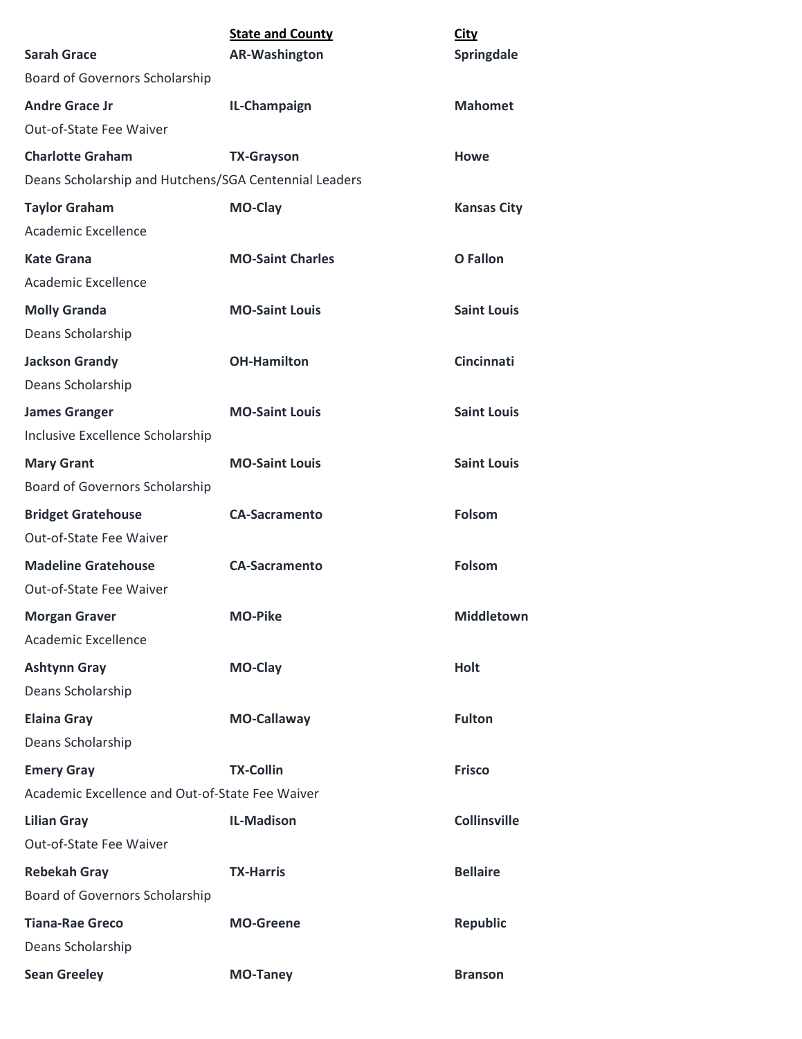| | State and County | City |
|---|---|---|
| **Sarah Grace** | **AR-Washington** | **Springdale** |
| Board of Governors Scholarship | | |
| **Andre Grace Jr** | **IL-Champaign** | **Mahomet** |
| Out-of-State Fee Waiver | | |
| **Charlotte Graham** | **TX-Grayson** | **Howe** |
| Deans Scholarship and Hutchens/SGA Centennial Leaders | | |
| **Taylor Graham** | **MO-Clay** | **Kansas City** |
| Academic Excellence | | |
| **Kate Grana** | **MO-Saint Charles** | **O Fallon** |
| Academic Excellence | | |
| **Molly Granda** | **MO-Saint Louis** | **Saint Louis** |
| Deans Scholarship | | |
| **Jackson Grandy** | **OH-Hamilton** | **Cincinnati** |
| Deans Scholarship | | |
| **James Granger** | **MO-Saint Louis** | **Saint Louis** |
| Inclusive Excellence Scholarship | | |
| **Mary Grant** | **MO-Saint Louis** | **Saint Louis** |
| Board of Governors Scholarship | | |
| **Bridget Gratehouse** | **CA-Sacramento** | **Folsom** |
| Out-of-State Fee Waiver | | |
| **Madeline Gratehouse** | **CA-Sacramento** | **Folsom** |
| Out-of-State Fee Waiver | | |
| **Morgan Graver** | **MO-Pike** | **Middletown** |
| Academic Excellence | | |
| **Ashtynn Gray** | **MO-Clay** | **Holt** |
| Deans Scholarship | | |
| **Elaina Gray** | **MO-Callaway** | **Fulton** |
| Deans Scholarship | | |
| **Emery Gray** | **TX-Collin** | **Frisco** |
| Academic Excellence and Out-of-State Fee Waiver | | |
| **Lilian Gray** | **IL-Madison** | **Collinsville** |
| Out-of-State Fee Waiver | | |
| **Rebekah Gray** | **TX-Harris** | **Bellaire** |
| Board of Governors Scholarship | | |
| **Tiana-Rae Greco** | **MO-Greene** | **Republic** |
| Deans Scholarship | | |
| **Sean Greeley** | **MO-Taney** | **Branson** |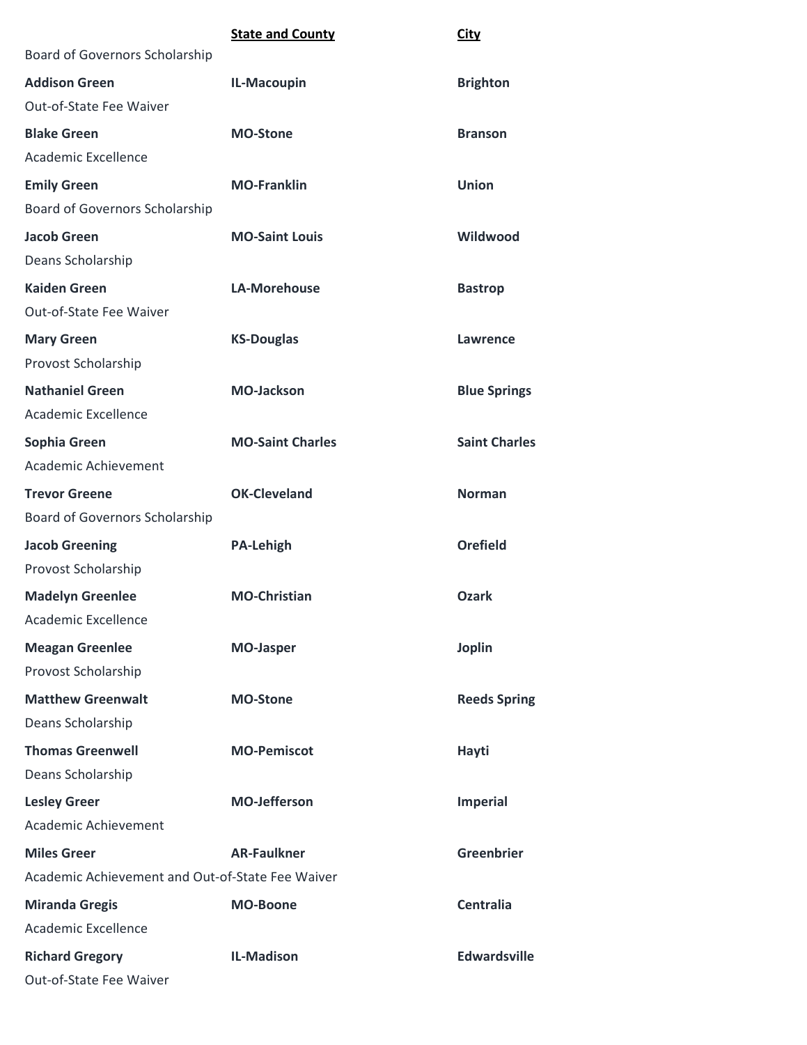| | State and County | City |
|---|---|---|
| Board of Governors Scholarship | | |
| **Addison Green** | **IL-Macoupin** | **Brighton** |
| Out-of-State Fee Waiver | | |
| **Blake Green** | **MO-Stone** | **Branson** |
| Academic Excellence | | |
| **Emily Green** | **MO-Franklin** | **Union** |
| Board of Governors Scholarship | | |
| **Jacob Green** | **MO-Saint Louis** | **Wildwood** |
| Deans Scholarship | | |
| **Kaiden Green** | **LA-Morehouse** | **Bastrop** |
| Out-of-State Fee Waiver | | |
| **Mary Green** | **KS-Douglas** | **Lawrence** |
| Provost Scholarship | | |
| **Nathaniel Green** | **MO-Jackson** | **Blue Springs** |
| Academic Excellence | | |
| **Sophia Green** | **MO-Saint Charles** | **Saint Charles** |
| Academic Achievement | | |
| **Trevor Greene** | **OK-Cleveland** | **Norman** |
| Board of Governors Scholarship | | |
| **Jacob Greening** | **PA-Lehigh** | **Orefield** |
| Provost Scholarship | | |
| **Madelyn Greenlee** | **MO-Christian** | **Ozark** |
| Academic Excellence | | |
| **Meagan Greenlee** | **MO-Jasper** | **Joplin** |
| Provost Scholarship | | |
| **Matthew Greenwalt** | **MO-Stone** | **Reeds Spring** |
| Deans Scholarship | | |
| **Thomas Greenwell** | **MO-Pemiscot** | **Hayti** |
| Deans Scholarship | | |
| **Lesley Greer** | **MO-Jefferson** | **Imperial** |
| Academic Achievement | | |
| **Miles Greer** | **AR-Faulkner** | **Greenbrier** |
| Academic Achievement and Out-of-State Fee Waiver | | |
| **Miranda Gregis** | **MO-Boone** | **Centralia** |
| Academic Excellence | | |
| **Richard Gregory** | **IL-Madison** | **Edwardsville** |
| Out-of-State Fee Waiver | | |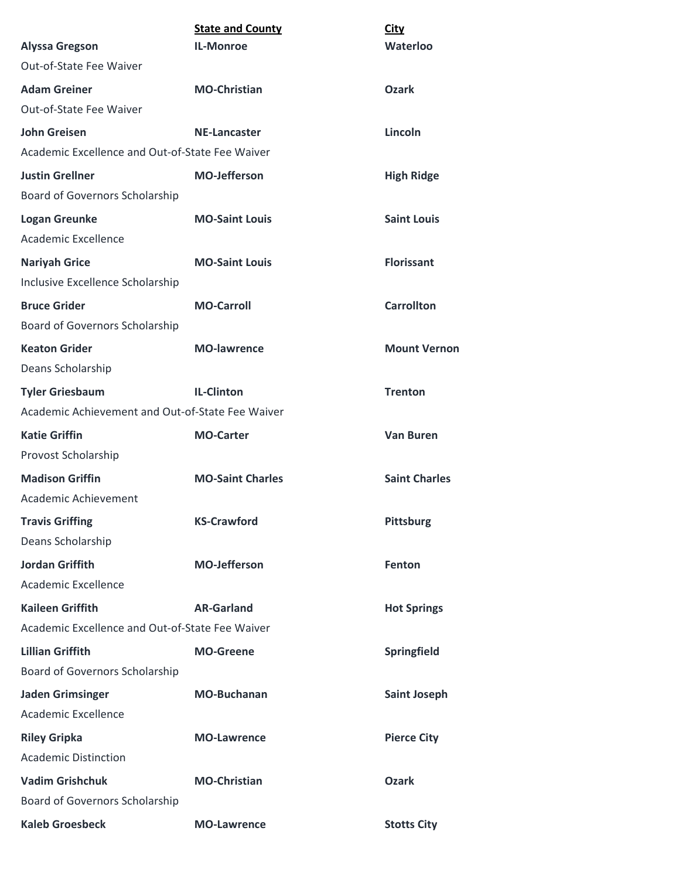| | State and County | City |
|---|---|---|
| **Alyssa Gregson** | **IL-Monroe** | **Waterloo** |
| Out-of-State Fee Waiver | | |
| **Adam Greiner** | **MO-Christian** | **Ozark** |
| Out-of-State Fee Waiver | | |
| **John Greisen** | **NE-Lancaster** | **Lincoln** |
| Academic Excellence and Out-of-State Fee Waiver | | |
| **Justin Grellner** | **MO-Jefferson** | **High Ridge** |
| Board of Governors Scholarship | | |
| **Logan Greunke** | **MO-Saint Louis** | **Saint Louis** |
| Academic Excellence | | |
| **Nariyah Grice** | **MO-Saint Louis** | **Florissant** |
| Inclusive Excellence Scholarship | | |
| **Bruce Grider** | **MO-Carroll** | **Carrollton** |
| Board of Governors Scholarship | | |
| **Keaton Grider** | **MO-lawrence** | **Mount Vernon** |
| Deans Scholarship | | |
| **Tyler Griesbaum** | **IL-Clinton** | **Trenton** |
| Academic Achievement and Out-of-State Fee Waiver | | |
| **Katie Griffin** | **MO-Carter** | **Van Buren** |
| Provost Scholarship | | |
| **Madison Griffin** | **MO-Saint Charles** | **Saint Charles** |
| Academic Achievement | | |
| **Travis Griffing** | **KS-Crawford** | **Pittsburg** |
| Deans Scholarship | | |
| **Jordan Griffith** | **MO-Jefferson** | **Fenton** |
| Academic Excellence | | |
| **Kaileen Griffith** | **AR-Garland** | **Hot Springs** |
| Academic Excellence and Out-of-State Fee Waiver | | |
| **Lillian Griffith** | **MO-Greene** | **Springfield** |
| Board of Governors Scholarship | | |
| **Jaden Grimsinger** | **MO-Buchanan** | **Saint Joseph** |
| Academic Excellence | | |
| **Riley Gripka** | **MO-Lawrence** | **Pierce City** |
| Academic Distinction | | |
| **Vadim Grishchuk** | **MO-Christian** | **Ozark** |
| Board of Governors Scholarship | | |
| **Kaleb Groesbeck** | **MO-Lawrence** | **Stotts City** |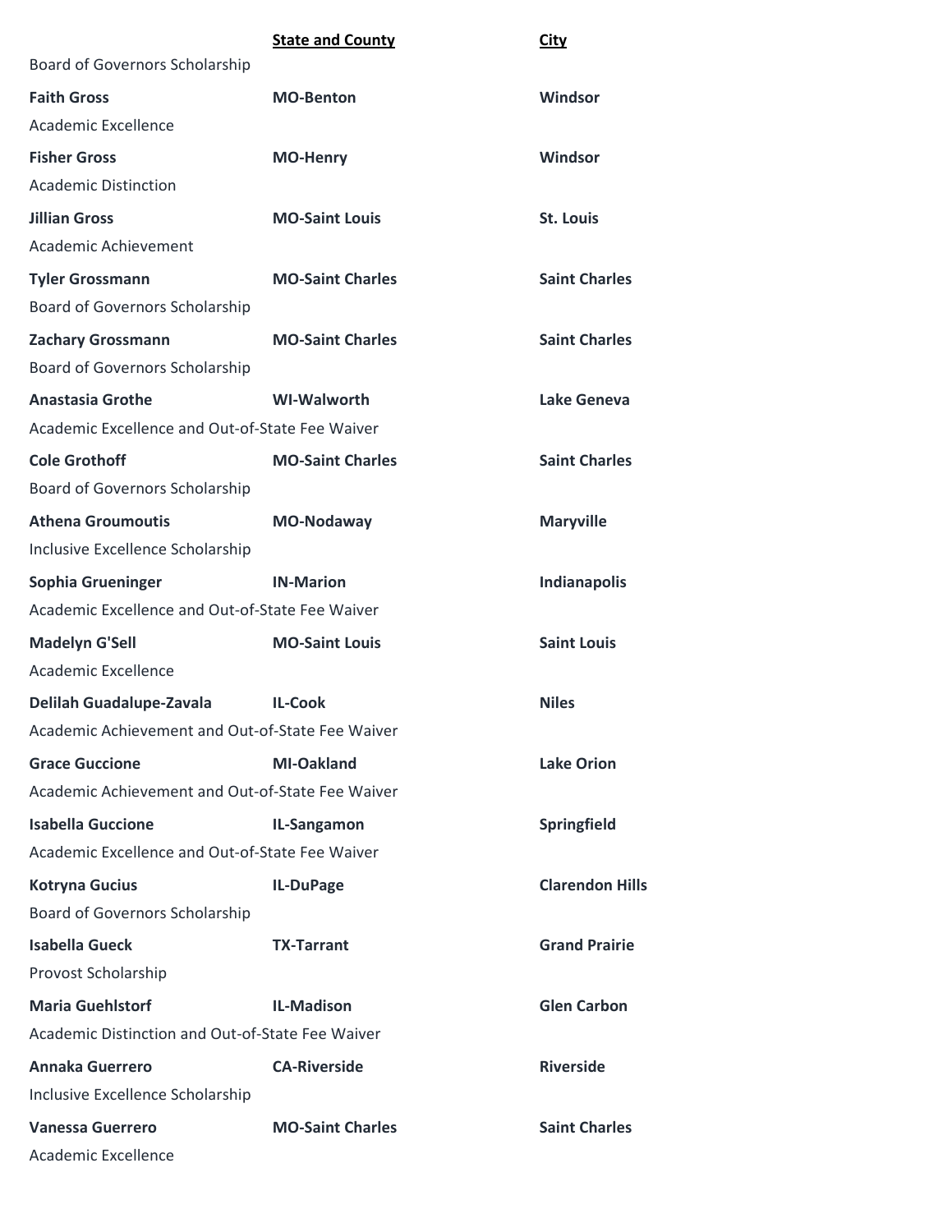| | State and County | City |
|---|---|---|
| Board of Governors Scholarship | | |
| **Faith Gross** | **MO-Benton** | **Windsor** |
| Academic Excellence | | |
| **Fisher Gross** | **MO-Henry** | **Windsor** |
| Academic Distinction | | |
| **Jillian Gross** | **MO-Saint Louis** | **St. Louis** |
| Academic Achievement | | |
| **Tyler Grossmann** | **MO-Saint Charles** | **Saint Charles** |
| Board of Governors Scholarship | | |
| **Zachary Grossmann** | **MO-Saint Charles** | **Saint Charles** |
| Board of Governors Scholarship | | |
| **Anastasia Grothe** | **WI-Walworth** | **Lake Geneva** |
| Academic Excellence and Out-of-State Fee Waiver | | |
| **Cole Grothoff** | **MO-Saint Charles** | **Saint Charles** |
| Board of Governors Scholarship | | |
| **Athena Groumoutis** | **MO-Nodaway** | **Maryville** |
| Inclusive Excellence Scholarship | | |
| **Sophia Grueninger** | **IN-Marion** | **Indianapolis** |
| Academic Excellence and Out-of-State Fee Waiver | | |
| **Madelyn G'Sell** | **MO-Saint Louis** | **Saint Louis** |
| Academic Excellence | | |
| **Delilah Guadalupe-Zavala** | **IL-Cook** | **Niles** |
| Academic Achievement and Out-of-State Fee Waiver | | |
| **Grace Guccione** | **MI-Oakland** | **Lake Orion** |
| Academic Achievement and Out-of-State Fee Waiver | | |
| **Isabella Guccione** | **IL-Sangamon** | **Springfield** |
| Academic Excellence and Out-of-State Fee Waiver | | |
| **Kotryna Gucius** | **IL-DuPage** | **Clarendon Hills** |
| Board of Governors Scholarship | | |
| **Isabella Gueck** | **TX-Tarrant** | **Grand Prairie** |
| Provost Scholarship | | |
| **Maria Guehlstorf** | **IL-Madison** | **Glen Carbon** |
| Academic Distinction and Out-of-State Fee Waiver | | |
| **Annaka Guerrero** | **CA-Riverside** | **Riverside** |
| Inclusive Excellence Scholarship | | |
| **Vanessa Guerrero** | **MO-Saint Charles** | **Saint Charles** |
| Academic Excellence | | |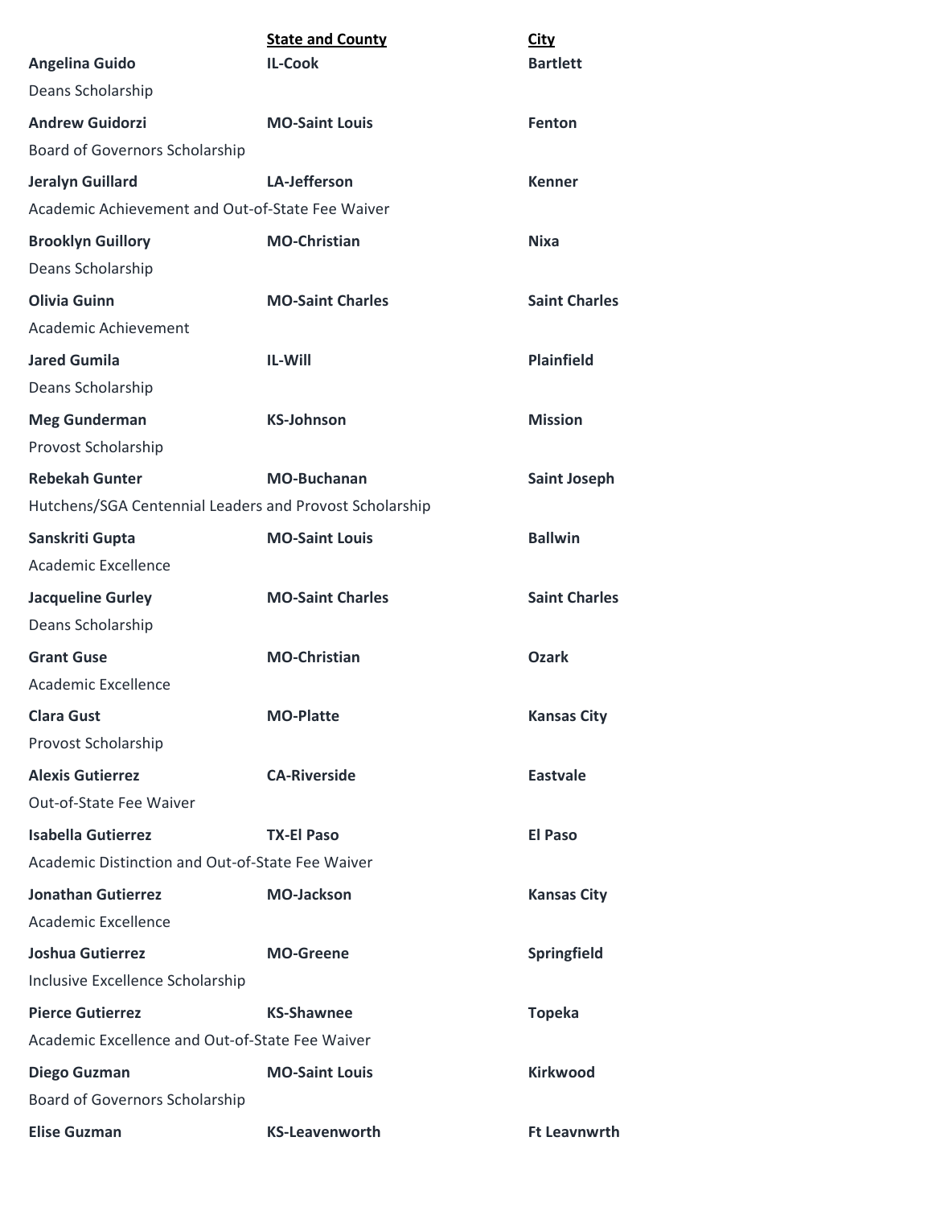| | State and County | City |
|---|---|---|
| **Angelina Guido** | **IL-Cook** | **Bartlett** |
| Deans Scholarship | | |
| **Andrew Guidorzi** | **MO-Saint Louis** | **Fenton** |
| Board of Governors Scholarship | | |
| **Jeralyn Guillard** | **LA-Jefferson** | **Kenner** |
| Academic Achievement and Out-of-State Fee Waiver | | |
| **Brooklyn Guillory** | **MO-Christian** | **Nixa** |
| Deans Scholarship | | |
| **Olivia Guinn** | **MO-Saint Charles** | **Saint Charles** |
| Academic Achievement | | |
| **Jared Gumila** | **IL-Will** | **Plainfield** |
| Deans Scholarship | | |
| **Meg Gunderman** | **KS-Johnson** | **Mission** |
| Provost Scholarship | | |
| **Rebekah Gunter** | **MO-Buchanan** | **Saint Joseph** |
| Hutchens/SGA Centennial Leaders and Provost Scholarship | | |
| **Sanskriti Gupta** | **MO-Saint Louis** | **Ballwin** |
| Academic Excellence | | |
| **Jacqueline Gurley** | **MO-Saint Charles** | **Saint Charles** |
| Deans Scholarship | | |
| **Grant Guse** | **MO-Christian** | **Ozark** |
| Academic Excellence | | |
| **Clara Gust** | **MO-Platte** | **Kansas City** |
| Provost Scholarship | | |
| **Alexis Gutierrez** | **CA-Riverside** | **Eastvale** |
| Out-of-State Fee Waiver | | |
| **Isabella Gutierrez** | **TX-El Paso** | **El Paso** |
| Academic Distinction and Out-of-State Fee Waiver | | |
| **Jonathan Gutierrez** | **MO-Jackson** | **Kansas City** |
| Academic Excellence | | |
| **Joshua Gutierrez** | **MO-Greene** | **Springfield** |
| Inclusive Excellence Scholarship | | |
| **Pierce Gutierrez** | **KS-Shawnee** | **Topeka** |
| Academic Excellence and Out-of-State Fee Waiver | | |
| **Diego Guzman** | **MO-Saint Louis** | **Kirkwood** |
| Board of Governors Scholarship | | |
| **Elise Guzman** | **KS-Leavenworth** | **Ft Leavnwrth** |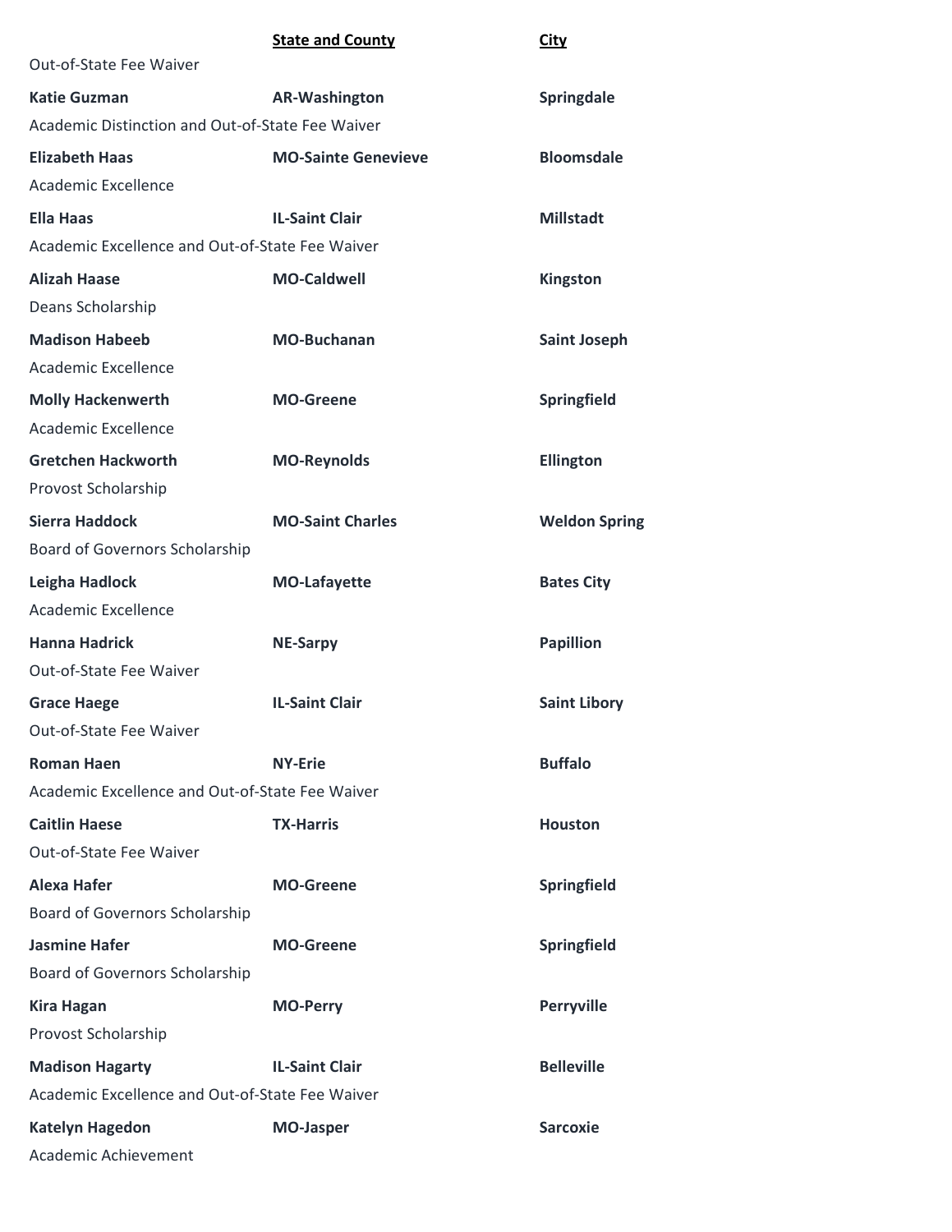| | State and County | City |
|---|---|---|
| Out-of-State Fee Waiver | | |
| **Katie Guzman** | **AR-Washington** | **Springdale** |
| Academic Distinction and Out-of-State Fee Waiver | | |
| **Elizabeth Haas** | **MO-Sainte Genevieve** | **Bloomsdale** |
| Academic Excellence | | |
| **Ella Haas** | **IL-Saint Clair** | **Millstadt** |
| Academic Excellence and Out-of-State Fee Waiver | | |
| **Alizah Haase** | **MO-Caldwell** | **Kingston** |
| Deans Scholarship | | |
| **Madison Habeeb** | **MO-Buchanan** | **Saint Joseph** |
| Academic Excellence | | |
| **Molly Hackenwerth** | **MO-Greene** | **Springfield** |
| Academic Excellence | | |
| **Gretchen Hackworth** | **MO-Reynolds** | **Ellington** |
| Provost Scholarship | | |
| **Sierra Haddock** | **MO-Saint Charles** | **Weldon Spring** |
| Board of Governors Scholarship | | |
| **Leigha Hadlock** | **MO-Lafayette** | **Bates City** |
| Academic Excellence | | |
| **Hanna Hadrick** | **NE-Sarpy** | **Papillion** |
| Out-of-State Fee Waiver | | |
| **Grace Haege** | **IL-Saint Clair** | **Saint Libory** |
| Out-of-State Fee Waiver | | |
| **Roman Haen** | **NY-Erie** | **Buffalo** |
| Academic Excellence and Out-of-State Fee Waiver | | |
| **Caitlin Haese** | **TX-Harris** | **Houston** |
| Out-of-State Fee Waiver | | |
| **Alexa Hafer** | **MO-Greene** | **Springfield** |
| Board of Governors Scholarship | | |
| **Jasmine Hafer** | **MO-Greene** | **Springfield** |
| Board of Governors Scholarship | | |
| **Kira Hagan** | **MO-Perry** | **Perryville** |
| Provost Scholarship | | |
| **Madison Hagarty** | **IL-Saint Clair** | **Belleville** |
| Academic Excellence and Out-of-State Fee Waiver | | |
| **Katelyn Hagedon** | **MO-Jasper** | **Sarcoxie** |
| Academic Achievement | | |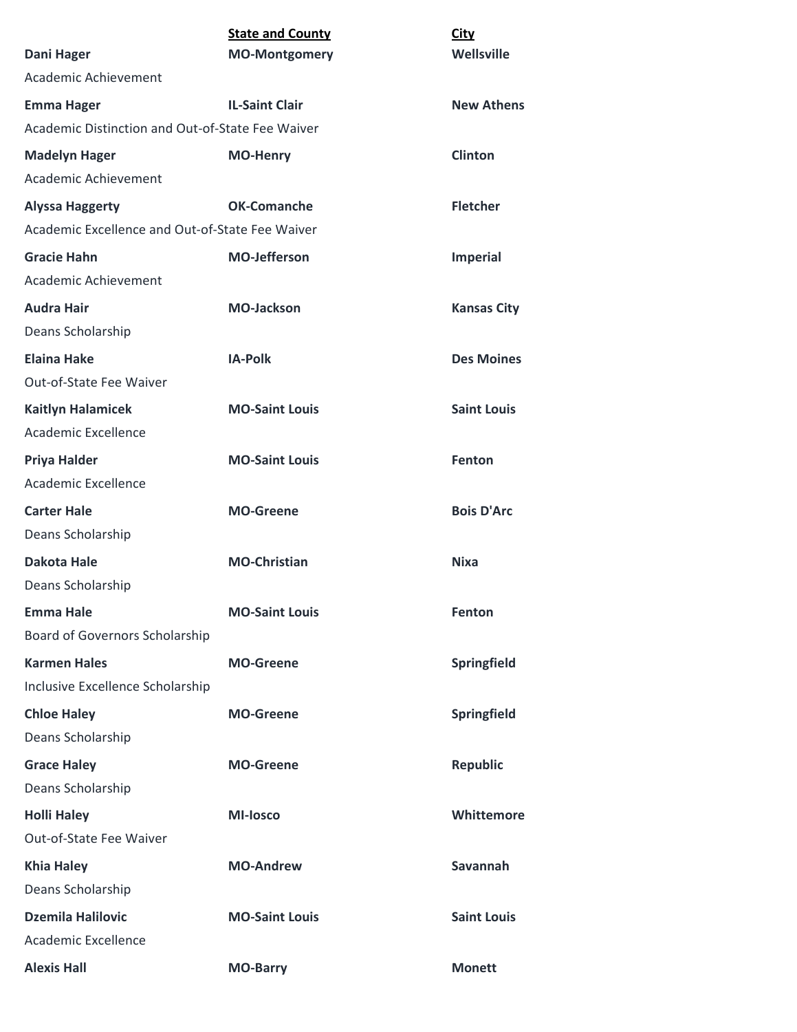| | State and County | City |
|---|---|---|
| **Dani Hager** | **MO-Montgomery** | **Wellsville** |
| Academic Achievement | | |
| **Emma Hager** | **IL-Saint Clair** | **New Athens** |
| Academic Distinction and Out-of-State Fee Waiver | | |
| **Madelyn Hager** | **MO-Henry** | **Clinton** |
| Academic Achievement | | |
| **Alyssa Haggerty** | **OK-Comanche** | **Fletcher** |
| Academic Excellence and Out-of-State Fee Waiver | | |
| **Gracie Hahn** | **MO-Jefferson** | **Imperial** |
| Academic Achievement | | |
| **Audra Hair** | **MO-Jackson** | **Kansas City** |
| Deans Scholarship | | |
| **Elaina Hake** | **IA-Polk** | **Des Moines** |
| Out-of-State Fee Waiver | | |
| **Kaitlyn Halamicek** | **MO-Saint Louis** | **Saint Louis** |
| Academic Excellence | | |
| **Priya Halder** | **MO-Saint Louis** | **Fenton** |
| Academic Excellence | | |
| **Carter Hale** | **MO-Greene** | **Bois D'Arc** |
| Deans Scholarship | | |
| **Dakota Hale** | **MO-Christian** | **Nixa** |
| Deans Scholarship | | |
| **Emma Hale** | **MO-Saint Louis** | **Fenton** |
| Board of Governors Scholarship | | |
| **Karmen Hales** | **MO-Greene** | **Springfield** |
| Inclusive Excellence Scholarship | | |
| **Chloe Haley** | **MO-Greene** | **Springfield** |
| Deans Scholarship | | |
| **Grace Haley** | **MO-Greene** | **Republic** |
| Deans Scholarship | | |
| **Holli Haley** | **MI-Iosco** | **Whittemore** |
| Out-of-State Fee Waiver | | |
| **Khia Haley** | **MO-Andrew** | **Savannah** |
| Deans Scholarship | | |
| **Dzemila Halilovic** | **MO-Saint Louis** | **Saint Louis** |
| Academic Excellence | | |
| **Alexis Hall** | **MO-Barry** | **Monett** |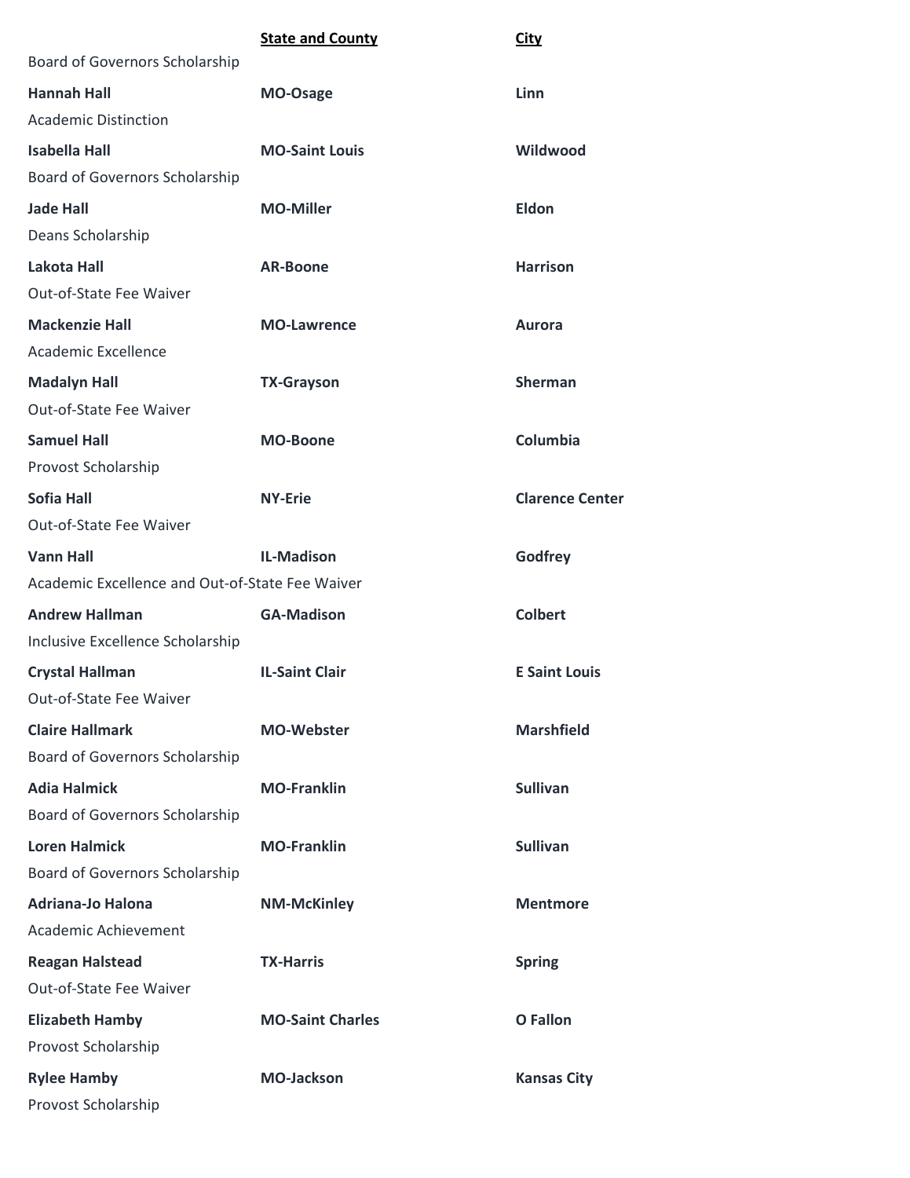| | **State and County** | **City** |
|---|---|---|
| Board of Governors Scholarship | | |
| **Hannah Hall** | **MO-Osage** | **Linn** |
| Academic Distinction | | |
| **Isabella Hall** | **MO-Saint Louis** | **Wildwood** |
| Board of Governors Scholarship | | |
| **Jade Hall** | **MO-Miller** | **Eldon** |
| Deans Scholarship | | |
| **Lakota Hall** | **AR-Boone** | **Harrison** |
| Out-of-State Fee Waiver | | |
| **Mackenzie Hall** | **MO-Lawrence** | **Aurora** |
| Academic Excellence | | |
| **Madalyn Hall** | **TX-Grayson** | **Sherman** |
| Out-of-State Fee Waiver | | |
| **Samuel Hall** | **MO-Boone** | **Columbia** |
| Provost Scholarship | | |
| **Sofia Hall** | **NY-Erie** | **Clarence Center** |
| Out-of-State Fee Waiver | | |
| **Vann Hall** | **IL-Madison** | **Godfrey** |
| Academic Excellence and Out-of-State Fee Waiver | | |
| **Andrew Hallman** | **GA-Madison** | **Colbert** |
| Inclusive Excellence Scholarship | | |
| **Crystal Hallman** | **IL-Saint Clair** | **E Saint Louis** |
| Out-of-State Fee Waiver | | |
| **Claire Hallmark** | **MO-Webster** | **Marshfield** |
| Board of Governors Scholarship | | |
| **Adia Halmick** | **MO-Franklin** | **Sullivan** |
| Board of Governors Scholarship | | |
| **Loren Halmick** | **MO-Franklin** | **Sullivan** |
| Board of Governors Scholarship | | |
| **Adriana-Jo Halona** | **NM-McKinley** | **Mentmore** |
| Academic Achievement | | |
| **Reagan Halstead** | **TX-Harris** | **Spring** |
| Out-of-State Fee Waiver | | |
| **Elizabeth Hamby** | **MO-Saint Charles** | **O Fallon** |
| Provost Scholarship | | |
| **Rylee Hamby** | **MO-Jackson** | **Kansas City** |
| Provost Scholarship | | |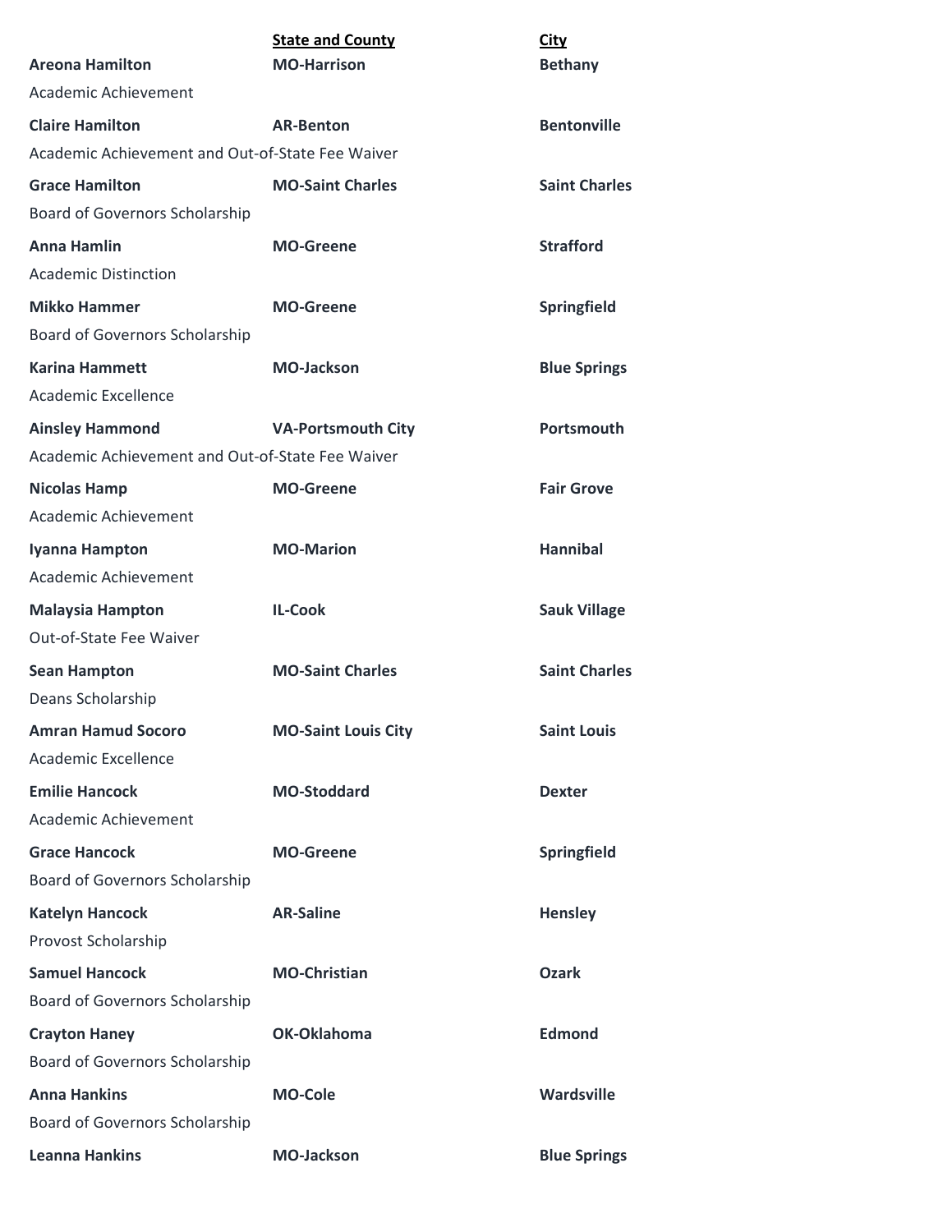| | State and County | City |
|---|---|---|
| **Areona Hamilton** | **MO-Harrison** | **Bethany** |
| Academic Achievement | | |
| **Claire Hamilton** | **AR-Benton** | **Bentonville** |
| Academic Achievement and Out-of-State Fee Waiver | | |
| **Grace Hamilton** | **MO-Saint Charles** | **Saint Charles** |
| Board of Governors Scholarship | | |
| **Anna Hamlin** | **MO-Greene** | **Strafford** |
| Academic Distinction | | |
| **Mikko Hammer** | **MO-Greene** | **Springfield** |
| Board of Governors Scholarship | | |
| **Karina Hammett** | **MO-Jackson** | **Blue Springs** |
| Academic Excellence | | |
| **Ainsley Hammond** | **VA-Portsmouth City** | **Portsmouth** |
| Academic Achievement and Out-of-State Fee Waiver | | |
| **Nicolas Hamp** | **MO-Greene** | **Fair Grove** |
| Academic Achievement | | |
| **Iyanna Hampton** | **MO-Marion** | **Hannibal** |
| Academic Achievement | | |
| **Malaysia Hampton** | **IL-Cook** | **Sauk Village** |
| Out-of-State Fee Waiver | | |
| **Sean Hampton** | **MO-Saint Charles** | **Saint Charles** |
| Deans Scholarship | | |
| **Amran Hamud Socoro** | **MO-Saint Louis City** | **Saint Louis** |
| Academic Excellence | | |
| **Emilie Hancock** | **MO-Stoddard** | **Dexter** |
| Academic Achievement | | |
| **Grace Hancock** | **MO-Greene** | **Springfield** |
| Board of Governors Scholarship | | |
| **Katelyn Hancock** | **AR-Saline** | **Hensley** |
| Provost Scholarship | | |
| **Samuel Hancock** | **MO-Christian** | **Ozark** |
| Board of Governors Scholarship | | |
| **Crayton Haney** | **OK-Oklahoma** | **Edmond** |
| Board of Governors Scholarship | | |
| **Anna Hankins** | **MO-Cole** | **Wardsville** |
| Board of Governors Scholarship | | |
| **Leanna Hankins** | **MO-Jackson** | **Blue Springs** |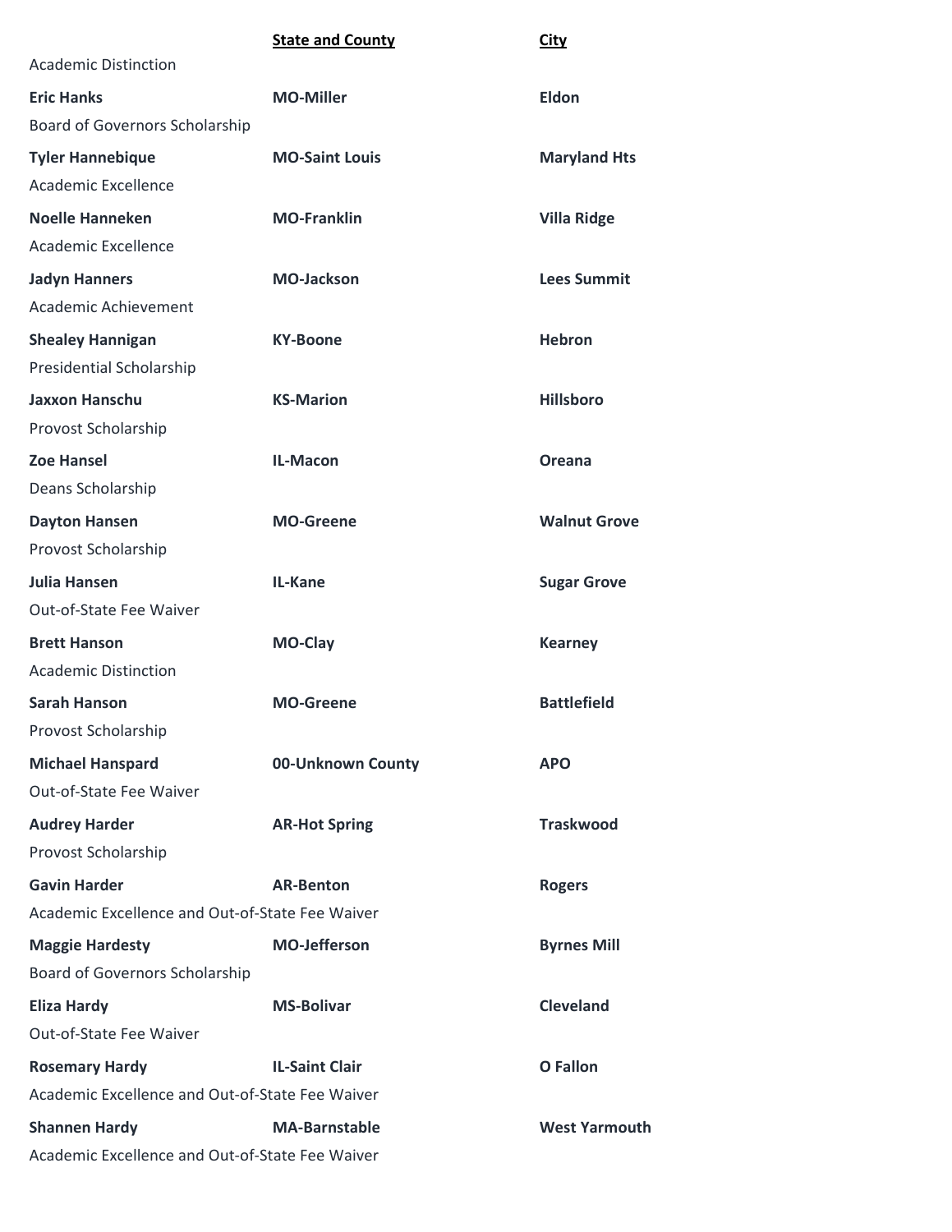| | State and County | City |
|---|---|---|
| Academic Distinction | | |
| **Eric Hanks** | **MO-Miller** | **Eldon** |
| Board of Governors Scholarship | | |
| **Tyler Hannebique** | **MO-Saint Louis** | **Maryland Hts** |
| Academic Excellence | | |
| **Noelle Hanneken** | **MO-Franklin** | **Villa Ridge** |
| Academic Excellence | | |
| **Jadyn Hanners** | **MO-Jackson** | **Lees Summit** |
| Academic Achievement | | |
| **Shealey Hannigan** | **KY-Boone** | **Hebron** |
| Presidential Scholarship | | |
| **Jaxxon Hanschu** | **KS-Marion** | **Hillsboro** |
| Provost Scholarship | | |
| **Zoe Hansel** | **IL-Macon** | **Oreana** |
| Deans Scholarship | | |
| **Dayton Hansen** | **MO-Greene** | **Walnut Grove** |
| Provost Scholarship | | |
| **Julia Hansen** | **IL-Kane** | **Sugar Grove** |
| Out-of-State Fee Waiver | | |
| **Brett Hanson** | **MO-Clay** | **Kearney** |
| Academic Distinction | | |
| **Sarah Hanson** | **MO-Greene** | **Battlefield** |
| Provost Scholarship | | |
| **Michael Hanspard** | **00-Unknown County** | **APO** |
| Out-of-State Fee Waiver | | |
| **Audrey Harder** | **AR-Hot Spring** | **Traskwood** |
| Provost Scholarship | | |
| **Gavin Harder** | **AR-Benton** | **Rogers** |
| Academic Excellence and Out-of-State Fee Waiver | | |
| **Maggie Hardesty** | **MO-Jefferson** | **Byrnes Mill** |
| Board of Governors Scholarship | | |
| **Eliza Hardy** | **MS-Bolivar** | **Cleveland** |
| Out-of-State Fee Waiver | | |
| **Rosemary Hardy** | **IL-Saint Clair** | **O Fallon** |
| Academic Excellence and Out-of-State Fee Waiver | | |
| **Shannen Hardy** | **MA-Barnstable** | **West Yarmouth** |
| Academic Excellence and Out-of-State Fee Waiver | | |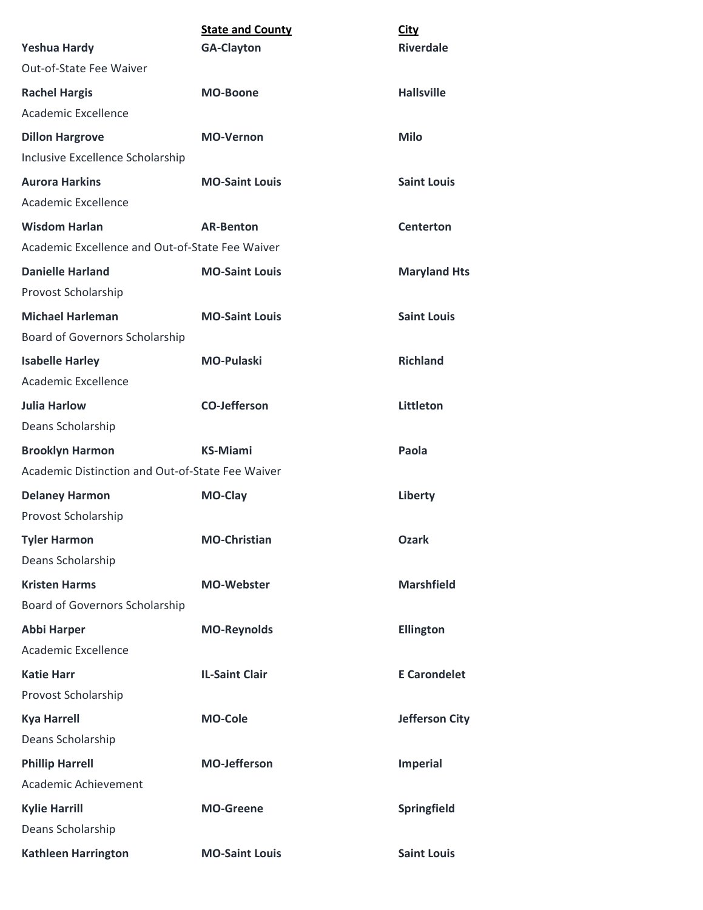| | State and County | City |
|---|---|---|
| **Yeshua Hardy** | **GA-Clayton** | **Riverdale** |
| Out-of-State Fee Waiver | | |
| **Rachel Hargis** | **MO-Boone** | **Hallsville** |
| Academic Excellence | | |
| **Dillon Hargrove** | **MO-Vernon** | **Milo** |
| Inclusive Excellence Scholarship | | |
| **Aurora Harkins** | **MO-Saint Louis** | **Saint Louis** |
| Academic Excellence | | |
| **Wisdom Harlan** | **AR-Benton** | **Centerton** |
| Academic Excellence and Out-of-State Fee Waiver | | |
| **Danielle Harland** | **MO-Saint Louis** | **Maryland Hts** |
| Provost Scholarship | | |
| **Michael Harleman** | **MO-Saint Louis** | **Saint Louis** |
| Board of Governors Scholarship | | |
| **Isabelle Harley** | **MO-Pulaski** | **Richland** |
| Academic Excellence | | |
| **Julia Harlow** | **CO-Jefferson** | **Littleton** |
| Deans Scholarship | | |
| **Brooklyn Harmon** | **KS-Miami** | **Paola** |
| Academic Distinction and Out-of-State Fee Waiver | | |
| **Delaney Harmon** | **MO-Clay** | **Liberty** |
| Provost Scholarship | | |
| **Tyler Harmon** | **MO-Christian** | **Ozark** |
| Deans Scholarship | | |
| **Kristen Harms** | **MO-Webster** | **Marshfield** |
| Board of Governors Scholarship | | |
| **Abbi Harper** | **MO-Reynolds** | **Ellington** |
| Academic Excellence | | |
| **Katie Harr** | **IL-Saint Clair** | **E Carondelet** |
| Provost Scholarship | | |
| **Kya Harrell** | **MO-Cole** | **Jefferson City** |
| Deans Scholarship | | |
| **Phillip Harrell** | **MO-Jefferson** | **Imperial** |
| Academic Achievement | | |
| **Kylie Harrill** | **MO-Greene** | **Springfield** |
| Deans Scholarship | | |
| **Kathleen Harrington** | **MO-Saint Louis** | **Saint Louis** |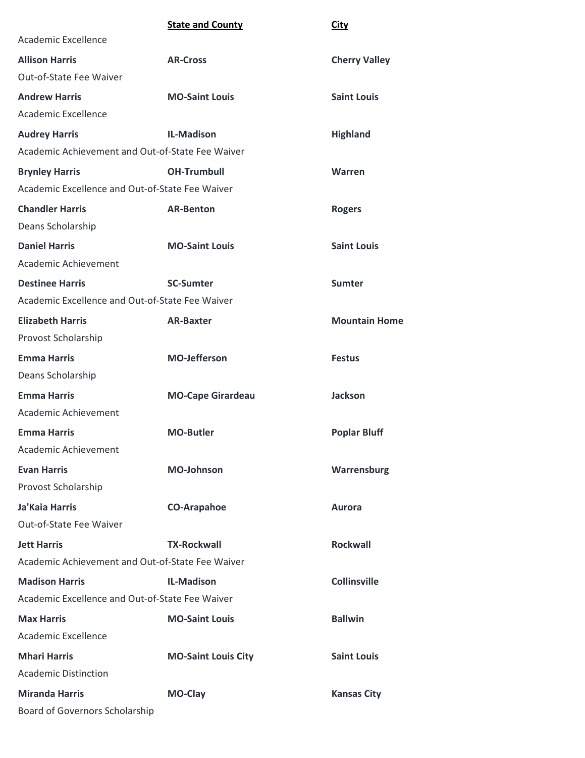| | **State and County** | **City** |
|---|---|---|
| Academic Excellence | | |
| **Allison Harris** | **AR-Cross** | **Cherry Valley** |
| Out-of-State Fee Waiver | | |
| **Andrew Harris** | **MO-Saint Louis** | **Saint Louis** |
| Academic Excellence | | |
| **Audrey Harris** | **IL-Madison** | **Highland** |
| Academic Achievement and Out-of-State Fee Waiver | | |
| **Brynley Harris** | **OH-Trumbull** | **Warren** |
| Academic Excellence and Out-of-State Fee Waiver | | |
| **Chandler Harris** | **AR-Benton** | **Rogers** |
| Deans Scholarship | | |
| **Daniel Harris** | **MO-Saint Louis** | **Saint Louis** |
| Academic Achievement | | |
| **Destinee Harris** | **SC-Sumter** | **Sumter** |
| Academic Excellence and Out-of-State Fee Waiver | | |
| **Elizabeth Harris** | **AR-Baxter** | **Mountain Home** |
| Provost Scholarship | | |
| **Emma Harris** | **MO-Jefferson** | **Festus** |
| Deans Scholarship | | |
| **Emma Harris** | **MO-Cape Girardeau** | **Jackson** |
| Academic Achievement | | |
| **Emma Harris** | **MO-Butler** | **Poplar Bluff** |
| Academic Achievement | | |
| **Evan Harris** | **MO-Johnson** | **Warrensburg** |
| Provost Scholarship | | |
| **Ja'Kaia Harris** | **CO-Arapahoe** | **Aurora** |
| Out-of-State Fee Waiver | | |
| **Jett Harris** | **TX-Rockwall** | **Rockwall** |
| Academic Achievement and Out-of-State Fee Waiver | | |
| **Madison Harris** | **IL-Madison** | **Collinsville** |
| Academic Excellence and Out-of-State Fee Waiver | | |
| **Max Harris** | **MO-Saint Louis** | **Ballwin** |
| Academic Excellence | | |
| **Mhari Harris** | **MO-Saint Louis City** | **Saint Louis** |
| Academic Distinction | | |
| **Miranda Harris** | **MO-Clay** | **Kansas City** |
| Board of Governors Scholarship | | |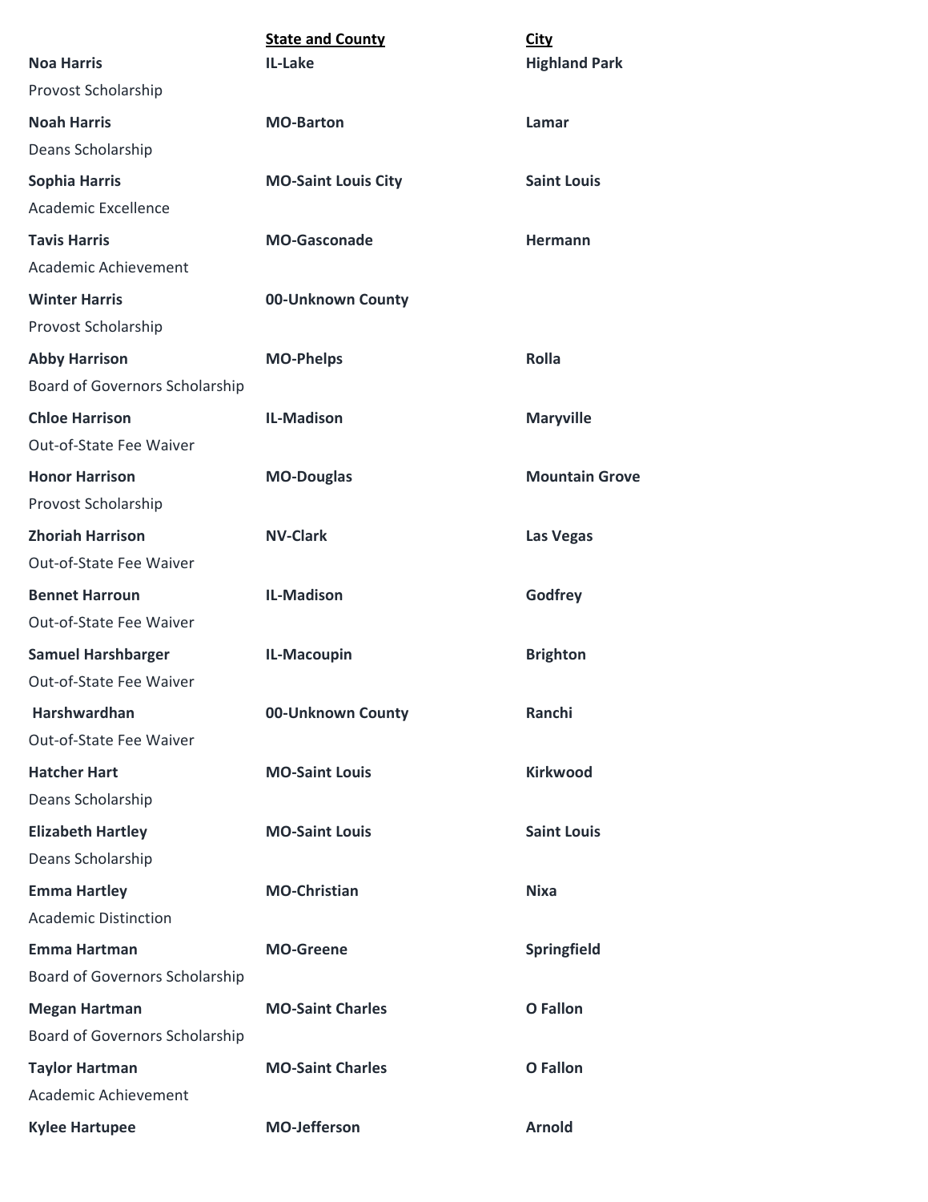| | State and County | City |
|---|---|---|
| **Noa Harris** | **IL-Lake** | **Highland Park** |
| Provost Scholarship | | |
| **Noah Harris** | **MO-Barton** | **Lamar** |
| Deans Scholarship | | |
| **Sophia Harris** | **MO-Saint Louis City** | **Saint Louis** |
| Academic Excellence | | |
| **Tavis Harris** | **MO-Gasconade** | **Hermann** |
| Academic Achievement | | |
| **Winter Harris** | **00-Unknown County** | |
| Provost Scholarship | | |
| **Abby Harrison** | **MO-Phelps** | **Rolla** |
| Board of Governors Scholarship | | |
| **Chloe Harrison** | **IL-Madison** | **Maryville** |
| Out-of-State Fee Waiver | | |
| **Honor Harrison** | **MO-Douglas** | **Mountain Grove** |
| Provost Scholarship | | |
| **Zhoriah Harrison** | **NV-Clark** | **Las Vegas** |
| Out-of-State Fee Waiver | | |
| **Bennet Harroun** | **IL-Madison** | **Godfrey** |
| Out-of-State Fee Waiver | | |
| **Samuel Harshbarger** | **IL-Macoupin** | **Brighton** |
| Out-of-State Fee Waiver | | |
| **Harshwardhan** | **00-Unknown County** | **Ranchi** |
| Out-of-State Fee Waiver | | |
| **Hatcher Hart** | **MO-Saint Louis** | **Kirkwood** |
| Deans Scholarship | | |
| **Elizabeth Hartley** | **MO-Saint Louis** | **Saint Louis** |
| Deans Scholarship | | |
| **Emma Hartley** | **MO-Christian** | **Nixa** |
| Academic Distinction | | |
| **Emma Hartman** | **MO-Greene** | **Springfield** |
| Board of Governors Scholarship | | |
| **Megan Hartman** | **MO-Saint Charles** | **O Fallon** |
| Board of Governors Scholarship | | |
| **Taylor Hartman** | **MO-Saint Charles** | **O Fallon** |
| Academic Achievement | | |
| **Kylee Hartupee** | **MO-Jefferson** | **Arnold** |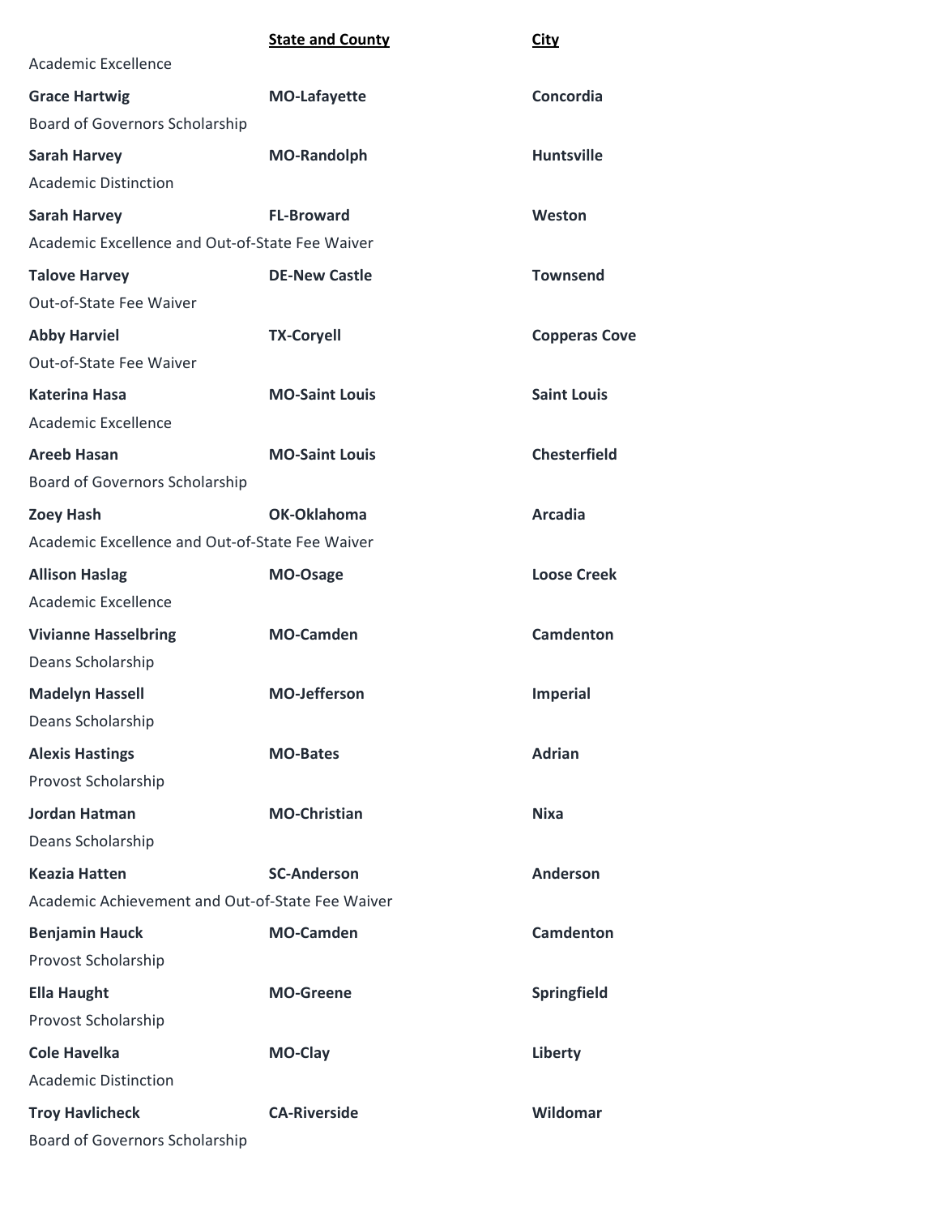| | **State and County** | **City** |
|---|---|---|
| Academic Excellence | | |
| **Grace Hartwig** | **MO-Lafayette** | **Concordia** |
| Board of Governors Scholarship | | |
| **Sarah Harvey** | **MO-Randolph** | **Huntsville** |
| Academic Distinction | | |
| **Sarah Harvey** | **FL-Broward** | **Weston** |
| Academic Excellence and Out-of-State Fee Waiver | | |
| **Talove Harvey** | **DE-New Castle** | **Townsend** |
| Out-of-State Fee Waiver | | |
| **Abby Harviel** | **TX-Coryell** | **Copperas Cove** |
| Out-of-State Fee Waiver | | |
| **Katerina Hasa** | **MO-Saint Louis** | **Saint Louis** |
| Academic Excellence | | |
| **Areeb Hasan** | **MO-Saint Louis** | **Chesterfield** |
| Board of Governors Scholarship | | |
| **Zoey Hash** | **OK-Oklahoma** | **Arcadia** |
| Academic Excellence and Out-of-State Fee Waiver | | |
| **Allison Haslag** | **MO-Osage** | **Loose Creek** |
| Academic Excellence | | |
| **Vivianne Hasselbring** | **MO-Camden** | **Camdenton** |
| Deans Scholarship | | |
| **Madelyn Hassell** | **MO-Jefferson** | **Imperial** |
| Deans Scholarship | | |
| **Alexis Hastings** | **MO-Bates** | **Adrian** |
| Provost Scholarship | | |
| **Jordan Hatman** | **MO-Christian** | **Nixa** |
| Deans Scholarship | | |
| **Keazia Hatten** | **SC-Anderson** | **Anderson** |
| Academic Achievement and Out-of-State Fee Waiver | | |
| **Benjamin Hauck** | **MO-Camden** | **Camdenton** |
| Provost Scholarship | | |
| **Ella Haught** | **MO-Greene** | **Springfield** |
| Provost Scholarship | | |
| **Cole Havelka** | **MO-Clay** | **Liberty** |
| Academic Distinction | | |
| **Troy Havlicheck** | **CA-Riverside** | **Wildomar** |
| Board of Governors Scholarship | | |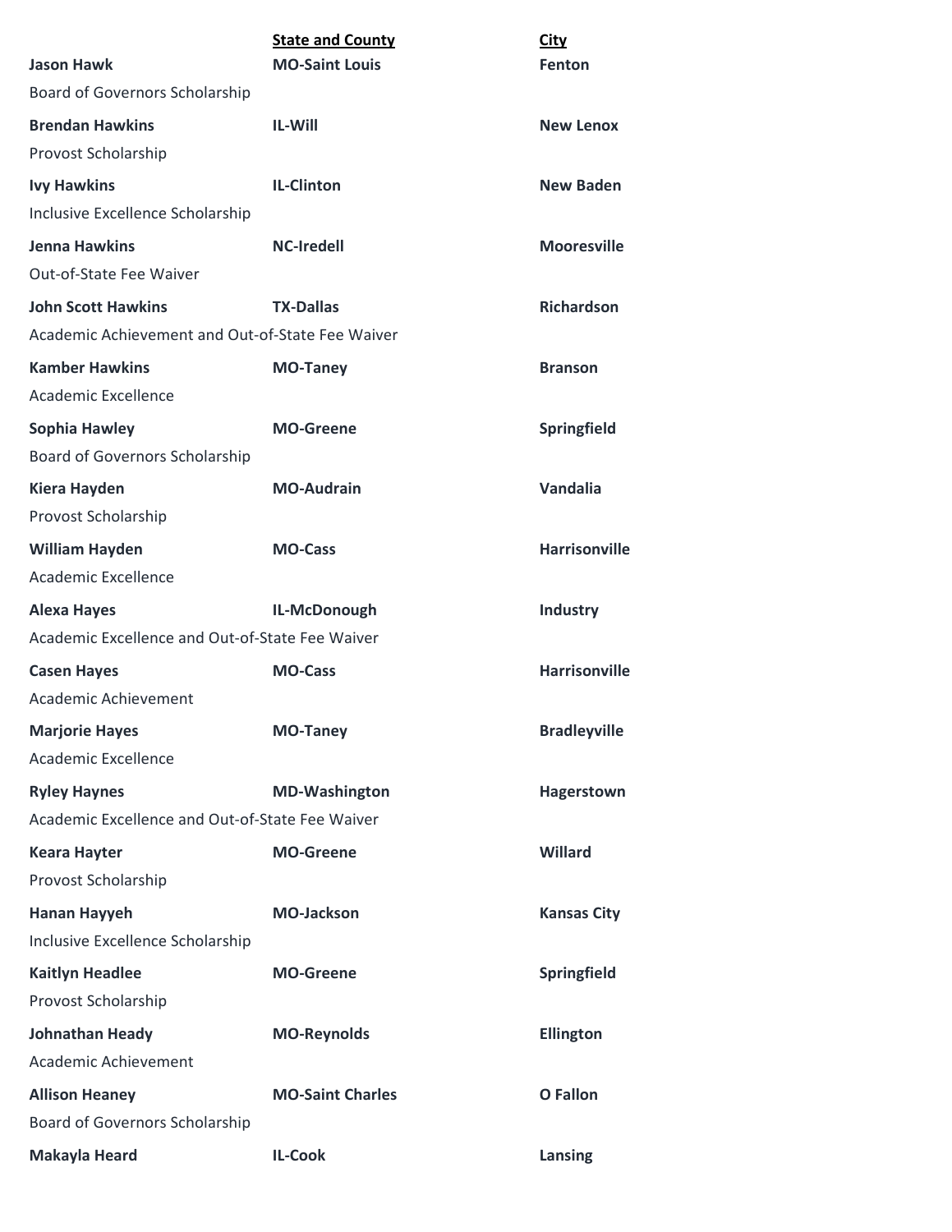| | **State and County** | **City** |
|---|---|---|
| **Jason Hawk** | **MO-Saint Louis** | **Fenton** |
| Board of Governors Scholarship | | |
| **Brendan Hawkins** | **IL-Will** | **New Lenox** |
| Provost Scholarship | | |
| **Ivy Hawkins** | **IL-Clinton** | **New Baden** |
| Inclusive Excellence Scholarship | | |
| **Jenna Hawkins** | **NC-Iredell** | **Mooresville** |
| Out-of-State Fee Waiver | | |
| **John Scott Hawkins** | **TX-Dallas** | **Richardson** |
| Academic Achievement and Out-of-State Fee Waiver | | |
| **Kamber Hawkins** | **MO-Taney** | **Branson** |
| Academic Excellence | | |
| **Sophia Hawley** | **MO-Greene** | **Springfield** |
| Board of Governors Scholarship | | |
| **Kiera Hayden** | **MO-Audrain** | **Vandalia** |
| Provost Scholarship | | |
| **William Hayden** | **MO-Cass** | **Harrisonville** |
| Academic Excellence | | |
| **Alexa Hayes** | **IL-McDonough** | **Industry** |
| Academic Excellence and Out-of-State Fee Waiver | | |
| **Casen Hayes** | **MO-Cass** | **Harrisonville** |
| Academic Achievement | | |
| **Marjorie Hayes** | **MO-Taney** | **Bradleyville** |
| Academic Excellence | | |
| **Ryley Haynes** | **MD-Washington** | **Hagerstown** |
| Academic Excellence and Out-of-State Fee Waiver | | |
| **Keara Hayter** | **MO-Greene** | **Willard** |
| Provost Scholarship | | |
| **Hanan Hayyeh** | **MO-Jackson** | **Kansas City** |
| Inclusive Excellence Scholarship | | |
| **Kaitlyn Headlee** | **MO-Greene** | **Springfield** |
| Provost Scholarship | | |
| **Johnathan Heady** | **MO-Reynolds** | **Ellington** |
| Academic Achievement | | |
| **Allison Heaney** | **MO-Saint Charles** | **O Fallon** |
| Board of Governors Scholarship | | |
| **Makayla Heard** | **IL-Cook** | **Lansing** |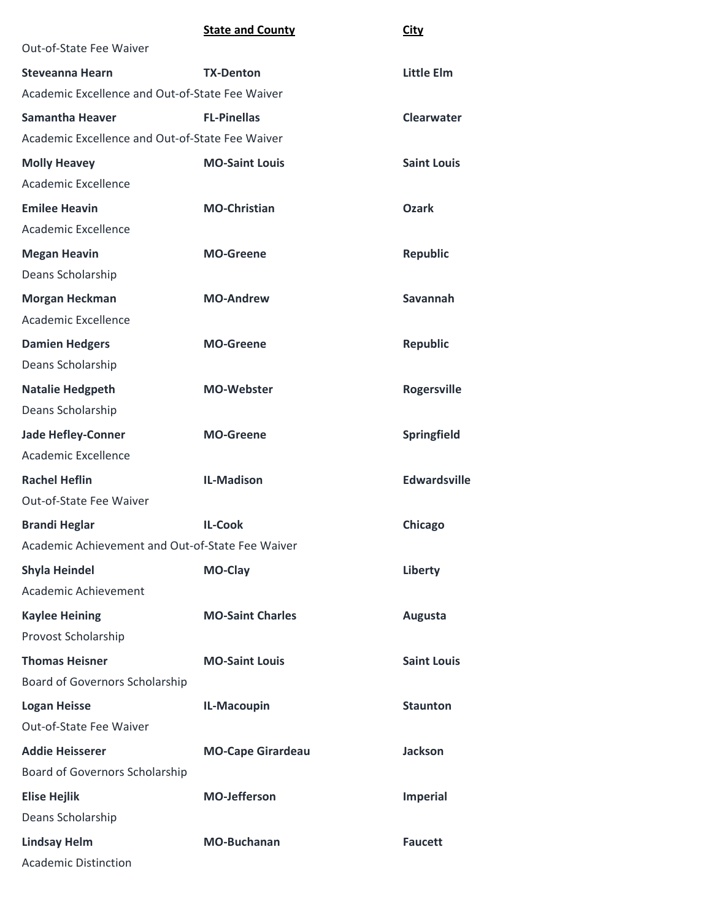| | **State and County** | **City** |
|---|---|---|
| Out-of-State Fee Waiver | | |
| **Steveanna Hearn** | **TX-Denton** | **Little Elm** |
| Academic Excellence and Out-of-State Fee Waiver | | |
| **Samantha Heaver** | **FL-Pinellas** | **Clearwater** |
| Academic Excellence and Out-of-State Fee Waiver | | |
| **Molly Heavey** | **MO-Saint Louis** | **Saint Louis** |
| Academic Excellence | | |
| **Emilee Heavin** | **MO-Christian** | **Ozark** |
| Academic Excellence | | |
| **Megan Heavin** | **MO-Greene** | **Republic** |
| Deans Scholarship | | |
| **Morgan Heckman** | **MO-Andrew** | **Savannah** |
| Academic Excellence | | |
| **Damien Hedgers** | **MO-Greene** | **Republic** |
| Deans Scholarship | | |
| **Natalie Hedgpeth** | **MO-Webster** | **Rogersville** |
| Deans Scholarship | | |
| **Jade Hefley-Conner** | **MO-Greene** | **Springfield** |
| Academic Excellence | | |
| **Rachel Heflin** | **IL-Madison** | **Edwardsville** |
| Out-of-State Fee Waiver | | |
| **Brandi Heglar** | **IL-Cook** | **Chicago** |
| Academic Achievement and Out-of-State Fee Waiver | | |
| **Shyla Heindel** | **MO-Clay** | **Liberty** |
| Academic Achievement | | |
| **Kaylee Heining** | **MO-Saint Charles** | **Augusta** |
| Provost Scholarship | | |
| **Thomas Heisner** | **MO-Saint Louis** | **Saint Louis** |
| Board of Governors Scholarship | | |
| **Logan Heisse** | **IL-Macoupin** | **Staunton** |
| Out-of-State Fee Waiver | | |
| **Addie Heisserer** | **MO-Cape Girardeau** | **Jackson** |
| Board of Governors Scholarship | | |
| **Elise Hejlik** | **MO-Jefferson** | **Imperial** |
| Deans Scholarship | | |
| **Lindsay Helm** | **MO-Buchanan** | **Faucett** |
| Academic Distinction | | |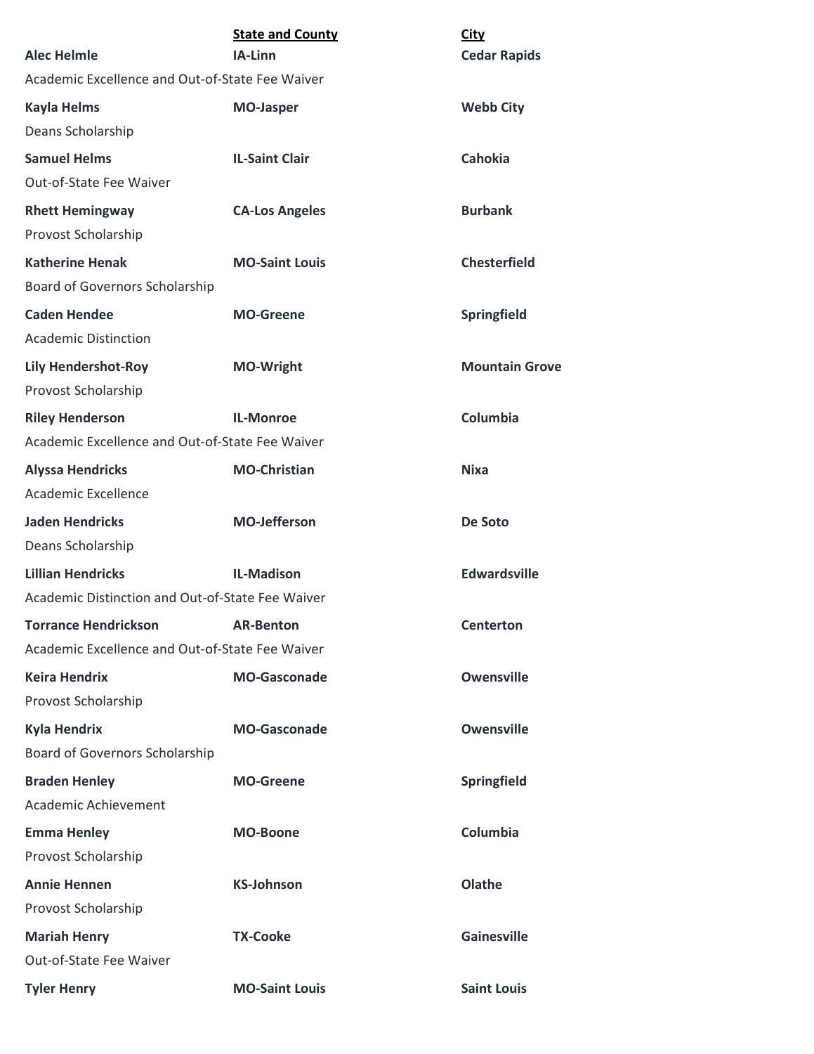| | **State and County** | **City** |
|---|---|---|
| **Alec Helmle** | **IA-Linn** | **Cedar Rapids** |
| Academic Excellence and Out-of-State Fee Waiver | | |
| **Kayla Helms** | **MO-Jasper** | **Webb City** |
| Deans Scholarship | | |
| **Samuel Helms** | **IL-Saint Clair** | **Cahokia** |
| Out-of-State Fee Waiver | | |
| **Rhett Hemingway** | **CA-Los Angeles** | **Burbank** |
| Provost Scholarship | | |
| **Katherine Henak** | **MO-Saint Louis** | **Chesterfield** |
| Board of Governors Scholarship | | |
| **Caden Hendee** | **MO-Greene** | **Springfield** |
| Academic Distinction | | |
| **Lily Hendershot-Roy** | **MO-Wright** | **Mountain Grove** |
| Provost Scholarship | | |
| **Riley Henderson** | **IL-Monroe** | **Columbia** |
| Academic Excellence and Out-of-State Fee Waiver | | |
| **Alyssa Hendricks** | **MO-Christian** | **Nixa** |
| Academic Excellence | | |
| **Jaden Hendricks** | **MO-Jefferson** | **De Soto** |
| Deans Scholarship | | |
| **Lillian Hendricks** | **IL-Madison** | **Edwardsville** |
| Academic Distinction and Out-of-State Fee Waiver | | |
| **Torrance Hendrickson** | **AR-Benton** | **Centerton** |
| Academic Excellence and Out-of-State Fee Waiver | | |
| **Keira Hendrix** | **MO-Gasconade** | **Owensville** |
| Provost Scholarship | | |
| **Kyla Hendrix** | **MO-Gasconade** | **Owensville** |
| Board of Governors Scholarship | | |
| **Braden Henley** | **MO-Greene** | **Springfield** |
| Academic Achievement | | |
| **Emma Henley** | **MO-Boone** | **Columbia** |
| Provost Scholarship | | |
| **Annie Hennen** | **KS-Johnson** | **Olathe** |
| Provost Scholarship | | |
| **Mariah Henry** | **TX-Cooke** | **Gainesville** |
| Out-of-State Fee Waiver | | |
| **Tyler Henry** | **MO-Saint Louis** | **Saint Louis** |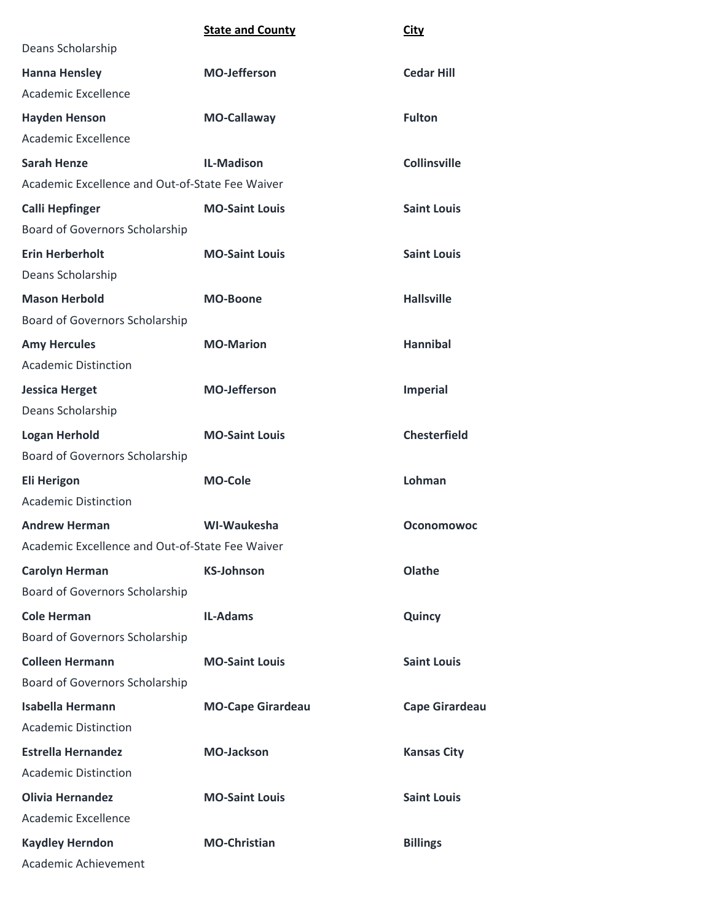| | **State and County** | **City** |
|---|---|---|
| Deans Scholarship | | |
| **Hanna Hensley** | **MO-Jefferson** | **Cedar Hill** |
| Academic Excellence | | |
| **Hayden Henson** | **MO-Callaway** | **Fulton** |
| Academic Excellence | | |
| **Sarah Henze** | **IL-Madison** | **Collinsville** |
| Academic Excellence and Out-of-State Fee Waiver | | |
| **Calli Hepfinger** | **MO-Saint Louis** | **Saint Louis** |
| Board of Governors Scholarship | | |
| **Erin Herberholt** | **MO-Saint Louis** | **Saint Louis** |
| Deans Scholarship | | |
| **Mason Herbold** | **MO-Boone** | **Hallsville** |
| Board of Governors Scholarship | | |
| **Amy Hercules** | **MO-Marion** | **Hannibal** |
| Academic Distinction | | |
| **Jessica Herget** | **MO-Jefferson** | **Imperial** |
| Deans Scholarship | | |
| **Logan Herhold** | **MO-Saint Louis** | **Chesterfield** |
| Board of Governors Scholarship | | |
| **Eli Herigon** | **MO-Cole** | **Lohman** |
| Academic Distinction | | |
| **Andrew Herman** | **WI-Waukesha** | **Oconomowoc** |
| Academic Excellence and Out-of-State Fee Waiver | | |
| **Carolyn Herman** | **KS-Johnson** | **Olathe** |
| Board of Governors Scholarship | | |
| **Cole Herman** | **IL-Adams** | **Quincy** |
| Board of Governors Scholarship | | |
| **Colleen Hermann** | **MO-Saint Louis** | **Saint Louis** |
| Board of Governors Scholarship | | |
| **Isabella Hermann** | **MO-Cape Girardeau** | **Cape Girardeau** |
| Academic Distinction | | |
| **Estrella Hernandez** | **MO-Jackson** | **Kansas City** |
| Academic Distinction | | |
| **Olivia Hernandez** | **MO-Saint Louis** | **Saint Louis** |
| Academic Excellence | | |
| **Kaydley Herndon** | **MO-Christian** | **Billings** |
| Academic Achievement | | |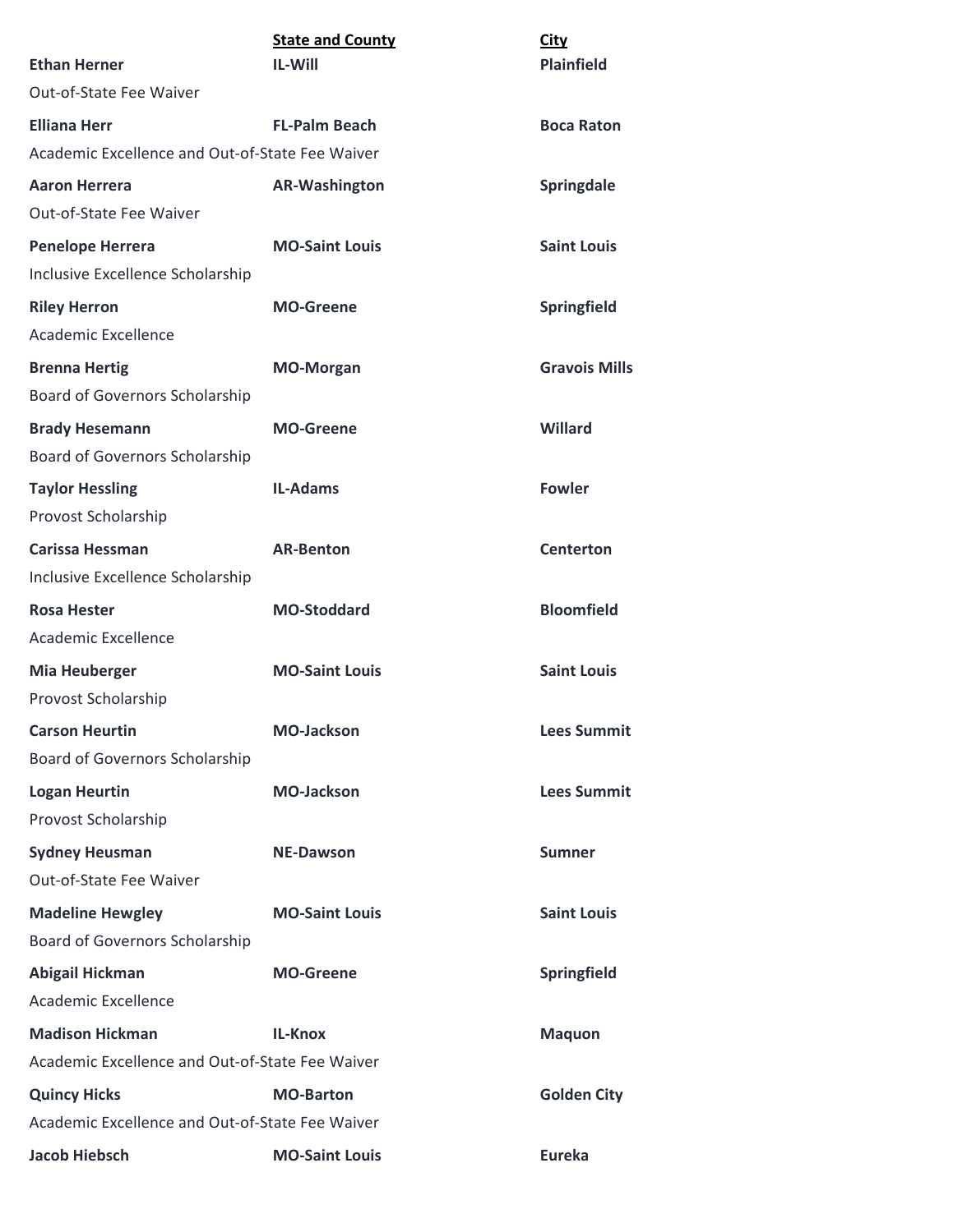| | State and County | City |
|---|---|---|
| **Ethan Herner** | **IL-Will** | **Plainfield** |
| Out-of-State Fee Waiver | | |
| **Elliana Herr** | **FL-Palm Beach** | **Boca Raton** |
| Academic Excellence and Out-of-State Fee Waiver | | |
| **Aaron Herrera** | **AR-Washington** | **Springdale** |
| Out-of-State Fee Waiver | | |
| **Penelope Herrera** | **MO-Saint Louis** | **Saint Louis** |
| Inclusive Excellence Scholarship | | |
| **Riley Herron** | **MO-Greene** | **Springfield** |
| Academic Excellence | | |
| **Brenna Hertig** | **MO-Morgan** | **Gravois Mills** |
| Board of Governors Scholarship | | |
| **Brady Hesemann** | **MO-Greene** | **Willard** |
| Board of Governors Scholarship | | |
| **Taylor Hessling** | **IL-Adams** | **Fowler** |
| Provost Scholarship | | |
| **Carissa Hessman** | **AR-Benton** | **Centerton** |
| Inclusive Excellence Scholarship | | |
| **Rosa Hester** | **MO-Stoddard** | **Bloomfield** |
| Academic Excellence | | |
| **Mia Heuberger** | **MO-Saint Louis** | **Saint Louis** |
| Provost Scholarship | | |
| **Carson Heurtin** | **MO-Jackson** | **Lees Summit** |
| Board of Governors Scholarship | | |
| **Logan Heurtin** | **MO-Jackson** | **Lees Summit** |
| Provost Scholarship | | |
| **Sydney Heusman** | **NE-Dawson** | **Sumner** |
| Out-of-State Fee Waiver | | |
| **Madeline Hewgley** | **MO-Saint Louis** | **Saint Louis** |
| Board of Governors Scholarship | | |
| **Abigail Hickman** | **MO-Greene** | **Springfield** |
| Academic Excellence | | |
| **Madison Hickman** | **IL-Knox** | **Maquon** |
| Academic Excellence and Out-of-State Fee Waiver | | |
| **Quincy Hicks** | **MO-Barton** | **Golden City** |
| Academic Excellence and Out-of-State Fee Waiver | | |
| **Jacob Hiebsch** | **MO-Saint Louis** | **Eureka** |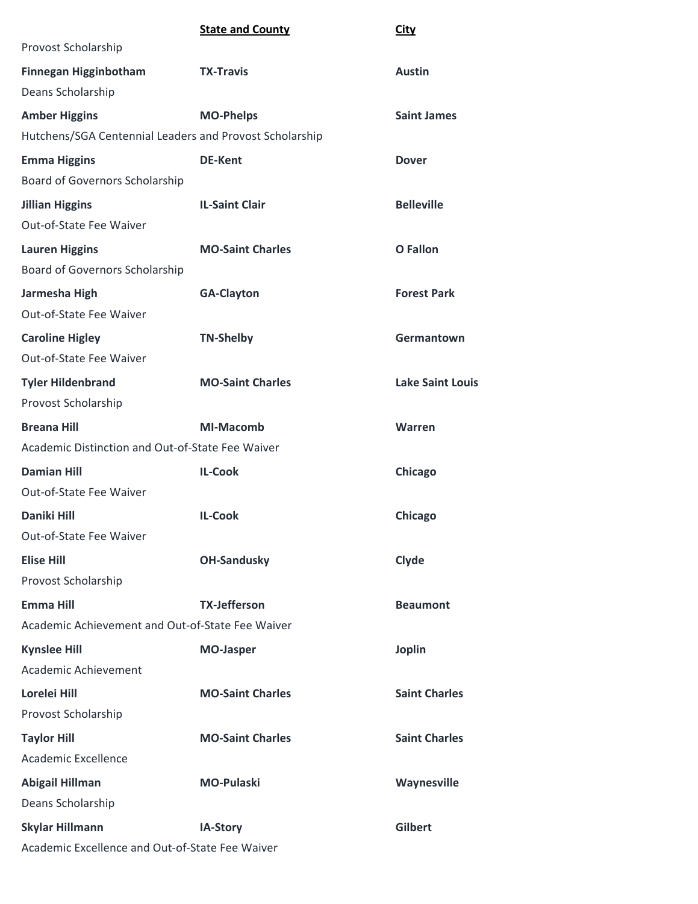| | State and County | City |
|---|---|---|
| Provost Scholarship | | |
| **Finnegan Higginbotham** | **TX-Travis** | **Austin** |
| Deans Scholarship | | |
| **Amber Higgins** | **MO-Phelps** | **Saint James** |
| Hutchens/SGA Centennial Leaders and Provost Scholarship | | |
| **Emma Higgins** | **DE-Kent** | **Dover** |
| Board of Governors Scholarship | | |
| **Jillian Higgins** | **IL-Saint Clair** | **Belleville** |
| Out-of-State Fee Waiver | | |
| **Lauren Higgins** | **MO-Saint Charles** | **O Fallon** |
| Board of Governors Scholarship | | |
| **Jarmesha High** | **GA-Clayton** | **Forest Park** |
| Out-of-State Fee Waiver | | |
| **Caroline Higley** | **TN-Shelby** | **Germantown** |
| Out-of-State Fee Waiver | | |
| **Tyler Hildenbrand** | **MO-Saint Charles** | **Lake Saint Louis** |
| Provost Scholarship | | |
| **Breana Hill** | **MI-Macomb** | **Warren** |
| Academic Distinction and Out-of-State Fee Waiver | | |
| **Damian Hill** | **IL-Cook** | **Chicago** |
| Out-of-State Fee Waiver | | |
| **Daniki Hill** | **IL-Cook** | **Chicago** |
| Out-of-State Fee Waiver | | |
| **Elise Hill** | **OH-Sandusky** | **Clyde** |
| Provost Scholarship | | |
| **Emma Hill** | **TX-Jefferson** | **Beaumont** |
| Academic Achievement and Out-of-State Fee Waiver | | |
| **Kynslee Hill** | **MO-Jasper** | **Joplin** |
| Academic Achievement | | |
| **Lorelei Hill** | **MO-Saint Charles** | **Saint Charles** |
| Provost Scholarship | | |
| **Taylor Hill** | **MO-Saint Charles** | **Saint Charles** |
| Academic Excellence | | |
| **Abigail Hillman** | **MO-Pulaski** | **Waynesville** |
| Deans Scholarship | | |
| **Skylar Hillmann** | **IA-Story** | **Gilbert** |
| Academic Excellence and Out-of-State Fee Waiver | | |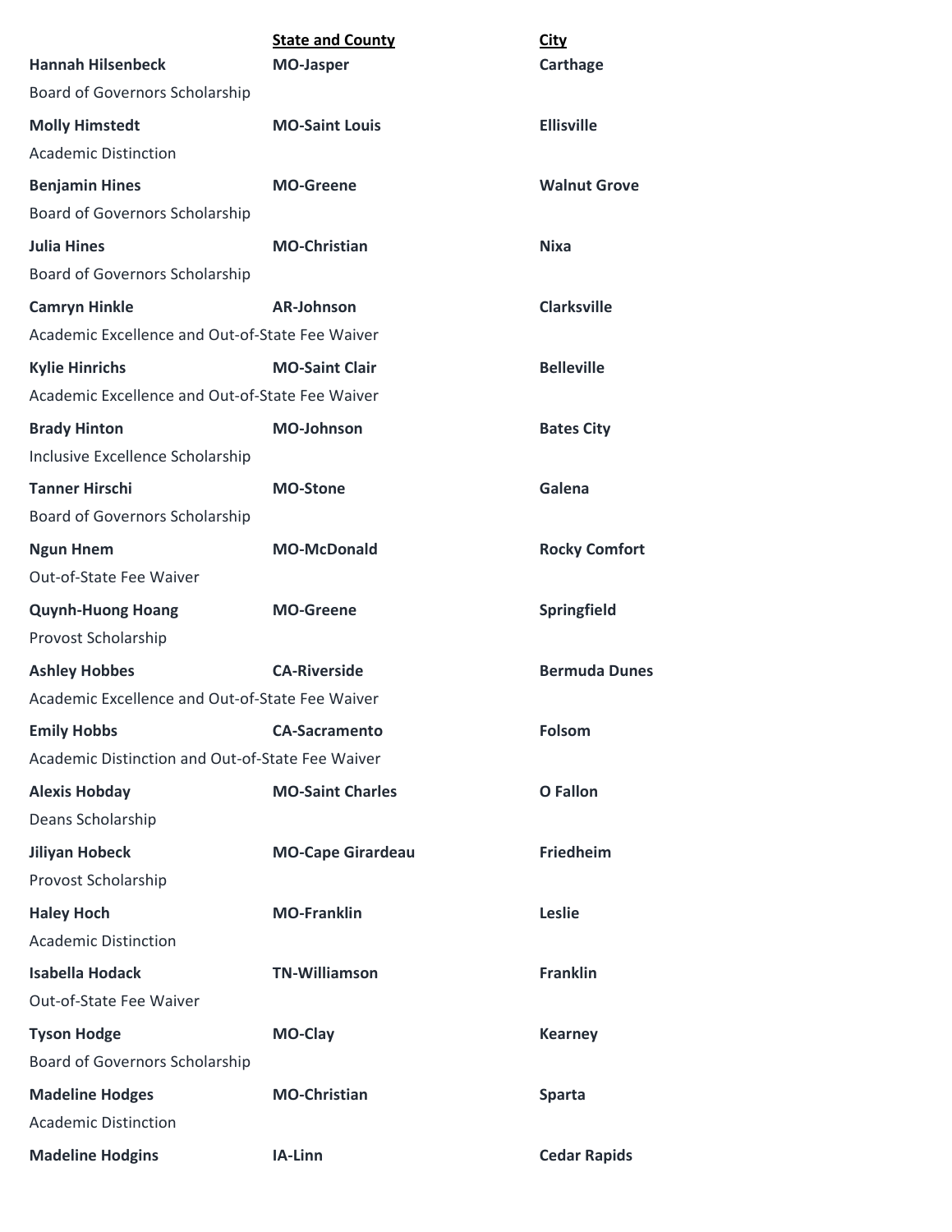| | State and County | City |
|---|---|---|
| **Hannah Hilsenbeck** | **MO-Jasper** | **Carthage** |
| Board of Governors Scholarship | | |
| **Molly Himstedt** | **MO-Saint Louis** | **Ellisville** |
| Academic Distinction | | |
| **Benjamin Hines** | **MO-Greene** | **Walnut Grove** |
| Board of Governors Scholarship | | |
| **Julia Hines** | **MO-Christian** | **Nixa** |
| Board of Governors Scholarship | | |
| **Camryn Hinkle** | **AR-Johnson** | **Clarksville** |
| Academic Excellence and Out-of-State Fee Waiver | | |
| **Kylie Hinrichs** | **MO-Saint Clair** | **Belleville** |
| Academic Excellence and Out-of-State Fee Waiver | | |
| **Brady Hinton** | **MO-Johnson** | **Bates City** |
| Inclusive Excellence Scholarship | | |
| **Tanner Hirschi** | **MO-Stone** | **Galena** |
| Board of Governors Scholarship | | |
| **Ngun Hnem** | **MO-McDonald** | **Rocky Comfort** |
| Out-of-State Fee Waiver | | |
| **Quynh-Huong Hoang** | **MO-Greene** | **Springfield** |
| Provost Scholarship | | |
| **Ashley Hobbes** | **CA-Riverside** | **Bermuda Dunes** |
| Academic Excellence and Out-of-State Fee Waiver | | |
| **Emily Hobbs** | **CA-Sacramento** | **Folsom** |
| Academic Distinction and Out-of-State Fee Waiver | | |
| **Alexis Hobday** | **MO-Saint Charles** | **O Fallon** |
| Deans Scholarship | | |
| **Jiliyan Hobeck** | **MO-Cape Girardeau** | **Friedheim** |
| Provost Scholarship | | |
| **Haley Hoch** | **MO-Franklin** | **Leslie** |
| Academic Distinction | | |
| **Isabella Hodack** | **TN-Williamson** | **Franklin** |
| Out-of-State Fee Waiver | | |
| **Tyson Hodge** | **MO-Clay** | **Kearney** |
| Board of Governors Scholarship | | |
| **Madeline Hodges** | **MO-Christian** | **Sparta** |
| Academic Distinction | | |
| **Madeline Hodgins** | **IA-Linn** | **Cedar Rapids** |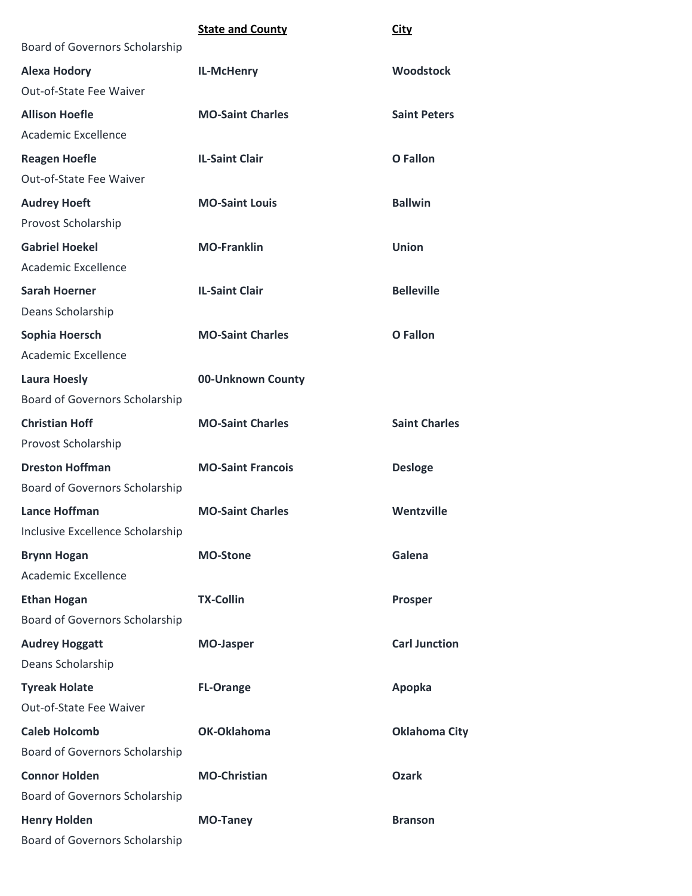| | State and County | City |
|---|---|---|
| Board of Governors Scholarship | | |
| **Alexa Hodory** | **IL-McHenry** | **Woodstock** |
| Out-of-State Fee Waiver | | |
| **Allison Hoefle** | **MO-Saint Charles** | **Saint Peters** |
| Academic Excellence | | |
| **Reagen Hoefle** | **IL-Saint Clair** | **O Fallon** |
| Out-of-State Fee Waiver | | |
| **Audrey Hoeft** | **MO-Saint Louis** | **Ballwin** |
| Provost Scholarship | | |
| **Gabriel Hoekel** | **MO-Franklin** | **Union** |
| Academic Excellence | | |
| **Sarah Hoerner** | **IL-Saint Clair** | **Belleville** |
| Deans Scholarship | | |
| **Sophia Hoersch** | **MO-Saint Charles** | **O Fallon** |
| Academic Excellence | | |
| **Laura Hoesly** | **00-Unknown County** | |
| Board of Governors Scholarship | | |
| **Christian Hoff** | **MO-Saint Charles** | **Saint Charles** |
| Provost Scholarship | | |
| **Dreston Hoffman** | **MO-Saint Francois** | **Desloge** |
| Board of Governors Scholarship | | |
| **Lance Hoffman** | **MO-Saint Charles** | **Wentzville** |
| Inclusive Excellence Scholarship | | |
| **Brynn Hogan** | **MO-Stone** | **Galena** |
| Academic Excellence | | |
| **Ethan Hogan** | **TX-Collin** | **Prosper** |
| Board of Governors Scholarship | | |
| **Audrey Hoggatt** | **MO-Jasper** | **Carl Junction** |
| Deans Scholarship | | |
| **Tyreak Holate** | **FL-Orange** | **Apopka** |
| Out-of-State Fee Waiver | | |
| **Caleb Holcomb** | **OK-Oklahoma** | **Oklahoma City** |
| Board of Governors Scholarship | | |
| **Connor Holden** | **MO-Christian** | **Ozark** |
| Board of Governors Scholarship | | |
| **Henry Holden** | **MO-Taney** | **Branson** |
| Board of Governors Scholarship | | |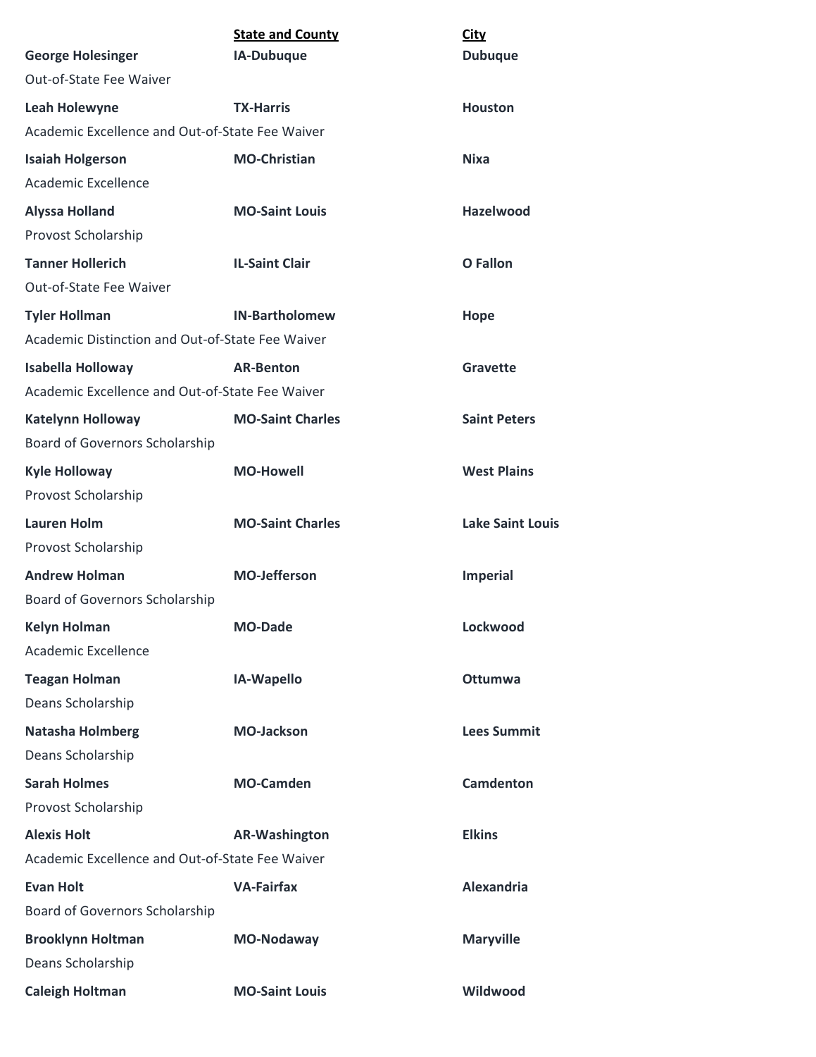| | State and County | City |
|---|---|---|
| **George Holesinger** | **IA-Dubuque** | **Dubuque** |
| Out-of-State Fee Waiver | | |
| **Leah Holewyne** | **TX-Harris** | **Houston** |
| Academic Excellence and Out-of-State Fee Waiver | | |
| **Isaiah Holgerson** | **MO-Christian** | **Nixa** |
| Academic Excellence | | |
| **Alyssa Holland** | **MO-Saint Louis** | **Hazelwood** |
| Provost Scholarship | | |
| **Tanner Hollerich** | **IL-Saint Clair** | **O Fallon** |
| Out-of-State Fee Waiver | | |
| **Tyler Hollman** | **IN-Bartholomew** | **Hope** |
| Academic Distinction and Out-of-State Fee Waiver | | |
| **Isabella Holloway** | **AR-Benton** | **Gravette** |
| Academic Excellence and Out-of-State Fee Waiver | | |
| **Katelynn Holloway** | **MO-Saint Charles** | **Saint Peters** |
| Board of Governors Scholarship | | |
| **Kyle Holloway** | **MO-Howell** | **West Plains** |
| Provost Scholarship | | |
| **Lauren Holm** | **MO-Saint Charles** | **Lake Saint Louis** |
| Provost Scholarship | | |
| **Andrew Holman** | **MO-Jefferson** | **Imperial** |
| Board of Governors Scholarship | | |
| **Kelyn Holman** | **MO-Dade** | **Lockwood** |
| Academic Excellence | | |
| **Teagan Holman** | **IA-Wapello** | **Ottumwa** |
| Deans Scholarship | | |
| **Natasha Holmberg** | **MO-Jackson** | **Lees Summit** |
| Deans Scholarship | | |
| **Sarah Holmes** | **MO-Camden** | **Camdenton** |
| Provost Scholarship | | |
| **Alexis Holt** | **AR-Washington** | **Elkins** |
| Academic Excellence and Out-of-State Fee Waiver | | |
| **Evan Holt** | **VA-Fairfax** | **Alexandria** |
| Board of Governors Scholarship | | |
| **Brooklynn Holtman** | **MO-Nodaway** | **Maryville** |
| Deans Scholarship | | |
| **Caleigh Holtman** | **MO-Saint Louis** | **Wildwood** |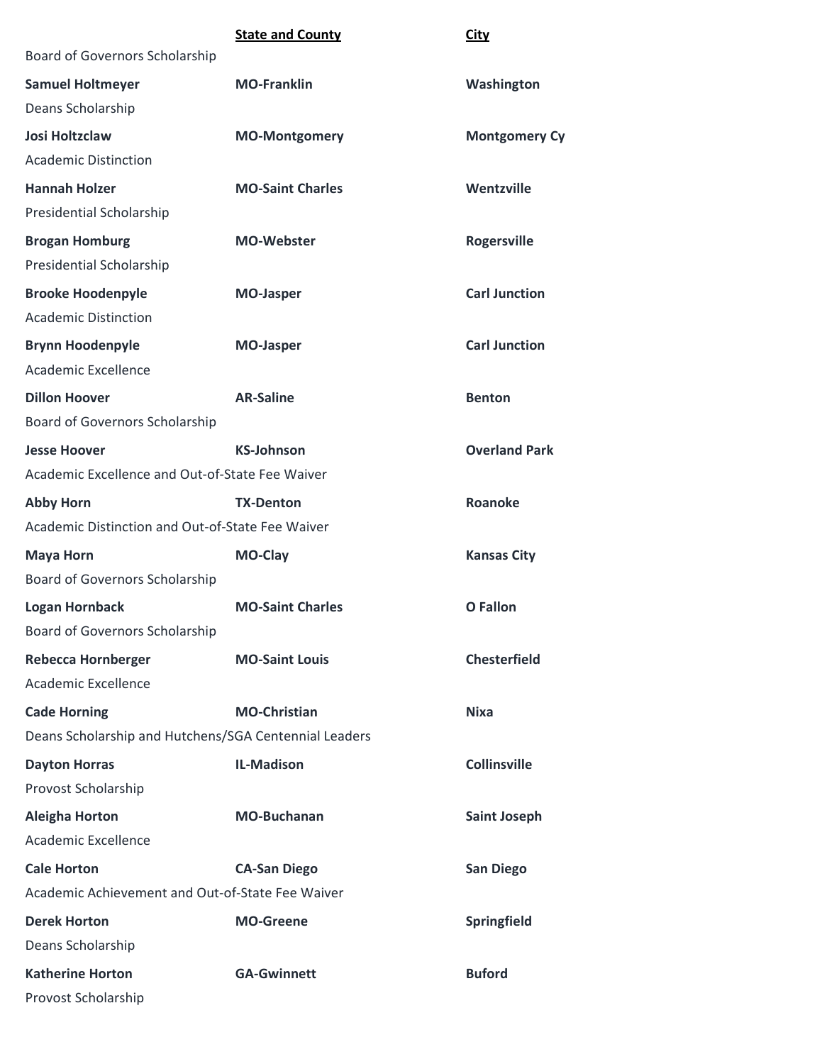| | State and County | City |
|---|---|---|
| Board of Governors Scholarship | | |
| **Samuel Holtmeyer** | **MO-Franklin** | **Washington** |
| Deans Scholarship | | |
| **Josi Holtzclaw** | **MO-Montgomery** | **Montgomery Cy** |
| Academic Distinction | | |
| **Hannah Holzer** | **MO-Saint Charles** | **Wentzville** |
| Presidential Scholarship | | |
| **Brogan Homburg** | **MO-Webster** | **Rogersville** |
| Presidential Scholarship | | |
| **Brooke Hoodenpyle** | **MO-Jasper** | **Carl Junction** |
| Academic Distinction | | |
| **Brynn Hoodenpyle** | **MO-Jasper** | **Carl Junction** |
| Academic Excellence | | |
| **Dillon Hoover** | **AR-Saline** | **Benton** |
| Board of Governors Scholarship | | |
| **Jesse Hoover** | **KS-Johnson** | **Overland Park** |
| Academic Excellence and Out-of-State Fee Waiver | | |
| **Abby Horn** | **TX-Denton** | **Roanoke** |
| Academic Distinction and Out-of-State Fee Waiver | | |
| **Maya Horn** | **MO-Clay** | **Kansas City** |
| Board of Governors Scholarship | | |
| **Logan Hornback** | **MO-Saint Charles** | **O Fallon** |
| Board of Governors Scholarship | | |
| **Rebecca Hornberger** | **MO-Saint Louis** | **Chesterfield** |
| Academic Excellence | | |
| **Cade Horning** | **MO-Christian** | **Nixa** |
| Deans Scholarship and Hutchens/SGA Centennial Leaders | | |
| **Dayton Horras** | **IL-Madison** | **Collinsville** |
| Provost Scholarship | | |
| **Aleigha Horton** | **MO-Buchanan** | **Saint Joseph** |
| Academic Excellence | | |
| **Cale Horton** | **CA-San Diego** | **San Diego** |
| Academic Achievement and Out-of-State Fee Waiver | | |
| **Derek Horton** | **MO-Greene** | **Springfield** |
| Deans Scholarship | | |
| **Katherine Horton** | **GA-Gwinnett** | **Buford** |
| Provost Scholarship | | |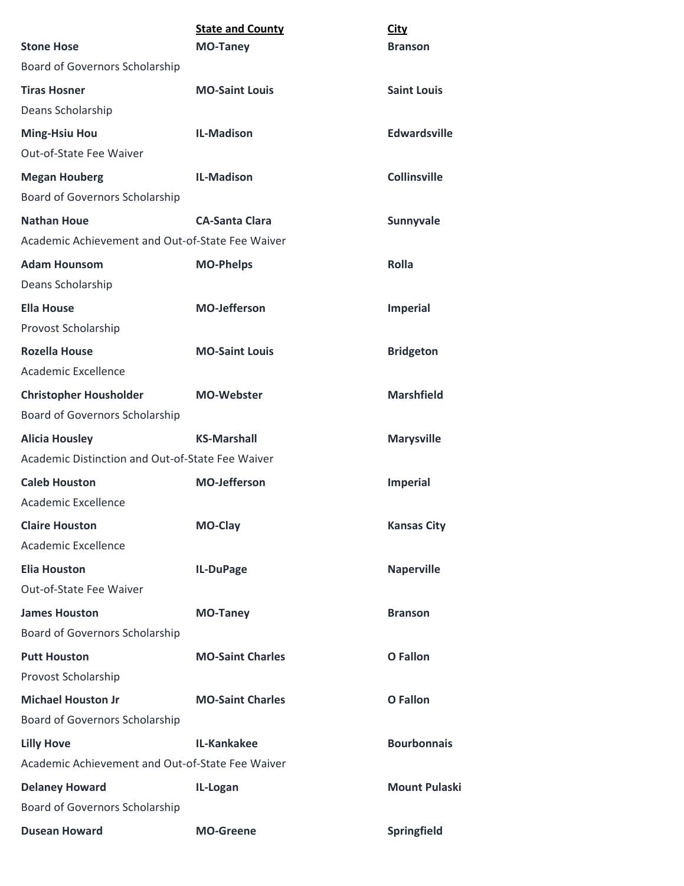| | State and County | City |
|---|---|---|
| **Stone Hose** | **MO-Taney** | **Branson** |
| Board of Governors Scholarship | | |
| **Tiras Hosner** | **MO-Saint Louis** | **Saint Louis** |
| Deans Scholarship | | |
| **Ming-Hsiu Hou** | **IL-Madison** | **Edwardsville** |
| Out-of-State Fee Waiver | | |
| **Megan Houberg** | **IL-Madison** | **Collinsville** |
| Board of Governors Scholarship | | |
| **Nathan Houe** | **CA-Santa Clara** | **Sunnyvale** |
| Academic Achievement and Out-of-State Fee Waiver | | |
| **Adam Hounsom** | **MO-Phelps** | **Rolla** |
| Deans Scholarship | | |
| **Ella House** | **MO-Jefferson** | **Imperial** |
| Provost Scholarship | | |
| **Rozella House** | **MO-Saint Louis** | **Bridgeton** |
| Academic Excellence | | |
| **Christopher Housholder** | **MO-Webster** | **Marshfield** |
| Board of Governors Scholarship | | |
| **Alicia Housley** | **KS-Marshall** | **Marysville** |
| Academic Distinction and Out-of-State Fee Waiver | | |
| **Caleb Houston** | **MO-Jefferson** | **Imperial** |
| Academic Excellence | | |
| **Claire Houston** | **MO-Clay** | **Kansas City** |
| Academic Excellence | | |
| **Elia Houston** | **IL-DuPage** | **Naperville** |
| Out-of-State Fee Waiver | | |
| **James Houston** | **MO-Taney** | **Branson** |
| Board of Governors Scholarship | | |
| **Putt Houston** | **MO-Saint Charles** | **O Fallon** |
| Provost Scholarship | | |
| **Michael Houston Jr** | **MO-Saint Charles** | **O Fallon** |
| Board of Governors Scholarship | | |
| **Lilly Hove** | **IL-Kankakee** | **Bourbonnais** |
| Academic Achievement and Out-of-State Fee Waiver | | |
| **Delaney Howard** | **IL-Logan** | **Mount Pulaski** |
| Board of Governors Scholarship | | |
| **Dusean Howard** | **MO-Greene** | **Springfield** |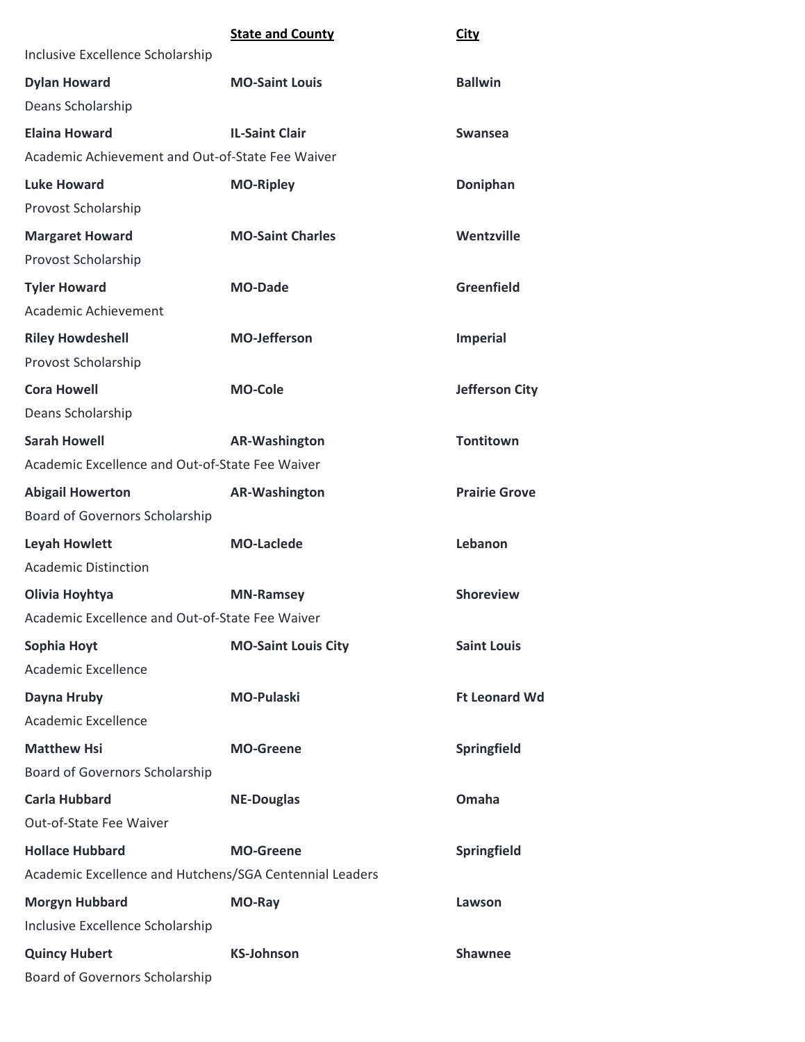| | State and County | City |
|---|---|---|
| Inclusive Excellence Scholarship | | |
| **Dylan Howard** | **MO-Saint Louis** | **Ballwin** |
| Deans Scholarship | | |
| **Elaina Howard** | **IL-Saint Clair** | **Swansea** |
| Academic Achievement and Out-of-State Fee Waiver | | |
| **Luke Howard** | **MO-Ripley** | **Doniphan** |
| Provost Scholarship | | |
| **Margaret Howard** | **MO-Saint Charles** | **Wentzville** |
| Provost Scholarship | | |
| **Tyler Howard** | **MO-Dade** | **Greenfield** |
| Academic Achievement | | |
| **Riley Howdeshell** | **MO-Jefferson** | **Imperial** |
| Provost Scholarship | | |
| **Cora Howell** | **MO-Cole** | **Jefferson City** |
| Deans Scholarship | | |
| **Sarah Howell** | **AR-Washington** | **Tontitown** |
| Academic Excellence and Out-of-State Fee Waiver | | |
| **Abigail Howerton** | **AR-Washington** | **Prairie Grove** |
| Board of Governors Scholarship | | |
| **Leyah Howlett** | **MO-Laclede** | **Lebanon** |
| Academic Distinction | | |
| **Olivia Hoyhtya** | **MN-Ramsey** | **Shoreview** |
| Academic Excellence and Out-of-State Fee Waiver | | |
| **Sophia Hoyt** | **MO-Saint Louis City** | **Saint Louis** |
| Academic Excellence | | |
| **Dayna Hruby** | **MO-Pulaski** | **Ft Leonard Wd** |
| Academic Excellence | | |
| **Matthew Hsi** | **MO-Greene** | **Springfield** |
| Board of Governors Scholarship | | |
| **Carla Hubbard** | **NE-Douglas** | **Omaha** |
| Out-of-State Fee Waiver | | |
| **Hollace Hubbard** | **MO-Greene** | **Springfield** |
| Academic Excellence and Hutchens/SGA Centennial Leaders | | |
| **Morgyn Hubbard** | **MO-Ray** | **Lawson** |
| Inclusive Excellence Scholarship | | |
| **Quincy Hubert** | **KS-Johnson** | **Shawnee** |
| Board of Governors Scholarship | | |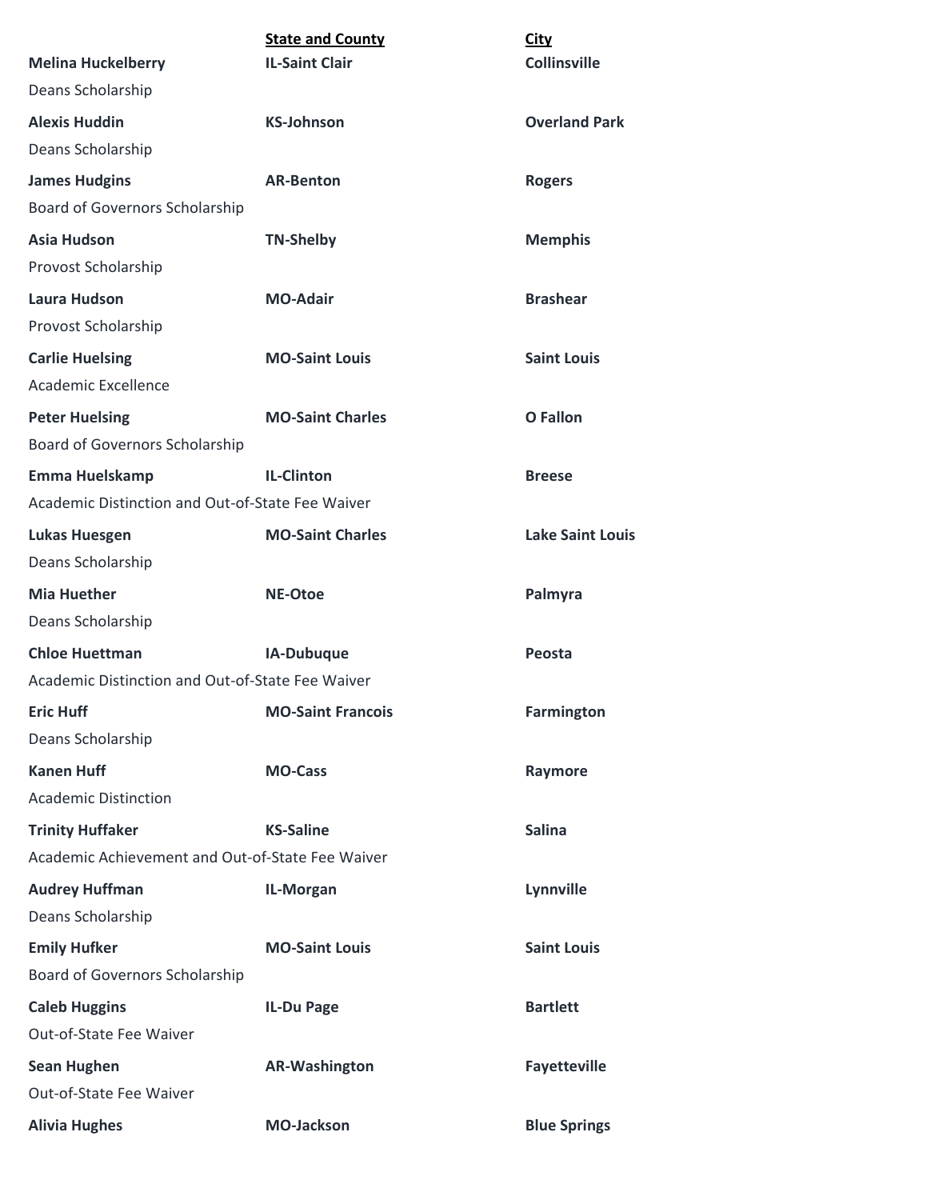| | **State and County** | **City** |
|---|---|---|
| **Melina Huckelberry** | **IL-Saint Clair** | **Collinsville** |
| Deans Scholarship | | |
| **Alexis Huddin** | **KS-Johnson** | **Overland Park** |
| Deans Scholarship | | |
| **James Hudgins** | **AR-Benton** | **Rogers** |
| Board of Governors Scholarship | | |
| **Asia Hudson** | **TN-Shelby** | **Memphis** |
| Provost Scholarship | | |
| **Laura Hudson** | **MO-Adair** | **Brashear** |
| Provost Scholarship | | |
| **Carlie Huelsing** | **MO-Saint Louis** | **Saint Louis** |
| Academic Excellence | | |
| **Peter Huelsing** | **MO-Saint Charles** | **O Fallon** |
| Board of Governors Scholarship | | |
| **Emma Huelskamp** | **IL-Clinton** | **Breese** |
| Academic Distinction and Out-of-State Fee Waiver | | |
| **Lukas Huesgen** | **MO-Saint Charles** | **Lake Saint Louis** |
| Deans Scholarship | | |
| **Mia Huether** | **NE-Otoe** | **Palmyra** |
| Deans Scholarship | | |
| **Chloe Huettman** | **IA-Dubuque** | **Peosta** |
| Academic Distinction and Out-of-State Fee Waiver | | |
| **Eric Huff** | **MO-Saint Francois** | **Farmington** |
| Deans Scholarship | | |
| **Kanen Huff** | **MO-Cass** | **Raymore** |
| Academic Distinction | | |
| **Trinity Huffaker** | **KS-Saline** | **Salina** |
| Academic Achievement and Out-of-State Fee Waiver | | |
| **Audrey Huffman** | **IL-Morgan** | **Lynnville** |
| Deans Scholarship | | |
| **Emily Hufker** | **MO-Saint Louis** | **Saint Louis** |
| Board of Governors Scholarship | | |
| **Caleb Huggins** | **IL-Du Page** | **Bartlett** |
| Out-of-State Fee Waiver | | |
| **Sean Hughen** | **AR-Washington** | **Fayetteville** |
| Out-of-State Fee Waiver | | |
| **Alivia Hughes** | **MO-Jackson** | **Blue Springs** |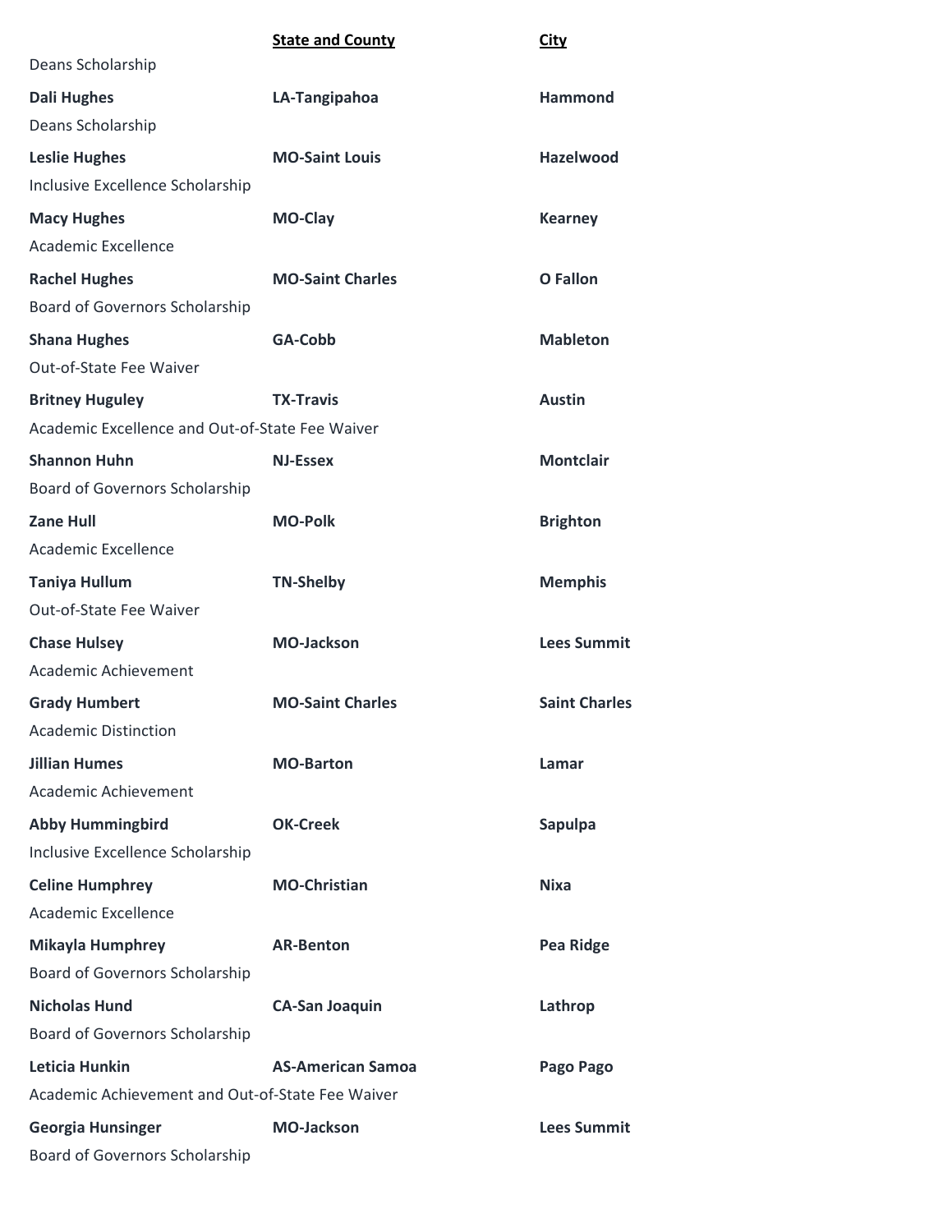| | State and County | City |
|---|---|---|
| Deans Scholarship | | |
| **Dali Hughes** | **LA-Tangipahoa** | **Hammond** |
| Deans Scholarship | | |
| **Leslie Hughes** | **MO-Saint Louis** | **Hazelwood** |
| Inclusive Excellence Scholarship | | |
| **Macy Hughes** | **MO-Clay** | **Kearney** |
| Academic Excellence | | |
| **Rachel Hughes** | **MO-Saint Charles** | **O Fallon** |
| Board of Governors Scholarship | | |
| **Shana Hughes** | **GA-Cobb** | **Mableton** |
| Out-of-State Fee Waiver | | |
| **Britney Huguley** | **TX-Travis** | **Austin** |
| Academic Excellence and Out-of-State Fee Waiver | | |
| **Shannon Huhn** | **NJ-Essex** | **Montclair** |
| Board of Governors Scholarship | | |
| **Zane Hull** | **MO-Polk** | **Brighton** |
| Academic Excellence | | |
| **Taniya Hullum** | **TN-Shelby** | **Memphis** |
| Out-of-State Fee Waiver | | |
| **Chase Hulsey** | **MO-Jackson** | **Lees Summit** |
| Academic Achievement | | |
| **Grady Humbert** | **MO-Saint Charles** | **Saint Charles** |
| Academic Distinction | | |
| **Jillian Humes** | **MO-Barton** | **Lamar** |
| Academic Achievement | | |
| **Abby Hummingbird** | **OK-Creek** | **Sapulpa** |
| Inclusive Excellence Scholarship | | |
| **Celine Humphrey** | **MO-Christian** | **Nixa** |
| Academic Excellence | | |
| **Mikayla Humphrey** | **AR-Benton** | **Pea Ridge** |
| Board of Governors Scholarship | | |
| **Nicholas Hund** | **CA-San Joaquin** | **Lathrop** |
| Board of Governors Scholarship | | |
| **Leticia Hunkin** | **AS-American Samoa** | **Pago Pago** |
| Academic Achievement and Out-of-State Fee Waiver | | |
| **Georgia Hunsinger** | **MO-Jackson** | **Lees Summit** |
| Board of Governors Scholarship | | |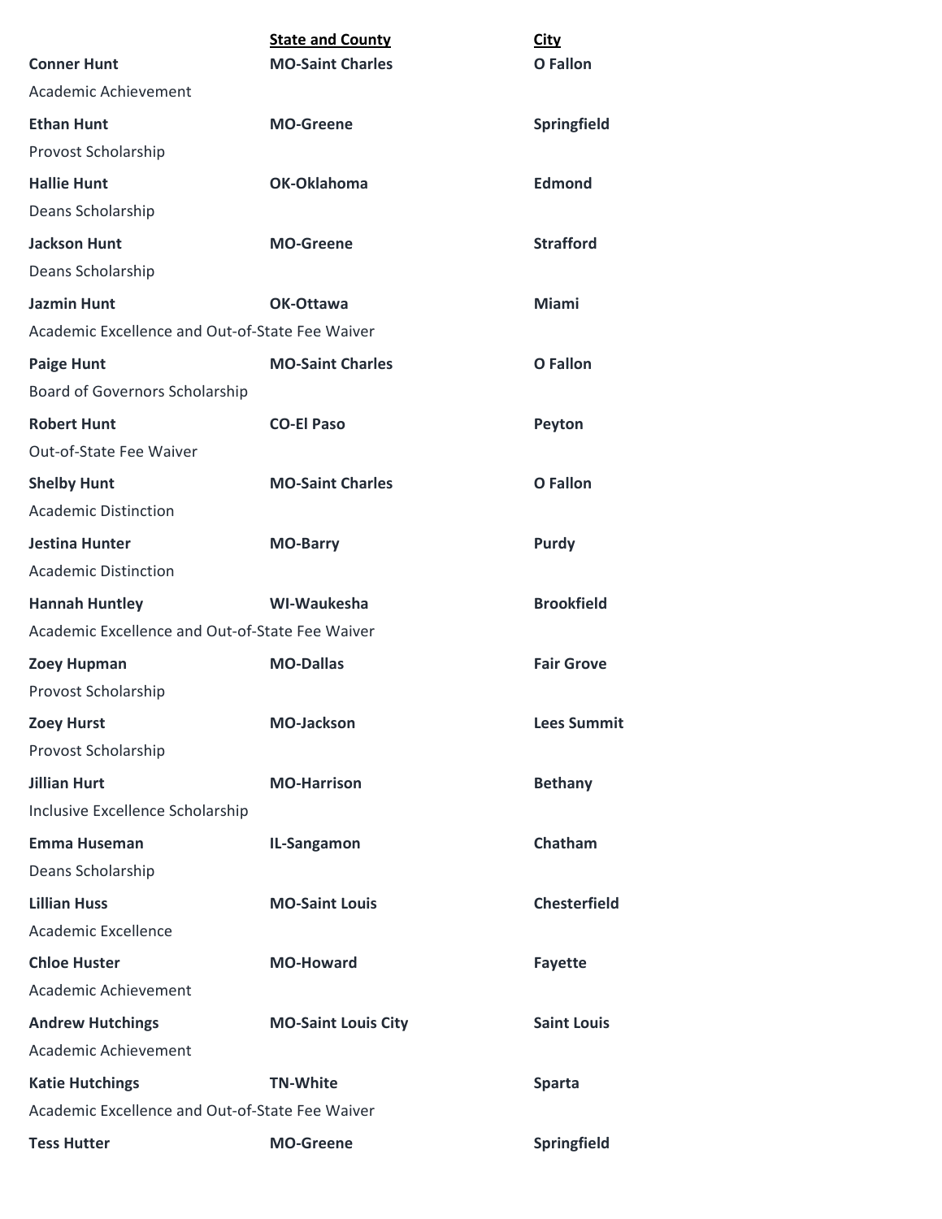| | State and County | City |
|---|---|---|
| **Conner Hunt** | **MO-Saint Charles** | **O Fallon** |
| Academic Achievement | | |
| **Ethan Hunt** | **MO-Greene** | **Springfield** |
| Provost Scholarship | | |
| **Hallie Hunt** | **OK-Oklahoma** | **Edmond** |
| Deans Scholarship | | |
| **Jackson Hunt** | **MO-Greene** | **Strafford** |
| Deans Scholarship | | |
| **Jazmin Hunt** | **OK-Ottawa** | **Miami** |
| Academic Excellence and Out-of-State Fee Waiver | | |
| **Paige Hunt** | **MO-Saint Charles** | **O Fallon** |
| Board of Governors Scholarship | | |
| **Robert Hunt** | **CO-El Paso** | **Peyton** |
| Out-of-State Fee Waiver | | |
| **Shelby Hunt** | **MO-Saint Charles** | **O Fallon** |
| Academic Distinction | | |
| **Jestina Hunter** | **MO-Barry** | **Purdy** |
| Academic Distinction | | |
| **Hannah Huntley** | **WI-Waukesha** | **Brookfield** |
| Academic Excellence and Out-of-State Fee Waiver | | |
| **Zoey Hupman** | **MO-Dallas** | **Fair Grove** |
| Provost Scholarship | | |
| **Zoey Hurst** | **MO-Jackson** | **Lees Summit** |
| Provost Scholarship | | |
| **Jillian Hurt** | **MO-Harrison** | **Bethany** |
| Inclusive Excellence Scholarship | | |
| **Emma Huseman** | **IL-Sangamon** | **Chatham** |
| Deans Scholarship | | |
| **Lillian Huss** | **MO-Saint Louis** | **Chesterfield** |
| Academic Excellence | | |
| **Chloe Huster** | **MO-Howard** | **Fayette** |
| Academic Achievement | | |
| **Andrew Hutchings** | **MO-Saint Louis City** | **Saint Louis** |
| Academic Achievement | | |
| **Katie Hutchings** | **TN-White** | **Sparta** |
| Academic Excellence and Out-of-State Fee Waiver | | |
| **Tess Hutter** | **MO-Greene** | **Springfield** |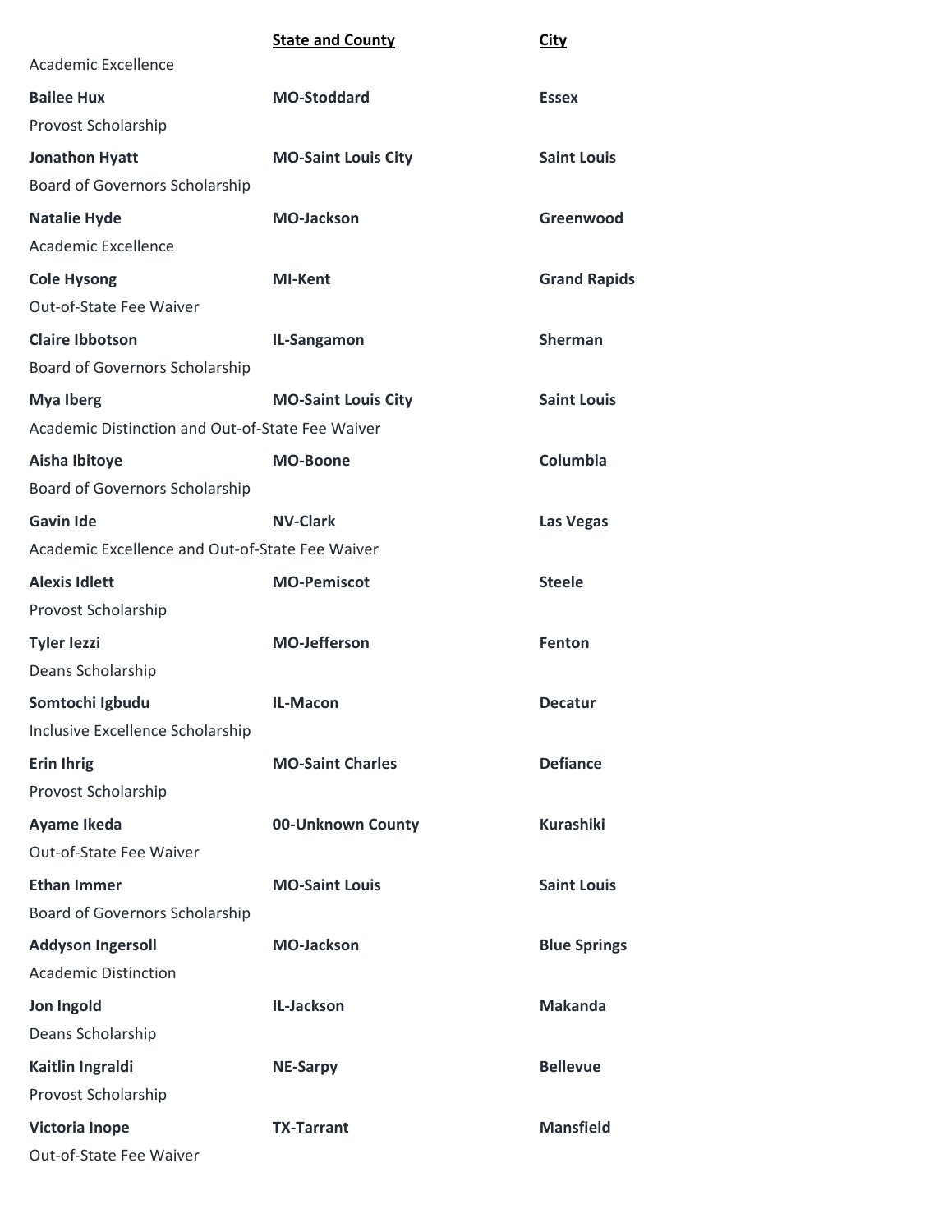| | State and County | City |
|---|---|---|
| Academic Excellence | | |
| **Bailee Hux** | **MO-Stoddard** | **Essex** |
| Provost Scholarship | | |
| **Jonathon Hyatt** | **MO-Saint Louis City** | **Saint Louis** |
| Board of Governors Scholarship | | |
| **Natalie Hyde** | **MO-Jackson** | **Greenwood** |
| Academic Excellence | | |
| **Cole Hysong** | **MI-Kent** | **Grand Rapids** |
| Out-of-State Fee Waiver | | |
| **Claire Ibbotson** | **IL-Sangamon** | **Sherman** |
| Board of Governors Scholarship | | |
| **Mya Iberg** | **MO-Saint Louis City** | **Saint Louis** |
| Academic Distinction and Out-of-State Fee Waiver | | |
| **Aisha Ibitoye** | **MO-Boone** | **Columbia** |
| Board of Governors Scholarship | | |
| **Gavin Ide** | **NV-Clark** | **Las Vegas** |
| Academic Excellence and Out-of-State Fee Waiver | | |
| **Alexis Idlett** | **MO-Pemiscot** | **Steele** |
| Provost Scholarship | | |
| **Tyler Iezzi** | **MO-Jefferson** | **Fenton** |
| Deans Scholarship | | |
| **Somtochi Igbudu** | **IL-Macon** | **Decatur** |
| Inclusive Excellence Scholarship | | |
| **Erin Ihrig** | **MO-Saint Charles** | **Defiance** |
| Provost Scholarship | | |
| **Ayame Ikeda** | **00-Unknown County** | **Kurashiki** |
| Out-of-State Fee Waiver | | |
| **Ethan Immer** | **MO-Saint Louis** | **Saint Louis** |
| Board of Governors Scholarship | | |
| **Addyson Ingersoll** | **MO-Jackson** | **Blue Springs** |
| Academic Distinction | | |
| **Jon Ingold** | **IL-Jackson** | **Makanda** |
| Deans Scholarship | | |
| **Kaitlin Ingraldi** | **NE-Sarpy** | **Bellevue** |
| Provost Scholarship | | |
| **Victoria Inope** | **TX-Tarrant** | **Mansfield** |
| Out-of-State Fee Waiver | | |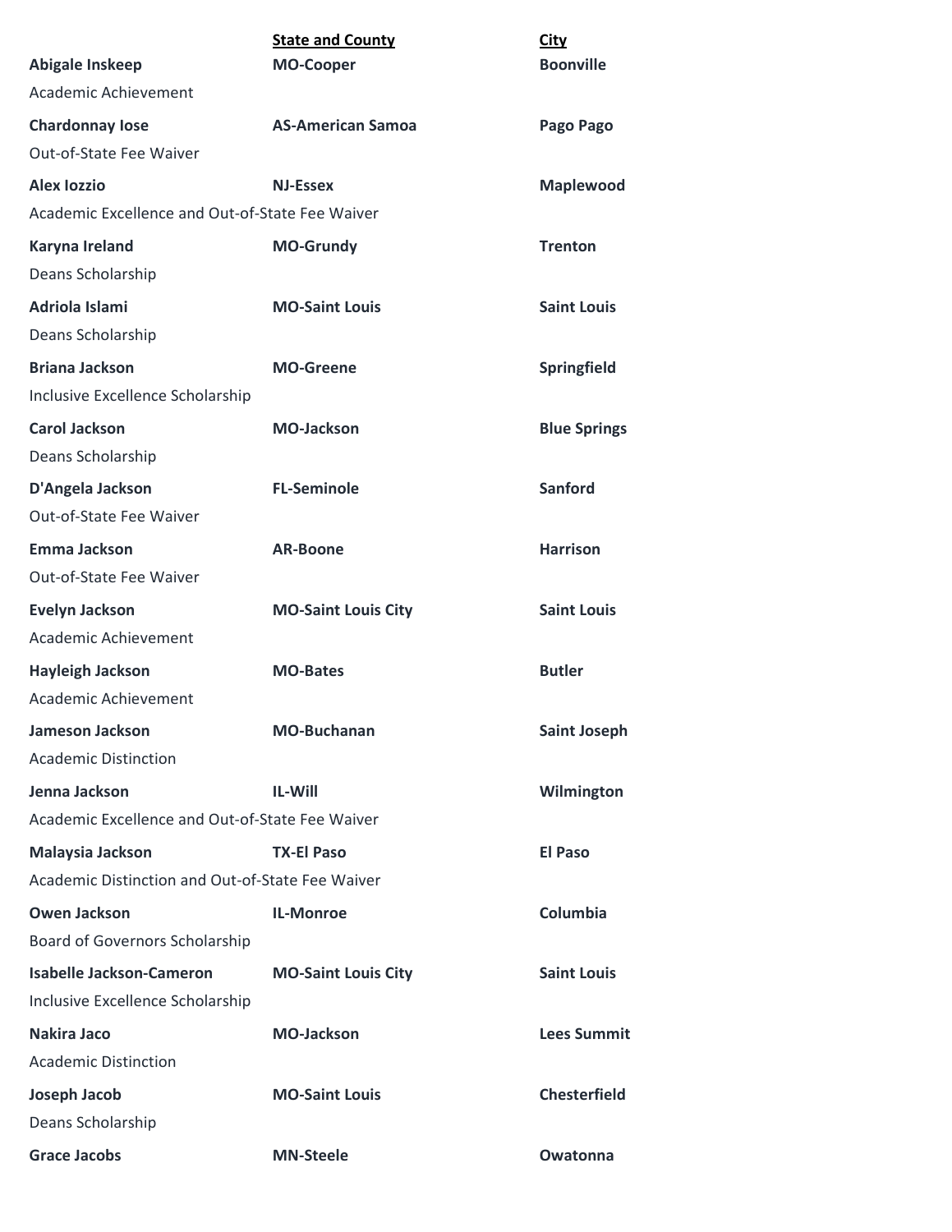| | State and County | City |
|---|---|---|
| **Abigale Inskeep** | **MO-Cooper** | **Boonville** |
| Academic Achievement | | |
| **Chardonnay Iose** | **AS-American Samoa** | **Pago Pago** |
| Out-of-State Fee Waiver | | |
| **Alex Iozzio** | **NJ-Essex** | **Maplewood** |
| Academic Excellence and Out-of-State Fee Waiver | | |
| **Karyna Ireland** | **MO-Grundy** | **Trenton** |
| Deans Scholarship | | |
| **Adriola Islami** | **MO-Saint Louis** | **Saint Louis** |
| Deans Scholarship | | |
| **Briana Jackson** | **MO-Greene** | **Springfield** |
| Inclusive Excellence Scholarship | | |
| **Carol Jackson** | **MO-Jackson** | **Blue Springs** |
| Deans Scholarship | | |
| **D'Angela Jackson** | **FL-Seminole** | **Sanford** |
| Out-of-State Fee Waiver | | |
| **Emma Jackson** | **AR-Boone** | **Harrison** |
| Out-of-State Fee Waiver | | |
| **Evelyn Jackson** | **MO-Saint Louis City** | **Saint Louis** |
| Academic Achievement | | |
| **Hayleigh Jackson** | **MO-Bates** | **Butler** |
| Academic Achievement | | |
| **Jameson Jackson** | **MO-Buchanan** | **Saint Joseph** |
| Academic Distinction | | |
| **Jenna Jackson** | **IL-Will** | **Wilmington** |
| Academic Excellence and Out-of-State Fee Waiver | | |
| **Malaysia Jackson** | **TX-El Paso** | **El Paso** |
| Academic Distinction and Out-of-State Fee Waiver | | |
| **Owen Jackson** | **IL-Monroe** | **Columbia** |
| Board of Governors Scholarship | | |
| **Isabelle Jackson-Cameron** | **MO-Saint Louis City** | **Saint Louis** |
| Inclusive Excellence Scholarship | | |
| **Nakira Jaco** | **MO-Jackson** | **Lees Summit** |
| Academic Distinction | | |
| **Joseph Jacob** | **MO-Saint Louis** | **Chesterfield** |
| Deans Scholarship | | |
| **Grace Jacobs** | **MN-Steele** | **Owatonna** |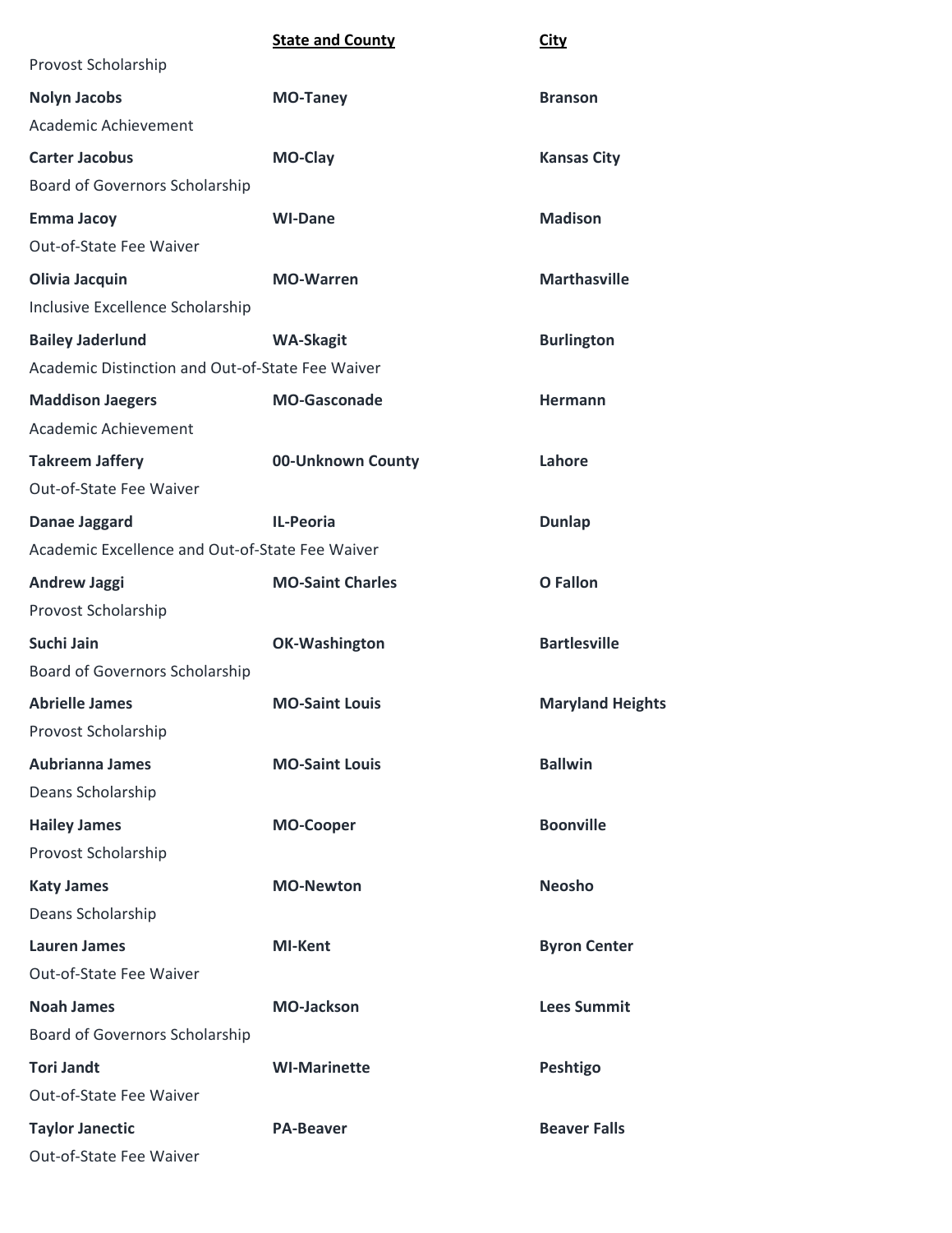| | State and County | City |
|---|---|---|
| Provost Scholarship | | |
| **Nolyn Jacobs** | **MO-Taney** | **Branson** |
| Academic Achievement | | |
| **Carter Jacobus** | **MO-Clay** | **Kansas City** |
| Board of Governors Scholarship | | |
| **Emma Jacoy** | **WI-Dane** | **Madison** |
| Out-of-State Fee Waiver | | |
| **Olivia Jacquin** | **MO-Warren** | **Marthasville** |
| Inclusive Excellence Scholarship | | |
| **Bailey Jaderlund** | **WA-Skagit** | **Burlington** |
| Academic Distinction and Out-of-State Fee Waiver | | |
| **Maddison Jaegers** | **MO-Gasconade** | **Hermann** |
| Academic Achievement | | |
| **Takreem Jaffery** | **00-Unknown County** | **Lahore** |
| Out-of-State Fee Waiver | | |
| **Danae Jaggard** | **IL-Peoria** | **Dunlap** |
| Academic Excellence and Out-of-State Fee Waiver | | |
| **Andrew Jaggi** | **MO-Saint Charles** | **O Fallon** |
| Provost Scholarship | | |
| **Suchi Jain** | **OK-Washington** | **Bartlesville** |
| Board of Governors Scholarship | | |
| **Abrielle James** | **MO-Saint Louis** | **Maryland Heights** |
| Provost Scholarship | | |
| **Aubrianna James** | **MO-Saint Louis** | **Ballwin** |
| Deans Scholarship | | |
| **Hailey James** | **MO-Cooper** | **Boonville** |
| Provost Scholarship | | |
| **Katy James** | **MO-Newton** | **Neosho** |
| Deans Scholarship | | |
| **Lauren James** | **MI-Kent** | **Byron Center** |
| Out-of-State Fee Waiver | | |
| **Noah James** | **MO-Jackson** | **Lees Summit** |
| Board of Governors Scholarship | | |
| **Tori Jandt** | **WI-Marinette** | **Peshtigo** |
| Out-of-State Fee Waiver | | |
| **Taylor Janectic** | **PA-Beaver** | **Beaver Falls** |
| Out-of-State Fee Waiver | | |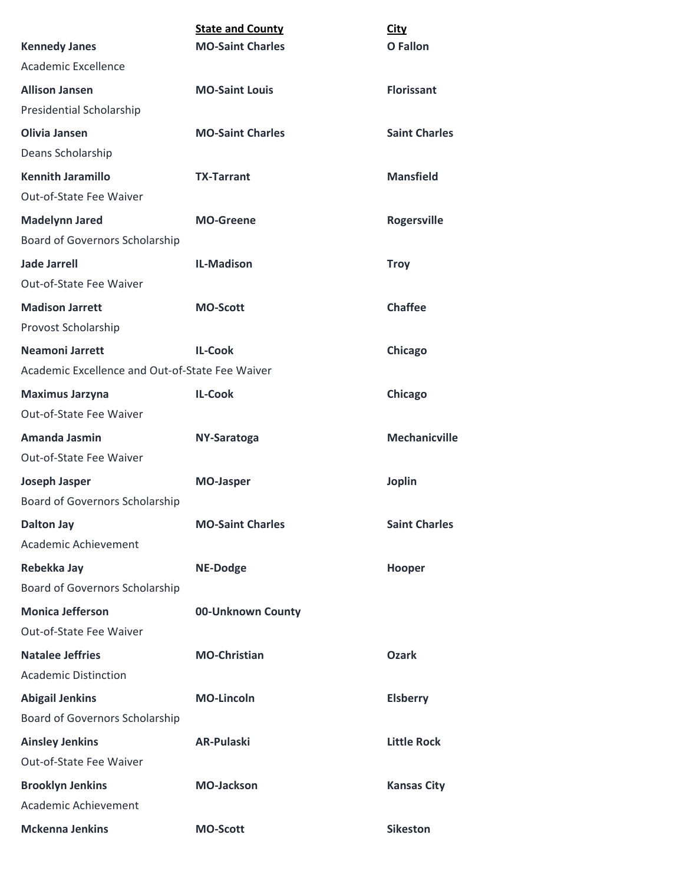| | State and County | City |
|---|---|---|
| **Kennedy Janes** | **MO-Saint Charles** | **O Fallon** |
| Academic Excellence | | |
| **Allison Jansen** | **MO-Saint Louis** | **Florissant** |
| Presidential Scholarship | | |
| **Olivia Jansen** | **MO-Saint Charles** | **Saint Charles** |
| Deans Scholarship | | |
| **Kennith Jaramillo** | **TX-Tarrant** | **Mansfield** |
| Out-of-State Fee Waiver | | |
| **Madelynn Jared** | **MO-Greene** | **Rogersville** |
| Board of Governors Scholarship | | |
| **Jade Jarrell** | **IL-Madison** | **Troy** |
| Out-of-State Fee Waiver | | |
| **Madison Jarrett** | **MO-Scott** | **Chaffee** |
| Provost Scholarship | | |
| **Neamoni Jarrett** | **IL-Cook** | **Chicago** |
| Academic Excellence and Out-of-State Fee Waiver | | |
| **Maximus Jarzyna** | **IL-Cook** | **Chicago** |
| Out-of-State Fee Waiver | | |
| **Amanda Jasmin** | **NY-Saratoga** | **Mechanicville** |
| Out-of-State Fee Waiver | | |
| **Joseph Jasper** | **MO-Jasper** | **Joplin** |
| Board of Governors Scholarship | | |
| **Dalton Jay** | **MO-Saint Charles** | **Saint Charles** |
| Academic Achievement | | |
| **Rebekka Jay** | **NE-Dodge** | **Hooper** |
| Board of Governors Scholarship | | |
| **Monica Jefferson** | **00-Unknown County** | |
| Out-of-State Fee Waiver | | |
| **Natalee Jeffries** | **MO-Christian** | **Ozark** |
| Academic Distinction | | |
| **Abigail Jenkins** | **MO-Lincoln** | **Elsberry** |
| Board of Governors Scholarship | | |
| **Ainsley Jenkins** | **AR-Pulaski** | **Little Rock** |
| Out-of-State Fee Waiver | | |
| **Brooklyn Jenkins** | **MO-Jackson** | **Kansas City** |
| Academic Achievement | | |
| **Mckenna Jenkins** | **MO-Scott** | **Sikeston** |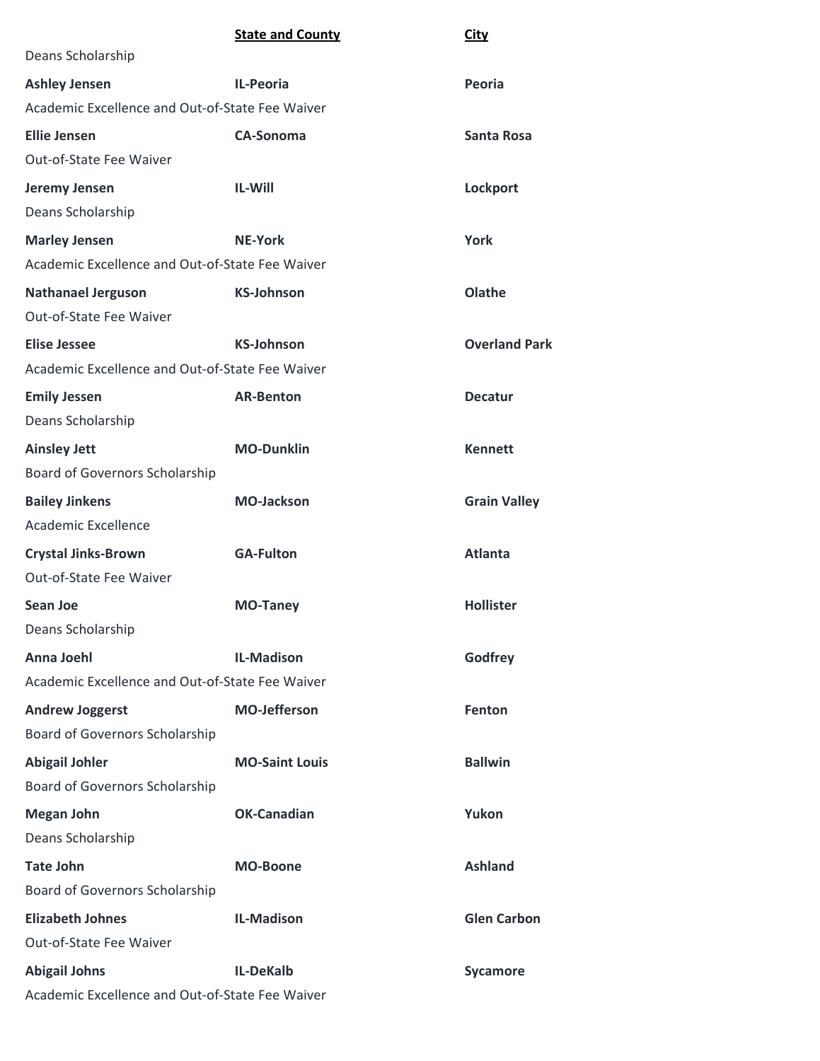| | **State and County** | **City** |
|---|---|---|
| Deans Scholarship | | |
| **Ashley Jensen** | **IL-Peoria** | **Peoria** |
| Academic Excellence and Out-of-State Fee Waiver | | |
| **Ellie Jensen** | **CA-Sonoma** | **Santa Rosa** |
| Out-of-State Fee Waiver | | |
| **Jeremy Jensen** | **IL-Will** | **Lockport** |
| Deans Scholarship | | |
| **Marley Jensen** | **NE-York** | **York** |
| Academic Excellence and Out-of-State Fee Waiver | | |
| **Nathanael Jerguson** | **KS-Johnson** | **Olathe** |
| Out-of-State Fee Waiver | | |
| **Elise Jessee** | **KS-Johnson** | **Overland Park** |
| Academic Excellence and Out-of-State Fee Waiver | | |
| **Emily Jessen** | **AR-Benton** | **Decatur** |
| Deans Scholarship | | |
| **Ainsley Jett** | **MO-Dunklin** | **Kennett** |
| Board of Governors Scholarship | | |
| **Bailey Jinkens** | **MO-Jackson** | **Grain Valley** |
| Academic Excellence | | |
| **Crystal Jinks-Brown** | **GA-Fulton** | **Atlanta** |
| Out-of-State Fee Waiver | | |
| **Sean Joe** | **MO-Taney** | **Hollister** |
| Deans Scholarship | | |
| **Anna Joehl** | **IL-Madison** | **Godfrey** |
| Academic Excellence and Out-of-State Fee Waiver | | |
| **Andrew Joggerst** | **MO-Jefferson** | **Fenton** |
| Board of Governors Scholarship | | |
| **Abigail Johler** | **MO-Saint Louis** | **Ballwin** |
| Board of Governors Scholarship | | |
| **Megan John** | **OK-Canadian** | **Yukon** |
| Deans Scholarship | | |
| **Tate John** | **MO-Boone** | **Ashland** |
| Board of Governors Scholarship | | |
| **Elizabeth Johnes** | **IL-Madison** | **Glen Carbon** |
| Out-of-State Fee Waiver | | |
| **Abigail Johns** | **IL-DeKalb** | **Sycamore** |
| Academic Excellence and Out-of-State Fee Waiver | | |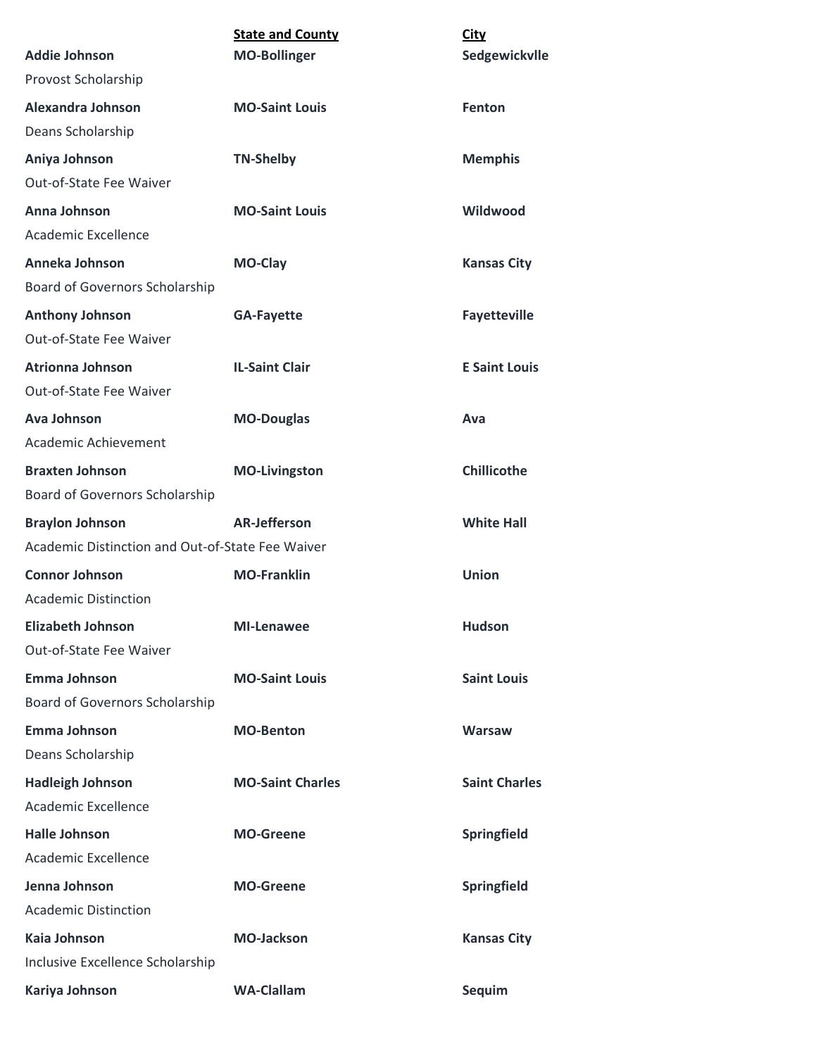| | State and County | City |
|---|---|---|
| **Addie Johnson** | **MO-Bollinger** | **Sedgewickvlle** |
| Provost Scholarship | | |
| **Alexandra Johnson** | **MO-Saint Louis** | **Fenton** |
| Deans Scholarship | | |
| **Aniya Johnson** | **TN-Shelby** | **Memphis** |
| Out-of-State Fee Waiver | | |
| **Anna Johnson** | **MO-Saint Louis** | **Wildwood** |
| Academic Excellence | | |
| **Anneka Johnson** | **MO-Clay** | **Kansas City** |
| Board of Governors Scholarship | | |
| **Anthony Johnson** | **GA-Fayette** | **Fayetteville** |
| Out-of-State Fee Waiver | | |
| **Atrionna Johnson** | **IL-Saint Clair** | **E Saint Louis** |
| Out-of-State Fee Waiver | | |
| **Ava Johnson** | **MO-Douglas** | **Ava** |
| Academic Achievement | | |
| **Braxten Johnson** | **MO-Livingston** | **Chillicothe** |
| Board of Governors Scholarship | | |
| **Braylon Johnson** | **AR-Jefferson** | **White Hall** |
| Academic Distinction and Out-of-State Fee Waiver | | |
| **Connor Johnson** | **MO-Franklin** | **Union** |
| Academic Distinction | | |
| **Elizabeth Johnson** | **MI-Lenawee** | **Hudson** |
| Out-of-State Fee Waiver | | |
| **Emma Johnson** | **MO-Saint Louis** | **Saint Louis** |
| Board of Governors Scholarship | | |
| **Emma Johnson** | **MO-Benton** | **Warsaw** |
| Deans Scholarship | | |
| **Hadleigh Johnson** | **MO-Saint Charles** | **Saint Charles** |
| Academic Excellence | | |
| **Halle Johnson** | **MO-Greene** | **Springfield** |
| Academic Excellence | | |
| **Jenna Johnson** | **MO-Greene** | **Springfield** |
| Academic Distinction | | |
| **Kaia Johnson** | **MO-Jackson** | **Kansas City** |
| Inclusive Excellence Scholarship | | |
| **Kariya Johnson** | **WA-Clallam** | **Sequim** |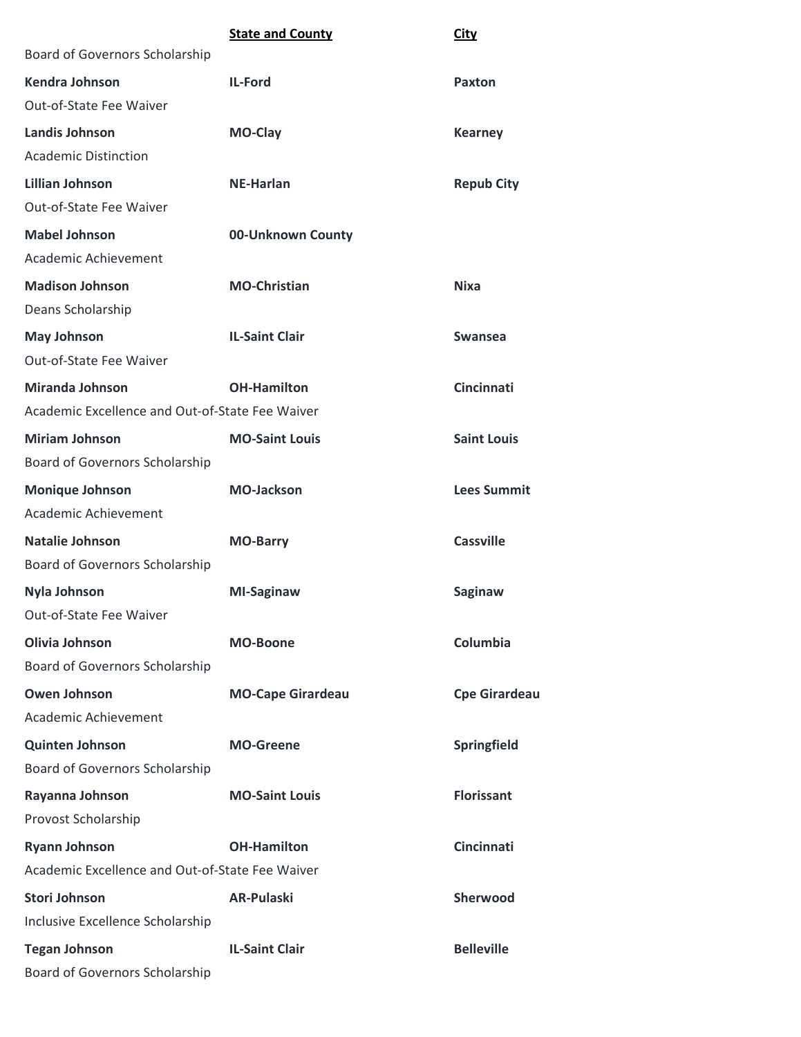| | State and County | City |
|---|---|---|
| Board of Governors Scholarship | | |
| **Kendra Johnson** | **IL-Ford** | **Paxton** |
| Out-of-State Fee Waiver | | |
| **Landis Johnson** | **MO-Clay** | **Kearney** |
| Academic Distinction | | |
| **Lillian Johnson** | **NE-Harlan** | **Repub City** |
| Out-of-State Fee Waiver | | |
| **Mabel Johnson** | **00-Unknown County** | |
| Academic Achievement | | |
| **Madison Johnson** | **MO-Christian** | **Nixa** |
| Deans Scholarship | | |
| **May Johnson** | **IL-Saint Clair** | **Swansea** |
| Out-of-State Fee Waiver | | |
| **Miranda Johnson** | **OH-Hamilton** | **Cincinnati** |
| Academic Excellence and Out-of-State Fee Waiver | | |
| **Miriam Johnson** | **MO-Saint Louis** | **Saint Louis** |
| Board of Governors Scholarship | | |
| **Monique Johnson** | **MO-Jackson** | **Lees Summit** |
| Academic Achievement | | |
| **Natalie Johnson** | **MO-Barry** | **Cassville** |
| Board of Governors Scholarship | | |
| **Nyla Johnson** | **MI-Saginaw** | **Saginaw** |
| Out-of-State Fee Waiver | | |
| **Olivia Johnson** | **MO-Boone** | **Columbia** |
| Board of Governors Scholarship | | |
| **Owen Johnson** | **MO-Cape Girardeau** | **Cpe Girardeau** |
| Academic Achievement | | |
| **Quinten Johnson** | **MO-Greene** | **Springfield** |
| Board of Governors Scholarship | | |
| **Rayanna Johnson** | **MO-Saint Louis** | **Florissant** |
| Provost Scholarship | | |
| **Ryann Johnson** | **OH-Hamilton** | **Cincinnati** |
| Academic Excellence and Out-of-State Fee Waiver | | |
| **Stori Johnson** | **AR-Pulaski** | **Sherwood** |
| Inclusive Excellence Scholarship | | |
| **Tegan Johnson** | **IL-Saint Clair** | **Belleville** |
| Board of Governors Scholarship | | |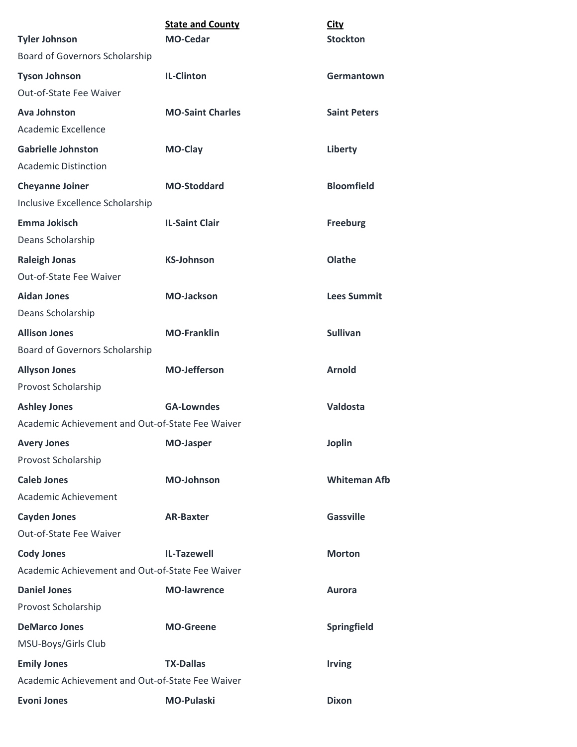| | State and County | City |
|---|---|---|
| **Tyler Johnson** | **MO-Cedar** | **Stockton** |
| Board of Governors Scholarship | | |
| **Tyson Johnson** | **IL-Clinton** | **Germantown** |
| Out-of-State Fee Waiver | | |
| **Ava Johnston** | **MO-Saint Charles** | **Saint Peters** |
| Academic Excellence | | |
| **Gabrielle Johnston** | **MO-Clay** | **Liberty** |
| Academic Distinction | | |
| **Cheyanne Joiner** | **MO-Stoddard** | **Bloomfield** |
| Inclusive Excellence Scholarship | | |
| **Emma Jokisch** | **IL-Saint Clair** | **Freeburg** |
| Deans Scholarship | | |
| **Raleigh Jonas** | **KS-Johnson** | **Olathe** |
| Out-of-State Fee Waiver | | |
| **Aidan Jones** | **MO-Jackson** | **Lees Summit** |
| Deans Scholarship | | |
| **Allison Jones** | **MO-Franklin** | **Sullivan** |
| Board of Governors Scholarship | | |
| **Allyson Jones** | **MO-Jefferson** | **Arnold** |
| Provost Scholarship | | |
| **Ashley Jones** | **GA-Lowndes** | **Valdosta** |
| Academic Achievement and Out-of-State Fee Waiver | | |
| **Avery Jones** | **MO-Jasper** | **Joplin** |
| Provost Scholarship | | |
| **Caleb Jones** | **MO-Johnson** | **Whiteman Afb** |
| Academic Achievement | | |
| **Cayden Jones** | **AR-Baxter** | **Gassville** |
| Out-of-State Fee Waiver | | |
| **Cody Jones** | **IL-Tazewell** | **Morton** |
| Academic Achievement and Out-of-State Fee Waiver | | |
| **Daniel Jones** | **MO-lawrence** | **Aurora** |
| Provost Scholarship | | |
| **DeMarco Jones** | **MO-Greene** | **Springfield** |
| MSU-Boys/Girls Club | | |
| **Emily Jones** | **TX-Dallas** | **Irving** |
| Academic Achievement and Out-of-State Fee Waiver | | |
| **Evoni Jones** | **MO-Pulaski** | **Dixon** |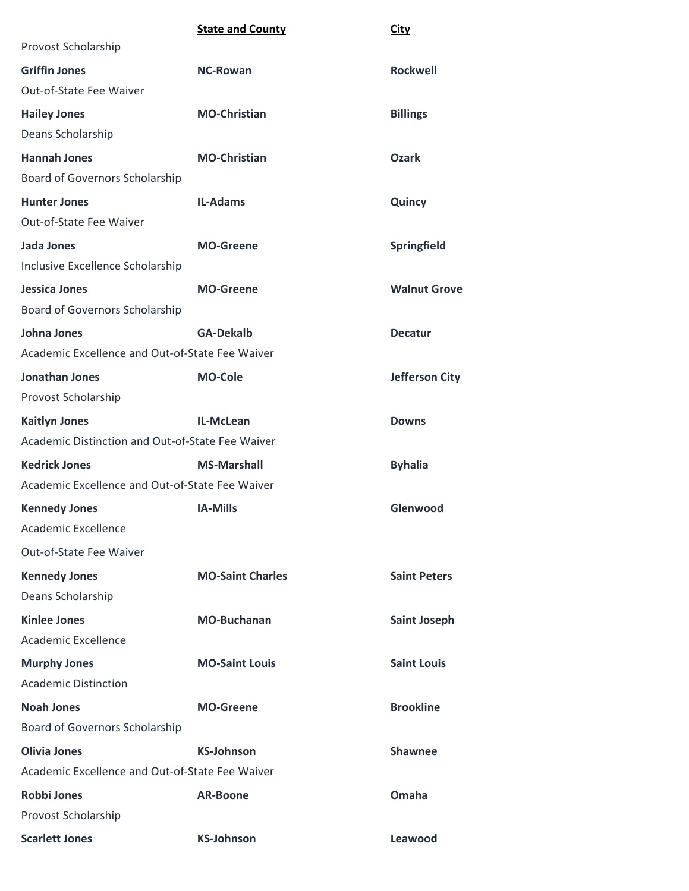| | **State and County** | **City** |
|---|---|---|
| Provost Scholarship | | |
| **Griffin Jones** | **NC-Rowan** | **Rockwell** |
| Out-of-State Fee Waiver | | |
| **Hailey Jones** | **MO-Christian** | **Billings** |
| Deans Scholarship | | |
| **Hannah Jones** | **MO-Christian** | **Ozark** |
| Board of Governors Scholarship | | |
| **Hunter Jones** | **IL-Adams** | **Quincy** |
| Out-of-State Fee Waiver | | |
| **Jada Jones** | **MO-Greene** | **Springfield** |
| Inclusive Excellence Scholarship | | |
| **Jessica Jones** | **MO-Greene** | **Walnut Grove** |
| Board of Governors Scholarship | | |
| **Johna Jones** | **GA-Dekalb** | **Decatur** |
| Academic Excellence and Out-of-State Fee Waiver | | |
| **Jonathan Jones** | **MO-Cole** | **Jefferson City** |
| Provost Scholarship | | |
| **Kaitlyn Jones** | **IL-McLean** | **Downs** |
| Academic Distinction and Out-of-State Fee Waiver | | |
| **Kedrick Jones** | **MS-Marshall** | **Byhalia** |
| Academic Excellence and Out-of-State Fee Waiver | | |
| **Kennedy Jones** | **IA-Mills** | **Glenwood** |
| Academic Excellence | | |
| Out-of-State Fee Waiver | | |
| **Kennedy Jones** | **MO-Saint Charles** | **Saint Peters** |
| Deans Scholarship | | |
| **Kinlee Jones** | **MO-Buchanan** | **Saint Joseph** |
| Academic Excellence | | |
| **Murphy Jones** | **MO-Saint Louis** | **Saint Louis** |
| Academic Distinction | | |
| **Noah Jones** | **MO-Greene** | **Brookline** |
| Board of Governors Scholarship | | |
| **Olivia Jones** | **KS-Johnson** | **Shawnee** |
| Academic Excellence and Out-of-State Fee Waiver | | |
| **Robbi Jones** | **AR-Boone** | **Omaha** |
| Provost Scholarship | | |
| **Scarlett Jones** | **KS-Johnson** | **Leawood** |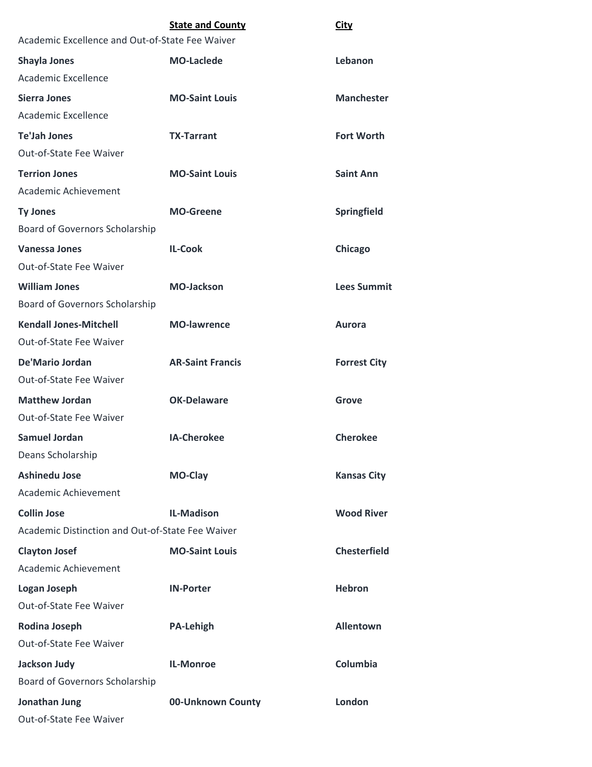| | State and County | City |
|---|---|---|
| Academic Excellence and Out-of-State Fee Waiver | | |
| **Shayla Jones** | **MO-Laclede** | **Lebanon** |
| Academic Excellence | | |
| **Sierra Jones** | **MO-Saint Louis** | **Manchester** |
| Academic Excellence | | |
| **Te'Jah Jones** | **TX-Tarrant** | **Fort Worth** |
| Out-of-State Fee Waiver | | |
| **Terrion Jones** | **MO-Saint Louis** | **Saint Ann** |
| Academic Achievement | | |
| **Ty Jones** | **MO-Greene** | **Springfield** |
| Board of Governors Scholarship | | |
| **Vanessa Jones** | **IL-Cook** | **Chicago** |
| Out-of-State Fee Waiver | | |
| **William Jones** | **MO-Jackson** | **Lees Summit** |
| Board of Governors Scholarship | | |
| **Kendall Jones-Mitchell** | **MO-lawrence** | **Aurora** |
| Out-of-State Fee Waiver | | |
| **De'Mario Jordan** | **AR-Saint Francis** | **Forrest City** |
| Out-of-State Fee Waiver | | |
| **Matthew Jordan** | **OK-Delaware** | **Grove** |
| Out-of-State Fee Waiver | | |
| **Samuel Jordan** | **IA-Cherokee** | **Cherokee** |
| Deans Scholarship | | |
| **Ashinedu Jose** | **MO-Clay** | **Kansas City** |
| Academic Achievement | | |
| **Collin Jose** | **IL-Madison** | **Wood River** |
| Academic Distinction and Out-of-State Fee Waiver | | |
| **Clayton Josef** | **MO-Saint Louis** | **Chesterfield** |
| Academic Achievement | | |
| **Logan Joseph** | **IN-Porter** | **Hebron** |
| Out-of-State Fee Waiver | | |
| **Rodina Joseph** | **PA-Lehigh** | **Allentown** |
| Out-of-State Fee Waiver | | |
| **Jackson Judy** | **IL-Monroe** | **Columbia** |
| Board of Governors Scholarship | | |
| **Jonathan Jung** | **00-Unknown County** | **London** |
| Out-of-State Fee Waiver | | |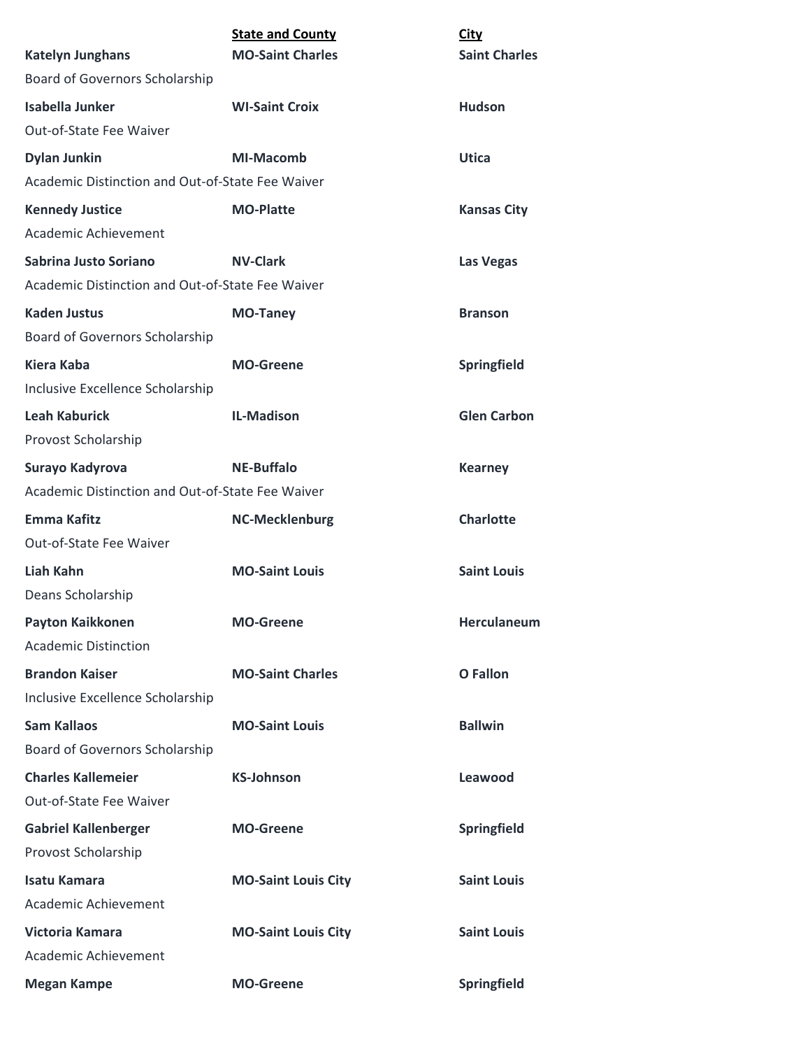| | State and County | City |
|---|---|---|
| **Katelyn Junghans** | **MO-Saint Charles** | **Saint Charles** |
| Board of Governors Scholarship | | |
| **Isabella Junker** | **WI-Saint Croix** | **Hudson** |
| Out-of-State Fee Waiver | | |
| **Dylan Junkin** | **MI-Macomb** | **Utica** |
| Academic Distinction and Out-of-State Fee Waiver | | |
| **Kennedy Justice** | **MO-Platte** | **Kansas City** |
| Academic Achievement | | |
| **Sabrina Justo Soriano** | **NV-Clark** | **Las Vegas** |
| Academic Distinction and Out-of-State Fee Waiver | | |
| **Kaden Justus** | **MO-Taney** | **Branson** |
| Board of Governors Scholarship | | |
| **Kiera Kaba** | **MO-Greene** | **Springfield** |
| Inclusive Excellence Scholarship | | |
| **Leah Kaburick** | **IL-Madison** | **Glen Carbon** |
| Provost Scholarship | | |
| **Surayo Kadyrova** | **NE-Buffalo** | **Kearney** |
| Academic Distinction and Out-of-State Fee Waiver | | |
| **Emma Kafitz** | **NC-Mecklenburg** | **Charlotte** |
| Out-of-State Fee Waiver | | |
| **Liah Kahn** | **MO-Saint Louis** | **Saint Louis** |
| Deans Scholarship | | |
| **Payton Kaikkonen** | **MO-Greene** | **Herculaneum** |
| Academic Distinction | | |
| **Brandon Kaiser** | **MO-Saint Charles** | **O Fallon** |
| Inclusive Excellence Scholarship | | |
| **Sam Kallaos** | **MO-Saint Louis** | **Ballwin** |
| Board of Governors Scholarship | | |
| **Charles Kallemeier** | **KS-Johnson** | **Leawood** |
| Out-of-State Fee Waiver | | |
| **Gabriel Kallenberger** | **MO-Greene** | **Springfield** |
| Provost Scholarship | | |
| **Isatu Kamara** | **MO-Saint Louis City** | **Saint Louis** |
| Academic Achievement | | |
| **Victoria Kamara** | **MO-Saint Louis City** | **Saint Louis** |
| Academic Achievement | | |
| **Megan Kampe** | **MO-Greene** | **Springfield** |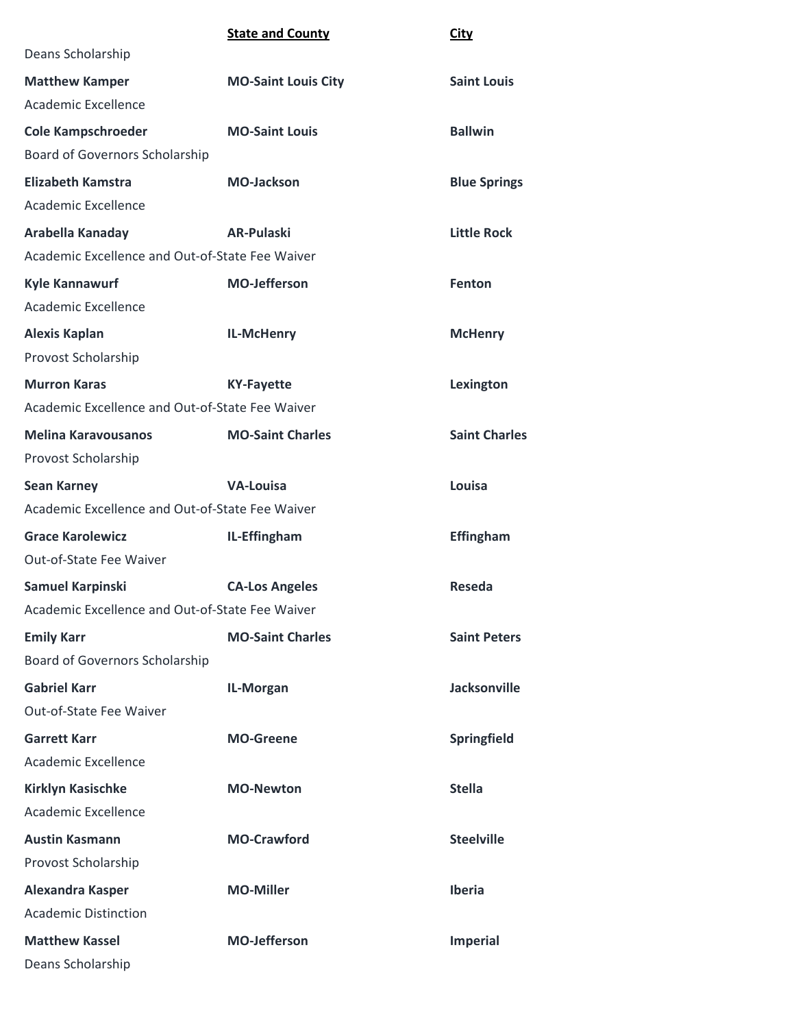| | State and County | City |
|---|---|---|
| Deans Scholarship | | |
| **Matthew Kamper** | **MO-Saint Louis City** | **Saint Louis** |
| Academic Excellence | | |
| **Cole Kampschroeder** | **MO-Saint Louis** | **Ballwin** |
| Board of Governors Scholarship | | |
| **Elizabeth Kamstra** | **MO-Jackson** | **Blue Springs** |
| Academic Excellence | | |
| **Arabella Kanaday** | **AR-Pulaski** | **Little Rock** |
| Academic Excellence and Out-of-State Fee Waiver | | |
| **Kyle Kannawurf** | **MO-Jefferson** | **Fenton** |
| Academic Excellence | | |
| **Alexis Kaplan** | **IL-McHenry** | **McHenry** |
| Provost Scholarship | | |
| **Murron Karas** | **KY-Fayette** | **Lexington** |
| Academic Excellence and Out-of-State Fee Waiver | | |
| **Melina Karavousanos** | **MO-Saint Charles** | **Saint Charles** |
| Provost Scholarship | | |
| **Sean Karney** | **VA-Louisa** | **Louisa** |
| Academic Excellence and Out-of-State Fee Waiver | | |
| **Grace Karolewicz** | **IL-Effingham** | **Effingham** |
| Out-of-State Fee Waiver | | |
| **Samuel Karpinski** | **CA-Los Angeles** | **Reseda** |
| Academic Excellence and Out-of-State Fee Waiver | | |
| **Emily Karr** | **MO-Saint Charles** | **Saint Peters** |
| Board of Governors Scholarship | | |
| **Gabriel Karr** | **IL-Morgan** | **Jacksonville** |
| Out-of-State Fee Waiver | | |
| **Garrett Karr** | **MO-Greene** | **Springfield** |
| Academic Excellence | | |
| **Kirklyn Kasischke** | **MO-Newton** | **Stella** |
| Academic Excellence | | |
| **Austin Kasmann** | **MO-Crawford** | **Steelville** |
| Provost Scholarship | | |
| **Alexandra Kasper** | **MO-Miller** | **Iberia** |
| Academic Distinction | | |
| **Matthew Kassel** | **MO-Jefferson** | **Imperial** |
| Deans Scholarship | | |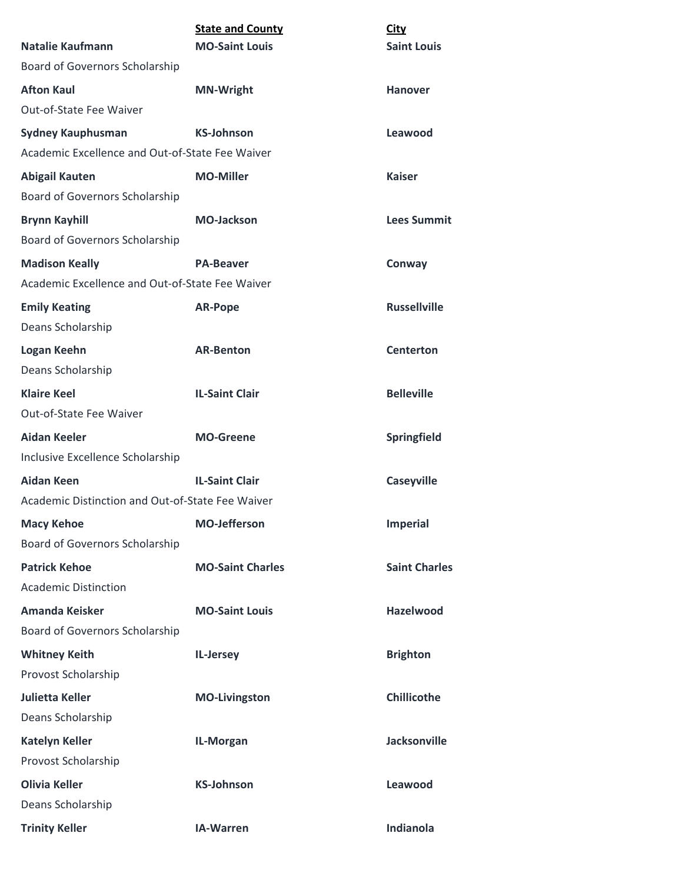| | State and County | City |
|---|---|---|
| **Natalie Kaufmann** | **MO-Saint Louis** | **Saint Louis** |
| Board of Governors Scholarship | | |
| **Afton Kaul** | **MN-Wright** | **Hanover** |
| Out-of-State Fee Waiver | | |
| **Sydney Kauphusman** | **KS-Johnson** | **Leawood** |
| Academic Excellence and Out-of-State Fee Waiver | | |
| **Abigail Kauten** | **MO-Miller** | **Kaiser** |
| Board of Governors Scholarship | | |
| **Brynn Kayhill** | **MO-Jackson** | **Lees Summit** |
| Board of Governors Scholarship | | |
| **Madison Keally** | **PA-Beaver** | **Conway** |
| Academic Excellence and Out-of-State Fee Waiver | | |
| **Emily Keating** | **AR-Pope** | **Russellville** |
| Deans Scholarship | | |
| **Logan Keehn** | **AR-Benton** | **Centerton** |
| Deans Scholarship | | |
| **Klaire Keel** | **IL-Saint Clair** | **Belleville** |
| Out-of-State Fee Waiver | | |
| **Aidan Keeler** | **MO-Greene** | **Springfield** |
| Inclusive Excellence Scholarship | | |
| **Aidan Keen** | **IL-Saint Clair** | **Caseyville** |
| Academic Distinction and Out-of-State Fee Waiver | | |
| **Macy Kehoe** | **MO-Jefferson** | **Imperial** |
| Board of Governors Scholarship | | |
| **Patrick Kehoe** | **MO-Saint Charles** | **Saint Charles** |
| Academic Distinction | | |
| **Amanda Keisker** | **MO-Saint Louis** | **Hazelwood** |
| Board of Governors Scholarship | | |
| **Whitney Keith** | **IL-Jersey** | **Brighton** |
| Provost Scholarship | | |
| **Julietta Keller** | **MO-Livingston** | **Chillicothe** |
| Deans Scholarship | | |
| **Katelyn Keller** | **IL-Morgan** | **Jacksonville** |
| Provost Scholarship | | |
| **Olivia Keller** | **KS-Johnson** | **Leawood** |
| Deans Scholarship | | |
| **Trinity Keller** | **IA-Warren** | **Indianola** |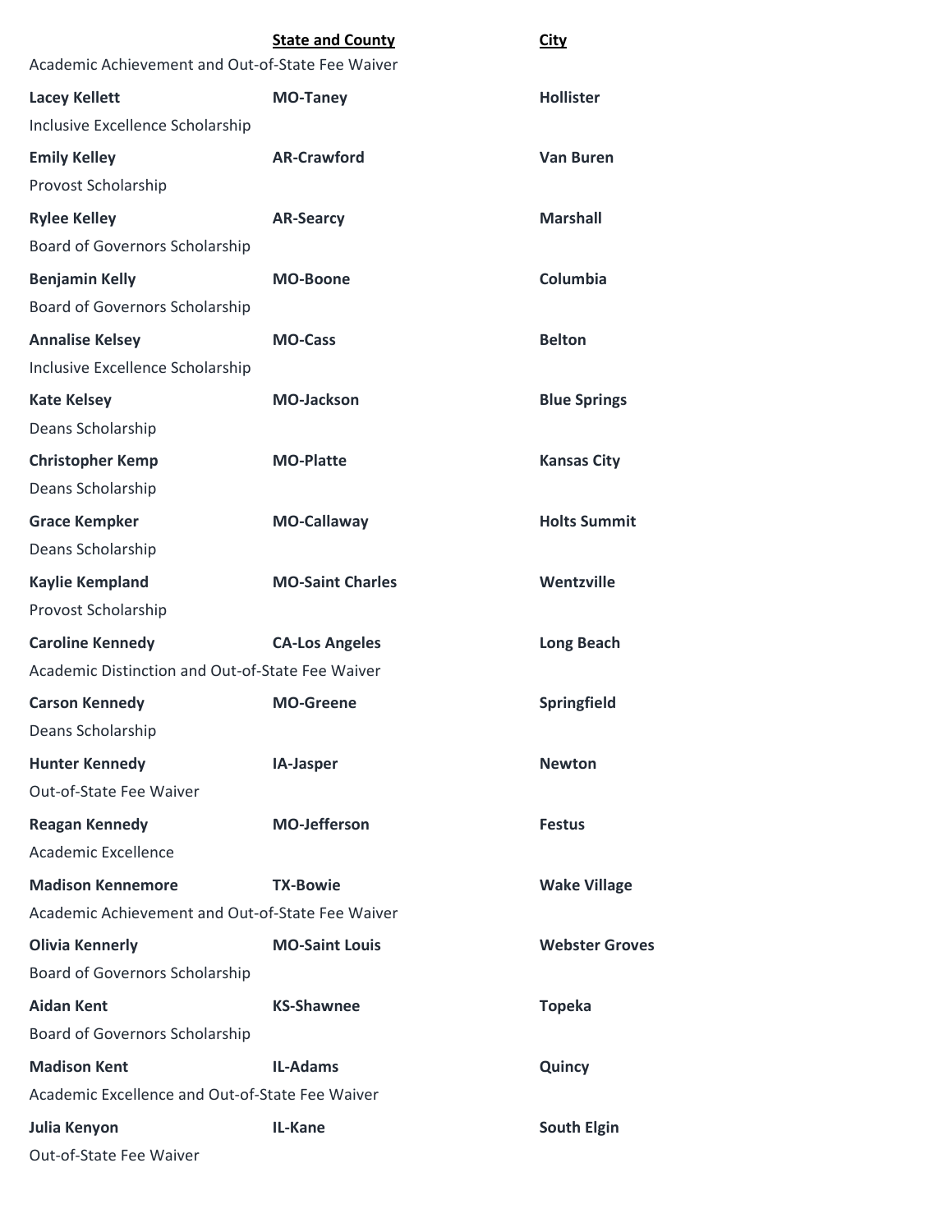| | State and County | City |
|---|---|---|
| Academic Achievement and Out-of-State Fee Waiver | | |
| **Lacey Kellett** | **MO-Taney** | **Hollister** |
| Inclusive Excellence Scholarship | | |
| **Emily Kelley** | **AR-Crawford** | **Van Buren** |
| Provost Scholarship | | |
| **Rylee Kelley** | **AR-Searcy** | **Marshall** |
| Board of Governors Scholarship | | |
| **Benjamin Kelly** | **MO-Boone** | **Columbia** |
| Board of Governors Scholarship | | |
| **Annalise Kelsey** | **MO-Cass** | **Belton** |
| Inclusive Excellence Scholarship | | |
| **Kate Kelsey** | **MO-Jackson** | **Blue Springs** |
| Deans Scholarship | | |
| **Christopher Kemp** | **MO-Platte** | **Kansas City** |
| Deans Scholarship | | |
| **Grace Kempker** | **MO-Callaway** | **Holts Summit** |
| Deans Scholarship | | |
| **Kaylie Kempland** | **MO-Saint Charles** | **Wentzville** |
| Provost Scholarship | | |
| **Caroline Kennedy** | **CA-Los Angeles** | **Long Beach** |
| Academic Distinction and Out-of-State Fee Waiver | | |
| **Carson Kennedy** | **MO-Greene** | **Springfield** |
| Deans Scholarship | | |
| **Hunter Kennedy** | **IA-Jasper** | **Newton** |
| Out-of-State Fee Waiver | | |
| **Reagan Kennedy** | **MO-Jefferson** | **Festus** |
| Academic Excellence | | |
| **Madison Kennemore** | **TX-Bowie** | **Wake Village** |
| Academic Achievement and Out-of-State Fee Waiver | | |
| **Olivia Kennerly** | **MO-Saint Louis** | **Webster Groves** |
| Board of Governors Scholarship | | |
| **Aidan Kent** | **KS-Shawnee** | **Topeka** |
| Board of Governors Scholarship | | |
| **Madison Kent** | **IL-Adams** | **Quincy** |
| Academic Excellence and Out-of-State Fee Waiver | | |
| **Julia Kenyon** | **IL-Kane** | **South Elgin** |
| Out-of-State Fee Waiver | | |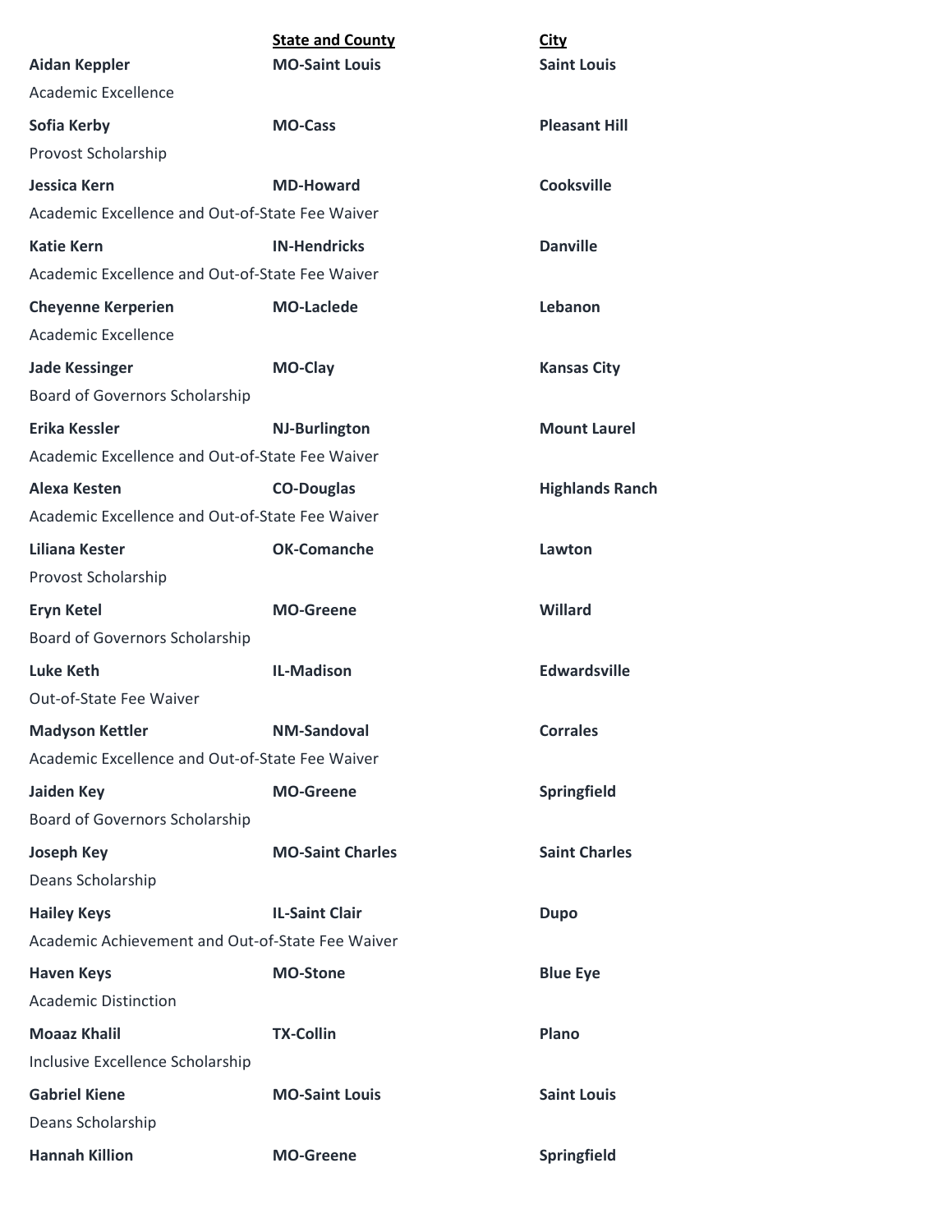| | State and County | City |
|---|---|---|
| **Aidan Keppler** | **MO-Saint Louis** | **Saint Louis** |
| Academic Excellence | | |
| **Sofia Kerby** | **MO-Cass** | **Pleasant Hill** |
| Provost Scholarship | | |
| **Jessica Kern** | **MD-Howard** | **Cooksville** |
| Academic Excellence and Out-of-State Fee Waiver | | |
| **Katie Kern** | **IN-Hendricks** | **Danville** |
| Academic Excellence and Out-of-State Fee Waiver | | |
| **Cheyenne Kerperien** | **MO-Laclede** | **Lebanon** |
| Academic Excellence | | |
| **Jade Kessinger** | **MO-Clay** | **Kansas City** |
| Board of Governors Scholarship | | |
| **Erika Kessler** | **NJ-Burlington** | **Mount Laurel** |
| Academic Excellence and Out-of-State Fee Waiver | | |
| **Alexa Kesten** | **CO-Douglas** | **Highlands Ranch** |
| Academic Excellence and Out-of-State Fee Waiver | | |
| **Liliana Kester** | **OK-Comanche** | **Lawton** |
| Provost Scholarship | | |
| **Eryn Ketel** | **MO-Greene** | **Willard** |
| Board of Governors Scholarship | | |
| **Luke Keth** | **IL-Madison** | **Edwardsville** |
| Out-of-State Fee Waiver | | |
| **Madyson Kettler** | **NM-Sandoval** | **Corrales** |
| Academic Excellence and Out-of-State Fee Waiver | | |
| **Jaiden Key** | **MO-Greene** | **Springfield** |
| Board of Governors Scholarship | | |
| **Joseph Key** | **MO-Saint Charles** | **Saint Charles** |
| Deans Scholarship | | |
| **Hailey Keys** | **IL-Saint Clair** | **Dupo** |
| Academic Achievement and Out-of-State Fee Waiver | | |
| **Haven Keys** | **MO-Stone** | **Blue Eye** |
| Academic Distinction | | |
| **Moaaz Khalil** | **TX-Collin** | **Plano** |
| Inclusive Excellence Scholarship | | |
| **Gabriel Kiene** | **MO-Saint Louis** | **Saint Louis** |
| Deans Scholarship | | |
| **Hannah Killion** | **MO-Greene** | **Springfield** |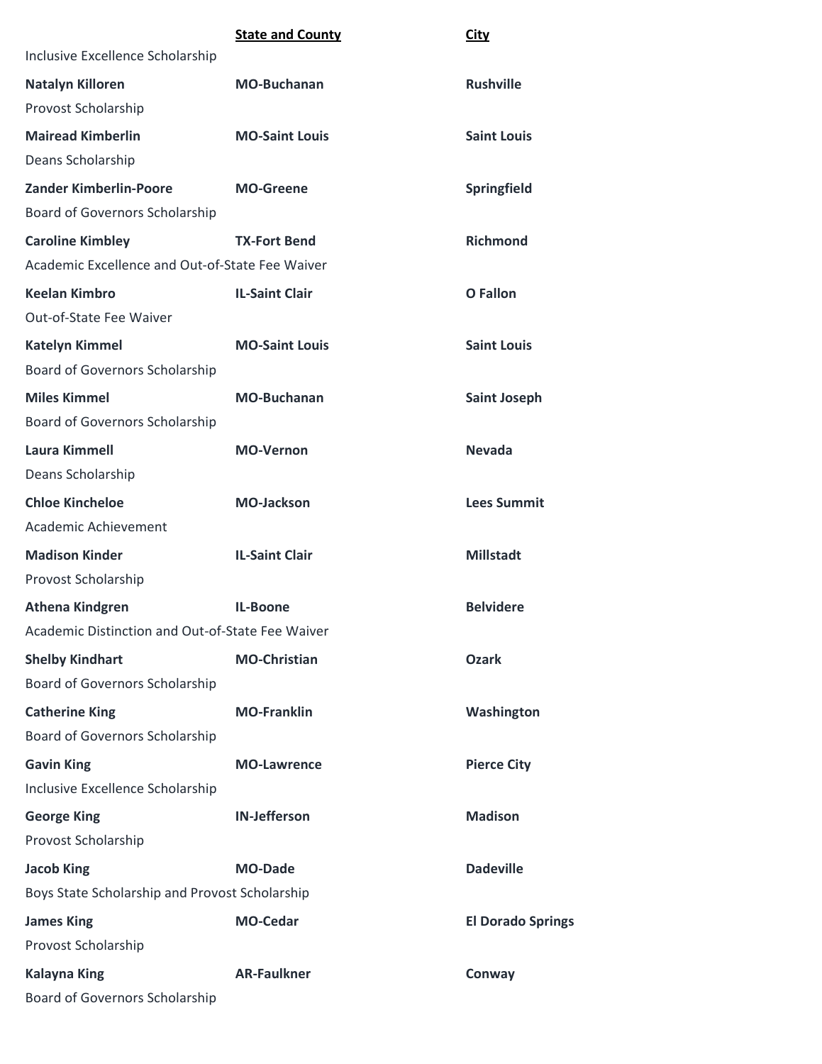| | **State and County** | **City** |
|---|---|---|
| Inclusive Excellence Scholarship | | |
| **Natalyn Killoren** | **MO-Buchanan** | **Rushville** |
| Provost Scholarship | | |
| **Mairead Kimberlin** | **MO-Saint Louis** | **Saint Louis** |
| Deans Scholarship | | |
| **Zander Kimberlin-Poore** | **MO-Greene** | **Springfield** |
| Board of Governors Scholarship | | |
| **Caroline Kimbley** | **TX-Fort Bend** | **Richmond** |
| Academic Excellence and Out-of-State Fee Waiver | | |
| **Keelan Kimbro** | **IL-Saint Clair** | **O Fallon** |
| Out-of-State Fee Waiver | | |
| **Katelyn Kimmel** | **MO-Saint Louis** | **Saint Louis** |
| Board of Governors Scholarship | | |
| **Miles Kimmel** | **MO-Buchanan** | **Saint Joseph** |
| Board of Governors Scholarship | | |
| **Laura Kimmell** | **MO-Vernon** | **Nevada** |
| Deans Scholarship | | |
| **Chloe Kincheloe** | **MO-Jackson** | **Lees Summit** |
| Academic Achievement | | |
| **Madison Kinder** | **IL-Saint Clair** | **Millstadt** |
| Provost Scholarship | | |
| **Athena Kindgren** | **IL-Boone** | **Belvidere** |
| Academic Distinction and Out-of-State Fee Waiver | | |
| **Shelby Kindhart** | **MO-Christian** | **Ozark** |
| Board of Governors Scholarship | | |
| **Catherine King** | **MO-Franklin** | **Washington** |
| Board of Governors Scholarship | | |
| **Gavin King** | **MO-Lawrence** | **Pierce City** |
| Inclusive Excellence Scholarship | | |
| **George King** | **IN-Jefferson** | **Madison** |
| Provost Scholarship | | |
| **Jacob King** | **MO-Dade** | **Dadeville** |
| Boys State Scholarship and Provost Scholarship | | |
| **James King** | **MO-Cedar** | **El Dorado Springs** |
| Provost Scholarship | | |
| **Kalayna King** | **AR-Faulkner** | **Conway** |
| Board of Governors Scholarship | | |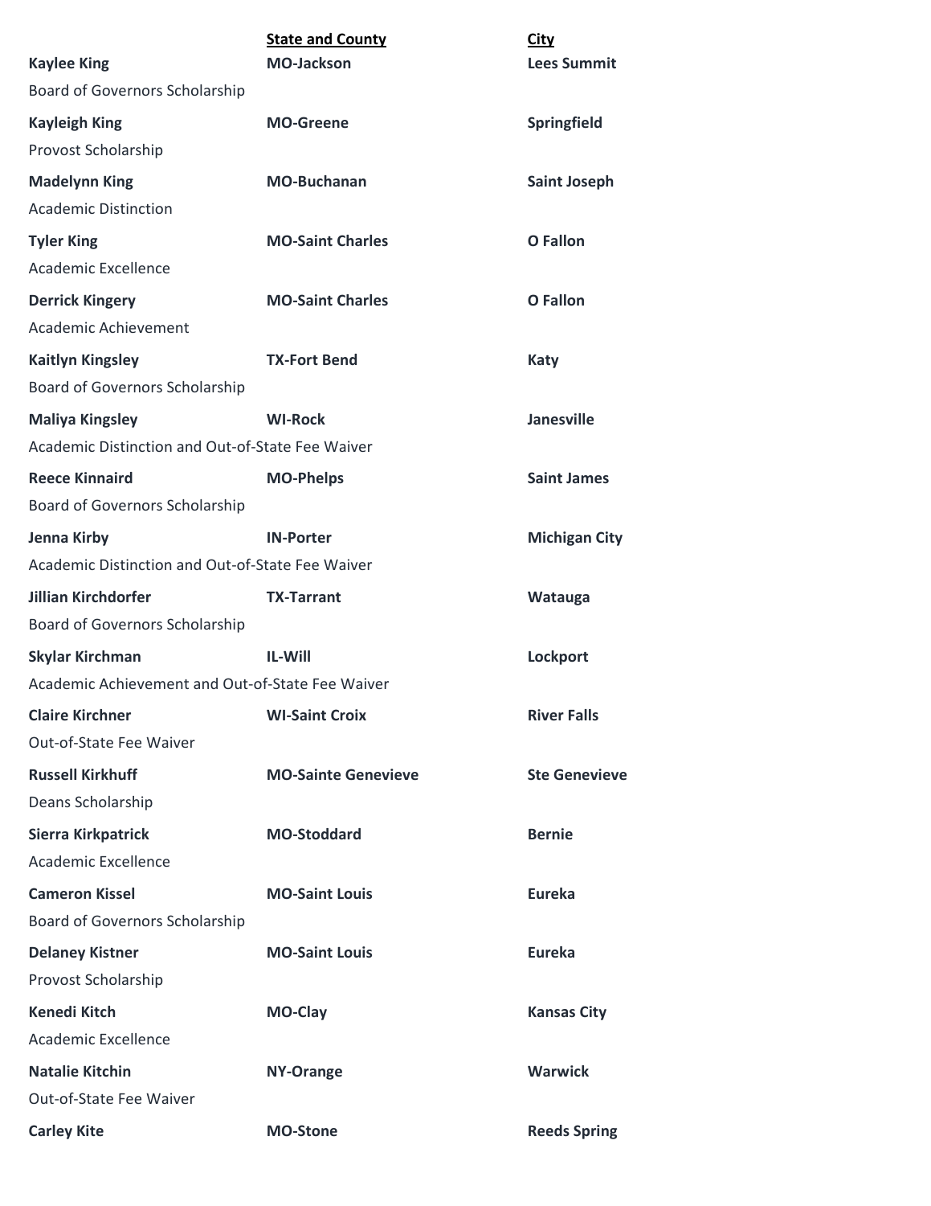| | State and County | City |
|---|---|---|
| **Kaylee King** | **MO-Jackson** | **Lees Summit** |
| Board of Governors Scholarship | | |
| **Kayleigh King** | **MO-Greene** | **Springfield** |
| Provost Scholarship | | |
| **Madelynn King** | **MO-Buchanan** | **Saint Joseph** |
| Academic Distinction | | |
| **Tyler King** | **MO-Saint Charles** | **O Fallon** |
| Academic Excellence | | |
| **Derrick Kingery** | **MO-Saint Charles** | **O Fallon** |
| Academic Achievement | | |
| **Kaitlyn Kingsley** | **TX-Fort Bend** | **Katy** |
| Board of Governors Scholarship | | |
| **Maliya Kingsley** | **WI-Rock** | **Janesville** |
| Academic Distinction and Out-of-State Fee Waiver | | |
| **Reece Kinnaird** | **MO-Phelps** | **Saint James** |
| Board of Governors Scholarship | | |
| **Jenna Kirby** | **IN-Porter** | **Michigan City** |
| Academic Distinction and Out-of-State Fee Waiver | | |
| **Jillian Kirchdorfer** | **TX-Tarrant** | **Watauga** |
| Board of Governors Scholarship | | |
| **Skylar Kirchman** | **IL-Will** | **Lockport** |
| Academic Achievement and Out-of-State Fee Waiver | | |
| **Claire Kirchner** | **WI-Saint Croix** | **River Falls** |
| Out-of-State Fee Waiver | | |
| **Russell Kirkhuff** | **MO-Sainte Genevieve** | **Ste Genevieve** |
| Deans Scholarship | | |
| **Sierra Kirkpatrick** | **MO-Stoddard** | **Bernie** |
| Academic Excellence | | |
| **Cameron Kissel** | **MO-Saint Louis** | **Eureka** |
| Board of Governors Scholarship | | |
| **Delaney Kistner** | **MO-Saint Louis** | **Eureka** |
| Provost Scholarship | | |
| **Kenedi Kitch** | **MO-Clay** | **Kansas City** |
| Academic Excellence | | |
| **Natalie Kitchin** | **NY-Orange** | **Warwick** |
| Out-of-State Fee Waiver | | |
| **Carley Kite** | **MO-Stone** | **Reeds Spring** |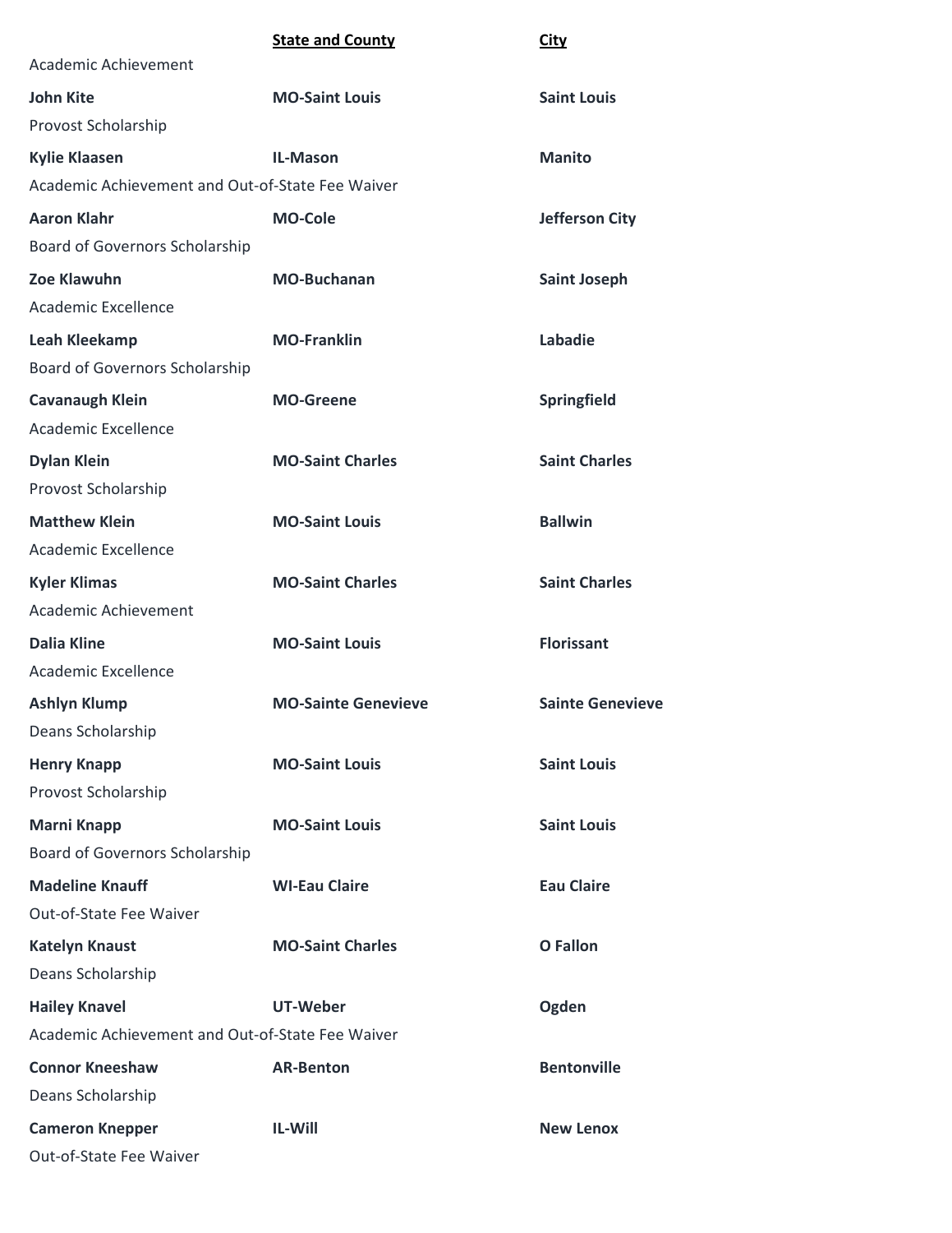| | State and County | City |
|---|---|---|
| Academic Achievement | | |
| **John Kite** | **MO-Saint Louis** | **Saint Louis** |
| Provost Scholarship | | |
| **Kylie Klaasen** | **IL-Mason** | **Manito** |
| Academic Achievement and Out-of-State Fee Waiver | | |
| **Aaron Klahr** | **MO-Cole** | **Jefferson City** |
| Board of Governors Scholarship | | |
| **Zoe Klawuhn** | **MO-Buchanan** | **Saint Joseph** |
| Academic Excellence | | |
| **Leah Kleekamp** | **MO-Franklin** | **Labadie** |
| Board of Governors Scholarship | | |
| **Cavanaugh Klein** | **MO-Greene** | **Springfield** |
| Academic Excellence | | |
| **Dylan Klein** | **MO-Saint Charles** | **Saint Charles** |
| Provost Scholarship | | |
| **Matthew Klein** | **MO-Saint Louis** | **Ballwin** |
| Academic Excellence | | |
| **Kyler Klimas** | **MO-Saint Charles** | **Saint Charles** |
| Academic Achievement | | |
| **Dalia Kline** | **MO-Saint Louis** | **Florissant** |
| Academic Excellence | | |
| **Ashlyn Klump** | **MO-Sainte Genevieve** | **Sainte Genevieve** |
| Deans Scholarship | | |
| **Henry Knapp** | **MO-Saint Louis** | **Saint Louis** |
| Provost Scholarship | | |
| **Marni Knapp** | **MO-Saint Louis** | **Saint Louis** |
| Board of Governors Scholarship | | |
| **Madeline Knauff** | **WI-Eau Claire** | **Eau Claire** |
| Out-of-State Fee Waiver | | |
| **Katelyn Knaust** | **MO-Saint Charles** | **O Fallon** |
| Deans Scholarship | | |
| **Hailey Knavel** | **UT-Weber** | **Ogden** |
| Academic Achievement and Out-of-State Fee Waiver | | |
| **Connor Kneeshaw** | **AR-Benton** | **Bentonville** |
| Deans Scholarship | | |
| **Cameron Knepper** | **IL-Will** | **New Lenox** |
| Out-of-State Fee Waiver | | |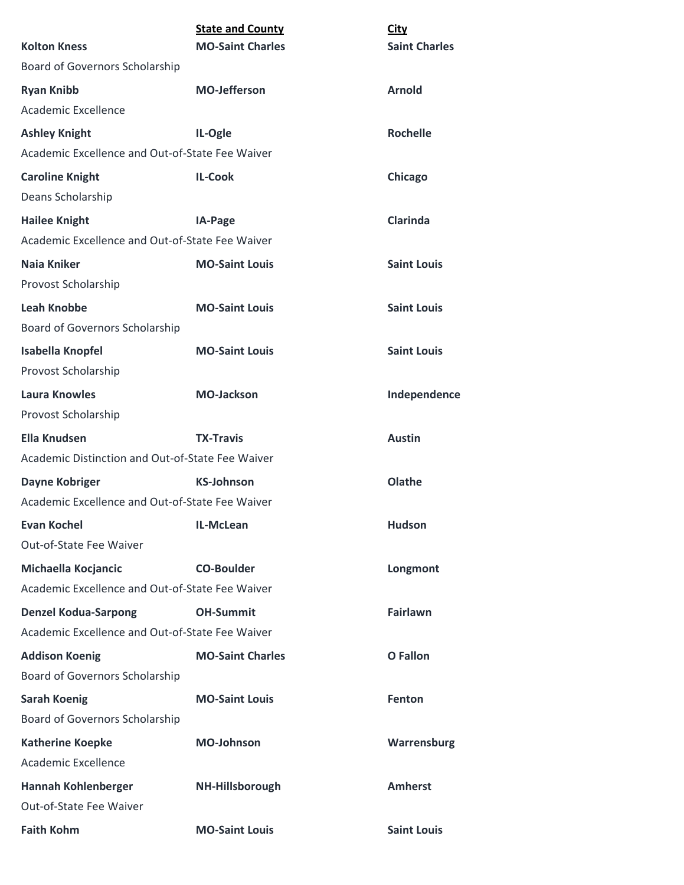| | State and County | City |
|---|---|---|
| **Kolton Kness** | **MO-Saint Charles** | **Saint Charles** |
| Board of Governors Scholarship | | |
| **Ryan Knibb** | **MO-Jefferson** | **Arnold** |
| Academic Excellence | | |
| **Ashley Knight** | **IL-Ogle** | **Rochelle** |
| Academic Excellence and Out-of-State Fee Waiver | | |
| **Caroline Knight** | **IL-Cook** | **Chicago** |
| Deans Scholarship | | |
| **Hailee Knight** | **IA-Page** | **Clarinda** |
| Academic Excellence and Out-of-State Fee Waiver | | |
| **Naia Kniker** | **MO-Saint Louis** | **Saint Louis** |
| Provost Scholarship | | |
| **Leah Knobbe** | **MO-Saint Louis** | **Saint Louis** |
| Board of Governors Scholarship | | |
| **Isabella Knopfel** | **MO-Saint Louis** | **Saint Louis** |
| Provost Scholarship | | |
| **Laura Knowles** | **MO-Jackson** | **Independence** |
| Provost Scholarship | | |
| **Ella Knudsen** | **TX-Travis** | **Austin** |
| Academic Distinction and Out-of-State Fee Waiver | | |
| **Dayne Kobriger** | **KS-Johnson** | **Olathe** |
| Academic Excellence and Out-of-State Fee Waiver | | |
| **Evan Kochel** | **IL-McLean** | **Hudson** |
| Out-of-State Fee Waiver | | |
| **Michaella Kocjancic** | **CO-Boulder** | **Longmont** |
| Academic Excellence and Out-of-State Fee Waiver | | |
| **Denzel Kodua-Sarpong** | **OH-Summit** | **Fairlawn** |
| Academic Excellence and Out-of-State Fee Waiver | | |
| **Addison Koenig** | **MO-Saint Charles** | **O Fallon** |
| Board of Governors Scholarship | | |
| **Sarah Koenig** | **MO-Saint Louis** | **Fenton** |
| Board of Governors Scholarship | | |
| **Katherine Koepke** | **MO-Johnson** | **Warrensburg** |
| Academic Excellence | | |
| **Hannah Kohlenberger** | **NH-Hillsborough** | **Amherst** |
| Out-of-State Fee Waiver | | |
| **Faith Kohm** | **MO-Saint Louis** | **Saint Louis** |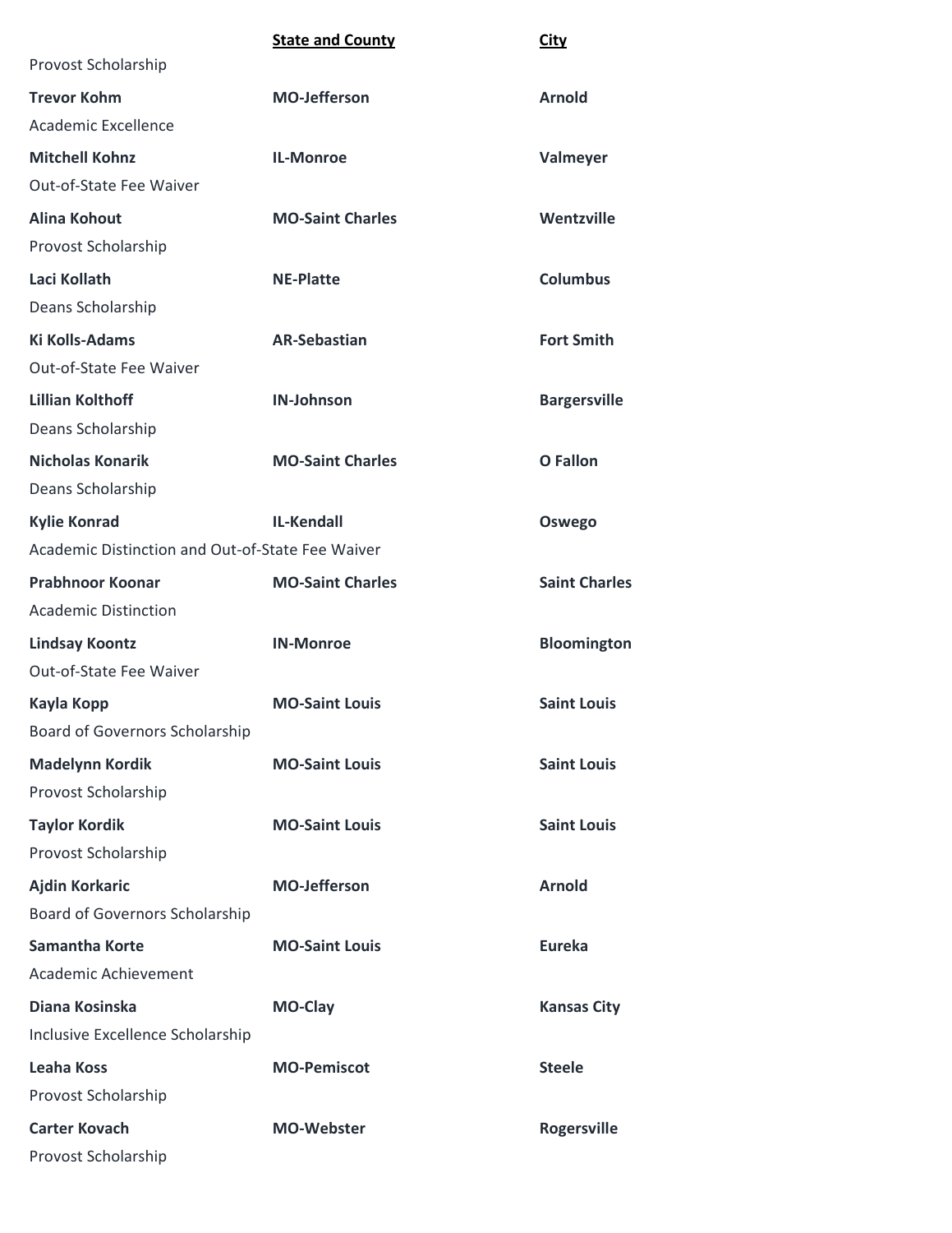| | **State and County** | **City** |
|---|---|---|
| Provost Scholarship | | |
| **Trevor Kohm** | **MO-Jefferson** | **Arnold** |
| Academic Excellence | | |
| **Mitchell Kohnz** | **IL-Monroe** | **Valmeyer** |
| Out-of-State Fee Waiver | | |
| **Alina Kohout** | **MO-Saint Charles** | **Wentzville** |
| Provost Scholarship | | |
| **Laci Kollath** | **NE-Platte** | **Columbus** |
| Deans Scholarship | | |
| **Ki Kolls-Adams** | **AR-Sebastian** | **Fort Smith** |
| Out-of-State Fee Waiver | | |
| **Lillian Kolthoff** | **IN-Johnson** | **Bargersville** |
| Deans Scholarship | | |
| **Nicholas Konarik** | **MO-Saint Charles** | **O Fallon** |
| Deans Scholarship | | |
| **Kylie Konrad** | **IL-Kendall** | **Oswego** |
| Academic Distinction and Out-of-State Fee Waiver | | |
| **Prabhnoor Koonar** | **MO-Saint Charles** | **Saint Charles** |
| Academic Distinction | | |
| **Lindsay Koontz** | **IN-Monroe** | **Bloomington** |
| Out-of-State Fee Waiver | | |
| **Kayla Kopp** | **MO-Saint Louis** | **Saint Louis** |
| Board of Governors Scholarship | | |
| **Madelynn Kordik** | **MO-Saint Louis** | **Saint Louis** |
| Provost Scholarship | | |
| **Taylor Kordik** | **MO-Saint Louis** | **Saint Louis** |
| Provost Scholarship | | |
| **Ajdin Korkaric** | **MO-Jefferson** | **Arnold** |
| Board of Governors Scholarship | | |
| **Samantha Korte** | **MO-Saint Louis** | **Eureka** |
| Academic Achievement | | |
| **Diana Kosinska** | **MO-Clay** | **Kansas City** |
| Inclusive Excellence Scholarship | | |
| **Leaha Koss** | **MO-Pemiscot** | **Steele** |
| Provost Scholarship | | |
| **Carter Kovach** | **MO-Webster** | **Rogersville** |
| Provost Scholarship | | |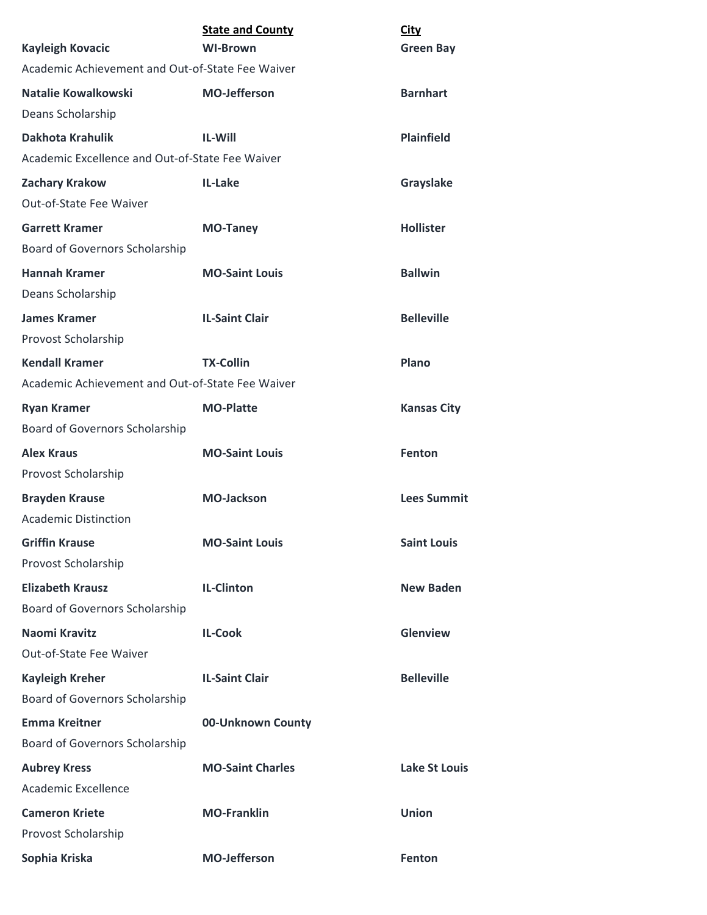| | State and County | City |
|---|---|---|
| **Kayleigh Kovacic** | **WI-Brown** | **Green Bay** |
| Academic Achievement and Out-of-State Fee Waiver | | |
| **Natalie Kowalkowski** | **MO-Jefferson** | **Barnhart** |
| Deans Scholarship | | |
| **Dakhota Krahulik** | **IL-Will** | **Plainfield** |
| Academic Excellence and Out-of-State Fee Waiver | | |
| **Zachary Krakow** | **IL-Lake** | **Grayslake** |
| Out-of-State Fee Waiver | | |
| **Garrett Kramer** | **MO-Taney** | **Hollister** |
| Board of Governors Scholarship | | |
| **Hannah Kramer** | **MO-Saint Louis** | **Ballwin** |
| Deans Scholarship | | |
| **James Kramer** | **IL-Saint Clair** | **Belleville** |
| Provost Scholarship | | |
| **Kendall Kramer** | **TX-Collin** | **Plano** |
| Academic Achievement and Out-of-State Fee Waiver | | |
| **Ryan Kramer** | **MO-Platte** | **Kansas City** |
| Board of Governors Scholarship | | |
| **Alex Kraus** | **MO-Saint Louis** | **Fenton** |
| Provost Scholarship | | |
| **Brayden Krause** | **MO-Jackson** | **Lees Summit** |
| Academic Distinction | | |
| **Griffin Krause** | **MO-Saint Louis** | **Saint Louis** |
| Provost Scholarship | | |
| **Elizabeth Krausz** | **IL-Clinton** | **New Baden** |
| Board of Governors Scholarship | | |
| **Naomi Kravitz** | **IL-Cook** | **Glenview** |
| Out-of-State Fee Waiver | | |
| **Kayleigh Kreher** | **IL-Saint Clair** | **Belleville** |
| Board of Governors Scholarship | | |
| **Emma Kreitner** | **00-Unknown County** | |
| Board of Governors Scholarship | | |
| **Aubrey Kress** | **MO-Saint Charles** | **Lake St Louis** |
| Academic Excellence | | |
| **Cameron Kriete** | **MO-Franklin** | **Union** |
| Provost Scholarship | | |
| **Sophia Kriska** | **MO-Jefferson** | **Fenton** |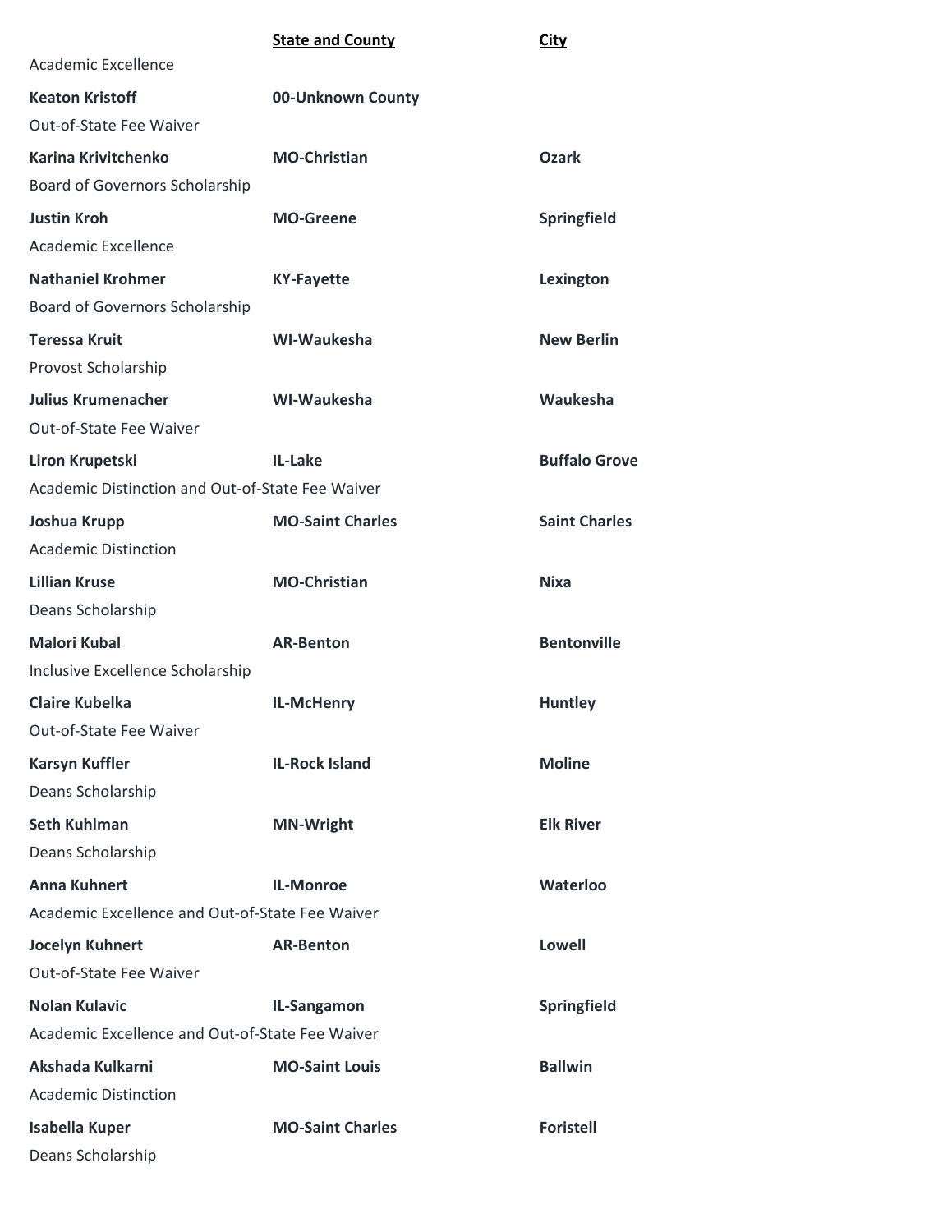| | State and County | City |
|---|---|---|
| Academic Excellence | | |
| **Keaton Kristoff** | **00-Unknown County** | |
| Out-of-State Fee Waiver | | |
| **Karina Krivitchenko** | **MO-Christian** | **Ozark** |
| Board of Governors Scholarship | | |
| **Justin Kroh** | **MO-Greene** | **Springfield** |
| Academic Excellence | | |
| **Nathaniel Krohmer** | **KY-Fayette** | **Lexington** |
| Board of Governors Scholarship | | |
| **Teressa Kruit** | **WI-Waukesha** | **New Berlin** |
| Provost Scholarship | | |
| **Julius Krumenacher** | **WI-Waukesha** | **Waukesha** |
| Out-of-State Fee Waiver | | |
| **Liron Krupetski** | **IL-Lake** | **Buffalo Grove** |
| Academic Distinction and Out-of-State Fee Waiver | | |
| **Joshua Krupp** | **MO-Saint Charles** | **Saint Charles** |
| Academic Distinction | | |
| **Lillian Kruse** | **MO-Christian** | **Nixa** |
| Deans Scholarship | | |
| **Malori Kubal** | **AR-Benton** | **Bentonville** |
| Inclusive Excellence Scholarship | | |
| **Claire Kubelka** | **IL-McHenry** | **Huntley** |
| Out-of-State Fee Waiver | | |
| **Karsyn Kuffler** | **IL-Rock Island** | **Moline** |
| Deans Scholarship | | |
| **Seth Kuhlman** | **MN-Wright** | **Elk River** |
| Deans Scholarship | | |
| **Anna Kuhnert** | **IL-Monroe** | **Waterloo** |
| Academic Excellence and Out-of-State Fee Waiver | | |
| **Jocelyn Kuhnert** | **AR-Benton** | **Lowell** |
| Out-of-State Fee Waiver | | |
| **Nolan Kulavic** | **IL-Sangamon** | **Springfield** |
| Academic Excellence and Out-of-State Fee Waiver | | |
| **Akshada Kulkarni** | **MO-Saint Louis** | **Ballwin** |
| Academic Distinction | | |
| **Isabella Kuper** | **MO-Saint Charles** | **Foristell** |
| Deans Scholarship | | |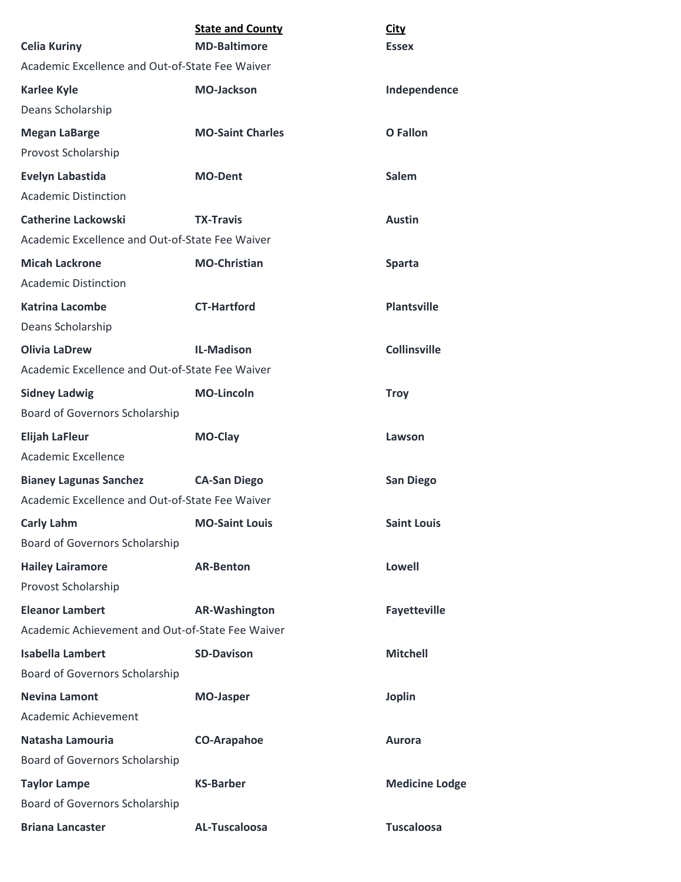| | State and County | City |
|---|---|---|
| **Celia Kuriny** | **MD-Baltimore** | **Essex** |
| Academic Excellence and Out-of-State Fee Waiver | | |
| **Karlee Kyle** | **MO-Jackson** | **Independence** |
| Deans Scholarship | | |
| **Megan LaBarge** | **MO-Saint Charles** | **O Fallon** |
| Provost Scholarship | | |
| **Evelyn Labastida** | **MO-Dent** | **Salem** |
| Academic Distinction | | |
| **Catherine Lackowski** | **TX-Travis** | **Austin** |
| Academic Excellence and Out-of-State Fee Waiver | | |
| **Micah Lackrone** | **MO-Christian** | **Sparta** |
| Academic Distinction | | |
| **Katrina Lacombe** | **CT-Hartford** | **Plantsville** |
| Deans Scholarship | | |
| **Olivia LaDrew** | **IL-Madison** | **Collinsville** |
| Academic Excellence and Out-of-State Fee Waiver | | |
| **Sidney Ladwig** | **MO-Lincoln** | **Troy** |
| Board of Governors Scholarship | | |
| **Elijah LaFleur** | **MO-Clay** | **Lawson** |
| Academic Excellence | | |
| **Bianey Lagunas Sanchez** | **CA-San Diego** | **San Diego** |
| Academic Excellence and Out-of-State Fee Waiver | | |
| **Carly Lahm** | **MO-Saint Louis** | **Saint Louis** |
| Board of Governors Scholarship | | |
| **Hailey Lairamore** | **AR-Benton** | **Lowell** |
| Provost Scholarship | | |
| **Eleanor Lambert** | **AR-Washington** | **Fayetteville** |
| Academic Achievement and Out-of-State Fee Waiver | | |
| **Isabella Lambert** | **SD-Davison** | **Mitchell** |
| Board of Governors Scholarship | | |
| **Nevina Lamont** | **MO-Jasper** | **Joplin** |
| Academic Achievement | | |
| **Natasha Lamouria** | **CO-Arapahoe** | **Aurora** |
| Board of Governors Scholarship | | |
| **Taylor Lampe** | **KS-Barber** | **Medicine Lodge** |
| Board of Governors Scholarship | | |
| **Briana Lancaster** | **AL-Tuscaloosa** | **Tuscaloosa** |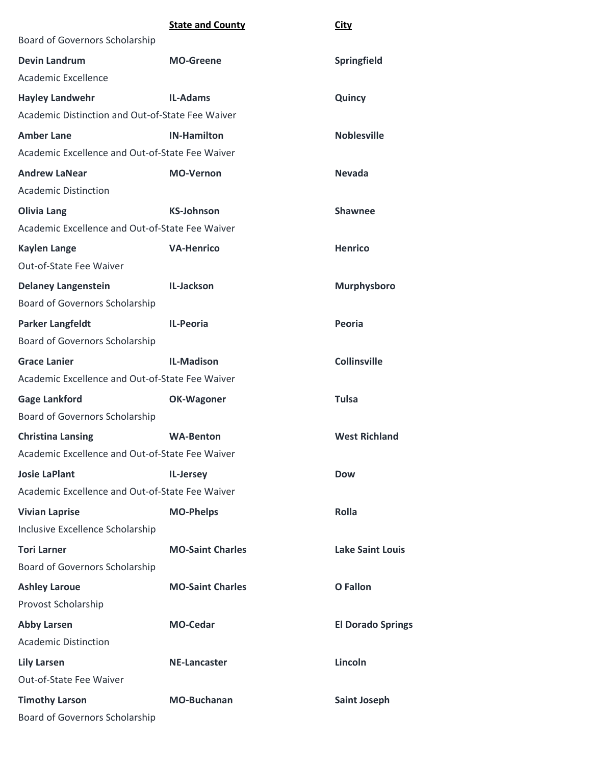| | State and County | City |
|---|---|---|
| Board of Governors Scholarship | | |
| **Devin Landrum** | **MO-Greene** | **Springfield** |
| Academic Excellence | | |
| **Hayley Landwehr** | **IL-Adams** | **Quincy** |
| Academic Distinction and Out-of-State Fee Waiver | | |
| **Amber Lane** | **IN-Hamilton** | **Noblesville** |
| Academic Excellence and Out-of-State Fee Waiver | | |
| **Andrew LaNear** | **MO-Vernon** | **Nevada** |
| Academic Distinction | | |
| **Olivia Lang** | **KS-Johnson** | **Shawnee** |
| Academic Excellence and Out-of-State Fee Waiver | | |
| **Kaylen Lange** | **VA-Henrico** | **Henrico** |
| Out-of-State Fee Waiver | | |
| **Delaney Langenstein** | **IL-Jackson** | **Murphysboro** |
| Board of Governors Scholarship | | |
| **Parker Langfeldt** | **IL-Peoria** | **Peoria** |
| Board of Governors Scholarship | | |
| **Grace Lanier** | **IL-Madison** | **Collinsville** |
| Academic Excellence and Out-of-State Fee Waiver | | |
| **Gage Lankford** | **OK-Wagoner** | **Tulsa** |
| Board of Governors Scholarship | | |
| **Christina Lansing** | **WA-Benton** | **West Richland** |
| Academic Excellence and Out-of-State Fee Waiver | | |
| **Josie LaPlant** | **IL-Jersey** | **Dow** |
| Academic Excellence and Out-of-State Fee Waiver | | |
| **Vivian Laprise** | **MO-Phelps** | **Rolla** |
| Inclusive Excellence Scholarship | | |
| **Tori Larner** | **MO-Saint Charles** | **Lake Saint Louis** |
| Board of Governors Scholarship | | |
| **Ashley Laroue** | **MO-Saint Charles** | **O Fallon** |
| Provost Scholarship | | |
| **Abby Larsen** | **MO-Cedar** | **El Dorado Springs** |
| Academic Distinction | | |
| **Lily Larsen** | **NE-Lancaster** | **Lincoln** |
| Out-of-State Fee Waiver | | |
| **Timothy Larson** | **MO-Buchanan** | **Saint Joseph** |
| Board of Governors Scholarship | | |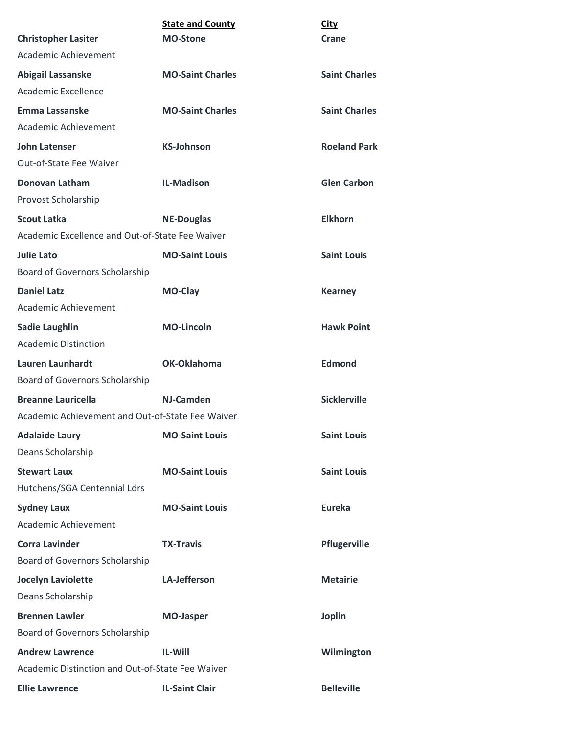| | State and County | City |
|---|---|---|
| **Christopher Lasiter** | **MO-Stone** | **Crane** |
| Academic Achievement | | |
| **Abigail Lassanske** | **MO-Saint Charles** | **Saint Charles** |
| Academic Excellence | | |
| **Emma Lassanske** | **MO-Saint Charles** | **Saint Charles** |
| Academic Achievement | | |
| **John Latenser** | **KS-Johnson** | **Roeland Park** |
| Out-of-State Fee Waiver | | |
| **Donovan Latham** | **IL-Madison** | **Glen Carbon** |
| Provost Scholarship | | |
| **Scout Latka** | **NE-Douglas** | **Elkhorn** |
| Academic Excellence and Out-of-State Fee Waiver | | |
| **Julie Lato** | **MO-Saint Louis** | **Saint Louis** |
| Board of Governors Scholarship | | |
| **Daniel Latz** | **MO-Clay** | **Kearney** |
| Academic Achievement | | |
| **Sadie Laughlin** | **MO-Lincoln** | **Hawk Point** |
| Academic Distinction | | |
| **Lauren Launhardt** | **OK-Oklahoma** | **Edmond** |
| Board of Governors Scholarship | | |
| **Breanne Lauricella** | **NJ-Camden** | **Sicklerville** |
| Academic Achievement and Out-of-State Fee Waiver | | |
| **Adalaide Laury** | **MO-Saint Louis** | **Saint Louis** |
| Deans Scholarship | | |
| **Stewart Laux** | **MO-Saint Louis** | **Saint Louis** |
| Hutchens/SGA Centennial Ldrs | | |
| **Sydney Laux** | **MO-Saint Louis** | **Eureka** |
| Academic Achievement | | |
| **Corra Lavinder** | **TX-Travis** | **Pflugerville** |
| Board of Governors Scholarship | | |
| **Jocelyn Laviolette** | **LA-Jefferson** | **Metairie** |
| Deans Scholarship | | |
| **Brennen Lawler** | **MO-Jasper** | **Joplin** |
| Board of Governors Scholarship | | |
| **Andrew Lawrence** | **IL-Will** | **Wilmington** |
| Academic Distinction and Out-of-State Fee Waiver | | |
| **Ellie Lawrence** | **IL-Saint Clair** | **Belleville** |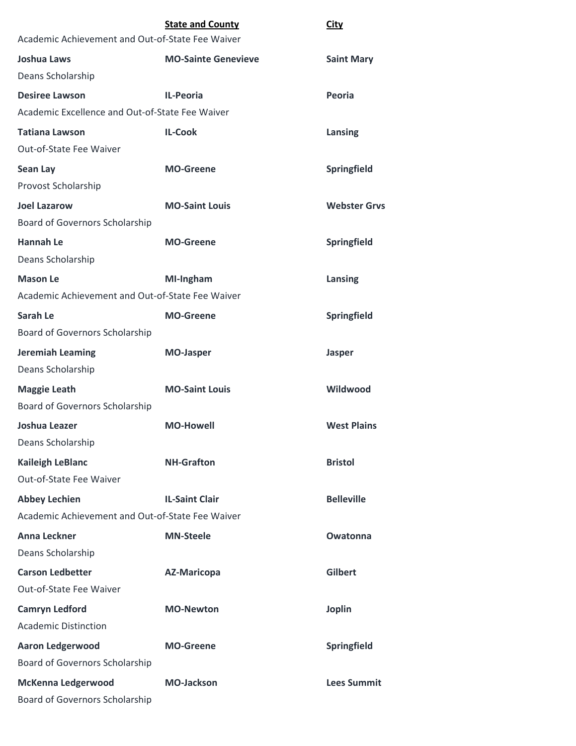| | State and County | City |
|---|---|---|
| Academic Achievement and Out-of-State Fee Waiver | | |
| **Joshua Laws** | **MO-Sainte Genevieve** | **Saint Mary** |
| Deans Scholarship | | |
| **Desiree Lawson** | **IL-Peoria** | **Peoria** |
| Academic Excellence and Out-of-State Fee Waiver | | |
| **Tatiana Lawson** | **IL-Cook** | **Lansing** |
| Out-of-State Fee Waiver | | |
| **Sean Lay** | **MO-Greene** | **Springfield** |
| Provost Scholarship | | |
| **Joel Lazarow** | **MO-Saint Louis** | **Webster Grvs** |
| Board of Governors Scholarship | | |
| **Hannah Le** | **MO-Greene** | **Springfield** |
| Deans Scholarship | | |
| **Mason Le** | **MI-Ingham** | **Lansing** |
| Academic Achievement and Out-of-State Fee Waiver | | |
| **Sarah Le** | **MO-Greene** | **Springfield** |
| Board of Governors Scholarship | | |
| **Jeremiah Leaming** | **MO-Jasper** | **Jasper** |
| Deans Scholarship | | |
| **Maggie Leath** | **MO-Saint Louis** | **Wildwood** |
| Board of Governors Scholarship | | |
| **Joshua Leazer** | **MO-Howell** | **West Plains** |
| Deans Scholarship | | |
| **Kaileigh LeBlanc** | **NH-Grafton** | **Bristol** |
| Out-of-State Fee Waiver | | |
| **Abbey Lechien** | **IL-Saint Clair** | **Belleville** |
| Academic Achievement and Out-of-State Fee Waiver | | |
| **Anna Leckner** | **MN-Steele** | **Owatonna** |
| Deans Scholarship | | |
| **Carson Ledbetter** | **AZ-Maricopa** | **Gilbert** |
| Out-of-State Fee Waiver | | |
| **Camryn Ledford** | **MO-Newton** | **Joplin** |
| Academic Distinction | | |
| **Aaron Ledgerwood** | **MO-Greene** | **Springfield** |
| Board of Governors Scholarship | | |
| **McKenna Ledgerwood** | **MO-Jackson** | **Lees Summit** |
| Board of Governors Scholarship | | |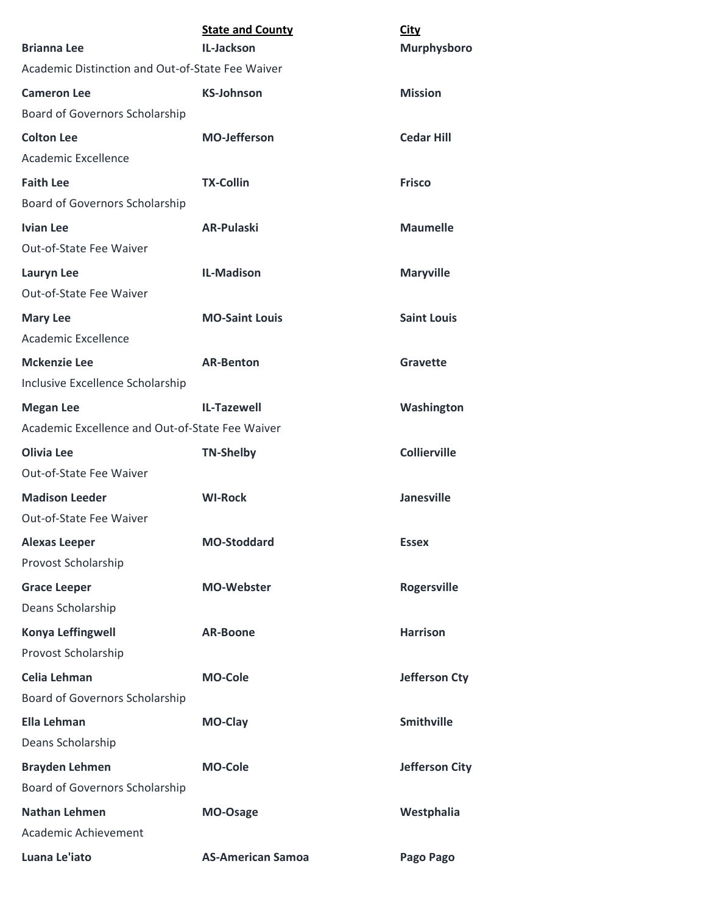| | State and County | City |
|---|---|---|
| **Brianna Lee** | **IL-Jackson** | **Murphysboro** |
| Academic Distinction and Out-of-State Fee Waiver | | |
| **Cameron Lee** | **KS-Johnson** | **Mission** |
| Board of Governors Scholarship | | |
| **Colton Lee** | **MO-Jefferson** | **Cedar Hill** |
| Academic Excellence | | |
| **Faith Lee** | **TX-Collin** | **Frisco** |
| Board of Governors Scholarship | | |
| **Ivian Lee** | **AR-Pulaski** | **Maumelle** |
| Out-of-State Fee Waiver | | |
| **Lauryn Lee** | **IL-Madison** | **Maryville** |
| Out-of-State Fee Waiver | | |
| **Mary Lee** | **MO-Saint Louis** | **Saint Louis** |
| Academic Excellence | | |
| **Mckenzie Lee** | **AR-Benton** | **Gravette** |
| Inclusive Excellence Scholarship | | |
| **Megan Lee** | **IL-Tazewell** | **Washington** |
| Academic Excellence and Out-of-State Fee Waiver | | |
| **Olivia Lee** | **TN-Shelby** | **Collierville** |
| Out-of-State Fee Waiver | | |
| **Madison Leeder** | **WI-Rock** | **Janesville** |
| Out-of-State Fee Waiver | | |
| **Alexas Leeper** | **MO-Stoddard** | **Essex** |
| Provost Scholarship | | |
| **Grace Leeper** | **MO-Webster** | **Rogersville** |
| Deans Scholarship | | |
| **Konya Leffingwell** | **AR-Boone** | **Harrison** |
| Provost Scholarship | | |
| **Celia Lehman** | **MO-Cole** | **Jefferson Cty** |
| Board of Governors Scholarship | | |
| **Ella Lehman** | **MO-Clay** | **Smithville** |
| Deans Scholarship | | |
| **Brayden Lehmen** | **MO-Cole** | **Jefferson City** |
| Board of Governors Scholarship | | |
| **Nathan Lehmen** | **MO-Osage** | **Westphalia** |
| Academic Achievement | | |
| **Luana Le'iato** | **AS-American Samoa** | **Pago Pago** |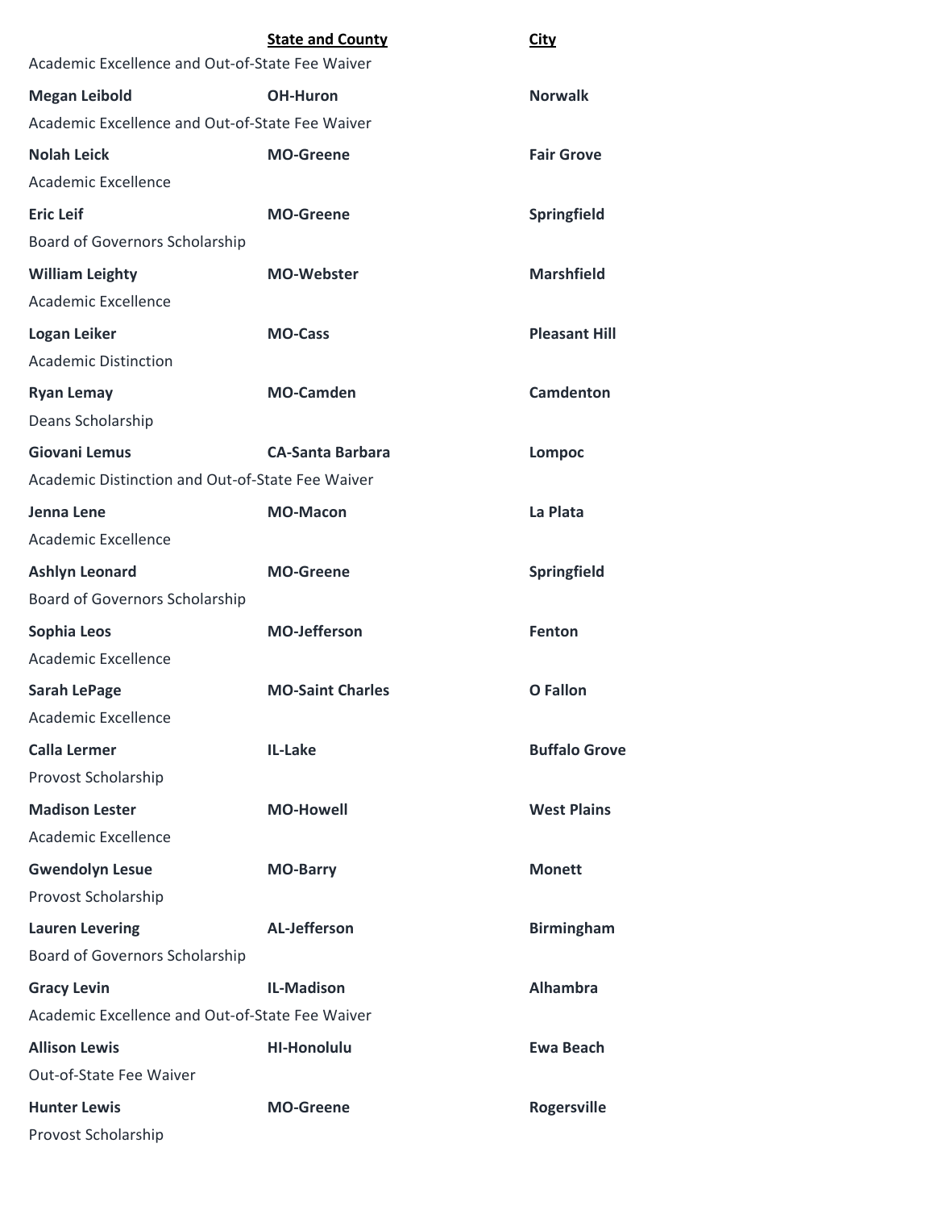| | State and County | City |
|---|---|---|
| Academic Excellence and Out-of-State Fee Waiver | | |
| **Megan Leibold** | **OH-Huron** | **Norwalk** |
| Academic Excellence and Out-of-State Fee Waiver | | |
| **Nolah Leick** | **MO-Greene** | **Fair Grove** |
| Academic Excellence | | |
| **Eric Leif** | **MO-Greene** | **Springfield** |
| Board of Governors Scholarship | | |
| **William Leighty** | **MO-Webster** | **Marshfield** |
| Academic Excellence | | |
| **Logan Leiker** | **MO-Cass** | **Pleasant Hill** |
| Academic Distinction | | |
| **Ryan Lemay** | **MO-Camden** | **Camdenton** |
| Deans Scholarship | | |
| **Giovani Lemus** | **CA-Santa Barbara** | **Lompoc** |
| Academic Distinction and Out-of-State Fee Waiver | | |
| **Jenna Lene** | **MO-Macon** | **La Plata** |
| Academic Excellence | | |
| **Ashlyn Leonard** | **MO-Greene** | **Springfield** |
| Board of Governors Scholarship | | |
| **Sophia Leos** | **MO-Jefferson** | **Fenton** |
| Academic Excellence | | |
| **Sarah LePage** | **MO-Saint Charles** | **O Fallon** |
| Academic Excellence | | |
| **Calla Lermer** | **IL-Lake** | **Buffalo Grove** |
| Provost Scholarship | | |
| **Madison Lester** | **MO-Howell** | **West Plains** |
| Academic Excellence | | |
| **Gwendolyn Lesue** | **MO-Barry** | **Monett** |
| Provost Scholarship | | |
| **Lauren Levering** | **AL-Jefferson** | **Birmingham** |
| Board of Governors Scholarship | | |
| **Gracy Levin** | **IL-Madison** | **Alhambra** |
| Academic Excellence and Out-of-State Fee Waiver | | |
| **Allison Lewis** | **HI-Honolulu** | **Ewa Beach** |
| Out-of-State Fee Waiver | | |
| **Hunter Lewis** | **MO-Greene** | **Rogersville** |
| Provost Scholarship | | |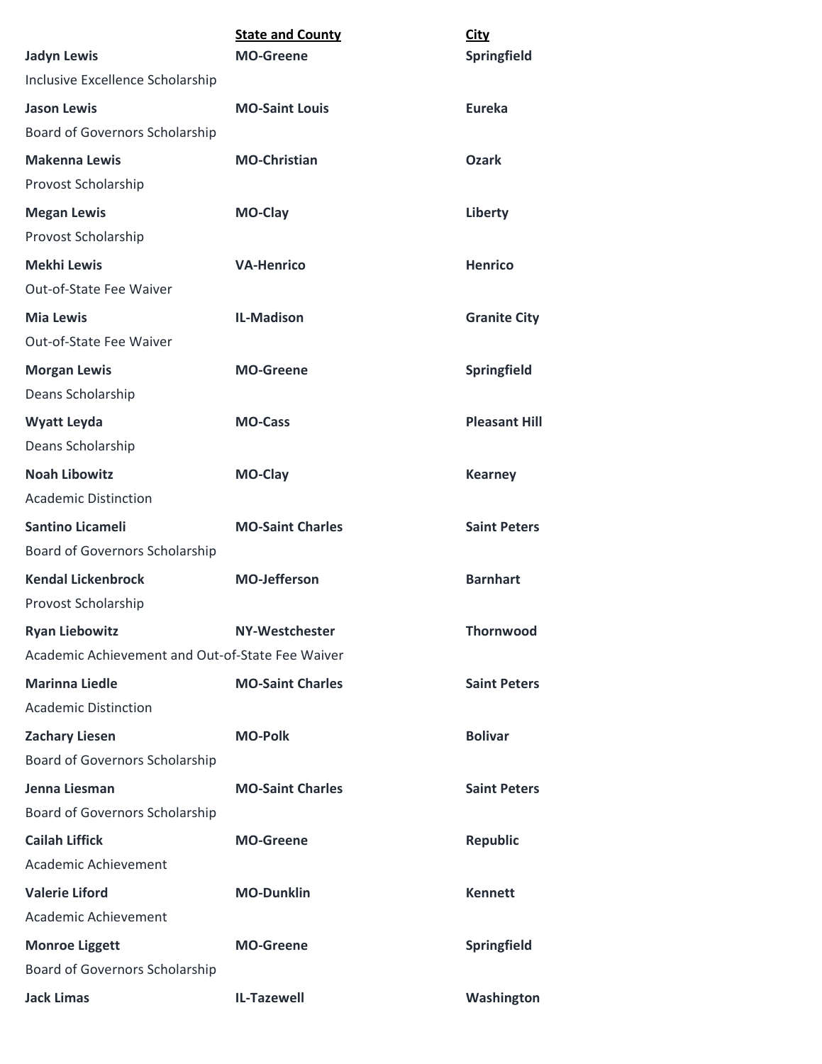| | State and County | City |
|---|---|---|
| **Jadyn Lewis** | **MO-Greene** | **Springfield** |
| Inclusive Excellence Scholarship | | |
| **Jason Lewis** | **MO-Saint Louis** | **Eureka** |
| Board of Governors Scholarship | | |
| **Makenna Lewis** | **MO-Christian** | **Ozark** |
| Provost Scholarship | | |
| **Megan Lewis** | **MO-Clay** | **Liberty** |
| Provost Scholarship | | |
| **Mekhi Lewis** | **VA-Henrico** | **Henrico** |
| Out-of-State Fee Waiver | | |
| **Mia Lewis** | **IL-Madison** | **Granite City** |
| Out-of-State Fee Waiver | | |
| **Morgan Lewis** | **MO-Greene** | **Springfield** |
| Deans Scholarship | | |
| **Wyatt Leyda** | **MO-Cass** | **Pleasant Hill** |
| Deans Scholarship | | |
| **Noah Libowitz** | **MO-Clay** | **Kearney** |
| Academic Distinction | | |
| **Santino Licameli** | **MO-Saint Charles** | **Saint Peters** |
| Board of Governors Scholarship | | |
| **Kendal Lickenbrock** | **MO-Jefferson** | **Barnhart** |
| Provost Scholarship | | |
| **Ryan Liebowitz** | **NY-Westchester** | **Thornwood** |
| Academic Achievement and Out-of-State Fee Waiver | | |
| **Marinna Liedle** | **MO-Saint Charles** | **Saint Peters** |
| Academic Distinction | | |
| **Zachary Liesen** | **MO-Polk** | **Bolivar** |
| Board of Governors Scholarship | | |
| **Jenna Liesman** | **MO-Saint Charles** | **Saint Peters** |
| Board of Governors Scholarship | | |
| **Cailah Liffick** | **MO-Greene** | **Republic** |
| Academic Achievement | | |
| **Valerie Liford** | **MO-Dunklin** | **Kennett** |
| Academic Achievement | | |
| **Monroe Liggett** | **MO-Greene** | **Springfield** |
| Board of Governors Scholarship | | |
| **Jack Limas** | **IL-Tazewell** | **Washington** |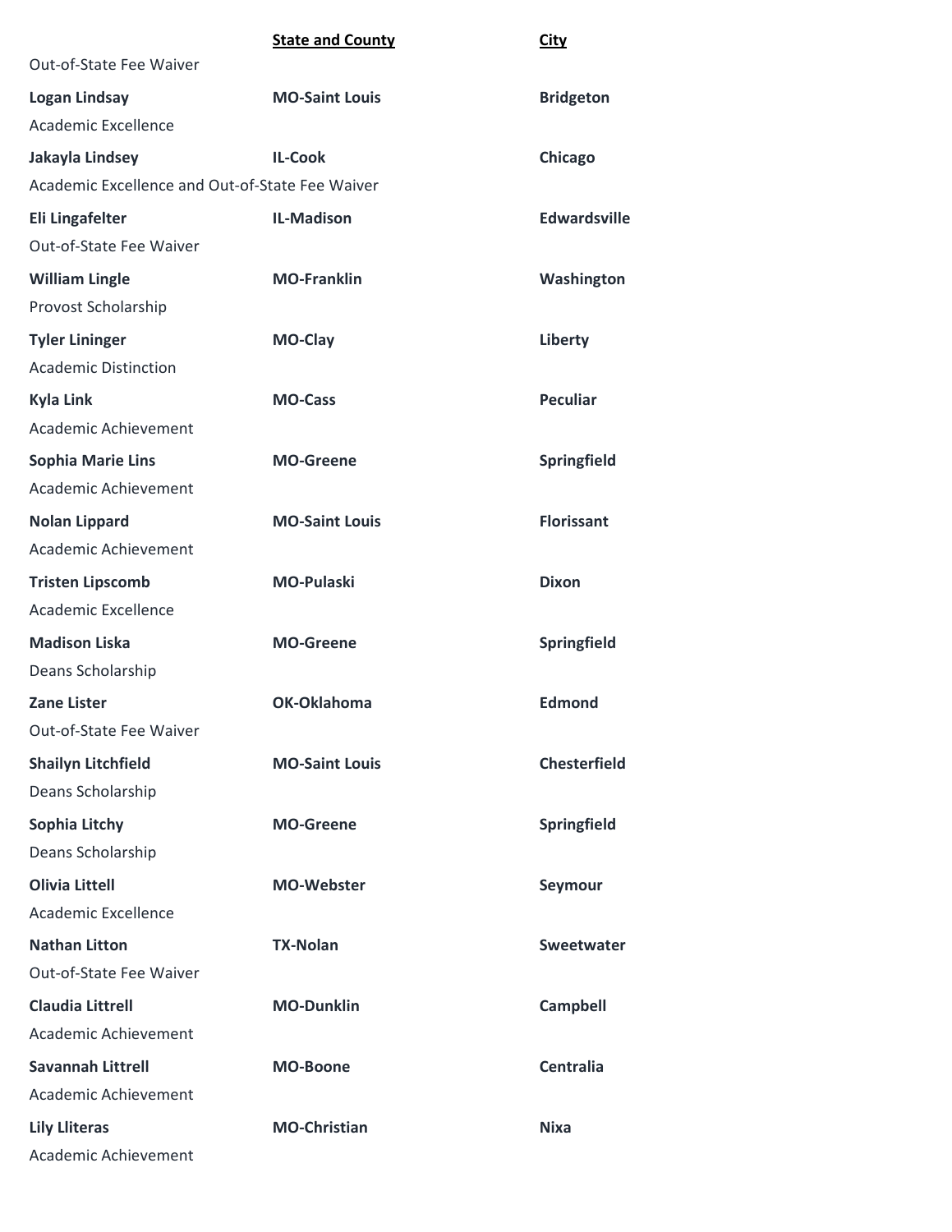| | State and County | City |
|---|---|---|
| Out-of-State Fee Waiver | | |
| **Logan Lindsay** | **MO-Saint Louis** | **Bridgeton** |
| Academic Excellence | | |
| **Jakayla Lindsey** | **IL-Cook** | **Chicago** |
| Academic Excellence and Out-of-State Fee Waiver | | |
| **Eli Lingafelter** | **IL-Madison** | **Edwardsville** |
| Out-of-State Fee Waiver | | |
| **William Lingle** | **MO-Franklin** | **Washington** |
| Provost Scholarship | | |
| **Tyler Lininger** | **MO-Clay** | **Liberty** |
| Academic Distinction | | |
| **Kyla Link** | **MO-Cass** | **Peculiar** |
| Academic Achievement | | |
| **Sophia Marie Lins** | **MO-Greene** | **Springfield** |
| Academic Achievement | | |
| **Nolan Lippard** | **MO-Saint Louis** | **Florissant** |
| Academic Achievement | | |
| **Tristen Lipscomb** | **MO-Pulaski** | **Dixon** |
| Academic Excellence | | |
| **Madison Liska** | **MO-Greene** | **Springfield** |
| Deans Scholarship | | |
| **Zane Lister** | **OK-Oklahoma** | **Edmond** |
| Out-of-State Fee Waiver | | |
| **Shailyn Litchfield** | **MO-Saint Louis** | **Chesterfield** |
| Deans Scholarship | | |
| **Sophia Litchy** | **MO-Greene** | **Springfield** |
| Deans Scholarship | | |
| **Olivia Littell** | **MO-Webster** | **Seymour** |
| Academic Excellence | | |
| **Nathan Litton** | **TX-Nolan** | **Sweetwater** |
| Out-of-State Fee Waiver | | |
| **Claudia Littrell** | **MO-Dunklin** | **Campbell** |
| Academic Achievement | | |
| **Savannah Littrell** | **MO-Boone** | **Centralia** |
| Academic Achievement | | |
| **Lily Lliteras** | **MO-Christian** | **Nixa** |
| Academic Achievement | | |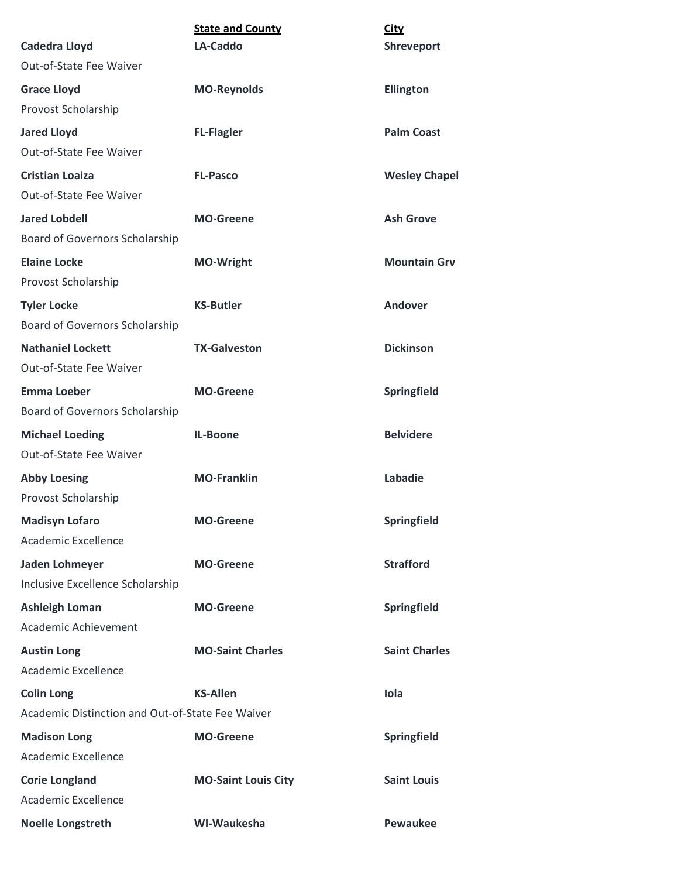| | State and County | City |
|---|---|---|
| **Cadedra Lloyd** | **LA-Caddo** | **Shreveport** |
| Out-of-State Fee Waiver | | |
| **Grace Lloyd** | **MO-Reynolds** | **Ellington** |
| Provost Scholarship | | |
| **Jared Lloyd** | **FL-Flagler** | **Palm Coast** |
| Out-of-State Fee Waiver | | |
| **Cristian Loaiza** | **FL-Pasco** | **Wesley Chapel** |
| Out-of-State Fee Waiver | | |
| **Jared Lobdell** | **MO-Greene** | **Ash Grove** |
| Board of Governors Scholarship | | |
| **Elaine Locke** | **MO-Wright** | **Mountain Grv** |
| Provost Scholarship | | |
| **Tyler Locke** | **KS-Butler** | **Andover** |
| Board of Governors Scholarship | | |
| **Nathaniel Lockett** | **TX-Galveston** | **Dickinson** |
| Out-of-State Fee Waiver | | |
| **Emma Loeber** | **MO-Greene** | **Springfield** |
| Board of Governors Scholarship | | |
| **Michael Loeding** | **IL-Boone** | **Belvidere** |
| Out-of-State Fee Waiver | | |
| **Abby Loesing** | **MO-Franklin** | **Labadie** |
| Provost Scholarship | | |
| **Madisyn Lofaro** | **MO-Greene** | **Springfield** |
| Academic Excellence | | |
| **Jaden Lohmeyer** | **MO-Greene** | **Strafford** |
| Inclusive Excellence Scholarship | | |
| **Ashleigh Loman** | **MO-Greene** | **Springfield** |
| Academic Achievement | | |
| **Austin Long** | **MO-Saint Charles** | **Saint Charles** |
| Academic Excellence | | |
| **Colin Long** | **KS-Allen** | **Iola** |
| Academic Distinction and Out-of-State Fee Waiver | | |
| **Madison Long** | **MO-Greene** | **Springfield** |
| Academic Excellence | | |
| **Corie Longland** | **MO-Saint Louis City** | **Saint Louis** |
| Academic Excellence | | |
| **Noelle Longstreth** | **WI-Waukesha** | **Pewaukee** |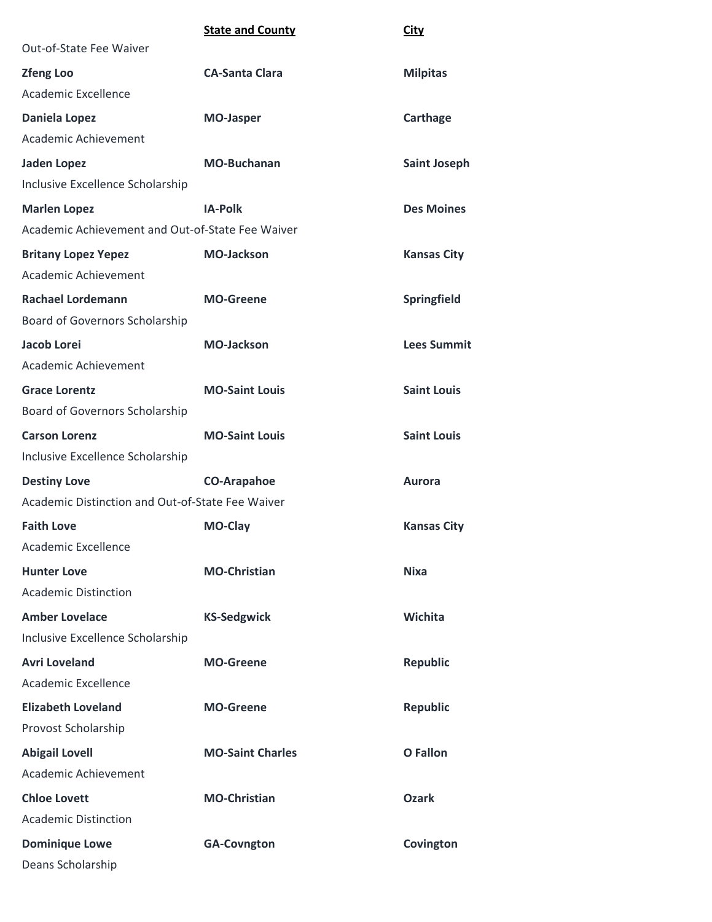| | State and County | City |
|---|---|---|
| Out-of-State Fee Waiver | | |
| **Zfeng Loo** | **CA-Santa Clara** | **Milpitas** |
| Academic Excellence | | |
| **Daniela Lopez** | **MO-Jasper** | **Carthage** |
| Academic Achievement | | |
| **Jaden Lopez** | **MO-Buchanan** | **Saint Joseph** |
| Inclusive Excellence Scholarship | | |
| **Marlen Lopez** | **IA-Polk** | **Des Moines** |
| Academic Achievement and Out-of-State Fee Waiver | | |
| **Britany Lopez Yepez** | **MO-Jackson** | **Kansas City** |
| Academic Achievement | | |
| **Rachael Lordemann** | **MO-Greene** | **Springfield** |
| Board of Governors Scholarship | | |
| **Jacob Lorei** | **MO-Jackson** | **Lees Summit** |
| Academic Achievement | | |
| **Grace Lorentz** | **MO-Saint Louis** | **Saint Louis** |
| Board of Governors Scholarship | | |
| **Carson Lorenz** | **MO-Saint Louis** | **Saint Louis** |
| Inclusive Excellence Scholarship | | |
| **Destiny Love** | **CO-Arapahoe** | **Aurora** |
| Academic Distinction and Out-of-State Fee Waiver | | |
| **Faith Love** | **MO-Clay** | **Kansas City** |
| Academic Excellence | | |
| **Hunter Love** | **MO-Christian** | **Nixa** |
| Academic Distinction | | |
| **Amber Lovelace** | **KS-Sedgwick** | **Wichita** |
| Inclusive Excellence Scholarship | | |
| **Avri Loveland** | **MO-Greene** | **Republic** |
| Academic Excellence | | |
| **Elizabeth Loveland** | **MO-Greene** | **Republic** |
| Provost Scholarship | | |
| **Abigail Lovell** | **MO-Saint Charles** | **O Fallon** |
| Academic Achievement | | |
| **Chloe Lovett** | **MO-Christian** | **Ozark** |
| Academic Distinction | | |
| **Dominique Lowe** | **GA-Covngton** | **Covington** |
| Deans Scholarship | | |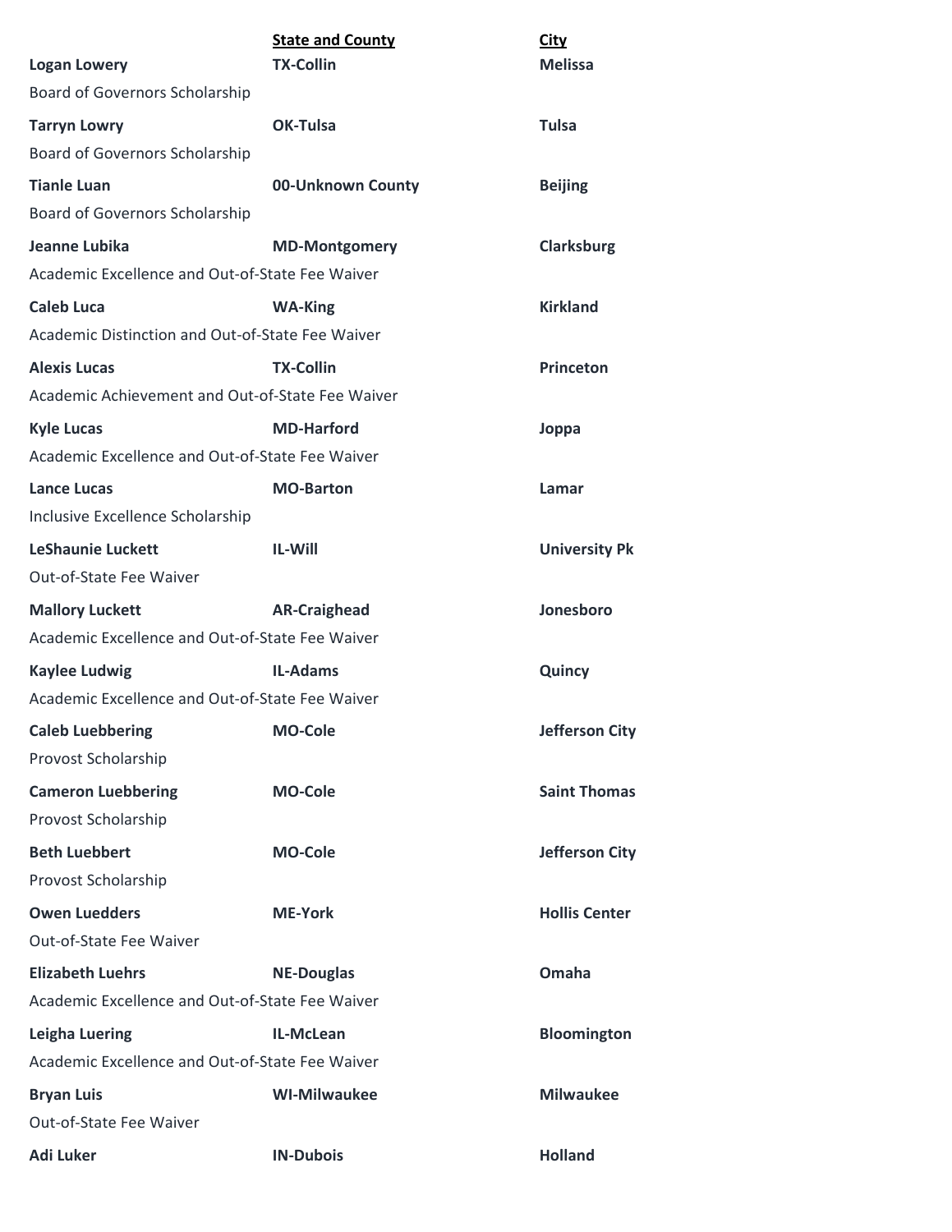| | State and County | City |
|---|---|---|
| **Logan Lowery** | **TX-Collin** | **Melissa** |
| Board of Governors Scholarship | | |
| **Tarryn Lowry** | **OK-Tulsa** | **Tulsa** |
| Board of Governors Scholarship | | |
| **Tianle Luan** | **00-Unknown County** | **Beijing** |
| Board of Governors Scholarship | | |
| **Jeanne Lubika** | **MD-Montgomery** | **Clarksburg** |
| Academic Excellence and Out-of-State Fee Waiver | | |
| **Caleb Luca** | **WA-King** | **Kirkland** |
| Academic Distinction and Out-of-State Fee Waiver | | |
| **Alexis Lucas** | **TX-Collin** | **Princeton** |
| Academic Achievement and Out-of-State Fee Waiver | | |
| **Kyle Lucas** | **MD-Harford** | **Joppa** |
| Academic Excellence and Out-of-State Fee Waiver | | |
| **Lance Lucas** | **MO-Barton** | **Lamar** |
| Inclusive Excellence Scholarship | | |
| **LeShaunie Luckett** | **IL-Will** | **University Pk** |
| Out-of-State Fee Waiver | | |
| **Mallory Luckett** | **AR-Craighead** | **Jonesboro** |
| Academic Excellence and Out-of-State Fee Waiver | | |
| **Kaylee Ludwig** | **IL-Adams** | **Quincy** |
| Academic Excellence and Out-of-State Fee Waiver | | |
| **Caleb Luebbering** | **MO-Cole** | **Jefferson City** |
| Provost Scholarship | | |
| **Cameron Luebbering** | **MO-Cole** | **Saint Thomas** |
| Provost Scholarship | | |
| **Beth Luebbert** | **MO-Cole** | **Jefferson City** |
| Provost Scholarship | | |
| **Owen Luedders** | **ME-York** | **Hollis Center** |
| Out-of-State Fee Waiver | | |
| **Elizabeth Luehrs** | **NE-Douglas** | **Omaha** |
| Academic Excellence and Out-of-State Fee Waiver | | |
| **Leigha Luering** | **IL-McLean** | **Bloomington** |
| Academic Excellence and Out-of-State Fee Waiver | | |
| **Bryan Luis** | **WI-Milwaukee** | **Milwaukee** |
| Out-of-State Fee Waiver | | |
| **Adi Luker** | **IN-Dubois** | **Holland** |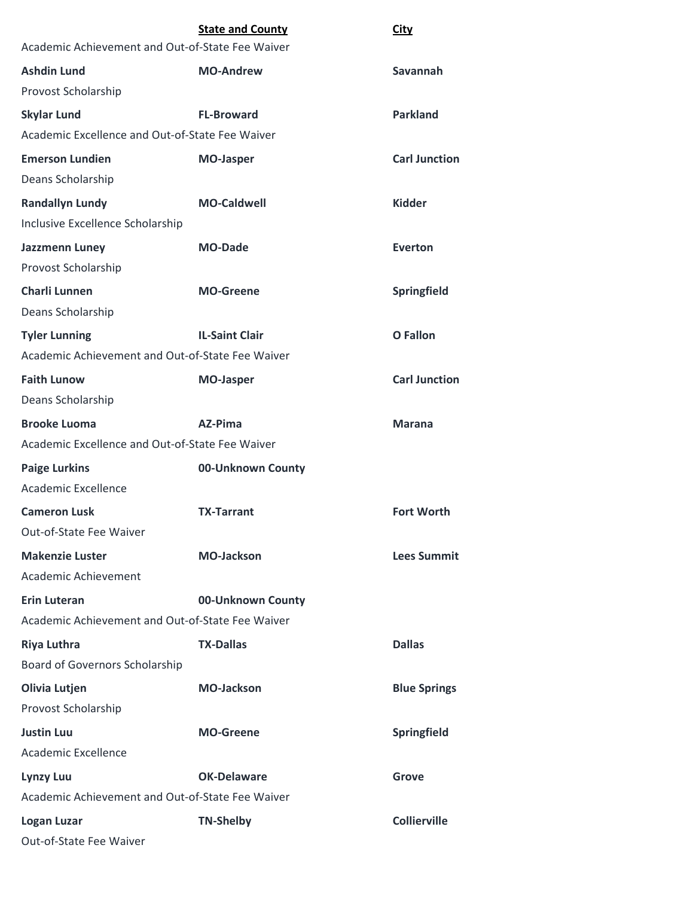| | **State and County** | **City** |
|---|---|---|
| Academic Achievement and Out-of-State Fee Waiver | | |
| **Ashdin Lund** | **MO-Andrew** | **Savannah** |
| Provost Scholarship | | |
| **Skylar Lund** | **FL-Broward** | **Parkland** |
| Academic Excellence and Out-of-State Fee Waiver | | |
| **Emerson Lundien** | **MO-Jasper** | **Carl Junction** |
| Deans Scholarship | | |
| **Randallyn Lundy** | **MO-Caldwell** | **Kidder** |
| Inclusive Excellence Scholarship | | |
| **Jazzmenn Luney** | **MO-Dade** | **Everton** |
| Provost Scholarship | | |
| **Charli Lunnen** | **MO-Greene** | **Springfield** |
| Deans Scholarship | | |
| **Tyler Lunning** | **IL-Saint Clair** | **O Fallon** |
| Academic Achievement and Out-of-State Fee Waiver | | |
| **Faith Lunow** | **MO-Jasper** | **Carl Junction** |
| Deans Scholarship | | |
| **Brooke Luoma** | **AZ-Pima** | **Marana** |
| Academic Excellence and Out-of-State Fee Waiver | | |
| **Paige Lurkins** | **00-Unknown County** | |
| Academic Excellence | | |
| **Cameron Lusk** | **TX-Tarrant** | **Fort Worth** |
| Out-of-State Fee Waiver | | |
| **Makenzie Luster** | **MO-Jackson** | **Lees Summit** |
| Academic Achievement | | |
| **Erin Luteran** | **00-Unknown County** | |
| Academic Achievement and Out-of-State Fee Waiver | | |
| **Riya Luthra** | **TX-Dallas** | **Dallas** |
| Board of Governors Scholarship | | |
| **Olivia Lutjen** | **MO-Jackson** | **Blue Springs** |
| Provost Scholarship | | |
| **Justin Luu** | **MO-Greene** | **Springfield** |
| Academic Excellence | | |
| **Lynzy Luu** | **OK-Delaware** | **Grove** |
| Academic Achievement and Out-of-State Fee Waiver | | |
| **Logan Luzar** | **TN-Shelby** | **Collierville** |
| Out-of-State Fee Waiver | | |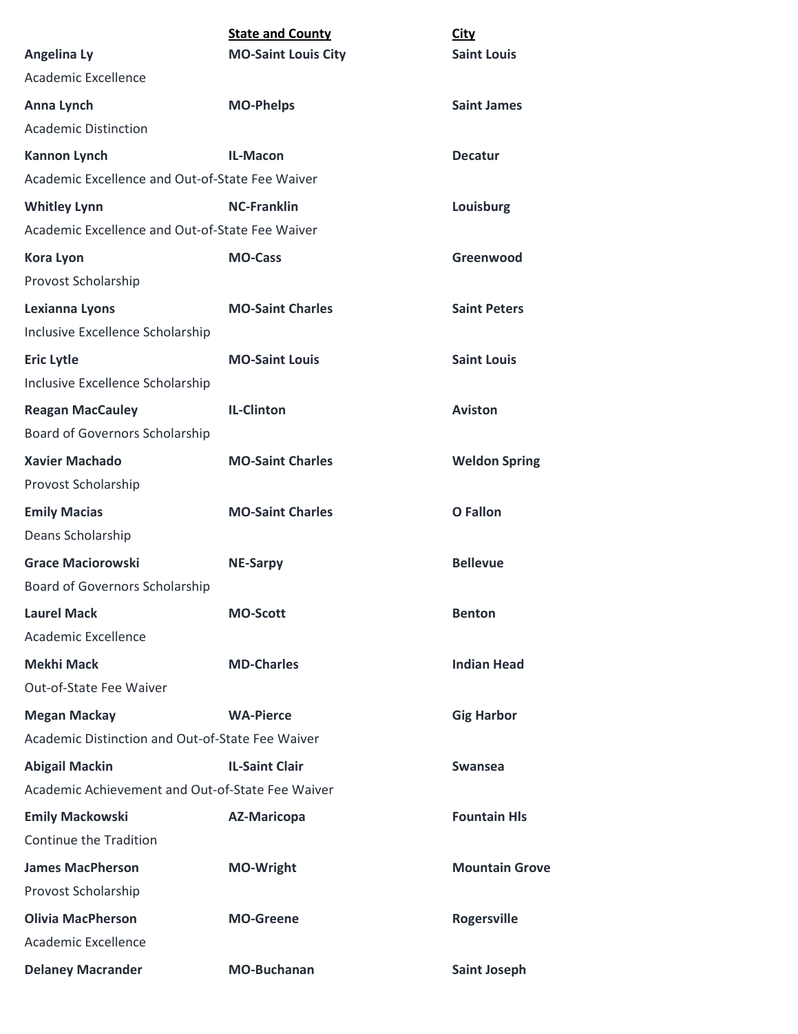| | State and County | City |
|---|---|---|
| **Angelina Ly** | **MO-Saint Louis City** | **Saint Louis** |
| Academic Excellence | | |
| **Anna Lynch** | **MO-Phelps** | **Saint James** |
| Academic Distinction | | |
| **Kannon Lynch** | **IL-Macon** | **Decatur** |
| Academic Excellence and Out-of-State Fee Waiver | | |
| **Whitley Lynn** | **NC-Franklin** | **Louisburg** |
| Academic Excellence and Out-of-State Fee Waiver | | |
| **Kora Lyon** | **MO-Cass** | **Greenwood** |
| Provost Scholarship | | |
| **Lexianna Lyons** | **MO-Saint Charles** | **Saint Peters** |
| Inclusive Excellence Scholarship | | |
| **Eric Lytle** | **MO-Saint Louis** | **Saint Louis** |
| Inclusive Excellence Scholarship | | |
| **Reagan MacCauley** | **IL-Clinton** | **Aviston** |
| Board of Governors Scholarship | | |
| **Xavier Machado** | **MO-Saint Charles** | **Weldon Spring** |
| Provost Scholarship | | |
| **Emily Macias** | **MO-Saint Charles** | **O Fallon** |
| Deans Scholarship | | |
| **Grace Maciorowski** | **NE-Sarpy** | **Bellevue** |
| Board of Governors Scholarship | | |
| **Laurel Mack** | **MO-Scott** | **Benton** |
| Academic Excellence | | |
| **Mekhi Mack** | **MD-Charles** | **Indian Head** |
| Out-of-State Fee Waiver | | |
| **Megan Mackay** | **WA-Pierce** | **Gig Harbor** |
| Academic Distinction and Out-of-State Fee Waiver | | |
| **Abigail Mackin** | **IL-Saint Clair** | **Swansea** |
| Academic Achievement and Out-of-State Fee Waiver | | |
| **Emily Mackowski** | **AZ-Maricopa** | **Fountain Hls** |
| Continue the Tradition | | |
| **James MacPherson** | **MO-Wright** | **Mountain Grove** |
| Provost Scholarship | | |
| **Olivia MacPherson** | **MO-Greene** | **Rogersville** |
| Academic Excellence | | |
| **Delaney Macrander** | **MO-Buchanan** | **Saint Joseph** |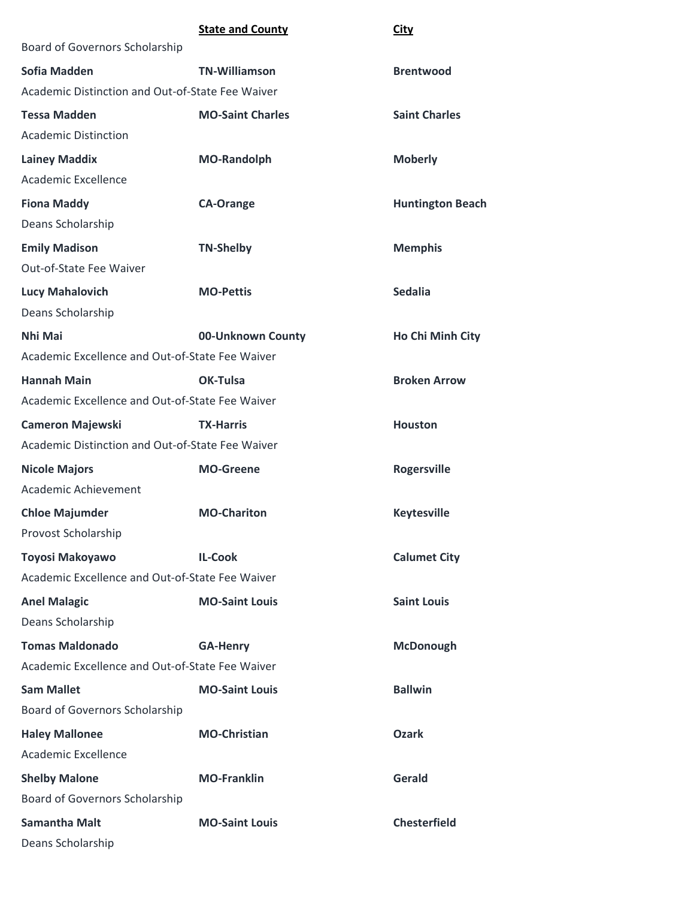| | State and County | City |
|---|---|---|
| Board of Governors Scholarship | | |
| **Sofia Madden** | **TN-Williamson** | **Brentwood** |
| Academic Distinction and Out-of-State Fee Waiver | | |
| **Tessa Madden** | **MO-Saint Charles** | **Saint Charles** |
| Academic Distinction | | |
| **Lainey Maddix** | **MO-Randolph** | **Moberly** |
| Academic Excellence | | |
| **Fiona Maddy** | **CA-Orange** | **Huntington Beach** |
| Deans Scholarship | | |
| **Emily Madison** | **TN-Shelby** | **Memphis** |
| Out-of-State Fee Waiver | | |
| **Lucy Mahalovich** | **MO-Pettis** | **Sedalia** |
| Deans Scholarship | | |
| **Nhi Mai** | **00-Unknown County** | **Ho Chi Minh City** |
| Academic Excellence and Out-of-State Fee Waiver | | |
| **Hannah Main** | **OK-Tulsa** | **Broken Arrow** |
| Academic Excellence and Out-of-State Fee Waiver | | |
| **Cameron Majewski** | **TX-Harris** | **Houston** |
| Academic Distinction and Out-of-State Fee Waiver | | |
| **Nicole Majors** | **MO-Greene** | **Rogersville** |
| Academic Achievement | | |
| **Chloe Majumder** | **MO-Chariton** | **Keytesville** |
| Provost Scholarship | | |
| **Toyosi Makoyawo** | **IL-Cook** | **Calumet City** |
| Academic Excellence and Out-of-State Fee Waiver | | |
| **Anel Malagic** | **MO-Saint Louis** | **Saint Louis** |
| Deans Scholarship | | |
| **Tomas Maldonado** | **GA-Henry** | **McDonough** |
| Academic Excellence and Out-of-State Fee Waiver | | |
| **Sam Mallet** | **MO-Saint Louis** | **Ballwin** |
| Board of Governors Scholarship | | |
| **Haley Mallonee** | **MO-Christian** | **Ozark** |
| Academic Excellence | | |
| **Shelby Malone** | **MO-Franklin** | **Gerald** |
| Board of Governors Scholarship | | |
| **Samantha Malt** | **MO-Saint Louis** | **Chesterfield** |
| Deans Scholarship | | |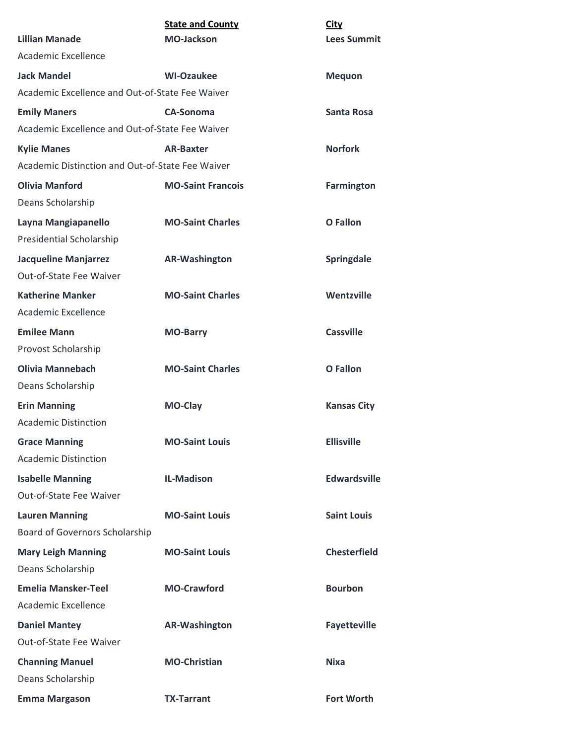| | State and County | City |
|---|---|---|
| **Lillian Manade** | **MO-Jackson** | **Lees Summit** |
| Academic Excellence | | |
| **Jack Mandel** | **WI-Ozaukee** | **Mequon** |
| Academic Excellence and Out-of-State Fee Waiver | | |
| **Emily Maners** | **CA-Sonoma** | **Santa Rosa** |
| Academic Excellence and Out-of-State Fee Waiver | | |
| **Kylie Manes** | **AR-Baxter** | **Norfork** |
| Academic Distinction and Out-of-State Fee Waiver | | |
| **Olivia Manford** | **MO-Saint Francois** | **Farmington** |
| Deans Scholarship | | |
| **Layna Mangiapanello** | **MO-Saint Charles** | **O Fallon** |
| Presidential Scholarship | | |
| **Jacqueline Manjarrez** | **AR-Washington** | **Springdale** |
| Out-of-State Fee Waiver | | |
| **Katherine Manker** | **MO-Saint Charles** | **Wentzville** |
| Academic Excellence | | |
| **Emilee Mann** | **MO-Barry** | **Cassville** |
| Provost Scholarship | | |
| **Olivia Mannebach** | **MO-Saint Charles** | **O Fallon** |
| Deans Scholarship | | |
| **Erin Manning** | **MO-Clay** | **Kansas City** |
| Academic Distinction | | |
| **Grace Manning** | **MO-Saint Louis** | **Ellisville** |
| Academic Distinction | | |
| **Isabelle Manning** | **IL-Madison** | **Edwardsville** |
| Out-of-State Fee Waiver | | |
| **Lauren Manning** | **MO-Saint Louis** | **Saint Louis** |
| Board of Governors Scholarship | | |
| **Mary Leigh Manning** | **MO-Saint Louis** | **Chesterfield** |
| Deans Scholarship | | |
| **Emelia Mansker-Teel** | **MO-Crawford** | **Bourbon** |
| Academic Excellence | | |
| **Daniel Mantey** | **AR-Washington** | **Fayetteville** |
| Out-of-State Fee Waiver | | |
| **Channing Manuel** | **MO-Christian** | **Nixa** |
| Deans Scholarship | | |
| **Emma Margason** | **TX-Tarrant** | **Fort Worth** |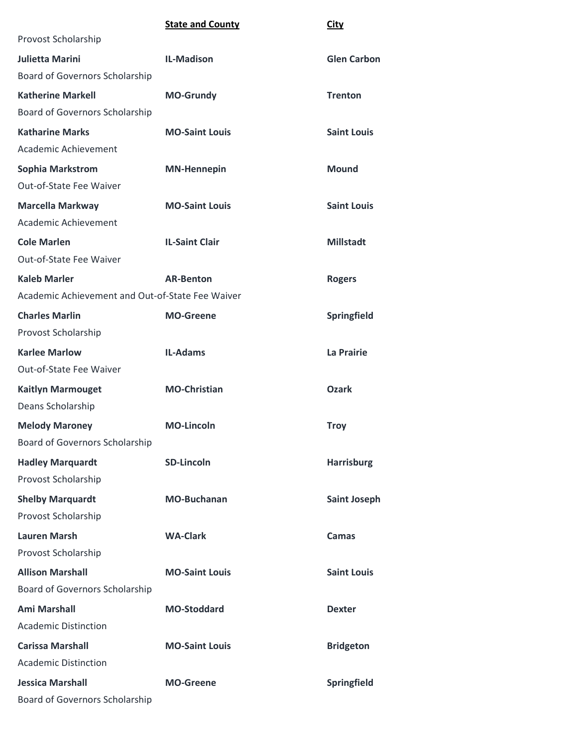| | State and County | City |
|---|---|---|
| Provost Scholarship | | |
| **Julietta Marini** | **IL-Madison** | **Glen Carbon** |
| Board of Governors Scholarship | | |
| **Katherine Markell** | **MO-Grundy** | **Trenton** |
| Board of Governors Scholarship | | |
| **Katharine Marks** | **MO-Saint Louis** | **Saint Louis** |
| Academic Achievement | | |
| **Sophia Markstrom** | **MN-Hennepin** | **Mound** |
| Out-of-State Fee Waiver | | |
| **Marcella Markway** | **MO-Saint Louis** | **Saint Louis** |
| Academic Achievement | | |
| **Cole Marlen** | **IL-Saint Clair** | **Millstadt** |
| Out-of-State Fee Waiver | | |
| **Kaleb Marler** | **AR-Benton** | **Rogers** |
| Academic Achievement and Out-of-State Fee Waiver | | |
| **Charles Marlin** | **MO-Greene** | **Springfield** |
| Provost Scholarship | | |
| **Karlee Marlow** | **IL-Adams** | **La Prairie** |
| Out-of-State Fee Waiver | | |
| **Kaitlyn Marmouget** | **MO-Christian** | **Ozark** |
| Deans Scholarship | | |
| **Melody Maroney** | **MO-Lincoln** | **Troy** |
| Board of Governors Scholarship | | |
| **Hadley Marquardt** | **SD-Lincoln** | **Harrisburg** |
| Provost Scholarship | | |
| **Shelby Marquardt** | **MO-Buchanan** | **Saint Joseph** |
| Provost Scholarship | | |
| **Lauren Marsh** | **WA-Clark** | **Camas** |
| Provost Scholarship | | |
| **Allison Marshall** | **MO-Saint Louis** | **Saint Louis** |
| Board of Governors Scholarship | | |
| **Ami Marshall** | **MO-Stoddard** | **Dexter** |
| Academic Distinction | | |
| **Carissa Marshall** | **MO-Saint Louis** | **Bridgeton** |
| Academic Distinction | | |
| **Jessica Marshall** | **MO-Greene** | **Springfield** |
| Board of Governors Scholarship | | |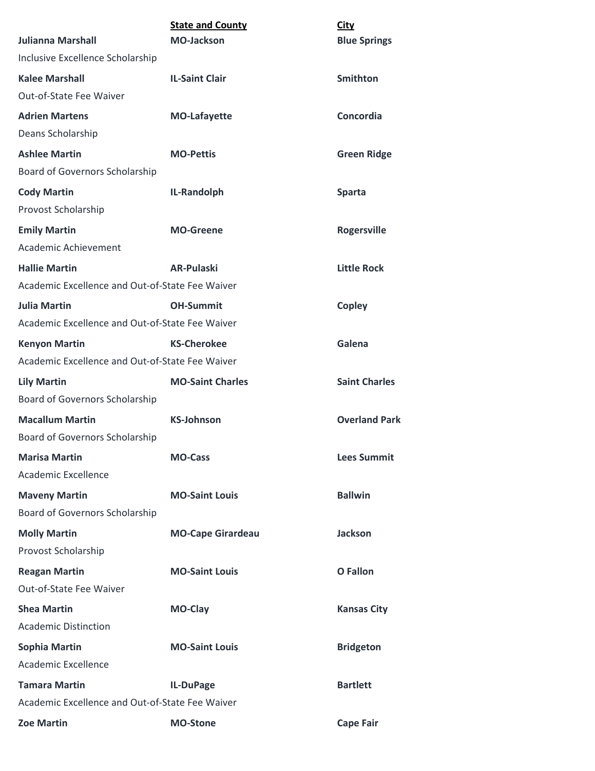| | State and County | City |
|---|---|---|
| **Julianna Marshall** | **MO-Jackson** | **Blue Springs** |
| Inclusive Excellence Scholarship | | |
| **Kalee Marshall** | **IL-Saint Clair** | **Smithton** |
| Out-of-State Fee Waiver | | |
| **Adrien Martens** | **MO-Lafayette** | **Concordia** |
| Deans Scholarship | | |
| **Ashlee Martin** | **MO-Pettis** | **Green Ridge** |
| Board of Governors Scholarship | | |
| **Cody Martin** | **IL-Randolph** | **Sparta** |
| Provost Scholarship | | |
| **Emily Martin** | **MO-Greene** | **Rogersville** |
| Academic Achievement | | |
| **Hallie Martin** | **AR-Pulaski** | **Little Rock** |
| Academic Excellence and Out-of-State Fee Waiver | | |
| **Julia Martin** | **OH-Summit** | **Copley** |
| Academic Excellence and Out-of-State Fee Waiver | | |
| **Kenyon Martin** | **KS-Cherokee** | **Galena** |
| Academic Excellence and Out-of-State Fee Waiver | | |
| **Lily Martin** | **MO-Saint Charles** | **Saint Charles** |
| Board of Governors Scholarship | | |
| **Macallum Martin** | **KS-Johnson** | **Overland Park** |
| Board of Governors Scholarship | | |
| **Marisa Martin** | **MO-Cass** | **Lees Summit** |
| Academic Excellence | | |
| **Maveny Martin** | **MO-Saint Louis** | **Ballwin** |
| Board of Governors Scholarship | | |
| **Molly Martin** | **MO-Cape Girardeau** | **Jackson** |
| Provost Scholarship | | |
| **Reagan Martin** | **MO-Saint Louis** | **O Fallon** |
| Out-of-State Fee Waiver | | |
| **Shea Martin** | **MO-Clay** | **Kansas City** |
| Academic Distinction | | |
| **Sophia Martin** | **MO-Saint Louis** | **Bridgeton** |
| Academic Excellence | | |
| **Tamara Martin** | **IL-DuPage** | **Bartlett** |
| Academic Excellence and Out-of-State Fee Waiver | | |
| **Zoe Martin** | **MO-Stone** | **Cape Fair** |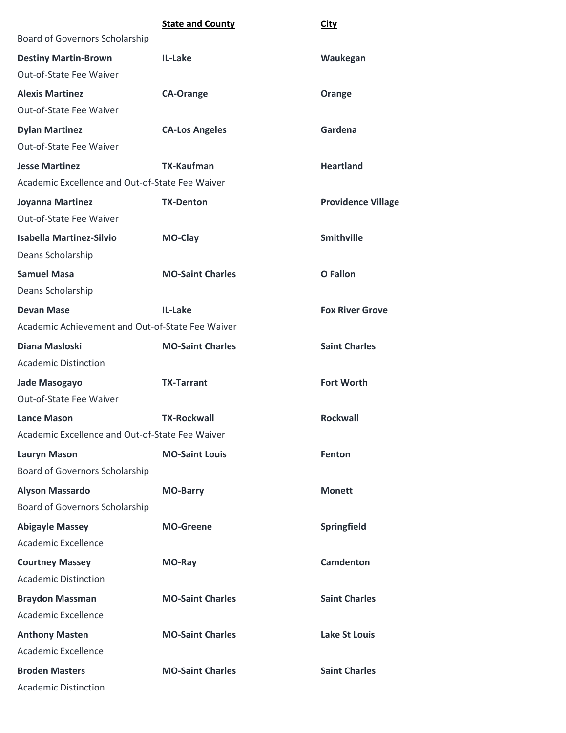| | **State and County** | **City** |
|---|---|---|
| Board of Governors Scholarship | | |
| **Destiny Martin-Brown** | **IL-Lake** | **Waukegan** |
| Out-of-State Fee Waiver | | |
| **Alexis Martinez** | **CA-Orange** | **Orange** |
| Out-of-State Fee Waiver | | |
| **Dylan Martinez** | **CA-Los Angeles** | **Gardena** |
| Out-of-State Fee Waiver | | |
| **Jesse Martinez** | **TX-Kaufman** | **Heartland** |
| Academic Excellence and Out-of-State Fee Waiver | | |
| **Joyanna Martinez** | **TX-Denton** | **Providence Village** |
| Out-of-State Fee Waiver | | |
| **Isabella Martinez-Silvio** | **MO-Clay** | **Smithville** |
| Deans Scholarship | | |
| **Samuel Masa** | **MO-Saint Charles** | **O Fallon** |
| Deans Scholarship | | |
| **Devan Mase** | **IL-Lake** | **Fox River Grove** |
| Academic Achievement and Out-of-State Fee Waiver | | |
| **Diana Masloski** | **MO-Saint Charles** | **Saint Charles** |
| Academic Distinction | | |
| **Jade Masogayo** | **TX-Tarrant** | **Fort Worth** |
| Out-of-State Fee Waiver | | |
| **Lance Mason** | **TX-Rockwall** | **Rockwall** |
| Academic Excellence and Out-of-State Fee Waiver | | |
| **Lauryn Mason** | **MO-Saint Louis** | **Fenton** |
| Board of Governors Scholarship | | |
| **Alyson Massardo** | **MO-Barry** | **Monett** |
| Board of Governors Scholarship | | |
| **Abigayle Massey** | **MO-Greene** | **Springfield** |
| Academic Excellence | | |
| **Courtney Massey** | **MO-Ray** | **Camdenton** |
| Academic Distinction | | |
| **Braydon Massman** | **MO-Saint Charles** | **Saint Charles** |
| Academic Excellence | | |
| **Anthony Masten** | **MO-Saint Charles** | **Lake St Louis** |
| Academic Excellence | | |
| **Broden Masters** | **MO-Saint Charles** | **Saint Charles** |
| Academic Distinction | | |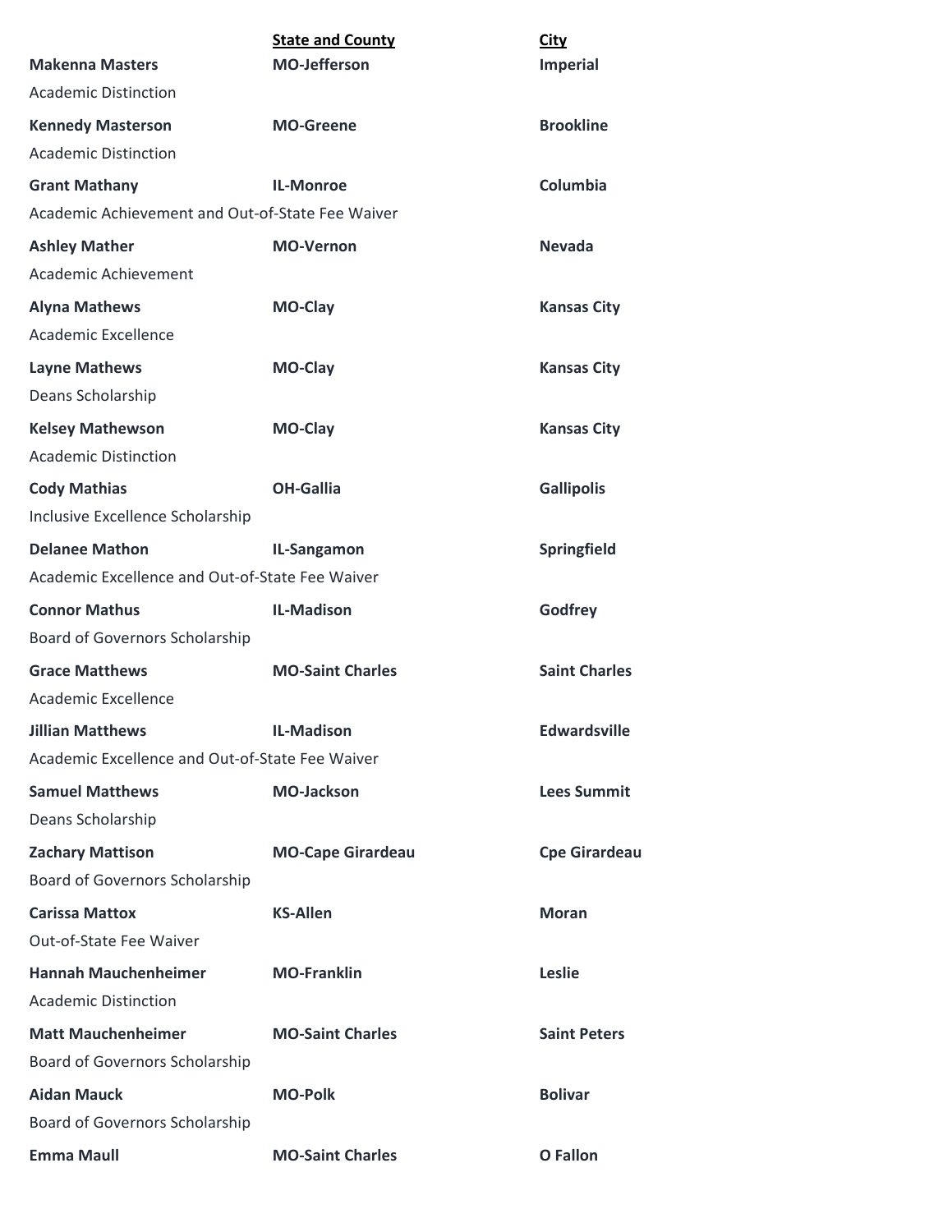| | State and County | City |
|---|---|---|
| **Makenna Masters** | **MO-Jefferson** | **Imperial** |
| Academic Distinction | | |
| **Kennedy Masterson** | **MO-Greene** | **Brookline** |
| Academic Distinction | | |
| **Grant Mathany** | **IL-Monroe** | **Columbia** |
| Academic Achievement and Out-of-State Fee Waiver | | |
| **Ashley Mather** | **MO-Vernon** | **Nevada** |
| Academic Achievement | | |
| **Alyna Mathews** | **MO-Clay** | **Kansas City** |
| Academic Excellence | | |
| **Layne Mathews** | **MO-Clay** | **Kansas City** |
| Deans Scholarship | | |
| **Kelsey Mathewson** | **MO-Clay** | **Kansas City** |
| Academic Distinction | | |
| **Cody Mathias** | **OH-Gallia** | **Gallipolis** |
| Inclusive Excellence Scholarship | | |
| **Delanee Mathon** | **IL-Sangamon** | **Springfield** |
| Academic Excellence and Out-of-State Fee Waiver | | |
| **Connor Mathus** | **IL-Madison** | **Godfrey** |
| Board of Governors Scholarship | | |
| **Grace Matthews** | **MO-Saint Charles** | **Saint Charles** |
| Academic Excellence | | |
| **Jillian Matthews** | **IL-Madison** | **Edwardsville** |
| Academic Excellence and Out-of-State Fee Waiver | | |
| **Samuel Matthews** | **MO-Jackson** | **Lees Summit** |
| Deans Scholarship | | |
| **Zachary Mattison** | **MO-Cape Girardeau** | **Cpe Girardeau** |
| Board of Governors Scholarship | | |
| **Carissa Mattox** | **KS-Allen** | **Moran** |
| Out-of-State Fee Waiver | | |
| **Hannah Mauchenheimer** | **MO-Franklin** | **Leslie** |
| Academic Distinction | | |
| **Matt Mauchenheimer** | **MO-Saint Charles** | **Saint Peters** |
| Board of Governors Scholarship | | |
| **Aidan Mauck** | **MO-Polk** | **Bolivar** |
| Board of Governors Scholarship | | |
| **Emma Maull** | **MO-Saint Charles** | **O Fallon** |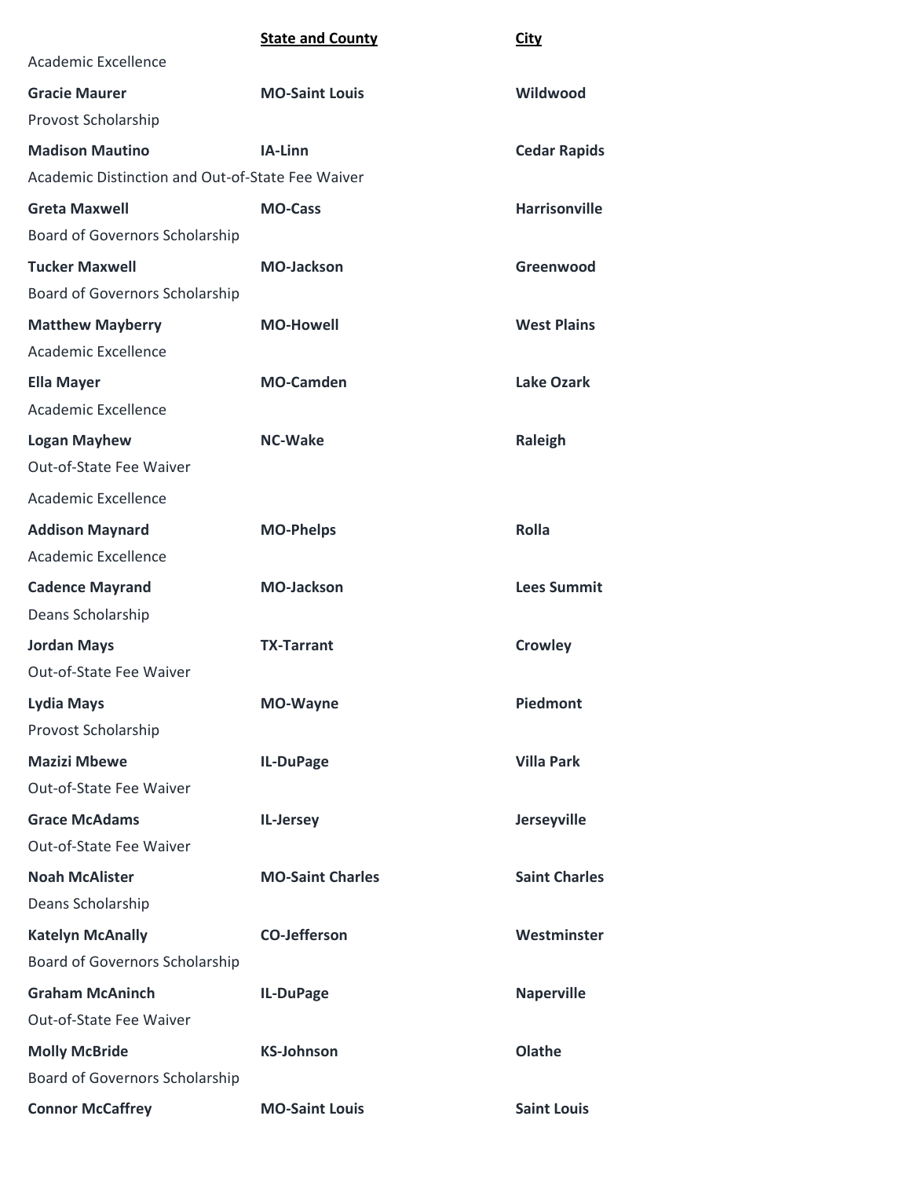| | **State and County** | **City** |
|---|---|---|
| Academic Excellence | | |
| **Gracie Maurer** | **MO-Saint Louis** | **Wildwood** |
| Provost Scholarship | | |
| **Madison Mautino** | **IA-Linn** | **Cedar Rapids** |
| Academic Distinction and Out-of-State Fee Waiver | | |
| **Greta Maxwell** | **MO-Cass** | **Harrisonville** |
| Board of Governors Scholarship | | |
| **Tucker Maxwell** | **MO-Jackson** | **Greenwood** |
| Board of Governors Scholarship | | |
| **Matthew Mayberry** | **MO-Howell** | **West Plains** |
| Academic Excellence | | |
| **Ella Mayer** | **MO-Camden** | **Lake Ozark** |
| Academic Excellence | | |
| **Logan Mayhew** | **NC-Wake** | **Raleigh** |
| Out-of-State Fee Waiver | | |
| Academic Excellence | | |
| **Addison Maynard** | **MO-Phelps** | **Rolla** |
| Academic Excellence | | |
| **Cadence Mayrand** | **MO-Jackson** | **Lees Summit** |
| Deans Scholarship | | |
| **Jordan Mays** | **TX-Tarrant** | **Crowley** |
| Out-of-State Fee Waiver | | |
| **Lydia Mays** | **MO-Wayne** | **Piedmont** |
| Provost Scholarship | | |
| **Mazizi Mbewe** | **IL-DuPage** | **Villa Park** |
| Out-of-State Fee Waiver | | |
| **Grace McAdams** | **IL-Jersey** | **Jerseyville** |
| Out-of-State Fee Waiver | | |
| **Noah McAlister** | **MO-Saint Charles** | **Saint Charles** |
| Deans Scholarship | | |
| **Katelyn McAnally** | **CO-Jefferson** | **Westminster** |
| Board of Governors Scholarship | | |
| **Graham McAninch** | **IL-DuPage** | **Naperville** |
| Out-of-State Fee Waiver | | |
| **Molly McBride** | **KS-Johnson** | **Olathe** |
| Board of Governors Scholarship | | |
| **Connor McCaffrey** | **MO-Saint Louis** | **Saint Louis** |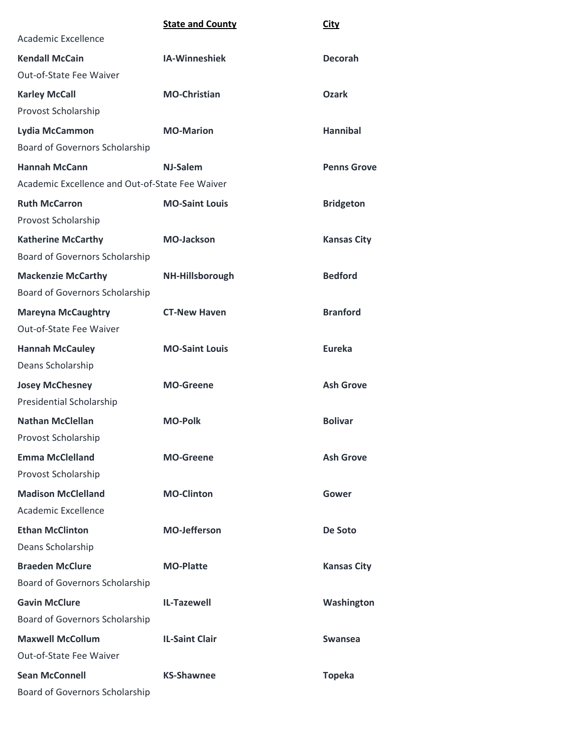| | State and County | City |
|---|---|---|
| Academic Excellence | | |
| **Kendall McCain** | **IA-Winneshiek** | **Decorah** |
| Out-of-State Fee Waiver | | |
| **Karley McCall** | **MO-Christian** | **Ozark** |
| Provost Scholarship | | |
| **Lydia McCammon** | **MO-Marion** | **Hannibal** |
| Board of Governors Scholarship | | |
| **Hannah McCann** | **NJ-Salem** | **Penns Grove** |
| Academic Excellence and Out-of-State Fee Waiver | | |
| **Ruth McCarron** | **MO-Saint Louis** | **Bridgeton** |
| Provost Scholarship | | |
| **Katherine McCarthy** | **MO-Jackson** | **Kansas City** |
| Board of Governors Scholarship | | |
| **Mackenzie McCarthy** | **NH-Hillsborough** | **Bedford** |
| Board of Governors Scholarship | | |
| **Mareyna McCaughtry** | **CT-New Haven** | **Branford** |
| Out-of-State Fee Waiver | | |
| **Hannah McCauley** | **MO-Saint Louis** | **Eureka** |
| Deans Scholarship | | |
| **Josey McChesney** | **MO-Greene** | **Ash Grove** |
| Presidential Scholarship | | |
| **Nathan McClellan** | **MO-Polk** | **Bolivar** |
| Provost Scholarship | | |
| **Emma McClelland** | **MO-Greene** | **Ash Grove** |
| Provost Scholarship | | |
| **Madison McClelland** | **MO-Clinton** | **Gower** |
| Academic Excellence | | |
| **Ethan McClinton** | **MO-Jefferson** | **De Soto** |
| Deans Scholarship | | |
| **Braeden McClure** | **MO-Platte** | **Kansas City** |
| Board of Governors Scholarship | | |
| **Gavin McClure** | **IL-Tazewell** | **Washington** |
| Board of Governors Scholarship | | |
| **Maxwell McCollum** | **IL-Saint Clair** | **Swansea** |
| Out-of-State Fee Waiver | | |
| **Sean McConnell** | **KS-Shawnee** | **Topeka** |
| Board of Governors Scholarship | | |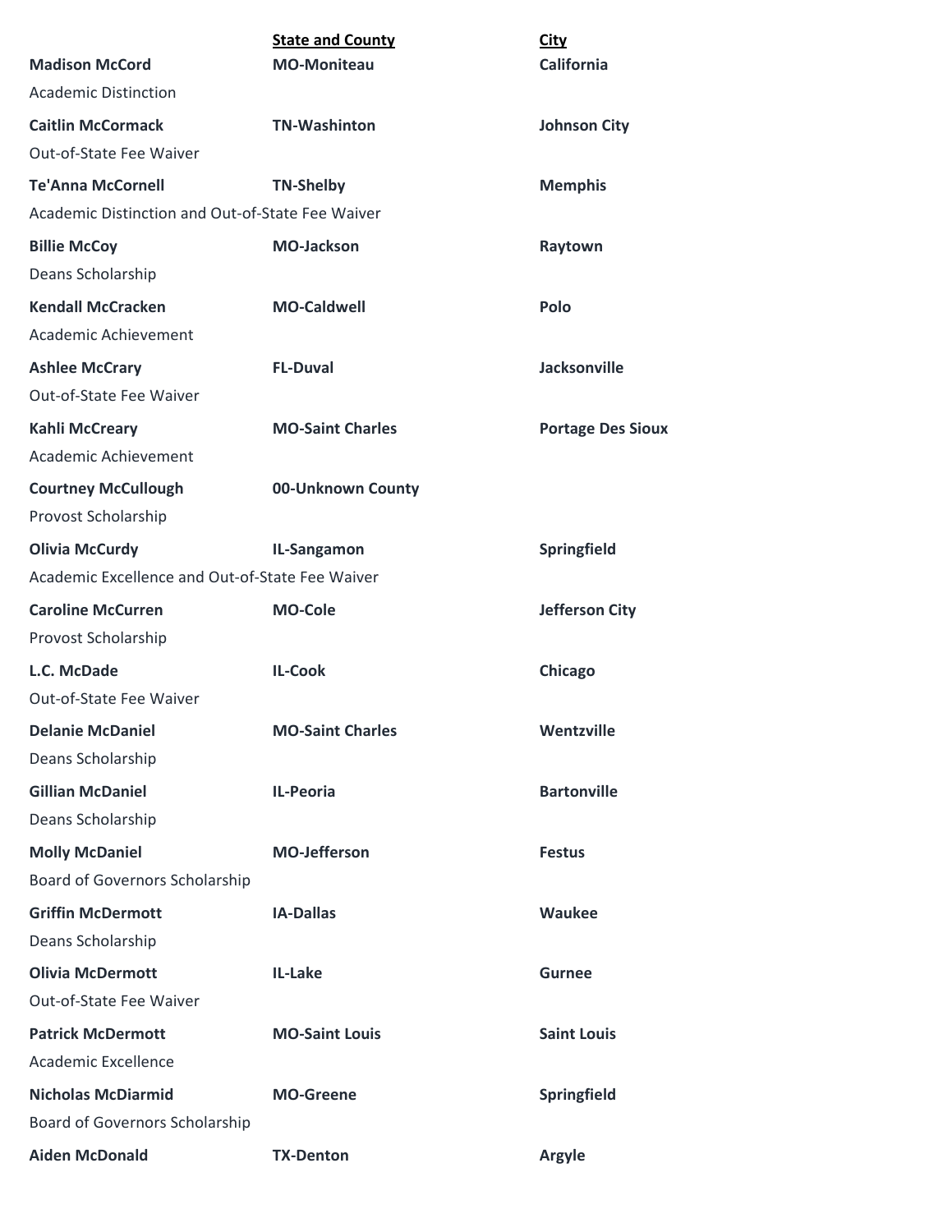| | State and County | City |
|---|---|---|
| **Madison McCord** | **MO-Moniteau** | **California** |
| Academic Distinction | | |
| **Caitlin McCormack** | **TN-Washinton** | **Johnson City** |
| Out-of-State Fee Waiver | | |
| **Te'Anna McCornell** | **TN-Shelby** | **Memphis** |
| Academic Distinction and Out-of-State Fee Waiver | | |
| **Billie McCoy** | **MO-Jackson** | **Raytown** |
| Deans Scholarship | | |
| **Kendall McCracken** | **MO-Caldwell** | **Polo** |
| Academic Achievement | | |
| **Ashlee McCrary** | **FL-Duval** | **Jacksonville** |
| Out-of-State Fee Waiver | | |
| **Kahli McCreary** | **MO-Saint Charles** | **Portage Des Sioux** |
| Academic Achievement | | |
| **Courtney McCullough** | **00-Unknown County** | |
| Provost Scholarship | | |
| **Olivia McCurdy** | **IL-Sangamon** | **Springfield** |
| Academic Excellence and Out-of-State Fee Waiver | | |
| **Caroline McCurren** | **MO-Cole** | **Jefferson City** |
| Provost Scholarship | | |
| **L.C. McDade** | **IL-Cook** | **Chicago** |
| Out-of-State Fee Waiver | | |
| **Delanie McDaniel** | **MO-Saint Charles** | **Wentzville** |
| Deans Scholarship | | |
| **Gillian McDaniel** | **IL-Peoria** | **Bartonville** |
| Deans Scholarship | | |
| **Molly McDaniel** | **MO-Jefferson** | **Festus** |
| Board of Governors Scholarship | | |
| **Griffin McDermott** | **IA-Dallas** | **Waukee** |
| Deans Scholarship | | |
| **Olivia McDermott** | **IL-Lake** | **Gurnee** |
| Out-of-State Fee Waiver | | |
| **Patrick McDermott** | **MO-Saint Louis** | **Saint Louis** |
| Academic Excellence | | |
| **Nicholas McDiarmid** | **MO-Greene** | **Springfield** |
| Board of Governors Scholarship | | |
| **Aiden McDonald** | **TX-Denton** | **Argyle** |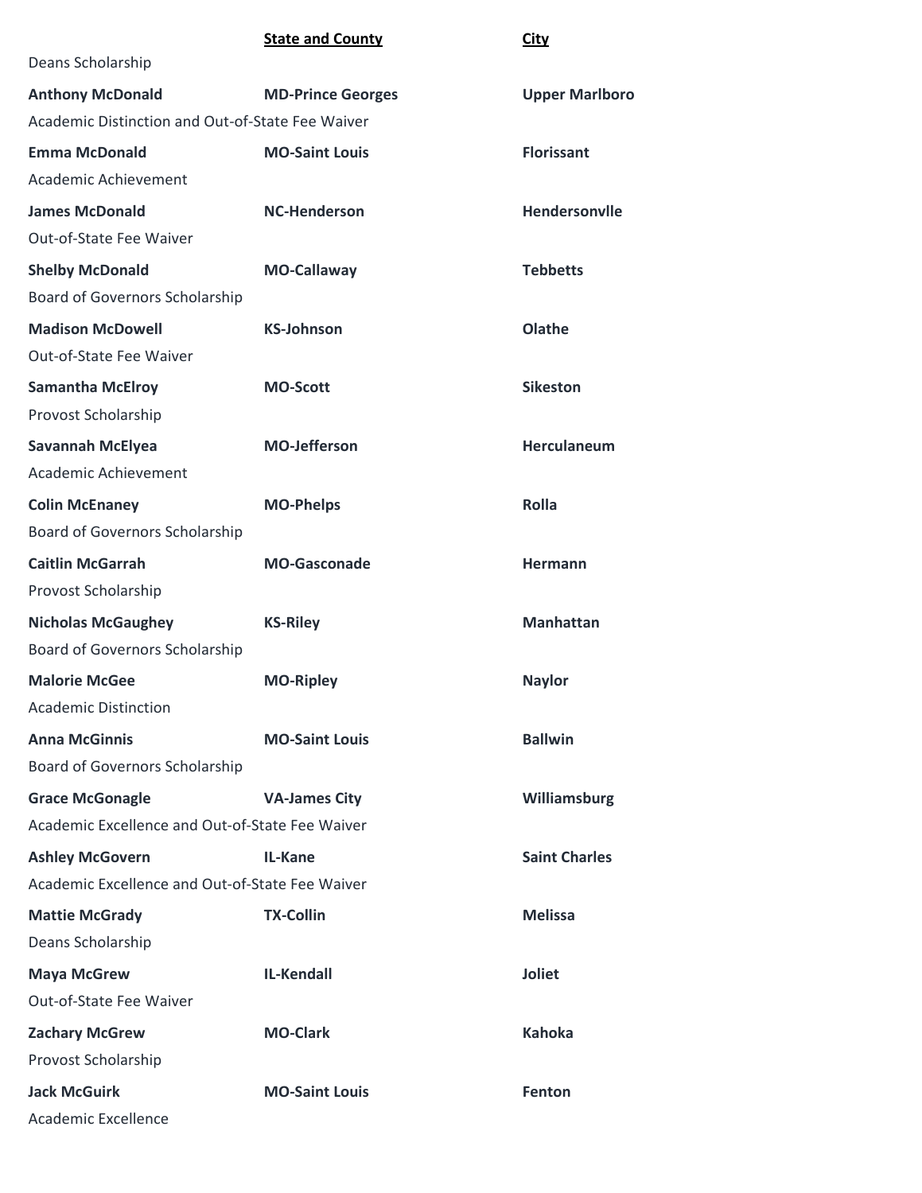| | State and County | City |
|---|---|---|
| Deans Scholarship | | |
| **Anthony McDonald** | **MD-Prince Georges** | **Upper Marlboro** |
| Academic Distinction and Out-of-State Fee Waiver | | |
| **Emma McDonald** | **MO-Saint Louis** | **Florissant** |
| Academic Achievement | | |
| **James McDonald** | **NC-Henderson** | **Hendersonvlle** |
| Out-of-State Fee Waiver | | |
| **Shelby McDonald** | **MO-Callaway** | **Tebbetts** |
| Board of Governors Scholarship | | |
| **Madison McDowell** | **KS-Johnson** | **Olathe** |
| Out-of-State Fee Waiver | | |
| **Samantha McElroy** | **MO-Scott** | **Sikeston** |
| Provost Scholarship | | |
| **Savannah McElyea** | **MO-Jefferson** | **Herculaneum** |
| Academic Achievement | | |
| **Colin McEnaney** | **MO-Phelps** | **Rolla** |
| Board of Governors Scholarship | | |
| **Caitlin McGarrah** | **MO-Gasconade** | **Hermann** |
| Provost Scholarship | | |
| **Nicholas McGaughey** | **KS-Riley** | **Manhattan** |
| Board of Governors Scholarship | | |
| **Malorie McGee** | **MO-Ripley** | **Naylor** |
| Academic Distinction | | |
| **Anna McGinnis** | **MO-Saint Louis** | **Ballwin** |
| Board of Governors Scholarship | | |
| **Grace McGonagle** | **VA-James City** | **Williamsburg** |
| Academic Excellence and Out-of-State Fee Waiver | | |
| **Ashley McGovern** | **IL-Kane** | **Saint Charles** |
| Academic Excellence and Out-of-State Fee Waiver | | |
| **Mattie McGrady** | **TX-Collin** | **Melissa** |
| Deans Scholarship | | |
| **Maya McGrew** | **IL-Kendall** | **Joliet** |
| Out-of-State Fee Waiver | | |
| **Zachary McGrew** | **MO-Clark** | **Kahoka** |
| Provost Scholarship | | |
| **Jack McGuirk** | **MO-Saint Louis** | **Fenton** |
| Academic Excellence | | |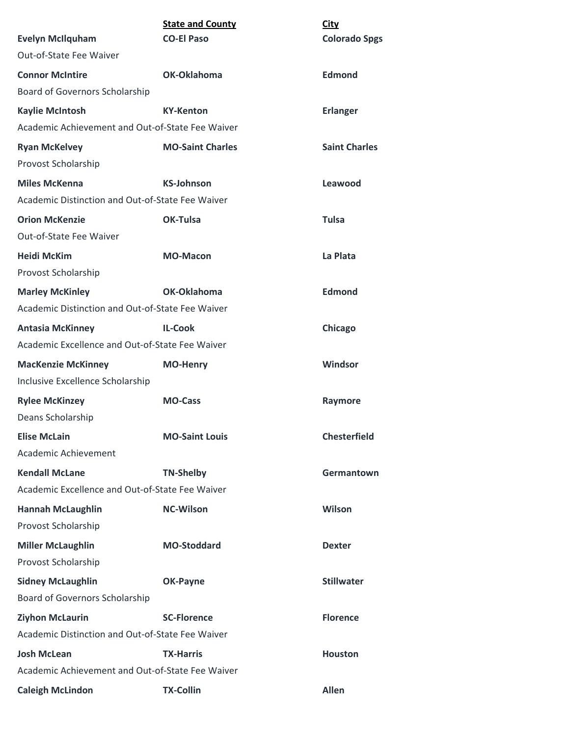| | **State and County** | **City** |
|---|---|---|
| **Evelyn McIlquham** | **CO-El Paso** | **Colorado Spgs** |
| Out-of-State Fee Waiver | | |
| **Connor McIntire** | **OK-Oklahoma** | **Edmond** |
| Board of Governors Scholarship | | |
| **Kaylie McIntosh** | **KY-Kenton** | **Erlanger** |
| Academic Achievement and Out-of-State Fee Waiver | | |
| **Ryan McKelvey** | **MO-Saint Charles** | **Saint Charles** |
| Provost Scholarship | | |
| **Miles McKenna** | **KS-Johnson** | **Leawood** |
| Academic Distinction and Out-of-State Fee Waiver | | |
| **Orion McKenzie** | **OK-Tulsa** | **Tulsa** |
| Out-of-State Fee Waiver | | |
| **Heidi McKim** | **MO-Macon** | **La Plata** |
| Provost Scholarship | | |
| **Marley McKinley** | **OK-Oklahoma** | **Edmond** |
| Academic Distinction and Out-of-State Fee Waiver | | |
| **Antasia McKinney** | **IL-Cook** | **Chicago** |
| Academic Excellence and Out-of-State Fee Waiver | | |
| **MacKenzie McKinney** | **MO-Henry** | **Windsor** |
| Inclusive Excellence Scholarship | | |
| **Rylee McKinzey** | **MO-Cass** | **Raymore** |
| Deans Scholarship | | |
| **Elise McLain** | **MO-Saint Louis** | **Chesterfield** |
| Academic Achievement | | |
| **Kendall McLane** | **TN-Shelby** | **Germantown** |
| Academic Excellence and Out-of-State Fee Waiver | | |
| **Hannah McLaughlin** | **NC-Wilson** | **Wilson** |
| Provost Scholarship | | |
| **Miller McLaughlin** | **MO-Stoddard** | **Dexter** |
| Provost Scholarship | | |
| **Sidney McLaughlin** | **OK-Payne** | **Stillwater** |
| Board of Governors Scholarship | | |
| **Ziyhon McLaurin** | **SC-Florence** | **Florence** |
| Academic Distinction and Out-of-State Fee Waiver | | |
| **Josh McLean** | **TX-Harris** | **Houston** |
| Academic Achievement and Out-of-State Fee Waiver | | |
| **Caleigh McLindon** | **TX-Collin** | **Allen** |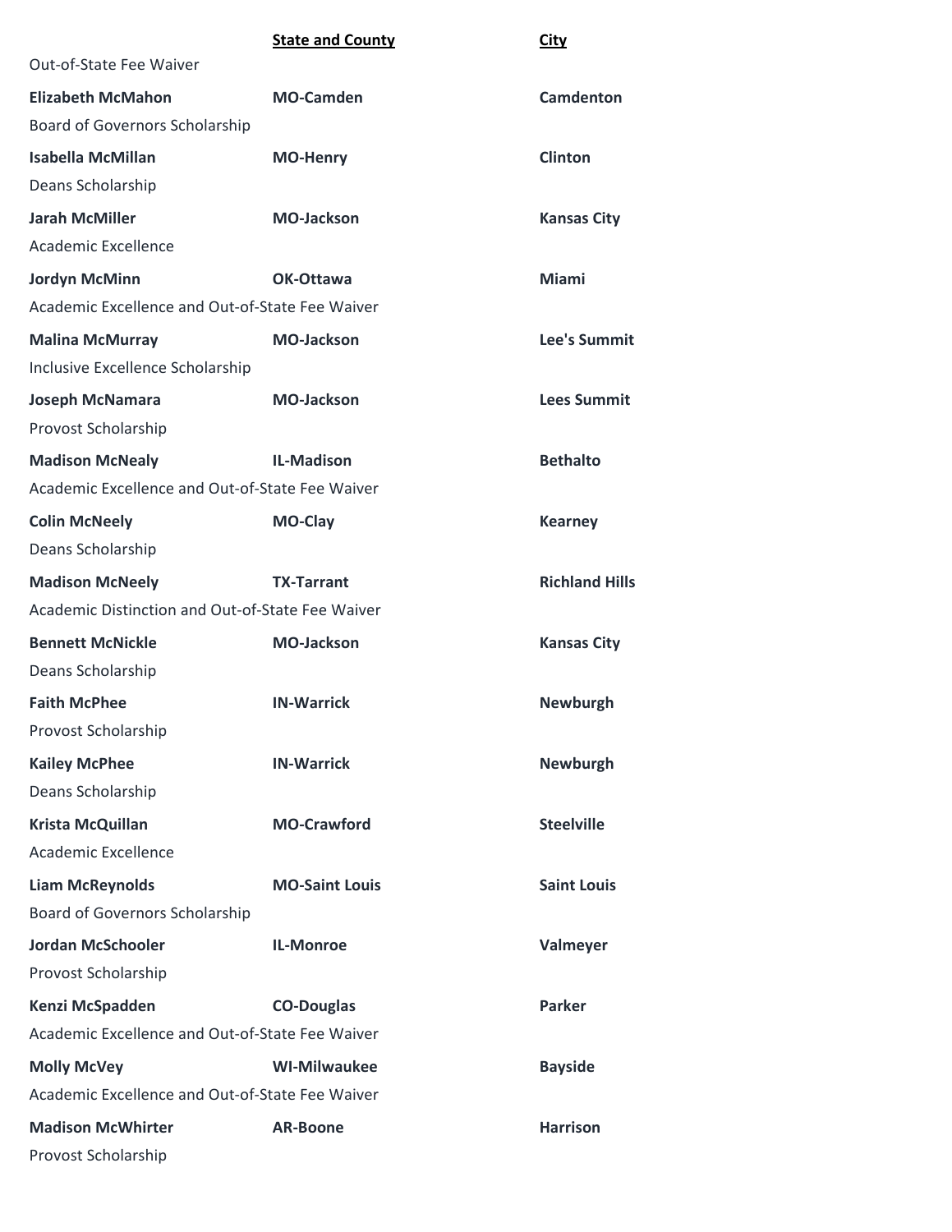| | **State and County** | **City** |
|---|---|---|
| Out-of-State Fee Waiver | | |
| **Elizabeth McMahon** | **MO-Camden** | **Camdenton** |
| Board of Governors Scholarship | | |
| **Isabella McMillan** | **MO-Henry** | **Clinton** |
| Deans Scholarship | | |
| **Jarah McMiller** | **MO-Jackson** | **Kansas City** |
| Academic Excellence | | |
| **Jordyn McMinn** | **OK-Ottawa** | **Miami** |
| Academic Excellence and Out-of-State Fee Waiver | | |
| **Malina McMurray** | **MO-Jackson** | **Lee's Summit** |
| Inclusive Excellence Scholarship | | |
| **Joseph McNamara** | **MO-Jackson** | **Lees Summit** |
| Provost Scholarship | | |
| **Madison McNealy** | **IL-Madison** | **Bethalto** |
| Academic Excellence and Out-of-State Fee Waiver | | |
| **Colin McNeely** | **MO-Clay** | **Kearney** |
| Deans Scholarship | | |
| **Madison McNeely** | **TX-Tarrant** | **Richland Hills** |
| Academic Distinction and Out-of-State Fee Waiver | | |
| **Bennett McNickle** | **MO-Jackson** | **Kansas City** |
| Deans Scholarship | | |
| **Faith McPhee** | **IN-Warrick** | **Newburgh** |
| Provost Scholarship | | |
| **Kailey McPhee** | **IN-Warrick** | **Newburgh** |
| Deans Scholarship | | |
| **Krista McQuillan** | **MO-Crawford** | **Steelville** |
| Academic Excellence | | |
| **Liam McReynolds** | **MO-Saint Louis** | **Saint Louis** |
| Board of Governors Scholarship | | |
| **Jordan McSchooler** | **IL-Monroe** | **Valmeyer** |
| Provost Scholarship | | |
| **Kenzi McSpadden** | **CO-Douglas** | **Parker** |
| Academic Excellence and Out-of-State Fee Waiver | | |
| **Molly McVey** | **WI-Milwaukee** | **Bayside** |
| Academic Excellence and Out-of-State Fee Waiver | | |
| **Madison McWhirter** | **AR-Boone** | **Harrison** |
| Provost Scholarship | | |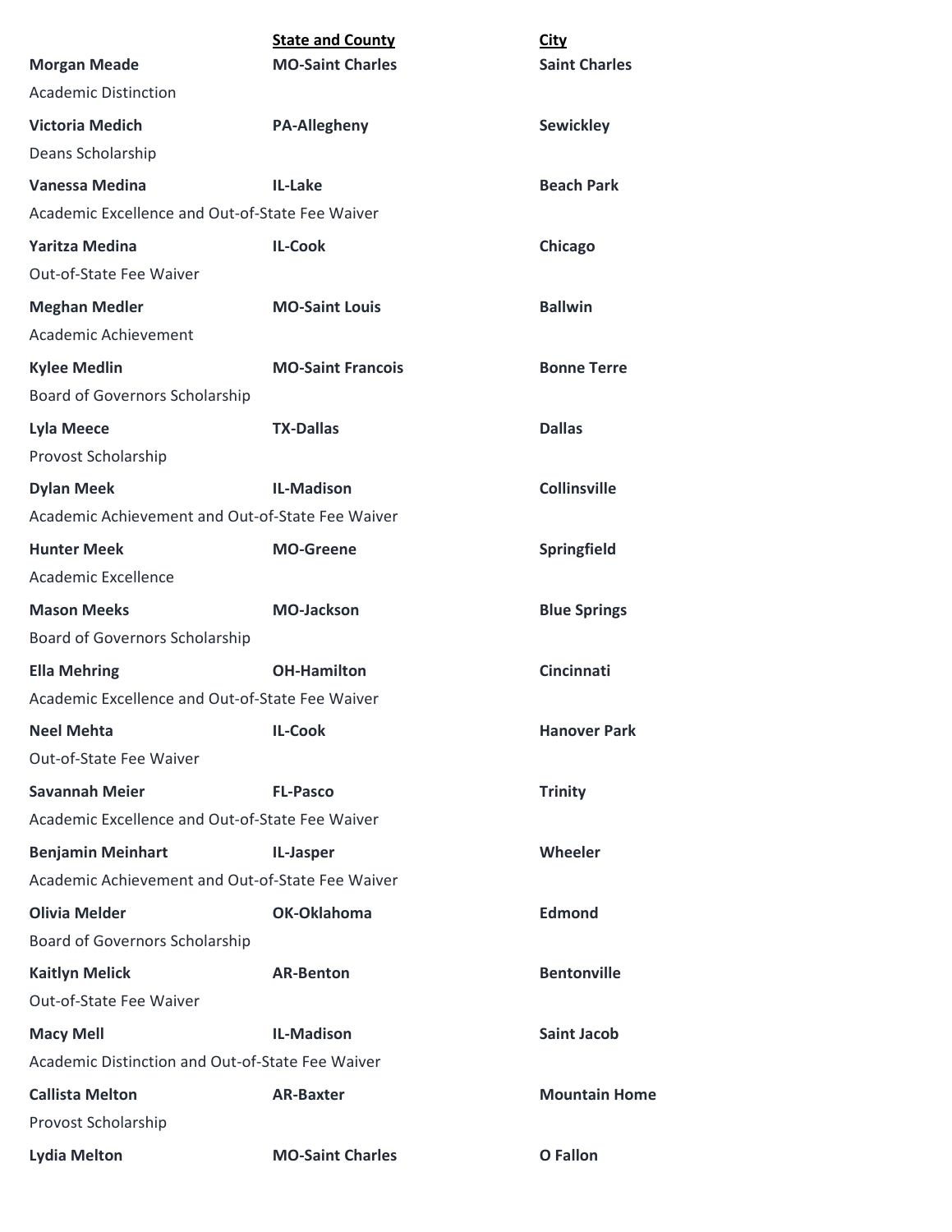| | State and County | City |
|---|---|---|
| **Morgan Meade** | **MO-Saint Charles** | **Saint Charles** |
| Academic Distinction | | |
| **Victoria Medich** | **PA-Allegheny** | **Sewickley** |
| Deans Scholarship | | |
| **Vanessa Medina** | **IL-Lake** | **Beach Park** |
| Academic Excellence and Out-of-State Fee Waiver | | |
| **Yaritza Medina** | **IL-Cook** | **Chicago** |
| Out-of-State Fee Waiver | | |
| **Meghan Medler** | **MO-Saint Louis** | **Ballwin** |
| Academic Achievement | | |
| **Kylee Medlin** | **MO-Saint Francois** | **Bonne Terre** |
| Board of Governors Scholarship | | |
| **Lyla Meece** | **TX-Dallas** | **Dallas** |
| Provost Scholarship | | |
| **Dylan Meek** | **IL-Madison** | **Collinsville** |
| Academic Achievement and Out-of-State Fee Waiver | | |
| **Hunter Meek** | **MO-Greene** | **Springfield** |
| Academic Excellence | | |
| **Mason Meeks** | **MO-Jackson** | **Blue Springs** |
| Board of Governors Scholarship | | |
| **Ella Mehring** | **OH-Hamilton** | **Cincinnati** |
| Academic Excellence and Out-of-State Fee Waiver | | |
| **Neel Mehta** | **IL-Cook** | **Hanover Park** |
| Out-of-State Fee Waiver | | |
| **Savannah Meier** | **FL-Pasco** | **Trinity** |
| Academic Excellence and Out-of-State Fee Waiver | | |
| **Benjamin Meinhart** | **IL-Jasper** | **Wheeler** |
| Academic Achievement and Out-of-State Fee Waiver | | |
| **Olivia Melder** | **OK-Oklahoma** | **Edmond** |
| Board of Governors Scholarship | | |
| **Kaitlyn Melick** | **AR-Benton** | **Bentonville** |
| Out-of-State Fee Waiver | | |
| **Macy Mell** | **IL-Madison** | **Saint Jacob** |
| Academic Distinction and Out-of-State Fee Waiver | | |
| **Callista Melton** | **AR-Baxter** | **Mountain Home** |
| Provost Scholarship | | |
| **Lydia Melton** | **MO-Saint Charles** | **O Fallon** |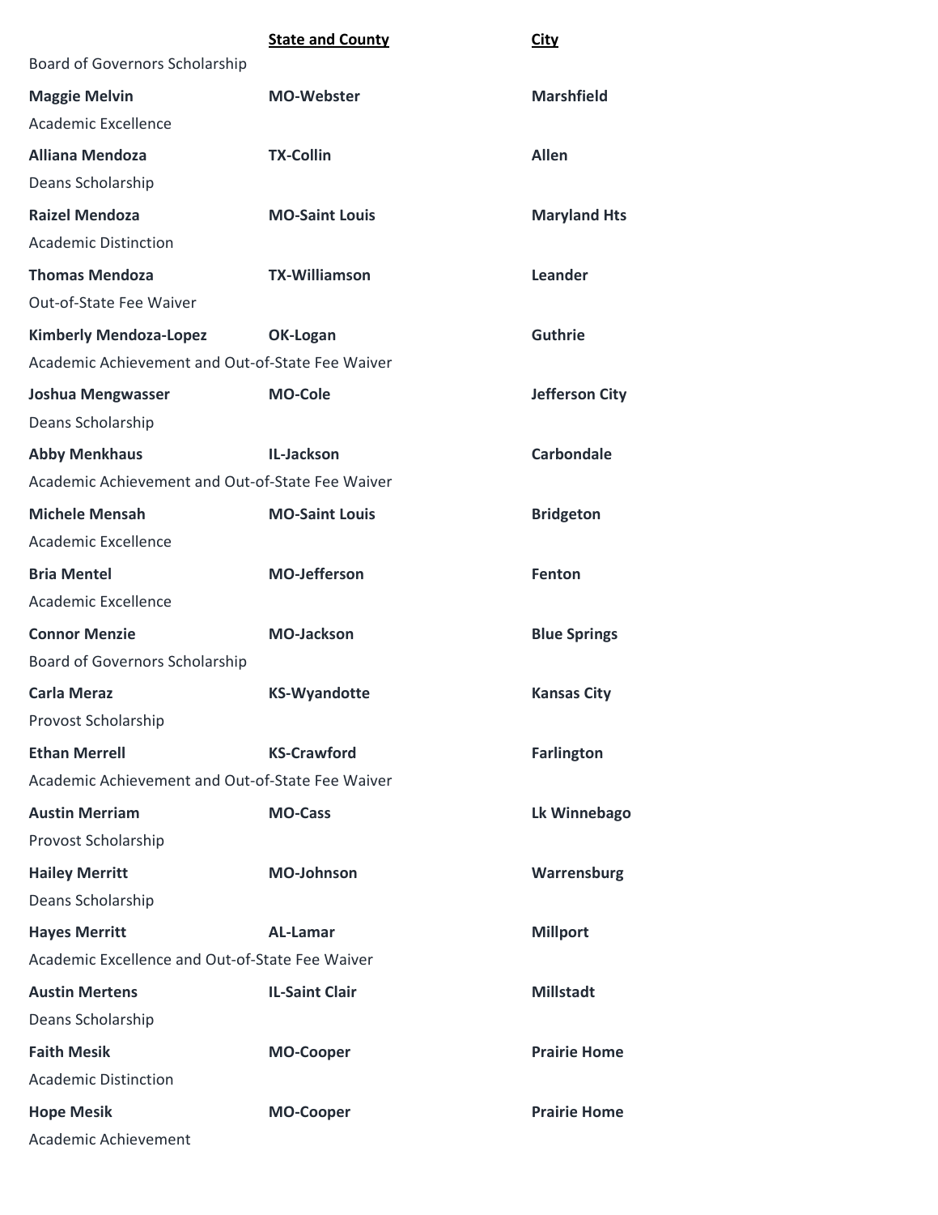| | State and County | City |
|---|---|---|
| Board of Governors Scholarship | | |
| **Maggie Melvin** | **MO-Webster** | **Marshfield** |
| Academic Excellence | | |
| **Alliana Mendoza** | **TX-Collin** | **Allen** |
| Deans Scholarship | | |
| **Raizel Mendoza** | **MO-Saint Louis** | **Maryland Hts** |
| Academic Distinction | | |
| **Thomas Mendoza** | **TX-Williamson** | **Leander** |
| Out-of-State Fee Waiver | | |
| **Kimberly Mendoza-Lopez** | **OK-Logan** | **Guthrie** |
| Academic Achievement and Out-of-State Fee Waiver | | |
| **Joshua Mengwasser** | **MO-Cole** | **Jefferson City** |
| Deans Scholarship | | |
| **Abby Menkhaus** | **IL-Jackson** | **Carbondale** |
| Academic Achievement and Out-of-State Fee Waiver | | |
| **Michele Mensah** | **MO-Saint Louis** | **Bridgeton** |
| Academic Excellence | | |
| **Bria Mentel** | **MO-Jefferson** | **Fenton** |
| Academic Excellence | | |
| **Connor Menzie** | **MO-Jackson** | **Blue Springs** |
| Board of Governors Scholarship | | |
| **Carla Meraz** | **KS-Wyandotte** | **Kansas City** |
| Provost Scholarship | | |
| **Ethan Merrell** | **KS-Crawford** | **Farlington** |
| Academic Achievement and Out-of-State Fee Waiver | | |
| **Austin Merriam** | **MO-Cass** | **Lk Winnebago** |
| Provost Scholarship | | |
| **Hailey Merritt** | **MO-Johnson** | **Warrensburg** |
| Deans Scholarship | | |
| **Hayes Merritt** | **AL-Lamar** | **Millport** |
| Academic Excellence and Out-of-State Fee Waiver | | |
| **Austin Mertens** | **IL-Saint Clair** | **Millstadt** |
| Deans Scholarship | | |
| **Faith Mesik** | **MO-Cooper** | **Prairie Home** |
| Academic Distinction | | |
| **Hope Mesik** | **MO-Cooper** | **Prairie Home** |
| Academic Achievement | | |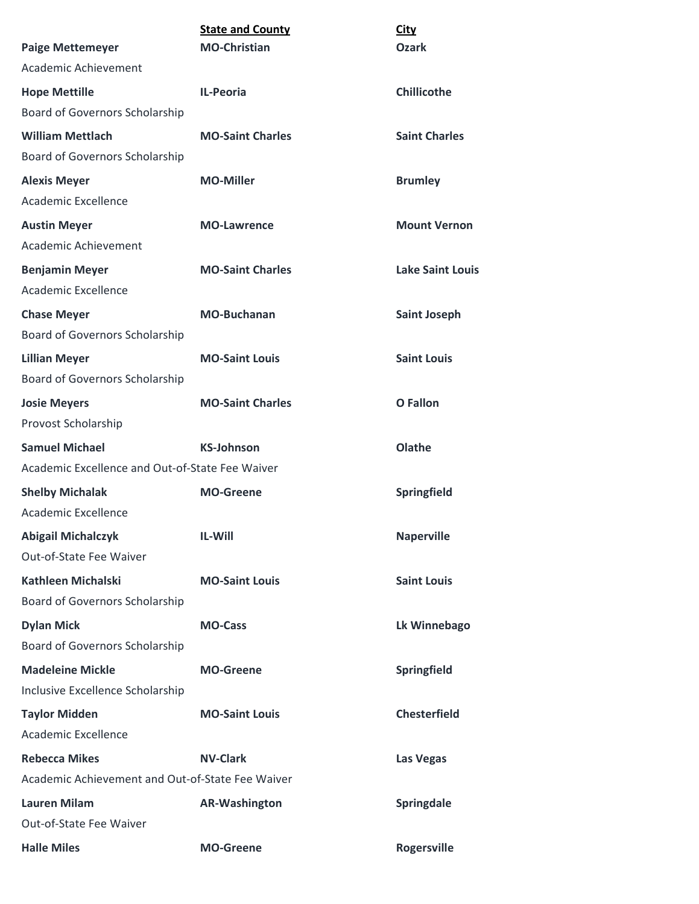| | State and County | City |
|---|---|---|
| **Paige Mettemeyer** | **MO-Christian** | **Ozark** |
| Academic Achievement | | |
| **Hope Mettille** | **IL-Peoria** | **Chillicothe** |
| Board of Governors Scholarship | | |
| **William Mettlach** | **MO-Saint Charles** | **Saint Charles** |
| Board of Governors Scholarship | | |
| **Alexis Meyer** | **MO-Miller** | **Brumley** |
| Academic Excellence | | |
| **Austin Meyer** | **MO-Lawrence** | **Mount Vernon** |
| Academic Achievement | | |
| **Benjamin Meyer** | **MO-Saint Charles** | **Lake Saint Louis** |
| Academic Excellence | | |
| **Chase Meyer** | **MO-Buchanan** | **Saint Joseph** |
| Board of Governors Scholarship | | |
| **Lillian Meyer** | **MO-Saint Louis** | **Saint Louis** |
| Board of Governors Scholarship | | |
| **Josie Meyers** | **MO-Saint Charles** | **O Fallon** |
| Provost Scholarship | | |
| **Samuel Michael** | **KS-Johnson** | **Olathe** |
| Academic Excellence and Out-of-State Fee Waiver | | |
| **Shelby Michalak** | **MO-Greene** | **Springfield** |
| Academic Excellence | | |
| **Abigail Michalczyk** | **IL-Will** | **Naperville** |
| Out-of-State Fee Waiver | | |
| **Kathleen Michalski** | **MO-Saint Louis** | **Saint Louis** |
| Board of Governors Scholarship | | |
| **Dylan Mick** | **MO-Cass** | **Lk Winnebago** |
| Board of Governors Scholarship | | |
| **Madeleine Mickle** | **MO-Greene** | **Springfield** |
| Inclusive Excellence Scholarship | | |
| **Taylor Midden** | **MO-Saint Louis** | **Chesterfield** |
| Academic Excellence | | |
| **Rebecca Mikes** | **NV-Clark** | **Las Vegas** |
| Academic Achievement and Out-of-State Fee Waiver | | |
| **Lauren Milam** | **AR-Washington** | **Springdale** |
| Out-of-State Fee Waiver | | |
| **Halle Miles** | **MO-Greene** | **Rogersville** |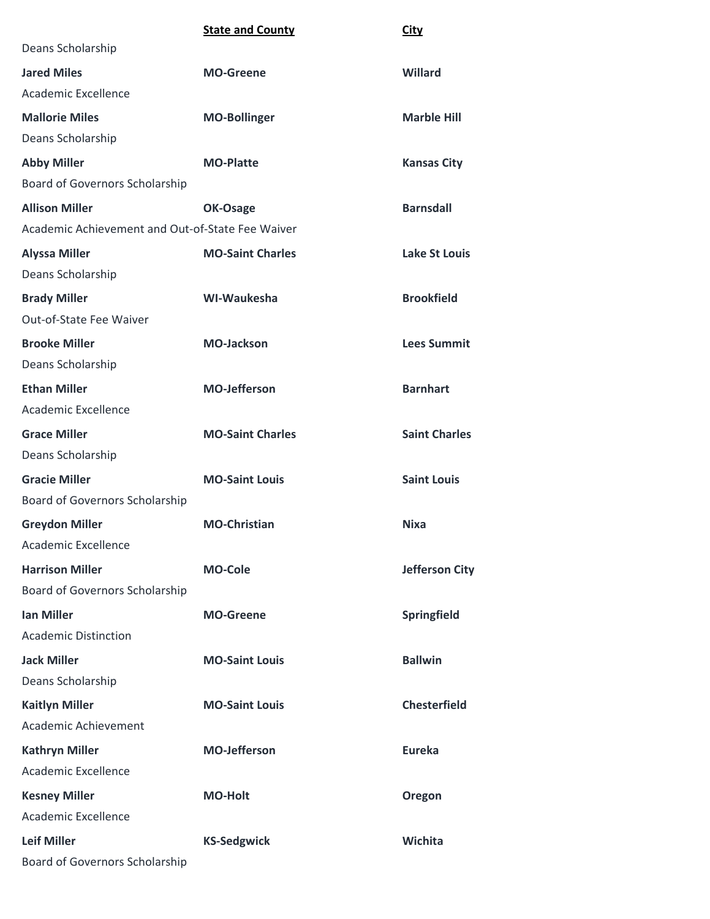| | State and County | City |
|---|---|---|
| Deans Scholarship | | |
| **Jared Miles** | **MO-Greene** | **Willard** |
| Academic Excellence | | |
| **Mallorie Miles** | **MO-Bollinger** | **Marble Hill** |
| Deans Scholarship | | |
| **Abby Miller** | **MO-Platte** | **Kansas City** |
| Board of Governors Scholarship | | |
| **Allison Miller** | **OK-Osage** | **Barnsdall** |
| Academic Achievement and Out-of-State Fee Waiver | | |
| **Alyssa Miller** | **MO-Saint Charles** | **Lake St Louis** |
| Deans Scholarship | | |
| **Brady Miller** | **WI-Waukesha** | **Brookfield** |
| Out-of-State Fee Waiver | | |
| **Brooke Miller** | **MO-Jackson** | **Lees Summit** |
| Deans Scholarship | | |
| **Ethan Miller** | **MO-Jefferson** | **Barnhart** |
| Academic Excellence | | |
| **Grace Miller** | **MO-Saint Charles** | **Saint Charles** |
| Deans Scholarship | | |
| **Gracie Miller** | **MO-Saint Louis** | **Saint Louis** |
| Board of Governors Scholarship | | |
| **Greydon Miller** | **MO-Christian** | **Nixa** |
| Academic Excellence | | |
| **Harrison Miller** | **MO-Cole** | **Jefferson City** |
| Board of Governors Scholarship | | |
| **Ian Miller** | **MO-Greene** | **Springfield** |
| Academic Distinction | | |
| **Jack Miller** | **MO-Saint Louis** | **Ballwin** |
| Deans Scholarship | | |
| **Kaitlyn Miller** | **MO-Saint Louis** | **Chesterfield** |
| Academic Achievement | | |
| **Kathryn Miller** | **MO-Jefferson** | **Eureka** |
| Academic Excellence | | |
| **Kesney Miller** | **MO-Holt** | **Oregon** |
| Academic Excellence | | |
| **Leif Miller** | **KS-Sedgwick** | **Wichita** |
| Board of Governors Scholarship | | |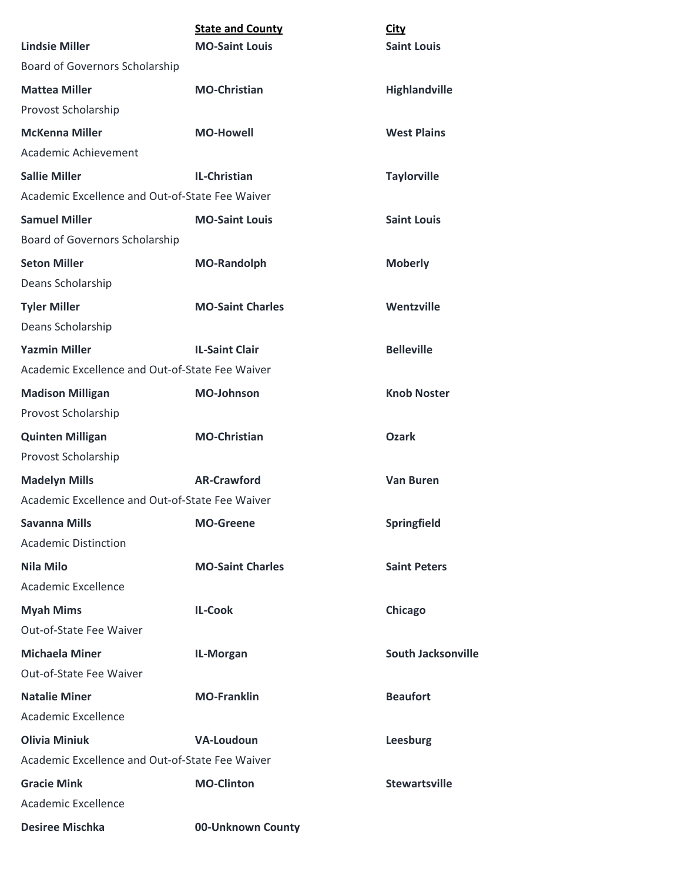| | State and County | City |
|---|---|---|
| **Lindsie Miller** | **MO-Saint Louis** | **Saint Louis** |
| Board of Governors Scholarship | | |
| **Mattea Miller** | **MO-Christian** | **Highlandville** |
| Provost Scholarship | | |
| **McKenna Miller** | **MO-Howell** | **West Plains** |
| Academic Achievement | | |
| **Sallie Miller** | **IL-Christian** | **Taylorville** |
| Academic Excellence and Out-of-State Fee Waiver | | |
| **Samuel Miller** | **MO-Saint Louis** | **Saint Louis** |
| Board of Governors Scholarship | | |
| **Seton Miller** | **MO-Randolph** | **Moberly** |
| Deans Scholarship | | |
| **Tyler Miller** | **MO-Saint Charles** | **Wentzville** |
| Deans Scholarship | | |
| **Yazmin Miller** | **IL-Saint Clair** | **Belleville** |
| Academic Excellence and Out-of-State Fee Waiver | | |
| **Madison Milligan** | **MO-Johnson** | **Knob Noster** |
| Provost Scholarship | | |
| **Quinten Milligan** | **MO-Christian** | **Ozark** |
| Provost Scholarship | | |
| **Madelyn Mills** | **AR-Crawford** | **Van Buren** |
| Academic Excellence and Out-of-State Fee Waiver | | |
| **Savanna Mills** | **MO-Greene** | **Springfield** |
| Academic Distinction | | |
| **Nila Milo** | **MO-Saint Charles** | **Saint Peters** |
| Academic Excellence | | |
| **Myah Mims** | **IL-Cook** | **Chicago** |
| Out-of-State Fee Waiver | | |
| **Michaela Miner** | **IL-Morgan** | **South Jacksonville** |
| Out-of-State Fee Waiver | | |
| **Natalie Miner** | **MO-Franklin** | **Beaufort** |
| Academic Excellence | | |
| **Olivia Miniuk** | **VA-Loudoun** | **Leesburg** |
| Academic Excellence and Out-of-State Fee Waiver | | |
| **Gracie Mink** | **MO-Clinton** | **Stewartsville** |
| Academic Excellence | | |
| **Desiree Mischka** | **00-Unknown County** | |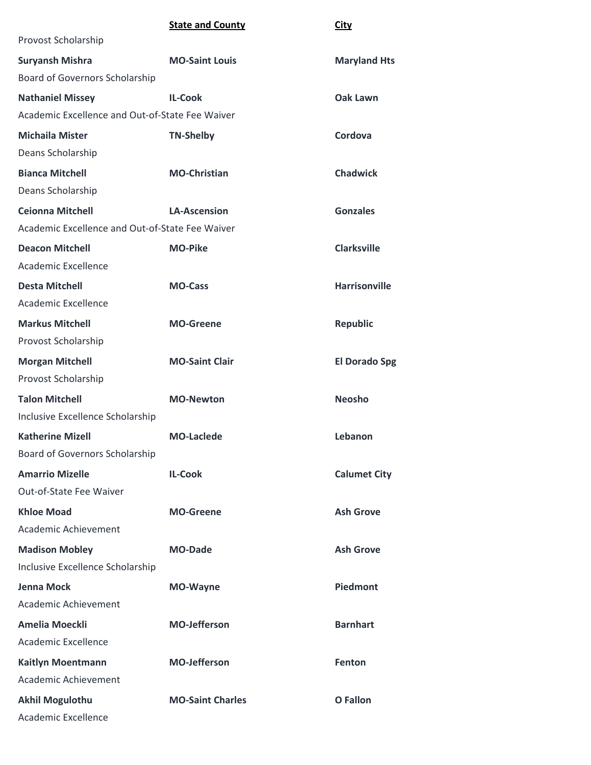| | **State and County** | **City** |
|---|---|---|
| Provost Scholarship | | |
| **Suryansh Mishra** | **MO-Saint Louis** | **Maryland Hts** |
| Board of Governors Scholarship | | |
| **Nathaniel Missey** | **IL-Cook** | **Oak Lawn** |
| Academic Excellence and Out-of-State Fee Waiver | | |
| **Michaila Mister** | **TN-Shelby** | **Cordova** |
| Deans Scholarship | | |
| **Bianca Mitchell** | **MO-Christian** | **Chadwick** |
| Deans Scholarship | | |
| **Ceionna Mitchell** | **LA-Ascension** | **Gonzales** |
| Academic Excellence and Out-of-State Fee Waiver | | |
| **Deacon Mitchell** | **MO-Pike** | **Clarksville** |
| Academic Excellence | | |
| **Desta Mitchell** | **MO-Cass** | **Harrisonville** |
| Academic Excellence | | |
| **Markus Mitchell** | **MO-Greene** | **Republic** |
| Provost Scholarship | | |
| **Morgan Mitchell** | **MO-Saint Clair** | **El Dorado Spg** |
| Provost Scholarship | | |
| **Talon Mitchell** | **MO-Newton** | **Neosho** |
| Inclusive Excellence Scholarship | | |
| **Katherine Mizell** | **MO-Laclede** | **Lebanon** |
| Board of Governors Scholarship | | |
| **Amarrio Mizelle** | **IL-Cook** | **Calumet City** |
| Out-of-State Fee Waiver | | |
| **Khloe Moad** | **MO-Greene** | **Ash Grove** |
| Academic Achievement | | |
| **Madison Mobley** | **MO-Dade** | **Ash Grove** |
| Inclusive Excellence Scholarship | | |
| **Jenna Mock** | **MO-Wayne** | **Piedmont** |
| Academic Achievement | | |
| **Amelia Moeckli** | **MO-Jefferson** | **Barnhart** |
| Academic Excellence | | |
| **Kaitlyn Moentmann** | **MO-Jefferson** | **Fenton** |
| Academic Achievement | | |
| **Akhil Mogulothu** | **MO-Saint Charles** | **O Fallon** |
| Academic Excellence | | |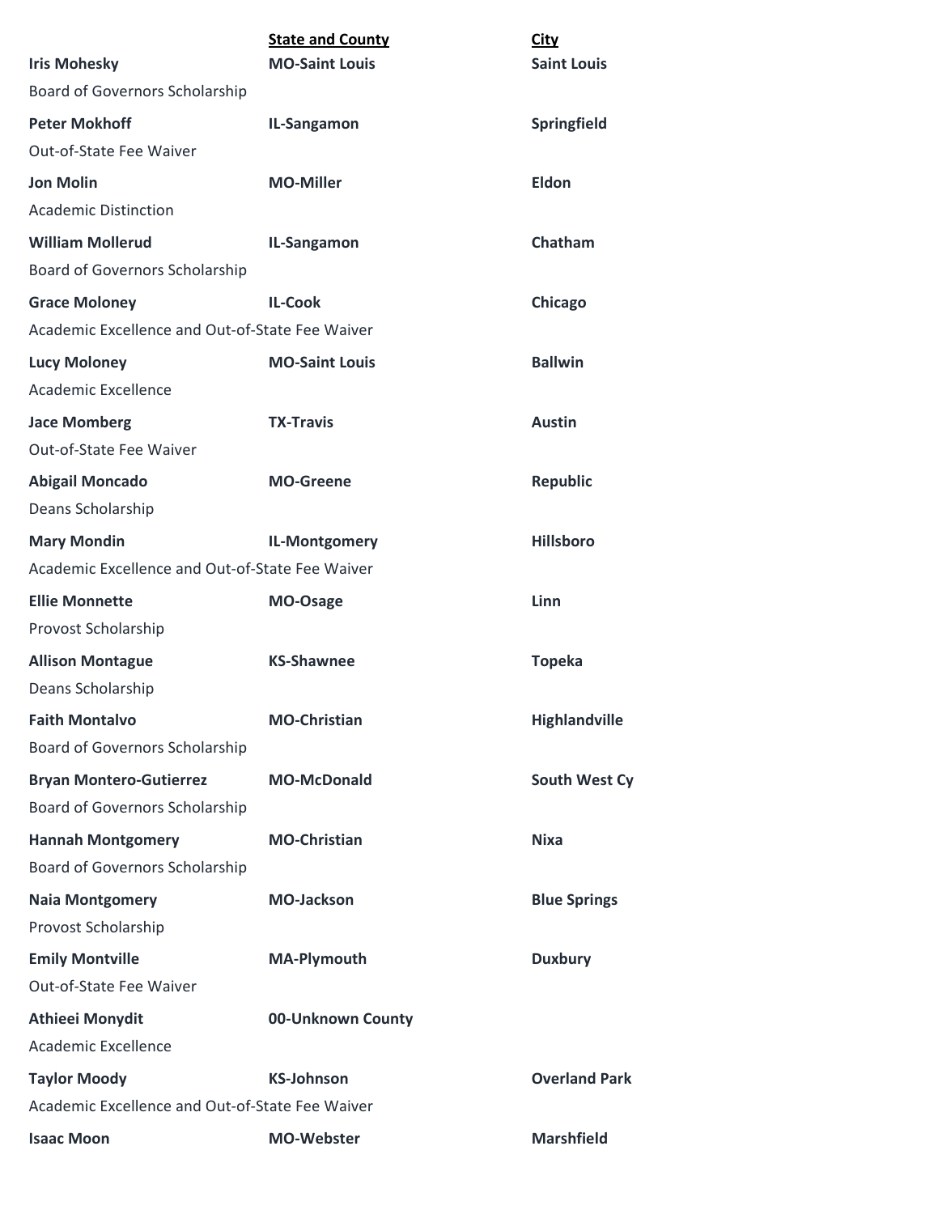| | State and County | City |
|---|---|---|
| **Iris Mohesky** | **MO-Saint Louis** | **Saint Louis** |
| Board of Governors Scholarship | | |
| **Peter Mokhoff** | **IL-Sangamon** | **Springfield** |
| Out-of-State Fee Waiver | | |
| **Jon Molin** | **MO-Miller** | **Eldon** |
| Academic Distinction | | |
| **William Mollerud** | **IL-Sangamon** | **Chatham** |
| Board of Governors Scholarship | | |
| **Grace Moloney** | **IL-Cook** | **Chicago** |
| Academic Excellence and Out-of-State Fee Waiver | | |
| **Lucy Moloney** | **MO-Saint Louis** | **Ballwin** |
| Academic Excellence | | |
| **Jace Momberg** | **TX-Travis** | **Austin** |
| Out-of-State Fee Waiver | | |
| **Abigail Moncado** | **MO-Greene** | **Republic** |
| Deans Scholarship | | |
| **Mary Mondin** | **IL-Montgomery** | **Hillsboro** |
| Academic Excellence and Out-of-State Fee Waiver | | |
| **Ellie Monnette** | **MO-Osage** | **Linn** |
| Provost Scholarship | | |
| **Allison Montague** | **KS-Shawnee** | **Topeka** |
| Deans Scholarship | | |
| **Faith Montalvo** | **MO-Christian** | **Highlandville** |
| Board of Governors Scholarship | | |
| **Bryan Montero-Gutierrez** | **MO-McDonald** | **South West Cy** |
| Board of Governors Scholarship | | |
| **Hannah Montgomery** | **MO-Christian** | **Nixa** |
| Board of Governors Scholarship | | |
| **Naia Montgomery** | **MO-Jackson** | **Blue Springs** |
| Provost Scholarship | | |
| **Emily Montville** | **MA-Plymouth** | **Duxbury** |
| Out-of-State Fee Waiver | | |
| **Athieei Monydit** | **00-Unknown County** | |
| Academic Excellence | | |
| **Taylor Moody** | **KS-Johnson** | **Overland Park** |
| Academic Excellence and Out-of-State Fee Waiver | | |
| **Isaac Moon** | **MO-Webster** | **Marshfield** |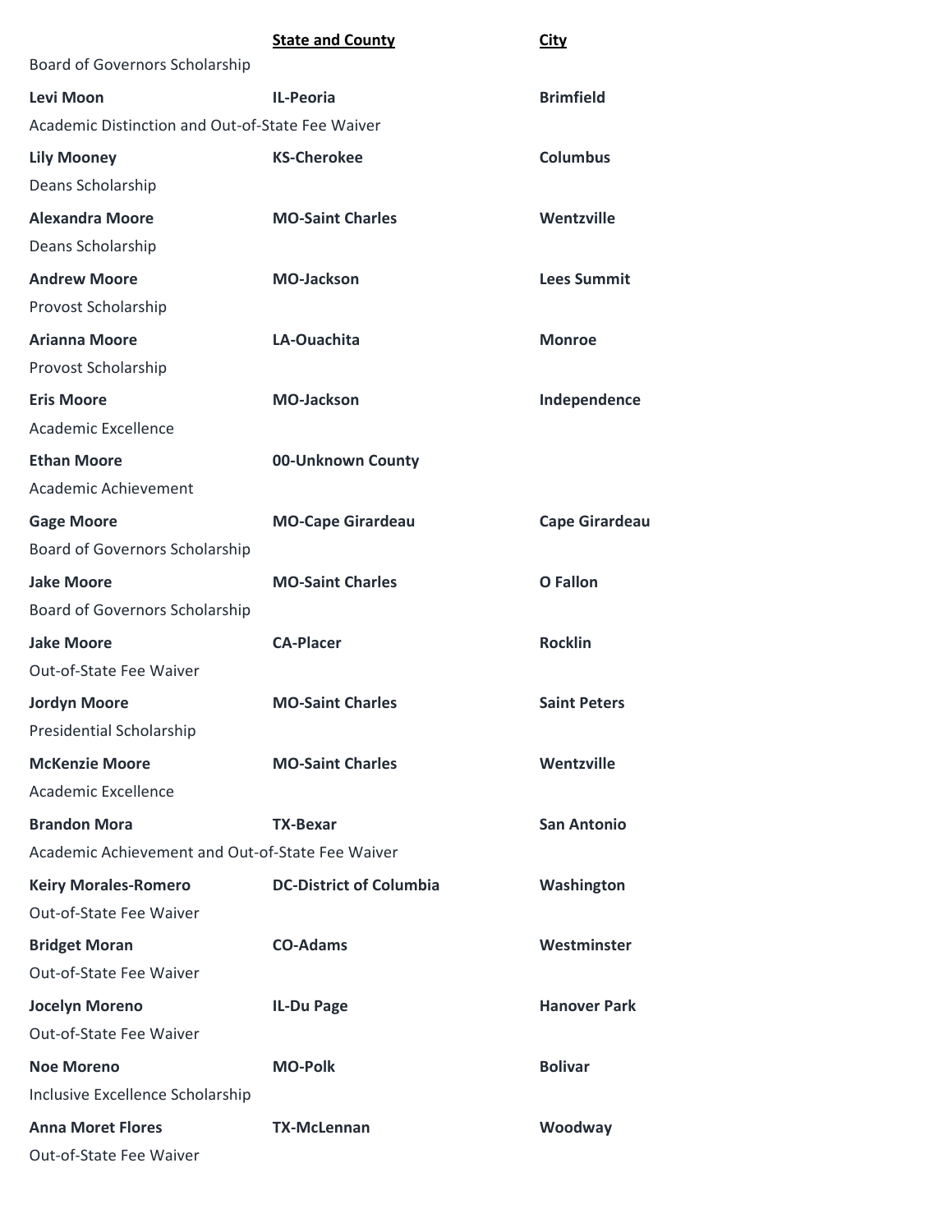| | **State and County** | **City** |
|---|---|---|
| Board of Governors Scholarship | | |
| **Levi Moon** | **IL-Peoria** | **Brimfield** |
| Academic Distinction and Out-of-State Fee Waiver | | |
| **Lily Mooney** | **KS-Cherokee** | **Columbus** |
| Deans Scholarship | | |
| **Alexandra Moore** | **MO-Saint Charles** | **Wentzville** |
| Deans Scholarship | | |
| **Andrew Moore** | **MO-Jackson** | **Lees Summit** |
| Provost Scholarship | | |
| **Arianna Moore** | **LA-Ouachita** | **Monroe** |
| Provost Scholarship | | |
| **Eris Moore** | **MO-Jackson** | **Independence** |
| Academic Excellence | | |
| **Ethan Moore** | **00-Unknown County** | |
| Academic Achievement | | |
| **Gage Moore** | **MO-Cape Girardeau** | **Cape Girardeau** |
| Board of Governors Scholarship | | |
| **Jake Moore** | **MO-Saint Charles** | **O Fallon** |
| Board of Governors Scholarship | | |
| **Jake Moore** | **CA-Placer** | **Rocklin** |
| Out-of-State Fee Waiver | | |
| **Jordyn Moore** | **MO-Saint Charles** | **Saint Peters** |
| Presidential Scholarship | | |
| **McKenzie Moore** | **MO-Saint Charles** | **Wentzville** |
| Academic Excellence | | |
| **Brandon Mora** | **TX-Bexar** | **San Antonio** |
| Academic Achievement and Out-of-State Fee Waiver | | |
| **Keiry Morales-Romero** | **DC-District of Columbia** | **Washington** |
| Out-of-State Fee Waiver | | |
| **Bridget Moran** | **CO-Adams** | **Westminster** |
| Out-of-State Fee Waiver | | |
| **Jocelyn Moreno** | **IL-Du Page** | **Hanover Park** |
| Out-of-State Fee Waiver | | |
| **Noe Moreno** | **MO-Polk** | **Bolivar** |
| Inclusive Excellence Scholarship | | |
| **Anna Moret Flores** | **TX-McLennan** | **Woodway** |
| Out-of-State Fee Waiver | | |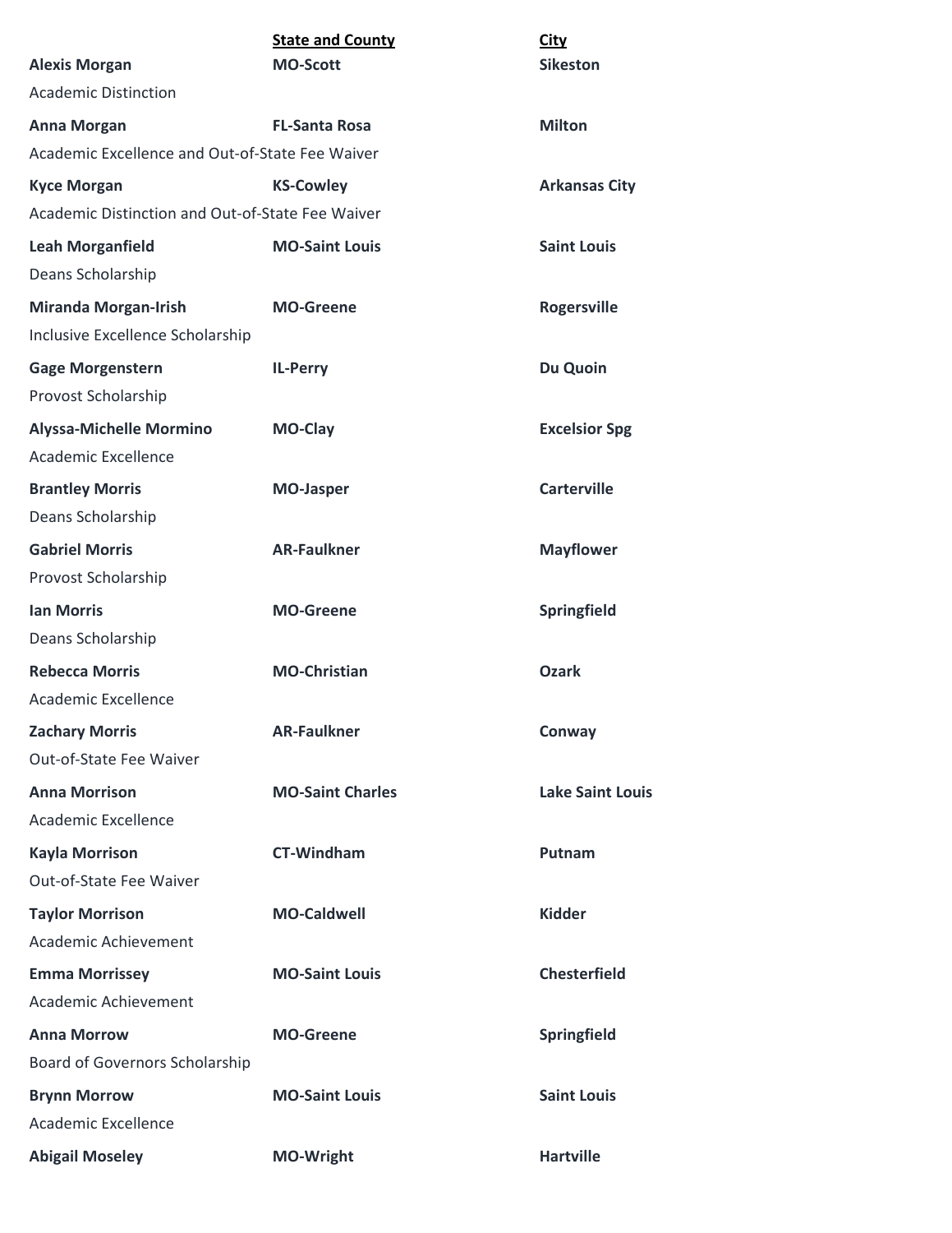| | State and County | City |
|---|---|---|
| **Alexis Morgan** | **MO-Scott** | **Sikeston** |
| Academic Distinction | | |
| **Anna Morgan** | **FL-Santa Rosa** | **Milton** |
| Academic Excellence and Out-of-State Fee Waiver | | |
| **Kyce Morgan** | **KS-Cowley** | **Arkansas City** |
| Academic Distinction and Out-of-State Fee Waiver | | |
| **Leah Morganfield** | **MO-Saint Louis** | **Saint Louis** |
| Deans Scholarship | | |
| **Miranda Morgan-Irish** | **MO-Greene** | **Rogersville** |
| Inclusive Excellence Scholarship | | |
| **Gage Morgenstern** | **IL-Perry** | **Du Quoin** |
| Provost Scholarship | | |
| **Alyssa-Michelle Mormino** | **MO-Clay** | **Excelsior Spg** |
| Academic Excellence | | |
| **Brantley Morris** | **MO-Jasper** | **Carterville** |
| Deans Scholarship | | |
| **Gabriel Morris** | **AR-Faulkner** | **Mayflower** |
| Provost Scholarship | | |
| **Ian Morris** | **MO-Greene** | **Springfield** |
| Deans Scholarship | | |
| **Rebecca Morris** | **MO-Christian** | **Ozark** |
| Academic Excellence | | |
| **Zachary Morris** | **AR-Faulkner** | **Conway** |
| Out-of-State Fee Waiver | | |
| **Anna Morrison** | **MO-Saint Charles** | **Lake Saint Louis** |
| Academic Excellence | | |
| **Kayla Morrison** | **CT-Windham** | **Putnam** |
| Out-of-State Fee Waiver | | |
| **Taylor Morrison** | **MO-Caldwell** | **Kidder** |
| Academic Achievement | | |
| **Emma Morrissey** | **MO-Saint Louis** | **Chesterfield** |
| Academic Achievement | | |
| **Anna Morrow** | **MO-Greene** | **Springfield** |
| Board of Governors Scholarship | | |
| **Brynn Morrow** | **MO-Saint Louis** | **Saint Louis** |
| Academic Excellence | | |
| **Abigail Moseley** | **MO-Wright** | **Hartville** |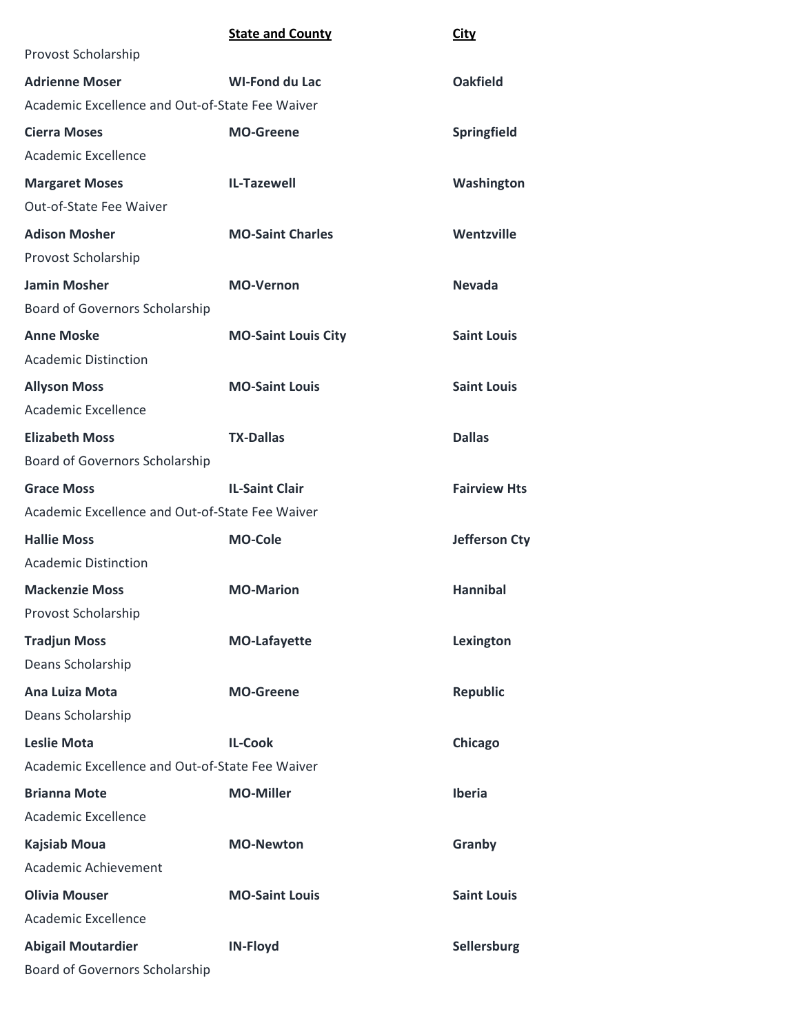| | State and County | City |
|---|---|---|
| Provost Scholarship | | |
| **Adrienne Moser** | **WI-Fond du Lac** | **Oakfield** |
| Academic Excellence and Out-of-State Fee Waiver | | |
| **Cierra Moses** | **MO-Greene** | **Springfield** |
| Academic Excellence | | |
| **Margaret Moses** | **IL-Tazewell** | **Washington** |
| Out-of-State Fee Waiver | | |
| **Adison Mosher** | **MO-Saint Charles** | **Wentzville** |
| Provost Scholarship | | |
| **Jamin Mosher** | **MO-Vernon** | **Nevada** |
| Board of Governors Scholarship | | |
| **Anne Moske** | **MO-Saint Louis City** | **Saint Louis** |
| Academic Distinction | | |
| **Allyson Moss** | **MO-Saint Louis** | **Saint Louis** |
| Academic Excellence | | |
| **Elizabeth Moss** | **TX-Dallas** | **Dallas** |
| Board of Governors Scholarship | | |
| **Grace Moss** | **IL-Saint Clair** | **Fairview Hts** |
| Academic Excellence and Out-of-State Fee Waiver | | |
| **Hallie Moss** | **MO-Cole** | **Jefferson Cty** |
| Academic Distinction | | |
| **Mackenzie Moss** | **MO-Marion** | **Hannibal** |
| Provost Scholarship | | |
| **Tradjun Moss** | **MO-Lafayette** | **Lexington** |
| Deans Scholarship | | |
| **Ana Luiza Mota** | **MO-Greene** | **Republic** |
| Deans Scholarship | | |
| **Leslie Mota** | **IL-Cook** | **Chicago** |
| Academic Excellence and Out-of-State Fee Waiver | | |
| **Brianna Mote** | **MO-Miller** | **Iberia** |
| Academic Excellence | | |
| **Kajsiab Moua** | **MO-Newton** | **Granby** |
| Academic Achievement | | |
| **Olivia Mouser** | **MO-Saint Louis** | **Saint Louis** |
| Academic Excellence | | |
| **Abigail Moutardier** | **IN-Floyd** | **Sellersburg** |
| Board of Governors Scholarship | | |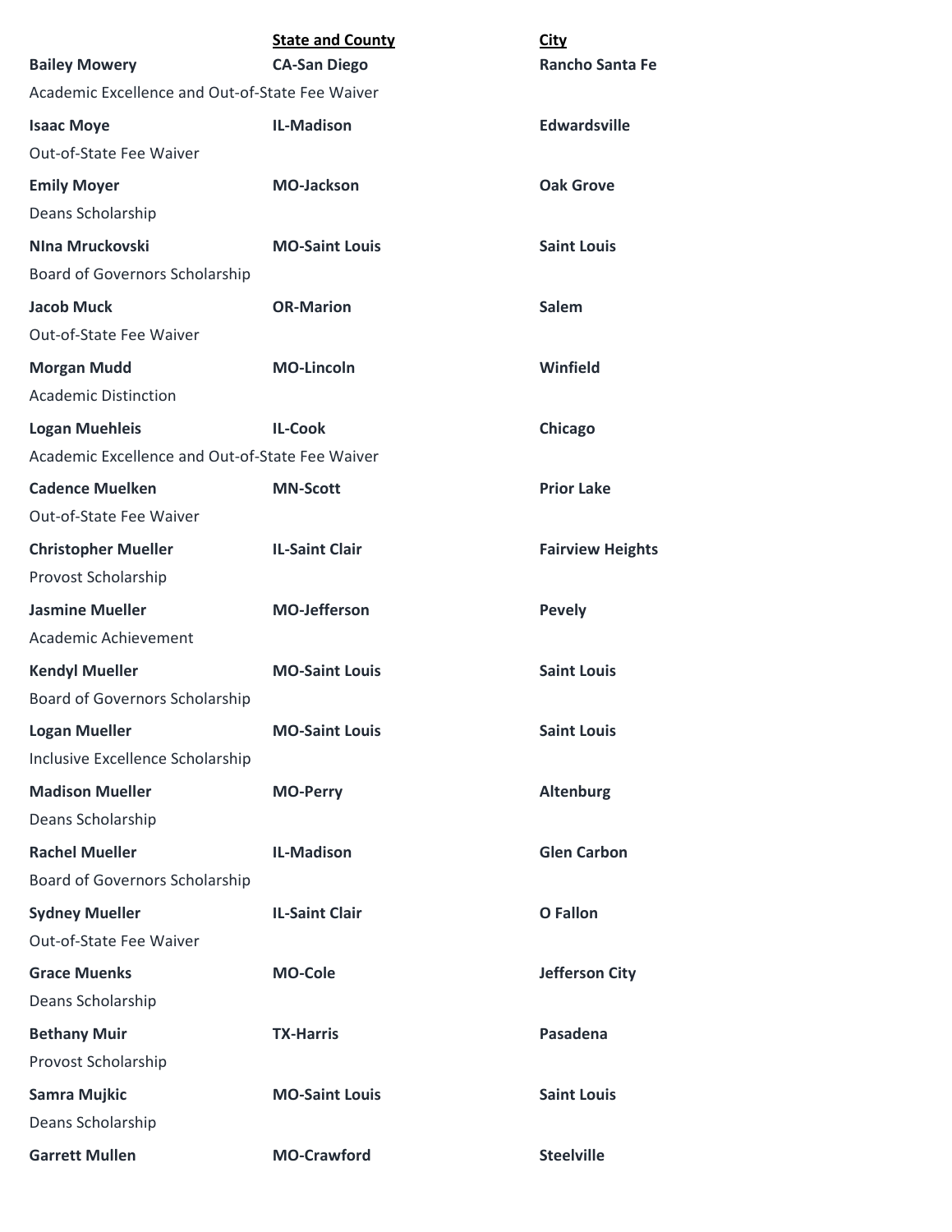| | **State and County** | **City** |
|---|---|---|
| **Bailey Mowery** | **CA-San Diego** | **Rancho Santa Fe** |
| Academic Excellence and Out-of-State Fee Waiver | | |
| **Isaac Moye** | **IL-Madison** | **Edwardsville** |
| Out-of-State Fee Waiver | | |
| **Emily Moyer** | **MO-Jackson** | **Oak Grove** |
| Deans Scholarship | | |
| **NIna Mruckovski** | **MO-Saint Louis** | **Saint Louis** |
| Board of Governors Scholarship | | |
| **Jacob Muck** | **OR-Marion** | **Salem** |
| Out-of-State Fee Waiver | | |
| **Morgan Mudd** | **MO-Lincoln** | **Winfield** |
| Academic Distinction | | |
| **Logan Muehleis** | **IL-Cook** | **Chicago** |
| Academic Excellence and Out-of-State Fee Waiver | | |
| **Cadence Muelken** | **MN-Scott** | **Prior Lake** |
| Out-of-State Fee Waiver | | |
| **Christopher Mueller** | **IL-Saint Clair** | **Fairview Heights** |
| Provost Scholarship | | |
| **Jasmine Mueller** | **MO-Jefferson** | **Pevely** |
| Academic Achievement | | |
| **Kendyl Mueller** | **MO-Saint Louis** | **Saint Louis** |
| Board of Governors Scholarship | | |
| **Logan Mueller** | **MO-Saint Louis** | **Saint Louis** |
| Inclusive Excellence Scholarship | | |
| **Madison Mueller** | **MO-Perry** | **Altenburg** |
| Deans Scholarship | | |
| **Rachel Mueller** | **IL-Madison** | **Glen Carbon** |
| Board of Governors Scholarship | | |
| **Sydney Mueller** | **IL-Saint Clair** | **O Fallon** |
| Out-of-State Fee Waiver | | |
| **Grace Muenks** | **MO-Cole** | **Jefferson City** |
| Deans Scholarship | | |
| **Bethany Muir** | **TX-Harris** | **Pasadena** |
| Provost Scholarship | | |
| **Samra Mujkic** | **MO-Saint Louis** | **Saint Louis** |
| Deans Scholarship | | |
| **Garrett Mullen** | **MO-Crawford** | **Steelville** |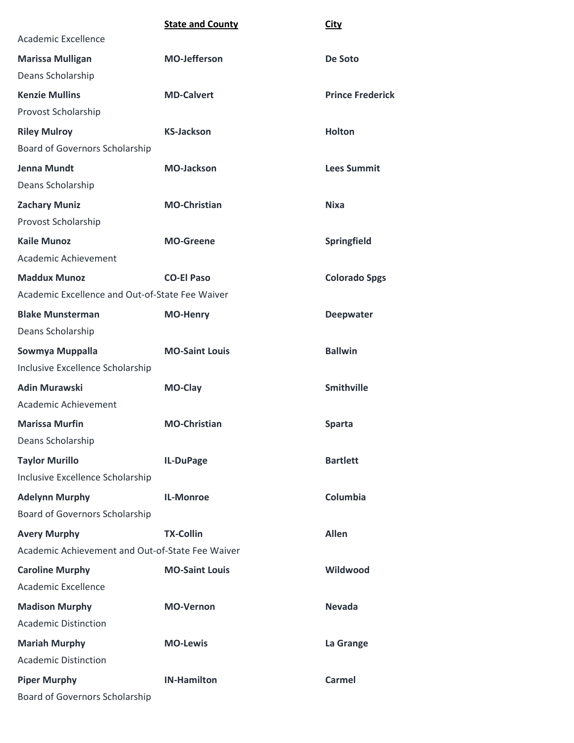| | **State and County** | **City** |
|---|---|---|
| Academic Excellence | | |
| **Marissa Mulligan** | **MO-Jefferson** | **De Soto** |
| Deans Scholarship | | |
| **Kenzie Mullins** | **MD-Calvert** | **Prince Frederick** |
| Provost Scholarship | | |
| **Riley Mulroy** | **KS-Jackson** | **Holton** |
| Board of Governors Scholarship | | |
| **Jenna Mundt** | **MO-Jackson** | **Lees Summit** |
| Deans Scholarship | | |
| **Zachary Muniz** | **MO-Christian** | **Nixa** |
| Provost Scholarship | | |
| **Kaile Munoz** | **MO-Greene** | **Springfield** |
| Academic Achievement | | |
| **Maddux Munoz** | **CO-El Paso** | **Colorado Spgs** |
| Academic Excellence and Out-of-State Fee Waiver | | |
| **Blake Munsterman** | **MO-Henry** | **Deepwater** |
| Deans Scholarship | | |
| **Sowmya Muppalla** | **MO-Saint Louis** | **Ballwin** |
| Inclusive Excellence Scholarship | | |
| **Adin Murawski** | **MO-Clay** | **Smithville** |
| Academic Achievement | | |
| **Marissa Murfin** | **MO-Christian** | **Sparta** |
| Deans Scholarship | | |
| **Taylor Murillo** | **IL-DuPage** | **Bartlett** |
| Inclusive Excellence Scholarship | | |
| **Adelynn Murphy** | **IL-Monroe** | **Columbia** |
| Board of Governors Scholarship | | |
| **Avery Murphy** | **TX-Collin** | **Allen** |
| Academic Achievement and Out-of-State Fee Waiver | | |
| **Caroline Murphy** | **MO-Saint Louis** | **Wildwood** |
| Academic Excellence | | |
| **Madison Murphy** | **MO-Vernon** | **Nevada** |
| Academic Distinction | | |
| **Mariah Murphy** | **MO-Lewis** | **La Grange** |
| Academic Distinction | | |
| **Piper Murphy** | **IN-Hamilton** | **Carmel** |
| Board of Governors Scholarship | | |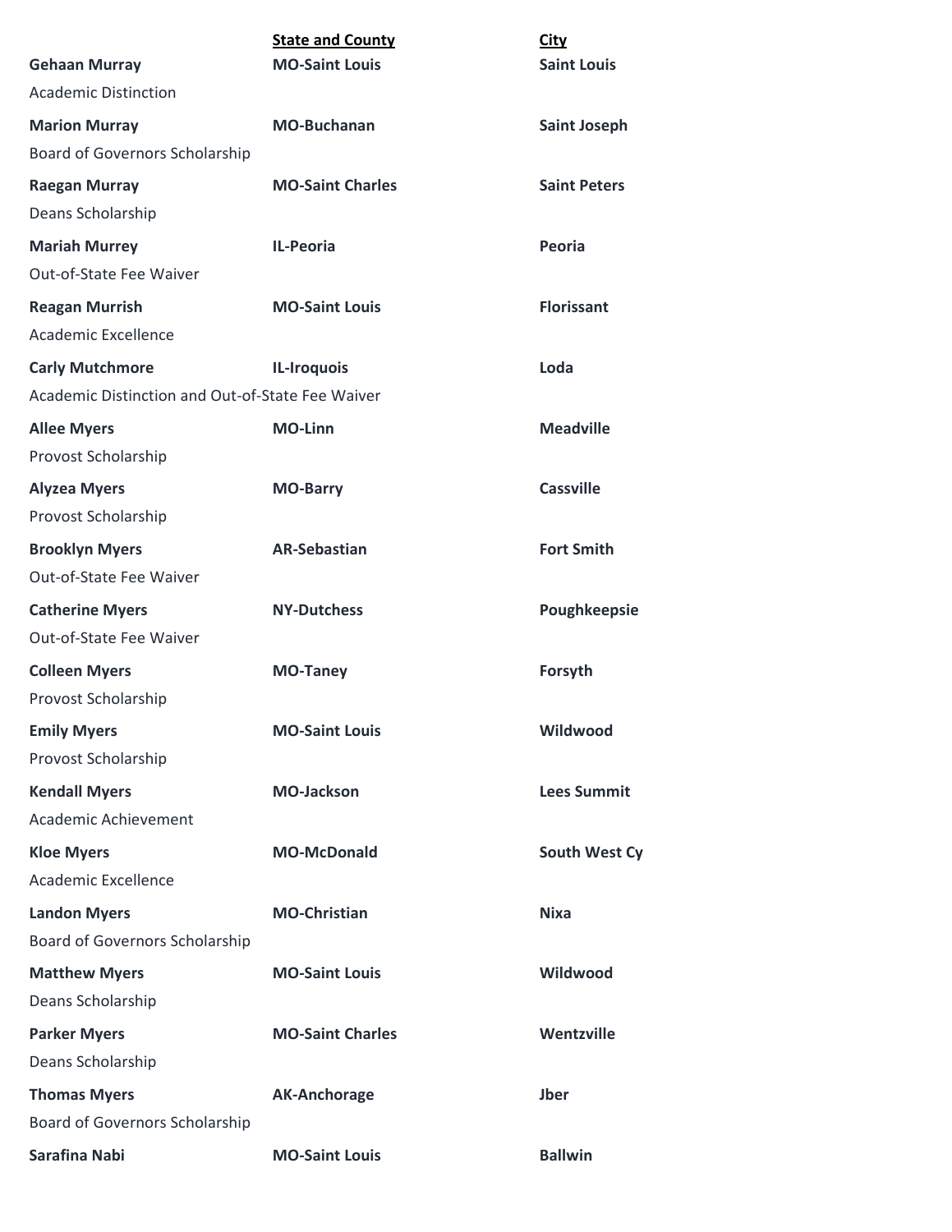| | State and County | City |
|---|---|---|
| **Gehaan Murray** | **MO-Saint Louis** | **Saint Louis** |
| Academic Distinction | | |
| **Marion Murray** | **MO-Buchanan** | **Saint Joseph** |
| Board of Governors Scholarship | | |
| **Raegan Murray** | **MO-Saint Charles** | **Saint Peters** |
| Deans Scholarship | | |
| **Mariah Murrey** | **IL-Peoria** | **Peoria** |
| Out-of-State Fee Waiver | | |
| **Reagan Murrish** | **MO-Saint Louis** | **Florissant** |
| Academic Excellence | | |
| **Carly Mutchmore** | **IL-Iroquois** | **Loda** |
| Academic Distinction and Out-of-State Fee Waiver | | |
| **Allee Myers** | **MO-Linn** | **Meadville** |
| Provost Scholarship | | |
| **Alyzea Myers** | **MO-Barry** | **Cassville** |
| Provost Scholarship | | |
| **Brooklyn Myers** | **AR-Sebastian** | **Fort Smith** |
| Out-of-State Fee Waiver | | |
| **Catherine Myers** | **NY-Dutchess** | **Poughkeepsie** |
| Out-of-State Fee Waiver | | |
| **Colleen Myers** | **MO-Taney** | **Forsyth** |
| Provost Scholarship | | |
| **Emily Myers** | **MO-Saint Louis** | **Wildwood** |
| Provost Scholarship | | |
| **Kendall Myers** | **MO-Jackson** | **Lees Summit** |
| Academic Achievement | | |
| **Kloe Myers** | **MO-McDonald** | **South West Cy** |
| Academic Excellence | | |
| **Landon Myers** | **MO-Christian** | **Nixa** |
| Board of Governors Scholarship | | |
| **Matthew Myers** | **MO-Saint Louis** | **Wildwood** |
| Deans Scholarship | | |
| **Parker Myers** | **MO-Saint Charles** | **Wentzville** |
| Deans Scholarship | | |
| **Thomas Myers** | **AK-Anchorage** | **Jber** |
| Board of Governors Scholarship | | |
| **Sarafina Nabi** | **MO-Saint Louis** | **Ballwin** |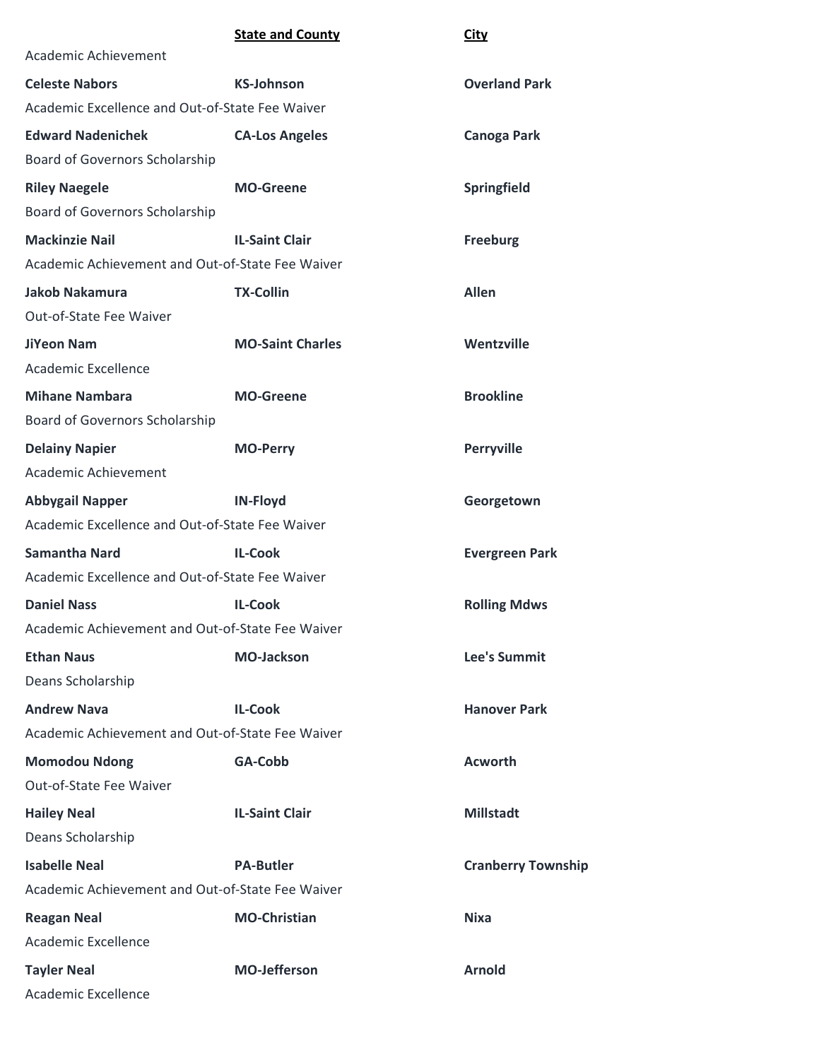| | State and County | City |
|---|---|---|
| Academic Achievement | | |
| **Celeste Nabors** | **KS-Johnson** | **Overland Park** |
| Academic Excellence and Out-of-State Fee Waiver | | |
| **Edward Nadenichek** | **CA-Los Angeles** | **Canoga Park** |
| Board of Governors Scholarship | | |
| **Riley Naegele** | **MO-Greene** | **Springfield** |
| Board of Governors Scholarship | | |
| **Mackinzie Nail** | **IL-Saint Clair** | **Freeburg** |
| Academic Achievement and Out-of-State Fee Waiver | | |
| **Jakob Nakamura** | **TX-Collin** | **Allen** |
| Out-of-State Fee Waiver | | |
| **JiYeon Nam** | **MO-Saint Charles** | **Wentzville** |
| Academic Excellence | | |
| **Mihane Nambara** | **MO-Greene** | **Brookline** |
| Board of Governors Scholarship | | |
| **Delainy Napier** | **MO-Perry** | **Perryville** |
| Academic Achievement | | |
| **Abbygail Napper** | **IN-Floyd** | **Georgetown** |
| Academic Excellence and Out-of-State Fee Waiver | | |
| **Samantha Nard** | **IL-Cook** | **Evergreen Park** |
| Academic Excellence and Out-of-State Fee Waiver | | |
| **Daniel Nass** | **IL-Cook** | **Rolling Mdws** |
| Academic Achievement and Out-of-State Fee Waiver | | |
| **Ethan Naus** | **MO-Jackson** | **Lee's Summit** |
| Deans Scholarship | | |
| **Andrew Nava** | **IL-Cook** | **Hanover Park** |
| Academic Achievement and Out-of-State Fee Waiver | | |
| **Momodou Ndong** | **GA-Cobb** | **Acworth** |
| Out-of-State Fee Waiver | | |
| **Hailey Neal** | **IL-Saint Clair** | **Millstadt** |
| Deans Scholarship | | |
| **Isabelle Neal** | **PA-Butler** | **Cranberry Township** |
| Academic Achievement and Out-of-State Fee Waiver | | |
| **Reagan Neal** | **MO-Christian** | **Nixa** |
| Academic Excellence | | |
| **Tayler Neal** | **MO-Jefferson** | **Arnold** |
| Academic Excellence | | |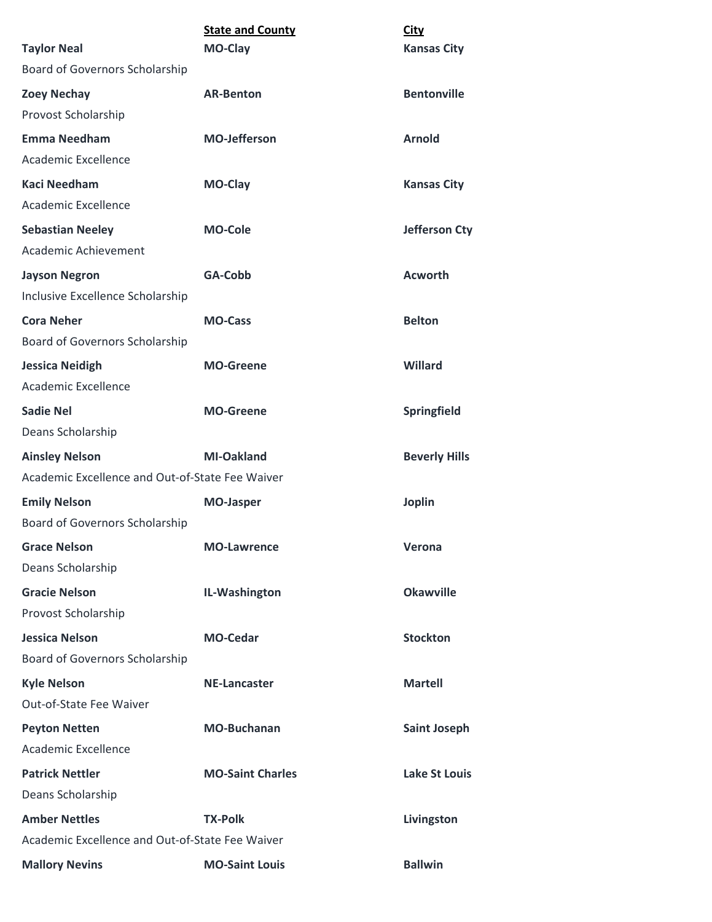| | **State and County** | **City** |
|---|---|---|
| **Taylor Neal** | **MO-Clay** | **Kansas City** |
| Board of Governors Scholarship | | |
| **Zoey Nechay** | **AR-Benton** | **Bentonville** |
| Provost Scholarship | | |
| **Emma Needham** | **MO-Jefferson** | **Arnold** |
| Academic Excellence | | |
| **Kaci Needham** | **MO-Clay** | **Kansas City** |
| Academic Excellence | | |
| **Sebastian Neeley** | **MO-Cole** | **Jefferson Cty** |
| Academic Achievement | | |
| **Jayson Negron** | **GA-Cobb** | **Acworth** |
| Inclusive Excellence Scholarship | | |
| **Cora Neher** | **MO-Cass** | **Belton** |
| Board of Governors Scholarship | | |
| **Jessica Neidigh** | **MO-Greene** | **Willard** |
| Academic Excellence | | |
| **Sadie Nel** | **MO-Greene** | **Springfield** |
| Deans Scholarship | | |
| **Ainsley Nelson** | **MI-Oakland** | **Beverly Hills** |
| Academic Excellence and Out-of-State Fee Waiver | | |
| **Emily Nelson** | **MO-Jasper** | **Joplin** |
| Board of Governors Scholarship | | |
| **Grace Nelson** | **MO-Lawrence** | **Verona** |
| Deans Scholarship | | |
| **Gracie Nelson** | **IL-Washington** | **Okawville** |
| Provost Scholarship | | |
| **Jessica Nelson** | **MO-Cedar** | **Stockton** |
| Board of Governors Scholarship | | |
| **Kyle Nelson** | **NE-Lancaster** | **Martell** |
| Out-of-State Fee Waiver | | |
| **Peyton Netten** | **MO-Buchanan** | **Saint Joseph** |
| Academic Excellence | | |
| **Patrick Nettler** | **MO-Saint Charles** | **Lake St Louis** |
| Deans Scholarship | | |
| **Amber Nettles** | **TX-Polk** | **Livingston** |
| Academic Excellence and Out-of-State Fee Waiver | | |
| **Mallory Nevins** | **MO-Saint Louis** | **Ballwin** |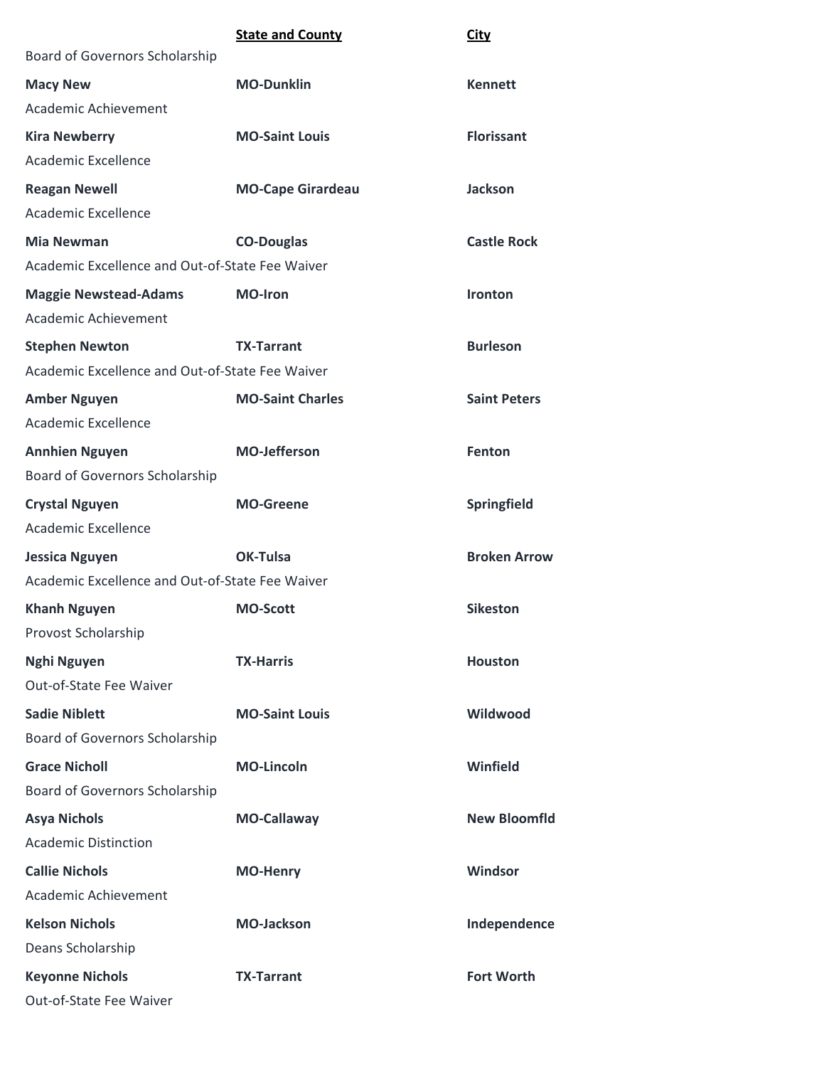| | State and County | City |
|---|---|---|
| Board of Governors Scholarship | | |
| **Macy New** | **MO-Dunklin** | **Kennett** |
| Academic Achievement | | |
| **Kira Newberry** | **MO-Saint Louis** | **Florissant** |
| Academic Excellence | | |
| **Reagan Newell** | **MO-Cape Girardeau** | **Jackson** |
| Academic Excellence | | |
| **Mia Newman** | **CO-Douglas** | **Castle Rock** |
| Academic Excellence and Out-of-State Fee Waiver | | |
| **Maggie Newstead-Adams** | **MO-Iron** | **Ironton** |
| Academic Achievement | | |
| **Stephen Newton** | **TX-Tarrant** | **Burleson** |
| Academic Excellence and Out-of-State Fee Waiver | | |
| **Amber Nguyen** | **MO-Saint Charles** | **Saint Peters** |
| Academic Excellence | | |
| **Annhien Nguyen** | **MO-Jefferson** | **Fenton** |
| Board of Governors Scholarship | | |
| **Crystal Nguyen** | **MO-Greene** | **Springfield** |
| Academic Excellence | | |
| **Jessica Nguyen** | **OK-Tulsa** | **Broken Arrow** |
| Academic Excellence and Out-of-State Fee Waiver | | |
| **Khanh Nguyen** | **MO-Scott** | **Sikeston** |
| Provost Scholarship | | |
| **Nghi Nguyen** | **TX-Harris** | **Houston** |
| Out-of-State Fee Waiver | | |
| **Sadie Niblett** | **MO-Saint Louis** | **Wildwood** |
| Board of Governors Scholarship | | |
| **Grace Nicholl** | **MO-Lincoln** | **Winfield** |
| Board of Governors Scholarship | | |
| **Asya Nichols** | **MO-Callaway** | **New Bloomfld** |
| Academic Distinction | | |
| **Callie Nichols** | **MO-Henry** | **Windsor** |
| Academic Achievement | | |
| **Kelson Nichols** | **MO-Jackson** | **Independence** |
| Deans Scholarship | | |
| **Keyonne Nichols** | **TX-Tarrant** | **Fort Worth** |
| Out-of-State Fee Waiver | | |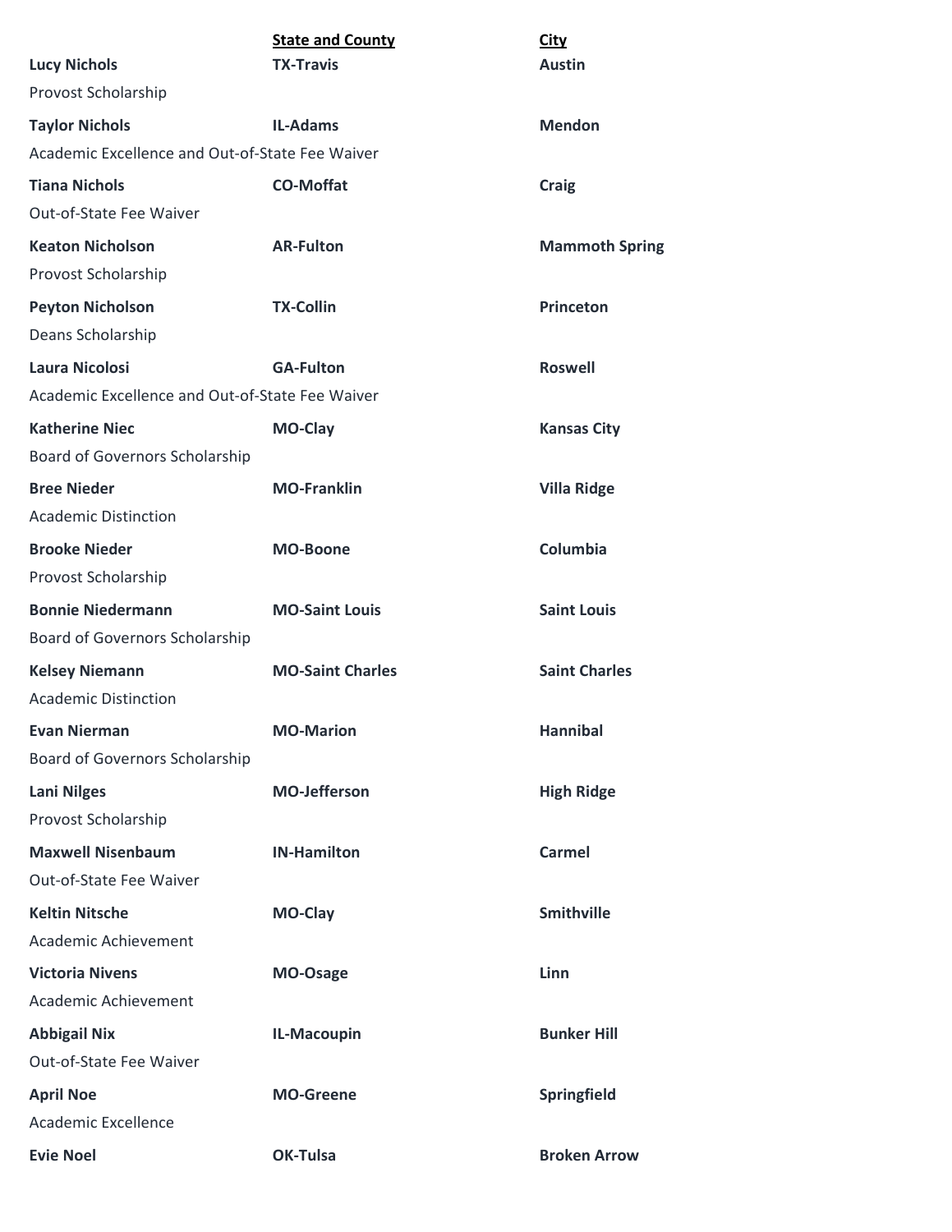| | State and County | City |
|---|---|---|
| **Lucy Nichols** | **TX-Travis** | **Austin** |
| Provost Scholarship | | |
| **Taylor Nichols** | **IL-Adams** | **Mendon** |
| Academic Excellence and Out-of-State Fee Waiver | | |
| **Tiana Nichols** | **CO-Moffat** | **Craig** |
| Out-of-State Fee Waiver | | |
| **Keaton Nicholson** | **AR-Fulton** | **Mammoth Spring** |
| Provost Scholarship | | |
| **Peyton Nicholson** | **TX-Collin** | **Princeton** |
| Deans Scholarship | | |
| **Laura Nicolosi** | **GA-Fulton** | **Roswell** |
| Academic Excellence and Out-of-State Fee Waiver | | |
| **Katherine Niec** | **MO-Clay** | **Kansas City** |
| Board of Governors Scholarship | | |
| **Bree Nieder** | **MO-Franklin** | **Villa Ridge** |
| Academic Distinction | | |
| **Brooke Nieder** | **MO-Boone** | **Columbia** |
| Provost Scholarship | | |
| **Bonnie Niedermann** | **MO-Saint Louis** | **Saint Louis** |
| Board of Governors Scholarship | | |
| **Kelsey Niemann** | **MO-Saint Charles** | **Saint Charles** |
| Academic Distinction | | |
| **Evan Nierman** | **MO-Marion** | **Hannibal** |
| Board of Governors Scholarship | | |
| **Lani Nilges** | **MO-Jefferson** | **High Ridge** |
| Provost Scholarship | | |
| **Maxwell Nisenbaum** | **IN-Hamilton** | **Carmel** |
| Out-of-State Fee Waiver | | |
| **Keltin Nitsche** | **MO-Clay** | **Smithville** |
| Academic Achievement | | |
| **Victoria Nivens** | **MO-Osage** | **Linn** |
| Academic Achievement | | |
| **Abbigail Nix** | **IL-Macoupin** | **Bunker Hill** |
| Out-of-State Fee Waiver | | |
| **April Noe** | **MO-Greene** | **Springfield** |
| Academic Excellence | | |
| **Evie Noel** | **OK-Tulsa** | **Broken Arrow** |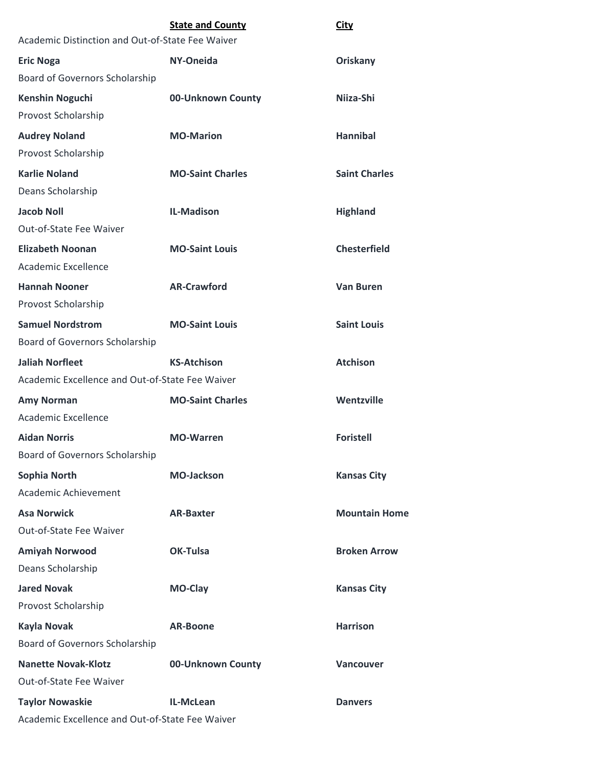| | State and County | City |
|---|---|---|
| Academic Distinction and Out-of-State Fee Waiver | | |
| **Eric Noga** | **NY-Oneida** | **Oriskany** |
| Board of Governors Scholarship | | |
| **Kenshin Noguchi** | **00-Unknown County** | **Niiza-Shi** |
| Provost Scholarship | | |
| **Audrey Noland** | **MO-Marion** | **Hannibal** |
| Provost Scholarship | | |
| **Karlie Noland** | **MO-Saint Charles** | **Saint Charles** |
| Deans Scholarship | | |
| **Jacob Noll** | **IL-Madison** | **Highland** |
| Out-of-State Fee Waiver | | |
| **Elizabeth Noonan** | **MO-Saint Louis** | **Chesterfield** |
| Academic Excellence | | |
| **Hannah Nooner** | **AR-Crawford** | **Van Buren** |
| Provost Scholarship | | |
| **Samuel Nordstrom** | **MO-Saint Louis** | **Saint Louis** |
| Board of Governors Scholarship | | |
| **Jaliah Norfleet** | **KS-Atchison** | **Atchison** |
| Academic Excellence and Out-of-State Fee Waiver | | |
| **Amy Norman** | **MO-Saint Charles** | **Wentzville** |
| Academic Excellence | | |
| **Aidan Norris** | **MO-Warren** | **Foristell** |
| Board of Governors Scholarship | | |
| **Sophia North** | **MO-Jackson** | **Kansas City** |
| Academic Achievement | | |
| **Asa Norwick** | **AR-Baxter** | **Mountain Home** |
| Out-of-State Fee Waiver | | |
| **Amiyah Norwood** | **OK-Tulsa** | **Broken Arrow** |
| Deans Scholarship | | |
| **Jared Novak** | **MO-Clay** | **Kansas City** |
| Provost Scholarship | | |
| **Kayla Novak** | **AR-Boone** | **Harrison** |
| Board of Governors Scholarship | | |
| **Nanette Novak-Klotz** | **00-Unknown County** | **Vancouver** |
| Out-of-State Fee Waiver | | |
| **Taylor Nowaskie** | **IL-McLean** | **Danvers** |
| Academic Excellence and Out-of-State Fee Waiver | | |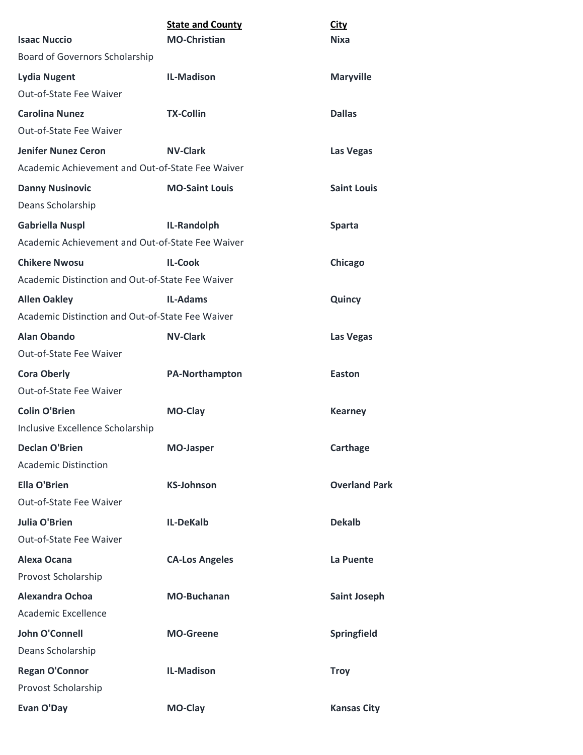| | State and County | City |
|---|---|---|
| **Isaac Nuccio** | **MO-Christian** | **Nixa** |
| Board of Governors Scholarship | | |
| **Lydia Nugent** | **IL-Madison** | **Maryville** |
| Out-of-State Fee Waiver | | |
| **Carolina Nunez** | **TX-Collin** | **Dallas** |
| Out-of-State Fee Waiver | | |
| **Jenifer Nunez Ceron** | **NV-Clark** | **Las Vegas** |
| Academic Achievement and Out-of-State Fee Waiver | | |
| **Danny Nusinovic** | **MO-Saint Louis** | **Saint Louis** |
| Deans Scholarship | | |
| **Gabriella Nuspl** | **IL-Randolph** | **Sparta** |
| Academic Achievement and Out-of-State Fee Waiver | | |
| **Chikere Nwosu** | **IL-Cook** | **Chicago** |
| Academic Distinction and Out-of-State Fee Waiver | | |
| **Allen Oakley** | **IL-Adams** | **Quincy** |
| Academic Distinction and Out-of-State Fee Waiver | | |
| **Alan Obando** | **NV-Clark** | **Las Vegas** |
| Out-of-State Fee Waiver | | |
| **Cora Oberly** | **PA-Northampton** | **Easton** |
| Out-of-State Fee Waiver | | |
| **Colin O'Brien** | **MO-Clay** | **Kearney** |
| Inclusive Excellence Scholarship | | |
| **Declan O'Brien** | **MO-Jasper** | **Carthage** |
| Academic Distinction | | |
| **Ella O'Brien** | **KS-Johnson** | **Overland Park** |
| Out-of-State Fee Waiver | | |
| **Julia O'Brien** | **IL-DeKalb** | **Dekalb** |
| Out-of-State Fee Waiver | | |
| **Alexa Ocana** | **CA-Los Angeles** | **La Puente** |
| Provost Scholarship | | |
| **Alexandra Ochoa** | **MO-Buchanan** | **Saint Joseph** |
| Academic Excellence | | |
| **John O'Connell** | **MO-Greene** | **Springfield** |
| Deans Scholarship | | |
| **Regan O'Connor** | **IL-Madison** | **Troy** |
| Provost Scholarship | | |
| **Evan O'Day** | **MO-Clay** | **Kansas City** |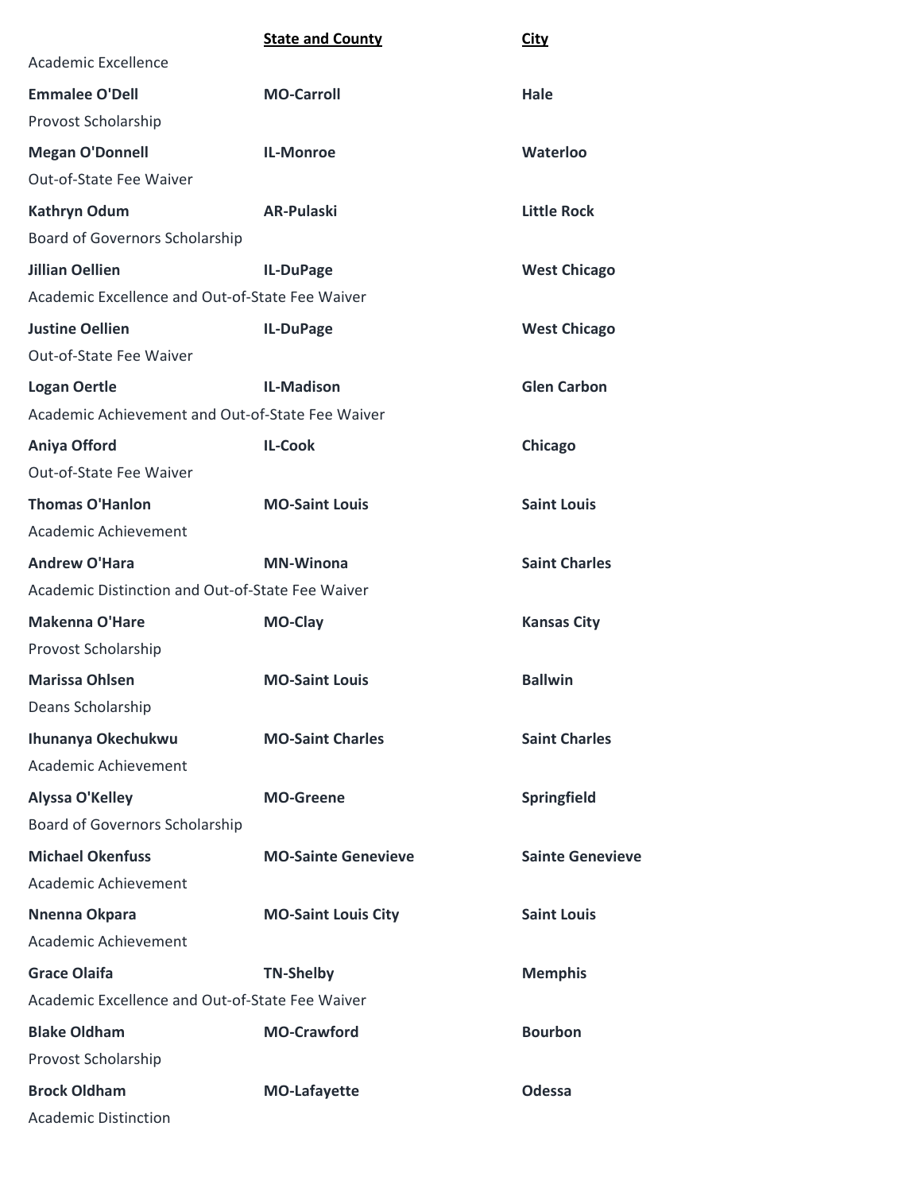| | State and County | City |
|---|---|---|
| Academic Excellence | | |
| **Emmalee O'Dell** | **MO-Carroll** | **Hale** |
| Provost Scholarship | | |
| **Megan O'Donnell** | **IL-Monroe** | **Waterloo** |
| Out-of-State Fee Waiver | | |
| **Kathryn Odum** | **AR-Pulaski** | **Little Rock** |
| Board of Governors Scholarship | | |
| **Jillian Oellien** | **IL-DuPage** | **West Chicago** |
| Academic Excellence and Out-of-State Fee Waiver | | |
| **Justine Oellien** | **IL-DuPage** | **West Chicago** |
| Out-of-State Fee Waiver | | |
| **Logan Oertle** | **IL-Madison** | **Glen Carbon** |
| Academic Achievement and Out-of-State Fee Waiver | | |
| **Aniya Offord** | **IL-Cook** | **Chicago** |
| Out-of-State Fee Waiver | | |
| **Thomas O'Hanlon** | **MO-Saint Louis** | **Saint Louis** |
| Academic Achievement | | |
| **Andrew O'Hara** | **MN-Winona** | **Saint Charles** |
| Academic Distinction and Out-of-State Fee Waiver | | |
| **Makenna O'Hare** | **MO-Clay** | **Kansas City** |
| Provost Scholarship | | |
| **Marissa Ohlsen** | **MO-Saint Louis** | **Ballwin** |
| Deans Scholarship | | |
| **Ihunanya Okechukwu** | **MO-Saint Charles** | **Saint Charles** |
| Academic Achievement | | |
| **Alyssa O'Kelley** | **MO-Greene** | **Springfield** |
| Board of Governors Scholarship | | |
| **Michael Okenfuss** | **MO-Sainte Genevieve** | **Sainte Genevieve** |
| Academic Achievement | | |
| **Nnenna Okpara** | **MO-Saint Louis City** | **Saint Louis** |
| Academic Achievement | | |
| **Grace Olaifa** | **TN-Shelby** | **Memphis** |
| Academic Excellence and Out-of-State Fee Waiver | | |
| **Blake Oldham** | **MO-Crawford** | **Bourbon** |
| Provost Scholarship | | |
| **Brock Oldham** | **MO-Lafayette** | **Odessa** |
| Academic Distinction | | |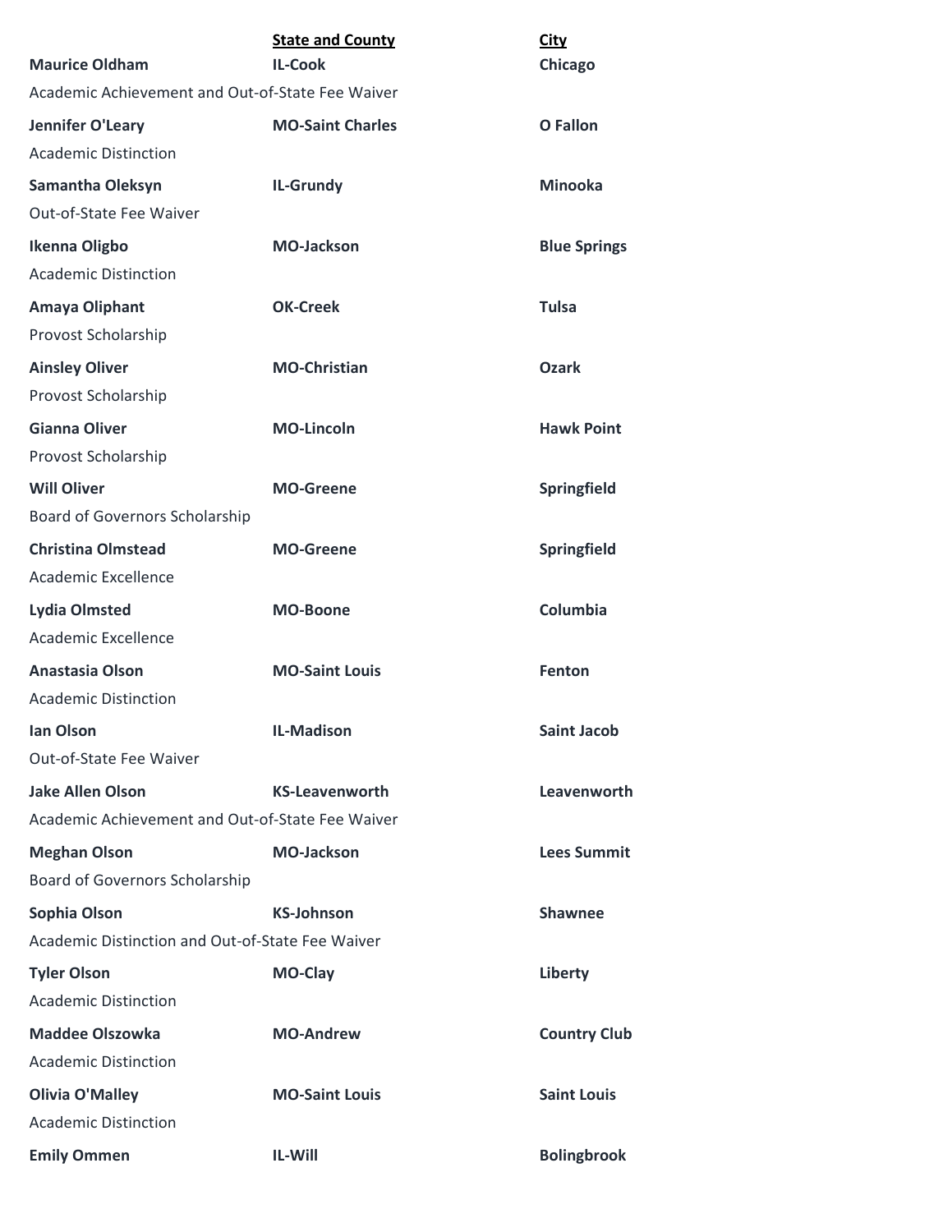| | State and County | City |
|---|---|---|
| **Maurice Oldham** | **IL-Cook** | **Chicago** |
| Academic Achievement and Out-of-State Fee Waiver | | |
| **Jennifer O'Leary** | **MO-Saint Charles** | **O Fallon** |
| Academic Distinction | | |
| **Samantha Oleksyn** | **IL-Grundy** | **Minooka** |
| Out-of-State Fee Waiver | | |
| **Ikenna Oligbo** | **MO-Jackson** | **Blue Springs** |
| Academic Distinction | | |
| **Amaya Oliphant** | **OK-Creek** | **Tulsa** |
| Provost Scholarship | | |
| **Ainsley Oliver** | **MO-Christian** | **Ozark** |
| Provost Scholarship | | |
| **Gianna Oliver** | **MO-Lincoln** | **Hawk Point** |
| Provost Scholarship | | |
| **Will Oliver** | **MO-Greene** | **Springfield** |
| Board of Governors Scholarship | | |
| **Christina Olmstead** | **MO-Greene** | **Springfield** |
| Academic Excellence | | |
| **Lydia Olmsted** | **MO-Boone** | **Columbia** |
| Academic Excellence | | |
| **Anastasia Olson** | **MO-Saint Louis** | **Fenton** |
| Academic Distinction | | |
| **Ian Olson** | **IL-Madison** | **Saint Jacob** |
| Out-of-State Fee Waiver | | |
| **Jake Allen Olson** | **KS-Leavenworth** | **Leavenworth** |
| Academic Achievement and Out-of-State Fee Waiver | | |
| **Meghan Olson** | **MO-Jackson** | **Lees Summit** |
| Board of Governors Scholarship | | |
| **Sophia Olson** | **KS-Johnson** | **Shawnee** |
| Academic Distinction and Out-of-State Fee Waiver | | |
| **Tyler Olson** | **MO-Clay** | **Liberty** |
| Academic Distinction | | |
| **Maddee Olszowka** | **MO-Andrew** | **Country Club** |
| Academic Distinction | | |
| **Olivia O'Malley** | **MO-Saint Louis** | **Saint Louis** |
| Academic Distinction | | |
| **Emily Ommen** | **IL-Will** | **Bolingbrook** |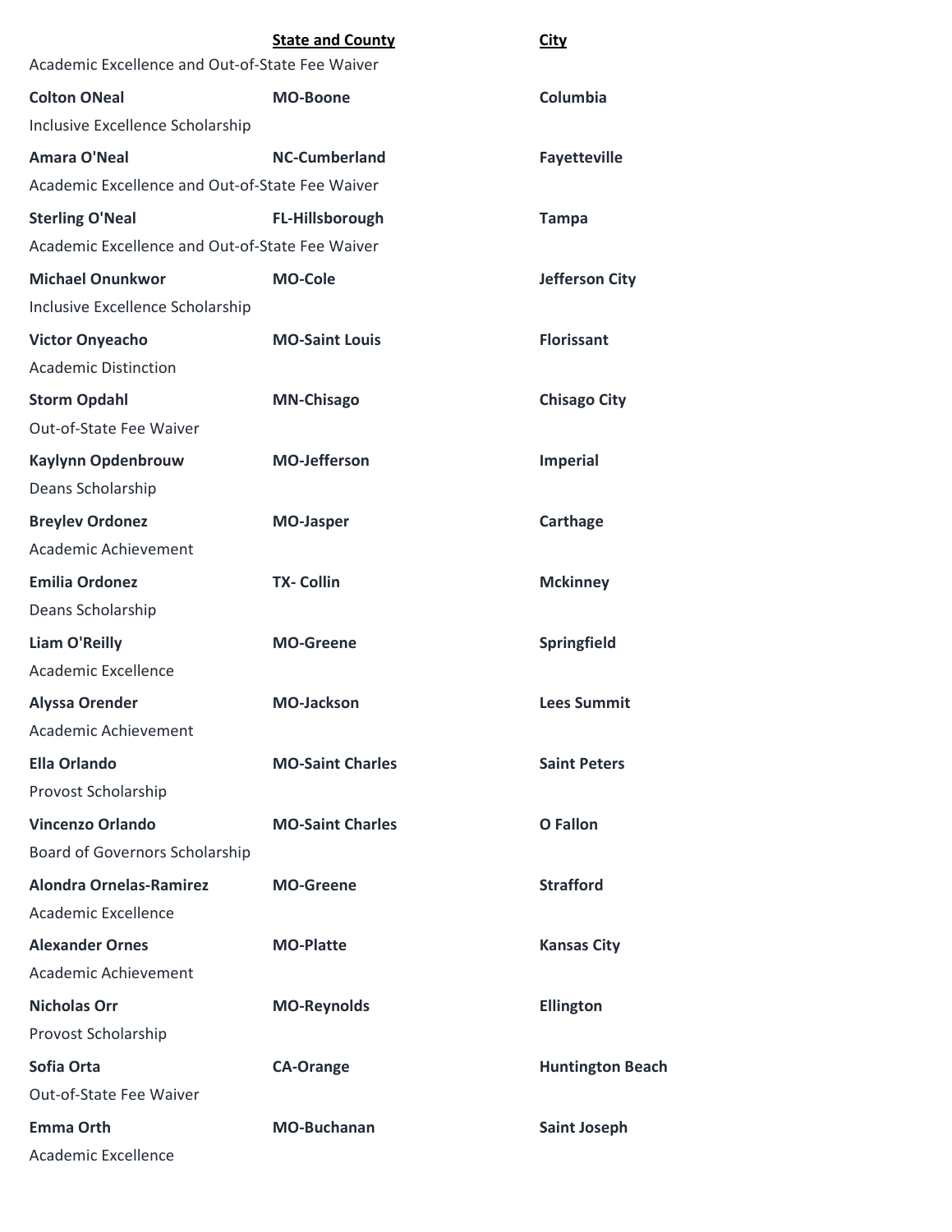| | State and County | City |
|---|---|---|
| Academic Excellence and Out-of-State Fee Waiver | | |
| **Colton ONeal** | **MO-Boone** | **Columbia** |
| Inclusive Excellence Scholarship | | |
| **Amara O'Neal** | **NC-Cumberland** | **Fayetteville** |
| Academic Excellence and Out-of-State Fee Waiver | | |
| **Sterling O'Neal** | **FL-Hillsborough** | **Tampa** |
| Academic Excellence and Out-of-State Fee Waiver | | |
| **Michael Onunkwor** | **MO-Cole** | **Jefferson City** |
| Inclusive Excellence Scholarship | | |
| **Victor Onyeacho** | **MO-Saint Louis** | **Florissant** |
| Academic Distinction | | |
| **Storm Opdahl** | **MN-Chisago** | **Chisago City** |
| Out-of-State Fee Waiver | | |
| **Kaylynn Opdenbrouw** | **MO-Jefferson** | **Imperial** |
| Deans Scholarship | | |
| **Breylev Ordonez** | **MO-Jasper** | **Carthage** |
| Academic Achievement | | |
| **Emilia Ordonez** | **TX- Collin** | **Mckinney** |
| Deans Scholarship | | |
| **Liam O'Reilly** | **MO-Greene** | **Springfield** |
| Academic Excellence | | |
| **Alyssa Orender** | **MO-Jackson** | **Lees Summit** |
| Academic Achievement | | |
| **Ella Orlando** | **MO-Saint Charles** | **Saint Peters** |
| Provost Scholarship | | |
| **Vincenzo Orlando** | **MO-Saint Charles** | **O Fallon** |
| Board of Governors Scholarship | | |
| **Alondra Ornelas-Ramirez** | **MO-Greene** | **Strafford** |
| Academic Excellence | | |
| **Alexander Ornes** | **MO-Platte** | **Kansas City** |
| Academic Achievement | | |
| **Nicholas Orr** | **MO-Reynolds** | **Ellington** |
| Provost Scholarship | | |
| **Sofia Orta** | **CA-Orange** | **Huntington Beach** |
| Out-of-State Fee Waiver | | |
| **Emma Orth** | **MO-Buchanan** | **Saint Joseph** |
| Academic Excellence | | |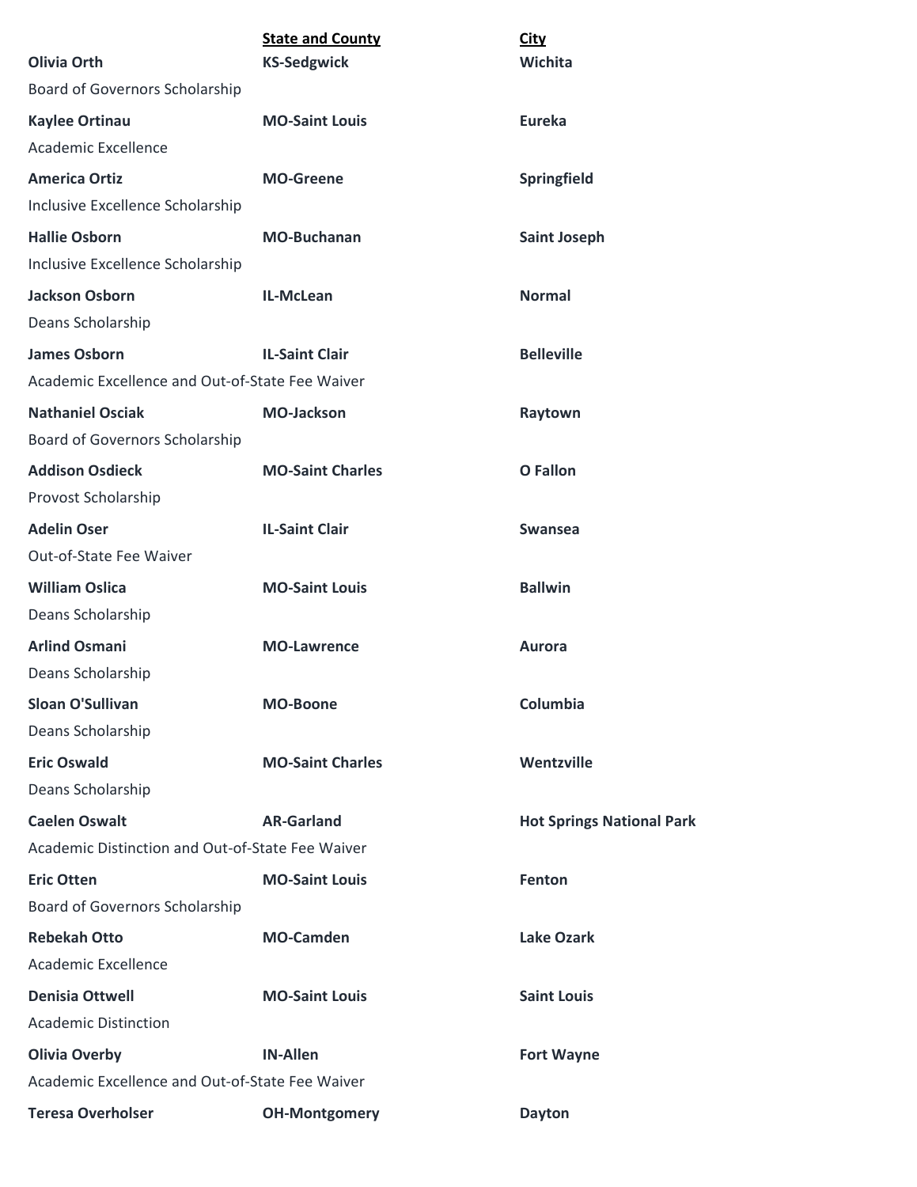| | State and County | City |
|---|---|---|
| **Olivia Orth** | **KS-Sedgwick** | **Wichita** |
| Board of Governors Scholarship | | |
| **Kaylee Ortinau** | **MO-Saint Louis** | **Eureka** |
| Academic Excellence | | |
| **America Ortiz** | **MO-Greene** | **Springfield** |
| Inclusive Excellence Scholarship | | |
| **Hallie Osborn** | **MO-Buchanan** | **Saint Joseph** |
| Inclusive Excellence Scholarship | | |
| **Jackson Osborn** | **IL-McLean** | **Normal** |
| Deans Scholarship | | |
| **James Osborn** | **IL-Saint Clair** | **Belleville** |
| Academic Excellence and Out-of-State Fee Waiver | | |
| **Nathaniel Osciak** | **MO-Jackson** | **Raytown** |
| Board of Governors Scholarship | | |
| **Addison Osdieck** | **MO-Saint Charles** | **O Fallon** |
| Provost Scholarship | | |
| **Adelin Oser** | **IL-Saint Clair** | **Swansea** |
| Out-of-State Fee Waiver | | |
| **William Oslica** | **MO-Saint Louis** | **Ballwin** |
| Deans Scholarship | | |
| **Arlind Osmani** | **MO-Lawrence** | **Aurora** |
| Deans Scholarship | | |
| **Sloan O'Sullivan** | **MO-Boone** | **Columbia** |
| Deans Scholarship | | |
| **Eric Oswald** | **MO-Saint Charles** | **Wentzville** |
| Deans Scholarship | | |
| **Caelen Oswalt** | **AR-Garland** | **Hot Springs National Park** |
| Academic Distinction and Out-of-State Fee Waiver | | |
| **Eric Otten** | **MO-Saint Louis** | **Fenton** |
| Board of Governors Scholarship | | |
| **Rebekah Otto** | **MO-Camden** | **Lake Ozark** |
| Academic Excellence | | |
| **Denisia Ottwell** | **MO-Saint Louis** | **Saint Louis** |
| Academic Distinction | | |
| **Olivia Overby** | **IN-Allen** | **Fort Wayne** |
| Academic Excellence and Out-of-State Fee Waiver | | |
| **Teresa Overholser** | **OH-Montgomery** | **Dayton** |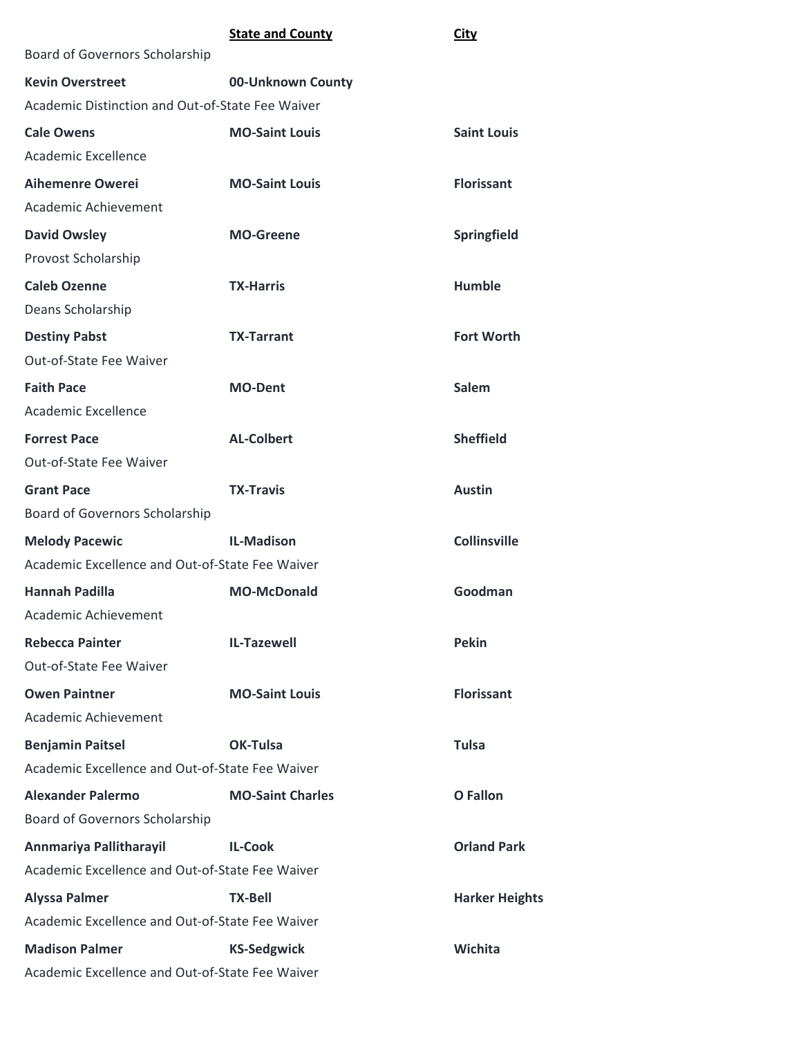| | State and County | City |
|---|---|---|
| Board of Governors Scholarship | | |
| **Kevin Overstreet** | **00-Unknown County** | |
| Academic Distinction and Out-of-State Fee Waiver | | |
| **Cale Owens** | **MO-Saint Louis** | **Saint Louis** |
| Academic Excellence | | |
| **Aihemenre Owerei** | **MO-Saint Louis** | **Florissant** |
| Academic Achievement | | |
| **David Owsley** | **MO-Greene** | **Springfield** |
| Provost Scholarship | | |
| **Caleb Ozenne** | **TX-Harris** | **Humble** |
| Deans Scholarship | | |
| **Destiny Pabst** | **TX-Tarrant** | **Fort Worth** |
| Out-of-State Fee Waiver | | |
| **Faith Pace** | **MO-Dent** | **Salem** |
| Academic Excellence | | |
| **Forrest Pace** | **AL-Colbert** | **Sheffield** |
| Out-of-State Fee Waiver | | |
| **Grant Pace** | **TX-Travis** | **Austin** |
| Board of Governors Scholarship | | |
| **Melody Pacewic** | **IL-Madison** | **Collinsville** |
| Academic Excellence and Out-of-State Fee Waiver | | |
| **Hannah Padilla** | **MO-McDonald** | **Goodman** |
| Academic Achievement | | |
| **Rebecca Painter** | **IL-Tazewell** | **Pekin** |
| Out-of-State Fee Waiver | | |
| **Owen Paintner** | **MO-Saint Louis** | **Florissant** |
| Academic Achievement | | |
| **Benjamin Paitsel** | **OK-Tulsa** | **Tulsa** |
| Academic Excellence and Out-of-State Fee Waiver | | |
| **Alexander Palermo** | **MO-Saint Charles** | **O Fallon** |
| Board of Governors Scholarship | | |
| **Annmariya Pallitharayil** | **IL-Cook** | **Orland Park** |
| Academic Excellence and Out-of-State Fee Waiver | | |
| **Alyssa Palmer** | **TX-Bell** | **Harker Heights** |
| Academic Excellence and Out-of-State Fee Waiver | | |
| **Madison Palmer** | **KS-Sedgwick** | **Wichita** |
| Academic Excellence and Out-of-State Fee Waiver | | |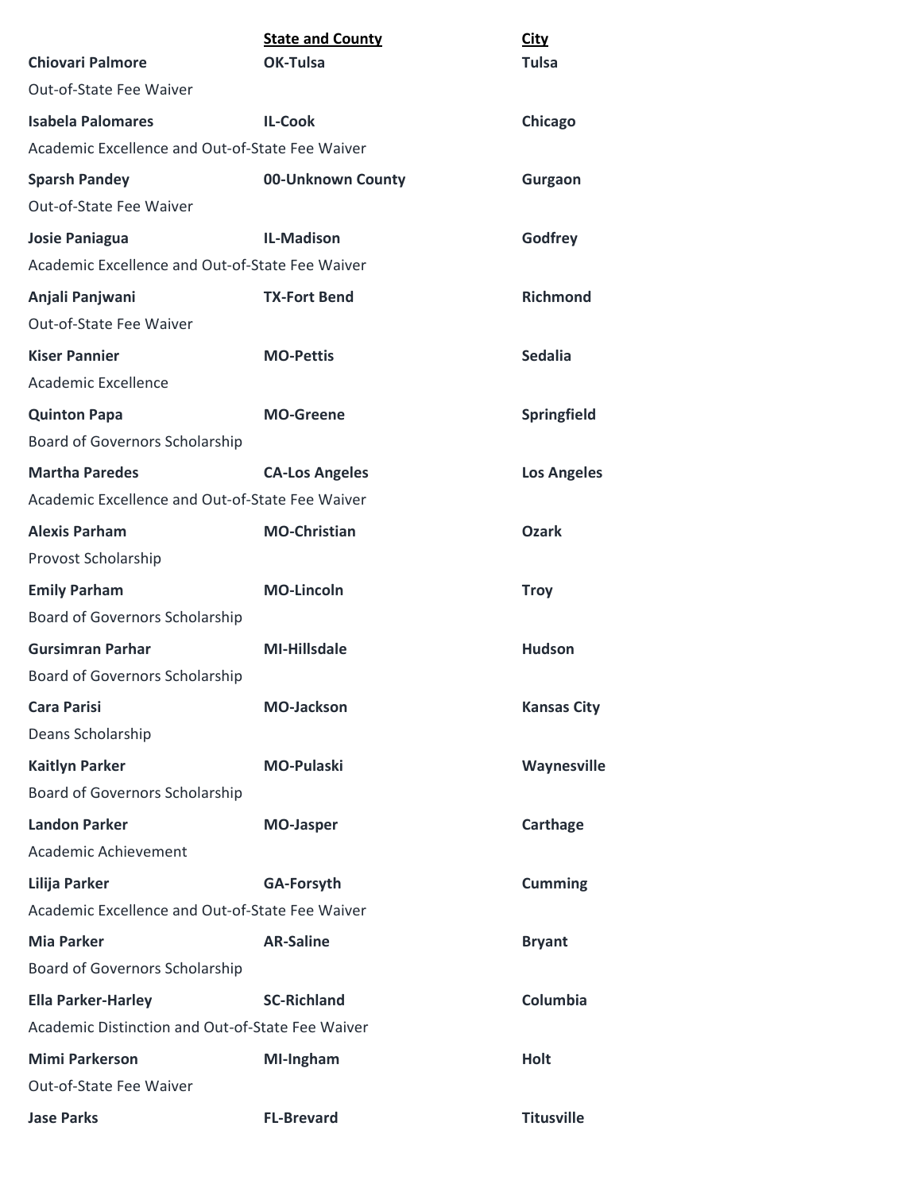| | State and County | City |
|---|---|---|
| **Chiovari Palmore** | **OK-Tulsa** | **Tulsa** |
| Out-of-State Fee Waiver | | |
| **Isabela Palomares** | **IL-Cook** | **Chicago** |
| Academic Excellence and Out-of-State Fee Waiver | | |
| **Sparsh Pandey** | **00-Unknown County** | **Gurgaon** |
| Out-of-State Fee Waiver | | |
| **Josie Paniagua** | **IL-Madison** | **Godfrey** |
| Academic Excellence and Out-of-State Fee Waiver | | |
| **Anjali Panjwani** | **TX-Fort Bend** | **Richmond** |
| Out-of-State Fee Waiver | | |
| **Kiser Pannier** | **MO-Pettis** | **Sedalia** |
| Academic Excellence | | |
| **Quinton Papa** | **MO-Greene** | **Springfield** |
| Board of Governors Scholarship | | |
| **Martha Paredes** | **CA-Los Angeles** | **Los Angeles** |
| Academic Excellence and Out-of-State Fee Waiver | | |
| **Alexis Parham** | **MO-Christian** | **Ozark** |
| Provost Scholarship | | |
| **Emily Parham** | **MO-Lincoln** | **Troy** |
| Board of Governors Scholarship | | |
| **Gursimran Parhar** | **MI-Hillsdale** | **Hudson** |
| Board of Governors Scholarship | | |
| **Cara Parisi** | **MO-Jackson** | **Kansas City** |
| Deans Scholarship | | |
| **Kaitlyn Parker** | **MO-Pulaski** | **Waynesville** |
| Board of Governors Scholarship | | |
| **Landon Parker** | **MO-Jasper** | **Carthage** |
| Academic Achievement | | |
| **Lilija Parker** | **GA-Forsyth** | **Cumming** |
| Academic Excellence and Out-of-State Fee Waiver | | |
| **Mia Parker** | **AR-Saline** | **Bryant** |
| Board of Governors Scholarship | | |
| **Ella Parker-Harley** | **SC-Richland** | **Columbia** |
| Academic Distinction and Out-of-State Fee Waiver | | |
| **Mimi Parkerson** | **MI-Ingham** | **Holt** |
| Out-of-State Fee Waiver | | |
| **Jase Parks** | **FL-Brevard** | **Titusville** |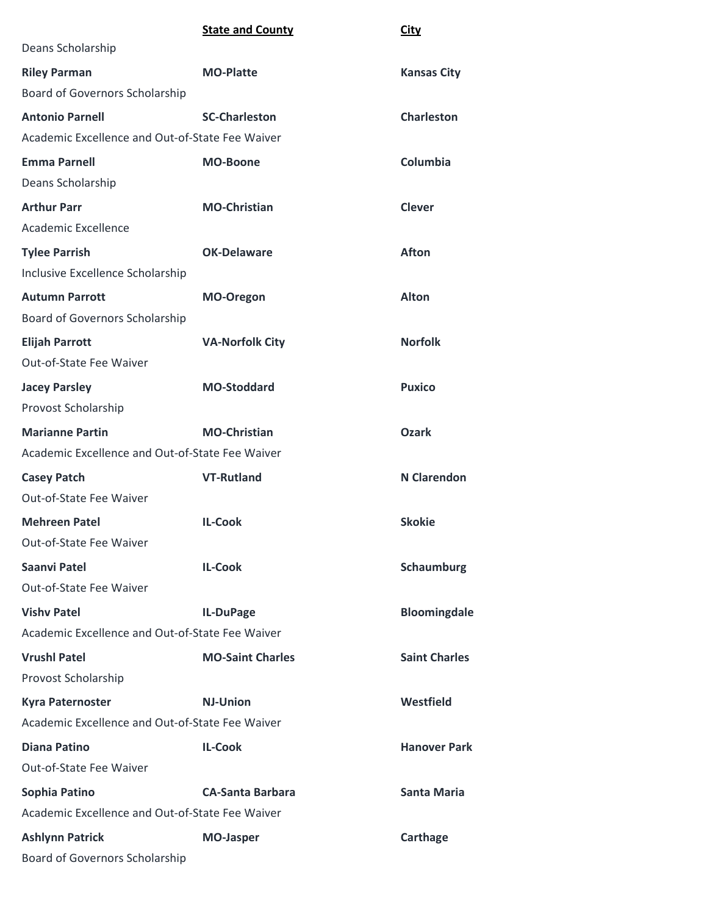| | **State and County** | **City** |
|---|---|---|
| Deans Scholarship | | |
| **Riley Parman** | **MO-Platte** | **Kansas City** |
| Board of Governors Scholarship | | |
| **Antonio Parnell** | **SC-Charleston** | **Charleston** |
| Academic Excellence and Out-of-State Fee Waiver | | |
| **Emma Parnell** | **MO-Boone** | **Columbia** |
| Deans Scholarship | | |
| **Arthur Parr** | **MO-Christian** | **Clever** |
| Academic Excellence | | |
| **Tylee Parrish** | **OK-Delaware** | **Afton** |
| Inclusive Excellence Scholarship | | |
| **Autumn Parrott** | **MO-Oregon** | **Alton** |
| Board of Governors Scholarship | | |
| **Elijah Parrott** | **VA-Norfolk City** | **Norfolk** |
| Out-of-State Fee Waiver | | |
| **Jacey Parsley** | **MO-Stoddard** | **Puxico** |
| Provost Scholarship | | |
| **Marianne Partin** | **MO-Christian** | **Ozark** |
| Academic Excellence and Out-of-State Fee Waiver | | |
| **Casey Patch** | **VT-Rutland** | **N Clarendon** |
| Out-of-State Fee Waiver | | |
| **Mehreen Patel** | **IL-Cook** | **Skokie** |
| Out-of-State Fee Waiver | | |
| **Saanvi Patel** | **IL-Cook** | **Schaumburg** |
| Out-of-State Fee Waiver | | |
| **Vishv Patel** | **IL-DuPage** | **Bloomingdale** |
| Academic Excellence and Out-of-State Fee Waiver | | |
| **Vrushl Patel** | **MO-Saint Charles** | **Saint Charles** |
| Provost Scholarship | | |
| **Kyra Paternoster** | **NJ-Union** | **Westfield** |
| Academic Excellence and Out-of-State Fee Waiver | | |
| **Diana Patino** | **IL-Cook** | **Hanover Park** |
| Out-of-State Fee Waiver | | |
| **Sophia Patino** | **CA-Santa Barbara** | **Santa Maria** |
| Academic Excellence and Out-of-State Fee Waiver | | |
| **Ashlynn Patrick** | **MO-Jasper** | **Carthage** |
| Board of Governors Scholarship | | |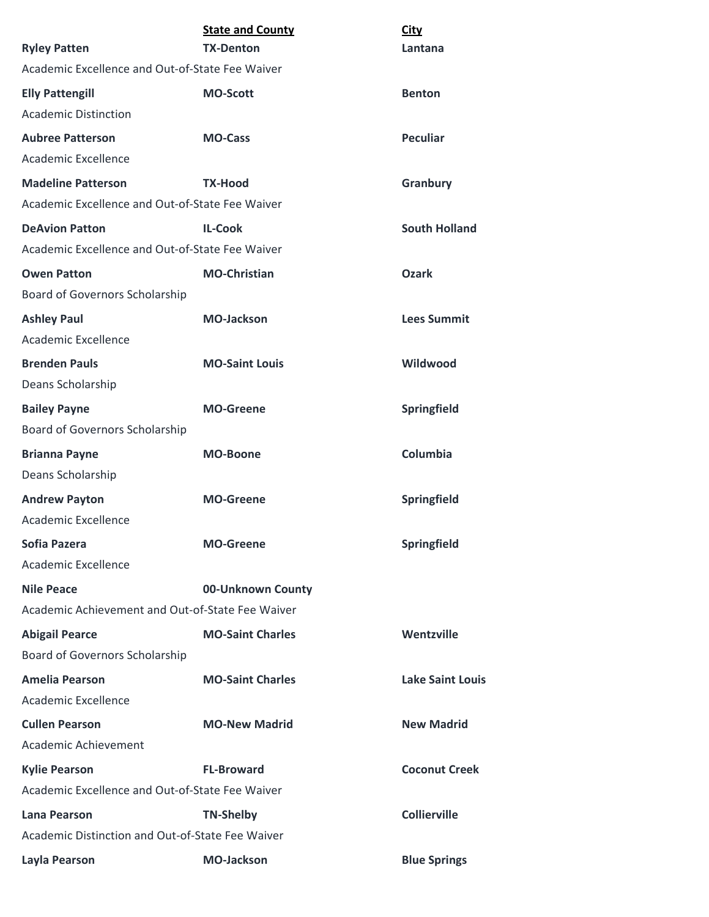| | **State and County** | **City** |
|---|---|---|
| **Ryley Patten** | **TX-Denton** | **Lantana** |
| Academic Excellence and Out-of-State Fee Waiver | | |
| **Elly Pattengill** | **MO-Scott** | **Benton** |
| Academic Distinction | | |
| **Aubree Patterson** | **MO-Cass** | **Peculiar** |
| Academic Excellence | | |
| **Madeline Patterson** | **TX-Hood** | **Granbury** |
| Academic Excellence and Out-of-State Fee Waiver | | |
| **DeAvion Patton** | **IL-Cook** | **South Holland** |
| Academic Excellence and Out-of-State Fee Waiver | | |
| **Owen Patton** | **MO-Christian** | **Ozark** |
| Board of Governors Scholarship | | |
| **Ashley Paul** | **MO-Jackson** | **Lees Summit** |
| Academic Excellence | | |
| **Brenden Pauls** | **MO-Saint Louis** | **Wildwood** |
| Deans Scholarship | | |
| **Bailey Payne** | **MO-Greene** | **Springfield** |
| Board of Governors Scholarship | | |
| **Brianna Payne** | **MO-Boone** | **Columbia** |
| Deans Scholarship | | |
| **Andrew Payton** | **MO-Greene** | **Springfield** |
| Academic Excellence | | |
| **Sofia Pazera** | **MO-Greene** | **Springfield** |
| Academic Excellence | | |
| **Nile Peace** | **00-Unknown County** | |
| Academic Achievement and Out-of-State Fee Waiver | | |
| **Abigail Pearce** | **MO-Saint Charles** | **Wentzville** |
| Board of Governors Scholarship | | |
| **Amelia Pearson** | **MO-Saint Charles** | **Lake Saint Louis** |
| Academic Excellence | | |
| **Cullen Pearson** | **MO-New Madrid** | **New Madrid** |
| Academic Achievement | | |
| **Kylie Pearson** | **FL-Broward** | **Coconut Creek** |
| Academic Excellence and Out-of-State Fee Waiver | | |
| **Lana Pearson** | **TN-Shelby** | **Collierville** |
| Academic Distinction and Out-of-State Fee Waiver | | |
| **Layla Pearson** | **MO-Jackson** | **Blue Springs** |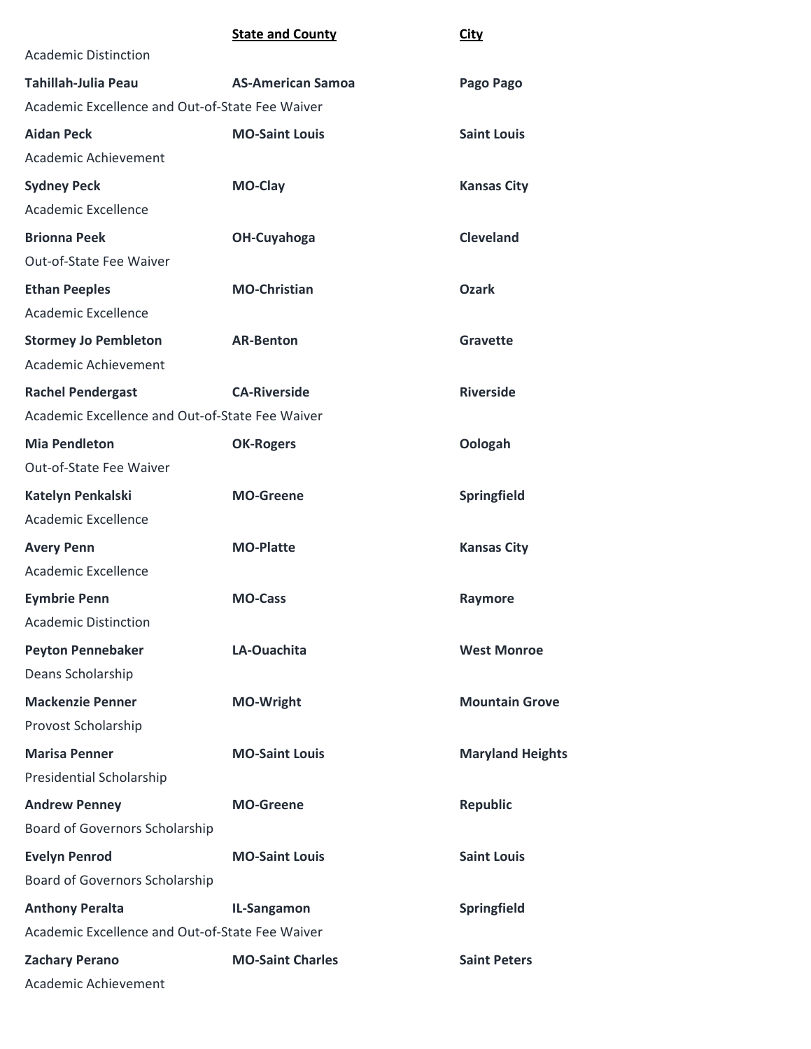| | State and County | City |
|---|---|---|
| Academic Distinction | | |
| **Tahillah-Julia Peau** | **AS-American Samoa** | **Pago Pago** |
| Academic Excellence and Out-of-State Fee Waiver | | |
| **Aidan Peck** | **MO-Saint Louis** | **Saint Louis** |
| Academic Achievement | | |
| **Sydney Peck** | **MO-Clay** | **Kansas City** |
| Academic Excellence | | |
| **Brionna Peek** | **OH-Cuyahoga** | **Cleveland** |
| Out-of-State Fee Waiver | | |
| **Ethan Peeples** | **MO-Christian** | **Ozark** |
| Academic Excellence | | |
| **Stormey Jo Pembleton** | **AR-Benton** | **Gravette** |
| Academic Achievement | | |
| **Rachel Pendergast** | **CA-Riverside** | **Riverside** |
| Academic Excellence and Out-of-State Fee Waiver | | |
| **Mia Pendleton** | **OK-Rogers** | **Oologah** |
| Out-of-State Fee Waiver | | |
| **Katelyn Penkalski** | **MO-Greene** | **Springfield** |
| Academic Excellence | | |
| **Avery Penn** | **MO-Platte** | **Kansas City** |
| Academic Excellence | | |
| **Eymbrie Penn** | **MO-Cass** | **Raymore** |
| Academic Distinction | | |
| **Peyton Pennebaker** | **LA-Ouachita** | **West Monroe** |
| Deans Scholarship | | |
| **Mackenzie Penner** | **MO-Wright** | **Mountain Grove** |
| Provost Scholarship | | |
| **Marisa Penner** | **MO-Saint Louis** | **Maryland Heights** |
| Presidential Scholarship | | |
| **Andrew Penney** | **MO-Greene** | **Republic** |
| Board of Governors Scholarship | | |
| **Evelyn Penrod** | **MO-Saint Louis** | **Saint Louis** |
| Board of Governors Scholarship | | |
| **Anthony Peralta** | **IL-Sangamon** | **Springfield** |
| Academic Excellence and Out-of-State Fee Waiver | | |
| **Zachary Perano** | **MO-Saint Charles** | **Saint Peters** |
| Academic Achievement | | |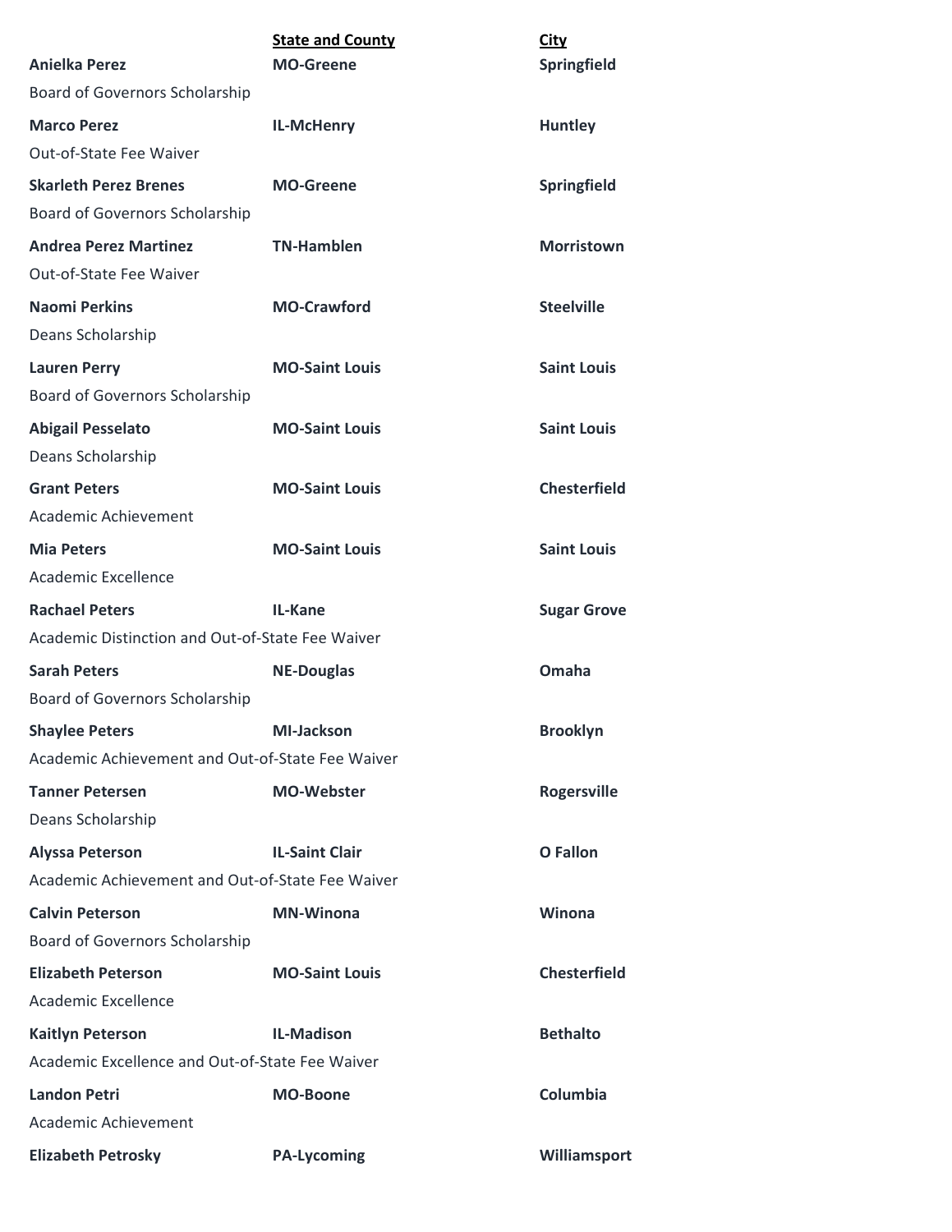| | State and County | City |
|---|---|---|
| **Anielka Perez** | **MO-Greene** | **Springfield** |
| Board of Governors Scholarship | | |
| **Marco Perez** | **IL-McHenry** | **Huntley** |
| Out-of-State Fee Waiver | | |
| **Skarleth Perez Brenes** | **MO-Greene** | **Springfield** |
| Board of Governors Scholarship | | |
| **Andrea Perez Martinez** | **TN-Hamblen** | **Morristown** |
| Out-of-State Fee Waiver | | |
| **Naomi Perkins** | **MO-Crawford** | **Steelville** |
| Deans Scholarship | | |
| **Lauren Perry** | **MO-Saint Louis** | **Saint Louis** |
| Board of Governors Scholarship | | |
| **Abigail Pesselato** | **MO-Saint Louis** | **Saint Louis** |
| Deans Scholarship | | |
| **Grant Peters** | **MO-Saint Louis** | **Chesterfield** |
| Academic Achievement | | |
| **Mia Peters** | **MO-Saint Louis** | **Saint Louis** |
| Academic Excellence | | |
| **Rachael Peters** | **IL-Kane** | **Sugar Grove** |
| Academic Distinction and Out-of-State Fee Waiver | | |
| **Sarah Peters** | **NE-Douglas** | **Omaha** |
| Board of Governors Scholarship | | |
| **Shaylee Peters** | **MI-Jackson** | **Brooklyn** |
| Academic Achievement and Out-of-State Fee Waiver | | |
| **Tanner Petersen** | **MO-Webster** | **Rogersville** |
| Deans Scholarship | | |
| **Alyssa Peterson** | **IL-Saint Clair** | **O Fallon** |
| Academic Achievement and Out-of-State Fee Waiver | | |
| **Calvin Peterson** | **MN-Winona** | **Winona** |
| Board of Governors Scholarship | | |
| **Elizabeth Peterson** | **MO-Saint Louis** | **Chesterfield** |
| Academic Excellence | | |
| **Kaitlyn Peterson** | **IL-Madison** | **Bethalto** |
| Academic Excellence and Out-of-State Fee Waiver | | |
| **Landon Petri** | **MO-Boone** | **Columbia** |
| Academic Achievement | | |
| **Elizabeth Petrosky** | **PA-Lycoming** | **Williamsport** |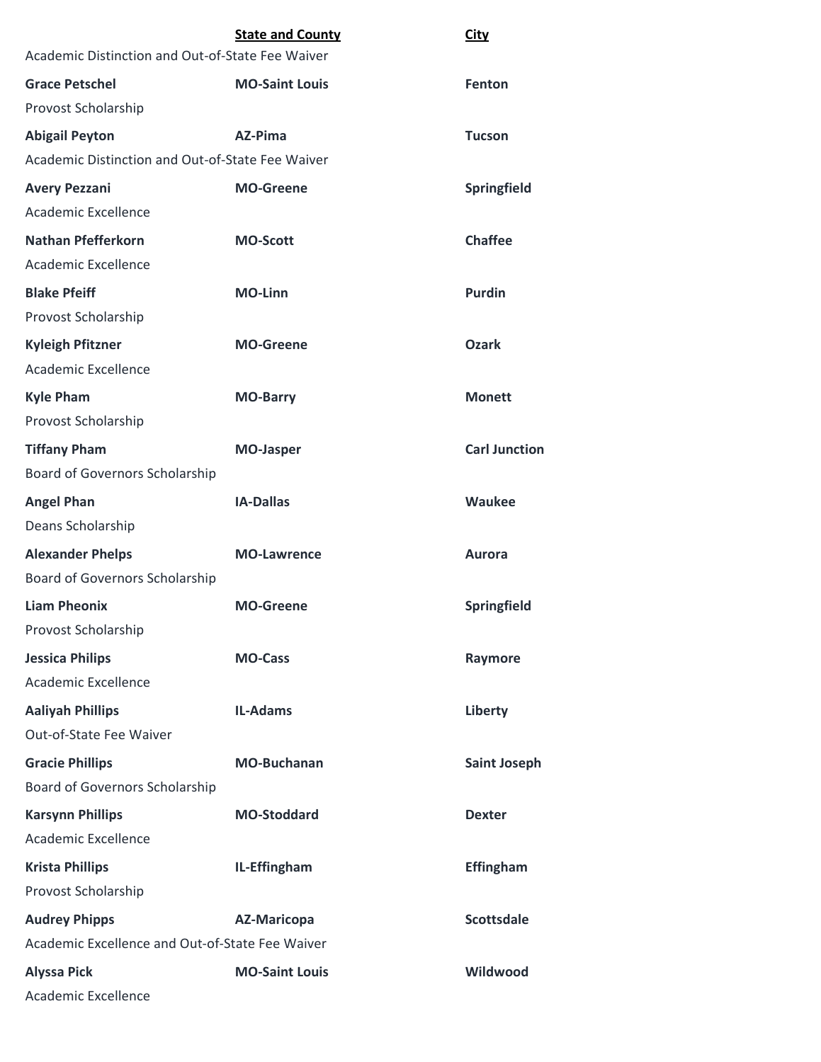| | State and County | City |
|---|---|---|
| Academic Distinction and Out-of-State Fee Waiver | | |
| **Grace Petschel** | **MO-Saint Louis** | **Fenton** |
| Provost Scholarship | | |
| **Abigail Peyton** | **AZ-Pima** | **Tucson** |
| Academic Distinction and Out-of-State Fee Waiver | | |
| **Avery Pezzani** | **MO-Greene** | **Springfield** |
| Academic Excellence | | |
| **Nathan Pfefferkorn** | **MO-Scott** | **Chaffee** |
| Academic Excellence | | |
| **Blake Pfeiff** | **MO-Linn** | **Purdin** |
| Provost Scholarship | | |
| **Kyleigh Pfitzner** | **MO-Greene** | **Ozark** |
| Academic Excellence | | |
| **Kyle Pham** | **MO-Barry** | **Monett** |
| Provost Scholarship | | |
| **Tiffany Pham** | **MO-Jasper** | **Carl Junction** |
| Board of Governors Scholarship | | |
| **Angel Phan** | **IA-Dallas** | **Waukee** |
| Deans Scholarship | | |
| **Alexander Phelps** | **MO-Lawrence** | **Aurora** |
| Board of Governors Scholarship | | |
| **Liam Pheonix** | **MO-Greene** | **Springfield** |
| Provost Scholarship | | |
| **Jessica Philips** | **MO-Cass** | **Raymore** |
| Academic Excellence | | |
| **Aaliyah Phillips** | **IL-Adams** | **Liberty** |
| Out-of-State Fee Waiver | | |
| **Gracie Phillips** | **MO-Buchanan** | **Saint Joseph** |
| Board of Governors Scholarship | | |
| **Karsynn Phillips** | **MO-Stoddard** | **Dexter** |
| Academic Excellence | | |
| **Krista Phillips** | **IL-Effingham** | **Effingham** |
| Provost Scholarship | | |
| **Audrey Phipps** | **AZ-Maricopa** | **Scottsdale** |
| Academic Excellence and Out-of-State Fee Waiver | | |
| **Alyssa Pick** | **MO-Saint Louis** | **Wildwood** |
| Academic Excellence | | |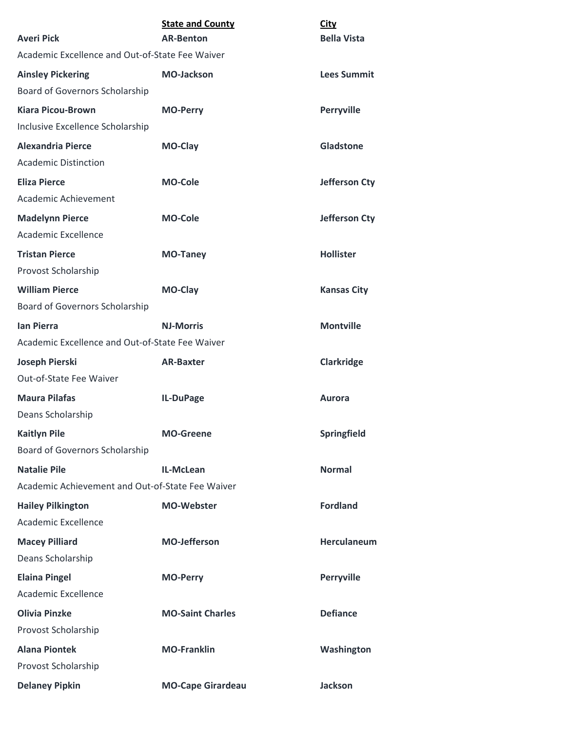| | State and County | City |
|---|---|---|
| **Averi Pick** | **AR-Benton** | **Bella Vista** |
| Academic Excellence and Out-of-State Fee Waiver | | |
| **Ainsley Pickering** | **MO-Jackson** | **Lees Summit** |
| Board of Governors Scholarship | | |
| **Kiara Picou-Brown** | **MO-Perry** | **Perryville** |
| Inclusive Excellence Scholarship | | |
| **Alexandria Pierce** | **MO-Clay** | **Gladstone** |
| Academic Distinction | | |
| **Eliza Pierce** | **MO-Cole** | **Jefferson Cty** |
| Academic Achievement | | |
| **Madelynn Pierce** | **MO-Cole** | **Jefferson Cty** |
| Academic Excellence | | |
| **Tristan Pierce** | **MO-Taney** | **Hollister** |
| Provost Scholarship | | |
| **William Pierce** | **MO-Clay** | **Kansas City** |
| Board of Governors Scholarship | | |
| **Ian Pierra** | **NJ-Morris** | **Montville** |
| Academic Excellence and Out-of-State Fee Waiver | | |
| **Joseph Pierski** | **AR-Baxter** | **Clarkridge** |
| Out-of-State Fee Waiver | | |
| **Maura Pilafas** | **IL-DuPage** | **Aurora** |
| Deans Scholarship | | |
| **Kaitlyn Pile** | **MO-Greene** | **Springfield** |
| Board of Governors Scholarship | | |
| **Natalie Pile** | **IL-McLean** | **Normal** |
| Academic Achievement and Out-of-State Fee Waiver | | |
| **Hailey Pilkington** | **MO-Webster** | **Fordland** |
| Academic Excellence | | |
| **Macey Pilliard** | **MO-Jefferson** | **Herculaneum** |
| Deans Scholarship | | |
| **Elaina Pingel** | **MO-Perry** | **Perryville** |
| Academic Excellence | | |
| **Olivia Pinzke** | **MO-Saint Charles** | **Defiance** |
| Provost Scholarship | | |
| **Alana Piontek** | **MO-Franklin** | **Washington** |
| Provost Scholarship | | |
| **Delaney Pipkin** | **MO-Cape Girardeau** | **Jackson** |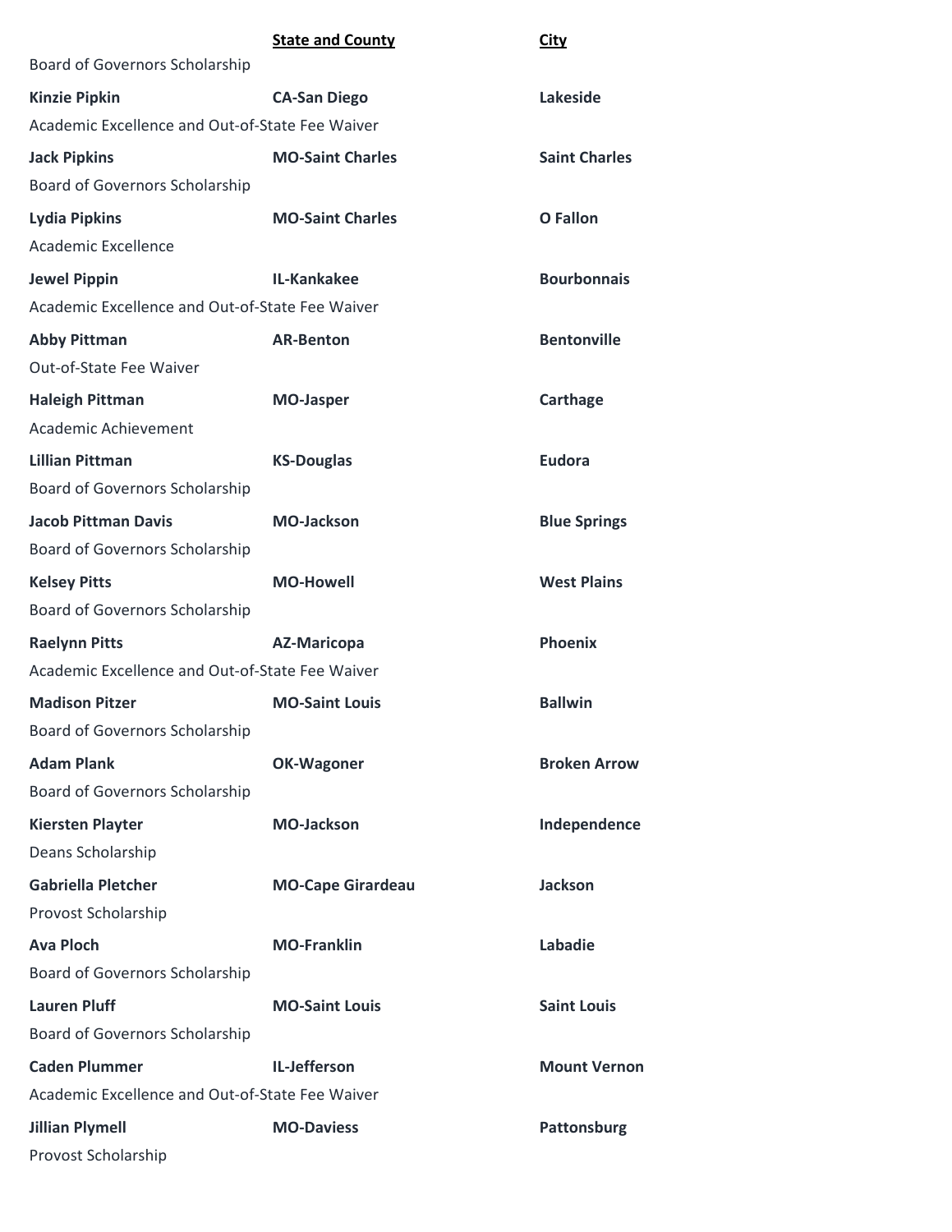| | State and County | City |
|---|---|---|
| Board of Governors Scholarship | | |
| **Kinzie Pipkin** | **CA-San Diego** | **Lakeside** |
| Academic Excellence and Out-of-State Fee Waiver | | |
| **Jack Pipkins** | **MO-Saint Charles** | **Saint Charles** |
| Board of Governors Scholarship | | |
| **Lydia Pipkins** | **MO-Saint Charles** | **O Fallon** |
| Academic Excellence | | |
| **Jewel Pippin** | **IL-Kankakee** | **Bourbonnais** |
| Academic Excellence and Out-of-State Fee Waiver | | |
| **Abby Pittman** | **AR-Benton** | **Bentonville** |
| Out-of-State Fee Waiver | | |
| **Haleigh Pittman** | **MO-Jasper** | **Carthage** |
| Academic Achievement | | |
| **Lillian Pittman** | **KS-Douglas** | **Eudora** |
| Board of Governors Scholarship | | |
| **Jacob Pittman Davis** | **MO-Jackson** | **Blue Springs** |
| Board of Governors Scholarship | | |
| **Kelsey Pitts** | **MO-Howell** | **West Plains** |
| Board of Governors Scholarship | | |
| **Raelynn Pitts** | **AZ-Maricopa** | **Phoenix** |
| Academic Excellence and Out-of-State Fee Waiver | | |
| **Madison Pitzer** | **MO-Saint Louis** | **Ballwin** |
| Board of Governors Scholarship | | |
| **Adam Plank** | **OK-Wagoner** | **Broken Arrow** |
| Board of Governors Scholarship | | |
| **Kiersten Playter** | **MO-Jackson** | **Independence** |
| Deans Scholarship | | |
| **Gabriella Pletcher** | **MO-Cape Girardeau** | **Jackson** |
| Provost Scholarship | | |
| **Ava Ploch** | **MO-Franklin** | **Labadie** |
| Board of Governors Scholarship | | |
| **Lauren Pluff** | **MO-Saint Louis** | **Saint Louis** |
| Board of Governors Scholarship | | |
| **Caden Plummer** | **IL-Jefferson** | **Mount Vernon** |
| Academic Excellence and Out-of-State Fee Waiver | | |
| **Jillian Plymell** | **MO-Daviess** | **Pattonsburg** |
| Provost Scholarship | | |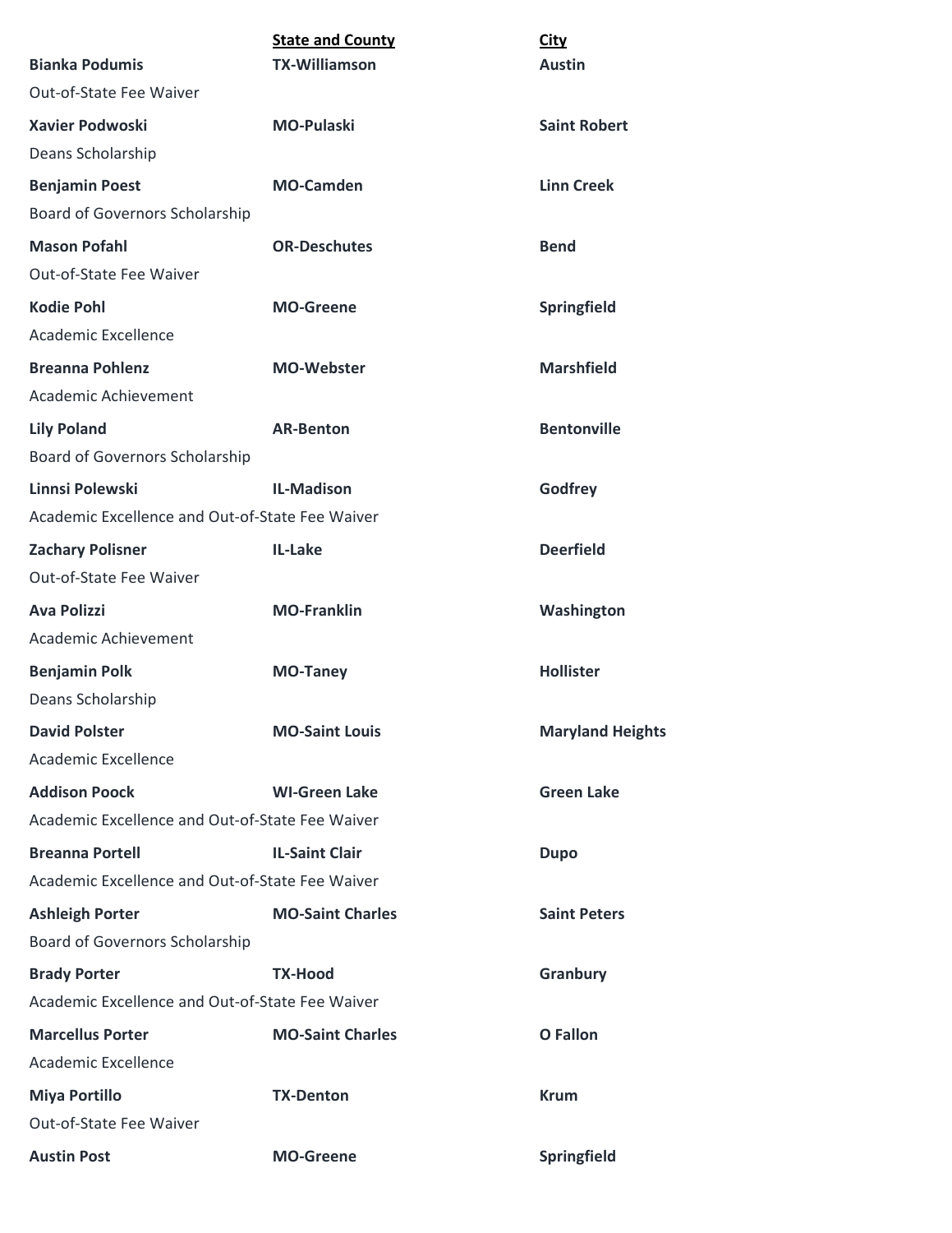| | State and County | City |
|---|---|---|
| **Bianka Podumis** | **TX-Williamson** | **Austin** |
| Out-of-State Fee Waiver | | |
| **Xavier Podwoski** | **MO-Pulaski** | **Saint Robert** |
| Deans Scholarship | | |
| **Benjamin Poest** | **MO-Camden** | **Linn Creek** |
| Board of Governors Scholarship | | |
| **Mason Pofahl** | **OR-Deschutes** | **Bend** |
| Out-of-State Fee Waiver | | |
| **Kodie Pohl** | **MO-Greene** | **Springfield** |
| Academic Excellence | | |
| **Breanna Pohlenz** | **MO-Webster** | **Marshfield** |
| Academic Achievement | | |
| **Lily Poland** | **AR-Benton** | **Bentonville** |
| Board of Governors Scholarship | | |
| **Linnsi Polewski** | **IL-Madison** | **Godfrey** |
| Academic Excellence and Out-of-State Fee Waiver | | |
| **Zachary Polisner** | **IL-Lake** | **Deerfield** |
| Out-of-State Fee Waiver | | |
| **Ava Polizzi** | **MO-Franklin** | **Washington** |
| Academic Achievement | | |
| **Benjamin Polk** | **MO-Taney** | **Hollister** |
| Deans Scholarship | | |
| **David Polster** | **MO-Saint Louis** | **Maryland Heights** |
| Academic Excellence | | |
| **Addison Poock** | **WI-Green Lake** | **Green Lake** |
| Academic Excellence and Out-of-State Fee Waiver | | |
| **Breanna Portell** | **IL-Saint Clair** | **Dupo** |
| Academic Excellence and Out-of-State Fee Waiver | | |
| **Ashleigh Porter** | **MO-Saint Charles** | **Saint Peters** |
| Board of Governors Scholarship | | |
| **Brady Porter** | **TX-Hood** | **Granbury** |
| Academic Excellence and Out-of-State Fee Waiver | | |
| **Marcellus Porter** | **MO-Saint Charles** | **O Fallon** |
| Academic Excellence | | |
| **Miya Portillo** | **TX-Denton** | **Krum** |
| Out-of-State Fee Waiver | | |
| **Austin Post** | **MO-Greene** | **Springfield** |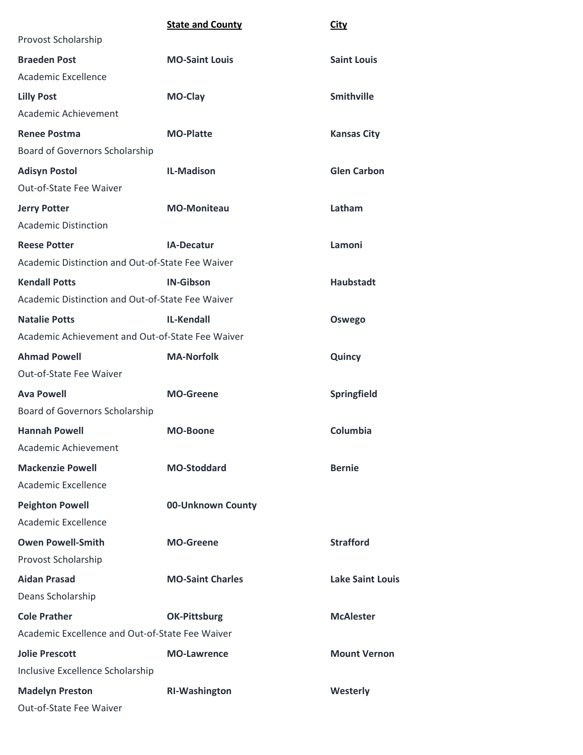| | **State and County** | **City** |
|---|---|---|
| Provost Scholarship | | |
| **Braeden Post** | **MO-Saint Louis** | **Saint Louis** |
| Academic Excellence | | |
| **Lilly Post** | **MO-Clay** | **Smithville** |
| Academic Achievement | | |
| **Renee Postma** | **MO-Platte** | **Kansas City** |
| Board of Governors Scholarship | | |
| **Adisyn Postol** | **IL-Madison** | **Glen Carbon** |
| Out-of-State Fee Waiver | | |
| **Jerry Potter** | **MO-Moniteau** | **Latham** |
| Academic Distinction | | |
| **Reese Potter** | **IA-Decatur** | **Lamoni** |
| Academic Distinction and Out-of-State Fee Waiver | | |
| **Kendall Potts** | **IN-Gibson** | **Haubstadt** |
| Academic Distinction and Out-of-State Fee Waiver | | |
| **Natalie Potts** | **IL-Kendall** | **Oswego** |
| Academic Achievement and Out-of-State Fee Waiver | | |
| **Ahmad Powell** | **MA-Norfolk** | **Quincy** |
| Out-of-State Fee Waiver | | |
| **Ava Powell** | **MO-Greene** | **Springfield** |
| Board of Governors Scholarship | | |
| **Hannah Powell** | **MO-Boone** | **Columbia** |
| Academic Achievement | | |
| **Mackenzie Powell** | **MO-Stoddard** | **Bernie** |
| Academic Excellence | | |
| **Peighton Powell** | **00-Unknown County** | |
| Academic Excellence | | |
| **Owen Powell-Smith** | **MO-Greene** | **Strafford** |
| Provost Scholarship | | |
| **Aidan Prasad** | **MO-Saint Charles** | **Lake Saint Louis** |
| Deans Scholarship | | |
| **Cole Prather** | **OK-Pittsburg** | **McAlester** |
| Academic Excellence and Out-of-State Fee Waiver | | |
| **Jolie Prescott** | **MO-Lawrence** | **Mount Vernon** |
| Inclusive Excellence Scholarship | | |
| **Madelyn Preston** | **RI-Washington** | **Westerly** |
| Out-of-State Fee Waiver | | |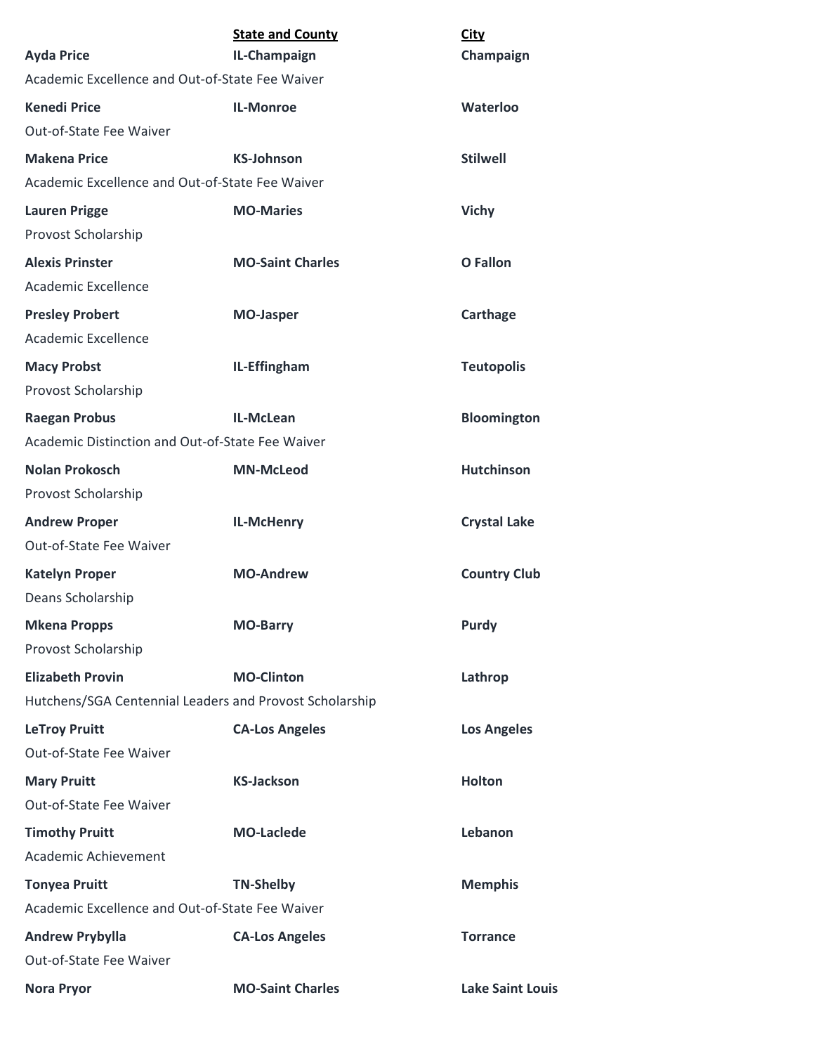| | **State and County** | **City** |
|---|---|---|
| **Ayda Price** | **IL-Champaign** | **Champaign** |
| Academic Excellence and Out-of-State Fee Waiver | | |
| **Kenedi Price** | **IL-Monroe** | **Waterloo** |
| Out-of-State Fee Waiver | | |
| **Makena Price** | **KS-Johnson** | **Stilwell** |
| Academic Excellence and Out-of-State Fee Waiver | | |
| **Lauren Prigge** | **MO-Maries** | **Vichy** |
| Provost Scholarship | | |
| **Alexis Prinster** | **MO-Saint Charles** | **O Fallon** |
| Academic Excellence | | |
| **Presley Probert** | **MO-Jasper** | **Carthage** |
| Academic Excellence | | |
| **Macy Probst** | **IL-Effingham** | **Teutopolis** |
| Provost Scholarship | | |
| **Raegan Probus** | **IL-McLean** | **Bloomington** |
| Academic Distinction and Out-of-State Fee Waiver | | |
| **Nolan Prokosch** | **MN-McLeod** | **Hutchinson** |
| Provost Scholarship | | |
| **Andrew Proper** | **IL-McHenry** | **Crystal Lake** |
| Out-of-State Fee Waiver | | |
| **Katelyn Proper** | **MO-Andrew** | **Country Club** |
| Deans Scholarship | | |
| **Mkena Propps** | **MO-Barry** | **Purdy** |
| Provost Scholarship | | |
| **Elizabeth Provin** | **MO-Clinton** | **Lathrop** |
| Hutchens/SGA Centennial Leaders and Provost Scholarship | | |
| **LeTroy Pruitt** | **CA-Los Angeles** | **Los Angeles** |
| Out-of-State Fee Waiver | | |
| **Mary Pruitt** | **KS-Jackson** | **Holton** |
| Out-of-State Fee Waiver | | |
| **Timothy Pruitt** | **MO-Laclede** | **Lebanon** |
| Academic Achievement | | |
| **Tonyea Pruitt** | **TN-Shelby** | **Memphis** |
| Academic Excellence and Out-of-State Fee Waiver | | |
| **Andrew Prybylla** | **CA-Los Angeles** | **Torrance** |
| Out-of-State Fee Waiver | | |
| **Nora Pryor** | **MO-Saint Charles** | **Lake Saint Louis** |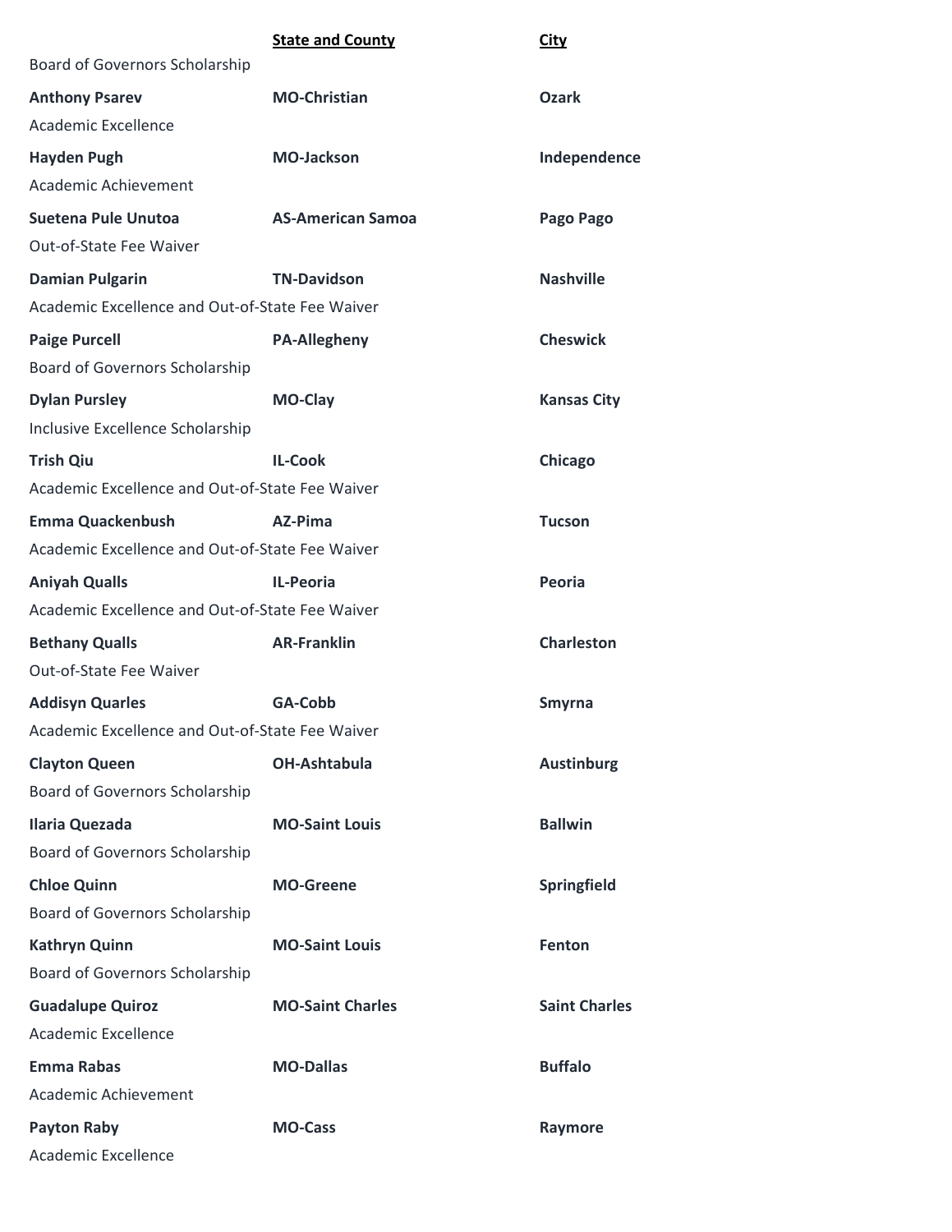| | State and County | City |
|---|---|---|
| Board of Governors Scholarship | | |
| **Anthony Psarev** | **MO-Christian** | **Ozark** |
| Academic Excellence | | |
| **Hayden Pugh** | **MO-Jackson** | **Independence** |
| Academic Achievement | | |
| **Suetena Pule Unutoa** | **AS-American Samoa** | **Pago Pago** |
| Out-of-State Fee Waiver | | |
| **Damian Pulgarin** | **TN-Davidson** | **Nashville** |
| Academic Excellence and Out-of-State Fee Waiver | | |
| **Paige Purcell** | **PA-Allegheny** | **Cheswick** |
| Board of Governors Scholarship | | |
| **Dylan Pursley** | **MO-Clay** | **Kansas City** |
| Inclusive Excellence Scholarship | | |
| **Trish Qiu** | **IL-Cook** | **Chicago** |
| Academic Excellence and Out-of-State Fee Waiver | | |
| **Emma Quackenbush** | **AZ-Pima** | **Tucson** |
| Academic Excellence and Out-of-State Fee Waiver | | |
| **Aniyah Qualls** | **IL-Peoria** | **Peoria** |
| Academic Excellence and Out-of-State Fee Waiver | | |
| **Bethany Qualls** | **AR-Franklin** | **Charleston** |
| Out-of-State Fee Waiver | | |
| **Addisyn Quarles** | **GA-Cobb** | **Smyrna** |
| Academic Excellence and Out-of-State Fee Waiver | | |
| **Clayton Queen** | **OH-Ashtabula** | **Austinburg** |
| Board of Governors Scholarship | | |
| **Ilaria Quezada** | **MO-Saint Louis** | **Ballwin** |
| Board of Governors Scholarship | | |
| **Chloe Quinn** | **MO-Greene** | **Springfield** |
| Board of Governors Scholarship | | |
| **Kathryn Quinn** | **MO-Saint Louis** | **Fenton** |
| Board of Governors Scholarship | | |
| **Guadalupe Quiroz** | **MO-Saint Charles** | **Saint Charles** |
| Academic Excellence | | |
| **Emma Rabas** | **MO-Dallas** | **Buffalo** |
| Academic Achievement | | |
| **Payton Raby** | **MO-Cass** | **Raymore** |
| Academic Excellence | | |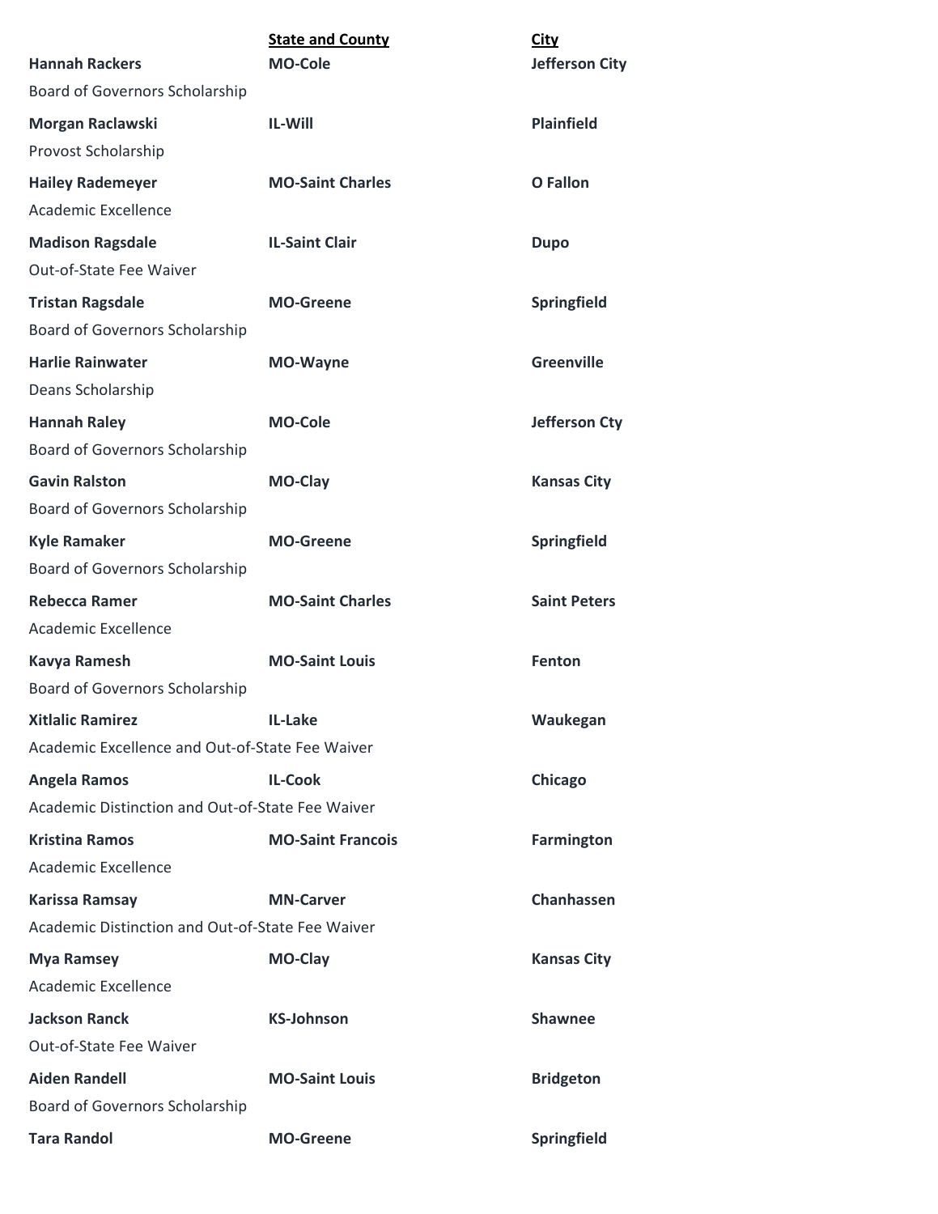| | State and County | City |
|---|---|---|
| **Hannah Rackers** | **MO-Cole** | **Jefferson City** |
| Board of Governors Scholarship | | |
| **Morgan Raclawski** | **IL-Will** | **Plainfield** |
| Provost Scholarship | | |
| **Hailey Rademeyer** | **MO-Saint Charles** | **O Fallon** |
| Academic Excellence | | |
| **Madison Ragsdale** | **IL-Saint Clair** | **Dupo** |
| Out-of-State Fee Waiver | | |
| **Tristan Ragsdale** | **MO-Greene** | **Springfield** |
| Board of Governors Scholarship | | |
| **Harlie Rainwater** | **MO-Wayne** | **Greenville** |
| Deans Scholarship | | |
| **Hannah Raley** | **MO-Cole** | **Jefferson Cty** |
| Board of Governors Scholarship | | |
| **Gavin Ralston** | **MO-Clay** | **Kansas City** |
| Board of Governors Scholarship | | |
| **Kyle Ramaker** | **MO-Greene** | **Springfield** |
| Board of Governors Scholarship | | |
| **Rebecca Ramer** | **MO-Saint Charles** | **Saint Peters** |
| Academic Excellence | | |
| **Kavya Ramesh** | **MO-Saint Louis** | **Fenton** |
| Board of Governors Scholarship | | |
| **Xitlalic Ramirez** | **IL-Lake** | **Waukegan** |
| Academic Excellence and Out-of-State Fee Waiver | | |
| **Angela Ramos** | **IL-Cook** | **Chicago** |
| Academic Distinction and Out-of-State Fee Waiver | | |
| **Kristina Ramos** | **MO-Saint Francois** | **Farmington** |
| Academic Excellence | | |
| **Karissa Ramsay** | **MN-Carver** | **Chanhassen** |
| Academic Distinction and Out-of-State Fee Waiver | | |
| **Mya Ramsey** | **MO-Clay** | **Kansas City** |
| Academic Excellence | | |
| **Jackson Ranck** | **KS-Johnson** | **Shawnee** |
| Out-of-State Fee Waiver | | |
| **Aiden Randell** | **MO-Saint Louis** | **Bridgeton** |
| Board of Governors Scholarship | | |
| **Tara Randol** | **MO-Greene** | **Springfield** |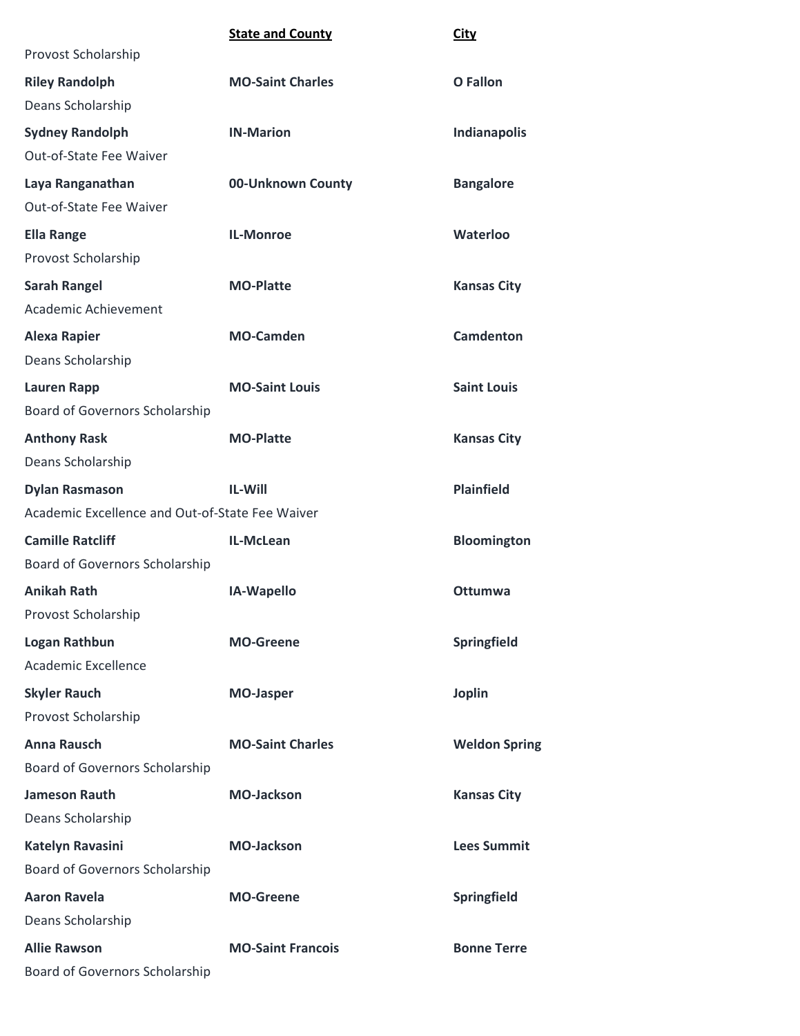| | State and County | City |
|---|---|---|
| Provost Scholarship | | |
| **Riley Randolph** | **MO-Saint Charles** | **O Fallon** |
| Deans Scholarship | | |
| **Sydney Randolph** | **IN-Marion** | **Indianapolis** |
| Out-of-State Fee Waiver | | |
| **Laya Ranganathan** | **00-Unknown County** | **Bangalore** |
| Out-of-State Fee Waiver | | |
| **Ella Range** | **IL-Monroe** | **Waterloo** |
| Provost Scholarship | | |
| **Sarah Rangel** | **MO-Platte** | **Kansas City** |
| Academic Achievement | | |
| **Alexa Rapier** | **MO-Camden** | **Camdenton** |
| Deans Scholarship | | |
| **Lauren Rapp** | **MO-Saint Louis** | **Saint Louis** |
| Board of Governors Scholarship | | |
| **Anthony Rask** | **MO-Platte** | **Kansas City** |
| Deans Scholarship | | |
| **Dylan Rasmason** | **IL-Will** | **Plainfield** |
| Academic Excellence and Out-of-State Fee Waiver | | |
| **Camille Ratcliff** | **IL-McLean** | **Bloomington** |
| Board of Governors Scholarship | | |
| **Anikah Rath** | **IA-Wapello** | **Ottumwa** |
| Provost Scholarship | | |
| **Logan Rathbun** | **MO-Greene** | **Springfield** |
| Academic Excellence | | |
| **Skyler Rauch** | **MO-Jasper** | **Joplin** |
| Provost Scholarship | | |
| **Anna Rausch** | **MO-Saint Charles** | **Weldon Spring** |
| Board of Governors Scholarship | | |
| **Jameson Rauth** | **MO-Jackson** | **Kansas City** |
| Deans Scholarship | | |
| **Katelyn Ravasini** | **MO-Jackson** | **Lees Summit** |
| Board of Governors Scholarship | | |
| **Aaron Ravela** | **MO-Greene** | **Springfield** |
| Deans Scholarship | | |
| **Allie Rawson** | **MO-Saint Francois** | **Bonne Terre** |
| Board of Governors Scholarship | | |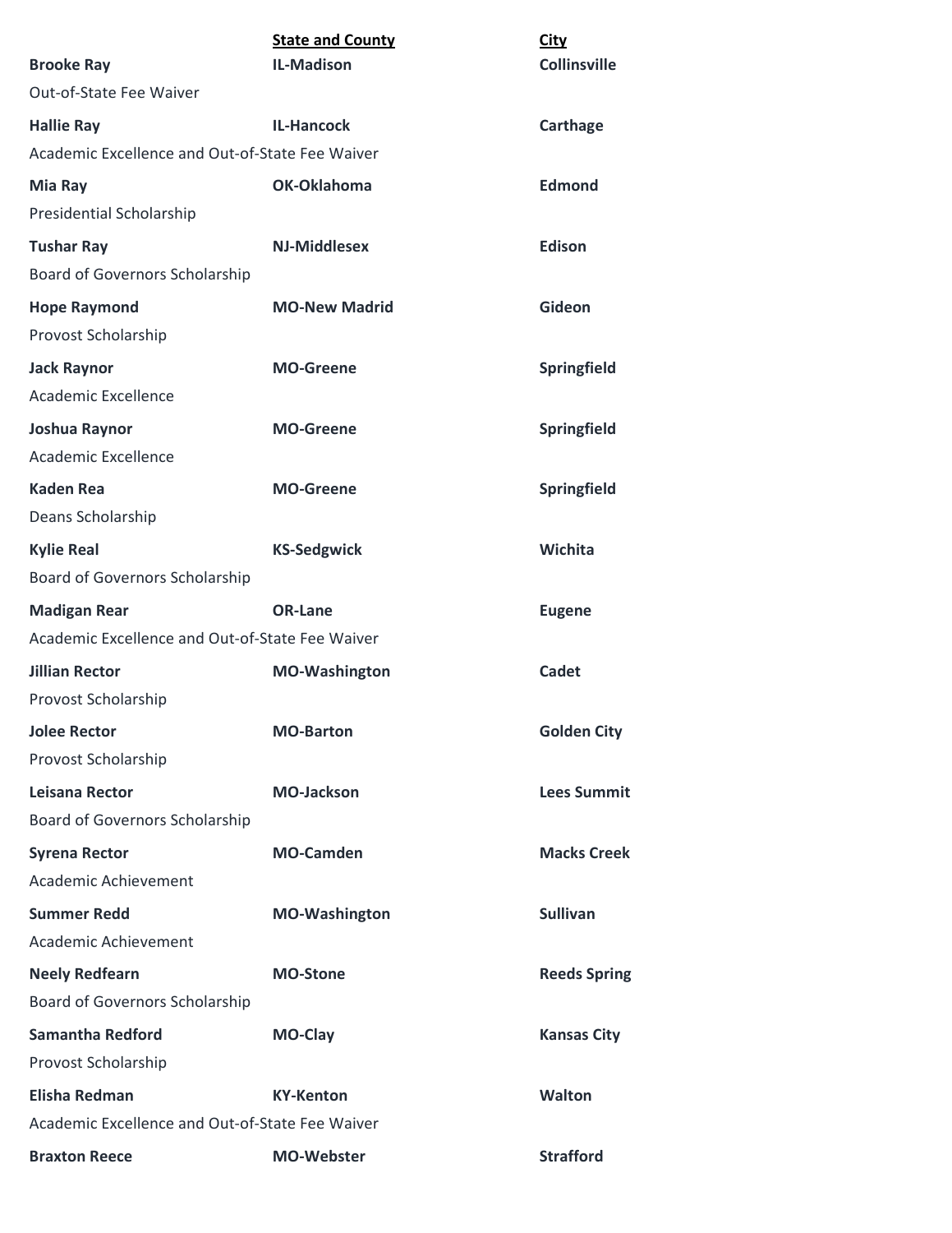| | State and County | City |
|---|---|---|
| **Brooke Ray** | **IL-Madison** | **Collinsville** |
| Out-of-State Fee Waiver | | |
| **Hallie Ray** | **IL-Hancock** | **Carthage** |
| Academic Excellence and Out-of-State Fee Waiver | | |
| **Mia Ray** | **OK-Oklahoma** | **Edmond** |
| Presidential Scholarship | | |
| **Tushar Ray** | **NJ-Middlesex** | **Edison** |
| Board of Governors Scholarship | | |
| **Hope Raymond** | **MO-New Madrid** | **Gideon** |
| Provost Scholarship | | |
| **Jack Raynor** | **MO-Greene** | **Springfield** |
| Academic Excellence | | |
| **Joshua Raynor** | **MO-Greene** | **Springfield** |
| Academic Excellence | | |
| **Kaden Rea** | **MO-Greene** | **Springfield** |
| Deans Scholarship | | |
| **Kylie Real** | **KS-Sedgwick** | **Wichita** |
| Board of Governors Scholarship | | |
| **Madigan Rear** | **OR-Lane** | **Eugene** |
| Academic Excellence and Out-of-State Fee Waiver | | |
| **Jillian Rector** | **MO-Washington** | **Cadet** |
| Provost Scholarship | | |
| **Jolee Rector** | **MO-Barton** | **Golden City** |
| Provost Scholarship | | |
| **Leisana Rector** | **MO-Jackson** | **Lees Summit** |
| Board of Governors Scholarship | | |
| **Syrena Rector** | **MO-Camden** | **Macks Creek** |
| Academic Achievement | | |
| **Summer Redd** | **MO-Washington** | **Sullivan** |
| Academic Achievement | | |
| **Neely Redfearn** | **MO-Stone** | **Reeds Spring** |
| Board of Governors Scholarship | | |
| **Samantha Redford** | **MO-Clay** | **Kansas City** |
| Provost Scholarship | | |
| **Elisha Redman** | **KY-Kenton** | **Walton** |
| Academic Excellence and Out-of-State Fee Waiver | | |
| **Braxton Reece** | **MO-Webster** | **Strafford** |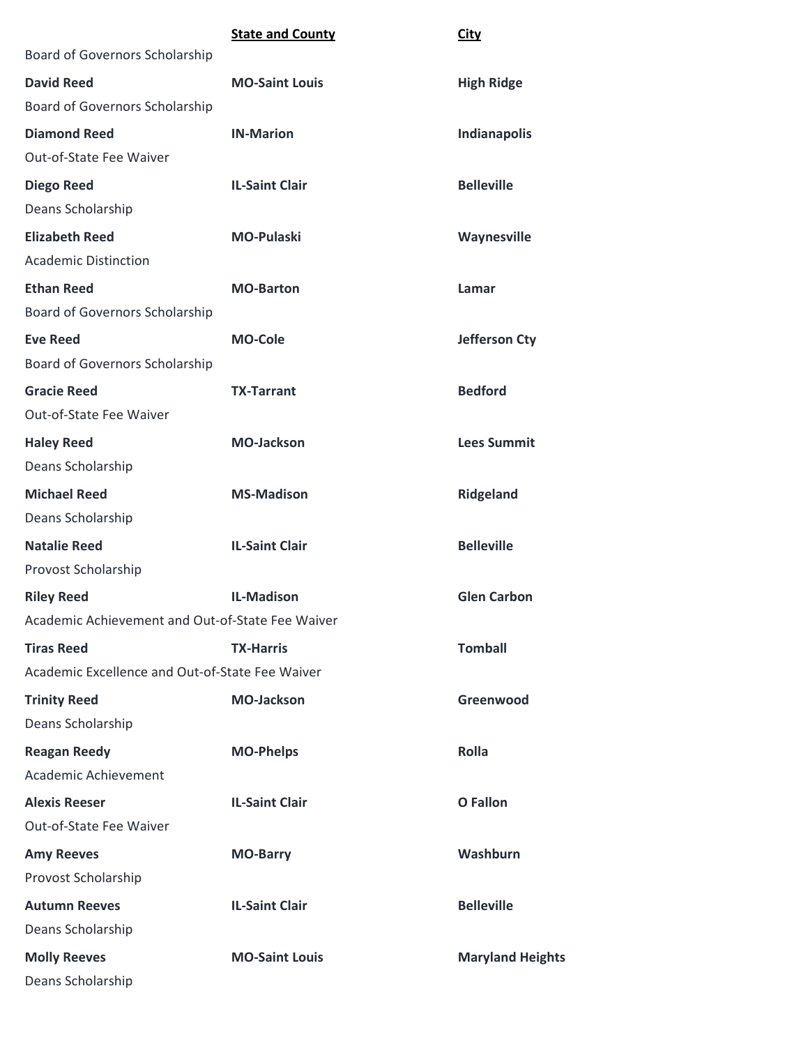| | **State and County** | **City** |
|---|---|---|
| Board of Governors Scholarship | | |
| **David Reed** | **MO-Saint Louis** | **High Ridge** |
| Board of Governors Scholarship | | |
| **Diamond Reed** | **IN-Marion** | **Indianapolis** |
| Out-of-State Fee Waiver | | |
| **Diego Reed** | **IL-Saint Clair** | **Belleville** |
| Deans Scholarship | | |
| **Elizabeth Reed** | **MO-Pulaski** | **Waynesville** |
| Academic Distinction | | |
| **Ethan Reed** | **MO-Barton** | **Lamar** |
| Board of Governors Scholarship | | |
| **Eve Reed** | **MO-Cole** | **Jefferson Cty** |
| Board of Governors Scholarship | | |
| **Gracie Reed** | **TX-Tarrant** | **Bedford** |
| Out-of-State Fee Waiver | | |
| **Haley Reed** | **MO-Jackson** | **Lees Summit** |
| Deans Scholarship | | |
| **Michael Reed** | **MS-Madison** | **Ridgeland** |
| Deans Scholarship | | |
| **Natalie Reed** | **IL-Saint Clair** | **Belleville** |
| Provost Scholarship | | |
| **Riley Reed** | **IL-Madison** | **Glen Carbon** |
| Academic Achievement and Out-of-State Fee Waiver | | |
| **Tiras Reed** | **TX-Harris** | **Tomball** |
| Academic Excellence and Out-of-State Fee Waiver | | |
| **Trinity Reed** | **MO-Jackson** | **Greenwood** |
| Deans Scholarship | | |
| **Reagan Reedy** | **MO-Phelps** | **Rolla** |
| Academic Achievement | | |
| **Alexis Reeser** | **IL-Saint Clair** | **O Fallon** |
| Out-of-State Fee Waiver | | |
| **Amy Reeves** | **MO-Barry** | **Washburn** |
| Provost Scholarship | | |
| **Autumn Reeves** | **IL-Saint Clair** | **Belleville** |
| Deans Scholarship | | |
| **Molly Reeves** | **MO-Saint Louis** | **Maryland Heights** |
| Deans Scholarship | | |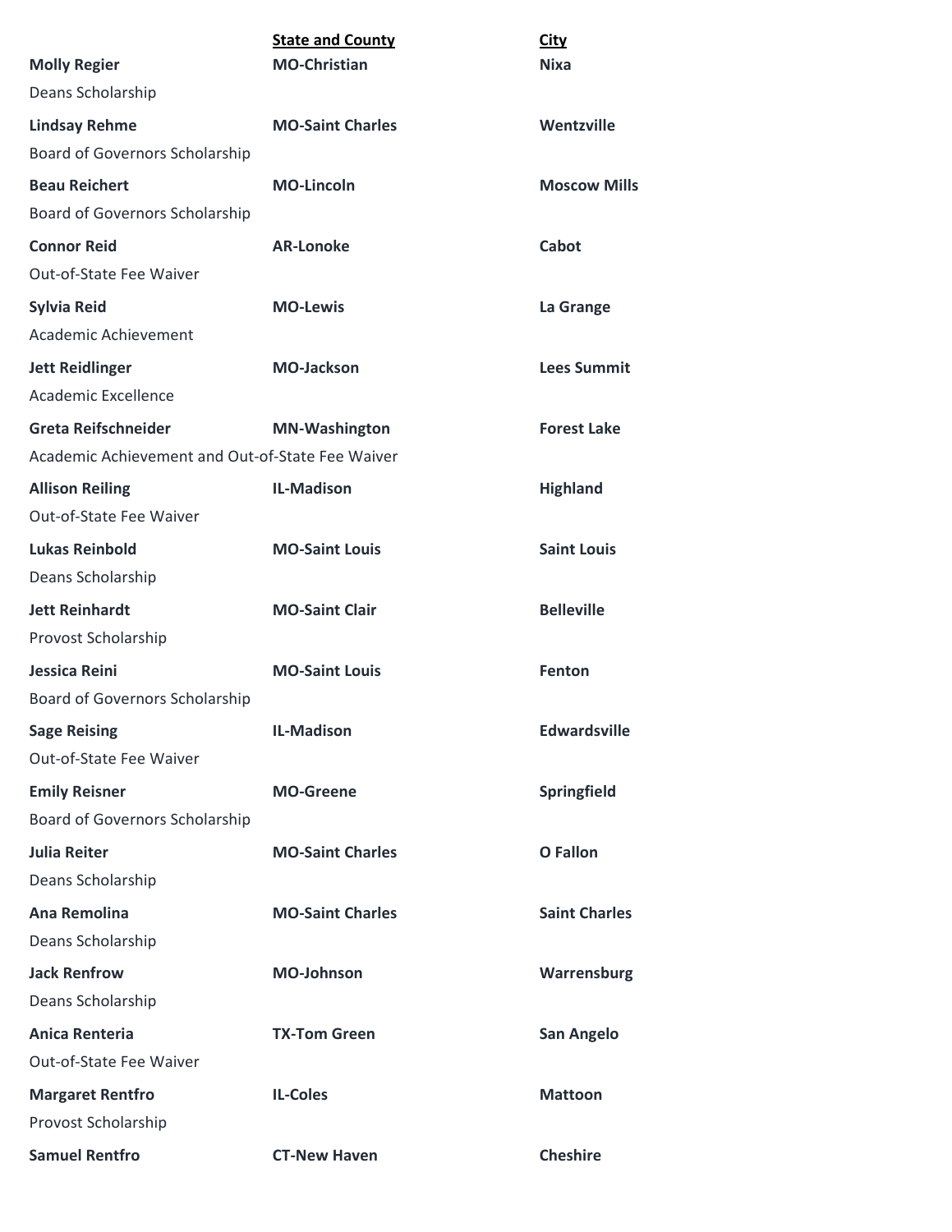| | State and County | City |
|---|---|---|
| **Molly Regier** | **MO-Christian** | **Nixa** |
| Deans Scholarship | | |
| **Lindsay Rehme** | **MO-Saint Charles** | **Wentzville** |
| Board of Governors Scholarship | | |
| **Beau Reichert** | **MO-Lincoln** | **Moscow Mills** |
| Board of Governors Scholarship | | |
| **Connor Reid** | **AR-Lonoke** | **Cabot** |
| Out-of-State Fee Waiver | | |
| **Sylvia Reid** | **MO-Lewis** | **La Grange** |
| Academic Achievement | | |
| **Jett Reidlinger** | **MO-Jackson** | **Lees Summit** |
| Academic Excellence | | |
| **Greta Reifschneider** | **MN-Washington** | **Forest Lake** |
| Academic Achievement and Out-of-State Fee Waiver | | |
| **Allison Reiling** | **IL-Madison** | **Highland** |
| Out-of-State Fee Waiver | | |
| **Lukas Reinbold** | **MO-Saint Louis** | **Saint Louis** |
| Deans Scholarship | | |
| **Jett Reinhardt** | **MO-Saint Clair** | **Belleville** |
| Provost Scholarship | | |
| **Jessica Reini** | **MO-Saint Louis** | **Fenton** |
| Board of Governors Scholarship | | |
| **Sage Reising** | **IL-Madison** | **Edwardsville** |
| Out-of-State Fee Waiver | | |
| **Emily Reisner** | **MO-Greene** | **Springfield** |
| Board of Governors Scholarship | | |
| **Julia Reiter** | **MO-Saint Charles** | **O Fallon** |
| Deans Scholarship | | |
| **Ana Remolina** | **MO-Saint Charles** | **Saint Charles** |
| Deans Scholarship | | |
| **Jack Renfrow** | **MO-Johnson** | **Warrensburg** |
| Deans Scholarship | | |
| **Anica Renteria** | **TX-Tom Green** | **San Angelo** |
| Out-of-State Fee Waiver | | |
| **Margaret Rentfro** | **IL-Coles** | **Mattoon** |
| Provost Scholarship | | |
| **Samuel Rentfro** | **CT-New Haven** | **Cheshire** |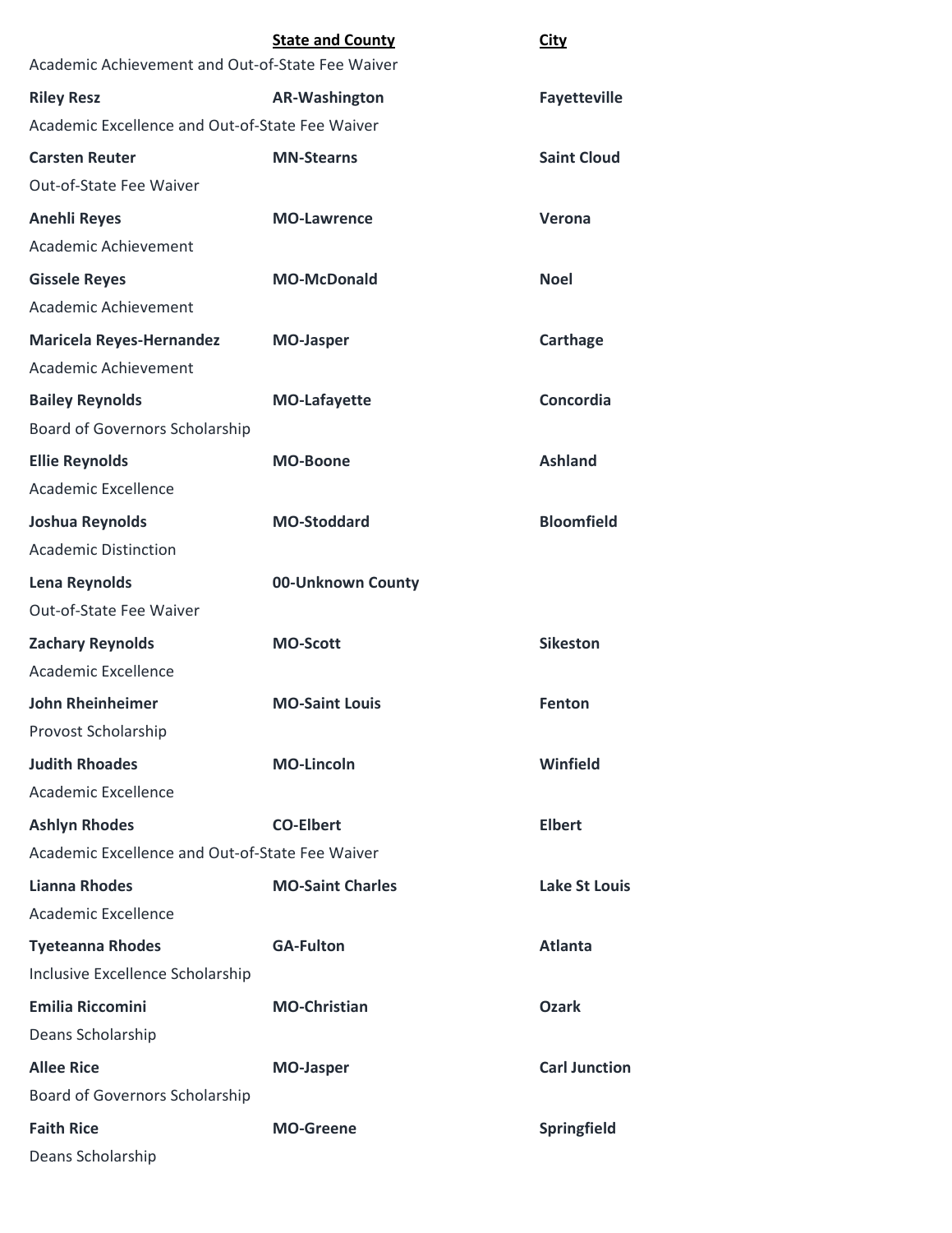| | State and County | City |
|---|---|---|
| Academic Achievement and Out-of-State Fee Waiver | | |
| **Riley Resz** | **AR-Washington** | **Fayetteville** |
| Academic Excellence and Out-of-State Fee Waiver | | |
| **Carsten Reuter** | **MN-Stearns** | **Saint Cloud** |
| Out-of-State Fee Waiver | | |
| **Anehli Reyes** | **MO-Lawrence** | **Verona** |
| Academic Achievement | | |
| **Gissele Reyes** | **MO-McDonald** | **Noel** |
| Academic Achievement | | |
| **Maricela Reyes-Hernandez** | **MO-Jasper** | **Carthage** |
| Academic Achievement | | |
| **Bailey Reynolds** | **MO-Lafayette** | **Concordia** |
| Board of Governors Scholarship | | |
| **Ellie Reynolds** | **MO-Boone** | **Ashland** |
| Academic Excellence | | |
| **Joshua Reynolds** | **MO-Stoddard** | **Bloomfield** |
| Academic Distinction | | |
| **Lena Reynolds** | **00-Unknown County** | |
| Out-of-State Fee Waiver | | |
| **Zachary Reynolds** | **MO-Scott** | **Sikeston** |
| Academic Excellence | | |
| **John Rheinheimer** | **MO-Saint Louis** | **Fenton** |
| Provost Scholarship | | |
| **Judith Rhoades** | **MO-Lincoln** | **Winfield** |
| Academic Excellence | | |
| **Ashlyn Rhodes** | **CO-Elbert** | **Elbert** |
| Academic Excellence and Out-of-State Fee Waiver | | |
| **Lianna Rhodes** | **MO-Saint Charles** | **Lake St Louis** |
| Academic Excellence | | |
| **Tyeteanna Rhodes** | **GA-Fulton** | **Atlanta** |
| Inclusive Excellence Scholarship | | |
| **Emilia Riccomini** | **MO-Christian** | **Ozark** |
| Deans Scholarship | | |
| **Allee Rice** | **MO-Jasper** | **Carl Junction** |
| Board of Governors Scholarship | | |
| **Faith Rice** | **MO-Greene** | **Springfield** |
| Deans Scholarship | | |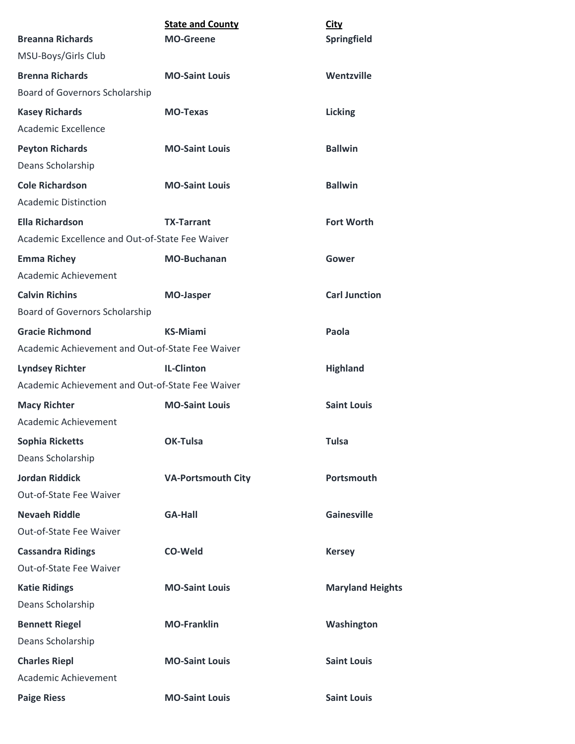| | State and County | City |
|---|---|---|
| **Breanna Richards** | **MO-Greene** | **Springfield** |
| MSU-Boys/Girls Club | | |
| **Brenna Richards** | **MO-Saint Louis** | **Wentzville** |
| Board of Governors Scholarship | | |
| **Kasey Richards** | **MO-Texas** | **Licking** |
| Academic Excellence | | |
| **Peyton Richards** | **MO-Saint Louis** | **Ballwin** |
| Deans Scholarship | | |
| **Cole Richardson** | **MO-Saint Louis** | **Ballwin** |
| Academic Distinction | | |
| **Ella Richardson** | **TX-Tarrant** | **Fort Worth** |
| Academic Excellence and Out-of-State Fee Waiver | | |
| **Emma Richey** | **MO-Buchanan** | **Gower** |
| Academic Achievement | | |
| **Calvin Richins** | **MO-Jasper** | **Carl Junction** |
| Board of Governors Scholarship | | |
| **Gracie Richmond** | **KS-Miami** | **Paola** |
| Academic Achievement and Out-of-State Fee Waiver | | |
| **Lyndsey Richter** | **IL-Clinton** | **Highland** |
| Academic Achievement and Out-of-State Fee Waiver | | |
| **Macy Richter** | **MO-Saint Louis** | **Saint Louis** |
| Academic Achievement | | |
| **Sophia Ricketts** | **OK-Tulsa** | **Tulsa** |
| Deans Scholarship | | |
| **Jordan Riddick** | **VA-Portsmouth City** | **Portsmouth** |
| Out-of-State Fee Waiver | | |
| **Nevaeh Riddle** | **GA-Hall** | **Gainesville** |
| Out-of-State Fee Waiver | | |
| **Cassandra Ridings** | **CO-Weld** | **Kersey** |
| Out-of-State Fee Waiver | | |
| **Katie Ridings** | **MO-Saint Louis** | **Maryland Heights** |
| Deans Scholarship | | |
| **Bennett Riegel** | **MO-Franklin** | **Washington** |
| Deans Scholarship | | |
| **Charles Riepl** | **MO-Saint Louis** | **Saint Louis** |
| Academic Achievement | | |
| **Paige Riess** | **MO-Saint Louis** | **Saint Louis** |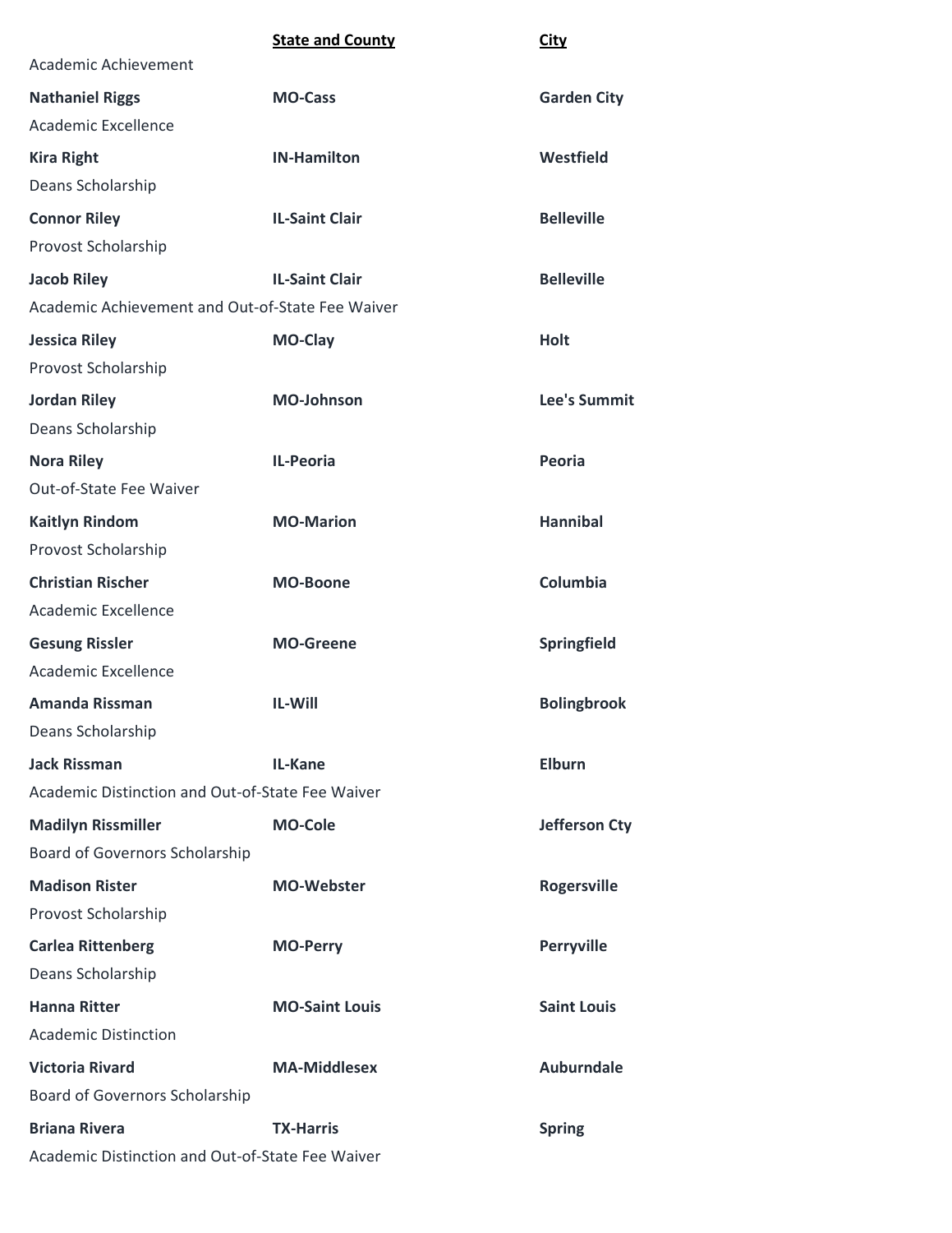| | State and County | City |
|---|---|---|
| Academic Achievement | | |
| **Nathaniel Riggs** | **MO-Cass** | **Garden City** |
| Academic Excellence | | |
| **Kira Right** | **IN-Hamilton** | **Westfield** |
| Deans Scholarship | | |
| **Connor Riley** | **IL-Saint Clair** | **Belleville** |
| Provost Scholarship | | |
| **Jacob Riley** | **IL-Saint Clair** | **Belleville** |
| Academic Achievement and Out-of-State Fee Waiver | | |
| **Jessica Riley** | **MO-Clay** | **Holt** |
| Provost Scholarship | | |
| **Jordan Riley** | **MO-Johnson** | **Lee's Summit** |
| Deans Scholarship | | |
| **Nora Riley** | **IL-Peoria** | **Peoria** |
| Out-of-State Fee Waiver | | |
| **Kaitlyn Rindom** | **MO-Marion** | **Hannibal** |
| Provost Scholarship | | |
| **Christian Rischer** | **MO-Boone** | **Columbia** |
| Academic Excellence | | |
| **Gesung Rissler** | **MO-Greene** | **Springfield** |
| Academic Excellence | | |
| **Amanda Rissman** | **IL-Will** | **Bolingbrook** |
| Deans Scholarship | | |
| **Jack Rissman** | **IL-Kane** | **Elburn** |
| Academic Distinction and Out-of-State Fee Waiver | | |
| **Madilyn Rissmiller** | **MO-Cole** | **Jefferson Cty** |
| Board of Governors Scholarship | | |
| **Madison Rister** | **MO-Webster** | **Rogersville** |
| Provost Scholarship | | |
| **Carlea Rittenberg** | **MO-Perry** | **Perryville** |
| Deans Scholarship | | |
| **Hanna Ritter** | **MO-Saint Louis** | **Saint Louis** |
| Academic Distinction | | |
| **Victoria Rivard** | **MA-Middlesex** | **Auburndale** |
| Board of Governors Scholarship | | |
| **Briana Rivera** | **TX-Harris** | **Spring** |
| Academic Distinction and Out-of-State Fee Waiver | | |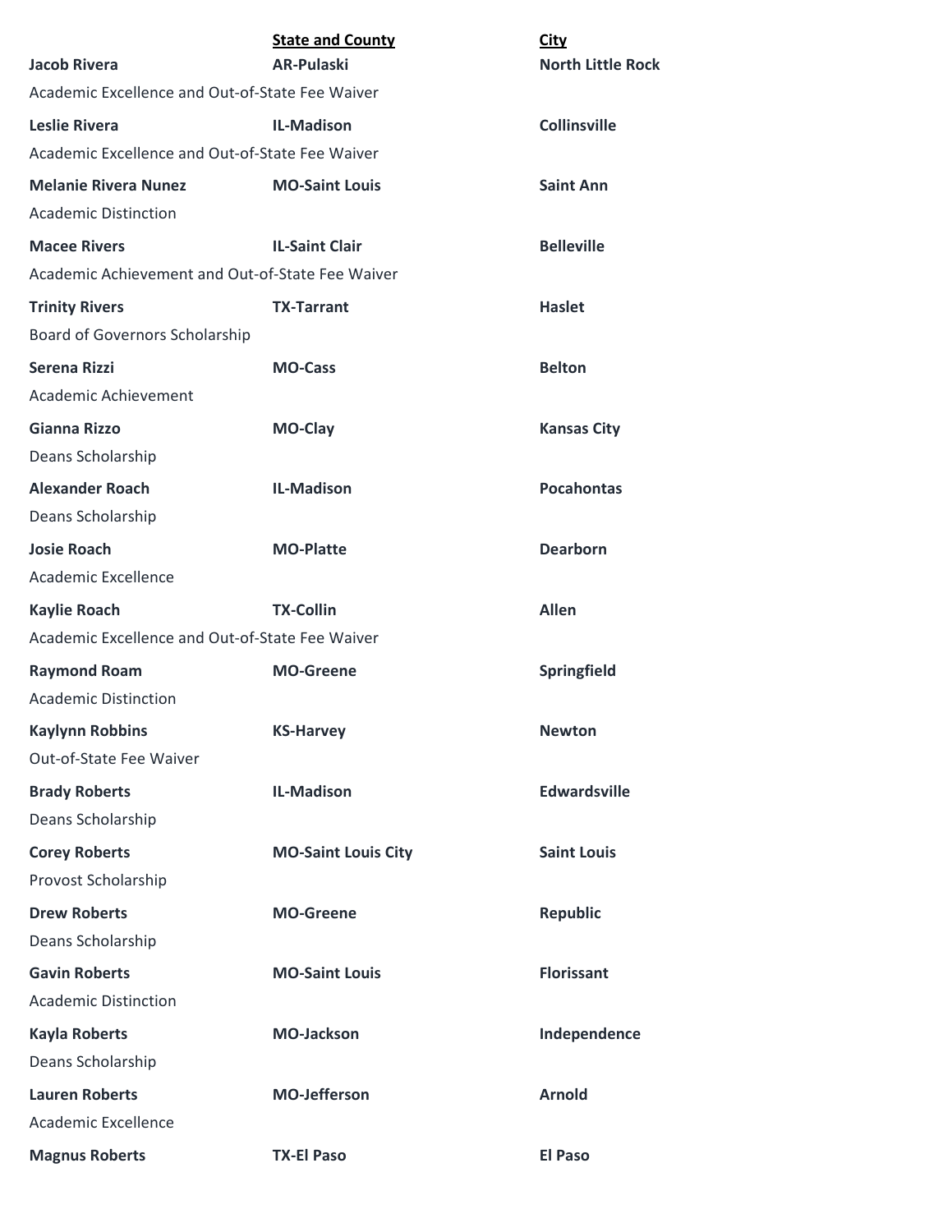| | State and County | City |
|---|---|---|
| **Jacob Rivera** | **AR-Pulaski** | **North Little Rock** |
| Academic Excellence and Out-of-State Fee Waiver | | |
| **Leslie Rivera** | **IL-Madison** | **Collinsville** |
| Academic Excellence and Out-of-State Fee Waiver | | |
| **Melanie Rivera Nunez** | **MO-Saint Louis** | **Saint Ann** |
| Academic Distinction | | |
| **Macee Rivers** | **IL-Saint Clair** | **Belleville** |
| Academic Achievement and Out-of-State Fee Waiver | | |
| **Trinity Rivers** | **TX-Tarrant** | **Haslet** |
| Board of Governors Scholarship | | |
| **Serena Rizzi** | **MO-Cass** | **Belton** |
| Academic Achievement | | |
| **Gianna Rizzo** | **MO-Clay** | **Kansas City** |
| Deans Scholarship | | |
| **Alexander Roach** | **IL-Madison** | **Pocahontas** |
| Deans Scholarship | | |
| **Josie Roach** | **MO-Platte** | **Dearborn** |
| Academic Excellence | | |
| **Kaylie Roach** | **TX-Collin** | **Allen** |
| Academic Excellence and Out-of-State Fee Waiver | | |
| **Raymond Roam** | **MO-Greene** | **Springfield** |
| Academic Distinction | | |
| **Kaylynn Robbins** | **KS-Harvey** | **Newton** |
| Out-of-State Fee Waiver | | |
| **Brady Roberts** | **IL-Madison** | **Edwardsville** |
| Deans Scholarship | | |
| **Corey Roberts** | **MO-Saint Louis City** | **Saint Louis** |
| Provost Scholarship | | |
| **Drew Roberts** | **MO-Greene** | **Republic** |
| Deans Scholarship | | |
| **Gavin Roberts** | **MO-Saint Louis** | **Florissant** |
| Academic Distinction | | |
| **Kayla Roberts** | **MO-Jackson** | **Independence** |
| Deans Scholarship | | |
| **Lauren Roberts** | **MO-Jefferson** | **Arnold** |
| Academic Excellence | | |
| **Magnus Roberts** | **TX-El Paso** | **El Paso** |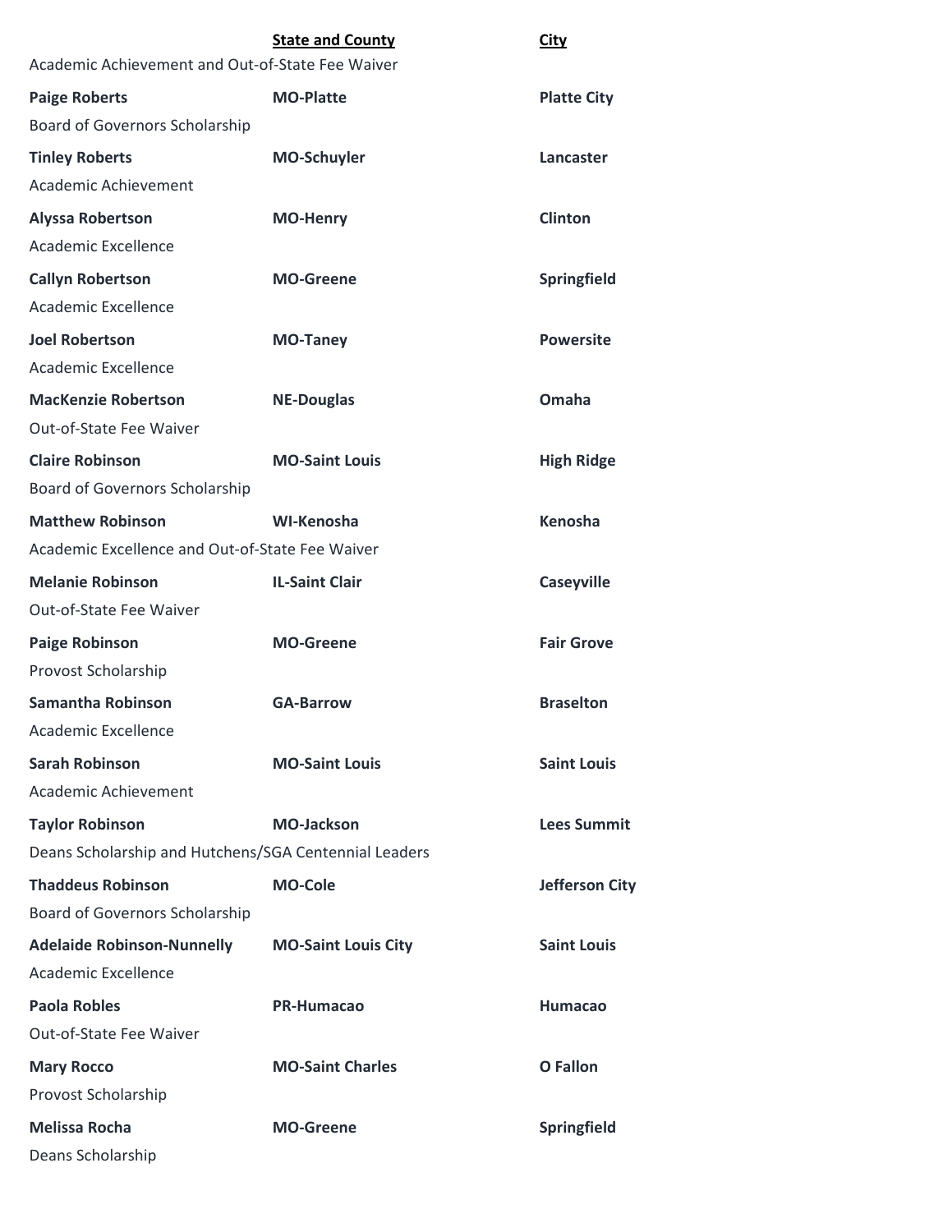| | State and County | City |
|---|---|---|
| Academic Achievement and Out-of-State Fee Waiver | | |
| **Paige Roberts** | **MO-Platte** | **Platte City** |
| Board of Governors Scholarship | | |
| **Tinley Roberts** | **MO-Schuyler** | **Lancaster** |
| Academic Achievement | | |
| **Alyssa Robertson** | **MO-Henry** | **Clinton** |
| Academic Excellence | | |
| **Callyn Robertson** | **MO-Greene** | **Springfield** |
| Academic Excellence | | |
| **Joel Robertson** | **MO-Taney** | **Powersite** |
| Academic Excellence | | |
| **MacKenzie Robertson** | **NE-Douglas** | **Omaha** |
| Out-of-State Fee Waiver | | |
| **Claire Robinson** | **MO-Saint Louis** | **High Ridge** |
| Board of Governors Scholarship | | |
| **Matthew Robinson** | **WI-Kenosha** | **Kenosha** |
| Academic Excellence and Out-of-State Fee Waiver | | |
| **Melanie Robinson** | **IL-Saint Clair** | **Caseyville** |
| Out-of-State Fee Waiver | | |
| **Paige Robinson** | **MO-Greene** | **Fair Grove** |
| Provost Scholarship | | |
| **Samantha Robinson** | **GA-Barrow** | **Braselton** |
| Academic Excellence | | |
| **Sarah Robinson** | **MO-Saint Louis** | **Saint Louis** |
| Academic Achievement | | |
| **Taylor Robinson** | **MO-Jackson** | **Lees Summit** |
| Deans Scholarship and Hutchens/SGA Centennial Leaders | | |
| **Thaddeus Robinson** | **MO-Cole** | **Jefferson City** |
| Board of Governors Scholarship | | |
| **Adelaide Robinson-Nunnelly** | **MO-Saint Louis City** | **Saint Louis** |
| Academic Excellence | | |
| **Paola Robles** | **PR-Humacao** | **Humacao** |
| Out-of-State Fee Waiver | | |
| **Mary Rocco** | **MO-Saint Charles** | **O Fallon** |
| Provost Scholarship | | |
| **Melissa Rocha** | **MO-Greene** | **Springfield** |
| Deans Scholarship | | |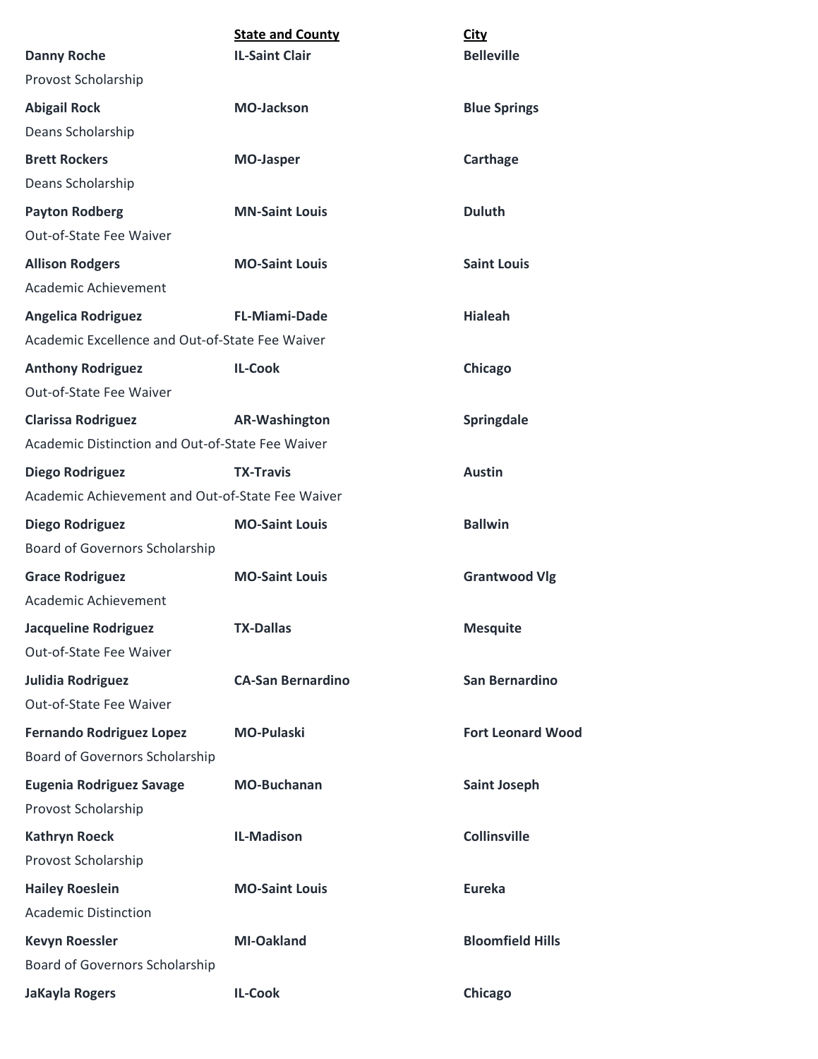| | State and County | City |
|---|---|---|
| **Danny Roche** | **IL-Saint Clair** | **Belleville** |
| Provost Scholarship | | |
| **Abigail Rock** | **MO-Jackson** | **Blue Springs** |
| Deans Scholarship | | |
| **Brett Rockers** | **MO-Jasper** | **Carthage** |
| Deans Scholarship | | |
| **Payton Rodberg** | **MN-Saint Louis** | **Duluth** |
| Out-of-State Fee Waiver | | |
| **Allison Rodgers** | **MO-Saint Louis** | **Saint Louis** |
| Academic Achievement | | |
| **Angelica Rodriguez** | **FL-Miami-Dade** | **Hialeah** |
| Academic Excellence and Out-of-State Fee Waiver | | |
| **Anthony Rodriguez** | **IL-Cook** | **Chicago** |
| Out-of-State Fee Waiver | | |
| **Clarissa Rodriguez** | **AR-Washington** | **Springdale** |
| Academic Distinction and Out-of-State Fee Waiver | | |
| **Diego Rodriguez** | **TX-Travis** | **Austin** |
| Academic Achievement and Out-of-State Fee Waiver | | |
| **Diego Rodriguez** | **MO-Saint Louis** | **Ballwin** |
| Board of Governors Scholarship | | |
| **Grace Rodriguez** | **MO-Saint Louis** | **Grantwood Vlg** |
| Academic Achievement | | |
| **Jacqueline Rodriguez** | **TX-Dallas** | **Mesquite** |
| Out-of-State Fee Waiver | | |
| **Julidia Rodriguez** | **CA-San Bernardino** | **San Bernardino** |
| Out-of-State Fee Waiver | | |
| **Fernando Rodriguez Lopez** | **MO-Pulaski** | **Fort Leonard Wood** |
| Board of Governors Scholarship | | |
| **Eugenia Rodriguez Savage** | **MO-Buchanan** | **Saint Joseph** |
| Provost Scholarship | | |
| **Kathryn Roeck** | **IL-Madison** | **Collinsville** |
| Provost Scholarship | | |
| **Hailey Roeslein** | **MO-Saint Louis** | **Eureka** |
| Academic Distinction | | |
| **Kevyn Roessler** | **MI-Oakland** | **Bloomfield Hills** |
| Board of Governors Scholarship | | |
| **JaKayla Rogers** | **IL-Cook** | **Chicago** |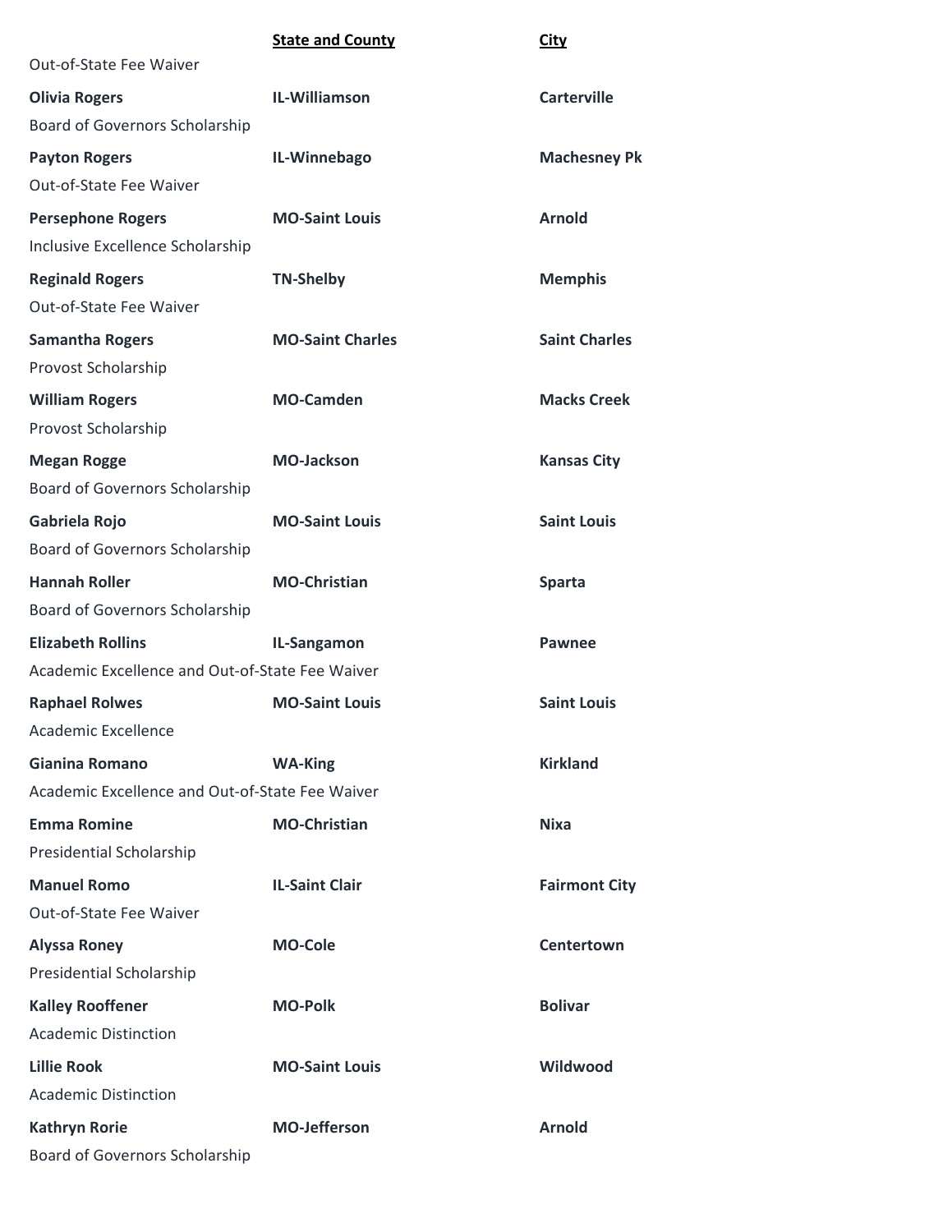| | **State and County** | **City** |
|---|---|---|
| Out-of-State Fee Waiver | | |
| **Olivia Rogers** | **IL-Williamson** | **Carterville** |
| Board of Governors Scholarship | | |
| **Payton Rogers** | **IL-Winnebago** | **Machesney Pk** |
| Out-of-State Fee Waiver | | |
| **Persephone Rogers** | **MO-Saint Louis** | **Arnold** |
| Inclusive Excellence Scholarship | | |
| **Reginald Rogers** | **TN-Shelby** | **Memphis** |
| Out-of-State Fee Waiver | | |
| **Samantha Rogers** | **MO-Saint Charles** | **Saint Charles** |
| Provost Scholarship | | |
| **William Rogers** | **MO-Camden** | **Macks Creek** |
| Provost Scholarship | | |
| **Megan Rogge** | **MO-Jackson** | **Kansas City** |
| Board of Governors Scholarship | | |
| **Gabriela Rojo** | **MO-Saint Louis** | **Saint Louis** |
| Board of Governors Scholarship | | |
| **Hannah Roller** | **MO-Christian** | **Sparta** |
| Board of Governors Scholarship | | |
| **Elizabeth Rollins** | **IL-Sangamon** | **Pawnee** |
| Academic Excellence and Out-of-State Fee Waiver | | |
| **Raphael Rolwes** | **MO-Saint Louis** | **Saint Louis** |
| Academic Excellence | | |
| **Gianina Romano** | **WA-King** | **Kirkland** |
| Academic Excellence and Out-of-State Fee Waiver | | |
| **Emma Romine** | **MO-Christian** | **Nixa** |
| Presidential Scholarship | | |
| **Manuel Romo** | **IL-Saint Clair** | **Fairmont City** |
| Out-of-State Fee Waiver | | |
| **Alyssa Roney** | **MO-Cole** | **Centertown** |
| Presidential Scholarship | | |
| **Kalley Rooffener** | **MO-Polk** | **Bolivar** |
| Academic Distinction | | |
| **Lillie Rook** | **MO-Saint Louis** | **Wildwood** |
| Academic Distinction | | |
| **Kathryn Rorie** | **MO-Jefferson** | **Arnold** |
| Board of Governors Scholarship | | |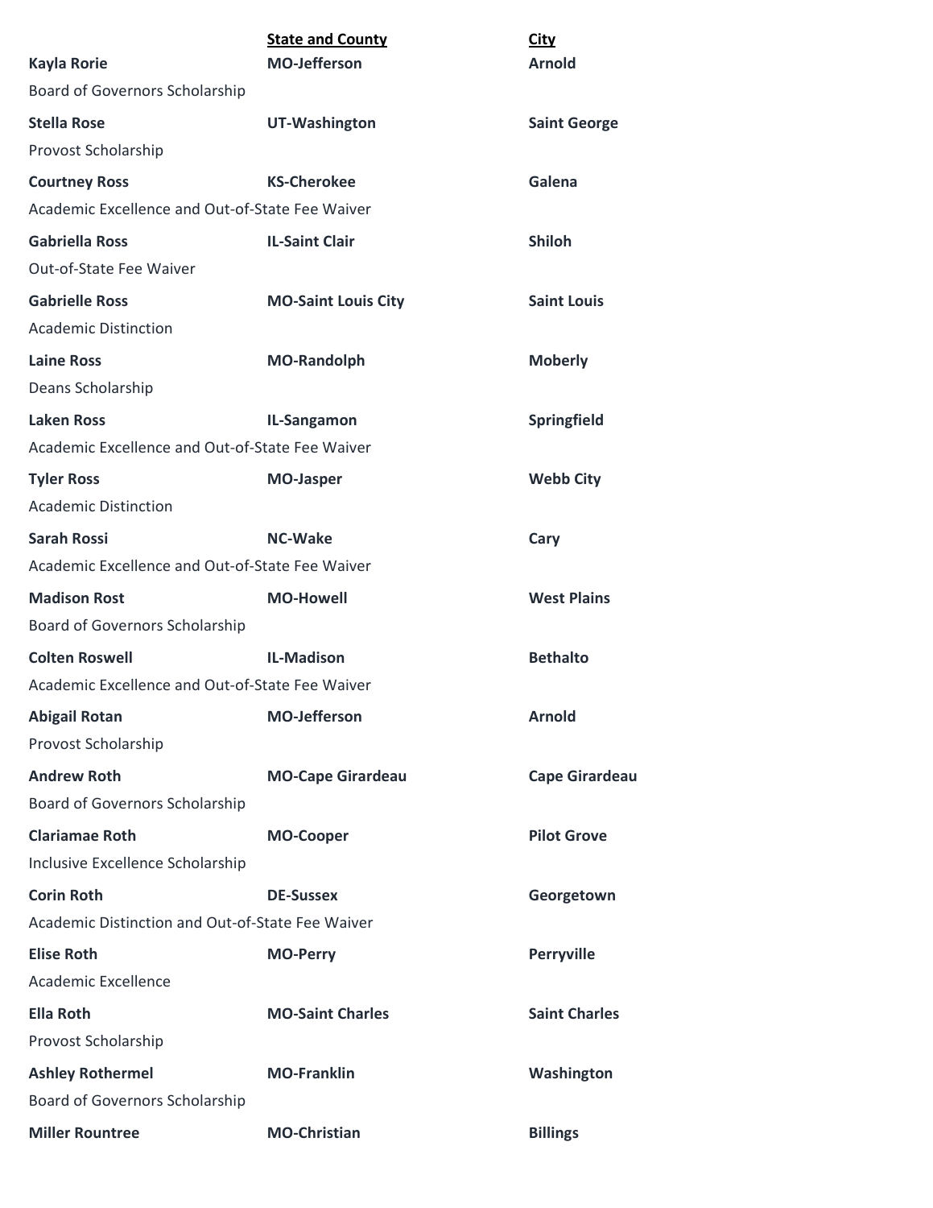| | State and County | City |
|---|---|---|
| **Kayla Rorie** | **MO-Jefferson** | **Arnold** |
| Board of Governors Scholarship | | |
| **Stella Rose** | **UT-Washington** | **Saint George** |
| Provost Scholarship | | |
| **Courtney Ross** | **KS-Cherokee** | **Galena** |
| Academic Excellence and Out-of-State Fee Waiver | | |
| **Gabriella Ross** | **IL-Saint Clair** | **Shiloh** |
| Out-of-State Fee Waiver | | |
| **Gabrielle Ross** | **MO-Saint Louis City** | **Saint Louis** |
| Academic Distinction | | |
| **Laine Ross** | **MO-Randolph** | **Moberly** |
| Deans Scholarship | | |
| **Laken Ross** | **IL-Sangamon** | **Springfield** |
| Academic Excellence and Out-of-State Fee Waiver | | |
| **Tyler Ross** | **MO-Jasper** | **Webb City** |
| Academic Distinction | | |
| **Sarah Rossi** | **NC-Wake** | **Cary** |
| Academic Excellence and Out-of-State Fee Waiver | | |
| **Madison Rost** | **MO-Howell** | **West Plains** |
| Board of Governors Scholarship | | |
| **Colten Roswell** | **IL-Madison** | **Bethalto** |
| Academic Excellence and Out-of-State Fee Waiver | | |
| **Abigail Rotan** | **MO-Jefferson** | **Arnold** |
| Provost Scholarship | | |
| **Andrew Roth** | **MO-Cape Girardeau** | **Cape Girardeau** |
| Board of Governors Scholarship | | |
| **Clariamae Roth** | **MO-Cooper** | **Pilot Grove** |
| Inclusive Excellence Scholarship | | |
| **Corin Roth** | **DE-Sussex** | **Georgetown** |
| Academic Distinction and Out-of-State Fee Waiver | | |
| **Elise Roth** | **MO-Perry** | **Perryville** |
| Academic Excellence | | |
| **Ella Roth** | **MO-Saint Charles** | **Saint Charles** |
| Provost Scholarship | | |
| **Ashley Rothermel** | **MO-Franklin** | **Washington** |
| Board of Governors Scholarship | | |
| **Miller Rountree** | **MO-Christian** | **Billings** |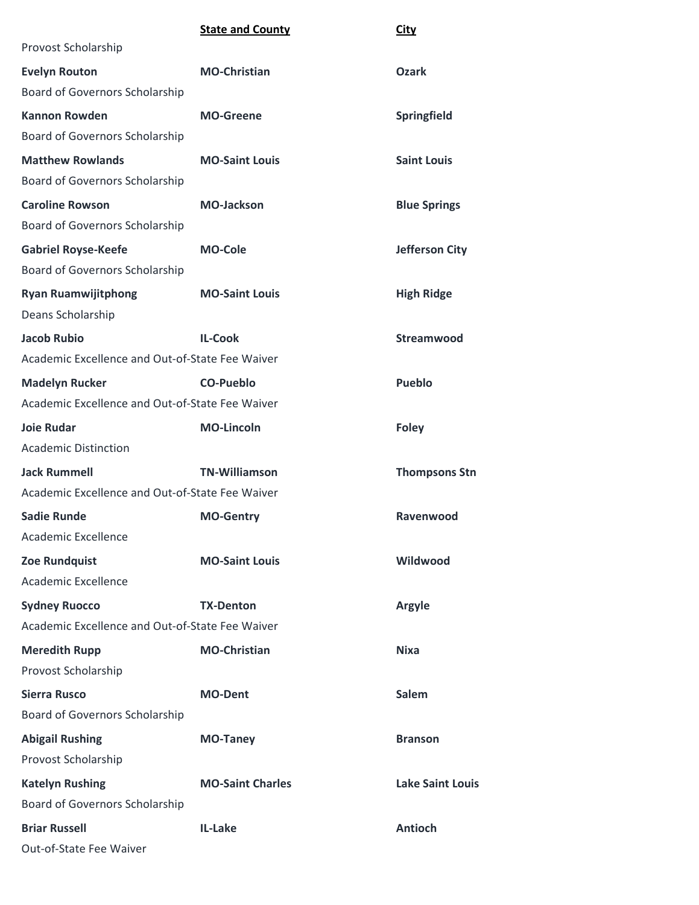| | State and County | City |
|---|---|---|
| Provost Scholarship | | |
| **Evelyn Routon** | **MO-Christian** | **Ozark** |
| Board of Governors Scholarship | | |
| **Kannon Rowden** | **MO-Greene** | **Springfield** |
| Board of Governors Scholarship | | |
| **Matthew Rowlands** | **MO-Saint Louis** | **Saint Louis** |
| Board of Governors Scholarship | | |
| **Caroline Rowson** | **MO-Jackson** | **Blue Springs** |
| Board of Governors Scholarship | | |
| **Gabriel Royse-Keefe** | **MO-Cole** | **Jefferson City** |
| Board of Governors Scholarship | | |
| **Ryan Ruamwijitphong** | **MO-Saint Louis** | **High Ridge** |
| Deans Scholarship | | |
| **Jacob Rubio** | **IL-Cook** | **Streamwood** |
| Academic Excellence and Out-of-State Fee Waiver | | |
| **Madelyn Rucker** | **CO-Pueblo** | **Pueblo** |
| Academic Excellence and Out-of-State Fee Waiver | | |
| **Joie Rudar** | **MO-Lincoln** | **Foley** |
| Academic Distinction | | |
| **Jack Rummell** | **TN-Williamson** | **Thompsons Stn** |
| Academic Excellence and Out-of-State Fee Waiver | | |
| **Sadie Runde** | **MO-Gentry** | **Ravenwood** |
| Academic Excellence | | |
| **Zoe Rundquist** | **MO-Saint Louis** | **Wildwood** |
| Academic Excellence | | |
| **Sydney Ruocco** | **TX-Denton** | **Argyle** |
| Academic Excellence and Out-of-State Fee Waiver | | |
| **Meredith Rupp** | **MO-Christian** | **Nixa** |
| Provost Scholarship | | |
| **Sierra Rusco** | **MO-Dent** | **Salem** |
| Board of Governors Scholarship | | |
| **Abigail Rushing** | **MO-Taney** | **Branson** |
| Provost Scholarship | | |
| **Katelyn Rushing** | **MO-Saint Charles** | **Lake Saint Louis** |
| Board of Governors Scholarship | | |
| **Briar Russell** | **IL-Lake** | **Antioch** |
| Out-of-State Fee Waiver | | |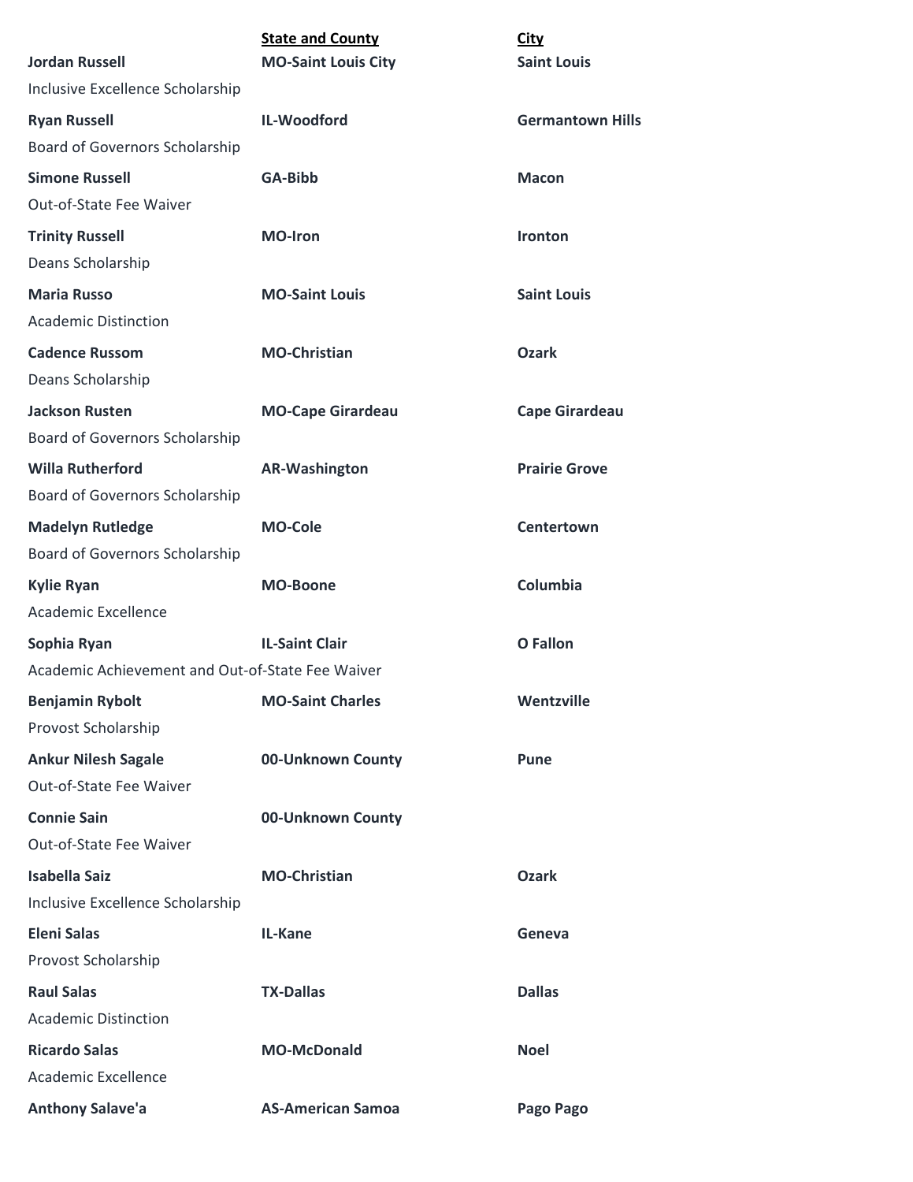| | State and County | City |
|---|---|---|
| **Jordan Russell** | **MO-Saint Louis City** | **Saint Louis** |
| Inclusive Excellence Scholarship | | |
| **Ryan Russell** | **IL-Woodford** | **Germantown Hills** |
| Board of Governors Scholarship | | |
| **Simone Russell** | **GA-Bibb** | **Macon** |
| Out-of-State Fee Waiver | | |
| **Trinity Russell** | **MO-Iron** | **Ironton** |
| Deans Scholarship | | |
| **Maria Russo** | **MO-Saint Louis** | **Saint Louis** |
| Academic Distinction | | |
| **Cadence Russom** | **MO-Christian** | **Ozark** |
| Deans Scholarship | | |
| **Jackson Rusten** | **MO-Cape Girardeau** | **Cape Girardeau** |
| Board of Governors Scholarship | | |
| **Willa Rutherford** | **AR-Washington** | **Prairie Grove** |
| Board of Governors Scholarship | | |
| **Madelyn Rutledge** | **MO-Cole** | **Centertown** |
| Board of Governors Scholarship | | |
| **Kylie Ryan** | **MO-Boone** | **Columbia** |
| Academic Excellence | | |
| **Sophia Ryan** | **IL-Saint Clair** | **O Fallon** |
| Academic Achievement and Out-of-State Fee Waiver | | |
| **Benjamin Rybolt** | **MO-Saint Charles** | **Wentzville** |
| Provost Scholarship | | |
| **Ankur Nilesh Sagale** | **00-Unknown County** | **Pune** |
| Out-of-State Fee Waiver | | |
| **Connie Sain** | **00-Unknown County** | |
| Out-of-State Fee Waiver | | |
| **Isabella Saiz** | **MO-Christian** | **Ozark** |
| Inclusive Excellence Scholarship | | |
| **Eleni Salas** | **IL-Kane** | **Geneva** |
| Provost Scholarship | | |
| **Raul Salas** | **TX-Dallas** | **Dallas** |
| Academic Distinction | | |
| **Ricardo Salas** | **MO-McDonald** | **Noel** |
| Academic Excellence | | |
| **Anthony Salave'a** | **AS-American Samoa** | **Pago Pago** |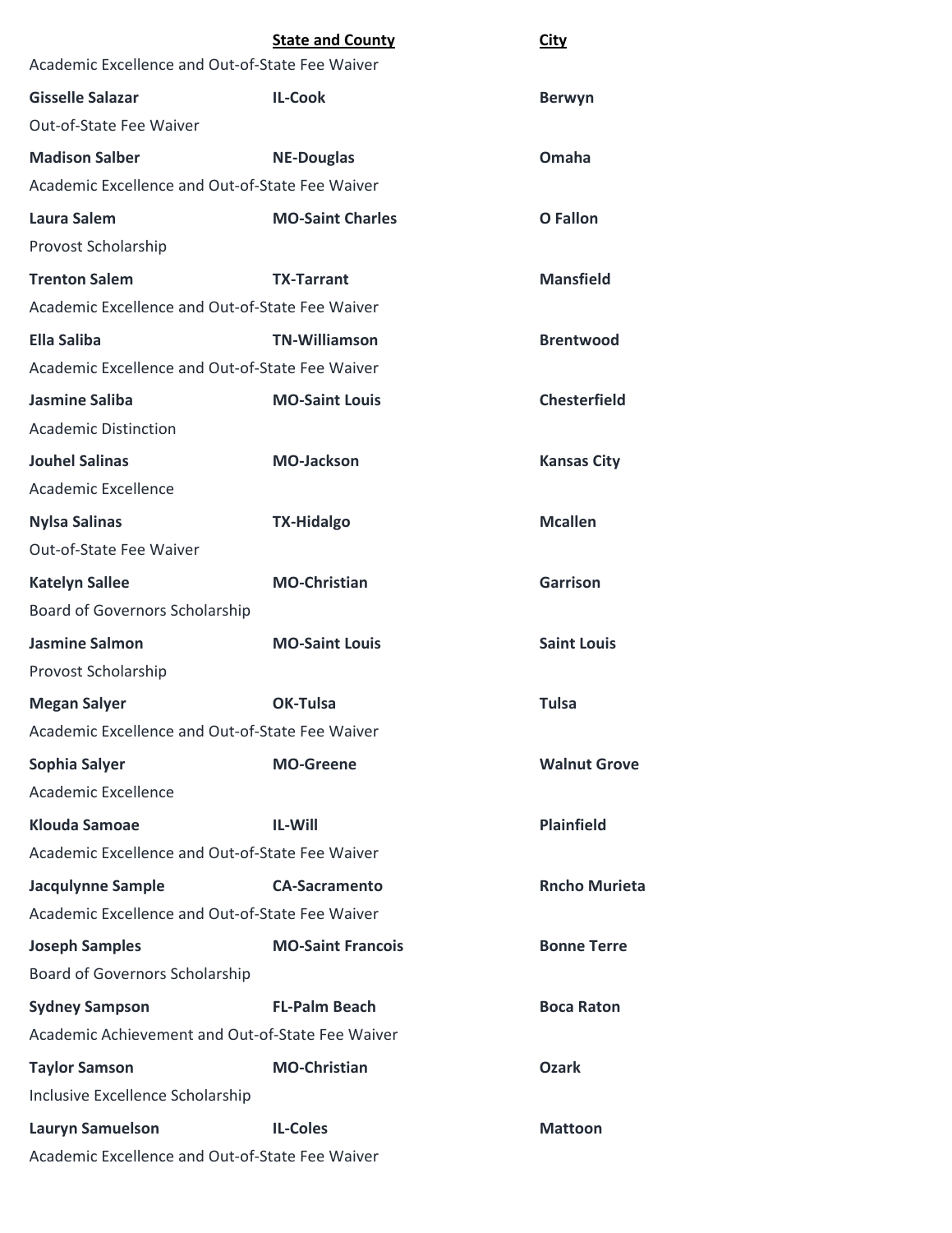| | **State and County** | **City** |
|---|---|---|
| Academic Excellence and Out-of-State Fee Waiver | | |
| **Gisselle Salazar** | **IL-Cook** | **Berwyn** |
| Out-of-State Fee Waiver | | |
| **Madison Salber** | **NE-Douglas** | **Omaha** |
| Academic Excellence and Out-of-State Fee Waiver | | |
| **Laura Salem** | **MO-Saint Charles** | **O Fallon** |
| Provost Scholarship | | |
| **Trenton Salem** | **TX-Tarrant** | **Mansfield** |
| Academic Excellence and Out-of-State Fee Waiver | | |
| **Ella Saliba** | **TN-Williamson** | **Brentwood** |
| Academic Excellence and Out-of-State Fee Waiver | | |
| **Jasmine Saliba** | **MO-Saint Louis** | **Chesterfield** |
| Academic Distinction | | |
| **Jouhel Salinas** | **MO-Jackson** | **Kansas City** |
| Academic Excellence | | |
| **Nylsa Salinas** | **TX-Hidalgo** | **Mcallen** |
| Out-of-State Fee Waiver | | |
| **Katelyn Sallee** | **MO-Christian** | **Garrison** |
| Board of Governors Scholarship | | |
| **Jasmine Salmon** | **MO-Saint Louis** | **Saint Louis** |
| Provost Scholarship | | |
| **Megan Salyer** | **OK-Tulsa** | **Tulsa** |
| Academic Excellence and Out-of-State Fee Waiver | | |
| **Sophia Salyer** | **MO-Greene** | **Walnut Grove** |
| Academic Excellence | | |
| **Klouda Samoae** | **IL-Will** | **Plainfield** |
| Academic Excellence and Out-of-State Fee Waiver | | |
| **Jacqulynne Sample** | **CA-Sacramento** | **Rncho Murieta** |
| Academic Excellence and Out-of-State Fee Waiver | | |
| **Joseph Samples** | **MO-Saint Francois** | **Bonne Terre** |
| Board of Governors Scholarship | | |
| **Sydney Sampson** | **FL-Palm Beach** | **Boca Raton** |
| Academic Achievement and Out-of-State Fee Waiver | | |
| **Taylor Samson** | **MO-Christian** | **Ozark** |
| Inclusive Excellence Scholarship | | |
| **Lauryn Samuelson** | **IL-Coles** | **Mattoon** |
| Academic Excellence and Out-of-State Fee Waiver | | |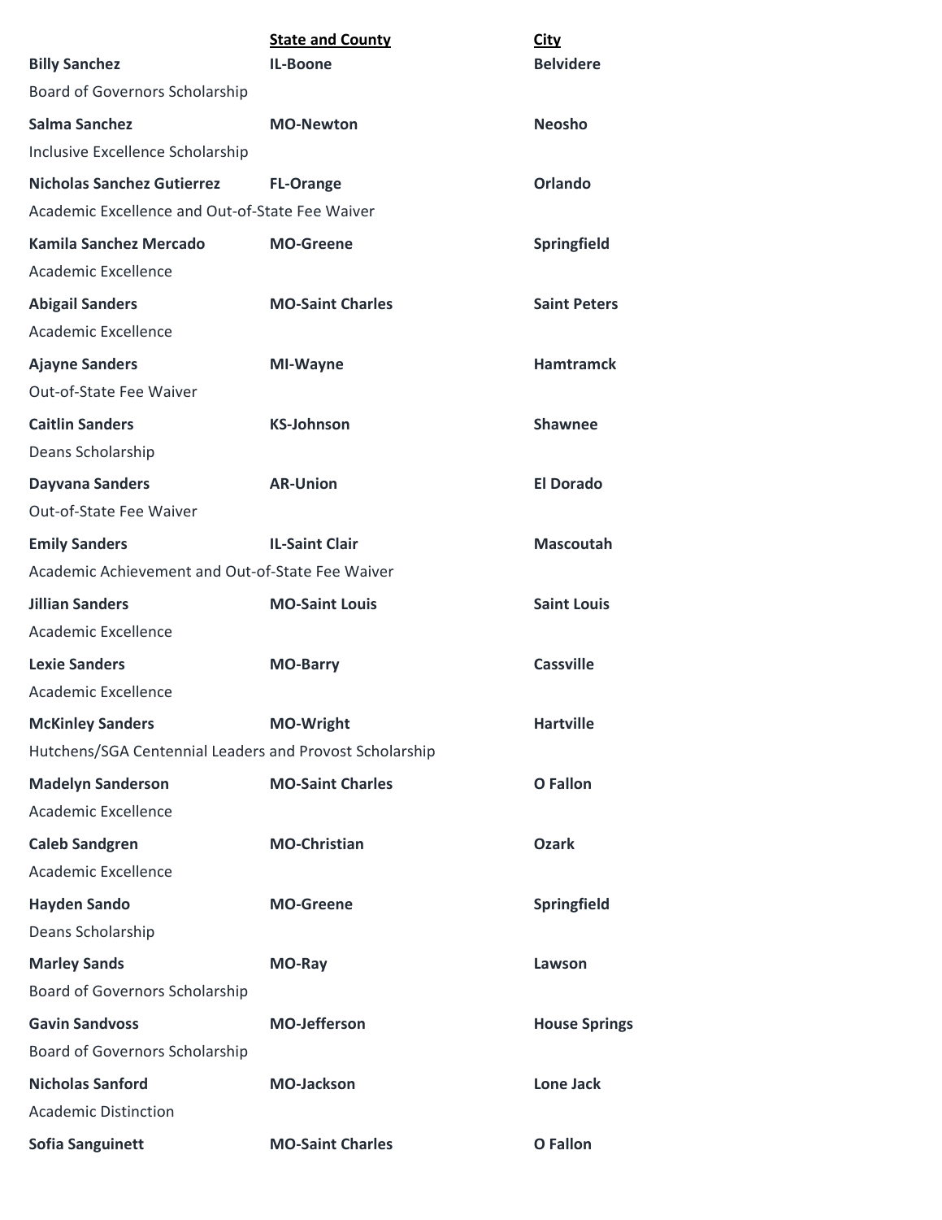| | **State and County** | **City** |
|---|---|---|
| **Billy Sanchez** | **IL-Boone** | **Belvidere** |
| Board of Governors Scholarship | | |
| **Salma Sanchez** | **MO-Newton** | **Neosho** |
| Inclusive Excellence Scholarship | | |
| **Nicholas Sanchez Gutierrez** | **FL-Orange** | **Orlando** |
| Academic Excellence and Out-of-State Fee Waiver | | |
| **Kamila Sanchez Mercado** | **MO-Greene** | **Springfield** |
| Academic Excellence | | |
| **Abigail Sanders** | **MO-Saint Charles** | **Saint Peters** |
| Academic Excellence | | |
| **Ajayne Sanders** | **MI-Wayne** | **Hamtramck** |
| Out-of-State Fee Waiver | | |
| **Caitlin Sanders** | **KS-Johnson** | **Shawnee** |
| Deans Scholarship | | |
| **Dayvana Sanders** | **AR-Union** | **El Dorado** |
| Out-of-State Fee Waiver | | |
| **Emily Sanders** | **IL-Saint Clair** | **Mascoutah** |
| Academic Achievement and Out-of-State Fee Waiver | | |
| **Jillian Sanders** | **MO-Saint Louis** | **Saint Louis** |
| Academic Excellence | | |
| **Lexie Sanders** | **MO-Barry** | **Cassville** |
| Academic Excellence | | |
| **McKinley Sanders** | **MO-Wright** | **Hartville** |
| Hutchens/SGA Centennial Leaders and Provost Scholarship | | |
| **Madelyn Sanderson** | **MO-Saint Charles** | **O Fallon** |
| Academic Excellence | | |
| **Caleb Sandgren** | **MO-Christian** | **Ozark** |
| Academic Excellence | | |
| **Hayden Sando** | **MO-Greene** | **Springfield** |
| Deans Scholarship | | |
| **Marley Sands** | **MO-Ray** | **Lawson** |
| Board of Governors Scholarship | | |
| **Gavin Sandvoss** | **MO-Jefferson** | **House Springs** |
| Board of Governors Scholarship | | |
| **Nicholas Sanford** | **MO-Jackson** | **Lone Jack** |
| Academic Distinction | | |
| **Sofia Sanguinett** | **MO-Saint Charles** | **O Fallon** |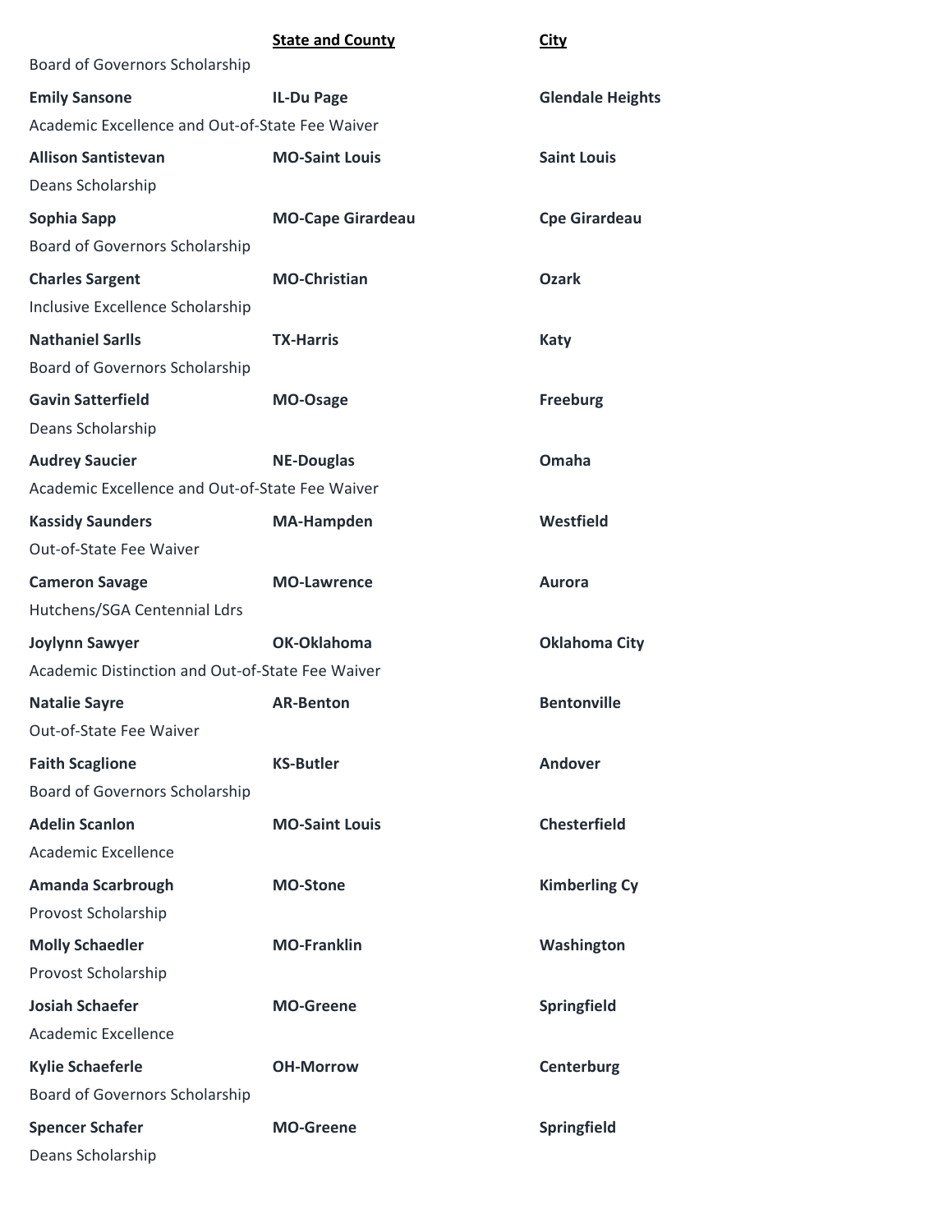| | State and County | City |
|---|---|---|
| Board of Governors Scholarship | | |
| **Emily Sansone** | **IL-Du Page** | **Glendale Heights** |
| Academic Excellence and Out-of-State Fee Waiver | | |
| **Allison Santistevan** | **MO-Saint Louis** | **Saint Louis** |
| Deans Scholarship | | |
| **Sophia Sapp** | **MO-Cape Girardeau** | **Cpe Girardeau** |
| Board of Governors Scholarship | | |
| **Charles Sargent** | **MO-Christian** | **Ozark** |
| Inclusive Excellence Scholarship | | |
| **Nathaniel Sarlls** | **TX-Harris** | **Katy** |
| Board of Governors Scholarship | | |
| **Gavin Satterfield** | **MO-Osage** | **Freeburg** |
| Deans Scholarship | | |
| **Audrey Saucier** | **NE-Douglas** | **Omaha** |
| Academic Excellence and Out-of-State Fee Waiver | | |
| **Kassidy Saunders** | **MA-Hampden** | **Westfield** |
| Out-of-State Fee Waiver | | |
| **Cameron Savage** | **MO-Lawrence** | **Aurora** |
| Hutchens/SGA Centennial Ldrs | | |
| **Joylynn Sawyer** | **OK-Oklahoma** | **Oklahoma City** |
| Academic Distinction and Out-of-State Fee Waiver | | |
| **Natalie Sayre** | **AR-Benton** | **Bentonville** |
| Out-of-State Fee Waiver | | |
| **Faith Scaglione** | **KS-Butler** | **Andover** |
| Board of Governors Scholarship | | |
| **Adelin Scanlon** | **MO-Saint Louis** | **Chesterfield** |
| Academic Excellence | | |
| **Amanda Scarbrough** | **MO-Stone** | **Kimberling Cy** |
| Provost Scholarship | | |
| **Molly Schaedler** | **MO-Franklin** | **Washington** |
| Provost Scholarship | | |
| **Josiah Schaefer** | **MO-Greene** | **Springfield** |
| Academic Excellence | | |
| **Kylie Schaeferle** | **OH-Morrow** | **Centerburg** |
| Board of Governors Scholarship | | |
| **Spencer Schafer** | **MO-Greene** | **Springfield** |
| Deans Scholarship | | |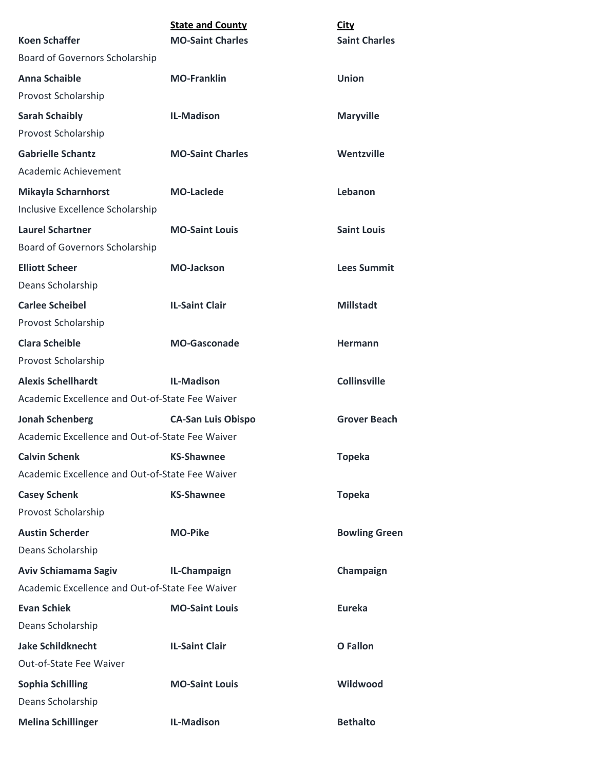| | **State and County** | **City** |
|---|---|---|
| **Koen Schaffer** | **MO-Saint Charles** | **Saint Charles** |
| Board of Governors Scholarship | | |
| **Anna Schaible** | **MO-Franklin** | **Union** |
| Provost Scholarship | | |
| **Sarah Schaibly** | **IL-Madison** | **Maryville** |
| Provost Scholarship | | |
| **Gabrielle Schantz** | **MO-Saint Charles** | **Wentzville** |
| Academic Achievement | | |
| **Mikayla Scharnhorst** | **MO-Laclede** | **Lebanon** |
| Inclusive Excellence Scholarship | | |
| **Laurel Schartner** | **MO-Saint Louis** | **Saint Louis** |
| Board of Governors Scholarship | | |
| **Elliott Scheer** | **MO-Jackson** | **Lees Summit** |
| Deans Scholarship | | |
| **Carlee Scheibel** | **IL-Saint Clair** | **Millstadt** |
| Provost Scholarship | | |
| **Clara Scheible** | **MO-Gasconade** | **Hermann** |
| Provost Scholarship | | |
| **Alexis Schellhardt** | **IL-Madison** | **Collinsville** |
| Academic Excellence and Out-of-State Fee Waiver | | |
| **Jonah Schenberg** | **CA-San Luis Obispo** | **Grover Beach** |
| Academic Excellence and Out-of-State Fee Waiver | | |
| **Calvin Schenk** | **KS-Shawnee** | **Topeka** |
| Academic Excellence and Out-of-State Fee Waiver | | |
| **Casey Schenk** | **KS-Shawnee** | **Topeka** |
| Provost Scholarship | | |
| **Austin Scherder** | **MO-Pike** | **Bowling Green** |
| Deans Scholarship | | |
| **Aviv Schiamama Sagiv** | **IL-Champaign** | **Champaign** |
| Academic Excellence and Out-of-State Fee Waiver | | |
| **Evan Schiek** | **MO-Saint Louis** | **Eureka** |
| Deans Scholarship | | |
| **Jake Schildknecht** | **IL-Saint Clair** | **O Fallon** |
| Out-of-State Fee Waiver | | |
| **Sophia Schilling** | **MO-Saint Louis** | **Wildwood** |
| Deans Scholarship | | |
| **Melina Schillinger** | **IL-Madison** | **Bethalto** |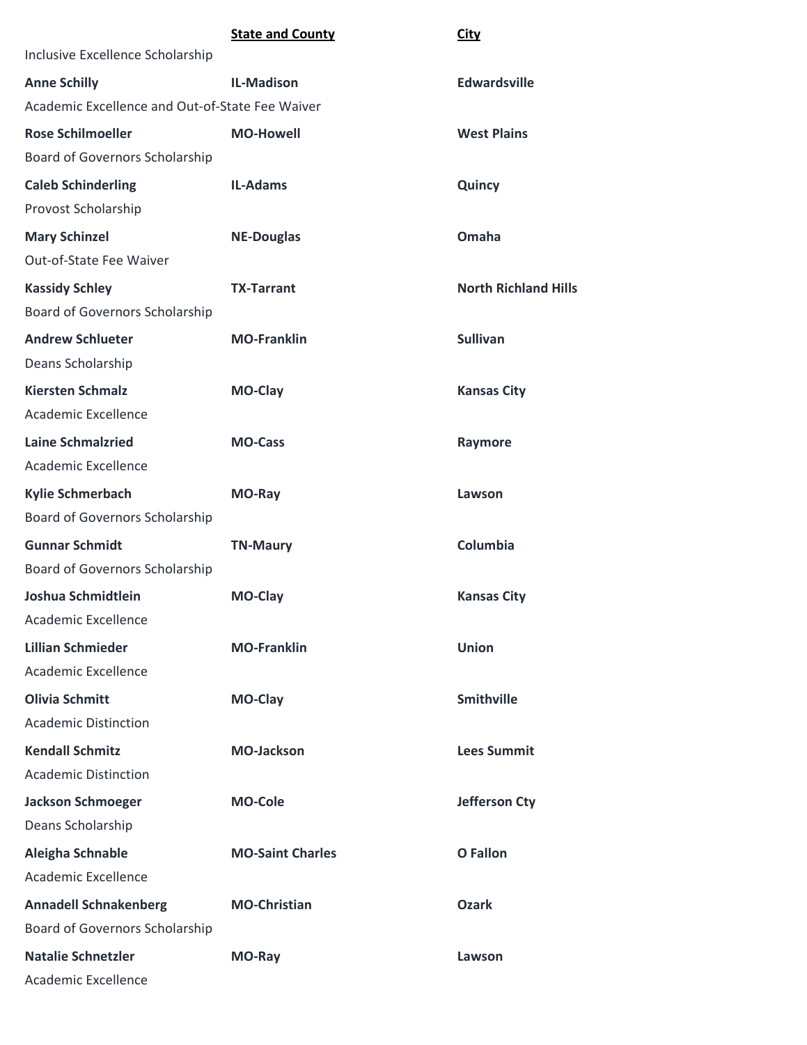| | State and County | City |
|---|---|---|
| Inclusive Excellence Scholarship | | |
| **Anne Schilly** | **IL-Madison** | **Edwardsville** |
| Academic Excellence and Out-of-State Fee Waiver | | |
| **Rose Schilmoeller** | **MO-Howell** | **West Plains** |
| Board of Governors Scholarship | | |
| **Caleb Schinderling** | **IL-Adams** | **Quincy** |
| Provost Scholarship | | |
| **Mary Schinzel** | **NE-Douglas** | **Omaha** |
| Out-of-State Fee Waiver | | |
| **Kassidy Schley** | **TX-Tarrant** | **North Richland Hills** |
| Board of Governors Scholarship | | |
| **Andrew Schlueter** | **MO-Franklin** | **Sullivan** |
| Deans Scholarship | | |
| **Kiersten Schmalz** | **MO-Clay** | **Kansas City** |
| Academic Excellence | | |
| **Laine Schmalzried** | **MO-Cass** | **Raymore** |
| Academic Excellence | | |
| **Kylie Schmerbach** | **MO-Ray** | **Lawson** |
| Board of Governors Scholarship | | |
| **Gunnar Schmidt** | **TN-Maury** | **Columbia** |
| Board of Governors Scholarship | | |
| **Joshua Schmidtlein** | **MO-Clay** | **Kansas City** |
| Academic Excellence | | |
| **Lillian Schmieder** | **MO-Franklin** | **Union** |
| Academic Excellence | | |
| **Olivia Schmitt** | **MO-Clay** | **Smithville** |
| Academic Distinction | | |
| **Kendall Schmitz** | **MO-Jackson** | **Lees Summit** |
| Academic Distinction | | |
| **Jackson Schmoeger** | **MO-Cole** | **Jefferson Cty** |
| Deans Scholarship | | |
| **Aleigha Schnable** | **MO-Saint Charles** | **O Fallon** |
| Academic Excellence | | |
| **Annadell Schnakenberg** | **MO-Christian** | **Ozark** |
| Board of Governors Scholarship | | |
| **Natalie Schnetzler** | **MO-Ray** | **Lawson** |
| Academic Excellence | | |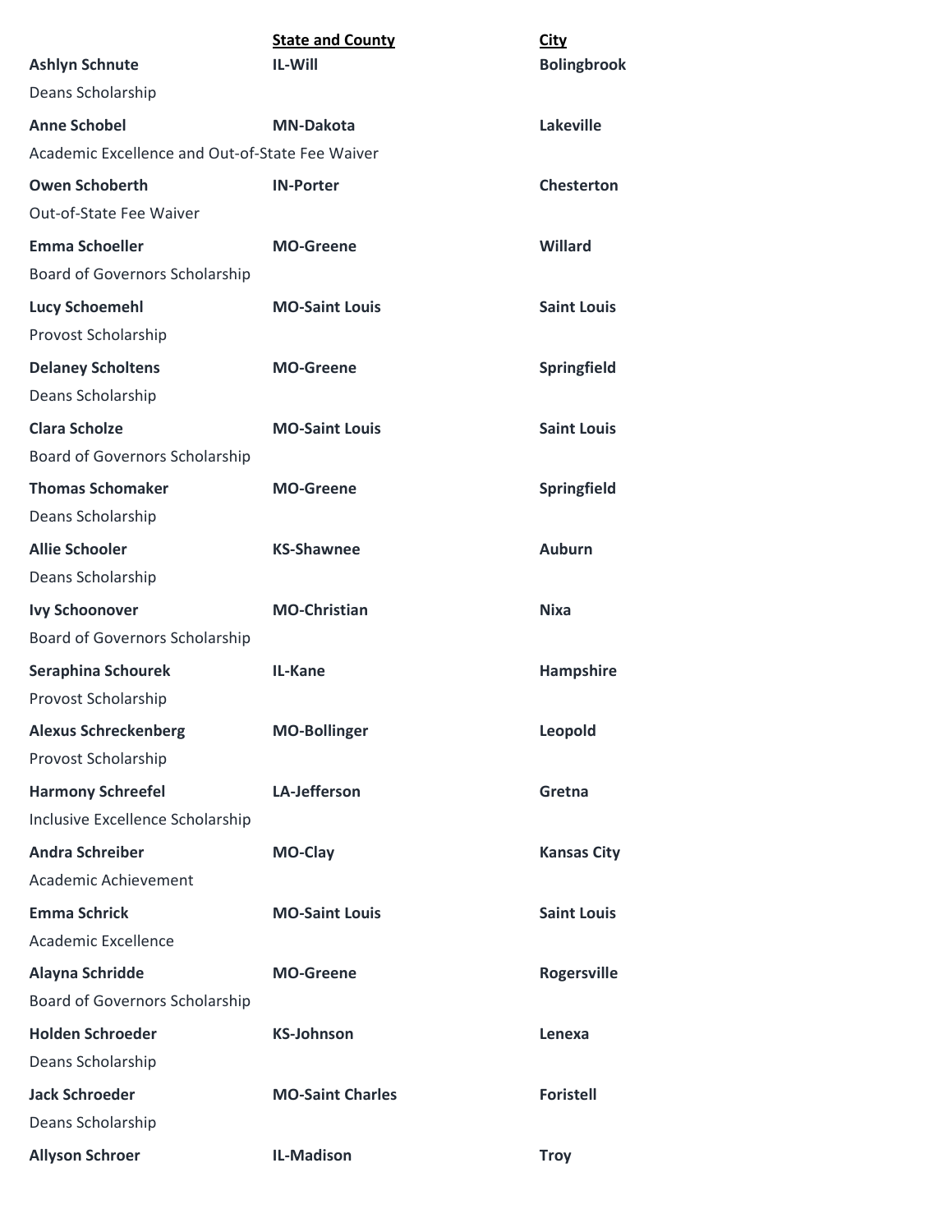| | State and County | City |
|---|---|---|
| **Ashlyn Schnute** | **IL-Will** | **Bolingbrook** |
| Deans Scholarship | | |
| **Anne Schobel** | **MN-Dakota** | **Lakeville** |
| Academic Excellence and Out-of-State Fee Waiver | | |
| **Owen Schoberth** | **IN-Porter** | **Chesterton** |
| Out-of-State Fee Waiver | | |
| **Emma Schoeller** | **MO-Greene** | **Willard** |
| Board of Governors Scholarship | | |
| **Lucy Schoemehl** | **MO-Saint Louis** | **Saint Louis** |
| Provost Scholarship | | |
| **Delaney Scholtens** | **MO-Greene** | **Springfield** |
| Deans Scholarship | | |
| **Clara Scholze** | **MO-Saint Louis** | **Saint Louis** |
| Board of Governors Scholarship | | |
| **Thomas Schomaker** | **MO-Greene** | **Springfield** |
| Deans Scholarship | | |
| **Allie Schooler** | **KS-Shawnee** | **Auburn** |
| Deans Scholarship | | |
| **Ivy Schoonover** | **MO-Christian** | **Nixa** |
| Board of Governors Scholarship | | |
| **Seraphina Schourek** | **IL-Kane** | **Hampshire** |
| Provost Scholarship | | |
| **Alexus Schreckenberg** | **MO-Bollinger** | **Leopold** |
| Provost Scholarship | | |
| **Harmony Schreefel** | **LA-Jefferson** | **Gretna** |
| Inclusive Excellence Scholarship | | |
| **Andra Schreiber** | **MO-Clay** | **Kansas City** |
| Academic Achievement | | |
| **Emma Schrick** | **MO-Saint Louis** | **Saint Louis** |
| Academic Excellence | | |
| **Alayna Schridde** | **MO-Greene** | **Rogersville** |
| Board of Governors Scholarship | | |
| **Holden Schroeder** | **KS-Johnson** | **Lenexa** |
| Deans Scholarship | | |
| **Jack Schroeder** | **MO-Saint Charles** | **Foristell** |
| Deans Scholarship | | |
| **Allyson Schroer** | **IL-Madison** | **Troy** |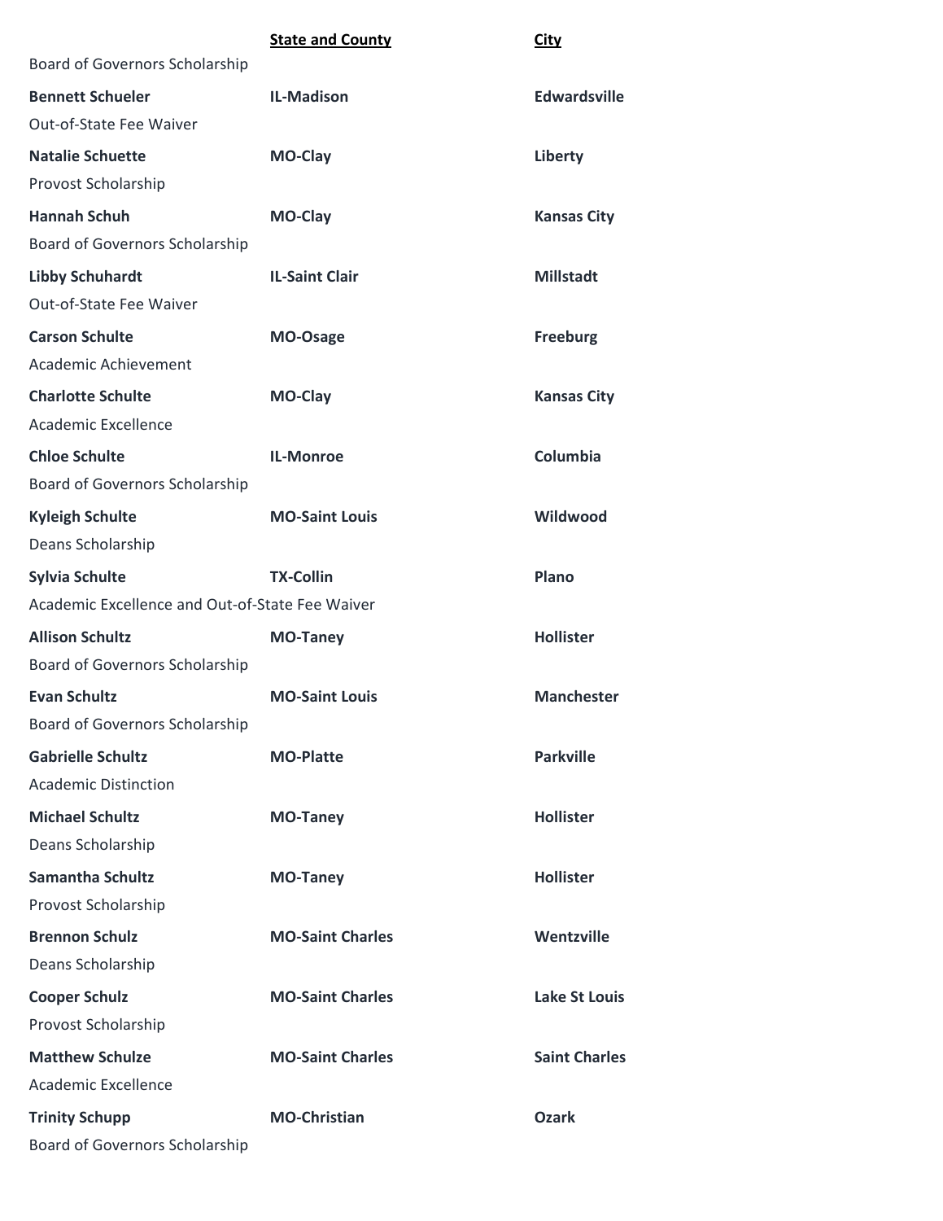| | State and County | City |
|---|---|---|
| Board of Governors Scholarship | | |
| **Bennett Schueler** | **IL-Madison** | **Edwardsville** |
| Out-of-State Fee Waiver | | |
| **Natalie Schuette** | **MO-Clay** | **Liberty** |
| Provost Scholarship | | |
| **Hannah Schuh** | **MO-Clay** | **Kansas City** |
| Board of Governors Scholarship | | |
| **Libby Schuhardt** | **IL-Saint Clair** | **Millstadt** |
| Out-of-State Fee Waiver | | |
| **Carson Schulte** | **MO-Osage** | **Freeburg** |
| Academic Achievement | | |
| **Charlotte Schulte** | **MO-Clay** | **Kansas City** |
| Academic Excellence | | |
| **Chloe Schulte** | **IL-Monroe** | **Columbia** |
| Board of Governors Scholarship | | |
| **Kyleigh Schulte** | **MO-Saint Louis** | **Wildwood** |
| Deans Scholarship | | |
| **Sylvia Schulte** | **TX-Collin** | **Plano** |
| Academic Excellence and Out-of-State Fee Waiver | | |
| **Allison Schultz** | **MO-Taney** | **Hollister** |
| Board of Governors Scholarship | | |
| **Evan Schultz** | **MO-Saint Louis** | **Manchester** |
| Board of Governors Scholarship | | |
| **Gabrielle Schultz** | **MO-Platte** | **Parkville** |
| Academic Distinction | | |
| **Michael Schultz** | **MO-Taney** | **Hollister** |
| Deans Scholarship | | |
| **Samantha Schultz** | **MO-Taney** | **Hollister** |
| Provost Scholarship | | |
| **Brennon Schulz** | **MO-Saint Charles** | **Wentzville** |
| Deans Scholarship | | |
| **Cooper Schulz** | **MO-Saint Charles** | **Lake St Louis** |
| Provost Scholarship | | |
| **Matthew Schulze** | **MO-Saint Charles** | **Saint Charles** |
| Academic Excellence | | |
| **Trinity Schupp** | **MO-Christian** | **Ozark** |
| Board of Governors Scholarship | | |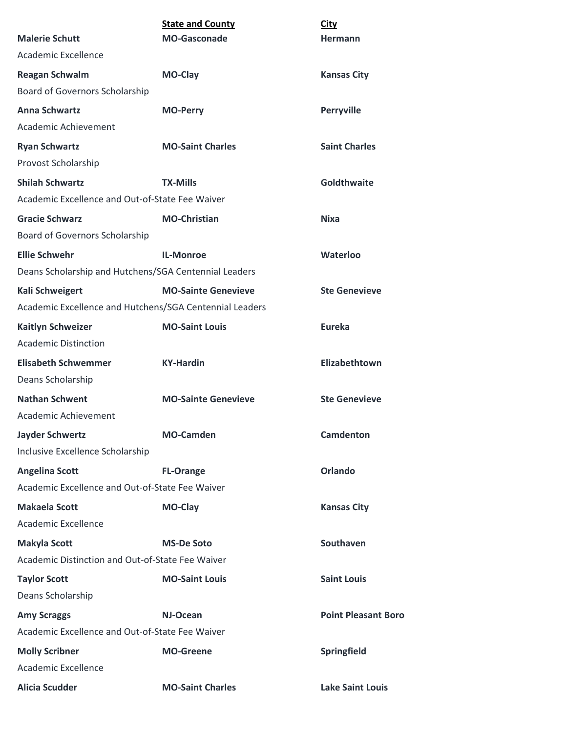| | State and County | City |
|---|---|---|
| **Malerie Schutt** | **MO-Gasconade** | **Hermann** |
| Academic Excellence | | |
| **Reagan Schwalm** | **MO-Clay** | **Kansas City** |
| Board of Governors Scholarship | | |
| **Anna Schwartz** | **MO-Perry** | **Perryville** |
| Academic Achievement | | |
| **Ryan Schwartz** | **MO-Saint Charles** | **Saint Charles** |
| Provost Scholarship | | |
| **Shilah Schwartz** | **TX-Mills** | **Goldthwaite** |
| Academic Excellence and Out-of-State Fee Waiver | | |
| **Gracie Schwarz** | **MO-Christian** | **Nixa** |
| Board of Governors Scholarship | | |
| **Ellie Schwehr** | **IL-Monroe** | **Waterloo** |
| Deans Scholarship and Hutchens/SGA Centennial Leaders | | |
| **Kali Schweigert** | **MO-Sainte Genevieve** | **Ste Genevieve** |
| Academic Excellence and Hutchens/SGA Centennial Leaders | | |
| **Kaitlyn Schweizer** | **MO-Saint Louis** | **Eureka** |
| Academic Distinction | | |
| **Elisabeth Schwemmer** | **KY-Hardin** | **Elizabethtown** |
| Deans Scholarship | | |
| **Nathan Schwent** | **MO-Sainte Genevieve** | **Ste Genevieve** |
| Academic Achievement | | |
| **Jayder Schwertz** | **MO-Camden** | **Camdenton** |
| Inclusive Excellence Scholarship | | |
| **Angelina Scott** | **FL-Orange** | **Orlando** |
| Academic Excellence and Out-of-State Fee Waiver | | |
| **Makaela Scott** | **MO-Clay** | **Kansas City** |
| Academic Excellence | | |
| **Makyla Scott** | **MS-De Soto** | **Southaven** |
| Academic Distinction and Out-of-State Fee Waiver | | |
| **Taylor Scott** | **MO-Saint Louis** | **Saint Louis** |
| Deans Scholarship | | |
| **Amy Scraggs** | **NJ-Ocean** | **Point Pleasant Boro** |
| Academic Excellence and Out-of-State Fee Waiver | | |
| **Molly Scribner** | **MO-Greene** | **Springfield** |
| Academic Excellence | | |
| **Alicia Scudder** | **MO-Saint Charles** | **Lake Saint Louis** |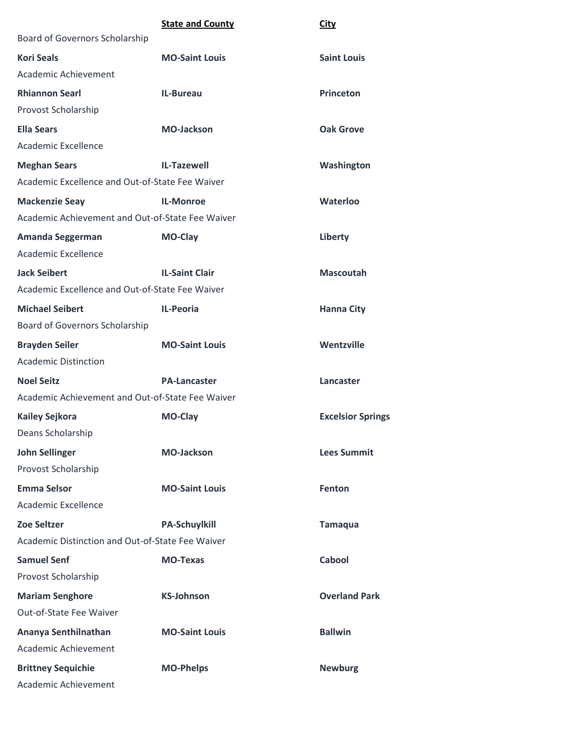| | State and County | City |
|---|---|---|
| Board of Governors Scholarship | | |
| **Kori Seals** | **MO-Saint Louis** | **Saint Louis** |
| Academic Achievement | | |
| **Rhiannon Searl** | **IL-Bureau** | **Princeton** |
| Provost Scholarship | | |
| **Ella Sears** | **MO-Jackson** | **Oak Grove** |
| Academic Excellence | | |
| **Meghan Sears** | **IL-Tazewell** | **Washington** |
| Academic Excellence and Out-of-State Fee Waiver | | |
| **Mackenzie Seay** | **IL-Monroe** | **Waterloo** |
| Academic Achievement and Out-of-State Fee Waiver | | |
| **Amanda Seggerman** | **MO-Clay** | **Liberty** |
| Academic Excellence | | |
| **Jack Seibert** | **IL-Saint Clair** | **Mascoutah** |
| Academic Excellence and Out-of-State Fee Waiver | | |
| **Michael Seibert** | **IL-Peoria** | **Hanna City** |
| Board of Governors Scholarship | | |
| **Brayden Seiler** | **MO-Saint Louis** | **Wentzville** |
| Academic Distinction | | |
| **Noel Seitz** | **PA-Lancaster** | **Lancaster** |
| Academic Achievement and Out-of-State Fee Waiver | | |
| **Kailey Sejkora** | **MO-Clay** | **Excelsior Springs** |
| Deans Scholarship | | |
| **John Sellinger** | **MO-Jackson** | **Lees Summit** |
| Provost Scholarship | | |
| **Emma Selsor** | **MO-Saint Louis** | **Fenton** |
| Academic Excellence | | |
| **Zoe Seltzer** | **PA-Schuylkill** | **Tamaqua** |
| Academic Distinction and Out-of-State Fee Waiver | | |
| **Samuel Senf** | **MO-Texas** | **Cabool** |
| Provost Scholarship | | |
| **Mariam Senghore** | **KS-Johnson** | **Overland Park** |
| Out-of-State Fee Waiver | | |
| **Ananya Senthilnathan** | **MO-Saint Louis** | **Ballwin** |
| Academic Achievement | | |
| **Brittney Sequichie** | **MO-Phelps** | **Newburg** |
| Academic Achievement | | |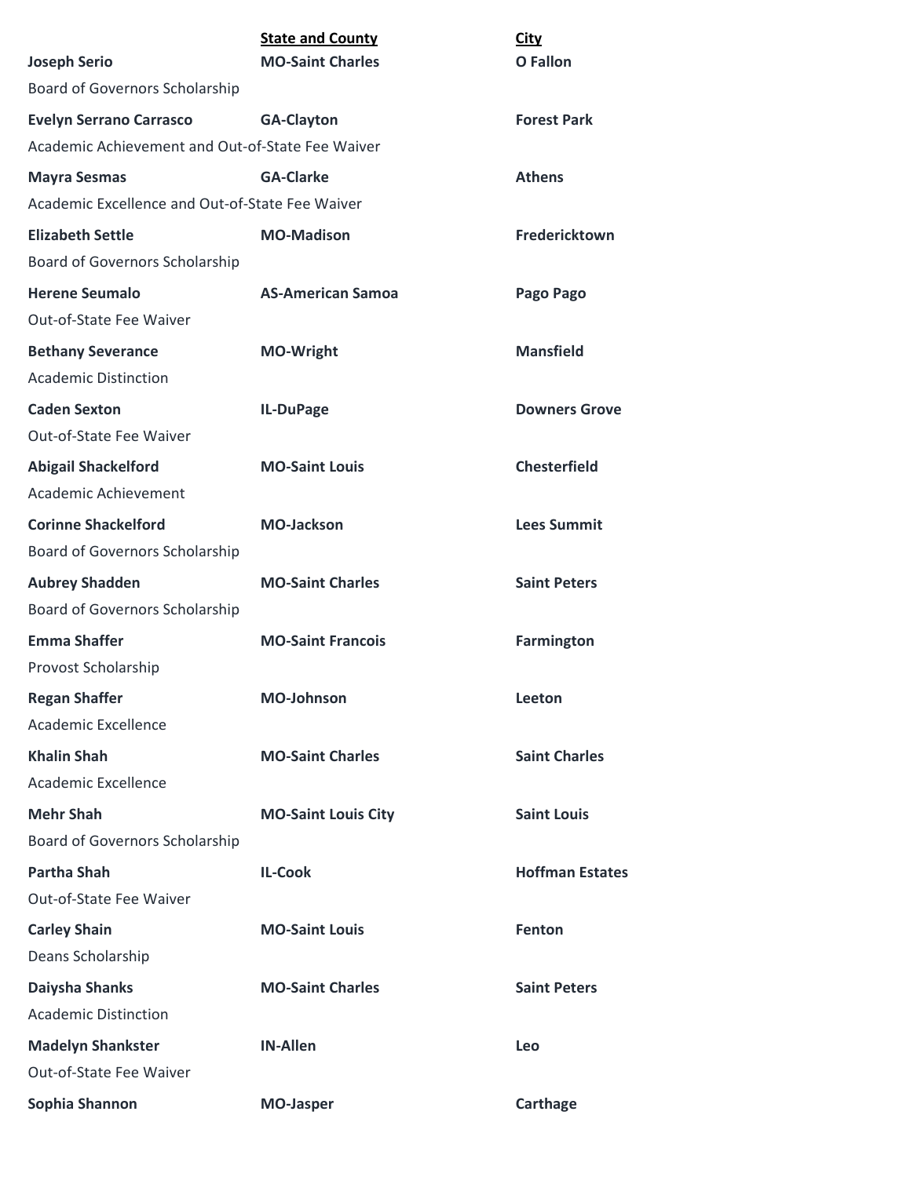| | State and County | City |
|---|---|---|
| **Joseph Serio** | **MO-Saint Charles** | **O Fallon** |
| Board of Governors Scholarship | | |
| **Evelyn Serrano Carrasco** | **GA-Clayton** | **Forest Park** |
| Academic Achievement and Out-of-State Fee Waiver | | |
| **Mayra Sesmas** | **GA-Clarke** | **Athens** |
| Academic Excellence and Out-of-State Fee Waiver | | |
| **Elizabeth Settle** | **MO-Madison** | **Fredericktown** |
| Board of Governors Scholarship | | |
| **Herene Seumalo** | **AS-American Samoa** | **Pago Pago** |
| Out-of-State Fee Waiver | | |
| **Bethany Severance** | **MO-Wright** | **Mansfield** |
| Academic Distinction | | |
| **Caden Sexton** | **IL-DuPage** | **Downers Grove** |
| Out-of-State Fee Waiver | | |
| **Abigail Shackelford** | **MO-Saint Louis** | **Chesterfield** |
| Academic Achievement | | |
| **Corinne Shackelford** | **MO-Jackson** | **Lees Summit** |
| Board of Governors Scholarship | | |
| **Aubrey Shadden** | **MO-Saint Charles** | **Saint Peters** |
| Board of Governors Scholarship | | |
| **Emma Shaffer** | **MO-Saint Francois** | **Farmington** |
| Provost Scholarship | | |
| **Regan Shaffer** | **MO-Johnson** | **Leeton** |
| Academic Excellence | | |
| **Khalin Shah** | **MO-Saint Charles** | **Saint Charles** |
| Academic Excellence | | |
| **Mehr Shah** | **MO-Saint Louis City** | **Saint Louis** |
| Board of Governors Scholarship | | |
| **Partha Shah** | **IL-Cook** | **Hoffman Estates** |
| Out-of-State Fee Waiver | | |
| **Carley Shain** | **MO-Saint Louis** | **Fenton** |
| Deans Scholarship | | |
| **Daiysha Shanks** | **MO-Saint Charles** | **Saint Peters** |
| Academic Distinction | | |
| **Madelyn Shankster** | **IN-Allen** | **Leo** |
| Out-of-State Fee Waiver | | |
| **Sophia Shannon** | **MO-Jasper** | **Carthage** |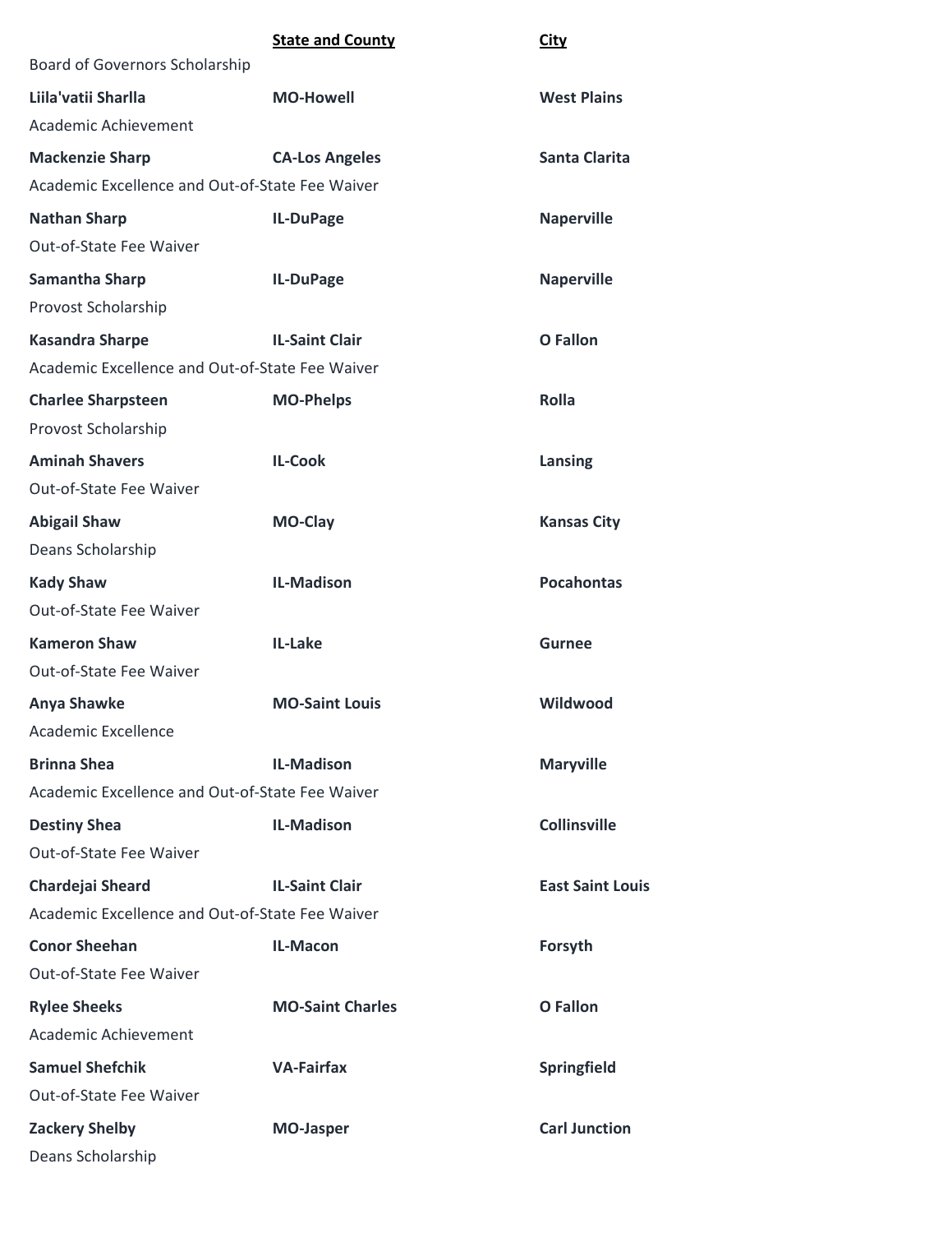| | State and County | City |
|---|---|---|
| Board of Governors Scholarship | | |
| **Liila'vatii Sharlla** | **MO-Howell** | **West Plains** |
| Academic Achievement | | |
| **Mackenzie Sharp** | **CA-Los Angeles** | **Santa Clarita** |
| Academic Excellence and Out-of-State Fee Waiver | | |
| **Nathan Sharp** | **IL-DuPage** | **Naperville** |
| Out-of-State Fee Waiver | | |
| **Samantha Sharp** | **IL-DuPage** | **Naperville** |
| Provost Scholarship | | |
| **Kasandra Sharpe** | **IL-Saint Clair** | **O Fallon** |
| Academic Excellence and Out-of-State Fee Waiver | | |
| **Charlee Sharpsteen** | **MO-Phelps** | **Rolla** |
| Provost Scholarship | | |
| **Aminah Shavers** | **IL-Cook** | **Lansing** |
| Out-of-State Fee Waiver | | |
| **Abigail Shaw** | **MO-Clay** | **Kansas City** |
| Deans Scholarship | | |
| **Kady Shaw** | **IL-Madison** | **Pocahontas** |
| Out-of-State Fee Waiver | | |
| **Kameron Shaw** | **IL-Lake** | **Gurnee** |
| Out-of-State Fee Waiver | | |
| **Anya Shawke** | **MO-Saint Louis** | **Wildwood** |
| Academic Excellence | | |
| **Brinna Shea** | **IL-Madison** | **Maryville** |
| Academic Excellence and Out-of-State Fee Waiver | | |
| **Destiny Shea** | **IL-Madison** | **Collinsville** |
| Out-of-State Fee Waiver | | |
| **Chardejai Sheard** | **IL-Saint Clair** | **East Saint Louis** |
| Academic Excellence and Out-of-State Fee Waiver | | |
| **Conor Sheehan** | **IL-Macon** | **Forsyth** |
| Out-of-State Fee Waiver | | |
| **Rylee Sheeks** | **MO-Saint Charles** | **O Fallon** |
| Academic Achievement | | |
| **Samuel Shefchik** | **VA-Fairfax** | **Springfield** |
| Out-of-State Fee Waiver | | |
| **Zackery Shelby** | **MO-Jasper** | **Carl Junction** |
| Deans Scholarship | | |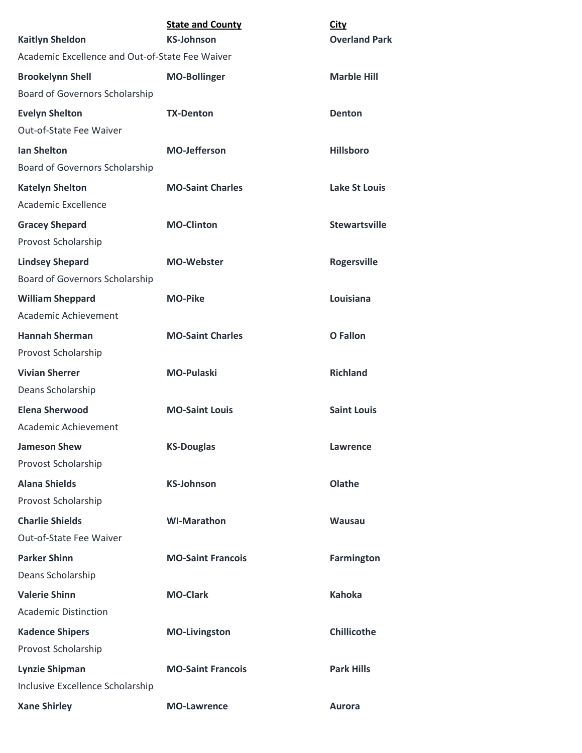| | **State and County** | **City** |
|---|---|---|
| **Kaitlyn Sheldon** | **KS-Johnson** | **Overland Park** |
| Academic Excellence and Out-of-State Fee Waiver | | |
| **Brookelynn Shell** | **MO-Bollinger** | **Marble Hill** |
| Board of Governors Scholarship | | |
| **Evelyn Shelton** | **TX-Denton** | **Denton** |
| Out-of-State Fee Waiver | | |
| **Ian Shelton** | **MO-Jefferson** | **Hillsboro** |
| Board of Governors Scholarship | | |
| **Katelyn Shelton** | **MO-Saint Charles** | **Lake St Louis** |
| Academic Excellence | | |
| **Gracey Shepard** | **MO-Clinton** | **Stewartsville** |
| Provost Scholarship | | |
| **Lindsey Shepard** | **MO-Webster** | **Rogersville** |
| Board of Governors Scholarship | | |
| **William Sheppard** | **MO-Pike** | **Louisiana** |
| Academic Achievement | | |
| **Hannah Sherman** | **MO-Saint Charles** | **O Fallon** |
| Provost Scholarship | | |
| **Vivian Sherrer** | **MO-Pulaski** | **Richland** |
| Deans Scholarship | | |
| **Elena Sherwood** | **MO-Saint Louis** | **Saint Louis** |
| Academic Achievement | | |
| **Jameson Shew** | **KS-Douglas** | **Lawrence** |
| Provost Scholarship | | |
| **Alana Shields** | **KS-Johnson** | **Olathe** |
| Provost Scholarship | | |
| **Charlie Shields** | **WI-Marathon** | **Wausau** |
| Out-of-State Fee Waiver | | |
| **Parker Shinn** | **MO-Saint Francois** | **Farmington** |
| Deans Scholarship | | |
| **Valerie Shinn** | **MO-Clark** | **Kahoka** |
| Academic Distinction | | |
| **Kadence Shipers** | **MO-Livingston** | **Chillicothe** |
| Provost Scholarship | | |
| **Lynzie Shipman** | **MO-Saint Francois** | **Park Hills** |
| Inclusive Excellence Scholarship | | |
| **Xane Shirley** | **MO-Lawrence** | **Aurora** |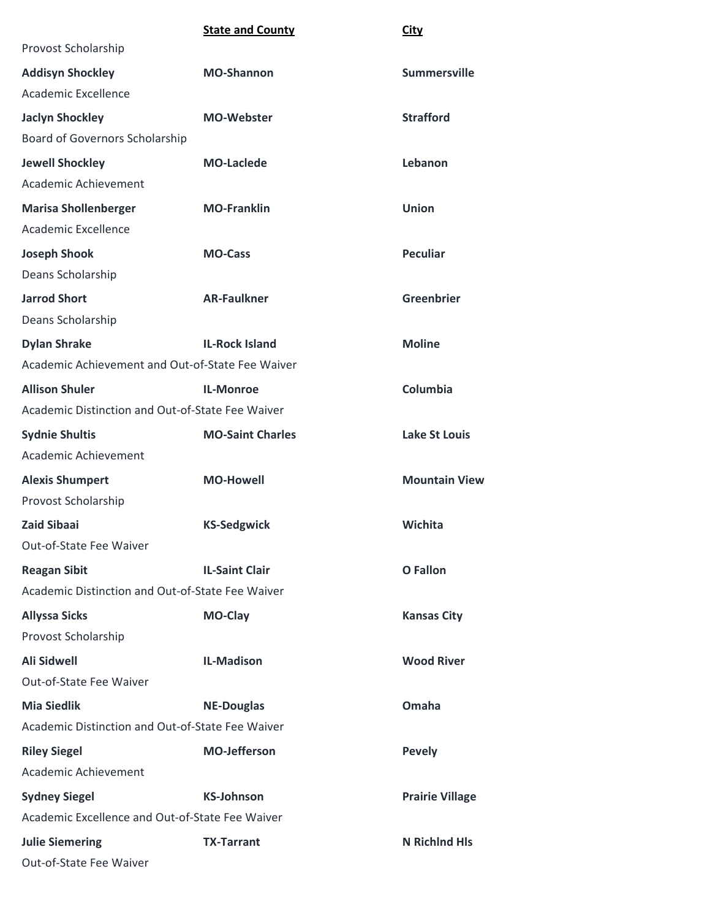| | State and County | City |
|---|---|---|
| Provost Scholarship | | |
| **Addisyn Shockley** | **MO-Shannon** | **Summersville** |
| Academic Excellence | | |
| **Jaclyn Shockley** | **MO-Webster** | **Strafford** |
| Board of Governors Scholarship | | |
| **Jewell Shockley** | **MO-Laclede** | **Lebanon** |
| Academic Achievement | | |
| **Marisa Shollenberger** | **MO-Franklin** | **Union** |
| Academic Excellence | | |
| **Joseph Shook** | **MO-Cass** | **Peculiar** |
| Deans Scholarship | | |
| **Jarrod Short** | **AR-Faulkner** | **Greenbrier** |
| Deans Scholarship | | |
| **Dylan Shrake** | **IL-Rock Island** | **Moline** |
| Academic Achievement and Out-of-State Fee Waiver | | |
| **Allison Shuler** | **IL-Monroe** | **Columbia** |
| Academic Distinction and Out-of-State Fee Waiver | | |
| **Sydnie Shultis** | **MO-Saint Charles** | **Lake St Louis** |
| Academic Achievement | | |
| **Alexis Shumpert** | **MO-Howell** | **Mountain View** |
| Provost Scholarship | | |
| **Zaid Sibaai** | **KS-Sedgwick** | **Wichita** |
| Out-of-State Fee Waiver | | |
| **Reagan Sibit** | **IL-Saint Clair** | **O Fallon** |
| Academic Distinction and Out-of-State Fee Waiver | | |
| **Allyssa Sicks** | **MO-Clay** | **Kansas City** |
| Provost Scholarship | | |
| **Ali Sidwell** | **IL-Madison** | **Wood River** |
| Out-of-State Fee Waiver | | |
| **Mia Siedlik** | **NE-Douglas** | **Omaha** |
| Academic Distinction and Out-of-State Fee Waiver | | |
| **Riley Siegel** | **MO-Jefferson** | **Pevely** |
| Academic Achievement | | |
| **Sydney Siegel** | **KS-Johnson** | **Prairie Village** |
| Academic Excellence and Out-of-State Fee Waiver | | |
| **Julie Siemering** | **TX-Tarrant** | **N Richlnd Hls** |
| Out-of-State Fee Waiver | | |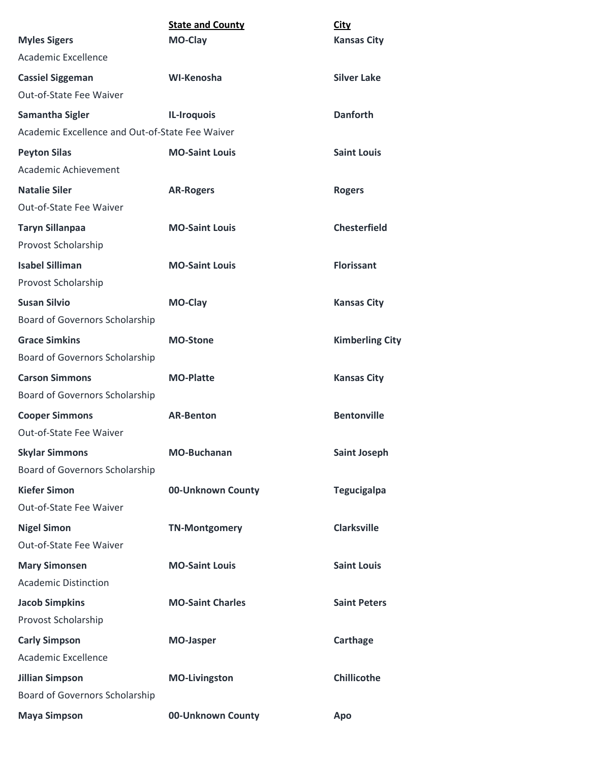| | **State and County** | **City** |
|---|---|---|
| **Myles Sigers** | **MO-Clay** | **Kansas City** |
| Academic Excellence | | |
| **Cassiel Siggeman** | **WI-Kenosha** | **Silver Lake** |
| Out-of-State Fee Waiver | | |
| **Samantha Sigler** | **IL-Iroquois** | **Danforth** |
| Academic Excellence and Out-of-State Fee Waiver | | |
| **Peyton Silas** | **MO-Saint Louis** | **Saint Louis** |
| Academic Achievement | | |
| **Natalie Siler** | **AR-Rogers** | **Rogers** |
| Out-of-State Fee Waiver | | |
| **Taryn Sillanpaa** | **MO-Saint Louis** | **Chesterfield** |
| Provost Scholarship | | |
| **Isabel Silliman** | **MO-Saint Louis** | **Florissant** |
| Provost Scholarship | | |
| **Susan Silvio** | **MO-Clay** | **Kansas City** |
| Board of Governors Scholarship | | |
| **Grace Simkins** | **MO-Stone** | **Kimberling City** |
| Board of Governors Scholarship | | |
| **Carson Simmons** | **MO-Platte** | **Kansas City** |
| Board of Governors Scholarship | | |
| **Cooper Simmons** | **AR-Benton** | **Bentonville** |
| Out-of-State Fee Waiver | | |
| **Skylar Simmons** | **MO-Buchanan** | **Saint Joseph** |
| Board of Governors Scholarship | | |
| **Kiefer Simon** | **00-Unknown County** | **Tegucigalpa** |
| Out-of-State Fee Waiver | | |
| **Nigel Simon** | **TN-Montgomery** | **Clarksville** |
| Out-of-State Fee Waiver | | |
| **Mary Simonsen** | **MO-Saint Louis** | **Saint Louis** |
| Academic Distinction | | |
| **Jacob Simpkins** | **MO-Saint Charles** | **Saint Peters** |
| Provost Scholarship | | |
| **Carly Simpson** | **MO-Jasper** | **Carthage** |
| Academic Excellence | | |
| **Jillian Simpson** | **MO-Livingston** | **Chillicothe** |
| Board of Governors Scholarship | | |
| **Maya Simpson** | **00-Unknown County** | **Apo** |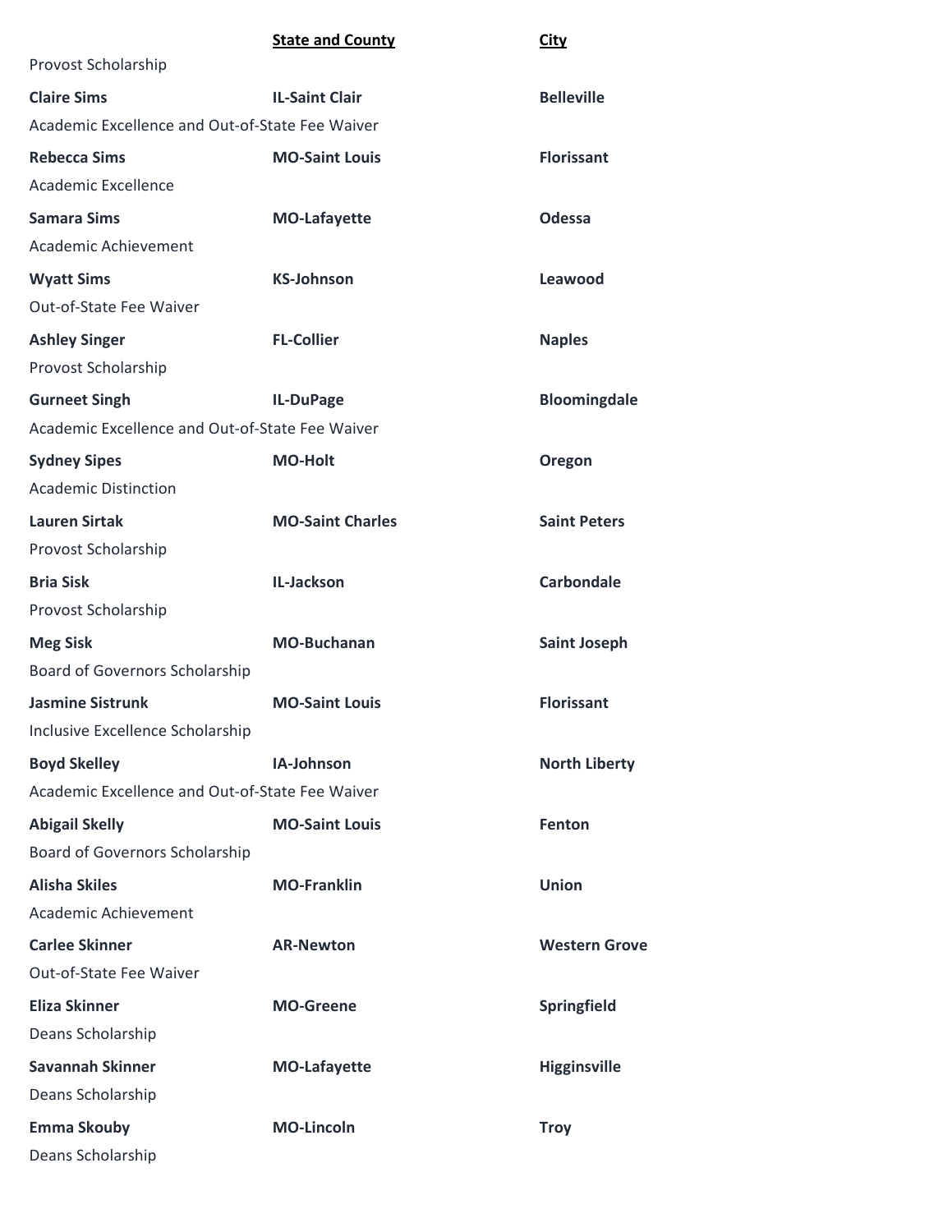| | State and County | City |
|---|---|---|
| Provost Scholarship | | |
| **Claire Sims** | **IL-Saint Clair** | **Belleville** |
| Academic Excellence and Out-of-State Fee Waiver | | |
| **Rebecca Sims** | **MO-Saint Louis** | **Florissant** |
| Academic Excellence | | |
| **Samara Sims** | **MO-Lafayette** | **Odessa** |
| Academic Achievement | | |
| **Wyatt Sims** | **KS-Johnson** | **Leawood** |
| Out-of-State Fee Waiver | | |
| **Ashley Singer** | **FL-Collier** | **Naples** |
| Provost Scholarship | | |
| **Gurneet Singh** | **IL-DuPage** | **Bloomingdale** |
| Academic Excellence and Out-of-State Fee Waiver | | |
| **Sydney Sipes** | **MO-Holt** | **Oregon** |
| Academic Distinction | | |
| **Lauren Sirtak** | **MO-Saint Charles** | **Saint Peters** |
| Provost Scholarship | | |
| **Bria Sisk** | **IL-Jackson** | **Carbondale** |
| Provost Scholarship | | |
| **Meg Sisk** | **MO-Buchanan** | **Saint Joseph** |
| Board of Governors Scholarship | | |
| **Jasmine Sistrunk** | **MO-Saint Louis** | **Florissant** |
| Inclusive Excellence Scholarship | | |
| **Boyd Skelley** | **IA-Johnson** | **North Liberty** |
| Academic Excellence and Out-of-State Fee Waiver | | |
| **Abigail Skelly** | **MO-Saint Louis** | **Fenton** |
| Board of Governors Scholarship | | |
| **Alisha Skiles** | **MO-Franklin** | **Union** |
| Academic Achievement | | |
| **Carlee Skinner** | **AR-Newton** | **Western Grove** |
| Out-of-State Fee Waiver | | |
| **Eliza Skinner** | **MO-Greene** | **Springfield** |
| Deans Scholarship | | |
| **Savannah Skinner** | **MO-Lafayette** | **Higginsville** |
| Deans Scholarship | | |
| **Emma Skouby** | **MO-Lincoln** | **Troy** |
| Deans Scholarship | | |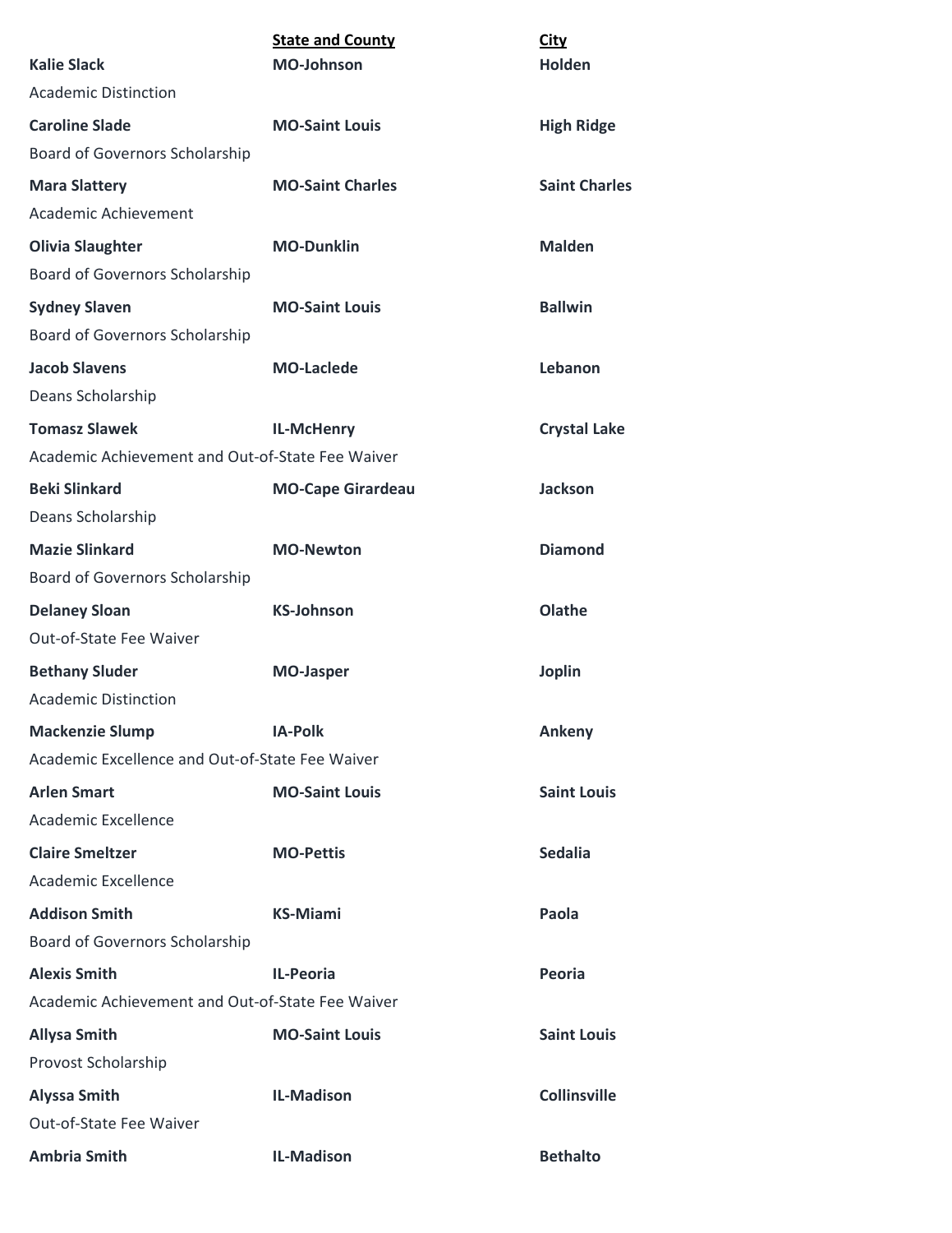| | State and County | City |
|---|---|---|
| **Kalie Slack** | **MO-Johnson** | **Holden** |
| Academic Distinction | | |
| **Caroline Slade** | **MO-Saint Louis** | **High Ridge** |
| Board of Governors Scholarship | | |
| **Mara Slattery** | **MO-Saint Charles** | **Saint Charles** |
| Academic Achievement | | |
| **Olivia Slaughter** | **MO-Dunklin** | **Malden** |
| Board of Governors Scholarship | | |
| **Sydney Slaven** | **MO-Saint Louis** | **Ballwin** |
| Board of Governors Scholarship | | |
| **Jacob Slavens** | **MO-Laclede** | **Lebanon** |
| Deans Scholarship | | |
| **Tomasz Slawek** | **IL-McHenry** | **Crystal Lake** |
| Academic Achievement and Out-of-State Fee Waiver | | |
| **Beki Slinkard** | **MO-Cape Girardeau** | **Jackson** |
| Deans Scholarship | | |
| **Mazie Slinkard** | **MO-Newton** | **Diamond** |
| Board of Governors Scholarship | | |
| **Delaney Sloan** | **KS-Johnson** | **Olathe** |
| Out-of-State Fee Waiver | | |
| **Bethany Sluder** | **MO-Jasper** | **Joplin** |
| Academic Distinction | | |
| **Mackenzie Slump** | **IA-Polk** | **Ankeny** |
| Academic Excellence and Out-of-State Fee Waiver | | |
| **Arlen Smart** | **MO-Saint Louis** | **Saint Louis** |
| Academic Excellence | | |
| **Claire Smeltzer** | **MO-Pettis** | **Sedalia** |
| Academic Excellence | | |
| **Addison Smith** | **KS-Miami** | **Paola** |
| Board of Governors Scholarship | | |
| **Alexis Smith** | **IL-Peoria** | **Peoria** |
| Academic Achievement and Out-of-State Fee Waiver | | |
| **Allysa Smith** | **MO-Saint Louis** | **Saint Louis** |
| Provost Scholarship | | |
| **Alyssa Smith** | **IL-Madison** | **Collinsville** |
| Out-of-State Fee Waiver | | |
| **Ambria Smith** | **IL-Madison** | **Bethalto** |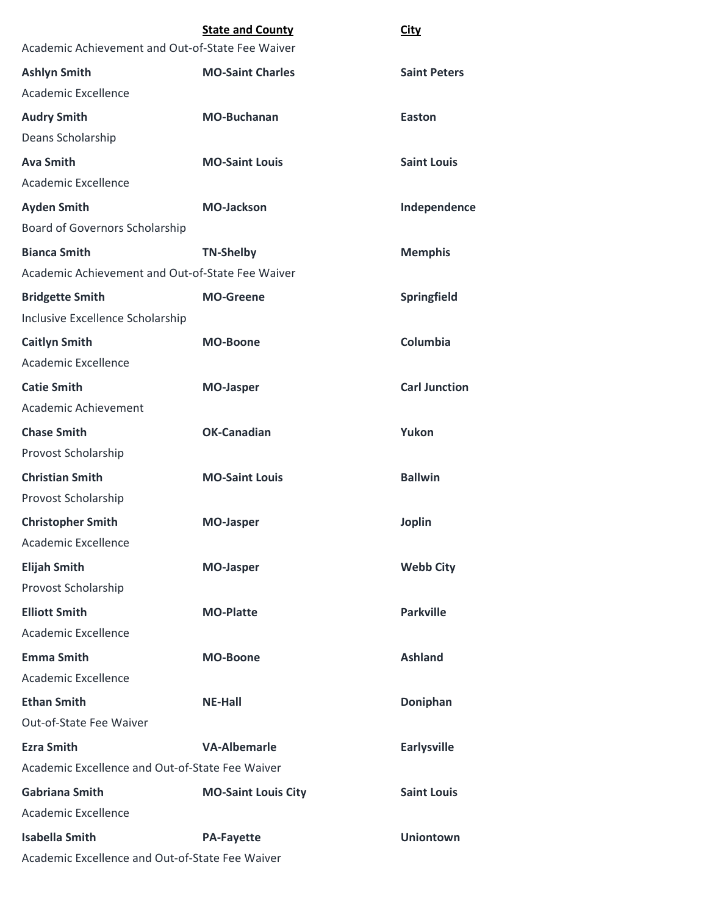| | State and County | City |
|---|---|---|
| Academic Achievement and Out-of-State Fee Waiver | | |
| **Ashlyn Smith** | **MO-Saint Charles** | **Saint Peters** |
| Academic Excellence | | |
| **Audry Smith** | **MO-Buchanan** | **Easton** |
| Deans Scholarship | | |
| **Ava Smith** | **MO-Saint Louis** | **Saint Louis** |
| Academic Excellence | | |
| **Ayden Smith** | **MO-Jackson** | **Independence** |
| Board of Governors Scholarship | | |
| **Bianca Smith** | **TN-Shelby** | **Memphis** |
| Academic Achievement and Out-of-State Fee Waiver | | |
| **Bridgette Smith** | **MO-Greene** | **Springfield** |
| Inclusive Excellence Scholarship | | |
| **Caitlyn Smith** | **MO-Boone** | **Columbia** |
| Academic Excellence | | |
| **Catie Smith** | **MO-Jasper** | **Carl Junction** |
| Academic Achievement | | |
| **Chase Smith** | **OK-Canadian** | **Yukon** |
| Provost Scholarship | | |
| **Christian Smith** | **MO-Saint Louis** | **Ballwin** |
| Provost Scholarship | | |
| **Christopher Smith** | **MO-Jasper** | **Joplin** |
| Academic Excellence | | |
| **Elijah Smith** | **MO-Jasper** | **Webb City** |
| Provost Scholarship | | |
| **Elliott Smith** | **MO-Platte** | **Parkville** |
| Academic Excellence | | |
| **Emma Smith** | **MO-Boone** | **Ashland** |
| Academic Excellence | | |
| **Ethan Smith** | **NE-Hall** | **Doniphan** |
| Out-of-State Fee Waiver | | |
| **Ezra Smith** | **VA-Albemarle** | **Earlysville** |
| Academic Excellence and Out-of-State Fee Waiver | | |
| **Gabriana Smith** | **MO-Saint Louis City** | **Saint Louis** |
| Academic Excellence | | |
| **Isabella Smith** | **PA-Fayette** | **Uniontown** |
| Academic Excellence and Out-of-State Fee Waiver | | |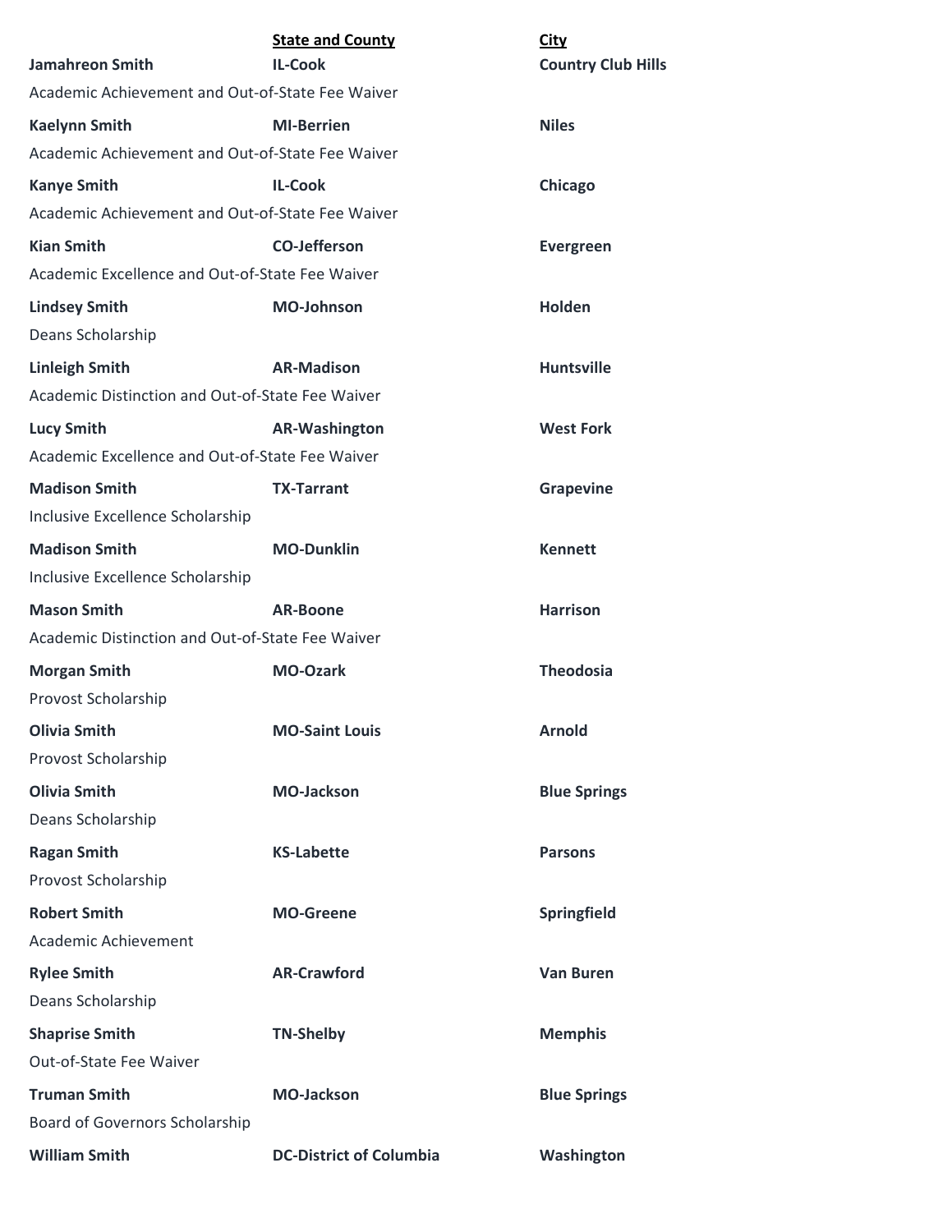| | **State and County** | **City** |
|---|---|---|
| **Jamahreon Smith** | **IL-Cook** | **Country Club Hills** |
| Academic Achievement and Out-of-State Fee Waiver | | |
| **Kaelynn Smith** | **MI-Berrien** | **Niles** |
| Academic Achievement and Out-of-State Fee Waiver | | |
| **Kanye Smith** | **IL-Cook** | **Chicago** |
| Academic Achievement and Out-of-State Fee Waiver | | |
| **Kian Smith** | **CO-Jefferson** | **Evergreen** |
| Academic Excellence and Out-of-State Fee Waiver | | |
| **Lindsey Smith** | **MO-Johnson** | **Holden** |
| Deans Scholarship | | |
| **Linleigh Smith** | **AR-Madison** | **Huntsville** |
| Academic Distinction and Out-of-State Fee Waiver | | |
| **Lucy Smith** | **AR-Washington** | **West Fork** |
| Academic Excellence and Out-of-State Fee Waiver | | |
| **Madison Smith** | **TX-Tarrant** | **Grapevine** |
| Inclusive Excellence Scholarship | | |
| **Madison Smith** | **MO-Dunklin** | **Kennett** |
| Inclusive Excellence Scholarship | | |
| **Mason Smith** | **AR-Boone** | **Harrison** |
| Academic Distinction and Out-of-State Fee Waiver | | |
| **Morgan Smith** | **MO-Ozark** | **Theodosia** |
| Provost Scholarship | | |
| **Olivia Smith** | **MO-Saint Louis** | **Arnold** |
| Provost Scholarship | | |
| **Olivia Smith** | **MO-Jackson** | **Blue Springs** |
| Deans Scholarship | | |
| **Ragan Smith** | **KS-Labette** | **Parsons** |
| Provost Scholarship | | |
| **Robert Smith** | **MO-Greene** | **Springfield** |
| Academic Achievement | | |
| **Rylee Smith** | **AR-Crawford** | **Van Buren** |
| Deans Scholarship | | |
| **Shaprise Smith** | **TN-Shelby** | **Memphis** |
| Out-of-State Fee Waiver | | |
| **Truman Smith** | **MO-Jackson** | **Blue Springs** |
| Board of Governors Scholarship | | |
| **William Smith** | **DC-District of Columbia** | **Washington** |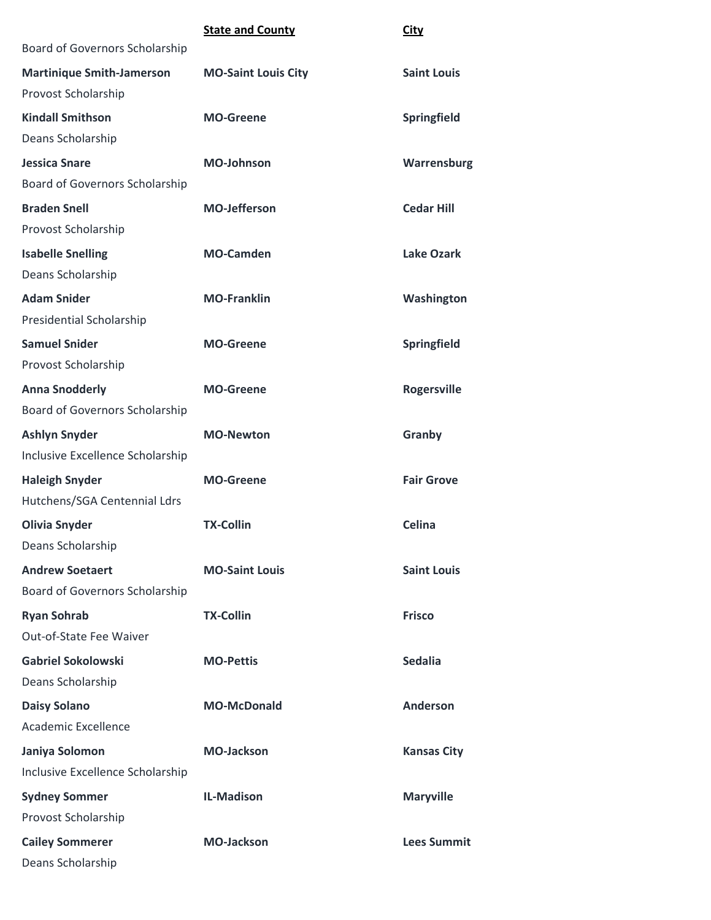| | State and County | City |
|---|---|---|
| Board of Governors Scholarship | | |
| **Martinique Smith-Jamerson** | **MO-Saint Louis City** | **Saint Louis** |
| Provost Scholarship | | |
| **Kindall Smithson** | **MO-Greene** | **Springfield** |
| Deans Scholarship | | |
| **Jessica Snare** | **MO-Johnson** | **Warrensburg** |
| Board of Governors Scholarship | | |
| **Braden Snell** | **MO-Jefferson** | **Cedar Hill** |
| Provost Scholarship | | |
| **Isabelle Snelling** | **MO-Camden** | **Lake Ozark** |
| Deans Scholarship | | |
| **Adam Snider** | **MO-Franklin** | **Washington** |
| Presidential Scholarship | | |
| **Samuel Snider** | **MO-Greene** | **Springfield** |
| Provost Scholarship | | |
| **Anna Snodderly** | **MO-Greene** | **Rogersville** |
| Board of Governors Scholarship | | |
| **Ashlyn Snyder** | **MO-Newton** | **Granby** |
| Inclusive Excellence Scholarship | | |
| **Haleigh Snyder** | **MO-Greene** | **Fair Grove** |
| Hutchens/SGA Centennial Ldrs | | |
| **Olivia Snyder** | **TX-Collin** | **Celina** |
| Deans Scholarship | | |
| **Andrew Soetaert** | **MO-Saint Louis** | **Saint Louis** |
| Board of Governors Scholarship | | |
| **Ryan Sohrab** | **TX-Collin** | **Frisco** |
| Out-of-State Fee Waiver | | |
| **Gabriel Sokolowski** | **MO-Pettis** | **Sedalia** |
| Deans Scholarship | | |
| **Daisy Solano** | **MO-McDonald** | **Anderson** |
| Academic Excellence | | |
| **Janiya Solomon** | **MO-Jackson** | **Kansas City** |
| Inclusive Excellence Scholarship | | |
| **Sydney Sommer** | **IL-Madison** | **Maryville** |
| Provost Scholarship | | |
| **Cailey Sommerer** | **MO-Jackson** | **Lees Summit** |
| Deans Scholarship | | |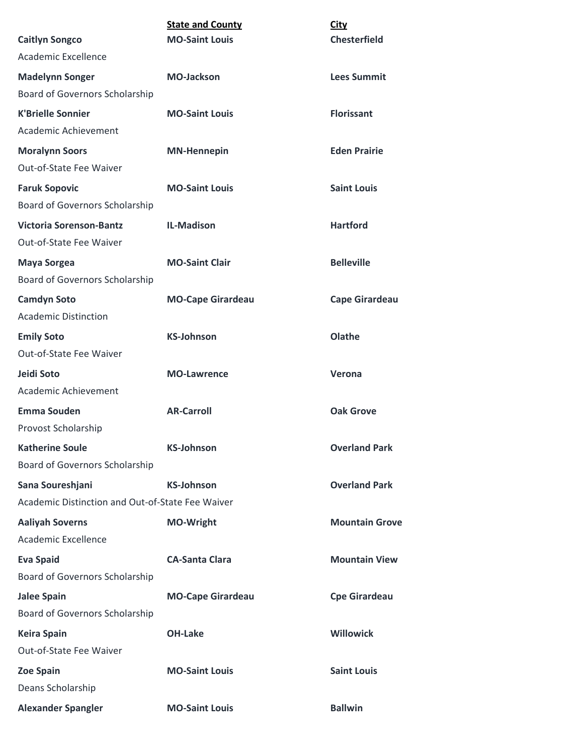| | State and County | City |
|---|---|---|
| **Caitlyn Songco** | **MO-Saint Louis** | **Chesterfield** |
| Academic Excellence | | |
| **Madelynn Songer** | **MO-Jackson** | **Lees Summit** |
| Board of Governors Scholarship | | |
| **K'Brielle Sonnier** | **MO-Saint Louis** | **Florissant** |
| Academic Achievement | | |
| **Moralynn Soors** | **MN-Hennepin** | **Eden Prairie** |
| Out-of-State Fee Waiver | | |
| **Faruk Sopovic** | **MO-Saint Louis** | **Saint Louis** |
| Board of Governors Scholarship | | |
| **Victoria Sorenson-Bantz** | **IL-Madison** | **Hartford** |
| Out-of-State Fee Waiver | | |
| **Maya Sorgea** | **MO-Saint Clair** | **Belleville** |
| Board of Governors Scholarship | | |
| **Camdyn Soto** | **MO-Cape Girardeau** | **Cape Girardeau** |
| Academic Distinction | | |
| **Emily Soto** | **KS-Johnson** | **Olathe** |
| Out-of-State Fee Waiver | | |
| **Jeidi Soto** | **MO-Lawrence** | **Verona** |
| Academic Achievement | | |
| **Emma Souden** | **AR-Carroll** | **Oak Grove** |
| Provost Scholarship | | |
| **Katherine Soule** | **KS-Johnson** | **Overland Park** |
| Board of Governors Scholarship | | |
| **Sana Soureshjani** | **KS-Johnson** | **Overland Park** |
| Academic Distinction and Out-of-State Fee Waiver | | |
| **Aaliyah Soverns** | **MO-Wright** | **Mountain Grove** |
| Academic Excellence | | |
| **Eva Spaid** | **CA-Santa Clara** | **Mountain View** |
| Board of Governors Scholarship | | |
| **Jalee Spain** | **MO-Cape Girardeau** | **Cpe Girardeau** |
| Board of Governors Scholarship | | |
| **Keira Spain** | **OH-Lake** | **Willowick** |
| Out-of-State Fee Waiver | | |
| **Zoe Spain** | **MO-Saint Louis** | **Saint Louis** |
| Deans Scholarship | | |
| **Alexander Spangler** | **MO-Saint Louis** | **Ballwin** |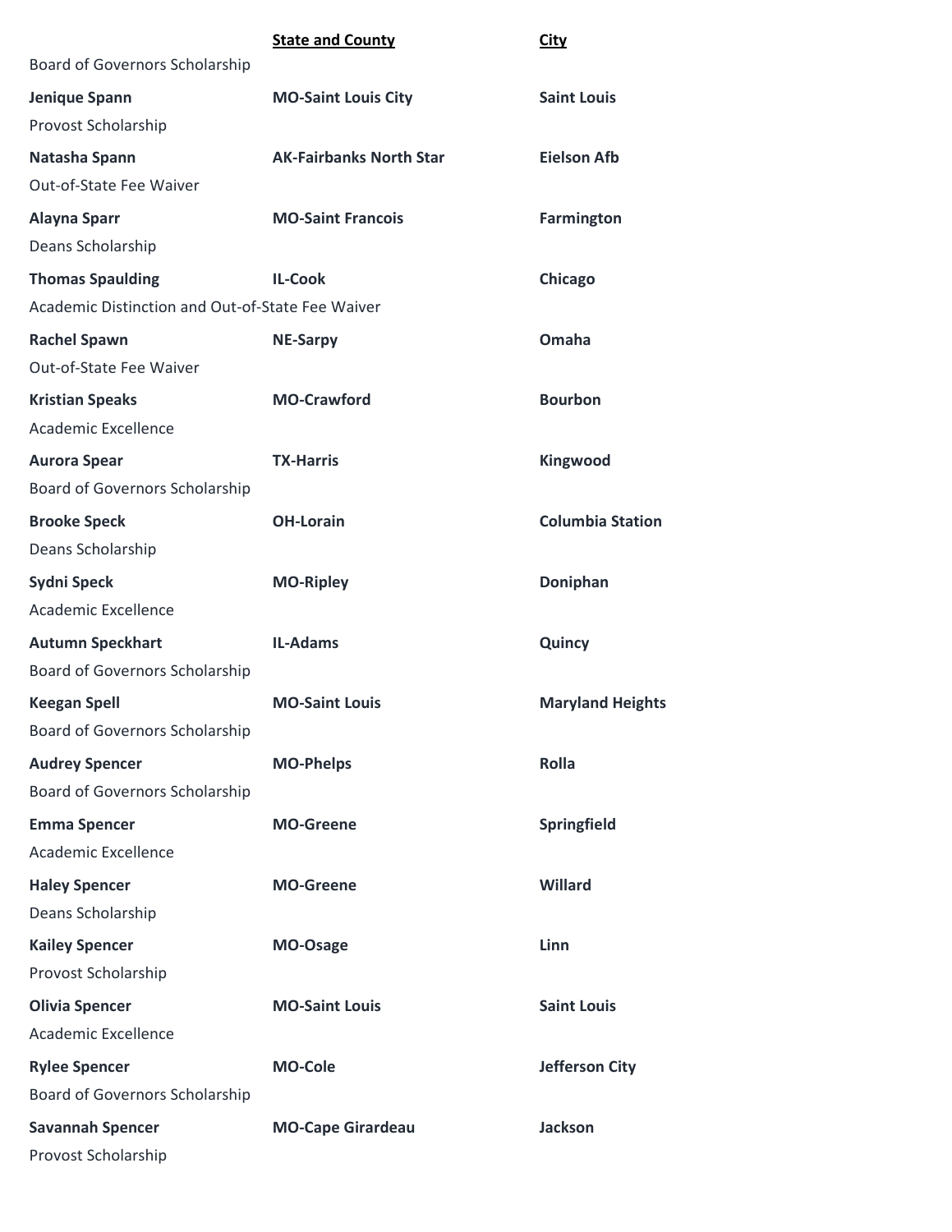| | State and County | City |
|---|---|---|
| Board of Governors Scholarship | | |
| **Jenique Spann** | **MO-Saint Louis City** | **Saint Louis** |
| Provost Scholarship | | |
| **Natasha Spann** | **AK-Fairbanks North Star** | **Eielson Afb** |
| Out-of-State Fee Waiver | | |
| **Alayna Sparr** | **MO-Saint Francois** | **Farmington** |
| Deans Scholarship | | |
| **Thomas Spaulding** | **IL-Cook** | **Chicago** |
| Academic Distinction and Out-of-State Fee Waiver | | |
| **Rachel Spawn** | **NE-Sarpy** | **Omaha** |
| Out-of-State Fee Waiver | | |
| **Kristian Speaks** | **MO-Crawford** | **Bourbon** |
| Academic Excellence | | |
| **Aurora Spear** | **TX-Harris** | **Kingwood** |
| Board of Governors Scholarship | | |
| **Brooke Speck** | **OH-Lorain** | **Columbia Station** |
| Deans Scholarship | | |
| **Sydni Speck** | **MO-Ripley** | **Doniphan** |
| Academic Excellence | | |
| **Autumn Speckhart** | **IL-Adams** | **Quincy** |
| Board of Governors Scholarship | | |
| **Keegan Spell** | **MO-Saint Louis** | **Maryland Heights** |
| Board of Governors Scholarship | | |
| **Audrey Spencer** | **MO-Phelps** | **Rolla** |
| Board of Governors Scholarship | | |
| **Emma Spencer** | **MO-Greene** | **Springfield** |
| Academic Excellence | | |
| **Haley Spencer** | **MO-Greene** | **Willard** |
| Deans Scholarship | | |
| **Kailey Spencer** | **MO-Osage** | **Linn** |
| Provost Scholarship | | |
| **Olivia Spencer** | **MO-Saint Louis** | **Saint Louis** |
| Academic Excellence | | |
| **Rylee Spencer** | **MO-Cole** | **Jefferson City** |
| Board of Governors Scholarship | | |
| **Savannah Spencer** | **MO-Cape Girardeau** | **Jackson** |
| Provost Scholarship | | |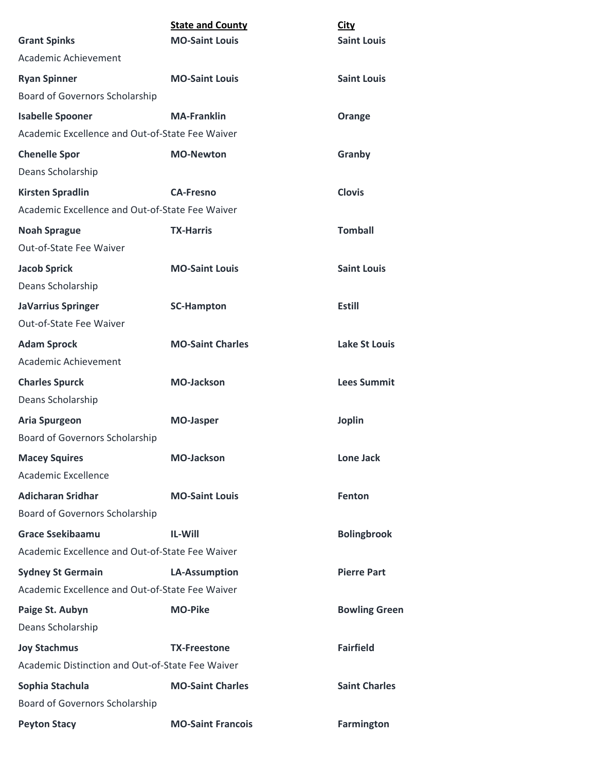| | **State and County** | **City** |
|---|---|---|
| **Grant Spinks** | **MO-Saint Louis** | **Saint Louis** |
| Academic Achievement | | |
| **Ryan Spinner** | **MO-Saint Louis** | **Saint Louis** |
| Board of Governors Scholarship | | |
| **Isabelle Spooner** | **MA-Franklin** | **Orange** |
| Academic Excellence and Out-of-State Fee Waiver | | |
| **Chenelle Spor** | **MO-Newton** | **Granby** |
| Deans Scholarship | | |
| **Kirsten Spradlin** | **CA-Fresno** | **Clovis** |
| Academic Excellence and Out-of-State Fee Waiver | | |
| **Noah Sprague** | **TX-Harris** | **Tomball** |
| Out-of-State Fee Waiver | | |
| **Jacob Sprick** | **MO-Saint Louis** | **Saint Louis** |
| Deans Scholarship | | |
| **JaVarrius Springer** | **SC-Hampton** | **Estill** |
| Out-of-State Fee Waiver | | |
| **Adam Sprock** | **MO-Saint Charles** | **Lake St Louis** |
| Academic Achievement | | |
| **Charles Spurck** | **MO-Jackson** | **Lees Summit** |
| Deans Scholarship | | |
| **Aria Spurgeon** | **MO-Jasper** | **Joplin** |
| Board of Governors Scholarship | | |
| **Macey Squires** | **MO-Jackson** | **Lone Jack** |
| Academic Excellence | | |
| **Adicharan Sridhar** | **MO-Saint Louis** | **Fenton** |
| Board of Governors Scholarship | | |
| **Grace Ssekibaamu** | **IL-Will** | **Bolingbrook** |
| Academic Excellence and Out-of-State Fee Waiver | | |
| **Sydney St Germain** | **LA-Assumption** | **Pierre Part** |
| Academic Excellence and Out-of-State Fee Waiver | | |
| **Paige St. Aubyn** | **MO-Pike** | **Bowling Green** |
| Deans Scholarship | | |
| **Joy Stachmus** | **TX-Freestone** | **Fairfield** |
| Academic Distinction and Out-of-State Fee Waiver | | |
| **Sophia Stachula** | **MO-Saint Charles** | **Saint Charles** |
| Board of Governors Scholarship | | |
| **Peyton Stacy** | **MO-Saint Francois** | **Farmington** |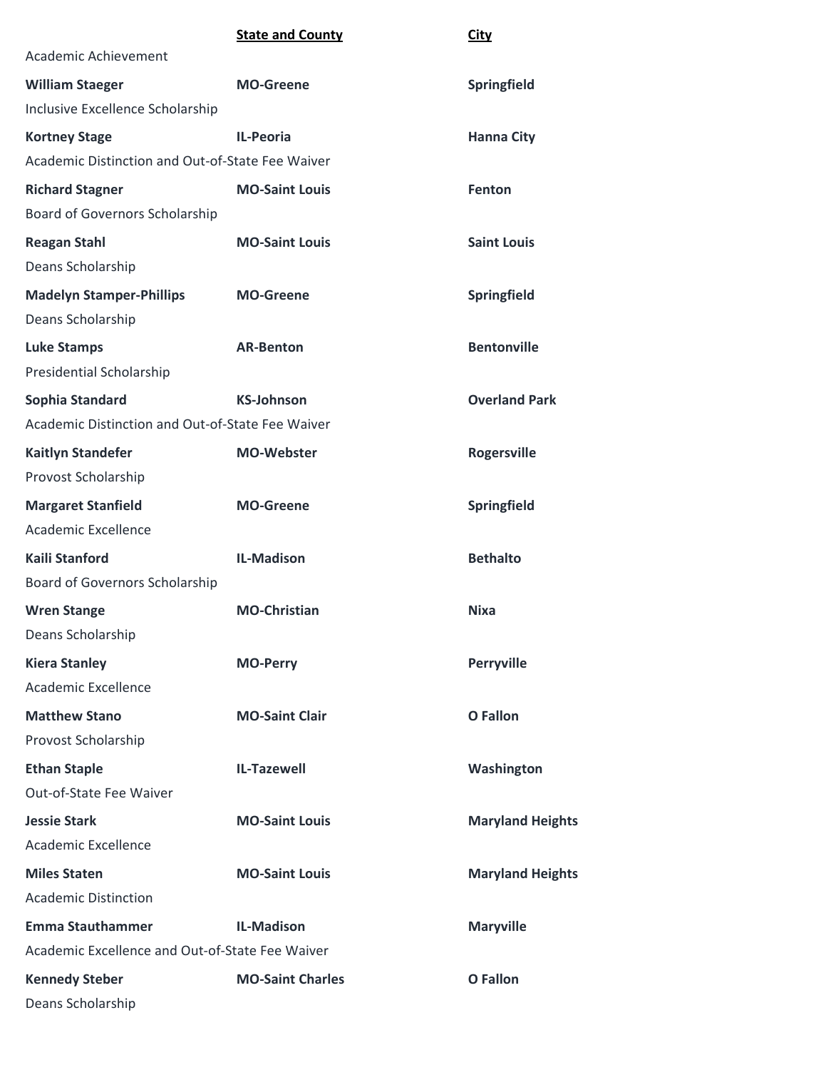| | **State and County** | **City** |
|---|---|---|
| Academic Achievement | | |
| **William Staeger** | **MO-Greene** | **Springfield** |
| Inclusive Excellence Scholarship | | |
| **Kortney Stage** | **IL-Peoria** | **Hanna City** |
| Academic Distinction and Out-of-State Fee Waiver | | |
| **Richard Stagner** | **MO-Saint Louis** | **Fenton** |
| Board of Governors Scholarship | | |
| **Reagan Stahl** | **MO-Saint Louis** | **Saint Louis** |
| Deans Scholarship | | |
| **Madelyn Stamper-Phillips** | **MO-Greene** | **Springfield** |
| Deans Scholarship | | |
| **Luke Stamps** | **AR-Benton** | **Bentonville** |
| Presidential Scholarship | | |
| **Sophia Standard** | **KS-Johnson** | **Overland Park** |
| Academic Distinction and Out-of-State Fee Waiver | | |
| **Kaitlyn Standefer** | **MO-Webster** | **Rogersville** |
| Provost Scholarship | | |
| **Margaret Stanfield** | **MO-Greene** | **Springfield** |
| Academic Excellence | | |
| **Kaili Stanford** | **IL-Madison** | **Bethalto** |
| Board of Governors Scholarship | | |
| **Wren Stange** | **MO-Christian** | **Nixa** |
| Deans Scholarship | | |
| **Kiera Stanley** | **MO-Perry** | **Perryville** |
| Academic Excellence | | |
| **Matthew Stano** | **MO-Saint Clair** | **O Fallon** |
| Provost Scholarship | | |
| **Ethan Staple** | **IL-Tazewell** | **Washington** |
| Out-of-State Fee Waiver | | |
| **Jessie Stark** | **MO-Saint Louis** | **Maryland Heights** |
| Academic Excellence | | |
| **Miles Staten** | **MO-Saint Louis** | **Maryland Heights** |
| Academic Distinction | | |
| **Emma Stauthammer** | **IL-Madison** | **Maryville** |
| Academic Excellence and Out-of-State Fee Waiver | | |
| **Kennedy Steber** | **MO-Saint Charles** | **O Fallon** |
| Deans Scholarship | | |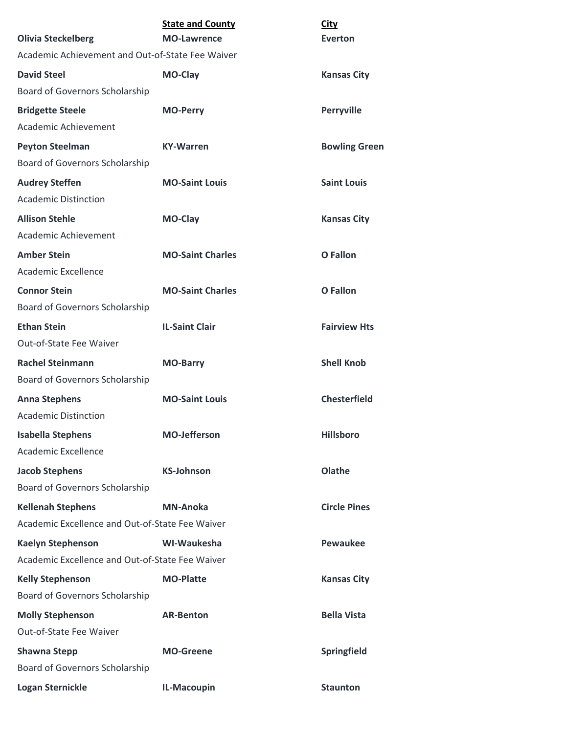| | State and County | City |
|---|---|---|
| **Olivia Steckelberg** | **MO-Lawrence** | **Everton** |
| Academic Achievement and Out-of-State Fee Waiver | | |
| **David Steel** | **MO-Clay** | **Kansas City** |
| Board of Governors Scholarship | | |
| **Bridgette Steele** | **MO-Perry** | **Perryville** |
| Academic Achievement | | |
| **Peyton Steelman** | **KY-Warren** | **Bowling Green** |
| Board of Governors Scholarship | | |
| **Audrey Steffen** | **MO-Saint Louis** | **Saint Louis** |
| Academic Distinction | | |
| **Allison Stehle** | **MO-Clay** | **Kansas City** |
| Academic Achievement | | |
| **Amber Stein** | **MO-Saint Charles** | **O Fallon** |
| Academic Excellence | | |
| **Connor Stein** | **MO-Saint Charles** | **O Fallon** |
| Board of Governors Scholarship | | |
| **Ethan Stein** | **IL-Saint Clair** | **Fairview Hts** |
| Out-of-State Fee Waiver | | |
| **Rachel Steinmann** | **MO-Barry** | **Shell Knob** |
| Board of Governors Scholarship | | |
| **Anna Stephens** | **MO-Saint Louis** | **Chesterfield** |
| Academic Distinction | | |
| **Isabella Stephens** | **MO-Jefferson** | **Hillsboro** |
| Academic Excellence | | |
| **Jacob Stephens** | **KS-Johnson** | **Olathe** |
| Board of Governors Scholarship | | |
| **Kellenah Stephens** | **MN-Anoka** | **Circle Pines** |
| Academic Excellence and Out-of-State Fee Waiver | | |
| **Kaelyn Stephenson** | **WI-Waukesha** | **Pewaukee** |
| Academic Excellence and Out-of-State Fee Waiver | | |
| **Kelly Stephenson** | **MO-Platte** | **Kansas City** |
| Board of Governors Scholarship | | |
| **Molly Stephenson** | **AR-Benton** | **Bella Vista** |
| Out-of-State Fee Waiver | | |
| **Shawna Stepp** | **MO-Greene** | **Springfield** |
| Board of Governors Scholarship | | |
| **Logan Sternickle** | **IL-Macoupin** | **Staunton** |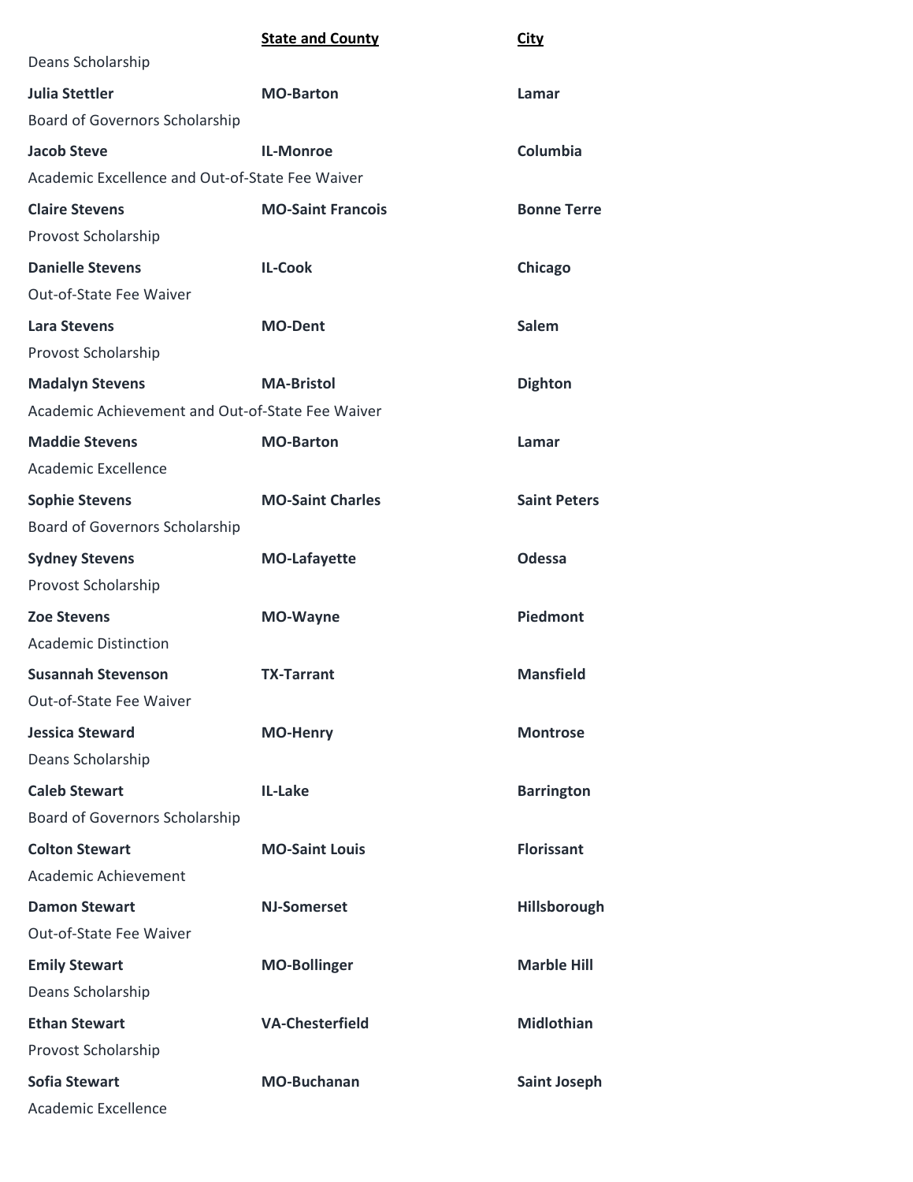| | State and County | City |
|---|---|---|
| Deans Scholarship | | |
| **Julia Stettler** | **MO-Barton** | **Lamar** |
| Board of Governors Scholarship | | |
| **Jacob Steve** | **IL-Monroe** | **Columbia** |
| Academic Excellence and Out-of-State Fee Waiver | | |
| **Claire Stevens** | **MO-Saint Francois** | **Bonne Terre** |
| Provost Scholarship | | |
| **Danielle Stevens** | **IL-Cook** | **Chicago** |
| Out-of-State Fee Waiver | | |
| **Lara Stevens** | **MO-Dent** | **Salem** |
| Provost Scholarship | | |
| **Madalyn Stevens** | **MA-Bristol** | **Dighton** |
| Academic Achievement and Out-of-State Fee Waiver | | |
| **Maddie Stevens** | **MO-Barton** | **Lamar** |
| Academic Excellence | | |
| **Sophie Stevens** | **MO-Saint Charles** | **Saint Peters** |
| Board of Governors Scholarship | | |
| **Sydney Stevens** | **MO-Lafayette** | **Odessa** |
| Provost Scholarship | | |
| **Zoe Stevens** | **MO-Wayne** | **Piedmont** |
| Academic Distinction | | |
| **Susannah Stevenson** | **TX-Tarrant** | **Mansfield** |
| Out-of-State Fee Waiver | | |
| **Jessica Steward** | **MO-Henry** | **Montrose** |
| Deans Scholarship | | |
| **Caleb Stewart** | **IL-Lake** | **Barrington** |
| Board of Governors Scholarship | | |
| **Colton Stewart** | **MO-Saint Louis** | **Florissant** |
| Academic Achievement | | |
| **Damon Stewart** | **NJ-Somerset** | **Hillsborough** |
| Out-of-State Fee Waiver | | |
| **Emily Stewart** | **MO-Bollinger** | **Marble Hill** |
| Deans Scholarship | | |
| **Ethan Stewart** | **VA-Chesterfield** | **Midlothian** |
| Provost Scholarship | | |
| **Sofia Stewart** | **MO-Buchanan** | **Saint Joseph** |
| Academic Excellence | | |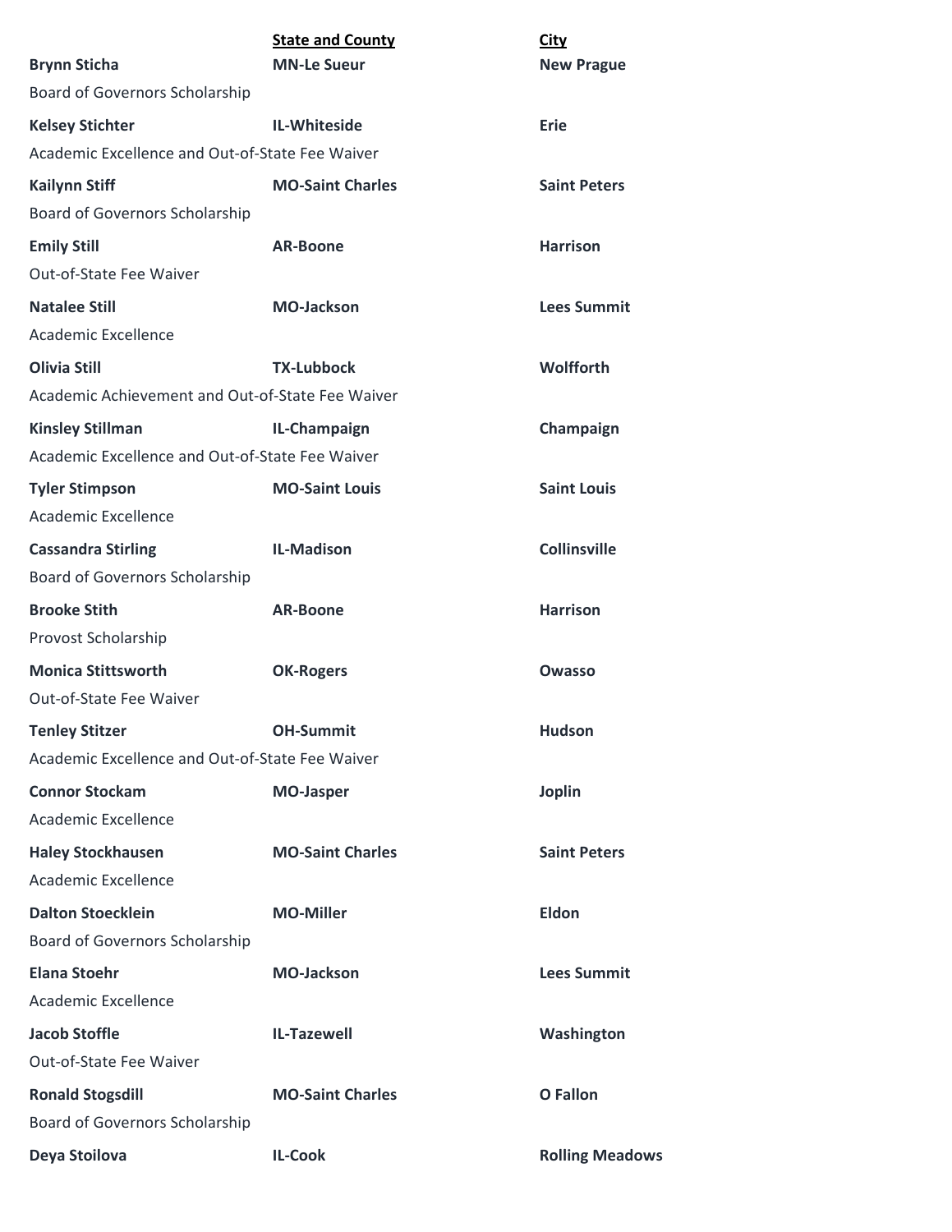| | **State and County** | **City** |
|---|---|---|
| **Brynn Sticha** | **MN-Le Sueur** | **New Prague** |
| Board of Governors Scholarship | | |
| **Kelsey Stichter** | **IL-Whiteside** | **Erie** |
| Academic Excellence and Out-of-State Fee Waiver | | |
| **Kailynn Stiff** | **MO-Saint Charles** | **Saint Peters** |
| Board of Governors Scholarship | | |
| **Emily Still** | **AR-Boone** | **Harrison** |
| Out-of-State Fee Waiver | | |
| **Natalee Still** | **MO-Jackson** | **Lees Summit** |
| Academic Excellence | | |
| **Olivia Still** | **TX-Lubbock** | **Wolfforth** |
| Academic Achievement and Out-of-State Fee Waiver | | |
| **Kinsley Stillman** | **IL-Champaign** | **Champaign** |
| Academic Excellence and Out-of-State Fee Waiver | | |
| **Tyler Stimpson** | **MO-Saint Louis** | **Saint Louis** |
| Academic Excellence | | |
| **Cassandra Stirling** | **IL-Madison** | **Collinsville** |
| Board of Governors Scholarship | | |
| **Brooke Stith** | **AR-Boone** | **Harrison** |
| Provost Scholarship | | |
| **Monica Stittsworth** | **OK-Rogers** | **Owasso** |
| Out-of-State Fee Waiver | | |
| **Tenley Stitzer** | **OH-Summit** | **Hudson** |
| Academic Excellence and Out-of-State Fee Waiver | | |
| **Connor Stockam** | **MO-Jasper** | **Joplin** |
| Academic Excellence | | |
| **Haley Stockhausen** | **MO-Saint Charles** | **Saint Peters** |
| Academic Excellence | | |
| **Dalton Stoecklein** | **MO-Miller** | **Eldon** |
| Board of Governors Scholarship | | |
| **Elana Stoehr** | **MO-Jackson** | **Lees Summit** |
| Academic Excellence | | |
| **Jacob Stoffle** | **IL-Tazewell** | **Washington** |
| Out-of-State Fee Waiver | | |
| **Ronald Stogsdill** | **MO-Saint Charles** | **O Fallon** |
| Board of Governors Scholarship | | |
| **Deya Stoilova** | **IL-Cook** | **Rolling Meadows** |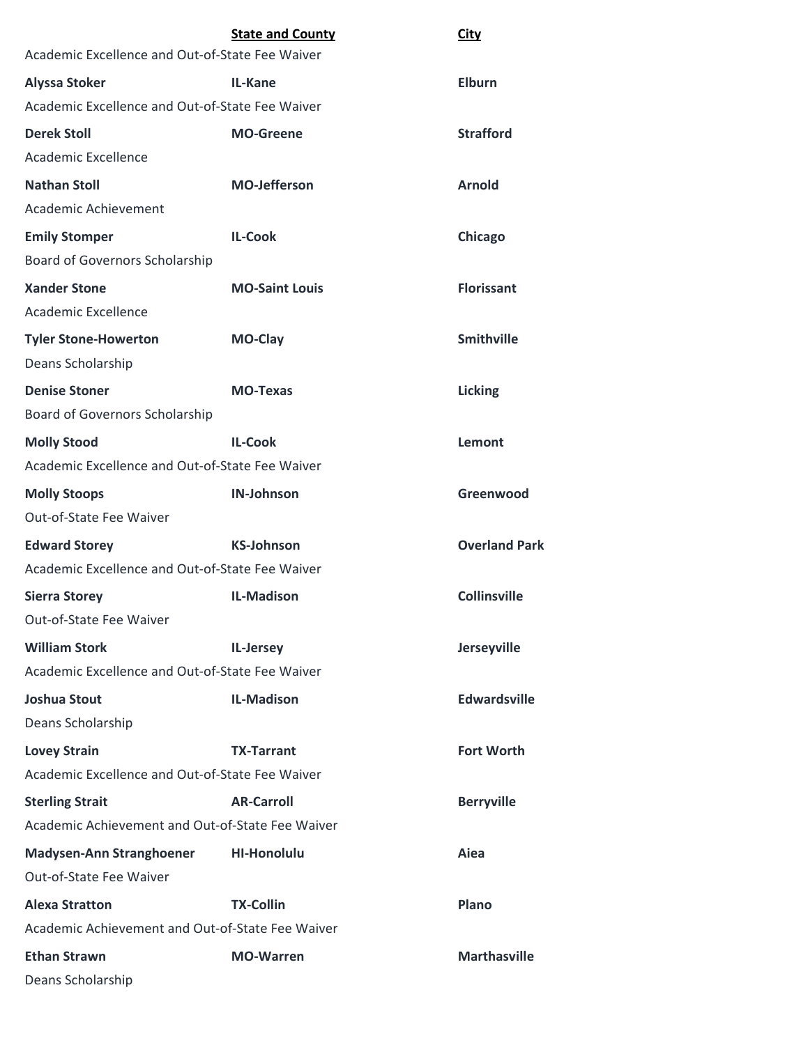| | State and County | City |
|---|---|---|
| Academic Excellence and Out-of-State Fee Waiver | | |
| **Alyssa Stoker** | **IL-Kane** | **Elburn** |
| Academic Excellence and Out-of-State Fee Waiver | | |
| **Derek Stoll** | **MO-Greene** | **Strafford** |
| Academic Excellence | | |
| **Nathan Stoll** | **MO-Jefferson** | **Arnold** |
| Academic Achievement | | |
| **Emily Stomper** | **IL-Cook** | **Chicago** |
| Board of Governors Scholarship | | |
| **Xander Stone** | **MO-Saint Louis** | **Florissant** |
| Academic Excellence | | |
| **Tyler Stone-Howerton** | **MO-Clay** | **Smithville** |
| Deans Scholarship | | |
| **Denise Stoner** | **MO-Texas** | **Licking** |
| Board of Governors Scholarship | | |
| **Molly Stood** | **IL-Cook** | **Lemont** |
| Academic Excellence and Out-of-State Fee Waiver | | |
| **Molly Stoops** | **IN-Johnson** | **Greenwood** |
| Out-of-State Fee Waiver | | |
| **Edward Storey** | **KS-Johnson** | **Overland Park** |
| Academic Excellence and Out-of-State Fee Waiver | | |
| **Sierra Storey** | **IL-Madison** | **Collinsville** |
| Out-of-State Fee Waiver | | |
| **William Stork** | **IL-Jersey** | **Jerseyville** |
| Academic Excellence and Out-of-State Fee Waiver | | |
| **Joshua Stout** | **IL-Madison** | **Edwardsville** |
| Deans Scholarship | | |
| **Lovey Strain** | **TX-Tarrant** | **Fort Worth** |
| Academic Excellence and Out-of-State Fee Waiver | | |
| **Sterling Strait** | **AR-Carroll** | **Berryville** |
| Academic Achievement and Out-of-State Fee Waiver | | |
| **Madysen-Ann Stranghoener** | **HI-Honolulu** | **Aiea** |
| Out-of-State Fee Waiver | | |
| **Alexa Stratton** | **TX-Collin** | **Plano** |
| Academic Achievement and Out-of-State Fee Waiver | | |
| **Ethan Strawn** | **MO-Warren** | **Marthasville** |
| Deans Scholarship | | |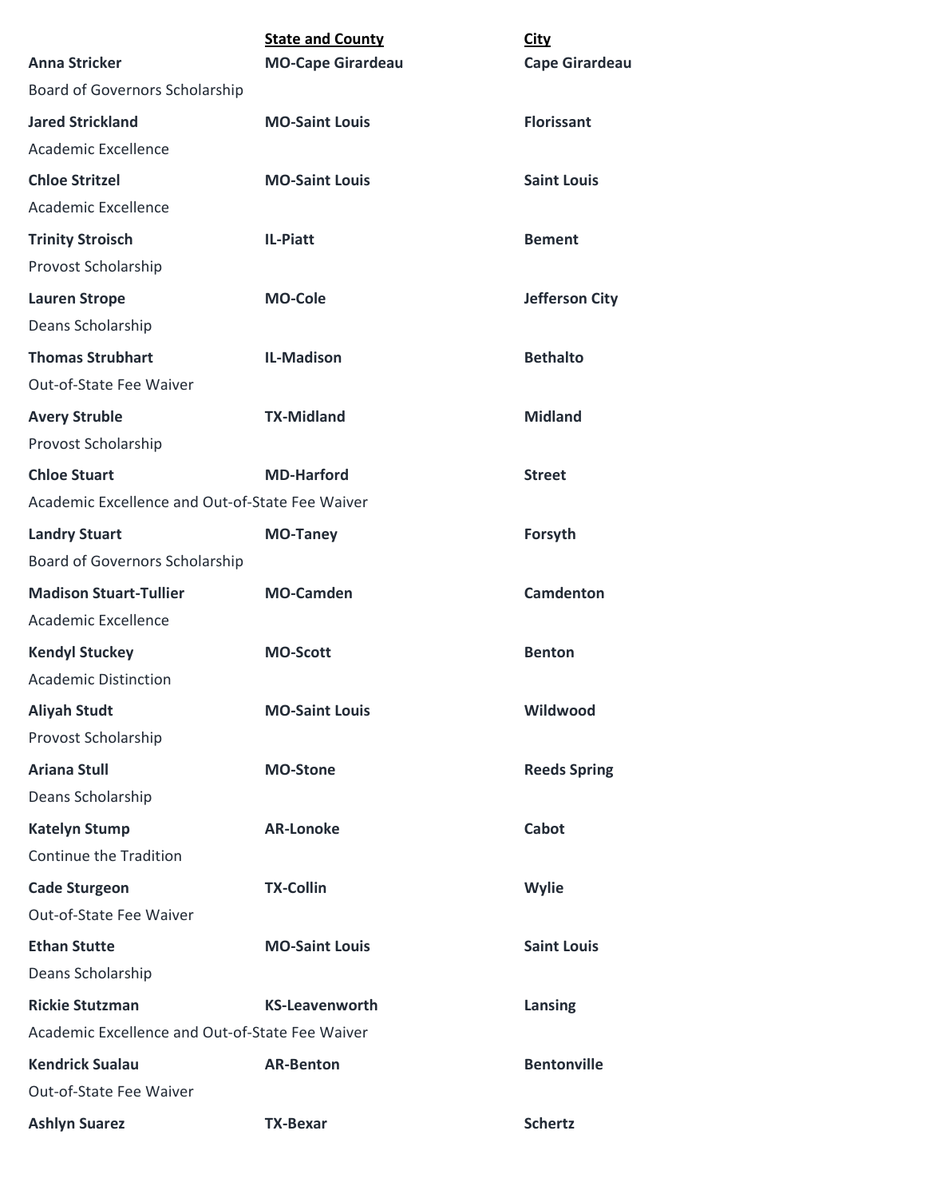| | State and County | City |
|---|---|---|
| **Anna Stricker** | **MO-Cape Girardeau** | **Cape Girardeau** |
| Board of Governors Scholarship | | |
| **Jared Strickland** | **MO-Saint Louis** | **Florissant** |
| Academic Excellence | | |
| **Chloe Stritzel** | **MO-Saint Louis** | **Saint Louis** |
| Academic Excellence | | |
| **Trinity Stroisch** | **IL-Piatt** | **Bement** |
| Provost Scholarship | | |
| **Lauren Strope** | **MO-Cole** | **Jefferson City** |
| Deans Scholarship | | |
| **Thomas Strubhart** | **IL-Madison** | **Bethalto** |
| Out-of-State Fee Waiver | | |
| **Avery Struble** | **TX-Midland** | **Midland** |
| Provost Scholarship | | |
| **Chloe Stuart** | **MD-Harford** | **Street** |
| Academic Excellence and Out-of-State Fee Waiver | | |
| **Landry Stuart** | **MO-Taney** | **Forsyth** |
| Board of Governors Scholarship | | |
| **Madison Stuart-Tullier** | **MO-Camden** | **Camdenton** |
| Academic Excellence | | |
| **Kendyl Stuckey** | **MO-Scott** | **Benton** |
| Academic Distinction | | |
| **Aliyah Studt** | **MO-Saint Louis** | **Wildwood** |
| Provost Scholarship | | |
| **Ariana Stull** | **MO-Stone** | **Reeds Spring** |
| Deans Scholarship | | |
| **Katelyn Stump** | **AR-Lonoke** | **Cabot** |
| Continue the Tradition | | |
| **Cade Sturgeon** | **TX-Collin** | **Wylie** |
| Out-of-State Fee Waiver | | |
| **Ethan Stutte** | **MO-Saint Louis** | **Saint Louis** |
| Deans Scholarship | | |
| **Rickie Stutzman** | **KS-Leavenworth** | **Lansing** |
| Academic Excellence and Out-of-State Fee Waiver | | |
| **Kendrick Sualau** | **AR-Benton** | **Bentonville** |
| Out-of-State Fee Waiver | | |
| **Ashlyn Suarez** | **TX-Bexar** | **Schertz** |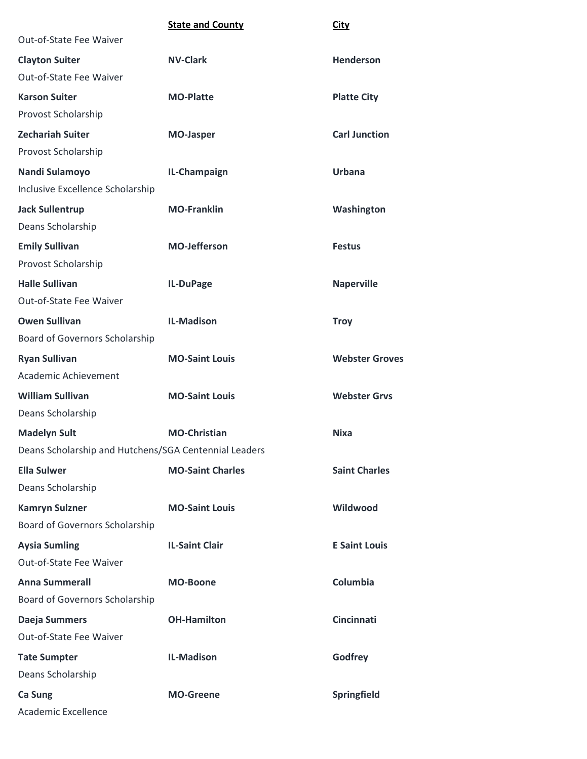| | State and County | City |
|---|---|---|
| Out-of-State Fee Waiver | | |
| **Clayton Suiter** | **NV-Clark** | **Henderson** |
| Out-of-State Fee Waiver | | |
| **Karson Suiter** | **MO-Platte** | **Platte City** |
| Provost Scholarship | | |
| **Zechariah Suiter** | **MO-Jasper** | **Carl Junction** |
| Provost Scholarship | | |
| **Nandi Sulamoyo** | **IL-Champaign** | **Urbana** |
| Inclusive Excellence Scholarship | | |
| **Jack Sullentrup** | **MO-Franklin** | **Washington** |
| Deans Scholarship | | |
| **Emily Sullivan** | **MO-Jefferson** | **Festus** |
| Provost Scholarship | | |
| **Halle Sullivan** | **IL-DuPage** | **Naperville** |
| Out-of-State Fee Waiver | | |
| **Owen Sullivan** | **IL-Madison** | **Troy** |
| Board of Governors Scholarship | | |
| **Ryan Sullivan** | **MO-Saint Louis** | **Webster Groves** |
| Academic Achievement | | |
| **William Sullivan** | **MO-Saint Louis** | **Webster Grvs** |
| Deans Scholarship | | |
| **Madelyn Sult** | **MO-Christian** | **Nixa** |
| Deans Scholarship and Hutchens/SGA Centennial Leaders | | |
| **Ella Sulwer** | **MO-Saint Charles** | **Saint Charles** |
| Deans Scholarship | | |
| **Kamryn Sulzner** | **MO-Saint Louis** | **Wildwood** |
| Board of Governors Scholarship | | |
| **Aysia Sumling** | **IL-Saint Clair** | **E Saint Louis** |
| Out-of-State Fee Waiver | | |
| **Anna Summerall** | **MO-Boone** | **Columbia** |
| Board of Governors Scholarship | | |
| **Daeja Summers** | **OH-Hamilton** | **Cincinnati** |
| Out-of-State Fee Waiver | | |
| **Tate Sumpter** | **IL-Madison** | **Godfrey** |
| Deans Scholarship | | |
| **Ca Sung** | **MO-Greene** | **Springfield** |
| Academic Excellence | | |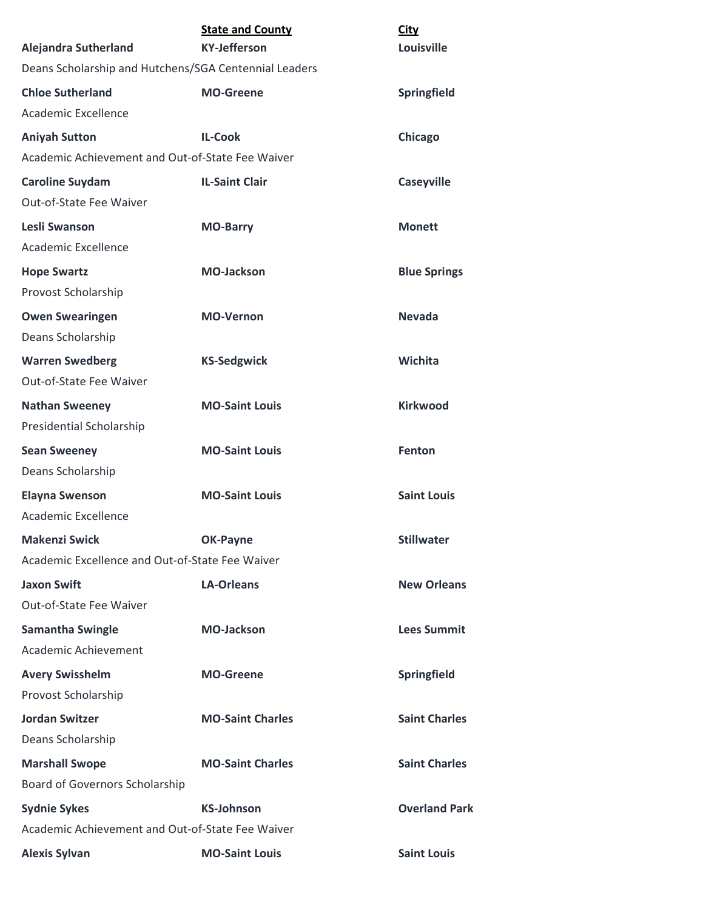| | State and County | City |
|---|---|---|
| **Alejandra Sutherland** | **KY-Jefferson** | **Louisville** |
| Deans Scholarship and Hutchens/SGA Centennial Leaders | | |
| **Chloe Sutherland** | **MO-Greene** | **Springfield** |
| Academic Excellence | | |
| **Aniyah Sutton** | **IL-Cook** | **Chicago** |
| Academic Achievement and Out-of-State Fee Waiver | | |
| **Caroline Suydam** | **IL-Saint Clair** | **Caseyville** |
| Out-of-State Fee Waiver | | |
| **Lesli Swanson** | **MO-Barry** | **Monett** |
| Academic Excellence | | |
| **Hope Swartz** | **MO-Jackson** | **Blue Springs** |
| Provost Scholarship | | |
| **Owen Swearingen** | **MO-Vernon** | **Nevada** |
| Deans Scholarship | | |
| **Warren Swedberg** | **KS-Sedgwick** | **Wichita** |
| Out-of-State Fee Waiver | | |
| **Nathan Sweeney** | **MO-Saint Louis** | **Kirkwood** |
| Presidential Scholarship | | |
| **Sean Sweeney** | **MO-Saint Louis** | **Fenton** |
| Deans Scholarship | | |
| **Elayna Swenson** | **MO-Saint Louis** | **Saint Louis** |
| Academic Excellence | | |
| **Makenzi Swick** | **OK-Payne** | **Stillwater** |
| Academic Excellence and Out-of-State Fee Waiver | | |
| **Jaxon Swift** | **LA-Orleans** | **New Orleans** |
| Out-of-State Fee Waiver | | |
| **Samantha Swingle** | **MO-Jackson** | **Lees Summit** |
| Academic Achievement | | |
| **Avery Swisshelm** | **MO-Greene** | **Springfield** |
| Provost Scholarship | | |
| **Jordan Switzer** | **MO-Saint Charles** | **Saint Charles** |
| Deans Scholarship | | |
| **Marshall Swope** | **MO-Saint Charles** | **Saint Charles** |
| Board of Governors Scholarship | | |
| **Sydnie Sykes** | **KS-Johnson** | **Overland Park** |
| Academic Achievement and Out-of-State Fee Waiver | | |
| **Alexis Sylvan** | **MO-Saint Louis** | **Saint Louis** |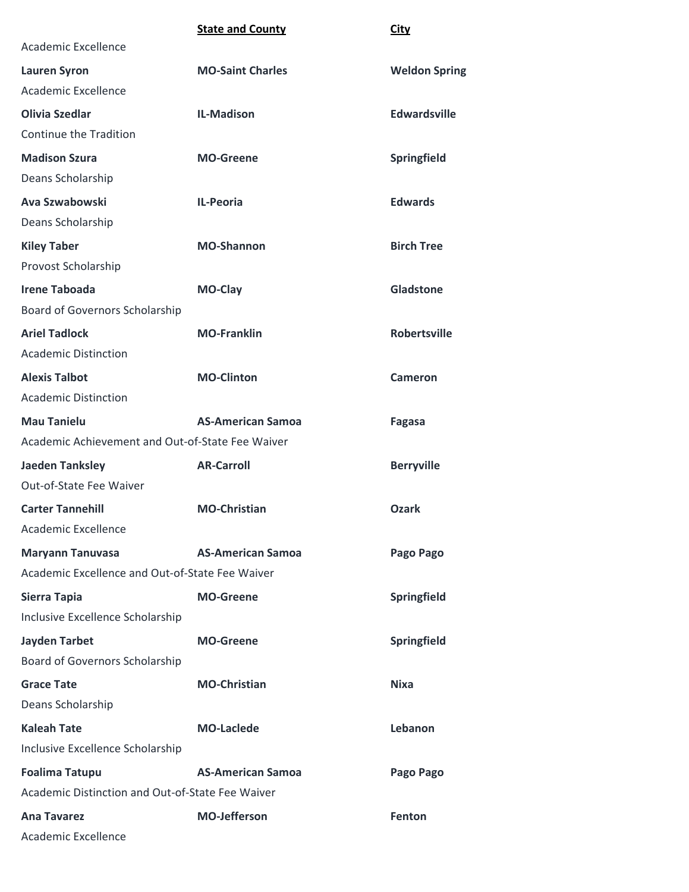| | **State and County** | **City** |
|---|---|---|
| Academic Excellence | | |
| **Lauren Syron** | **MO-Saint Charles** | **Weldon Spring** |
| Academic Excellence | | |
| **Olivia Szedlar** | **IL-Madison** | **Edwardsville** |
| Continue the Tradition | | |
| **Madison Szura** | **MO-Greene** | **Springfield** |
| Deans Scholarship | | |
| **Ava Szwabowski** | **IL-Peoria** | **Edwards** |
| Deans Scholarship | | |
| **Kiley Taber** | **MO-Shannon** | **Birch Tree** |
| Provost Scholarship | | |
| **Irene Taboada** | **MO-Clay** | **Gladstone** |
| Board of Governors Scholarship | | |
| **Ariel Tadlock** | **MO-Franklin** | **Robertsville** |
| Academic Distinction | | |
| **Alexis Talbot** | **MO-Clinton** | **Cameron** |
| Academic Distinction | | |
| **Mau Tanielu** | **AS-American Samoa** | **Fagasa** |
| Academic Achievement and Out-of-State Fee Waiver | | |
| **Jaeden Tanksley** | **AR-Carroll** | **Berryville** |
| Out-of-State Fee Waiver | | |
| **Carter Tannehill** | **MO-Christian** | **Ozark** |
| Academic Excellence | | |
| **Maryann Tanuvasa** | **AS-American Samoa** | **Pago Pago** |
| Academic Excellence and Out-of-State Fee Waiver | | |
| **Sierra Tapia** | **MO-Greene** | **Springfield** |
| Inclusive Excellence Scholarship | | |
| **Jayden Tarbet** | **MO-Greene** | **Springfield** |
| Board of Governors Scholarship | | |
| **Grace Tate** | **MO-Christian** | **Nixa** |
| Deans Scholarship | | |
| **Kaleah Tate** | **MO-Laclede** | **Lebanon** |
| Inclusive Excellence Scholarship | | |
| **Foalima Tatupu** | **AS-American Samoa** | **Pago Pago** |
| Academic Distinction and Out-of-State Fee Waiver | | |
| **Ana Tavarez** | **MO-Jefferson** | **Fenton** |
| Academic Excellence | | |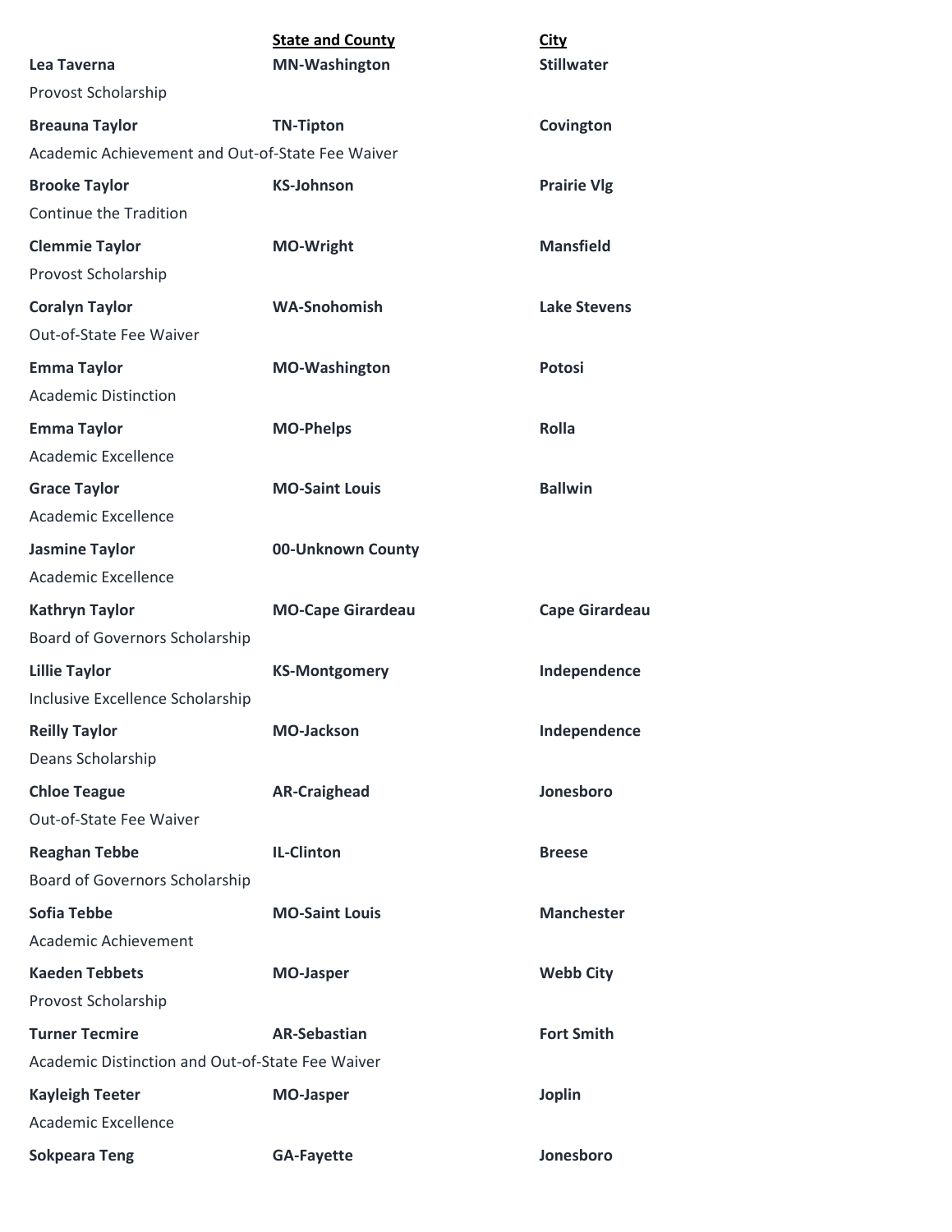| | **State and County** | **City** |
|---|---|---|
| **Lea Taverna** | **MN-Washington** | **Stillwater** |
| Provost Scholarship | | |
| **Breauna Taylor** | **TN-Tipton** | **Covington** |
| Academic Achievement and Out-of-State Fee Waiver | | |
| **Brooke Taylor** | **KS-Johnson** | **Prairie Vlg** |
| Continue the Tradition | | |
| **Clemmie Taylor** | **MO-Wright** | **Mansfield** |
| Provost Scholarship | | |
| **Coralyn Taylor** | **WA-Snohomish** | **Lake Stevens** |
| Out-of-State Fee Waiver | | |
| **Emma Taylor** | **MO-Washington** | **Potosi** |
| Academic Distinction | | |
| **Emma Taylor** | **MO-Phelps** | **Rolla** |
| Academic Excellence | | |
| **Grace Taylor** | **MO-Saint Louis** | **Ballwin** |
| Academic Excellence | | |
| **Jasmine Taylor** | **00-Unknown County** | |
| Academic Excellence | | |
| **Kathryn Taylor** | **MO-Cape Girardeau** | **Cape Girardeau** |
| Board of Governors Scholarship | | |
| **Lillie Taylor** | **KS-Montgomery** | **Independence** |
| Inclusive Excellence Scholarship | | |
| **Reilly Taylor** | **MO-Jackson** | **Independence** |
| Deans Scholarship | | |
| **Chloe Teague** | **AR-Craighead** | **Jonesboro** |
| Out-of-State Fee Waiver | | |
| **Reaghan Tebbe** | **IL-Clinton** | **Breese** |
| Board of Governors Scholarship | | |
| **Sofia Tebbe** | **MO-Saint Louis** | **Manchester** |
| Academic Achievement | | |
| **Kaeden Tebbets** | **MO-Jasper** | **Webb City** |
| Provost Scholarship | | |
| **Turner Tecmire** | **AR-Sebastian** | **Fort Smith** |
| Academic Distinction and Out-of-State Fee Waiver | | |
| **Kayleigh Teeter** | **MO-Jasper** | **Joplin** |
| Academic Excellence | | |
| **Sokpeara Teng** | **GA-Fayette** | **Jonesboro** |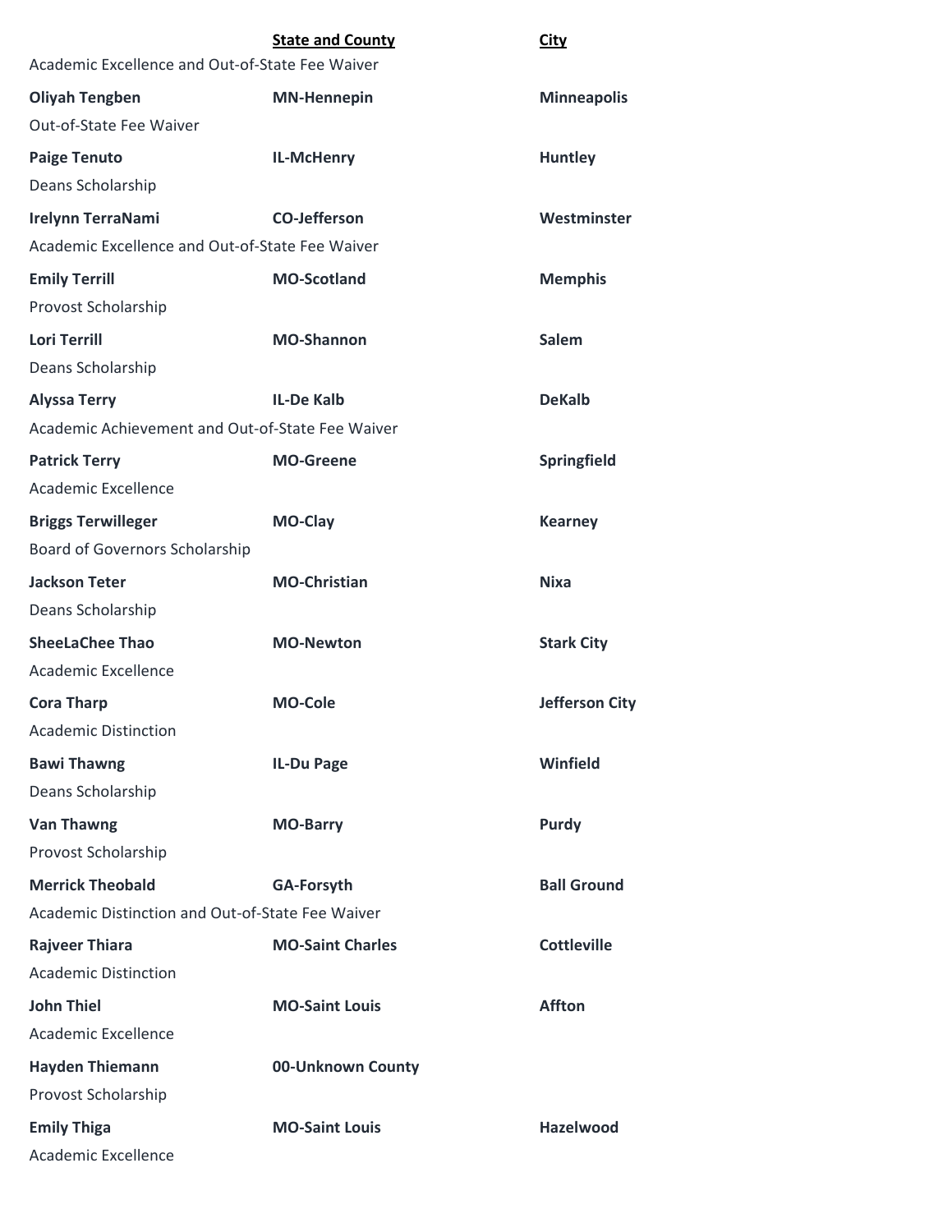| | State and County | City |
|---|---|---|
| Academic Excellence and Out-of-State Fee Waiver | | |
| **Oliyah Tengben** | **MN-Hennepin** | **Minneapolis** |
| Out-of-State Fee Waiver | | |
| **Paige Tenuto** | **IL-McHenry** | **Huntley** |
| Deans Scholarship | | |
| **Irelynn TerraNami** | **CO-Jefferson** | **Westminster** |
| Academic Excellence and Out-of-State Fee Waiver | | |
| **Emily Terrill** | **MO-Scotland** | **Memphis** |
| Provost Scholarship | | |
| **Lori Terrill** | **MO-Shannon** | **Salem** |
| Deans Scholarship | | |
| **Alyssa Terry** | **IL-De Kalb** | **DeKalb** |
| Academic Achievement and Out-of-State Fee Waiver | | |
| **Patrick Terry** | **MO-Greene** | **Springfield** |
| Academic Excellence | | |
| **Briggs Terwilleger** | **MO-Clay** | **Kearney** |
| Board of Governors Scholarship | | |
| **Jackson Teter** | **MO-Christian** | **Nixa** |
| Deans Scholarship | | |
| **SheeLaChee Thao** | **MO-Newton** | **Stark City** |
| Academic Excellence | | |
| **Cora Tharp** | **MO-Cole** | **Jefferson City** |
| Academic Distinction | | |
| **Bawi Thawng** | **IL-Du Page** | **Winfield** |
| Deans Scholarship | | |
| **Van Thawng** | **MO-Barry** | **Purdy** |
| Provost Scholarship | | |
| **Merrick Theobald** | **GA-Forsyth** | **Ball Ground** |
| Academic Distinction and Out-of-State Fee Waiver | | |
| **Rajveer Thiara** | **MO-Saint Charles** | **Cottleville** |
| Academic Distinction | | |
| **John Thiel** | **MO-Saint Louis** | **Affton** |
| Academic Excellence | | |
| **Hayden Thiemann** | **00-Unknown County** | |
| Provost Scholarship | | |
| **Emily Thiga** | **MO-Saint Louis** | **Hazelwood** |
| Academic Excellence | | |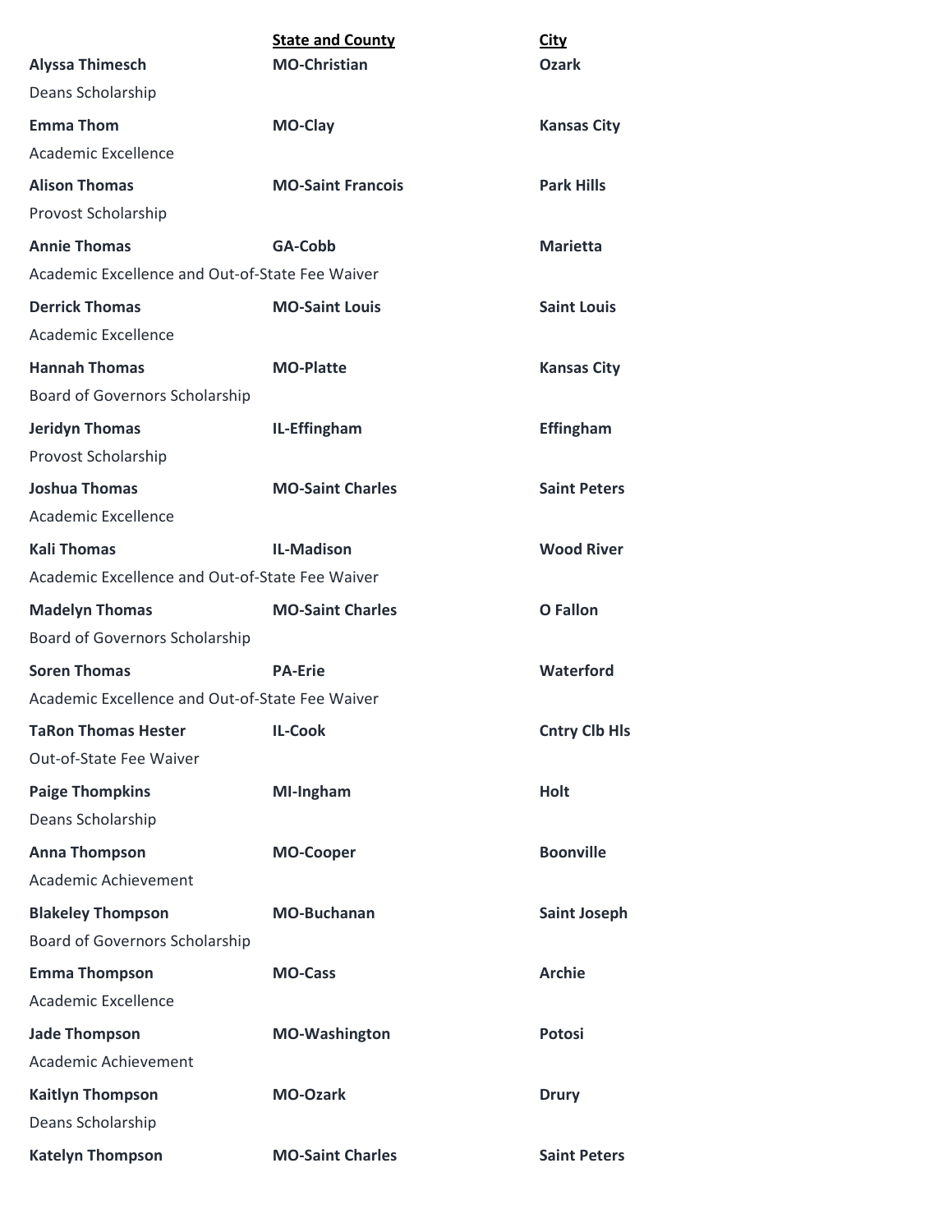| | State and County | City |
|---|---|---|
| **Alyssa Thimesch** | **MO-Christian** | **Ozark** |
| Deans Scholarship | | |
| **Emma Thom** | **MO-Clay** | **Kansas City** |
| Academic Excellence | | |
| **Alison Thomas** | **MO-Saint Francois** | **Park Hills** |
| Provost Scholarship | | |
| **Annie Thomas** | **GA-Cobb** | **Marietta** |
| Academic Excellence and Out-of-State Fee Waiver | | |
| **Derrick Thomas** | **MO-Saint Louis** | **Saint Louis** |
| Academic Excellence | | |
| **Hannah Thomas** | **MO-Platte** | **Kansas City** |
| Board of Governors Scholarship | | |
| **Jeridyn Thomas** | **IL-Effingham** | **Effingham** |
| Provost Scholarship | | |
| **Joshua Thomas** | **MO-Saint Charles** | **Saint Peters** |
| Academic Excellence | | |
| **Kali Thomas** | **IL-Madison** | **Wood River** |
| Academic Excellence and Out-of-State Fee Waiver | | |
| **Madelyn Thomas** | **MO-Saint Charles** | **O Fallon** |
| Board of Governors Scholarship | | |
| **Soren Thomas** | **PA-Erie** | **Waterford** |
| Academic Excellence and Out-of-State Fee Waiver | | |
| **TaRon Thomas Hester** | **IL-Cook** | **Cntry Clb Hls** |
| Out-of-State Fee Waiver | | |
| **Paige Thompkins** | **MI-Ingham** | **Holt** |
| Deans Scholarship | | |
| **Anna Thompson** | **MO-Cooper** | **Boonville** |
| Academic Achievement | | |
| **Blakeley Thompson** | **MO-Buchanan** | **Saint Joseph** |
| Board of Governors Scholarship | | |
| **Emma Thompson** | **MO-Cass** | **Archie** |
| Academic Excellence | | |
| **Jade Thompson** | **MO-Washington** | **Potosi** |
| Academic Achievement | | |
| **Kaitlyn Thompson** | **MO-Ozark** | **Drury** |
| Deans Scholarship | | |
| **Katelyn Thompson** | **MO-Saint Charles** | **Saint Peters** |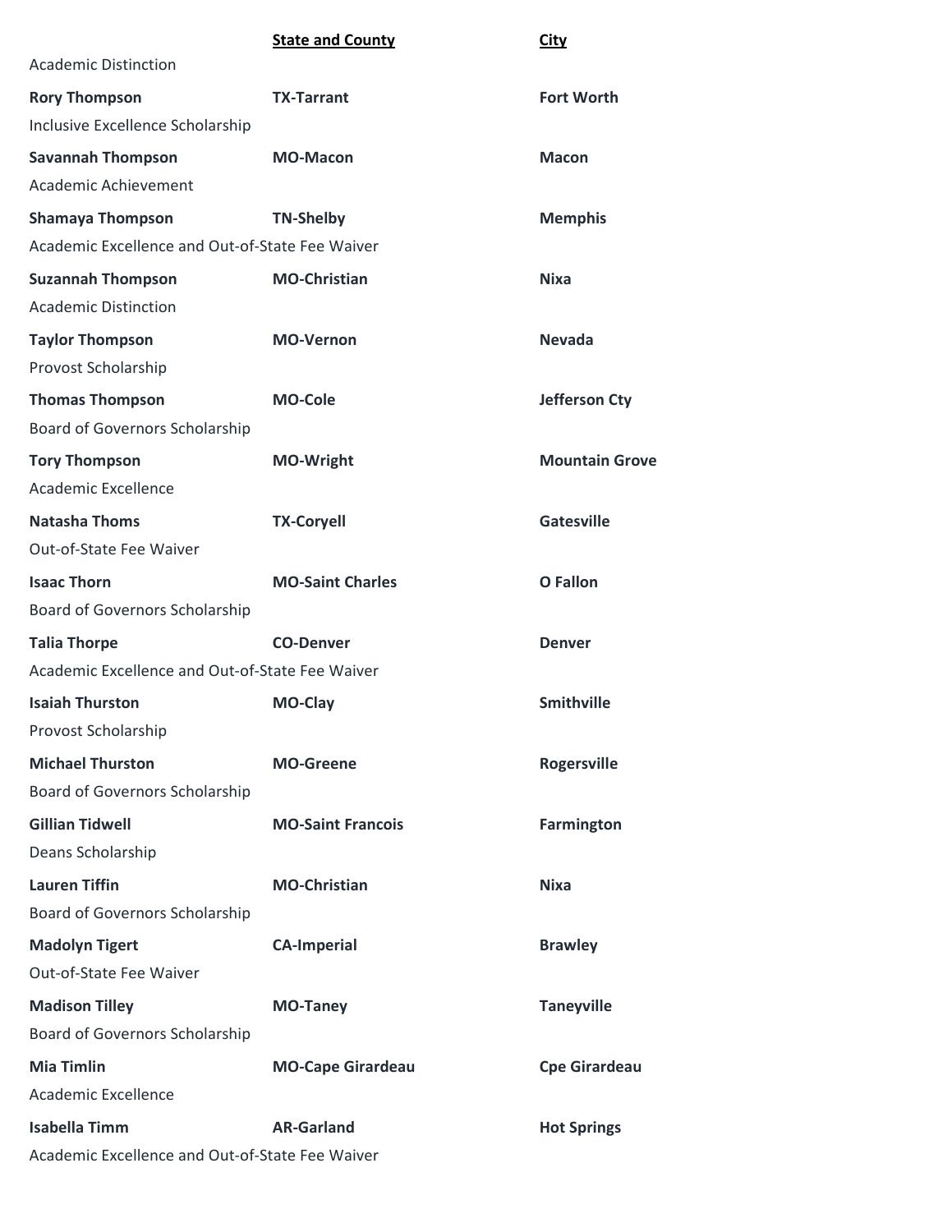| | **State and County** | **City** |
|---|---|---|
| Academic Distinction | | |
| **Rory Thompson** | **TX-Tarrant** | **Fort Worth** |
| Inclusive Excellence Scholarship | | |
| **Savannah Thompson** | **MO-Macon** | **Macon** |
| Academic Achievement | | |
| **Shamaya Thompson** | **TN-Shelby** | **Memphis** |
| Academic Excellence and Out-of-State Fee Waiver | | |
| **Suzannah Thompson** | **MO-Christian** | **Nixa** |
| Academic Distinction | | |
| **Taylor Thompson** | **MO-Vernon** | **Nevada** |
| Provost Scholarship | | |
| **Thomas Thompson** | **MO-Cole** | **Jefferson Cty** |
| Board of Governors Scholarship | | |
| **Tory Thompson** | **MO-Wright** | **Mountain Grove** |
| Academic Excellence | | |
| **Natasha Thoms** | **TX-Coryell** | **Gatesville** |
| Out-of-State Fee Waiver | | |
| **Isaac Thorn** | **MO-Saint Charles** | **O Fallon** |
| Board of Governors Scholarship | | |
| **Talia Thorpe** | **CO-Denver** | **Denver** |
| Academic Excellence and Out-of-State Fee Waiver | | |
| **Isaiah Thurston** | **MO-Clay** | **Smithville** |
| Provost Scholarship | | |
| **Michael Thurston** | **MO-Greene** | **Rogersville** |
| Board of Governors Scholarship | | |
| **Gillian Tidwell** | **MO-Saint Francois** | **Farmington** |
| Deans Scholarship | | |
| **Lauren Tiffin** | **MO-Christian** | **Nixa** |
| Board of Governors Scholarship | | |
| **Madolyn Tigert** | **CA-Imperial** | **Brawley** |
| Out-of-State Fee Waiver | | |
| **Madison Tilley** | **MO-Taney** | **Taneyville** |
| Board of Governors Scholarship | | |
| **Mia Timlin** | **MO-Cape Girardeau** | **Cpe Girardeau** |
| Academic Excellence | | |
| **Isabella Timm** | **AR-Garland** | **Hot Springs** |
| Academic Excellence and Out-of-State Fee Waiver | | |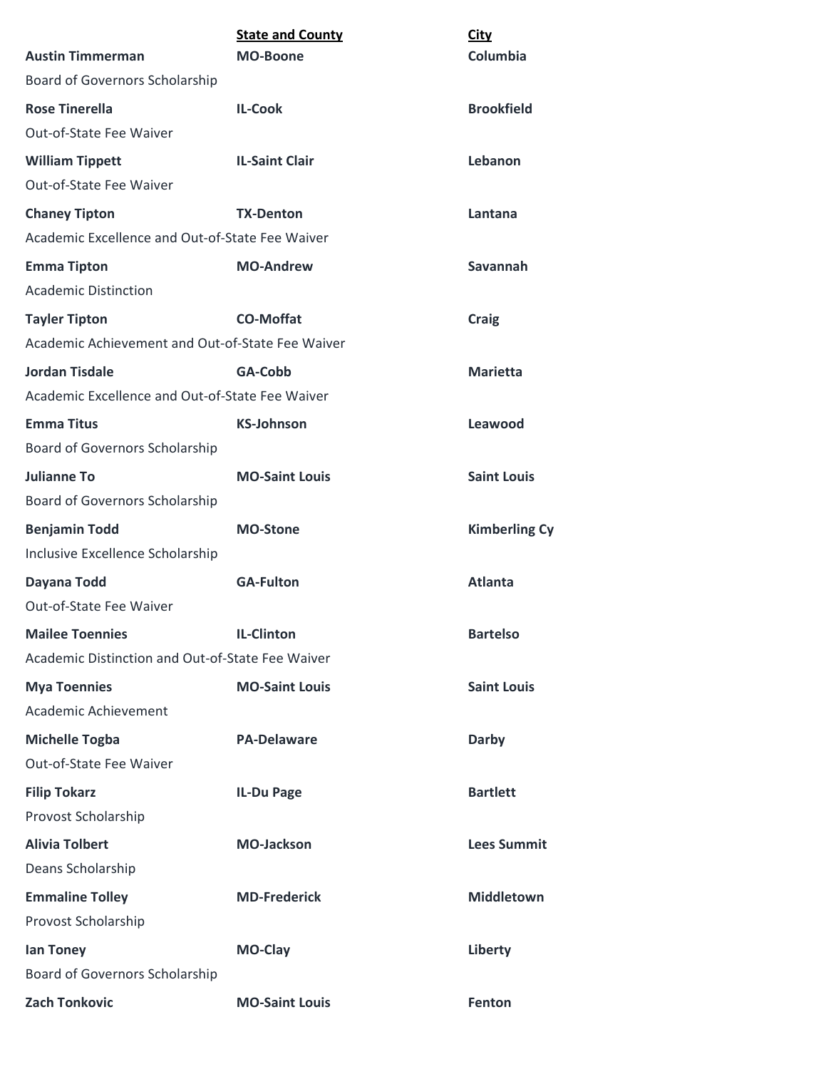| | State and County | City |
|---|---|---|
| **Austin Timmerman** | **MO-Boone** | **Columbia** |
| Board of Governors Scholarship | | |
| **Rose Tinerella** | **IL-Cook** | **Brookfield** |
| Out-of-State Fee Waiver | | |
| **William Tippett** | **IL-Saint Clair** | **Lebanon** |
| Out-of-State Fee Waiver | | |
| **Chaney Tipton** | **TX-Denton** | **Lantana** |
| Academic Excellence and Out-of-State Fee Waiver | | |
| **Emma Tipton** | **MO-Andrew** | **Savannah** |
| Academic Distinction | | |
| **Tayler Tipton** | **CO-Moffat** | **Craig** |
| Academic Achievement and Out-of-State Fee Waiver | | |
| **Jordan Tisdale** | **GA-Cobb** | **Marietta** |
| Academic Excellence and Out-of-State Fee Waiver | | |
| **Emma Titus** | **KS-Johnson** | **Leawood** |
| Board of Governors Scholarship | | |
| **Julianne To** | **MO-Saint Louis** | **Saint Louis** |
| Board of Governors Scholarship | | |
| **Benjamin Todd** | **MO-Stone** | **Kimberling Cy** |
| Inclusive Excellence Scholarship | | |
| **Dayana Todd** | **GA-Fulton** | **Atlanta** |
| Out-of-State Fee Waiver | | |
| **Mailee Toennies** | **IL-Clinton** | **Bartelso** |
| Academic Distinction and Out-of-State Fee Waiver | | |
| **Mya Toennies** | **MO-Saint Louis** | **Saint Louis** |
| Academic Achievement | | |
| **Michelle Togba** | **PA-Delaware** | **Darby** |
| Out-of-State Fee Waiver | | |
| **Filip Tokarz** | **IL-Du Page** | **Bartlett** |
| Provost Scholarship | | |
| **Alivia Tolbert** | **MO-Jackson** | **Lees Summit** |
| Deans Scholarship | | |
| **Emmaline Tolley** | **MD-Frederick** | **Middletown** |
| Provost Scholarship | | |
| **Ian Toney** | **MO-Clay** | **Liberty** |
| Board of Governors Scholarship | | |
| **Zach Tonkovic** | **MO-Saint Louis** | **Fenton** |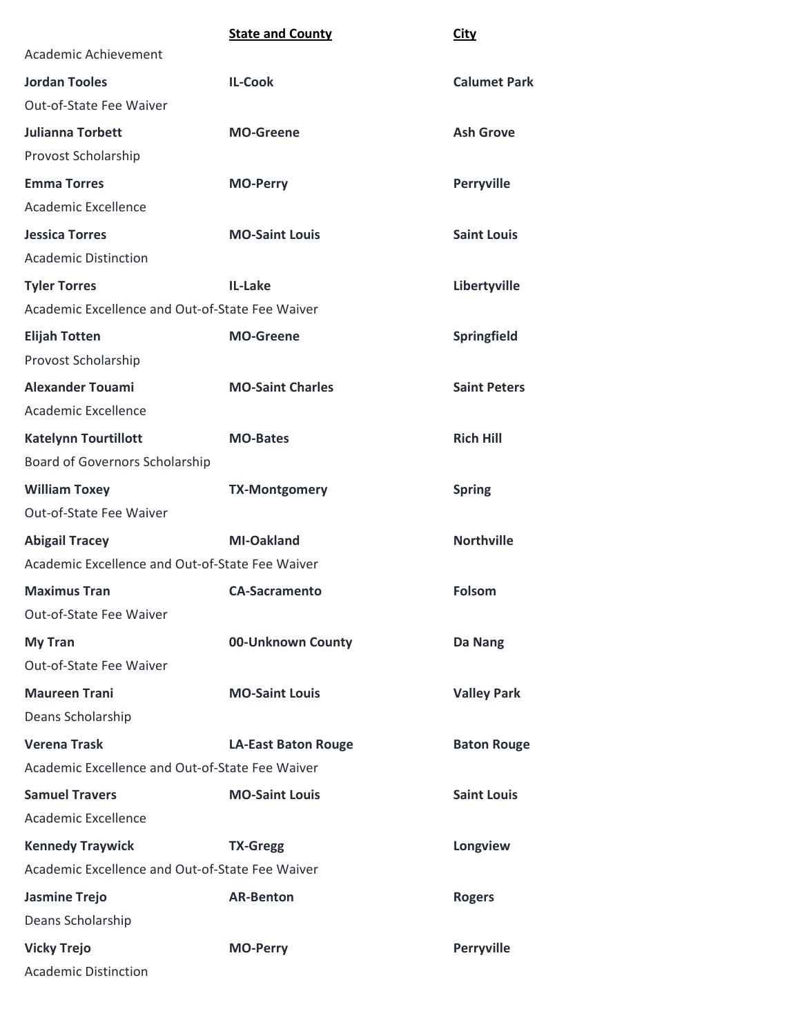| | **State and County** | **City** |
|---|---|---|
| Academic Achievement | | |
| **Jordan Tooles** | **IL-Cook** | **Calumet Park** |
| Out-of-State Fee Waiver | | |
| **Julianna Torbett** | **MO-Greene** | **Ash Grove** |
| Provost Scholarship | | |
| **Emma Torres** | **MO-Perry** | **Perryville** |
| Academic Excellence | | |
| **Jessica Torres** | **MO-Saint Louis** | **Saint Louis** |
| Academic Distinction | | |
| **Tyler Torres** | **IL-Lake** | **Libertyville** |
| Academic Excellence and Out-of-State Fee Waiver | | |
| **Elijah Totten** | **MO-Greene** | **Springfield** |
| Provost Scholarship | | |
| **Alexander Touami** | **MO-Saint Charles** | **Saint Peters** |
| Academic Excellence | | |
| **Katelynn Tourtillott** | **MO-Bates** | **Rich Hill** |
| Board of Governors Scholarship | | |
| **William Toxey** | **TX-Montgomery** | **Spring** |
| Out-of-State Fee Waiver | | |
| **Abigail Tracey** | **MI-Oakland** | **Northville** |
| Academic Excellence and Out-of-State Fee Waiver | | |
| **Maximus Tran** | **CA-Sacramento** | **Folsom** |
| Out-of-State Fee Waiver | | |
| **My Tran** | **00-Unknown County** | **Da Nang** |
| Out-of-State Fee Waiver | | |
| **Maureen Trani** | **MO-Saint Louis** | **Valley Park** |
| Deans Scholarship | | |
| **Verena Trask** | **LA-East Baton Rouge** | **Baton Rouge** |
| Academic Excellence and Out-of-State Fee Waiver | | |
| **Samuel Travers** | **MO-Saint Louis** | **Saint Louis** |
| Academic Excellence | | |
| **Kennedy Traywick** | **TX-Gregg** | **Longview** |
| Academic Excellence and Out-of-State Fee Waiver | | |
| **Jasmine Trejo** | **AR-Benton** | **Rogers** |
| Deans Scholarship | | |
| **Vicky Trejo** | **MO-Perry** | **Perryville** |
| Academic Distinction | | |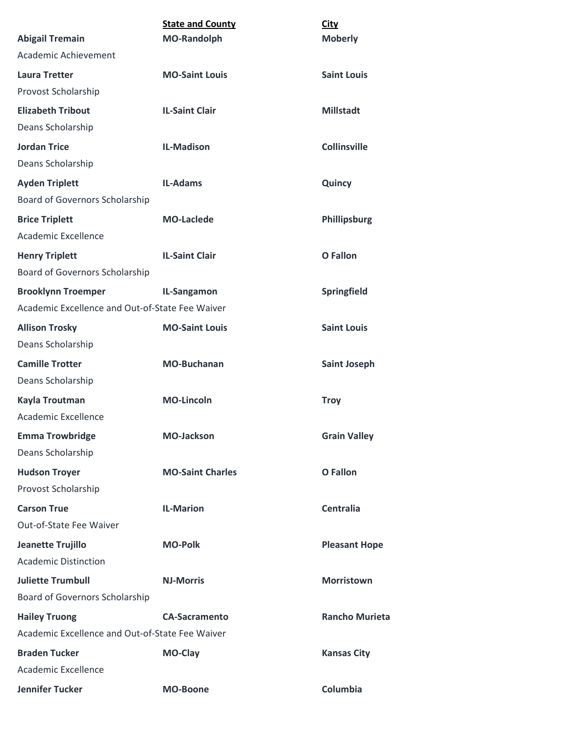| | State and County | City |
|---|---|---|
| **Abigail Tremain** | **MO-Randolph** | **Moberly** |
| Academic Achievement | | |
| **Laura Tretter** | **MO-Saint Louis** | **Saint Louis** |
| Provost Scholarship | | |
| **Elizabeth Tribout** | **IL-Saint Clair** | **Millstadt** |
| Deans Scholarship | | |
| **Jordan Trice** | **IL-Madison** | **Collinsville** |
| Deans Scholarship | | |
| **Ayden Triplett** | **IL-Adams** | **Quincy** |
| Board of Governors Scholarship | | |
| **Brice Triplett** | **MO-Laclede** | **Phillipsburg** |
| Academic Excellence | | |
| **Henry Triplett** | **IL-Saint Clair** | **O Fallon** |
| Board of Governors Scholarship | | |
| **Brooklynn Troemper** | **IL-Sangamon** | **Springfield** |
| Academic Excellence and Out-of-State Fee Waiver | | |
| **Allison Trosky** | **MO-Saint Louis** | **Saint Louis** |
| Deans Scholarship | | |
| **Camille Trotter** | **MO-Buchanan** | **Saint Joseph** |
| Deans Scholarship | | |
| **Kayla Troutman** | **MO-Lincoln** | **Troy** |
| Academic Excellence | | |
| **Emma Trowbridge** | **MO-Jackson** | **Grain Valley** |
| Deans Scholarship | | |
| **Hudson Troyer** | **MO-Saint Charles** | **O Fallon** |
| Provost Scholarship | | |
| **Carson True** | **IL-Marion** | **Centralia** |
| Out-of-State Fee Waiver | | |
| **Jeanette Trujillo** | **MO-Polk** | **Pleasant Hope** |
| Academic Distinction | | |
| **Juliette Trumbull** | **NJ-Morris** | **Morristown** |
| Board of Governors Scholarship | | |
| **Hailey Truong** | **CA-Sacramento** | **Rancho Murieta** |
| Academic Excellence and Out-of-State Fee Waiver | | |
| **Braden Tucker** | **MO-Clay** | **Kansas City** |
| Academic Excellence | | |
| **Jennifer Tucker** | **MO-Boone** | **Columbia** |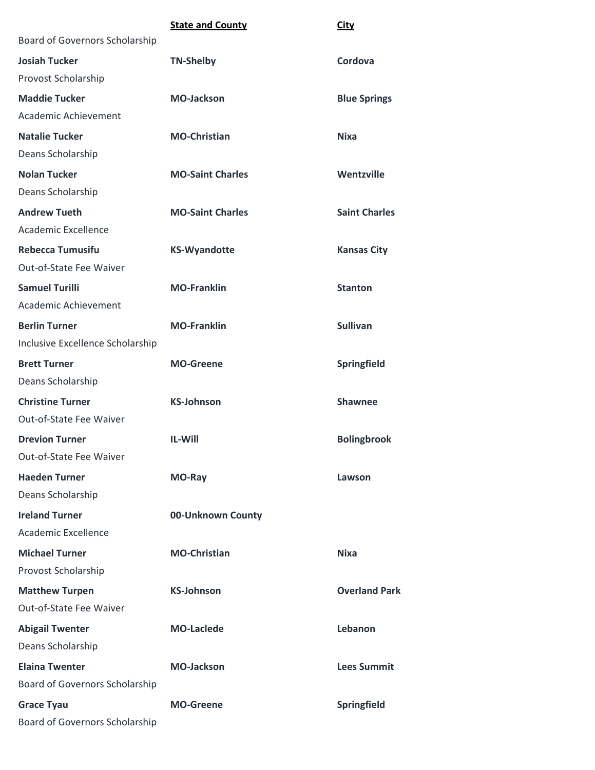| | State and County | City |
|---|---|---|
| Board of Governors Scholarship | | |
| **Josiah Tucker** | **TN-Shelby** | **Cordova** |
| Provost Scholarship | | |
| **Maddie Tucker** | **MO-Jackson** | **Blue Springs** |
| Academic Achievement | | |
| **Natalie Tucker** | **MO-Christian** | **Nixa** |
| Deans Scholarship | | |
| **Nolan Tucker** | **MO-Saint Charles** | **Wentzville** |
| Deans Scholarship | | |
| **Andrew Tueth** | **MO-Saint Charles** | **Saint Charles** |
| Academic Excellence | | |
| **Rebecca Tumusifu** | **KS-Wyandotte** | **Kansas City** |
| Out-of-State Fee Waiver | | |
| **Samuel Turilli** | **MO-Franklin** | **Stanton** |
| Academic Achievement | | |
| **Berlin Turner** | **MO-Franklin** | **Sullivan** |
| Inclusive Excellence Scholarship | | |
| **Brett Turner** | **MO-Greene** | **Springfield** |
| Deans Scholarship | | |
| **Christine Turner** | **KS-Johnson** | **Shawnee** |
| Out-of-State Fee Waiver | | |
| **Drevion Turner** | **IL-Will** | **Bolingbrook** |
| Out-of-State Fee Waiver | | |
| **Haeden Turner** | **MO-Ray** | **Lawson** |
| Deans Scholarship | | |
| **Ireland Turner** | **00-Unknown County** | |
| Academic Excellence | | |
| **Michael Turner** | **MO-Christian** | **Nixa** |
| Provost Scholarship | | |
| **Matthew Turpen** | **KS-Johnson** | **Overland Park** |
| Out-of-State Fee Waiver | | |
| **Abigail Twenter** | **MO-Laclede** | **Lebanon** |
| Deans Scholarship | | |
| **Elaina Twenter** | **MO-Jackson** | **Lees Summit** |
| Board of Governors Scholarship | | |
| **Grace Tyau** | **MO-Greene** | **Springfield** |
| Board of Governors Scholarship | | |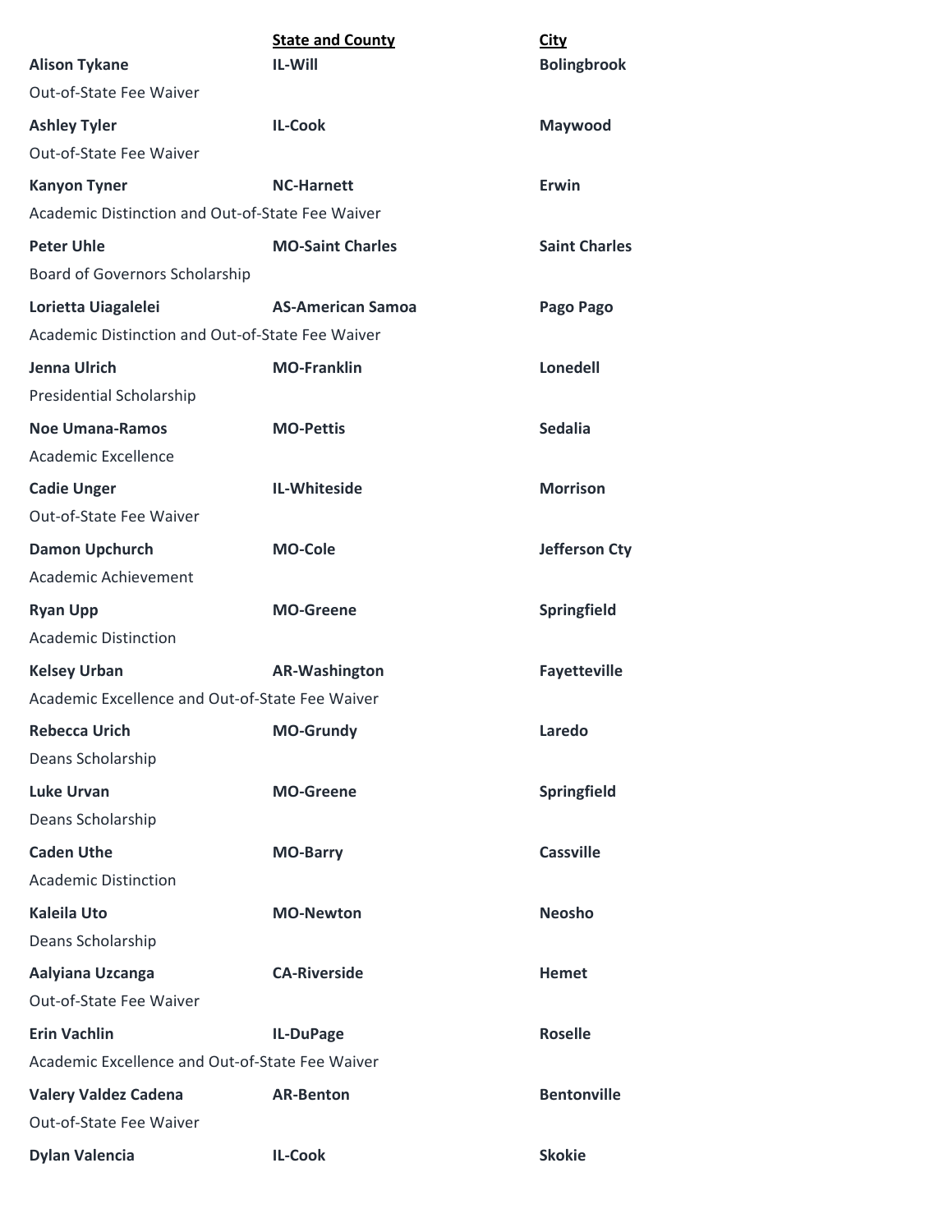| | State and County | City |
|---|---|---|
| **Alison Tykane** | **IL-Will** | **Bolingbrook** |
| Out-of-State Fee Waiver | | |
| **Ashley Tyler** | **IL-Cook** | **Maywood** |
| Out-of-State Fee Waiver | | |
| **Kanyon Tyner** | **NC-Harnett** | **Erwin** |
| Academic Distinction and Out-of-State Fee Waiver | | |
| **Peter Uhle** | **MO-Saint Charles** | **Saint Charles** |
| Board of Governors Scholarship | | |
| **Lorietta Uiagalelei** | **AS-American Samoa** | **Pago Pago** |
| Academic Distinction and Out-of-State Fee Waiver | | |
| **Jenna Ulrich** | **MO-Franklin** | **Lonedell** |
| Presidential Scholarship | | |
| **Noe Umana-Ramos** | **MO-Pettis** | **Sedalia** |
| Academic Excellence | | |
| **Cadie Unger** | **IL-Whiteside** | **Morrison** |
| Out-of-State Fee Waiver | | |
| **Damon Upchurch** | **MO-Cole** | **Jefferson Cty** |
| Academic Achievement | | |
| **Ryan Upp** | **MO-Greene** | **Springfield** |
| Academic Distinction | | |
| **Kelsey Urban** | **AR-Washington** | **Fayetteville** |
| Academic Excellence and Out-of-State Fee Waiver | | |
| **Rebecca Urich** | **MO-Grundy** | **Laredo** |
| Deans Scholarship | | |
| **Luke Urvan** | **MO-Greene** | **Springfield** |
| Deans Scholarship | | |
| **Caden Uthe** | **MO-Barry** | **Cassville** |
| Academic Distinction | | |
| **Kaleila Uto** | **MO-Newton** | **Neosho** |
| Deans Scholarship | | |
| **Aalyiana Uzcanga** | **CA-Riverside** | **Hemet** |
| Out-of-State Fee Waiver | | |
| **Erin Vachlin** | **IL-DuPage** | **Roselle** |
| Academic Excellence and Out-of-State Fee Waiver | | |
| **Valery Valdez Cadena** | **AR-Benton** | **Bentonville** |
| Out-of-State Fee Waiver | | |
| **Dylan Valencia** | **IL-Cook** | **Skokie** |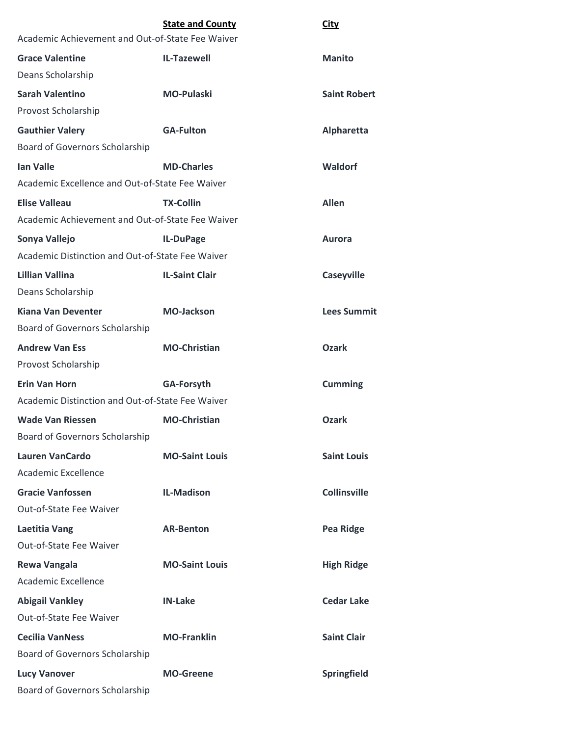| | **State and County** | **City** |
|---|---|---|
| Academic Achievement and Out-of-State Fee Waiver | | |
| **Grace Valentine** | **IL-Tazewell** | **Manito** |
| Deans Scholarship | | |
| **Sarah Valentino** | **MO-Pulaski** | **Saint Robert** |
| Provost Scholarship | | |
| **Gauthier Valery** | **GA-Fulton** | **Alpharetta** |
| Board of Governors Scholarship | | |
| **Ian Valle** | **MD-Charles** | **Waldorf** |
| Academic Excellence and Out-of-State Fee Waiver | | |
| **Elise Valleau** | **TX-Collin** | **Allen** |
| Academic Achievement and Out-of-State Fee Waiver | | |
| **Sonya Vallejo** | **IL-DuPage** | **Aurora** |
| Academic Distinction and Out-of-State Fee Waiver | | |
| **Lillian Vallina** | **IL-Saint Clair** | **Caseyville** |
| Deans Scholarship | | |
| **Kiana Van Deventer** | **MO-Jackson** | **Lees Summit** |
| Board of Governors Scholarship | | |
| **Andrew Van Ess** | **MO-Christian** | **Ozark** |
| Provost Scholarship | | |
| **Erin Van Horn** | **GA-Forsyth** | **Cumming** |
| Academic Distinction and Out-of-State Fee Waiver | | |
| **Wade Van Riessen** | **MO-Christian** | **Ozark** |
| Board of Governors Scholarship | | |
| **Lauren VanCardo** | **MO-Saint Louis** | **Saint Louis** |
| Academic Excellence | | |
| **Gracie Vanfossen** | **IL-Madison** | **Collinsville** |
| Out-of-State Fee Waiver | | |
| **Laetitia Vang** | **AR-Benton** | **Pea Ridge** |
| Out-of-State Fee Waiver | | |
| **Rewa Vangala** | **MO-Saint Louis** | **High Ridge** |
| Academic Excellence | | |
| **Abigail Vankley** | **IN-Lake** | **Cedar Lake** |
| Out-of-State Fee Waiver | | |
| **Cecilia VanNess** | **MO-Franklin** | **Saint Clair** |
| Board of Governors Scholarship | | |
| **Lucy Vanover** | **MO-Greene** | **Springfield** |
| Board of Governors Scholarship | | |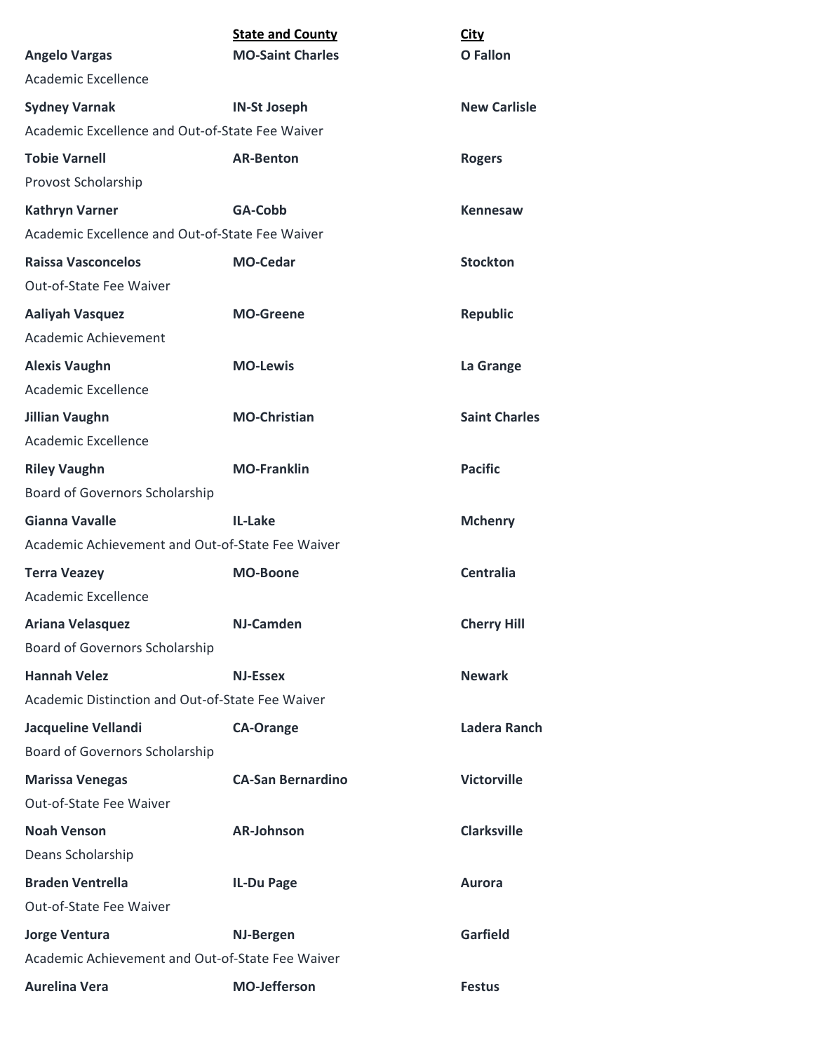| | State and County | City |
|---|---|---|
| **Angelo Vargas** | **MO-Saint Charles** | **O Fallon** |
| Academic Excellence | | |
| **Sydney Varnak** | **IN-St Joseph** | **New Carlisle** |
| Academic Excellence and Out-of-State Fee Waiver | | |
| **Tobie Varnell** | **AR-Benton** | **Rogers** |
| Provost Scholarship | | |
| **Kathryn Varner** | **GA-Cobb** | **Kennesaw** |
| Academic Excellence and Out-of-State Fee Waiver | | |
| **Raissa Vasconcelos** | **MO-Cedar** | **Stockton** |
| Out-of-State Fee Waiver | | |
| **Aaliyah Vasquez** | **MO-Greene** | **Republic** |
| Academic Achievement | | |
| **Alexis Vaughn** | **MO-Lewis** | **La Grange** |
| Academic Excellence | | |
| **Jillian Vaughn** | **MO-Christian** | **Saint Charles** |
| Academic Excellence | | |
| **Riley Vaughn** | **MO-Franklin** | **Pacific** |
| Board of Governors Scholarship | | |
| **Gianna Vavalle** | **IL-Lake** | **Mchenry** |
| Academic Achievement and Out-of-State Fee Waiver | | |
| **Terra Veazey** | **MO-Boone** | **Centralia** |
| Academic Excellence | | |
| **Ariana Velasquez** | **NJ-Camden** | **Cherry Hill** |
| Board of Governors Scholarship | | |
| **Hannah Velez** | **NJ-Essex** | **Newark** |
| Academic Distinction and Out-of-State Fee Waiver | | |
| **Jacqueline Vellandi** | **CA-Orange** | **Ladera Ranch** |
| Board of Governors Scholarship | | |
| **Marissa Venegas** | **CA-San Bernardino** | **Victorville** |
| Out-of-State Fee Waiver | | |
| **Noah Venson** | **AR-Johnson** | **Clarksville** |
| Deans Scholarship | | |
| **Braden Ventrella** | **IL-Du Page** | **Aurora** |
| Out-of-State Fee Waiver | | |
| **Jorge Ventura** | **NJ-Bergen** | **Garfield** |
| Academic Achievement and Out-of-State Fee Waiver | | |
| **Aurelina Vera** | **MO-Jefferson** | **Festus** |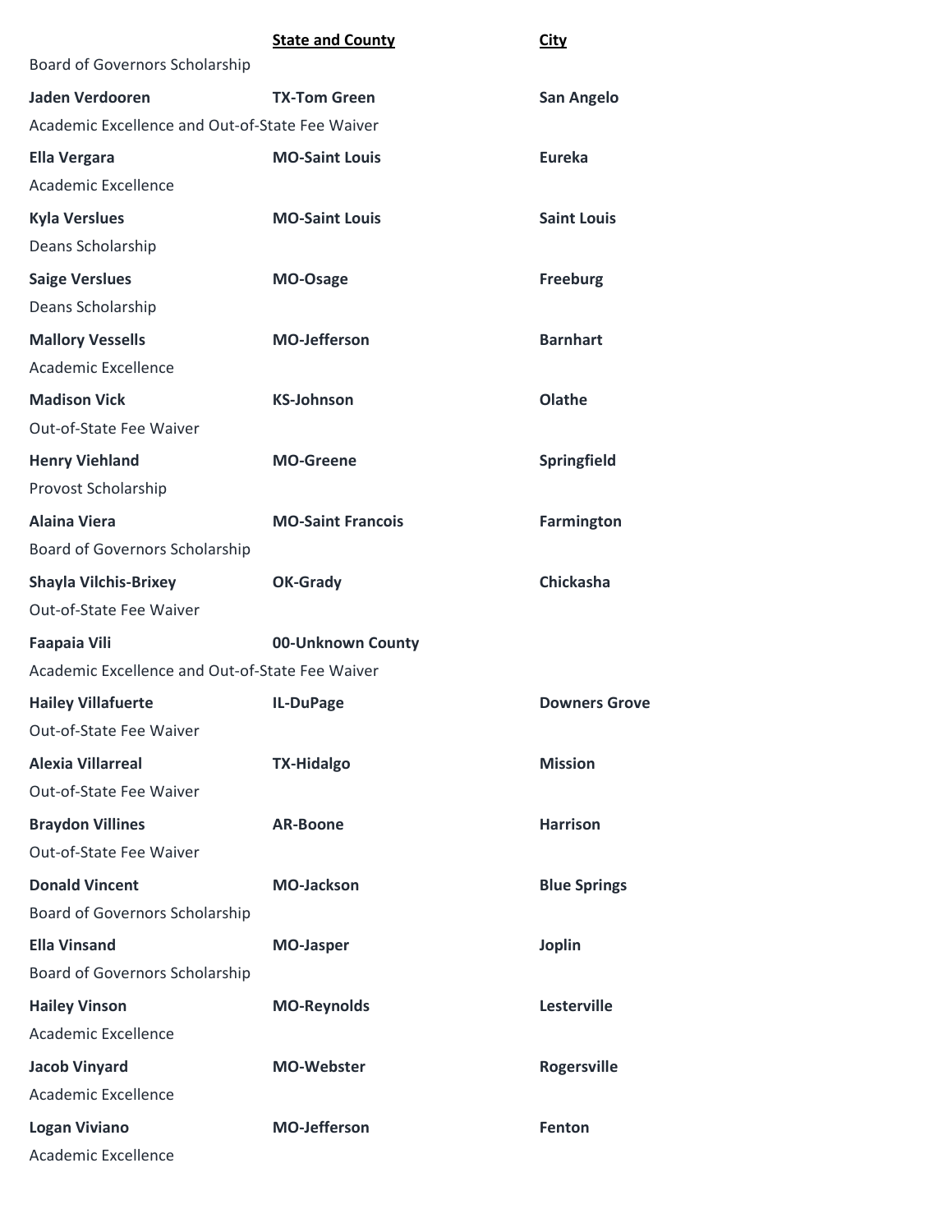| | **State and County** | **City** |
|---|---|---|
| Board of Governors Scholarship | | |
| **Jaden Verdooren** | **TX-Tom Green** | **San Angelo** |
| Academic Excellence and Out-of-State Fee Waiver | | |
| **Ella Vergara** | **MO-Saint Louis** | **Eureka** |
| Academic Excellence | | |
| **Kyla Verslues** | **MO-Saint Louis** | **Saint Louis** |
| Deans Scholarship | | |
| **Saige Verslues** | **MO-Osage** | **Freeburg** |
| Deans Scholarship | | |
| **Mallory Vessells** | **MO-Jefferson** | **Barnhart** |
| Academic Excellence | | |
| **Madison Vick** | **KS-Johnson** | **Olathe** |
| Out-of-State Fee Waiver | | |
| **Henry Viehland** | **MO-Greene** | **Springfield** |
| Provost Scholarship | | |
| **Alaina Viera** | **MO-Saint Francois** | **Farmington** |
| Board of Governors Scholarship | | |
| **Shayla Vilchis-Brixey** | **OK-Grady** | **Chickasha** |
| Out-of-State Fee Waiver | | |
| **Faapaia Vili** | **00-Unknown County** | |
| Academic Excellence and Out-of-State Fee Waiver | | |
| **Hailey Villafuerte** | **IL-DuPage** | **Downers Grove** |
| Out-of-State Fee Waiver | | |
| **Alexia Villarreal** | **TX-Hidalgo** | **Mission** |
| Out-of-State Fee Waiver | | |
| **Braydon Villines** | **AR-Boone** | **Harrison** |
| Out-of-State Fee Waiver | | |
| **Donald Vincent** | **MO-Jackson** | **Blue Springs** |
| Board of Governors Scholarship | | |
| **Ella Vinsand** | **MO-Jasper** | **Joplin** |
| Board of Governors Scholarship | | |
| **Hailey Vinson** | **MO-Reynolds** | **Lesterville** |
| Academic Excellence | | |
| **Jacob Vinyard** | **MO-Webster** | **Rogersville** |
| Academic Excellence | | |
| **Logan Viviano** | **MO-Jefferson** | **Fenton** |
| Academic Excellence | | |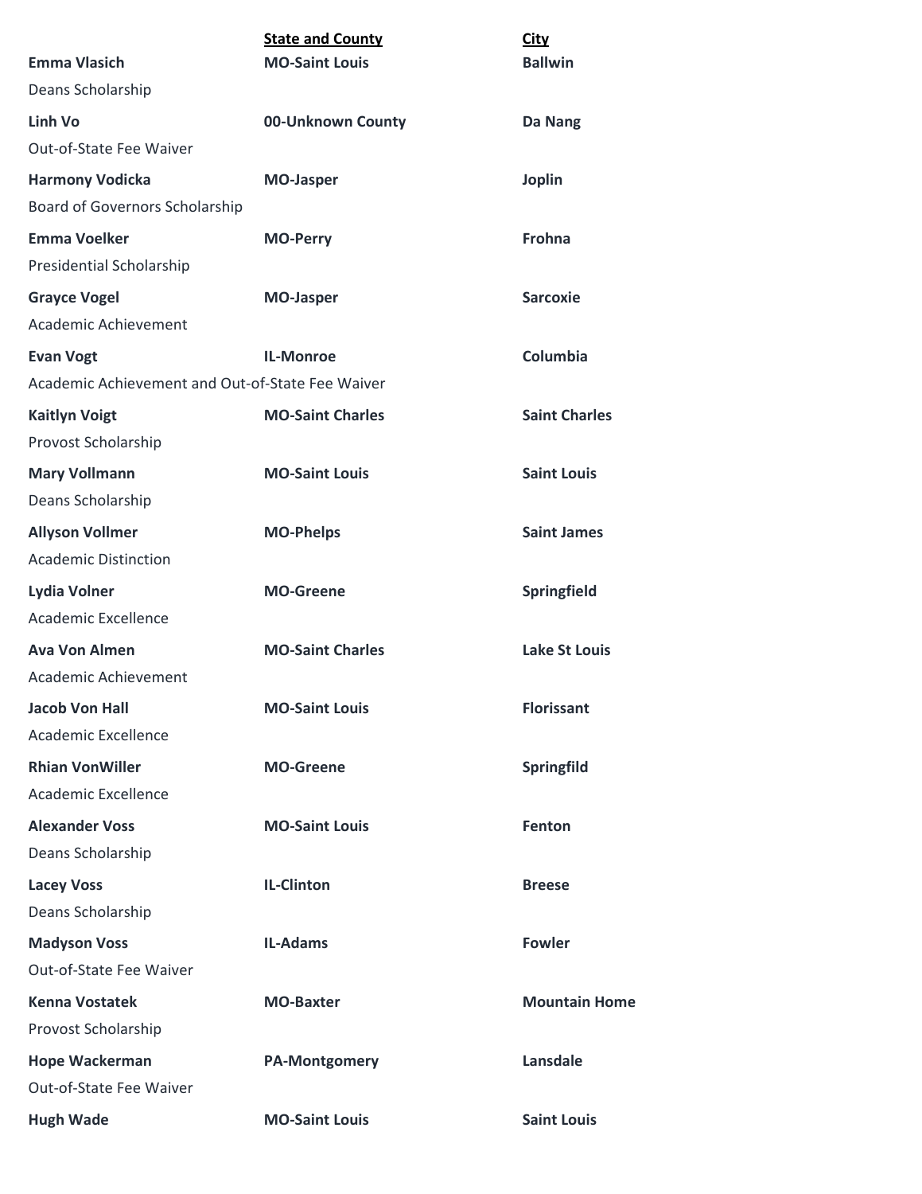| | State and County | City |
|---|---|---|
| **Emma Vlasich** | **MO-Saint Louis** | **Ballwin** |
| Deans Scholarship | | |
| **Linh Vo** | **00-Unknown County** | **Da Nang** |
| Out-of-State Fee Waiver | | |
| **Harmony Vodicka** | **MO-Jasper** | **Joplin** |
| Board of Governors Scholarship | | |
| **Emma Voelker** | **MO-Perry** | **Frohna** |
| Presidential Scholarship | | |
| **Grayce Vogel** | **MO-Jasper** | **Sarcoxie** |
| Academic Achievement | | |
| **Evan Vogt** | **IL-Monroe** | **Columbia** |
| Academic Achievement and Out-of-State Fee Waiver | | |
| **Kaitlyn Voigt** | **MO-Saint Charles** | **Saint Charles** |
| Provost Scholarship | | |
| **Mary Vollmann** | **MO-Saint Louis** | **Saint Louis** |
| Deans Scholarship | | |
| **Allyson Vollmer** | **MO-Phelps** | **Saint James** |
| Academic Distinction | | |
| **Lydia Volner** | **MO-Greene** | **Springfield** |
| Academic Excellence | | |
| **Ava Von Almen** | **MO-Saint Charles** | **Lake St Louis** |
| Academic Achievement | | |
| **Jacob Von Hall** | **MO-Saint Louis** | **Florissant** |
| Academic Excellence | | |
| **Rhian VonWiller** | **MO-Greene** | **Springfild** |
| Academic Excellence | | |
| **Alexander Voss** | **MO-Saint Louis** | **Fenton** |
| Deans Scholarship | | |
| **Lacey Voss** | **IL-Clinton** | **Breese** |
| Deans Scholarship | | |
| **Madyson Voss** | **IL-Adams** | **Fowler** |
| Out-of-State Fee Waiver | | |
| **Kenna Vostatek** | **MO-Baxter** | **Mountain Home** |
| Provost Scholarship | | |
| **Hope Wackerman** | **PA-Montgomery** | **Lansdale** |
| Out-of-State Fee Waiver | | |
| **Hugh Wade** | **MO-Saint Louis** | **Saint Louis** |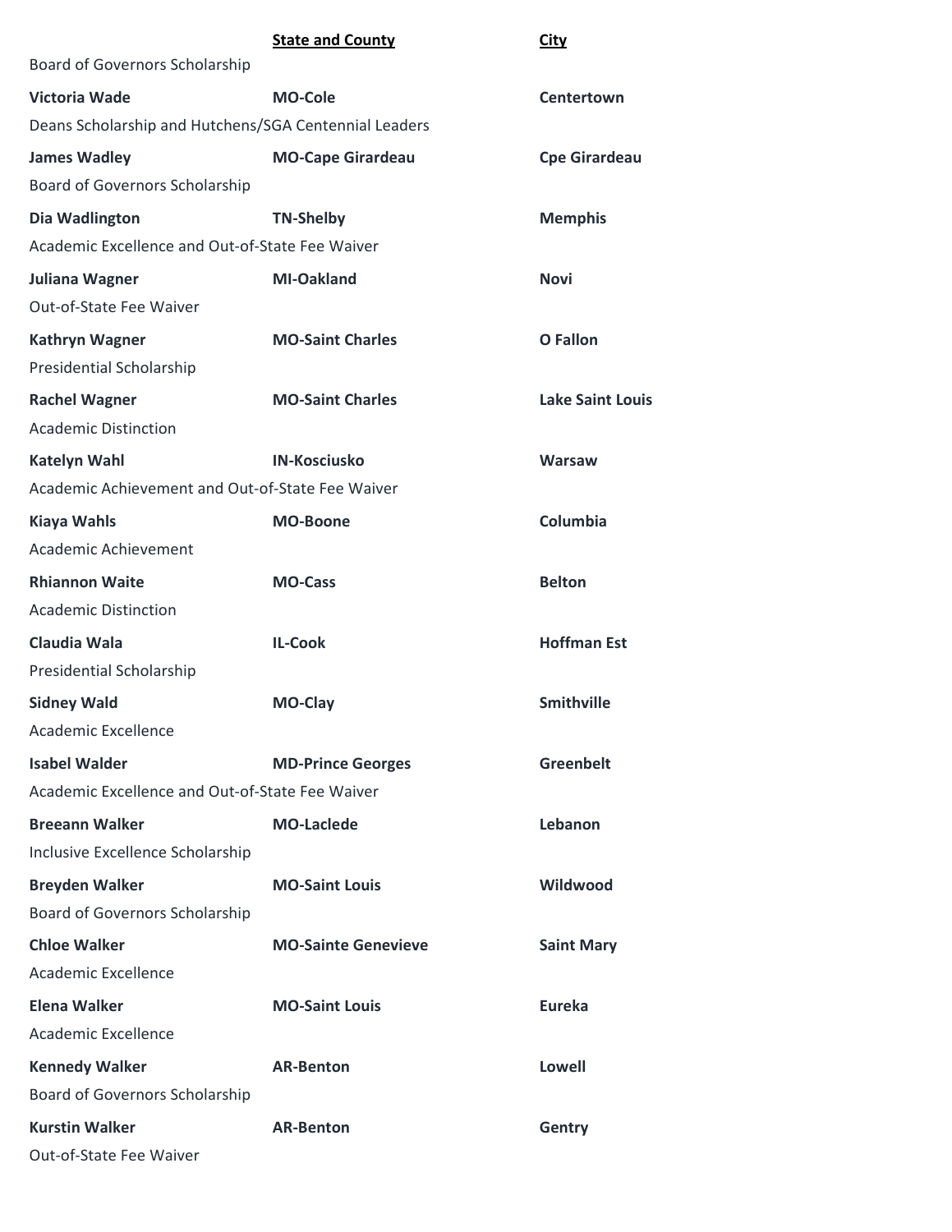| | State and County | City |
|---|---|---|
| Board of Governors Scholarship | | |
| **Victoria Wade** | **MO-Cole** | **Centertown** |
| Deans Scholarship and Hutchens/SGA Centennial Leaders | | |
| **James Wadley** | **MO-Cape Girardeau** | **Cpe Girardeau** |
| Board of Governors Scholarship | | |
| **Dia Wadlington** | **TN-Shelby** | **Memphis** |
| Academic Excellence and Out-of-State Fee Waiver | | |
| **Juliana Wagner** | **MI-Oakland** | **Novi** |
| Out-of-State Fee Waiver | | |
| **Kathryn Wagner** | **MO-Saint Charles** | **O Fallon** |
| Presidential Scholarship | | |
| **Rachel Wagner** | **MO-Saint Charles** | **Lake Saint Louis** |
| Academic Distinction | | |
| **Katelyn Wahl** | **IN-Kosciusko** | **Warsaw** |
| Academic Achievement and Out-of-State Fee Waiver | | |
| **Kiaya Wahls** | **MO-Boone** | **Columbia** |
| Academic Achievement | | |
| **Rhiannon Waite** | **MO-Cass** | **Belton** |
| Academic Distinction | | |
| **Claudia Wala** | **IL-Cook** | **Hoffman Est** |
| Presidential Scholarship | | |
| **Sidney Wald** | **MO-Clay** | **Smithville** |
| Academic Excellence | | |
| **Isabel Walder** | **MD-Prince Georges** | **Greenbelt** |
| Academic Excellence and Out-of-State Fee Waiver | | |
| **Breeann Walker** | **MO-Laclede** | **Lebanon** |
| Inclusive Excellence Scholarship | | |
| **Breyden Walker** | **MO-Saint Louis** | **Wildwood** |
| Board of Governors Scholarship | | |
| **Chloe Walker** | **MO-Sainte Genevieve** | **Saint Mary** |
| Academic Excellence | | |
| **Elena Walker** | **MO-Saint Louis** | **Eureka** |
| Academic Excellence | | |
| **Kennedy Walker** | **AR-Benton** | **Lowell** |
| Board of Governors Scholarship | | |
| **Kurstin Walker** | **AR-Benton** | **Gentry** |
| Out-of-State Fee Waiver | | |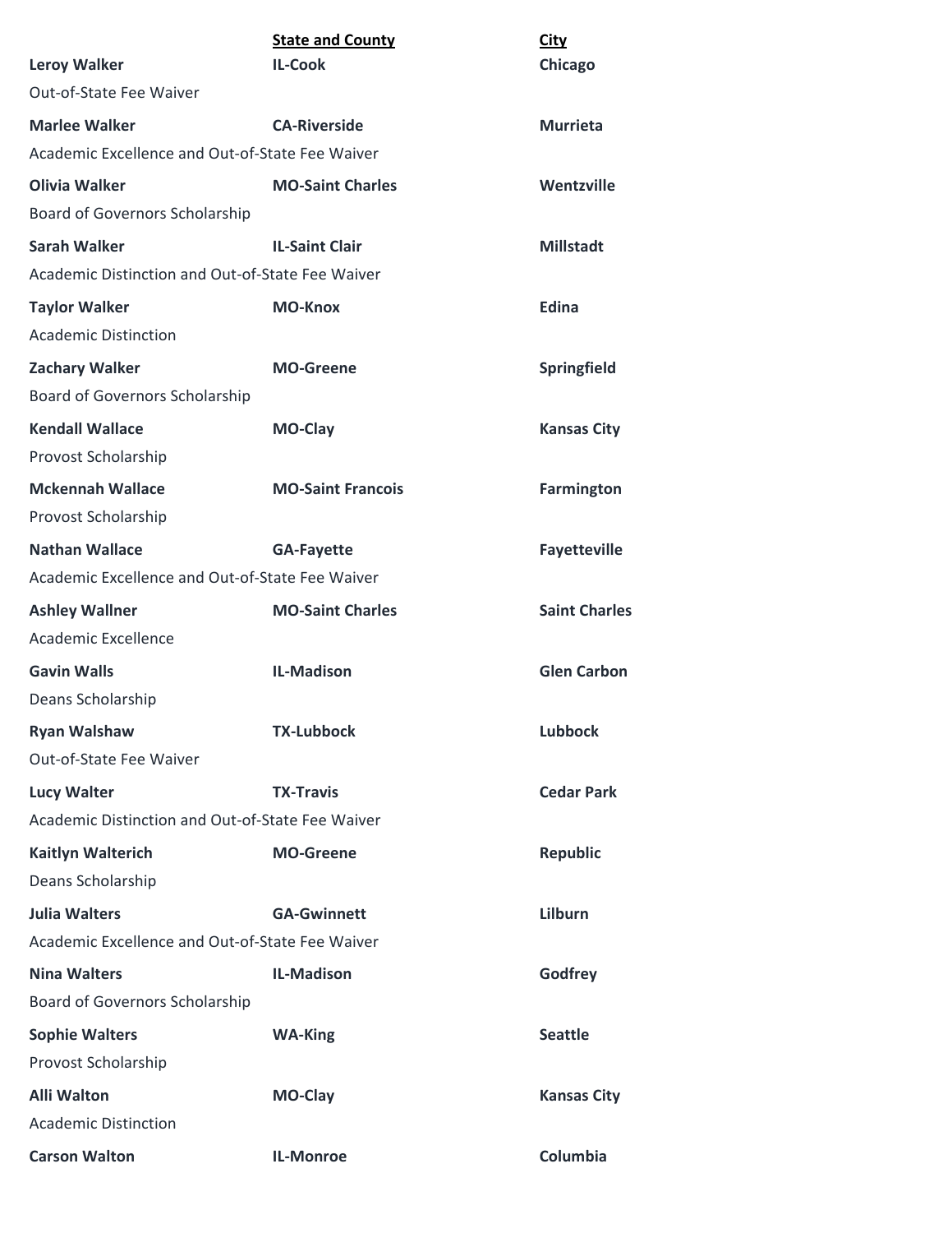| | State and County | City |
|---|---|---|
| **Leroy Walker** | **IL-Cook** | **Chicago** |
| Out-of-State Fee Waiver | | |
| **Marlee Walker** | **CA-Riverside** | **Murrieta** |
| Academic Excellence and Out-of-State Fee Waiver | | |
| **Olivia Walker** | **MO-Saint Charles** | **Wentzville** |
| Board of Governors Scholarship | | |
| **Sarah Walker** | **IL-Saint Clair** | **Millstadt** |
| Academic Distinction and Out-of-State Fee Waiver | | |
| **Taylor Walker** | **MO-Knox** | **Edina** |
| Academic Distinction | | |
| **Zachary Walker** | **MO-Greene** | **Springfield** |
| Board of Governors Scholarship | | |
| **Kendall Wallace** | **MO-Clay** | **Kansas City** |
| Provost Scholarship | | |
| **Mckennah Wallace** | **MO-Saint Francois** | **Farmington** |
| Provost Scholarship | | |
| **Nathan Wallace** | **GA-Fayette** | **Fayetteville** |
| Academic Excellence and Out-of-State Fee Waiver | | |
| **Ashley Wallner** | **MO-Saint Charles** | **Saint Charles** |
| Academic Excellence | | |
| **Gavin Walls** | **IL-Madison** | **Glen Carbon** |
| Deans Scholarship | | |
| **Ryan Walshaw** | **TX-Lubbock** | **Lubbock** |
| Out-of-State Fee Waiver | | |
| **Lucy Walter** | **TX-Travis** | **Cedar Park** |
| Academic Distinction and Out-of-State Fee Waiver | | |
| **Kaitlyn Walterich** | **MO-Greene** | **Republic** |
| Deans Scholarship | | |
| **Julia Walters** | **GA-Gwinnett** | **Lilburn** |
| Academic Excellence and Out-of-State Fee Waiver | | |
| **Nina Walters** | **IL-Madison** | **Godfrey** |
| Board of Governors Scholarship | | |
| **Sophie Walters** | **WA-King** | **Seattle** |
| Provost Scholarship | | |
| **Alli Walton** | **MO-Clay** | **Kansas City** |
| Academic Distinction | | |
| **Carson Walton** | **IL-Monroe** | **Columbia** |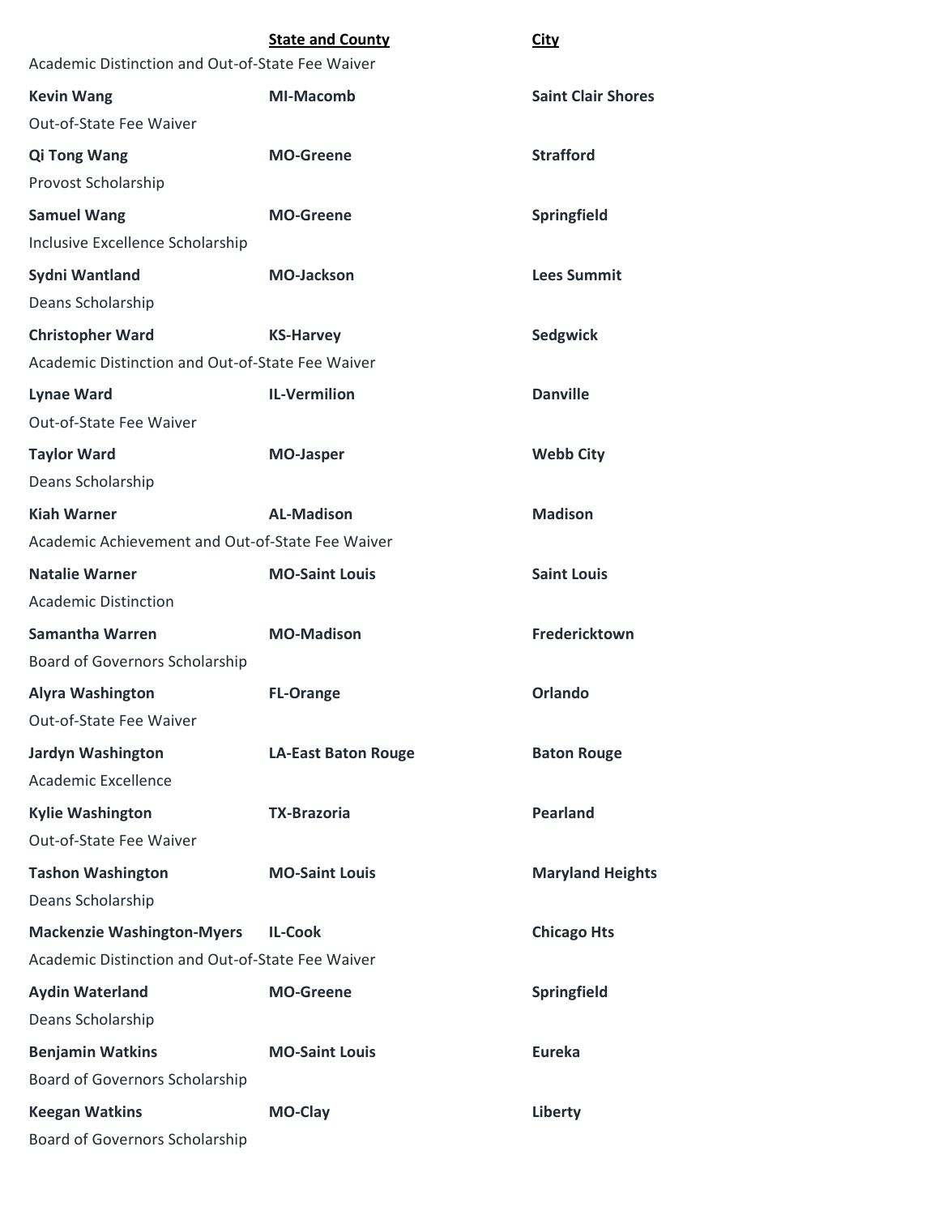| | State and County | City |
|---|---|---|
| Academic Distinction and Out-of-State Fee Waiver | | |
| **Kevin Wang** | **MI-Macomb** | **Saint Clair Shores** |
| Out-of-State Fee Waiver | | |
| **Qi Tong Wang** | **MO-Greene** | **Strafford** |
| Provost Scholarship | | |
| **Samuel Wang** | **MO-Greene** | **Springfield** |
| Inclusive Excellence Scholarship | | |
| **Sydni Wantland** | **MO-Jackson** | **Lees Summit** |
| Deans Scholarship | | |
| **Christopher Ward** | **KS-Harvey** | **Sedgwick** |
| Academic Distinction and Out-of-State Fee Waiver | | |
| **Lynae Ward** | **IL-Vermilion** | **Danville** |
| Out-of-State Fee Waiver | | |
| **Taylor Ward** | **MO-Jasper** | **Webb City** |
| Deans Scholarship | | |
| **Kiah Warner** | **AL-Madison** | **Madison** |
| Academic Achievement and Out-of-State Fee Waiver | | |
| **Natalie Warner** | **MO-Saint Louis** | **Saint Louis** |
| Academic Distinction | | |
| **Samantha Warren** | **MO-Madison** | **Fredericktown** |
| Board of Governors Scholarship | | |
| **Alyra Washington** | **FL-Orange** | **Orlando** |
| Out-of-State Fee Waiver | | |
| **Jardyn Washington** | **LA-East Baton Rouge** | **Baton Rouge** |
| Academic Excellence | | |
| **Kylie Washington** | **TX-Brazoria** | **Pearland** |
| Out-of-State Fee Waiver | | |
| **Tashon Washington** | **MO-Saint Louis** | **Maryland Heights** |
| Deans Scholarship | | |
| **Mackenzie Washington-Myers** | **IL-Cook** | **Chicago Hts** |
| Academic Distinction and Out-of-State Fee Waiver | | |
| **Aydin Waterland** | **MO-Greene** | **Springfield** |
| Deans Scholarship | | |
| **Benjamin Watkins** | **MO-Saint Louis** | **Eureka** |
| Board of Governors Scholarship | | |
| **Keegan Watkins** | **MO-Clay** | **Liberty** |
| Board of Governors Scholarship | | |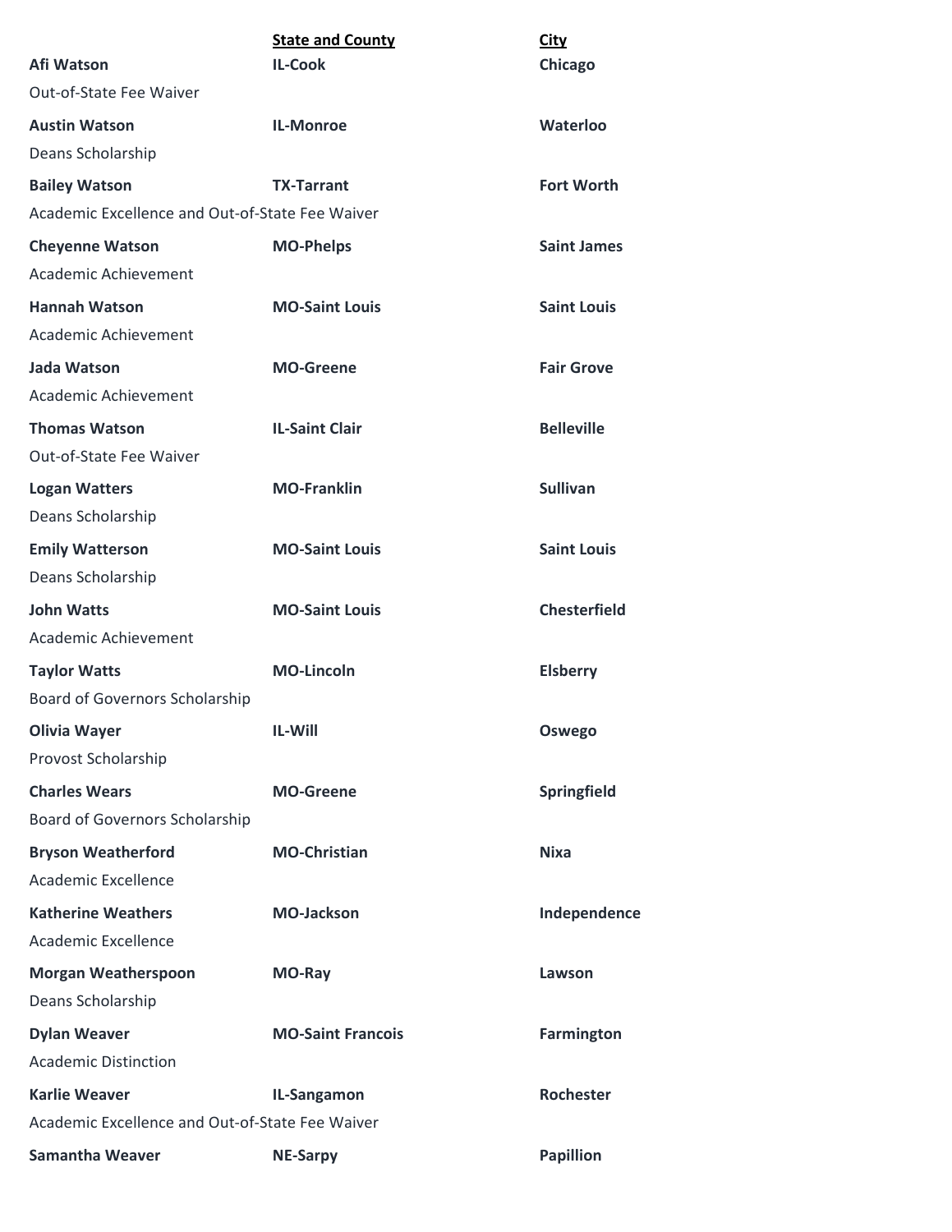| | State and County | City |
|---|---|---|
| **Afi Watson** | **IL-Cook** | **Chicago** |
| Out-of-State Fee Waiver | | |
| **Austin Watson** | **IL-Monroe** | **Waterloo** |
| Deans Scholarship | | |
| **Bailey Watson** | **TX-Tarrant** | **Fort Worth** |
| Academic Excellence and Out-of-State Fee Waiver | | |
| **Cheyenne Watson** | **MO-Phelps** | **Saint James** |
| Academic Achievement | | |
| **Hannah Watson** | **MO-Saint Louis** | **Saint Louis** |
| Academic Achievement | | |
| **Jada Watson** | **MO-Greene** | **Fair Grove** |
| Academic Achievement | | |
| **Thomas Watson** | **IL-Saint Clair** | **Belleville** |
| Out-of-State Fee Waiver | | |
| **Logan Watters** | **MO-Franklin** | **Sullivan** |
| Deans Scholarship | | |
| **Emily Watterson** | **MO-Saint Louis** | **Saint Louis** |
| Deans Scholarship | | |
| **John Watts** | **MO-Saint Louis** | **Chesterfield** |
| Academic Achievement | | |
| **Taylor Watts** | **MO-Lincoln** | **Elsberry** |
| Board of Governors Scholarship | | |
| **Olivia Wayer** | **IL-Will** | **Oswego** |
| Provost Scholarship | | |
| **Charles Wears** | **MO-Greene** | **Springfield** |
| Board of Governors Scholarship | | |
| **Bryson Weatherford** | **MO-Christian** | **Nixa** |
| Academic Excellence | | |
| **Katherine Weathers** | **MO-Jackson** | **Independence** |
| Academic Excellence | | |
| **Morgan Weatherspoon** | **MO-Ray** | **Lawson** |
| Deans Scholarship | | |
| **Dylan Weaver** | **MO-Saint Francois** | **Farmington** |
| Academic Distinction | | |
| **Karlie Weaver** | **IL-Sangamon** | **Rochester** |
| Academic Excellence and Out-of-State Fee Waiver | | |
| **Samantha Weaver** | **NE-Sarpy** | **Papillion** |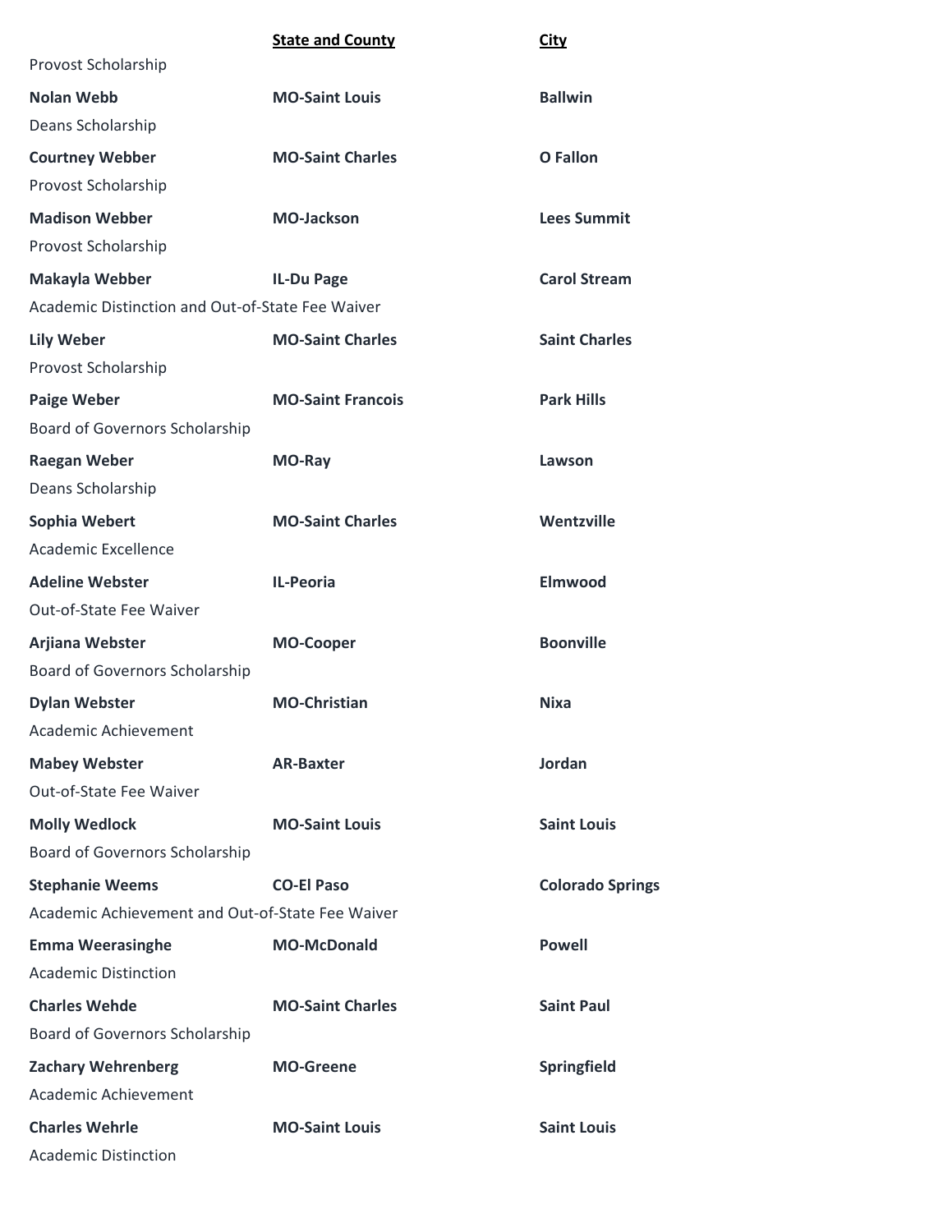| | State and County | City |
|---|---|---|
| Provost Scholarship | | |
| **Nolan Webb** | **MO-Saint Louis** | **Ballwin** |
| Deans Scholarship | | |
| **Courtney Webber** | **MO-Saint Charles** | **O Fallon** |
| Provost Scholarship | | |
| **Madison Webber** | **MO-Jackson** | **Lees Summit** |
| Provost Scholarship | | |
| **Makayla Webber** | **IL-Du Page** | **Carol Stream** |
| Academic Distinction and Out-of-State Fee Waiver | | |
| **Lily Weber** | **MO-Saint Charles** | **Saint Charles** |
| Provost Scholarship | | |
| **Paige Weber** | **MO-Saint Francois** | **Park Hills** |
| Board of Governors Scholarship | | |
| **Raegan Weber** | **MO-Ray** | **Lawson** |
| Deans Scholarship | | |
| **Sophia Webert** | **MO-Saint Charles** | **Wentzville** |
| Academic Excellence | | |
| **Adeline Webster** | **IL-Peoria** | **Elmwood** |
| Out-of-State Fee Waiver | | |
| **Arjiana Webster** | **MO-Cooper** | **Boonville** |
| Board of Governors Scholarship | | |
| **Dylan Webster** | **MO-Christian** | **Nixa** |
| Academic Achievement | | |
| **Mabey Webster** | **AR-Baxter** | **Jordan** |
| Out-of-State Fee Waiver | | |
| **Molly Wedlock** | **MO-Saint Louis** | **Saint Louis** |
| Board of Governors Scholarship | | |
| **Stephanie Weems** | **CO-El Paso** | **Colorado Springs** |
| Academic Achievement and Out-of-State Fee Waiver | | |
| **Emma Weerasinghe** | **MO-McDonald** | **Powell** |
| Academic Distinction | | |
| **Charles Wehde** | **MO-Saint Charles** | **Saint Paul** |
| Board of Governors Scholarship | | |
| **Zachary Wehrenberg** | **MO-Greene** | **Springfield** |
| Academic Achievement | | |
| **Charles Wehrle** | **MO-Saint Louis** | **Saint Louis** |
| Academic Distinction | | |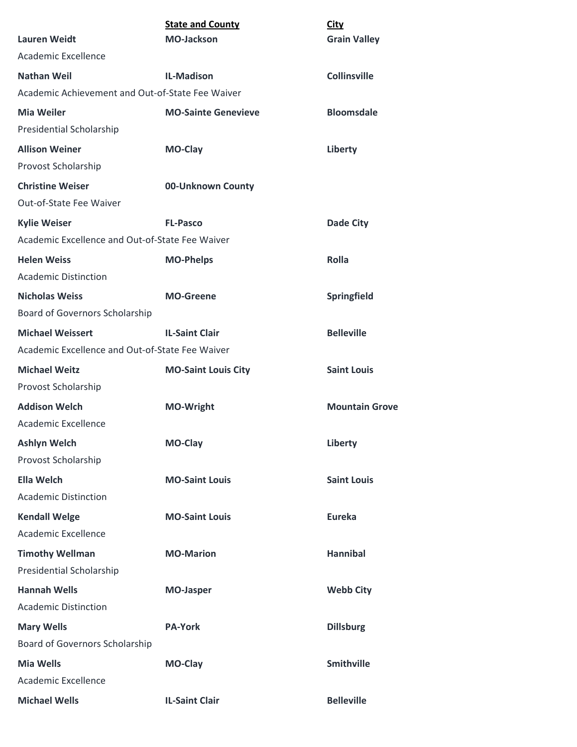| | **State and County** | **City** |
|---|---|---|
| **Lauren Weidt** | **MO-Jackson** | **Grain Valley** |
| Academic Excellence | | |
| **Nathan Weil** | **IL-Madison** | **Collinsville** |
| Academic Achievement and Out-of-State Fee Waiver | | |
| **Mia Weiler** | **MO-Sainte Genevieve** | **Bloomsdale** |
| Presidential Scholarship | | |
| **Allison Weiner** | **MO-Clay** | **Liberty** |
| Provost Scholarship | | |
| **Christine Weiser** | **00-Unknown County** | |
| Out-of-State Fee Waiver | | |
| **Kylie Weiser** | **FL-Pasco** | **Dade City** |
| Academic Excellence and Out-of-State Fee Waiver | | |
| **Helen Weiss** | **MO-Phelps** | **Rolla** |
| Academic Distinction | | |
| **Nicholas Weiss** | **MO-Greene** | **Springfield** |
| Board of Governors Scholarship | | |
| **Michael Weissert** | **IL-Saint Clair** | **Belleville** |
| Academic Excellence and Out-of-State Fee Waiver | | |
| **Michael Weitz** | **MO-Saint Louis City** | **Saint Louis** |
| Provost Scholarship | | |
| **Addison Welch** | **MO-Wright** | **Mountain Grove** |
| Academic Excellence | | |
| **Ashlyn Welch** | **MO-Clay** | **Liberty** |
| Provost Scholarship | | |
| **Ella Welch** | **MO-Saint Louis** | **Saint Louis** |
| Academic Distinction | | |
| **Kendall Welge** | **MO-Saint Louis** | **Eureka** |
| Academic Excellence | | |
| **Timothy Wellman** | **MO-Marion** | **Hannibal** |
| Presidential Scholarship | | |
| **Hannah Wells** | **MO-Jasper** | **Webb City** |
| Academic Distinction | | |
| **Mary Wells** | **PA-York** | **Dillsburg** |
| Board of Governors Scholarship | | |
| **Mia Wells** | **MO-Clay** | **Smithville** |
| Academic Excellence | | |
| **Michael Wells** | **IL-Saint Clair** | **Belleville** |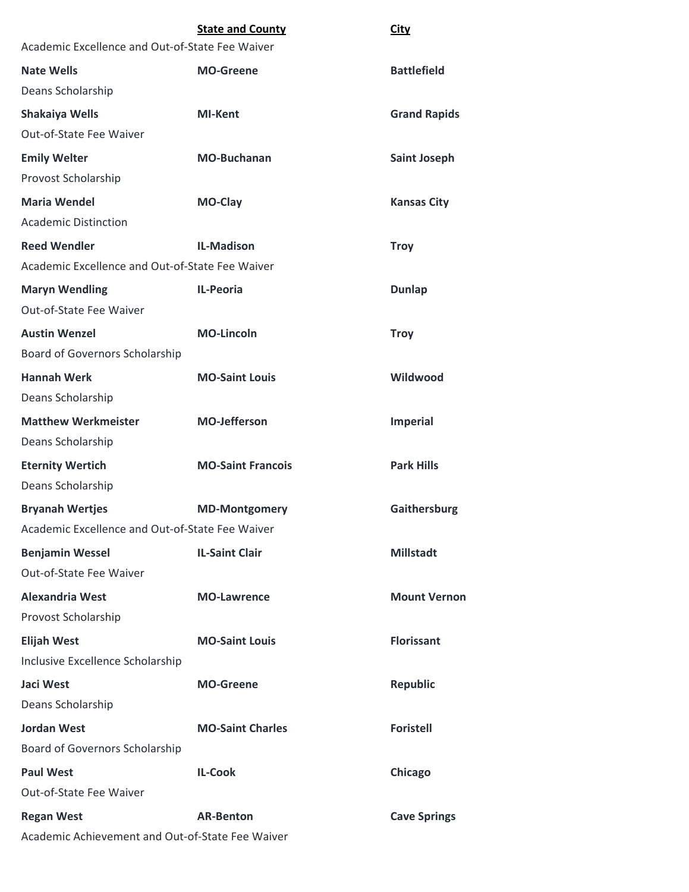| | State and County | City |
|---|---|---|
| Academic Excellence and Out-of-State Fee Waiver | | |
| **Nate Wells** | **MO-Greene** | **Battlefield** |
| Deans Scholarship | | |
| **Shakaiya Wells** | **MI-Kent** | **Grand Rapids** |
| Out-of-State Fee Waiver | | |
| **Emily Welter** | **MO-Buchanan** | **Saint Joseph** |
| Provost Scholarship | | |
| **Maria Wendel** | **MO-Clay** | **Kansas City** |
| Academic Distinction | | |
| **Reed Wendler** | **IL-Madison** | **Troy** |
| Academic Excellence and Out-of-State Fee Waiver | | |
| **Maryn Wendling** | **IL-Peoria** | **Dunlap** |
| Out-of-State Fee Waiver | | |
| **Austin Wenzel** | **MO-Lincoln** | **Troy** |
| Board of Governors Scholarship | | |
| **Hannah Werk** | **MO-Saint Louis** | **Wildwood** |
| Deans Scholarship | | |
| **Matthew Werkmeister** | **MO-Jefferson** | **Imperial** |
| Deans Scholarship | | |
| **Eternity Wertich** | **MO-Saint Francois** | **Park Hills** |
| Deans Scholarship | | |
| **Bryanah Wertjes** | **MD-Montgomery** | **Gaithersburg** |
| Academic Excellence and Out-of-State Fee Waiver | | |
| **Benjamin Wessel** | **IL-Saint Clair** | **Millstadt** |
| Out-of-State Fee Waiver | | |
| **Alexandria West** | **MO-Lawrence** | **Mount Vernon** |
| Provost Scholarship | | |
| **Elijah West** | **MO-Saint Louis** | **Florissant** |
| Inclusive Excellence Scholarship | | |
| **Jaci West** | **MO-Greene** | **Republic** |
| Deans Scholarship | | |
| **Jordan West** | **MO-Saint Charles** | **Foristell** |
| Board of Governors Scholarship | | |
| **Paul West** | **IL-Cook** | **Chicago** |
| Out-of-State Fee Waiver | | |
| **Regan West** | **AR-Benton** | **Cave Springs** |
| Academic Achievement and Out-of-State Fee Waiver | | |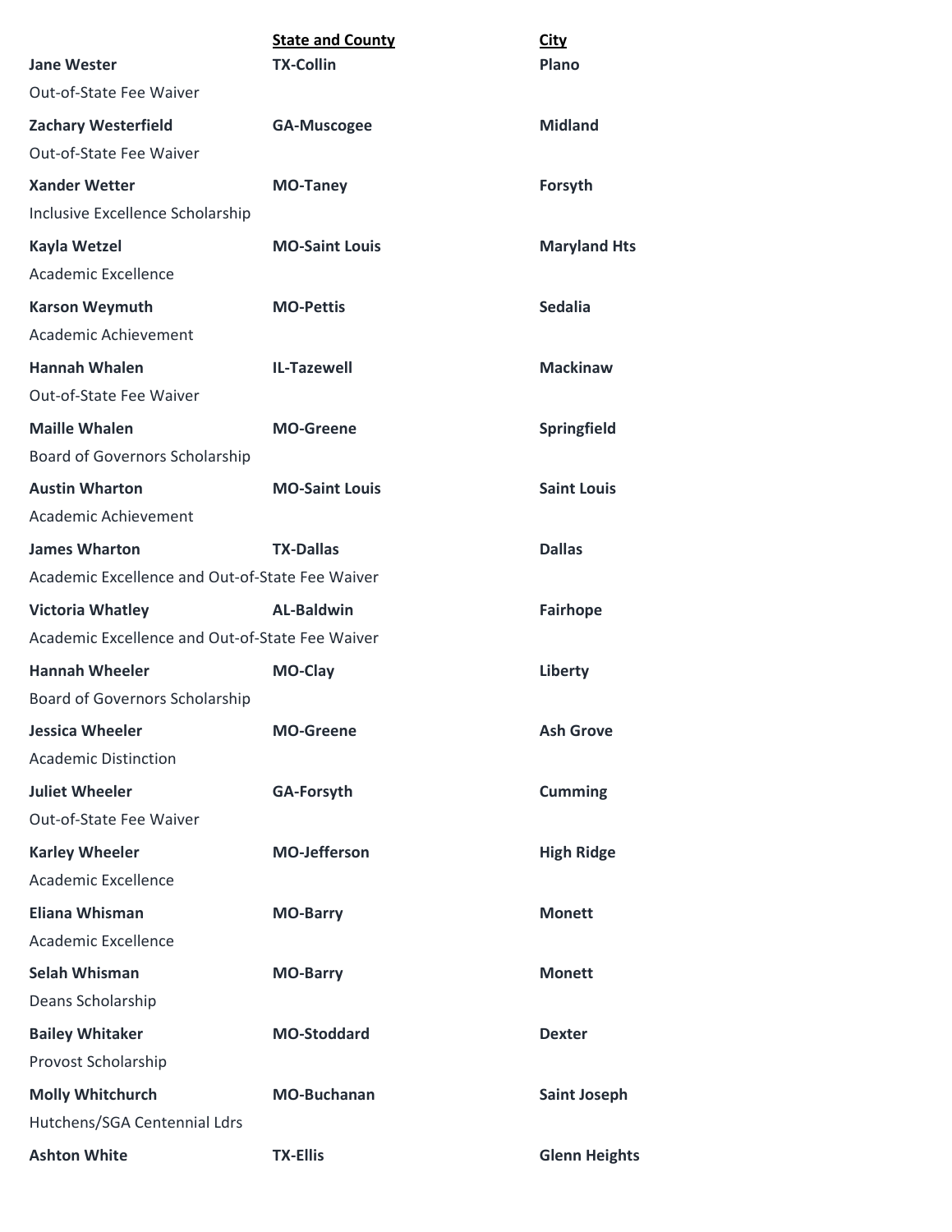| | State and County | City |
|---|---|---|
| **Jane Wester** | **TX-Collin** | **Plano** |
| Out-of-State Fee Waiver | | |
| **Zachary Westerfield** | **GA-Muscogee** | **Midland** |
| Out-of-State Fee Waiver | | |
| **Xander Wetter** | **MO-Taney** | **Forsyth** |
| Inclusive Excellence Scholarship | | |
| **Kayla Wetzel** | **MO-Saint Louis** | **Maryland Hts** |
| Academic Excellence | | |
| **Karson Weymuth** | **MO-Pettis** | **Sedalia** |
| Academic Achievement | | |
| **Hannah Whalen** | **IL-Tazewell** | **Mackinaw** |
| Out-of-State Fee Waiver | | |
| **Maille Whalen** | **MO-Greene** | **Springfield** |
| Board of Governors Scholarship | | |
| **Austin Wharton** | **MO-Saint Louis** | **Saint Louis** |
| Academic Achievement | | |
| **James Wharton** | **TX-Dallas** | **Dallas** |
| Academic Excellence and Out-of-State Fee Waiver | | |
| **Victoria Whatley** | **AL-Baldwin** | **Fairhope** |
| Academic Excellence and Out-of-State Fee Waiver | | |
| **Hannah Wheeler** | **MO-Clay** | **Liberty** |
| Board of Governors Scholarship | | |
| **Jessica Wheeler** | **MO-Greene** | **Ash Grove** |
| Academic Distinction | | |
| **Juliet Wheeler** | **GA-Forsyth** | **Cumming** |
| Out-of-State Fee Waiver | | |
| **Karley Wheeler** | **MO-Jefferson** | **High Ridge** |
| Academic Excellence | | |
| **Eliana Whisman** | **MO-Barry** | **Monett** |
| Academic Excellence | | |
| **Selah Whisman** | **MO-Barry** | **Monett** |
| Deans Scholarship | | |
| **Bailey Whitaker** | **MO-Stoddard** | **Dexter** |
| Provost Scholarship | | |
| **Molly Whitchurch** | **MO-Buchanan** | **Saint Joseph** |
| Hutchens/SGA Centennial Ldrs | | |
| **Ashton White** | **TX-Ellis** | **Glenn Heights** |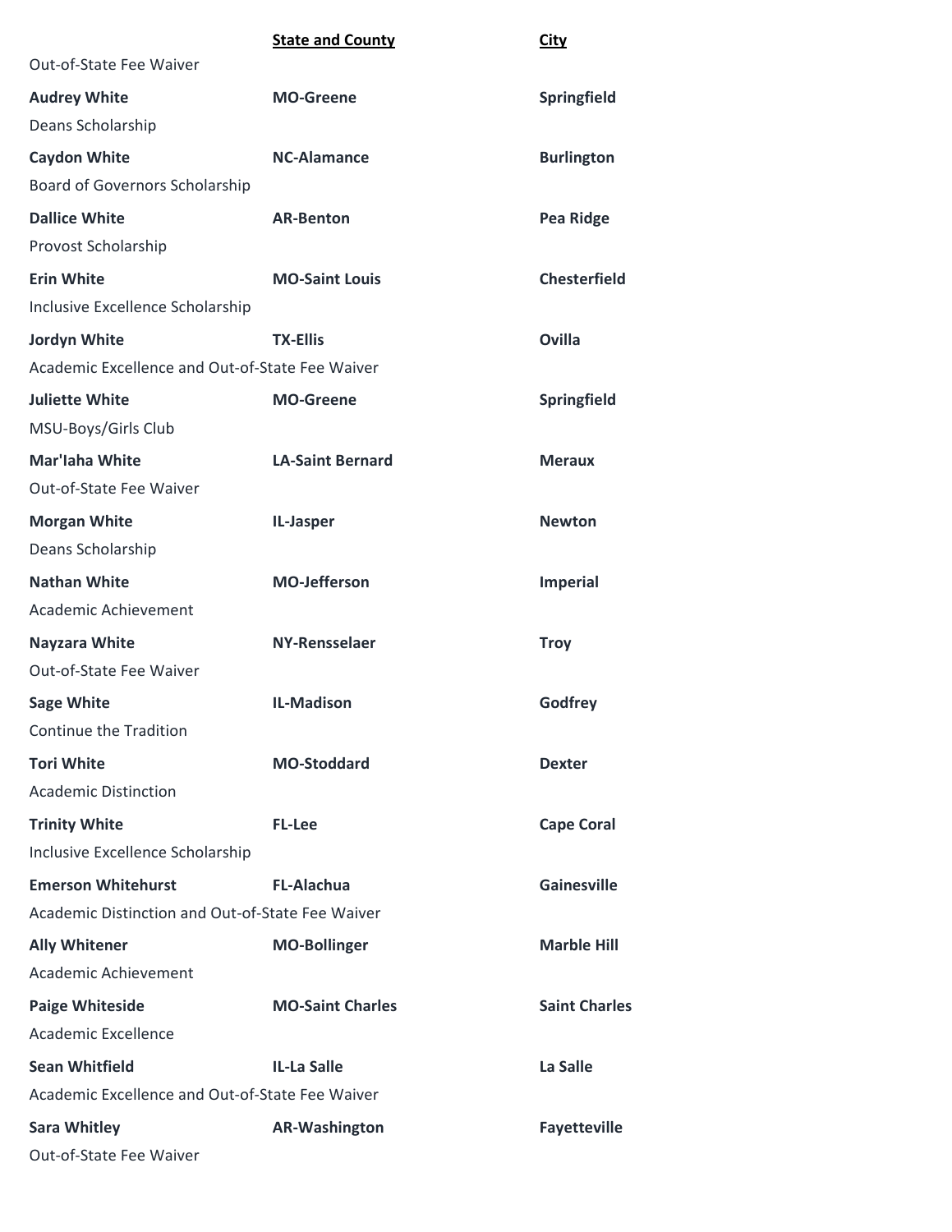| | State and County | City |
|---|---|---|
| Out-of-State Fee Waiver | | |
| **Audrey White** | **MO-Greene** | **Springfield** |
| Deans Scholarship | | |
| **Caydon White** | **NC-Alamance** | **Burlington** |
| Board of Governors Scholarship | | |
| **Dallice White** | **AR-Benton** | **Pea Ridge** |
| Provost Scholarship | | |
| **Erin White** | **MO-Saint Louis** | **Chesterfield** |
| Inclusive Excellence Scholarship | | |
| **Jordyn White** | **TX-Ellis** | **Ovilla** |
| Academic Excellence and Out-of-State Fee Waiver | | |
| **Juliette White** | **MO-Greene** | **Springfield** |
| MSU-Boys/Girls Club | | |
| **Mar'Iaha White** | **LA-Saint Bernard** | **Meraux** |
| Out-of-State Fee Waiver | | |
| **Morgan White** | **IL-Jasper** | **Newton** |
| Deans Scholarship | | |
| **Nathan White** | **MO-Jefferson** | **Imperial** |
| Academic Achievement | | |
| **Nayzara White** | **NY-Rensselaer** | **Troy** |
| Out-of-State Fee Waiver | | |
| **Sage White** | **IL-Madison** | **Godfrey** |
| Continue the Tradition | | |
| **Tori White** | **MO-Stoddard** | **Dexter** |
| Academic Distinction | | |
| **Trinity White** | **FL-Lee** | **Cape Coral** |
| Inclusive Excellence Scholarship | | |
| **Emerson Whitehurst** | **FL-Alachua** | **Gainesville** |
| Academic Distinction and Out-of-State Fee Waiver | | |
| **Ally Whitener** | **MO-Bollinger** | **Marble Hill** |
| Academic Achievement | | |
| **Paige Whiteside** | **MO-Saint Charles** | **Saint Charles** |
| Academic Excellence | | |
| **Sean Whitfield** | **IL-La Salle** | **La Salle** |
| Academic Excellence and Out-of-State Fee Waiver | | |
| **Sara Whitley** | **AR-Washington** | **Fayetteville** |
| Out-of-State Fee Waiver | | |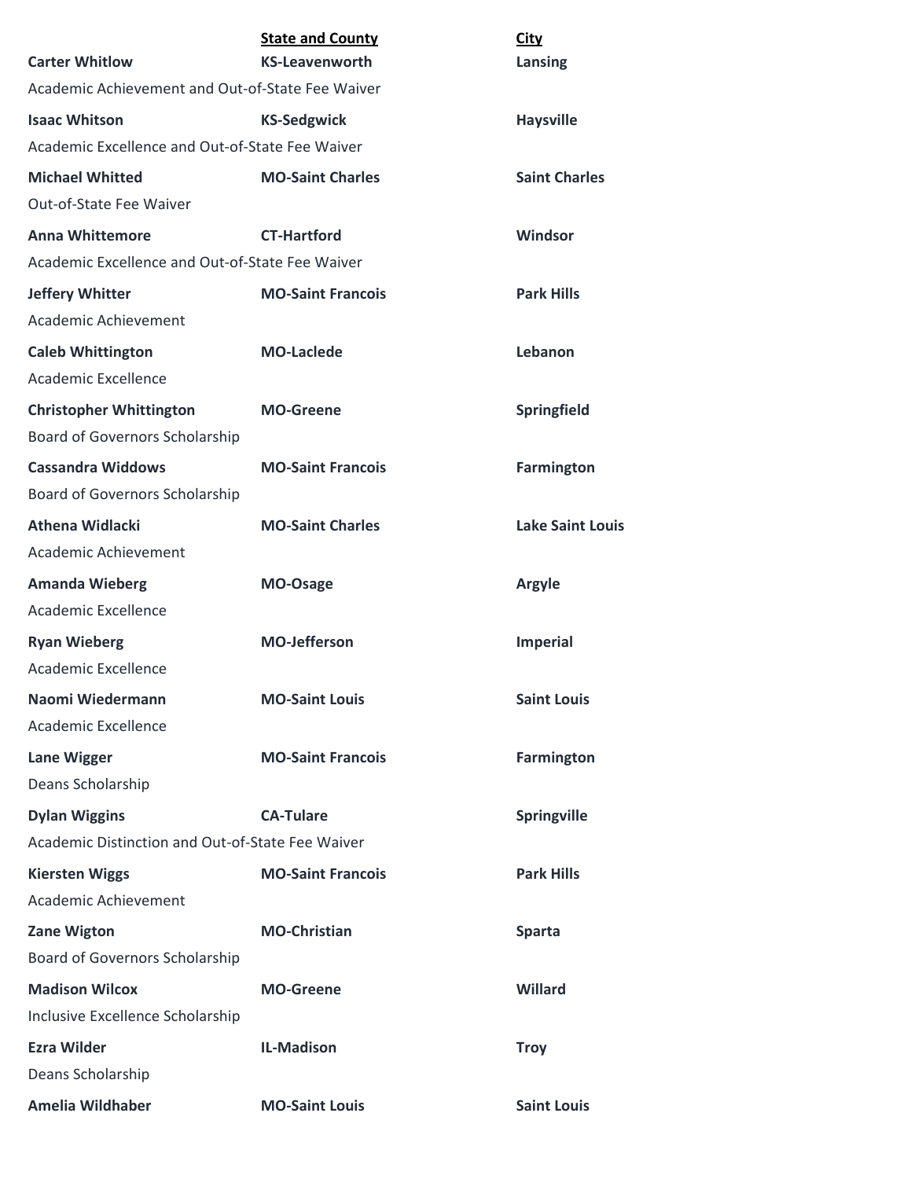| | State and County | City |
|---|---|---|
| **Carter Whitlow** | **KS-Leavenworth** | **Lansing** |
| Academic Achievement and Out-of-State Fee Waiver | | |
| **Isaac Whitson** | **KS-Sedgwick** | **Haysville** |
| Academic Excellence and Out-of-State Fee Waiver | | |
| **Michael Whitted** | **MO-Saint Charles** | **Saint Charles** |
| Out-of-State Fee Waiver | | |
| **Anna Whittemore** | **CT-Hartford** | **Windsor** |
| Academic Excellence and Out-of-State Fee Waiver | | |
| **Jeffery Whitter** | **MO-Saint Francois** | **Park Hills** |
| Academic Achievement | | |
| **Caleb Whittington** | **MO-Laclede** | **Lebanon** |
| Academic Excellence | | |
| **Christopher Whittington** | **MO-Greene** | **Springfield** |
| Board of Governors Scholarship | | |
| **Cassandra Widdows** | **MO-Saint Francois** | **Farmington** |
| Board of Governors Scholarship | | |
| **Athena Widlacki** | **MO-Saint Charles** | **Lake Saint Louis** |
| Academic Achievement | | |
| **Amanda Wieberg** | **MO-Osage** | **Argyle** |
| Academic Excellence | | |
| **Ryan Wieberg** | **MO-Jefferson** | **Imperial** |
| Academic Excellence | | |
| **Naomi Wiedermann** | **MO-Saint Louis** | **Saint Louis** |
| Academic Excellence | | |
| **Lane Wigger** | **MO-Saint Francois** | **Farmington** |
| Deans Scholarship | | |
| **Dylan Wiggins** | **CA-Tulare** | **Springville** |
| Academic Distinction and Out-of-State Fee Waiver | | |
| **Kiersten Wiggs** | **MO-Saint Francois** | **Park Hills** |
| Academic Achievement | | |
| **Zane Wigton** | **MO-Christian** | **Sparta** |
| Board of Governors Scholarship | | |
| **Madison Wilcox** | **MO-Greene** | **Willard** |
| Inclusive Excellence Scholarship | | |
| **Ezra Wilder** | **IL-Madison** | **Troy** |
| Deans Scholarship | | |
| **Amelia Wildhaber** | **MO-Saint Louis** | **Saint Louis** |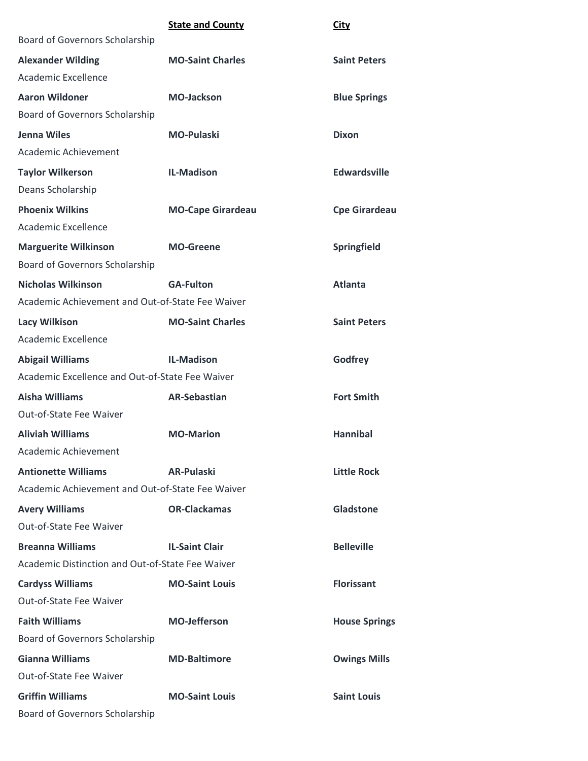| | State and County | City |
|---|---|---|
| Board of Governors Scholarship | | |
| **Alexander Wilding** | **MO-Saint Charles** | **Saint Peters** |
| Academic Excellence | | |
| **Aaron Wildoner** | **MO-Jackson** | **Blue Springs** |
| Board of Governors Scholarship | | |
| **Jenna Wiles** | **MO-Pulaski** | **Dixon** |
| Academic Achievement | | |
| **Taylor Wilkerson** | **IL-Madison** | **Edwardsville** |
| Deans Scholarship | | |
| **Phoenix Wilkins** | **MO-Cape Girardeau** | **Cpe Girardeau** |
| Academic Excellence | | |
| **Marguerite Wilkinson** | **MO-Greene** | **Springfield** |
| Board of Governors Scholarship | | |
| **Nicholas Wilkinson** | **GA-Fulton** | **Atlanta** |
| Academic Achievement and Out-of-State Fee Waiver | | |
| **Lacy Wilkison** | **MO-Saint Charles** | **Saint Peters** |
| Academic Excellence | | |
| **Abigail Williams** | **IL-Madison** | **Godfrey** |
| Academic Excellence and Out-of-State Fee Waiver | | |
| **Aisha Williams** | **AR-Sebastian** | **Fort Smith** |
| Out-of-State Fee Waiver | | |
| **Aliviah Williams** | **MO-Marion** | **Hannibal** |
| Academic Achievement | | |
| **Antionette Williams** | **AR-Pulaski** | **Little Rock** |
| Academic Achievement and Out-of-State Fee Waiver | | |
| **Avery Williams** | **OR-Clackamas** | **Gladstone** |
| Out-of-State Fee Waiver | | |
| **Breanna Williams** | **IL-Saint Clair** | **Belleville** |
| Academic Distinction and Out-of-State Fee Waiver | | |
| **Cardyss Williams** | **MO-Saint Louis** | **Florissant** |
| Out-of-State Fee Waiver | | |
| **Faith Williams** | **MO-Jefferson** | **House Springs** |
| Board of Governors Scholarship | | |
| **Gianna Williams** | **MD-Baltimore** | **Owings Mills** |
| Out-of-State Fee Waiver | | |
| **Griffin Williams** | **MO-Saint Louis** | **Saint Louis** |
| Board of Governors Scholarship | | |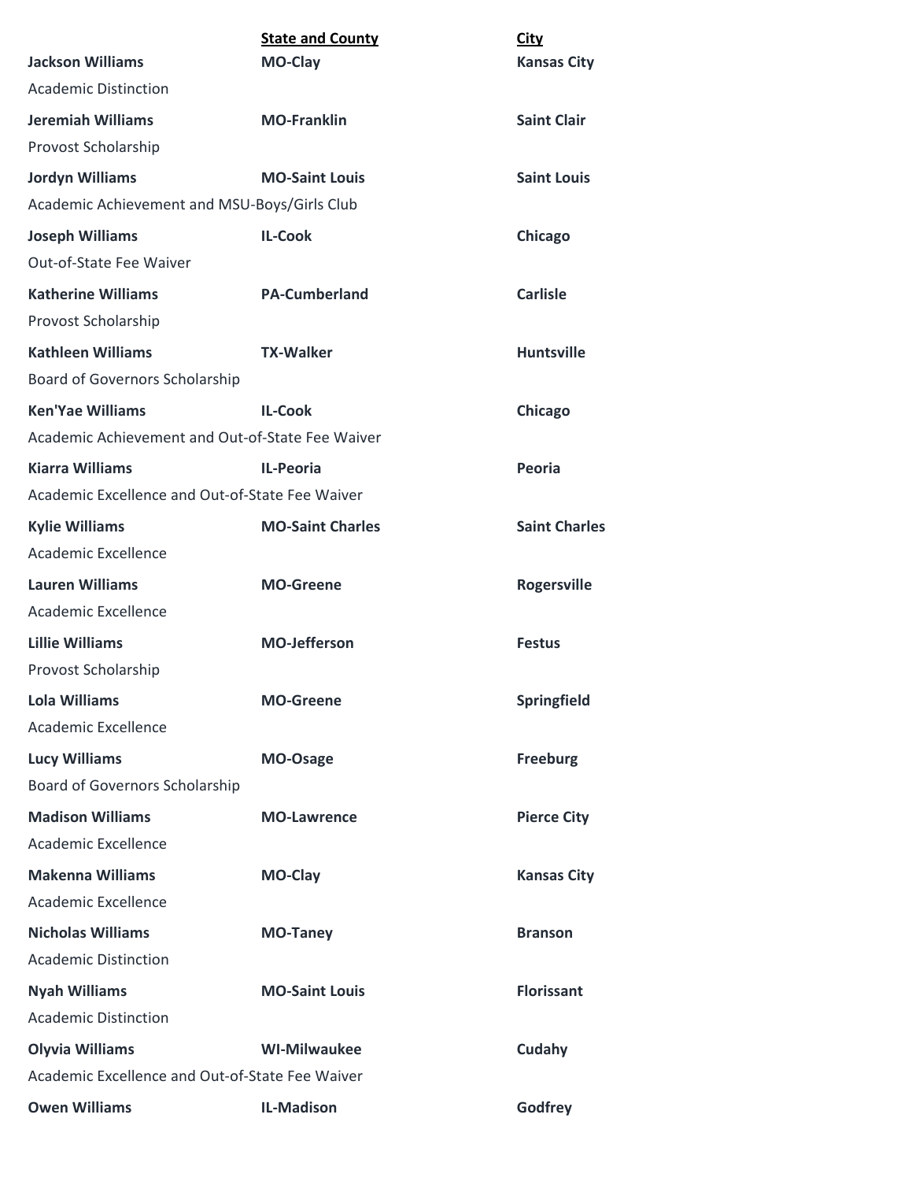| | **State and County** | **City** |
|---|---|---|
| **Jackson Williams** | **MO-Clay** | **Kansas City** |
| Academic Distinction | | |
| **Jeremiah Williams** | **MO-Franklin** | **Saint Clair** |
| Provost Scholarship | | |
| **Jordyn Williams** | **MO-Saint Louis** | **Saint Louis** |
| Academic Achievement and MSU-Boys/Girls Club | | |
| **Joseph Williams** | **IL-Cook** | **Chicago** |
| Out-of-State Fee Waiver | | |
| **Katherine Williams** | **PA-Cumberland** | **Carlisle** |
| Provost Scholarship | | |
| **Kathleen Williams** | **TX-Walker** | **Huntsville** |
| Board of Governors Scholarship | | |
| **Ken'Yae Williams** | **IL-Cook** | **Chicago** |
| Academic Achievement and Out-of-State Fee Waiver | | |
| **Kiarra Williams** | **IL-Peoria** | **Peoria** |
| Academic Excellence and Out-of-State Fee Waiver | | |
| **Kylie Williams** | **MO-Saint Charles** | **Saint Charles** |
| Academic Excellence | | |
| **Lauren Williams** | **MO-Greene** | **Rogersville** |
| Academic Excellence | | |
| **Lillie Williams** | **MO-Jefferson** | **Festus** |
| Provost Scholarship | | |
| **Lola Williams** | **MO-Greene** | **Springfield** |
| Academic Excellence | | |
| **Lucy Williams** | **MO-Osage** | **Freeburg** |
| Board of Governors Scholarship | | |
| **Madison Williams** | **MO-Lawrence** | **Pierce City** |
| Academic Excellence | | |
| **Makenna Williams** | **MO-Clay** | **Kansas City** |
| Academic Excellence | | |
| **Nicholas Williams** | **MO-Taney** | **Branson** |
| Academic Distinction | | |
| **Nyah Williams** | **MO-Saint Louis** | **Florissant** |
| Academic Distinction | | |
| **Olyvia Williams** | **WI-Milwaukee** | **Cudahy** |
| Academic Excellence and Out-of-State Fee Waiver | | |
| **Owen Williams** | **IL-Madison** | **Godfrey** |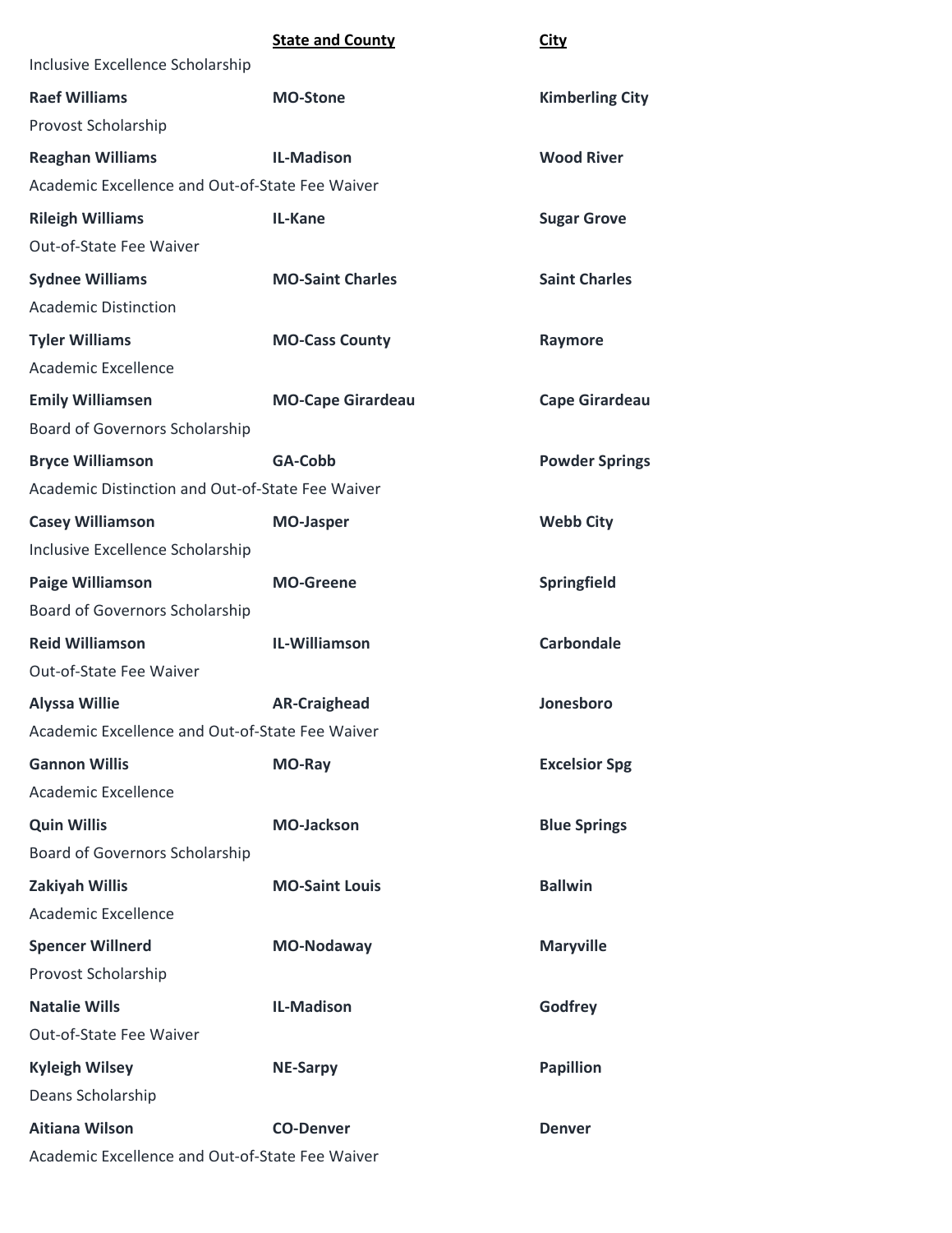| | **State and County** | **City** |
|---|---|---|
| Inclusive Excellence Scholarship | | |
| **Raef Williams** | **MO-Stone** | **Kimberling City** |
| Provost Scholarship | | |
| **Reaghan Williams** | **IL-Madison** | **Wood River** |
| Academic Excellence and Out-of-State Fee Waiver | | |
| **Rileigh Williams** | **IL-Kane** | **Sugar Grove** |
| Out-of-State Fee Waiver | | |
| **Sydnee Williams** | **MO-Saint Charles** | **Saint Charles** |
| Academic Distinction | | |
| **Tyler Williams** | **MO-Cass County** | **Raymore** |
| Academic Excellence | | |
| **Emily Williamsen** | **MO-Cape Girardeau** | **Cape Girardeau** |
| Board of Governors Scholarship | | |
| **Bryce Williamson** | **GA-Cobb** | **Powder Springs** |
| Academic Distinction and Out-of-State Fee Waiver | | |
| **Casey Williamson** | **MO-Jasper** | **Webb City** |
| Inclusive Excellence Scholarship | | |
| **Paige Williamson** | **MO-Greene** | **Springfield** |
| Board of Governors Scholarship | | |
| **Reid Williamson** | **IL-Williamson** | **Carbondale** |
| Out-of-State Fee Waiver | | |
| **Alyssa Willie** | **AR-Craighead** | **Jonesboro** |
| Academic Excellence and Out-of-State Fee Waiver | | |
| **Gannon Willis** | **MO-Ray** | **Excelsior Spg** |
| Academic Excellence | | |
| **Quin Willis** | **MO-Jackson** | **Blue Springs** |
| Board of Governors Scholarship | | |
| **Zakiyah Willis** | **MO-Saint Louis** | **Ballwin** |
| Academic Excellence | | |
| **Spencer Willnerd** | **MO-Nodaway** | **Maryville** |
| Provost Scholarship | | |
| **Natalie Wills** | **IL-Madison** | **Godfrey** |
| Out-of-State Fee Waiver | | |
| **Kyleigh Wilsey** | **NE-Sarpy** | **Papillion** |
| Deans Scholarship | | |
| **Aitiana Wilson** | **CO-Denver** | **Denver** |
| Academic Excellence and Out-of-State Fee Waiver | | |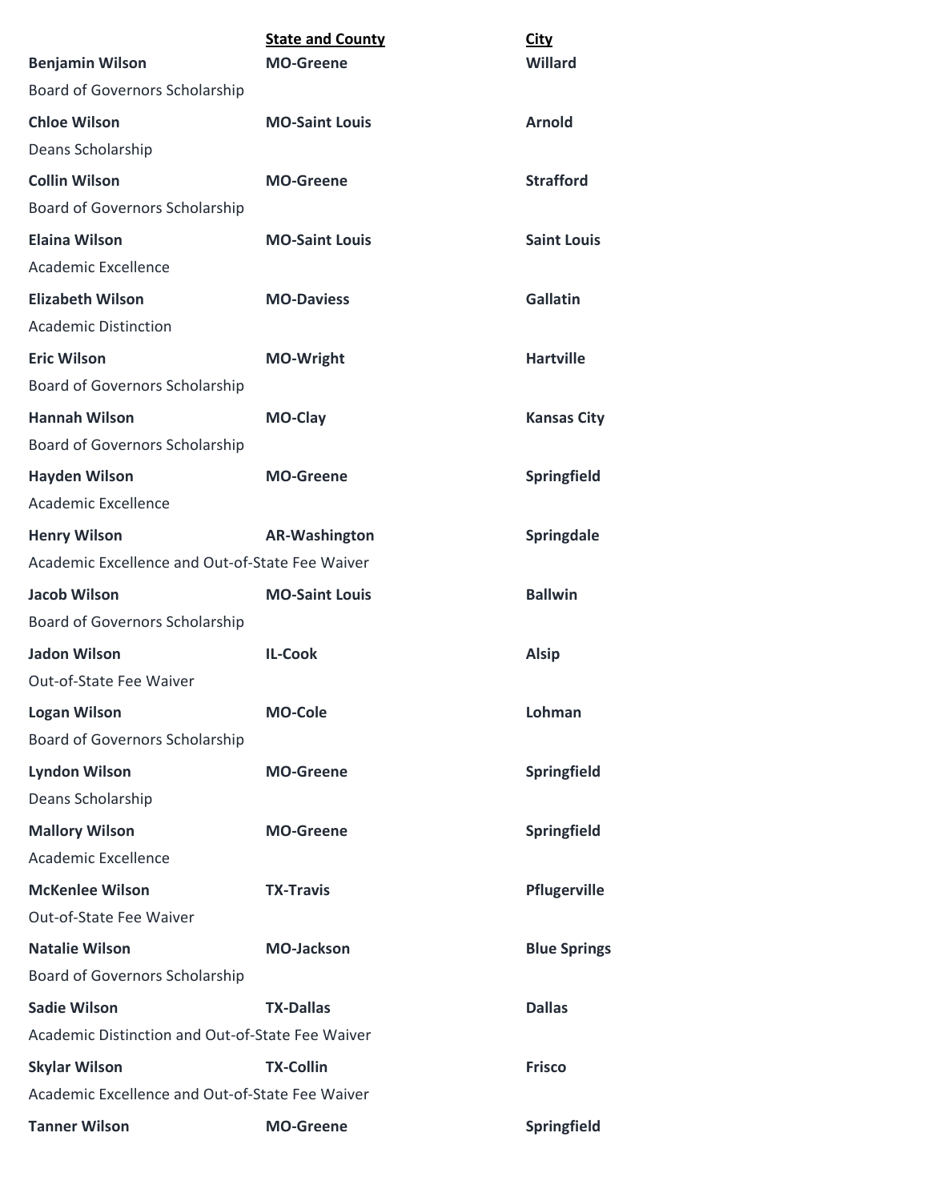| | State and County | City |
|---|---|---|
| **Benjamin Wilson** | **MO-Greene** | **Willard** |
| Board of Governors Scholarship | | |
| **Chloe Wilson** | **MO-Saint Louis** | **Arnold** |
| Deans Scholarship | | |
| **Collin Wilson** | **MO-Greene** | **Strafford** |
| Board of Governors Scholarship | | |
| **Elaina Wilson** | **MO-Saint Louis** | **Saint Louis** |
| Academic Excellence | | |
| **Elizabeth Wilson** | **MO-Daviess** | **Gallatin** |
| Academic Distinction | | |
| **Eric Wilson** | **MO-Wright** | **Hartville** |
| Board of Governors Scholarship | | |
| **Hannah Wilson** | **MO-Clay** | **Kansas City** |
| Board of Governors Scholarship | | |
| **Hayden Wilson** | **MO-Greene** | **Springfield** |
| Academic Excellence | | |
| **Henry Wilson** | **AR-Washington** | **Springdale** |
| Academic Excellence and Out-of-State Fee Waiver | | |
| **Jacob Wilson** | **MO-Saint Louis** | **Ballwin** |
| Board of Governors Scholarship | | |
| **Jadon Wilson** | **IL-Cook** | **Alsip** |
| Out-of-State Fee Waiver | | |
| **Logan Wilson** | **MO-Cole** | **Lohman** |
| Board of Governors Scholarship | | |
| **Lyndon Wilson** | **MO-Greene** | **Springfield** |
| Deans Scholarship | | |
| **Mallory Wilson** | **MO-Greene** | **Springfield** |
| Academic Excellence | | |
| **McKenlee Wilson** | **TX-Travis** | **Pflugerville** |
| Out-of-State Fee Waiver | | |
| **Natalie Wilson** | **MO-Jackson** | **Blue Springs** |
| Board of Governors Scholarship | | |
| **Sadie Wilson** | **TX-Dallas** | **Dallas** |
| Academic Distinction and Out-of-State Fee Waiver | | |
| **Skylar Wilson** | **TX-Collin** | **Frisco** |
| Academic Excellence and Out-of-State Fee Waiver | | |
| **Tanner Wilson** | **MO-Greene** | **Springfield** |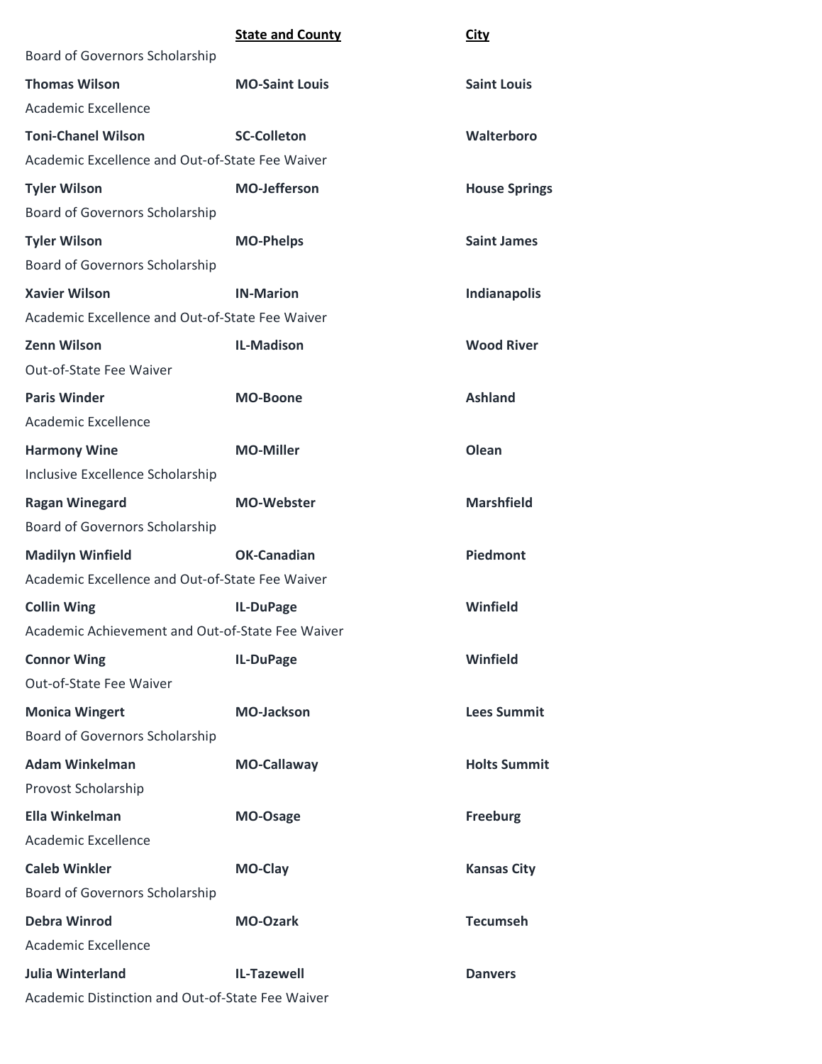| | State and County | City |
|---|---|---|
| Board of Governors Scholarship | | |
| **Thomas Wilson** | **MO-Saint Louis** | **Saint Louis** |
| Academic Excellence | | |
| **Toni-Chanel Wilson** | **SC-Colleton** | **Walterboro** |
| Academic Excellence and Out-of-State Fee Waiver | | |
| **Tyler Wilson** | **MO-Jefferson** | **House Springs** |
| Board of Governors Scholarship | | |
| **Tyler Wilson** | **MO-Phelps** | **Saint James** |
| Board of Governors Scholarship | | |
| **Xavier Wilson** | **IN-Marion** | **Indianapolis** |
| Academic Excellence and Out-of-State Fee Waiver | | |
| **Zenn Wilson** | **IL-Madison** | **Wood River** |
| Out-of-State Fee Waiver | | |
| **Paris Winder** | **MO-Boone** | **Ashland** |
| Academic Excellence | | |
| **Harmony Wine** | **MO-Miller** | **Olean** |
| Inclusive Excellence Scholarship | | |
| **Ragan Winegard** | **MO-Webster** | **Marshfield** |
| Board of Governors Scholarship | | |
| **Madilyn Winfield** | **OK-Canadian** | **Piedmont** |
| Academic Excellence and Out-of-State Fee Waiver | | |
| **Collin Wing** | **IL-DuPage** | **Winfield** |
| Academic Achievement and Out-of-State Fee Waiver | | |
| **Connor Wing** | **IL-DuPage** | **Winfield** |
| Out-of-State Fee Waiver | | |
| **Monica Wingert** | **MO-Jackson** | **Lees Summit** |
| Board of Governors Scholarship | | |
| **Adam Winkelman** | **MO-Callaway** | **Holts Summit** |
| Provost Scholarship | | |
| **Ella Winkelman** | **MO-Osage** | **Freeburg** |
| Academic Excellence | | |
| **Caleb Winkler** | **MO-Clay** | **Kansas City** |
| Board of Governors Scholarship | | |
| **Debra Winrod** | **MO-Ozark** | **Tecumseh** |
| Academic Excellence | | |
| **Julia Winterland** | **IL-Tazewell** | **Danvers** |
| Academic Distinction and Out-of-State Fee Waiver | | |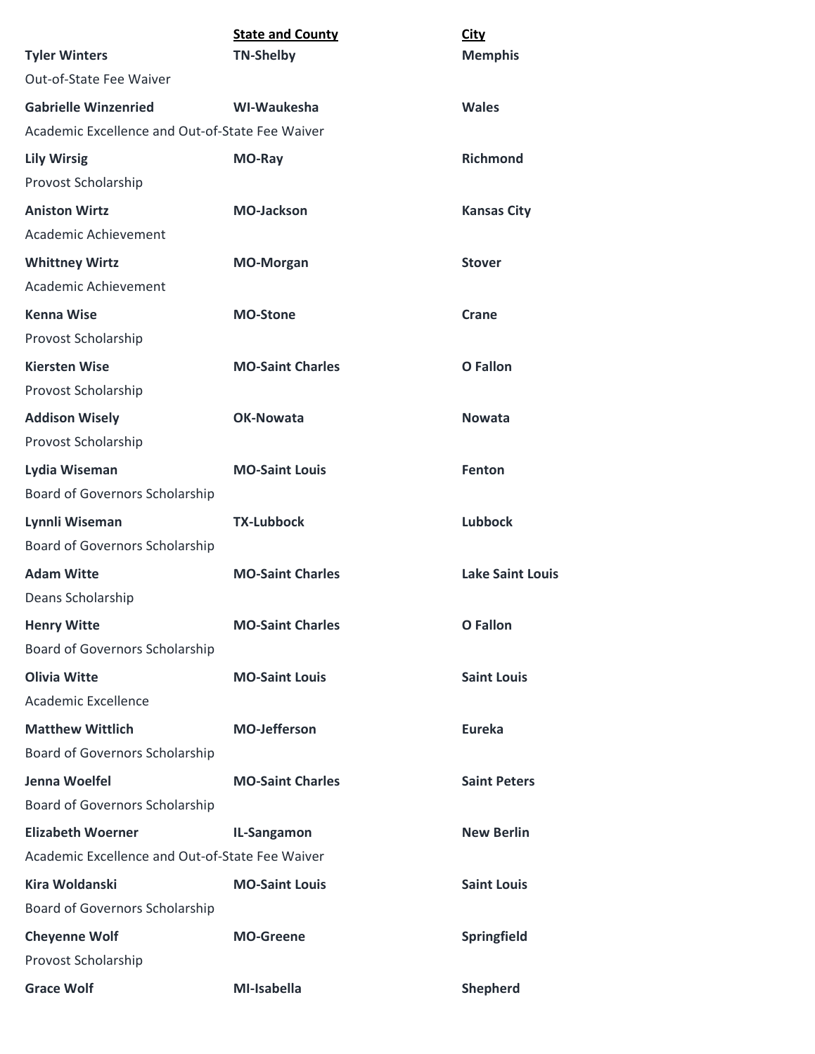| | State and County | City |
|---|---|---|
| **Tyler Winters** | **TN-Shelby** | **Memphis** |
| Out-of-State Fee Waiver | | |
| **Gabrielle Winzenried** | **WI-Waukesha** | **Wales** |
| Academic Excellence and Out-of-State Fee Waiver | | |
| **Lily Wirsig** | **MO-Ray** | **Richmond** |
| Provost Scholarship | | |
| **Aniston Wirtz** | **MO-Jackson** | **Kansas City** |
| Academic Achievement | | |
| **Whittney Wirtz** | **MO-Morgan** | **Stover** |
| Academic Achievement | | |
| **Kenna Wise** | **MO-Stone** | **Crane** |
| Provost Scholarship | | |
| **Kiersten Wise** | **MO-Saint Charles** | **O Fallon** |
| Provost Scholarship | | |
| **Addison Wisely** | **OK-Nowata** | **Nowata** |
| Provost Scholarship | | |
| **Lydia Wiseman** | **MO-Saint Louis** | **Fenton** |
| Board of Governors Scholarship | | |
| **Lynnli Wiseman** | **TX-Lubbock** | **Lubbock** |
| Board of Governors Scholarship | | |
| **Adam Witte** | **MO-Saint Charles** | **Lake Saint Louis** |
| Deans Scholarship | | |
| **Henry Witte** | **MO-Saint Charles** | **O Fallon** |
| Board of Governors Scholarship | | |
| **Olivia Witte** | **MO-Saint Louis** | **Saint Louis** |
| Academic Excellence | | |
| **Matthew Wittlich** | **MO-Jefferson** | **Eureka** |
| Board of Governors Scholarship | | |
| **Jenna Woelfel** | **MO-Saint Charles** | **Saint Peters** |
| Board of Governors Scholarship | | |
| **Elizabeth Woerner** | **IL-Sangamon** | **New Berlin** |
| Academic Excellence and Out-of-State Fee Waiver | | |
| **Kira Woldanski** | **MO-Saint Louis** | **Saint Louis** |
| Board of Governors Scholarship | | |
| **Cheyenne Wolf** | **MO-Greene** | **Springfield** |
| Provost Scholarship | | |
| **Grace Wolf** | **MI-Isabella** | **Shepherd** |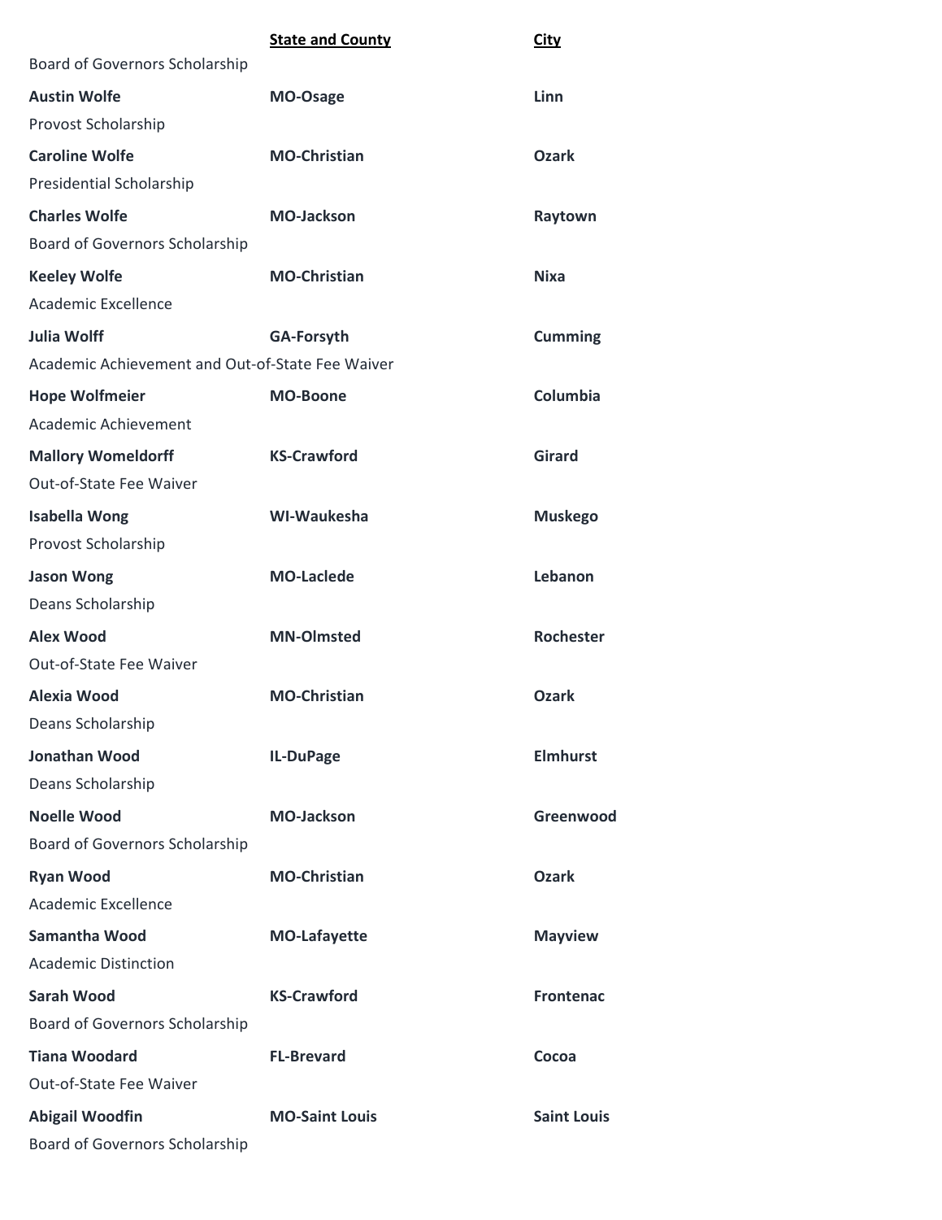| | State and County | City |
|---|---|---|
| Board of Governors Scholarship | | |
| **Austin Wolfe** | **MO-Osage** | **Linn** |
| Provost Scholarship | | |
| **Caroline Wolfe** | **MO-Christian** | **Ozark** |
| Presidential Scholarship | | |
| **Charles Wolfe** | **MO-Jackson** | **Raytown** |
| Board of Governors Scholarship | | |
| **Keeley Wolfe** | **MO-Christian** | **Nixa** |
| Academic Excellence | | |
| **Julia Wolff** | **GA-Forsyth** | **Cumming** |
| Academic Achievement and Out-of-State Fee Waiver | | |
| **Hope Wolfmeier** | **MO-Boone** | **Columbia** |
| Academic Achievement | | |
| **Mallory Womeldorff** | **KS-Crawford** | **Girard** |
| Out-of-State Fee Waiver | | |
| **Isabella Wong** | **WI-Waukesha** | **Muskego** |
| Provost Scholarship | | |
| **Jason Wong** | **MO-Laclede** | **Lebanon** |
| Deans Scholarship | | |
| **Alex Wood** | **MN-Olmsted** | **Rochester** |
| Out-of-State Fee Waiver | | |
| **Alexia Wood** | **MO-Christian** | **Ozark** |
| Deans Scholarship | | |
| **Jonathan Wood** | **IL-DuPage** | **Elmhurst** |
| Deans Scholarship | | |
| **Noelle Wood** | **MO-Jackson** | **Greenwood** |
| Board of Governors Scholarship | | |
| **Ryan Wood** | **MO-Christian** | **Ozark** |
| Academic Excellence | | |
| **Samantha Wood** | **MO-Lafayette** | **Mayview** |
| Academic Distinction | | |
| **Sarah Wood** | **KS-Crawford** | **Frontenac** |
| Board of Governors Scholarship | | |
| **Tiana Woodard** | **FL-Brevard** | **Cocoa** |
| Out-of-State Fee Waiver | | |
| **Abigail Woodfin** | **MO-Saint Louis** | **Saint Louis** |
| Board of Governors Scholarship | | |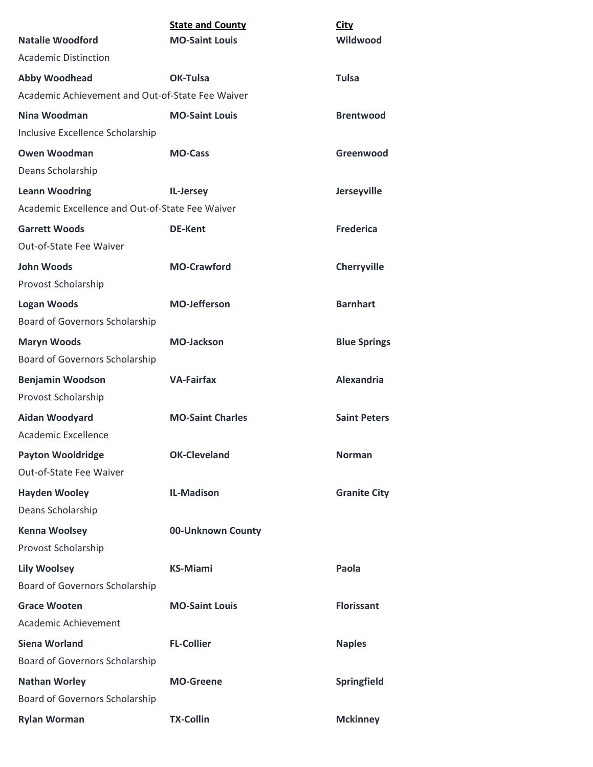| | State and County | City |
|---|---|---|
| **Natalie Woodford** | **MO-Saint Louis** | **Wildwood** |
| Academic Distinction | | |
| **Abby Woodhead** | **OK-Tulsa** | **Tulsa** |
| Academic Achievement and Out-of-State Fee Waiver | | |
| **Nina Woodman** | **MO-Saint Louis** | **Brentwood** |
| Inclusive Excellence Scholarship | | |
| **Owen Woodman** | **MO-Cass** | **Greenwood** |
| Deans Scholarship | | |
| **Leann Woodring** | **IL-Jersey** | **Jerseyville** |
| Academic Excellence and Out-of-State Fee Waiver | | |
| **Garrett Woods** | **DE-Kent** | **Frederica** |
| Out-of-State Fee Waiver | | |
| **John Woods** | **MO-Crawford** | **Cherryville** |
| Provost Scholarship | | |
| **Logan Woods** | **MO-Jefferson** | **Barnhart** |
| Board of Governors Scholarship | | |
| **Maryn Woods** | **MO-Jackson** | **Blue Springs** |
| Board of Governors Scholarship | | |
| **Benjamin Woodson** | **VA-Fairfax** | **Alexandria** |
| Provost Scholarship | | |
| **Aidan Woodyard** | **MO-Saint Charles** | **Saint Peters** |
| Academic Excellence | | |
| **Payton Wooldridge** | **OK-Cleveland** | **Norman** |
| Out-of-State Fee Waiver | | |
| **Hayden Wooley** | **IL-Madison** | **Granite City** |
| Deans Scholarship | | |
| **Kenna Woolsey** | **00-Unknown County** | |
| Provost Scholarship | | |
| **Lily Woolsey** | **KS-Miami** | **Paola** |
| Board of Governors Scholarship | | |
| **Grace Wooten** | **MO-Saint Louis** | **Florissant** |
| Academic Achievement | | |
| **Siena Worland** | **FL-Collier** | **Naples** |
| Board of Governors Scholarship | | |
| **Nathan Worley** | **MO-Greene** | **Springfield** |
| Board of Governors Scholarship | | |
| **Rylan Worman** | **TX-Collin** | **Mckinney** |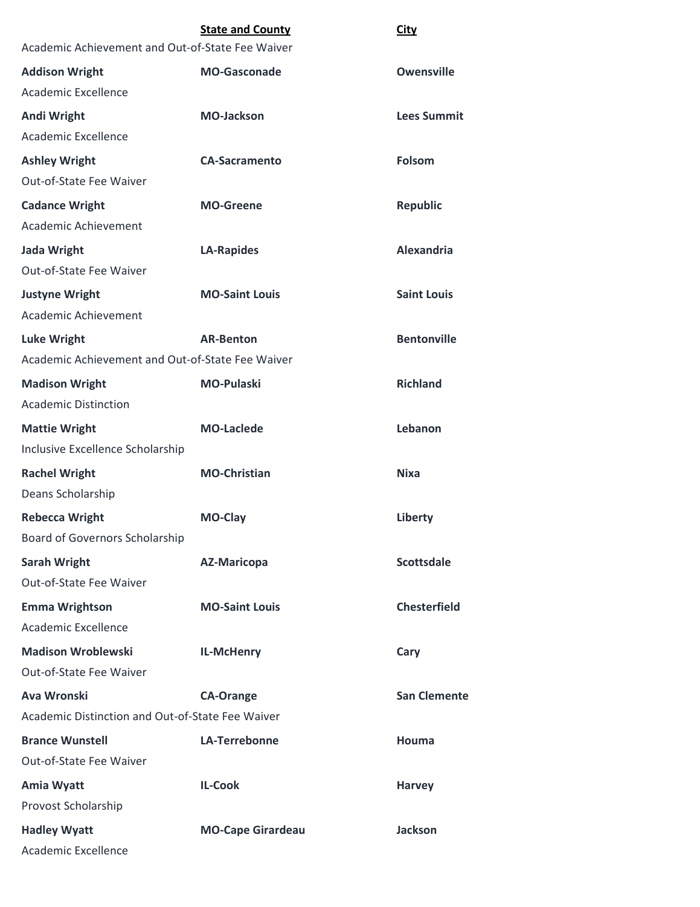| | State and County | City |
|---|---|---|
| Academic Achievement and Out-of-State Fee Waiver | | |
| **Addison Wright** | **MO-Gasconade** | **Owensville** |
| Academic Excellence | | |
| **Andi Wright** | **MO-Jackson** | **Lees Summit** |
| Academic Excellence | | |
| **Ashley Wright** | **CA-Sacramento** | **Folsom** |
| Out-of-State Fee Waiver | | |
| **Cadance Wright** | **MO-Greene** | **Republic** |
| Academic Achievement | | |
| **Jada Wright** | **LA-Rapides** | **Alexandria** |
| Out-of-State Fee Waiver | | |
| **Justyne Wright** | **MO-Saint Louis** | **Saint Louis** |
| Academic Achievement | | |
| **Luke Wright** | **AR-Benton** | **Bentonville** |
| Academic Achievement and Out-of-State Fee Waiver | | |
| **Madison Wright** | **MO-Pulaski** | **Richland** |
| Academic Distinction | | |
| **Mattie Wright** | **MO-Laclede** | **Lebanon** |
| Inclusive Excellence Scholarship | | |
| **Rachel Wright** | **MO-Christian** | **Nixa** |
| Deans Scholarship | | |
| **Rebecca Wright** | **MO-Clay** | **Liberty** |
| Board of Governors Scholarship | | |
| **Sarah Wright** | **AZ-Maricopa** | **Scottsdale** |
| Out-of-State Fee Waiver | | |
| **Emma Wrightson** | **MO-Saint Louis** | **Chesterfield** |
| Academic Excellence | | |
| **Madison Wroblewski** | **IL-McHenry** | **Cary** |
| Out-of-State Fee Waiver | | |
| **Ava Wronski** | **CA-Orange** | **San Clemente** |
| Academic Distinction and Out-of-State Fee Waiver | | |
| **Brance Wunstell** | **LA-Terrebonne** | **Houma** |
| Out-of-State Fee Waiver | | |
| **Amia Wyatt** | **IL-Cook** | **Harvey** |
| Provost Scholarship | | |
| **Hadley Wyatt** | **MO-Cape Girardeau** | **Jackson** |
| Academic Excellence | | |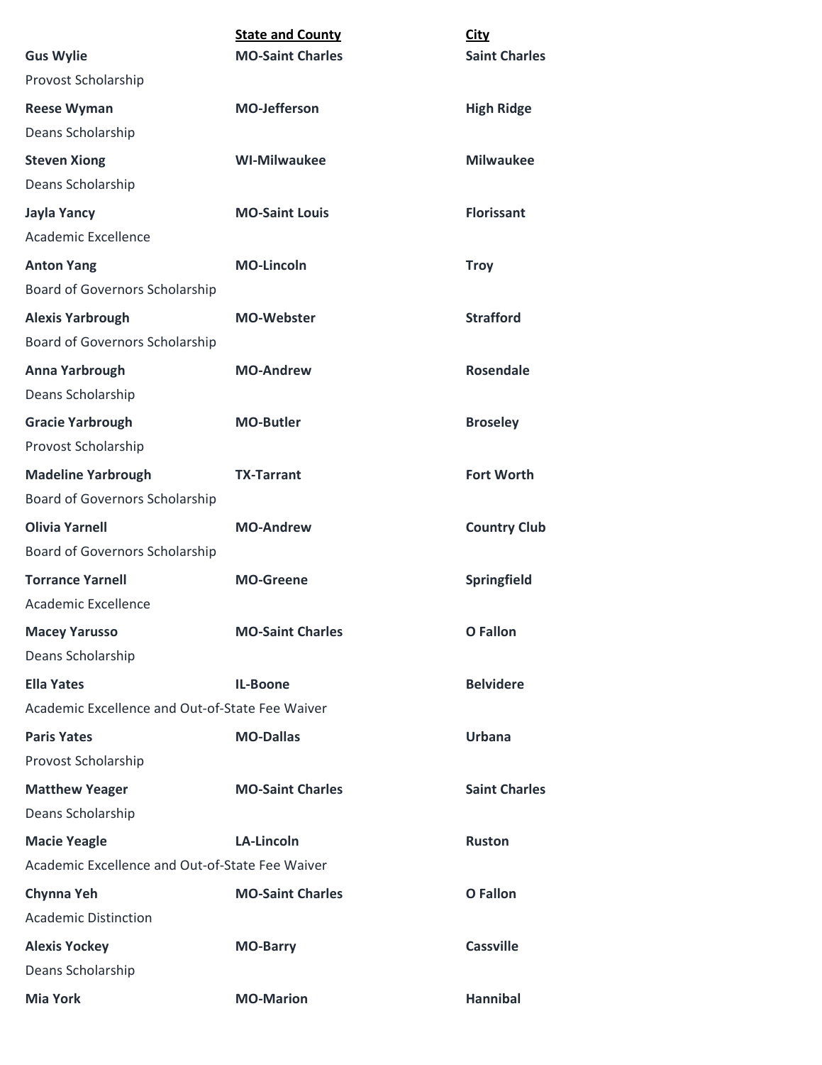| | State and County | City |
|---|---|---|
| **Gus Wylie** | **MO-Saint Charles** | **Saint Charles** |
| Provost Scholarship | | |
| **Reese Wyman** | **MO-Jefferson** | **High Ridge** |
| Deans Scholarship | | |
| **Steven Xiong** | **WI-Milwaukee** | **Milwaukee** |
| Deans Scholarship | | |
| **Jayla Yancy** | **MO-Saint Louis** | **Florissant** |
| Academic Excellence | | |
| **Anton Yang** | **MO-Lincoln** | **Troy** |
| Board of Governors Scholarship | | |
| **Alexis Yarbrough** | **MO-Webster** | **Strafford** |
| Board of Governors Scholarship | | |
| **Anna Yarbrough** | **MO-Andrew** | **Rosendale** |
| Deans Scholarship | | |
| **Gracie Yarbrough** | **MO-Butler** | **Broseley** |
| Provost Scholarship | | |
| **Madeline Yarbrough** | **TX-Tarrant** | **Fort Worth** |
| Board of Governors Scholarship | | |
| **Olivia Yarnell** | **MO-Andrew** | **Country Club** |
| Board of Governors Scholarship | | |
| **Torrance Yarnell** | **MO-Greene** | **Springfield** |
| Academic Excellence | | |
| **Macey Yarusso** | **MO-Saint Charles** | **O Fallon** |
| Deans Scholarship | | |
| **Ella Yates** | **IL-Boone** | **Belvidere** |
| Academic Excellence and Out-of-State Fee Waiver | | |
| **Paris Yates** | **MO-Dallas** | **Urbana** |
| Provost Scholarship | | |
| **Matthew Yeager** | **MO-Saint Charles** | **Saint Charles** |
| Deans Scholarship | | |
| **Macie Yeagle** | **LA-Lincoln** | **Ruston** |
| Academic Excellence and Out-of-State Fee Waiver | | |
| **Chynna Yeh** | **MO-Saint Charles** | **O Fallon** |
| Academic Distinction | | |
| **Alexis Yockey** | **MO-Barry** | **Cassville** |
| Deans Scholarship | | |
| **Mia York** | **MO-Marion** | **Hannibal** |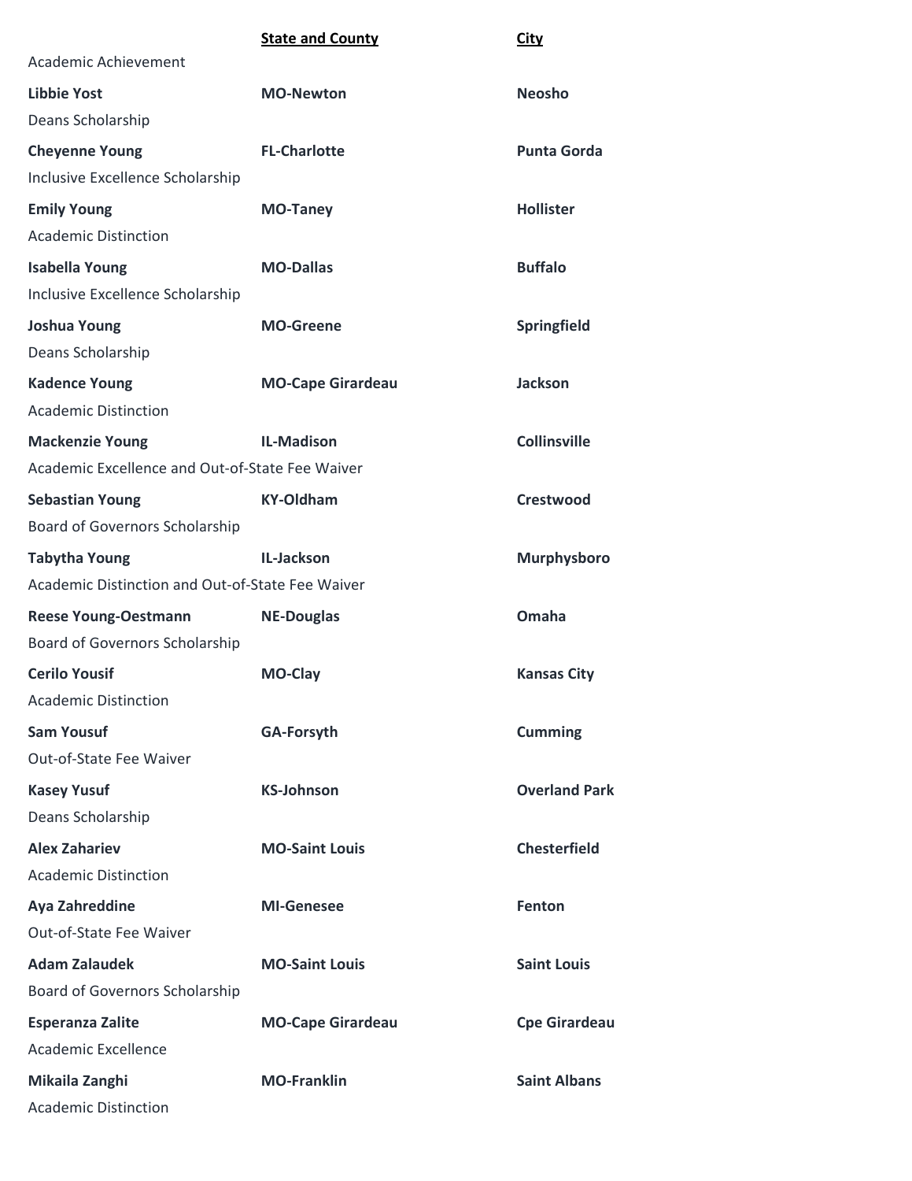| | State and County | City |
|---|---|---|
| Academic Achievement | | |
| **Libbie Yost** | **MO-Newton** | **Neosho** |
| Deans Scholarship | | |
| **Cheyenne Young** | **FL-Charlotte** | **Punta Gorda** |
| Inclusive Excellence Scholarship | | |
| **Emily Young** | **MO-Taney** | **Hollister** |
| Academic Distinction | | |
| **Isabella Young** | **MO-Dallas** | **Buffalo** |
| Inclusive Excellence Scholarship | | |
| **Joshua Young** | **MO-Greene** | **Springfield** |
| Deans Scholarship | | |
| **Kadence Young** | **MO-Cape Girardeau** | **Jackson** |
| Academic Distinction | | |
| **Mackenzie Young** | **IL-Madison** | **Collinsville** |
| Academic Excellence and Out-of-State Fee Waiver | | |
| **Sebastian Young** | **KY-Oldham** | **Crestwood** |
| Board of Governors Scholarship | | |
| **Tabytha Young** | **IL-Jackson** | **Murphysboro** |
| Academic Distinction and Out-of-State Fee Waiver | | |
| **Reese Young-Oestmann** | **NE-Douglas** | **Omaha** |
| Board of Governors Scholarship | | |
| **Cerilo Yousif** | **MO-Clay** | **Kansas City** |
| Academic Distinction | | |
| **Sam Yousuf** | **GA-Forsyth** | **Cumming** |
| Out-of-State Fee Waiver | | |
| **Kasey Yusuf** | **KS-Johnson** | **Overland Park** |
| Deans Scholarship | | |
| **Alex Zahariev** | **MO-Saint Louis** | **Chesterfield** |
| Academic Distinction | | |
| **Aya Zahreddine** | **MI-Genesee** | **Fenton** |
| Out-of-State Fee Waiver | | |
| **Adam Zalaudek** | **MO-Saint Louis** | **Saint Louis** |
| Board of Governors Scholarship | | |
| **Esperanza Zalite** | **MO-Cape Girardeau** | **Cpe Girardeau** |
| Academic Excellence | | |
| **Mikaila Zanghi** | **MO-Franklin** | **Saint Albans** |
| Academic Distinction | | |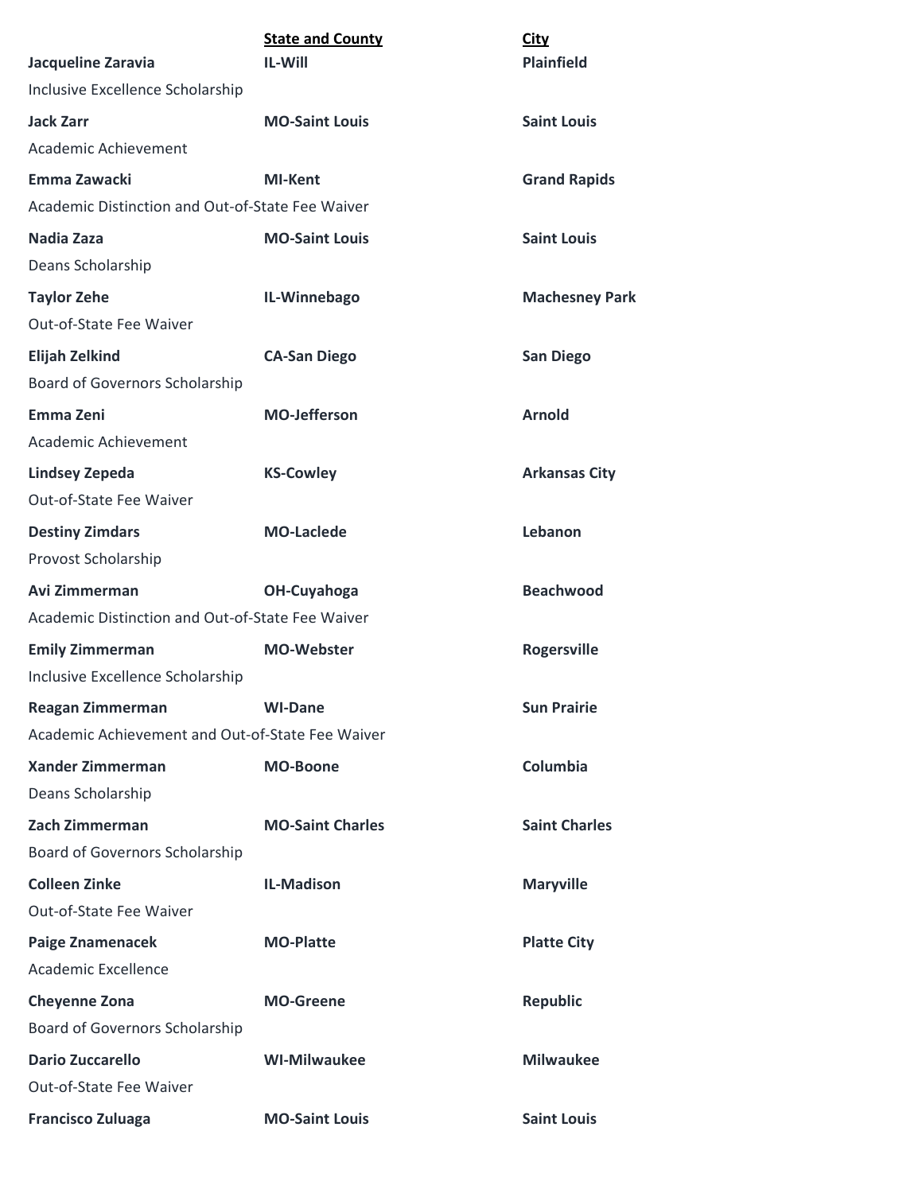| | State and County | City |
|---|---|---|
| **Jacqueline Zaravia** | **IL-Will** | **Plainfield** |
| Inclusive Excellence Scholarship | | |
| **Jack Zarr** | **MO-Saint Louis** | **Saint Louis** |
| Academic Achievement | | |
| **Emma Zawacki** | **MI-Kent** | **Grand Rapids** |
| Academic Distinction and Out-of-State Fee Waiver | | |
| **Nadia Zaza** | **MO-Saint Louis** | **Saint Louis** |
| Deans Scholarship | | |
| **Taylor Zehe** | **IL-Winnebago** | **Machesney Park** |
| Out-of-State Fee Waiver | | |
| **Elijah Zelkind** | **CA-San Diego** | **San Diego** |
| Board of Governors Scholarship | | |
| **Emma Zeni** | **MO-Jefferson** | **Arnold** |
| Academic Achievement | | |
| **Lindsey Zepeda** | **KS-Cowley** | **Arkansas City** |
| Out-of-State Fee Waiver | | |
| **Destiny Zimdars** | **MO-Laclede** | **Lebanon** |
| Provost Scholarship | | |
| **Avi Zimmerman** | **OH-Cuyahoga** | **Beachwood** |
| Academic Distinction and Out-of-State Fee Waiver | | |
| **Emily Zimmerman** | **MO-Webster** | **Rogersville** |
| Inclusive Excellence Scholarship | | |
| **Reagan Zimmerman** | **WI-Dane** | **Sun Prairie** |
| Academic Achievement and Out-of-State Fee Waiver | | |
| **Xander Zimmerman** | **MO-Boone** | **Columbia** |
| Deans Scholarship | | |
| **Zach Zimmerman** | **MO-Saint Charles** | **Saint Charles** |
| Board of Governors Scholarship | | |
| **Colleen Zinke** | **IL-Madison** | **Maryville** |
| Out-of-State Fee Waiver | | |
| **Paige Znamenacek** | **MO-Platte** | **Platte City** |
| Academic Excellence | | |
| **Cheyenne Zona** | **MO-Greene** | **Republic** |
| Board of Governors Scholarship | | |
| **Dario Zuccarello** | **WI-Milwaukee** | **Milwaukee** |
| Out-of-State Fee Waiver | | |
| **Francisco Zuluaga** | **MO-Saint Louis** | **Saint Louis** |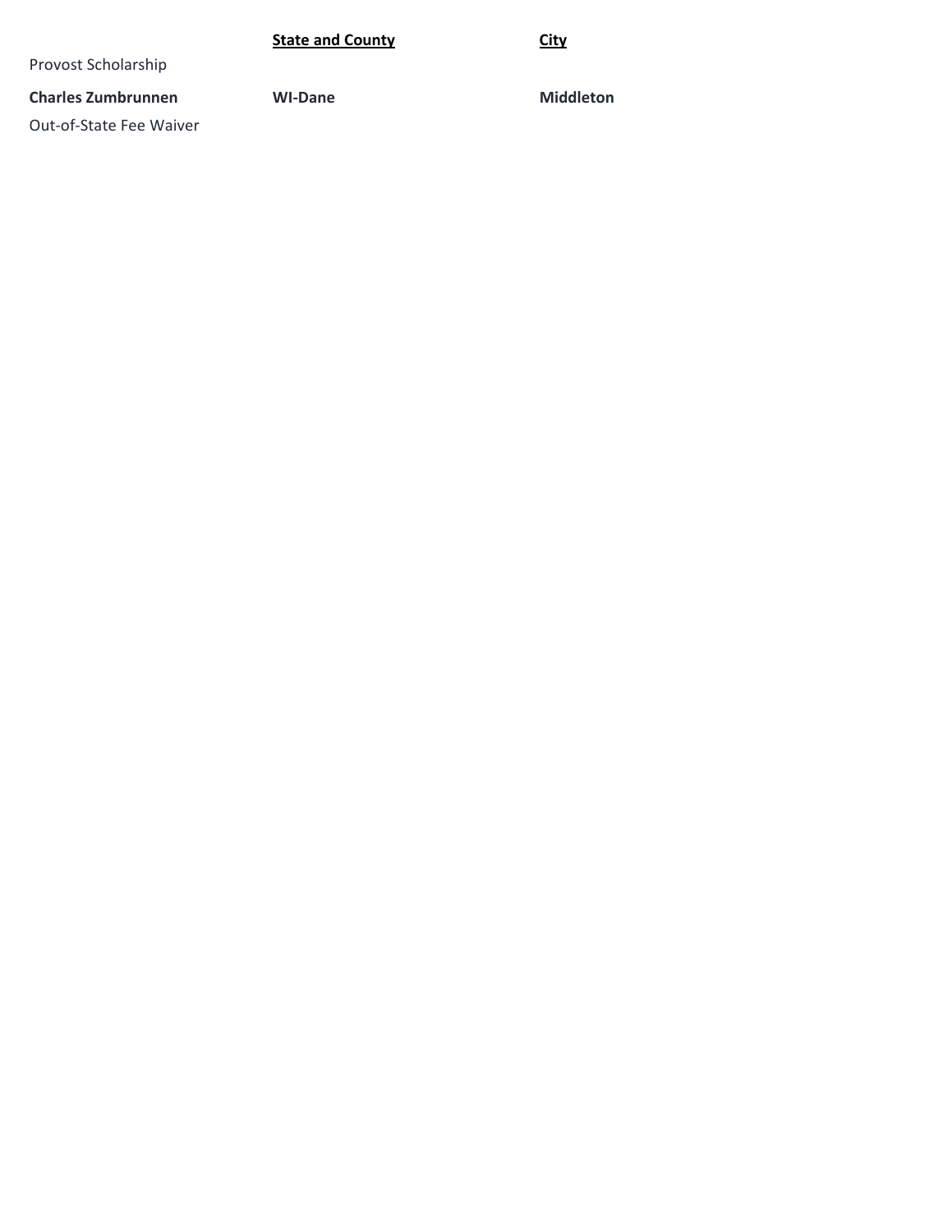| | State and County | City |
|---|---|---|
| Provost Scholarship | | |
| **Charles Zumbrunnen** | **WI-Dane** | **Middleton** |
| Out-of-State Fee Waiver | | |